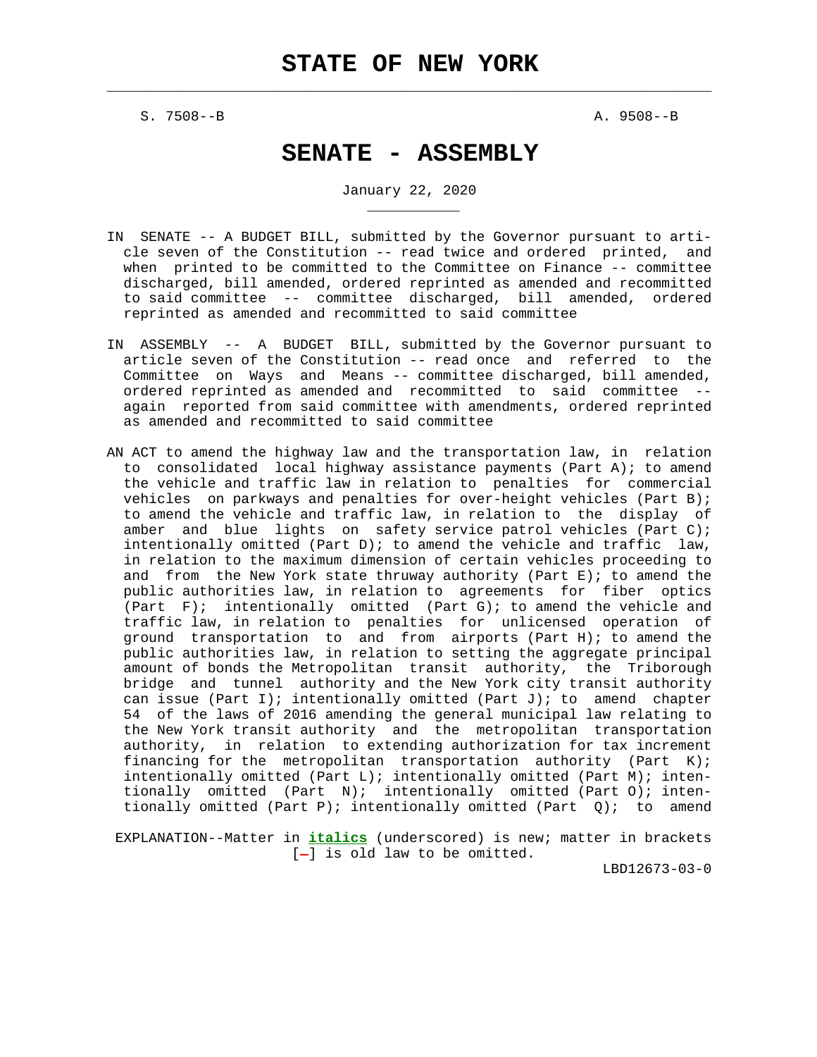# STATE OF NEW YORK

S. 7508--B A. 9508--B

# SENATE - ASSEMBLY

January 22, 2020

IN SENATE -- A BUDGET BILL, submitted by the Governor pursuant to article seven of the Constitution -- read twice and ordered printed, and when printed to be committed to the Committee on Finance -- committee discharged, bill amended, ordered reprinted as amended and recommitted to said committee -- committee discharged, bill amended, ordered reprinted as amended and recommitted to said committee

IN ASSEMBLY -- A BUDGET BILL, submitted by the Governor pursuant to article seven of the Constitution -- read once and referred to the Committee on Ways and Means -- committee discharged, bill amended, ordered reprinted as amended and recommitted to said committee -- again reported from said committee with amendments, ordered reprinted as amended and recommitted to said committee

AN ACT to amend the highway law and the transportation law, in relation to consolidated local highway assistance payments (Part A); to amend the vehicle and traffic law in relation to penalties for commercial vehicles on parkways and penalties for over-height vehicles (Part B); to amend the vehicle and traffic law, in relation to the display of amber and blue lights on safety service patrol vehicles (Part C); intentionally omitted (Part D); to amend the vehicle and traffic law, in relation to the maximum dimension of certain vehicles proceeding to and from the New York state thruway authority (Part E); to amend the public authorities law, in relation to agreements for fiber optics (Part F); intentionally omitted (Part G); to amend the vehicle and traffic law, in relation to penalties for unlicensed operation of ground transportation to and from airports (Part H); to amend the public authorities law, in relation to setting the aggregate principal amount of bonds the Metropolitan transit authority, the Triborough bridge and tunnel authority and the New York city transit authority can issue (Part I); intentionally omitted (Part J); to amend chapter 54 of the laws of 2016 amending the general municipal law relating to the New York transit authority and the metropolitan transportation authority, in relation to extending authorization for tax increment financing for the metropolitan transportation authority (Part K); intentionally omitted (Part L); intentionally omitted (Part M); intentionally omitted (Part N); intentionally omitted (Part O); intentionally omitted (Part P); intentionally omitted (Part Q); to amend

EXPLANATION--Matter in ***italics*** (underscored) is new; matter in brackets [-] is old law to be omitted.

LBD12673-03-0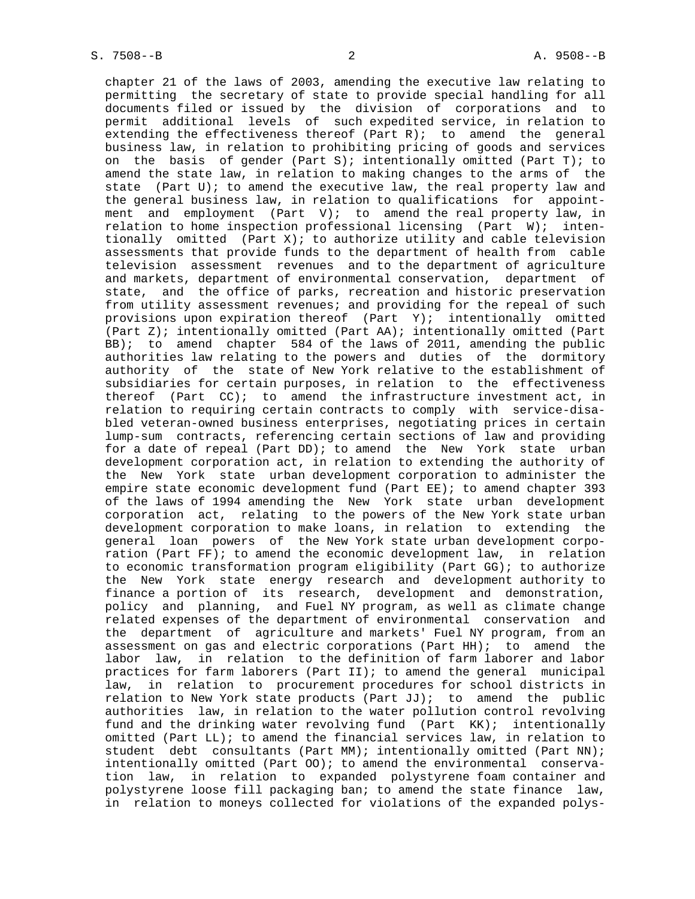chapter 21 of the laws of 2003, amending the executive law relating to permitting the secretary of state to provide special handling for all documents filed or issued by the division of corporations and to permit additional levels of such expedited service, in relation to extending the effectiveness thereof (Part R); to amend the general business law, in relation to prohibiting pricing of goods and services on the basis of gender (Part S); intentionally omitted (Part T); to amend the state law, in relation to making changes to the arms of the state (Part U); to amend the executive law, the real property law and the general business law, in relation to qualifications for appointment and employment (Part V); to amend the real property law, in relation to home inspection professional licensing (Part W); intentionally omitted (Part X); to authorize utility and cable television assessments that provide funds to the department of health from cable television assessment revenues and to the department of agriculture and markets, department of environmental conservation, department of state, and the office of parks, recreation and historic preservation from utility assessment revenues; and providing for the repeal of such provisions upon expiration thereof (Part Y); intentionally omitted (Part Z); intentionally omitted (Part AA); intentionally omitted (Part BB); to amend chapter 584 of the laws of 2011, amending the public authorities law relating to the powers and duties of the dormitory authority of the state of New York relative to the establishment of subsidiaries for certain purposes, in relation to the effectiveness thereof (Part CC); to amend the infrastructure investment act, in relation to requiring certain contracts to comply with service-disabled veteran-owned business enterprises, negotiating prices in certain lump-sum contracts, referencing certain sections of law and providing for a date of repeal (Part DD); to amend the New York state urban development corporation act, in relation to extending the authority of the New York state urban development corporation to administer the empire state economic development fund (Part EE); to amend chapter 393 of the laws of 1994 amending the New York state urban development corporation act, relating to the powers of the New York state urban development corporation to make loans, in relation to extending the general loan powers of the New York state urban development corporation (Part FF); to amend the economic development law, in relation to economic transformation program eligibility (Part GG); to authorize the New York state energy research and development authority to finance a portion of its research, development and demonstration, policy and planning, and Fuel NY program, as well as climate change related expenses of the department of environmental conservation and the department of agriculture and markets' Fuel NY program, from an assessment on gas and electric corporations (Part HH); to amend the labor law, in relation to the definition of farm laborer and labor practices for farm laborers (Part II); to amend the general municipal law, in relation to procurement procedures for school districts in relation to New York state products (Part JJ); to amend the public authorities law, in relation to the water pollution control revolving fund and the drinking water revolving fund (Part KK); intentionally omitted (Part LL); to amend the financial services law, in relation to student debt consultants (Part MM); intentionally omitted (Part NN); intentionally omitted (Part OO); to amend the environmental conservation law, in relation to expanded polystyrene foam container and polystyrene loose fill packaging ban; to amend the state finance law, in relation to moneys collected for violations of the expanded polys-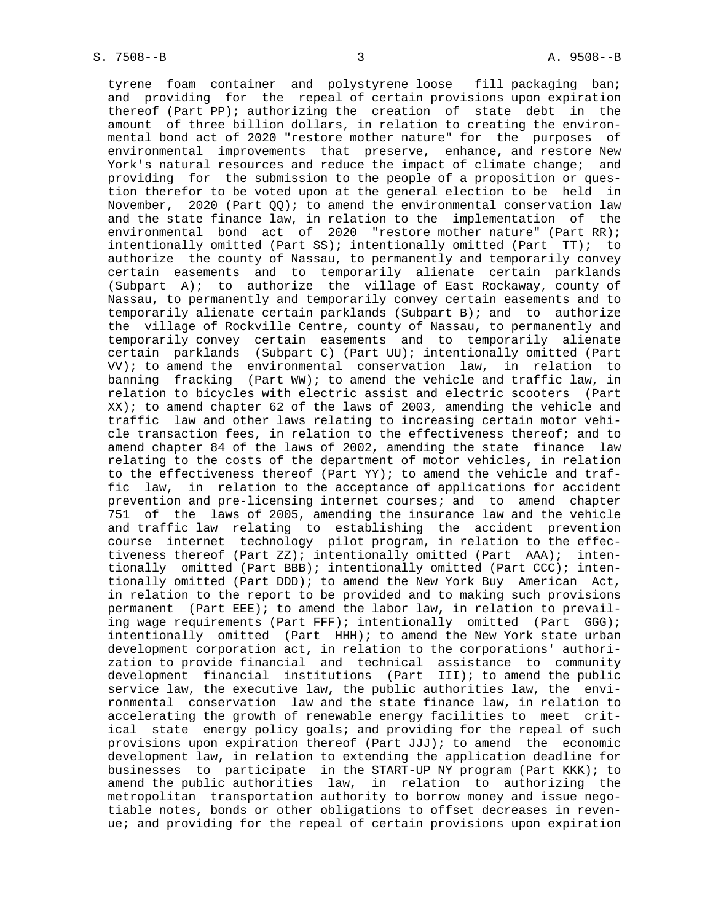tyrene foam container and polystyrene loose fill packaging ban; and providing for the repeal of certain provisions upon expiration thereof (Part PP); authorizing the creation of state debt in the amount of three billion dollars, in relation to creating the environmental bond act of 2020 "restore mother nature" for the purposes of environmental improvements that preserve, enhance, and restore New York's natural resources and reduce the impact of climate change; and providing for the submission to the people of a proposition or question therefor to be voted upon at the general election to be held in November, 2020 (Part QQ); to amend the environmental conservation law and the state finance law, in relation to the implementation of the environmental bond act of 2020 "restore mother nature" (Part RR); intentionally omitted (Part SS); intentionally omitted (Part TT); to authorize the county of Nassau, to permanently and temporarily convey certain easements and to temporarily alienate certain parklands (Subpart A); to authorize the village of East Rockaway, county of Nassau, to permanently and temporarily convey certain easements and to temporarily alienate certain parklands (Subpart B); and to authorize the village of Rockville Centre, county of Nassau, to permanently and temporarily convey certain easements and to temporarily alienate certain parklands (Subpart C) (Part UU); intentionally omitted (Part VV); to amend the environmental conservation law, in relation to banning fracking (Part WW); to amend the vehicle and traffic law, in relation to bicycles with electric assist and electric scooters (Part XX); to amend chapter 62 of the laws of 2003, amending the vehicle and traffic law and other laws relating to increasing certain motor vehicle transaction fees, in relation to the effectiveness thereof; and to amend chapter 84 of the laws of 2002, amending the state finance law relating to the costs of the department of motor vehicles, in relation to the effectiveness thereof (Part YY); to amend the vehicle and traffic law, in relation to the acceptance of applications for accident prevention and pre-licensing internet courses; and to amend chapter 751 of the laws of 2005, amending the insurance law and the vehicle and traffic law relating to establishing the accident prevention course internet technology pilot program, in relation to the effectiveness thereof (Part ZZ); intentionally omitted (Part AAA); intentionally omitted (Part BBB); intentionally omitted (Part CCC); intentionally omitted (Part DDD); to amend the New York Buy American Act, in relation to the report to be provided and to making such provisions permanent (Part EEE); to amend the labor law, in relation to prevailing wage requirements (Part FFF); intentionally omitted (Part GGG); intentionally omitted (Part HHH); to amend the New York state urban development corporation act, in relation to the corporations' authorization to provide financial and technical assistance to community development financial institutions (Part III); to amend the public service law, the executive law, the public authorities law, the environmental conservation law and the state finance law, in relation to accelerating the growth of renewable energy facilities to meet critical state energy policy goals; and providing for the repeal of such provisions upon expiration thereof (Part JJJ); to amend the economic development law, in relation to extending the application deadline for businesses to participate in the START-UP NY program (Part KKK); to amend the public authorities law, in relation to authorizing the metropolitan transportation authority to borrow money and issue negotiable notes, bonds or other obligations to offset decreases in revenue; and providing for the repeal of certain provisions upon expiration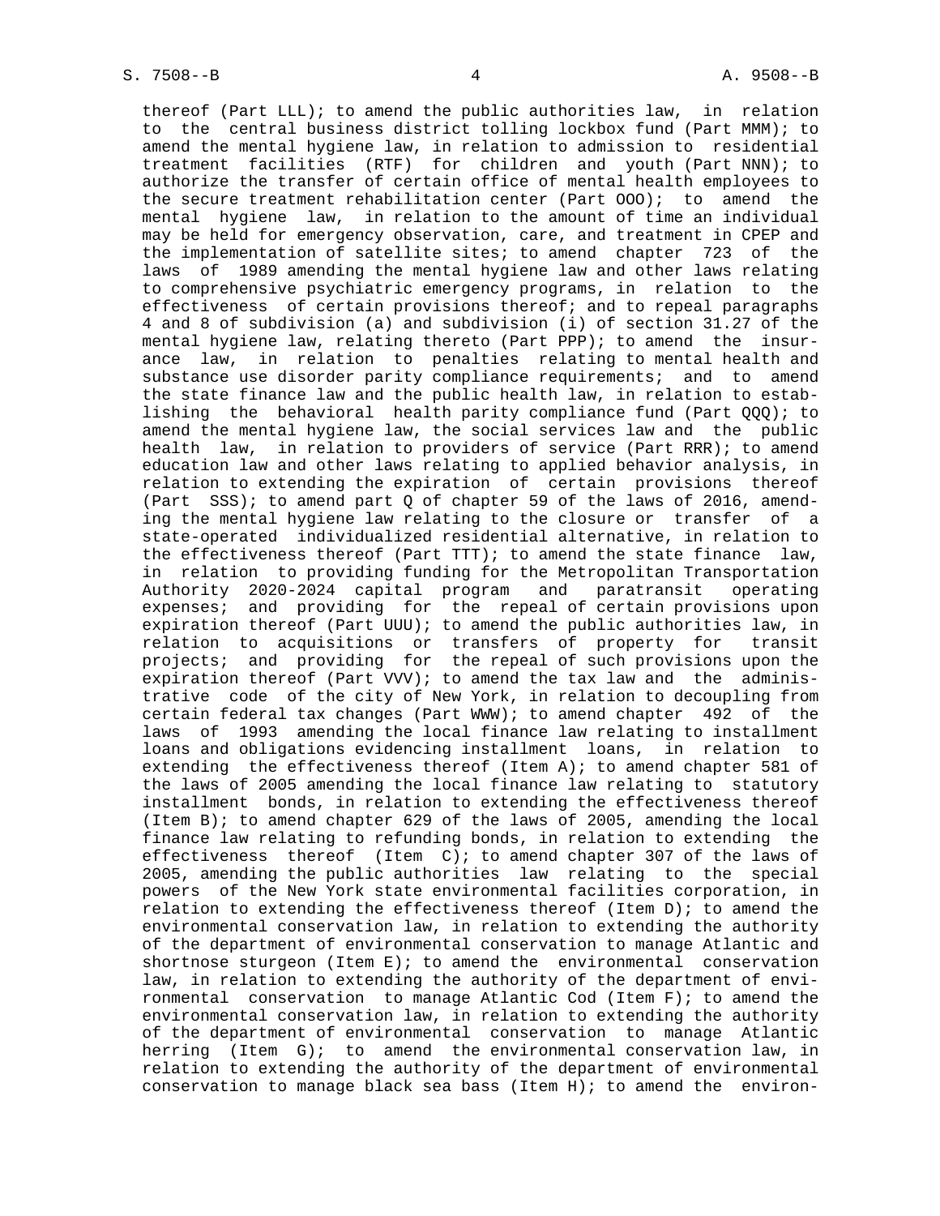thereof (Part LLL); to amend the public authorities law, in relation to the central business district tolling lockbox fund (Part MMM); to amend the mental hygiene law, in relation to admission to residential treatment facilities (RTF) for children and youth (Part NNN); to authorize the transfer of certain office of mental health employees to the secure treatment rehabilitation center (Part OOO); to amend the mental hygiene law, in relation to the amount of time an individual may be held for emergency observation, care, and treatment in CPEP and the implementation of satellite sites; to amend chapter 723 of the laws of 1989 amending the mental hygiene law and other laws relating to comprehensive psychiatric emergency programs, in relation to the effectiveness of certain provisions thereof; and to repeal paragraphs 4 and 8 of subdivision (a) and subdivision (i) of section 31.27 of the mental hygiene law, relating thereto (Part PPP); to amend the insurance law, in relation to penalties relating to mental health and substance use disorder parity compliance requirements; and to amend the state finance law and the public health law, in relation to establishing the behavioral health parity compliance fund (Part QQQ); to amend the mental hygiene law, the social services law and the public health law, in relation to providers of service (Part RRR); to amend education law and other laws relating to applied behavior analysis, in relation to extending the expiration of certain provisions thereof (Part SSS); to amend part Q of chapter 59 of the laws of 2016, amending the mental hygiene law relating to the closure or transfer of a state-operated individualized residential alternative, in relation to the effectiveness thereof (Part TTT); to amend the state finance law, in relation to providing funding for the Metropolitan Transportation Authority 2020-2024 capital program and paratransit operating expenses; and providing for the repeal of certain provisions upon expiration thereof (Part UUU); to amend the public authorities law, in relation to acquisitions or transfers of property for transit projects; and providing for the repeal of such provisions upon the expiration thereof (Part VVV); to amend the tax law and the administrative code of the city of New York, in relation to decoupling from certain federal tax changes (Part WWW); to amend chapter 492 of the laws of 1993 amending the local finance law relating to installment loans and obligations evidencing installment loans, in relation to extending the effectiveness thereof (Item A); to amend chapter 581 of the laws of 2005 amending the local finance law relating to statutory installment bonds, in relation to extending the effectiveness thereof (Item B); to amend chapter 629 of the laws of 2005, amending the local finance law relating to refunding bonds, in relation to extending the effectiveness thereof (Item C); to amend chapter 307 of the laws of 2005, amending the public authorities law relating to the special powers of the New York state environmental facilities corporation, in relation to extending the effectiveness thereof (Item D); to amend the environmental conservation law, in relation to extending the authority of the department of environmental conservation to manage Atlantic and shortnose sturgeon (Item E); to amend the environmental conservation law, in relation to extending the authority of the department of environmental conservation to manage Atlantic Cod (Item F); to amend the environmental conservation law, in relation to extending the authority of the department of environmental conservation to manage Atlantic herring (Item G); to amend the environmental conservation law, in relation to extending the authority of the department of environmental conservation to manage black sea bass (Item H); to amend the environ-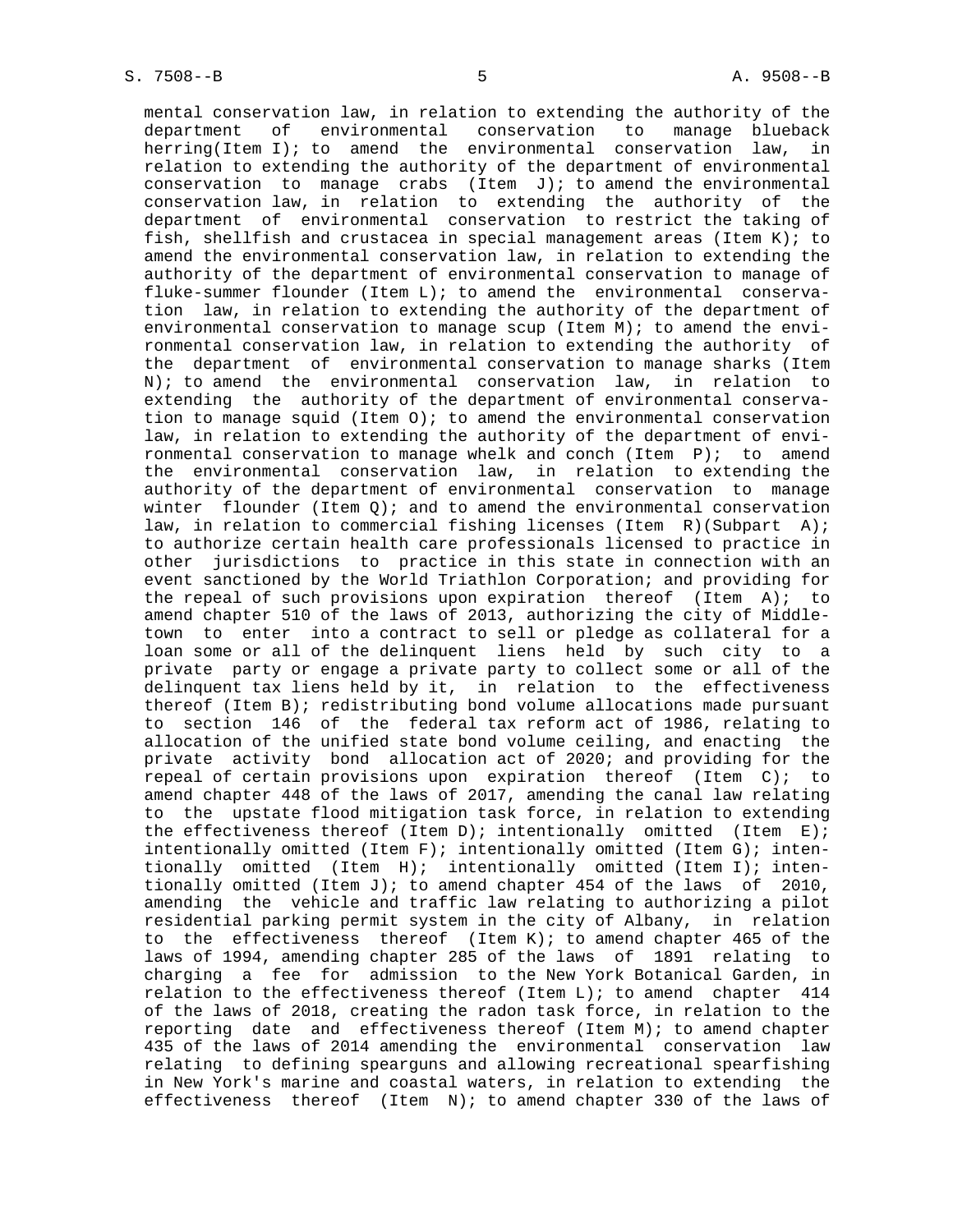mental conservation law, in relation to extending the authority of the department of environmental conservation to manage blueback herring(Item I); to amend the environmental conservation law, in relation to extending the authority of the department of environmental conservation to manage crabs (Item J); to amend the environmental conservation law, in relation to extending the authority of the department of environmental conservation to restrict the taking of fish, shellfish and crustacea in special management areas (Item K); to amend the environmental conservation law, in relation to extending the authority of the department of environmental conservation to manage of fluke-summer flounder (Item L); to amend the environmental conservation law, in relation to extending the authority of the department of environmental conservation to manage scup (Item M); to amend the environmental conservation law, in relation to extending the authority of the department of environmental conservation to manage sharks (Item N); to amend the environmental conservation law, in relation to extending the authority of the department of environmental conservation to manage squid (Item O); to amend the environmental conservation law, in relation to extending the authority of the department of environmental conservation to manage whelk and conch (Item P); to amend the environmental conservation law, in relation to extending the authority of the department of environmental conservation to manage winter flounder (Item Q); and to amend the environmental conservation law, in relation to commercial fishing licenses (Item R)(Subpart A); to authorize certain health care professionals licensed to practice in other jurisdictions to practice in this state in connection with an event sanctioned by the World Triathlon Corporation; and providing for the repeal of such provisions upon expiration thereof (Item A); to amend chapter 510 of the laws of 2013, authorizing the city of Middletown to enter into a contract to sell or pledge as collateral for a loan some or all of the delinquent liens held by such city to a private party or engage a private party to collect some or all of the delinquent tax liens held by it, in relation to the effectiveness thereof (Item B); redistributing bond volume allocations made pursuant to section 146 of the federal tax reform act of 1986, relating to allocation of the unified state bond volume ceiling, and enacting the private activity bond allocation act of 2020; and providing for the repeal of certain provisions upon expiration thereof (Item C); to amend chapter 448 of the laws of 2017, amending the canal law relating to the upstate flood mitigation task force, in relation to extending the effectiveness thereof (Item D); intentionally omitted (Item E); intentionally omitted (Item F); intentionally omitted (Item G); intentionally omitted (Item H); intentionally omitted (Item I); intentionally omitted (Item J); to amend chapter 454 of the laws of 2010, amending the vehicle and traffic law relating to authorizing a pilot residential parking permit system in the city of Albany, in relation to the effectiveness thereof (Item K); to amend chapter 465 of the laws of 1994, amending chapter 285 of the laws of 1891 relating to charging a fee for admission to the New York Botanical Garden, in relation to the effectiveness thereof (Item L); to amend chapter 414 of the laws of 2018, creating the radon task force, in relation to the reporting date and effectiveness thereof (Item M); to amend chapter 435 of the laws of 2014 amending the environmental conservation law relating to defining spearguns and allowing recreational spearfishing in New York's marine and coastal waters, in relation to extending the effectiveness thereof (Item N); to amend chapter 330 of the laws of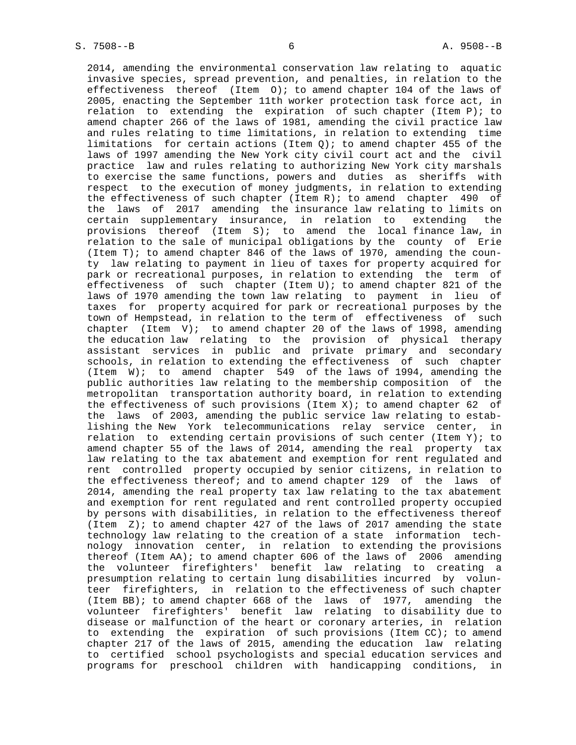2014, amending the environmental conservation law relating to aquatic invasive species, spread prevention, and penalties, in relation to the effectiveness thereof (Item O); to amend chapter 104 of the laws of 2005, enacting the September 11th worker protection task force act, in relation to extending the expiration of such chapter (Item P); to amend chapter 266 of the laws of 1981, amending the civil practice law and rules relating to time limitations, in relation to extending time limitations for certain actions (Item Q); to amend chapter 455 of the laws of 1997 amending the New York city civil court act and the civil practice law and rules relating to authorizing New York city marshals to exercise the same functions, powers and duties as sheriffs with respect to the execution of money judgments, in relation to extending the effectiveness of such chapter (Item R); to amend chapter 490 of the laws of 2017 amending the insurance law relating to limits on certain supplementary insurance, in relation to extending the provisions thereof (Item S); to amend the local finance law, in relation to the sale of municipal obligations by the county of Erie (Item T); to amend chapter 846 of the laws of 1970, amending the county law relating to payment in lieu of taxes for property acquired for park or recreational purposes, in relation to extending the term of effectiveness of such chapter (Item U); to amend chapter 821 of the laws of 1970 amending the town law relating to payment in lieu of taxes for property acquired for park or recreational purposes by the town of Hempstead, in relation to the term of effectiveness of such chapter (Item V); to amend chapter 20 of the laws of 1998, amending the education law relating to the provision of physical therapy assistant services in public and private primary and secondary schools, in relation to extending the effectiveness of such chapter (Item W); to amend chapter 549 of the laws of 1994, amending the public authorities law relating to the membership composition of the metropolitan transportation authority board, in relation to extending the effectiveness of such provisions (Item X); to amend chapter 62 of the laws of 2003, amending the public service law relating to establishing the New York telecommunications relay service center, in relation to extending certain provisions of such center (Item Y); to amend chapter 55 of the laws of 2014, amending the real property tax law relating to the tax abatement and exemption for rent regulated and rent controlled property occupied by senior citizens, in relation to the effectiveness thereof; and to amend chapter 129 of the laws of 2014, amending the real property tax law relating to the tax abatement and exemption for rent regulated and rent controlled property occupied by persons with disabilities, in relation to the effectiveness thereof (Item Z); to amend chapter 427 of the laws of 2017 amending the state technology law relating to the creation of a state information technology innovation center, in relation to extending the provisions thereof (Item AA); to amend chapter 606 of the laws of 2006 amending the volunteer firefighters' benefit law relating to creating a presumption relating to certain lung disabilities incurred by volunteer firefighters, in relation to the effectiveness of such chapter (Item BB); to amend chapter 668 of the laws of 1977, amending the volunteer firefighters' benefit law relating to disability due to disease or malfunction of the heart or coronary arteries, in relation to extending the expiration of such provisions (Item CC); to amend chapter 217 of the laws of 2015, amending the education law relating to certified school psychologists and special education services and programs for preschool children with handicapping conditions, in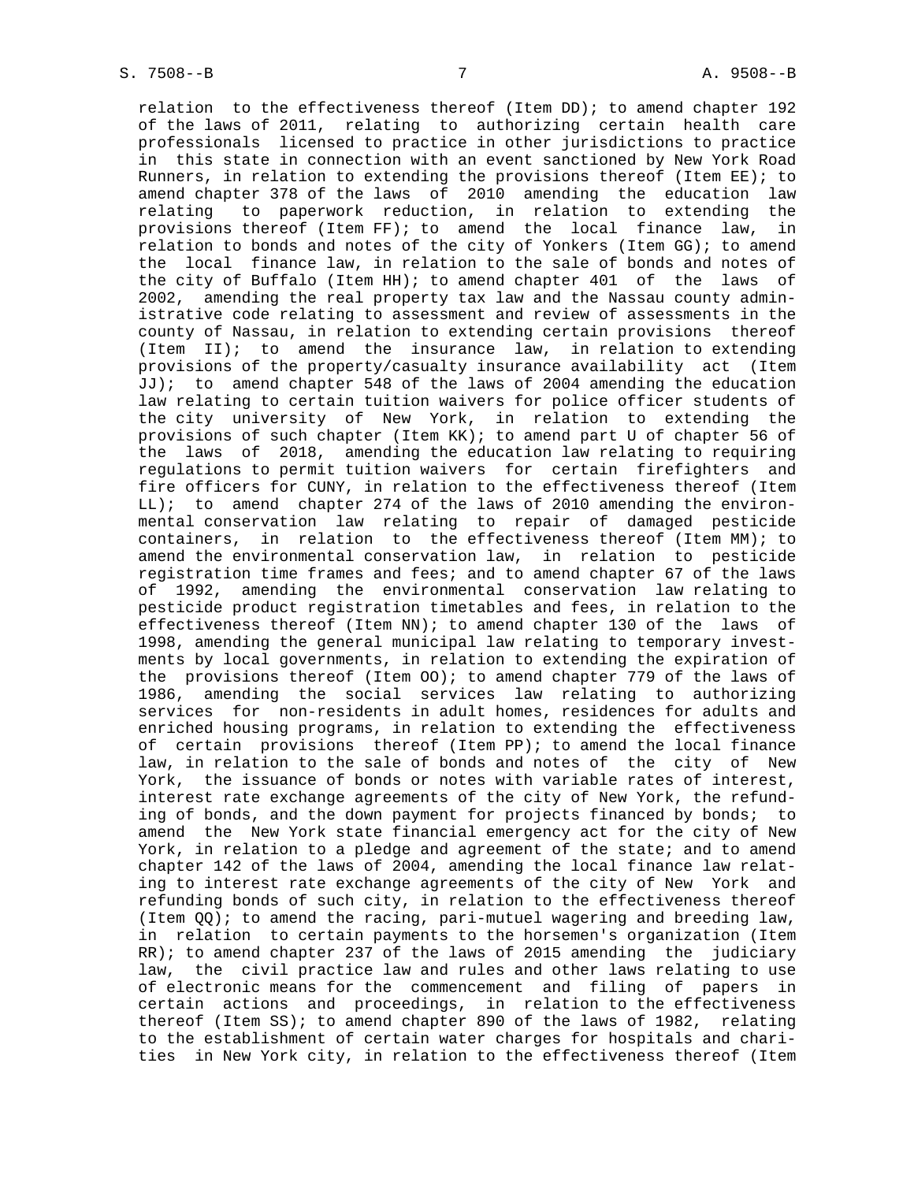relation to the effectiveness thereof (Item DD); to amend chapter 192 of the laws of 2011, relating to authorizing certain health care professionals licensed to practice in other jurisdictions to practice in this state in connection with an event sanctioned by New York Road Runners, in relation to extending the provisions thereof (Item EE); to amend chapter 378 of the laws of 2010 amending the education law relating to paperwork reduction, in relation to extending the provisions thereof (Item FF); to amend the local finance law, in relation to bonds and notes of the city of Yonkers (Item GG); to amend the local finance law, in relation to the sale of bonds and notes of the city of Buffalo (Item HH); to amend chapter 401 of the laws of 2002, amending the real property tax law and the Nassau county administrative code relating to assessment and review of assessments in the county of Nassau, in relation to extending certain provisions thereof (Item II); to amend the insurance law, in relation to extending provisions of the property/casualty insurance availability act (Item JJ); to amend chapter 548 of the laws of 2004 amending the education law relating to certain tuition waivers for police officer students of the city university of New York, in relation to extending the provisions of such chapter (Item KK); to amend part U of chapter 56 of the laws of 2018, amending the education law relating to requiring regulations to permit tuition waivers for certain firefighters and fire officers for CUNY, in relation to the effectiveness thereof (Item LL); to amend chapter 274 of the laws of 2010 amending the environmental conservation law relating to repair of damaged pesticide containers, in relation to the effectiveness thereof (Item MM); to amend the environmental conservation law, in relation to pesticide registration time frames and fees; and to amend chapter 67 of the laws of 1992, amending the environmental conservation law relating to pesticide product registration timetables and fees, in relation to the effectiveness thereof (Item NN); to amend chapter 130 of the laws of 1998, amending the general municipal law relating to temporary investments by local governments, in relation to extending the expiration of the provisions thereof (Item OO); to amend chapter 779 of the laws of 1986, amending the social services law relating to authorizing services for non-residents in adult homes, residences for adults and enriched housing programs, in relation to extending the effectiveness of certain provisions thereof (Item PP); to amend the local finance law, in relation to the sale of bonds and notes of the city of New York, the issuance of bonds or notes with variable rates of interest, interest rate exchange agreements of the city of New York, the refunding of bonds, and the down payment for projects financed by bonds; to amend the New York state financial emergency act for the city of New York, in relation to a pledge and agreement of the state; and to amend chapter 142 of the laws of 2004, amending the local finance law relating to interest rate exchange agreements of the city of New York and refunding bonds of such city, in relation to the effectiveness thereof (Item QQ); to amend the racing, pari-mutuel wagering and breeding law, in relation to certain payments to the horsemen's organization (Item RR); to amend chapter 237 of the laws of 2015 amending the judiciary law, the civil practice law and rules and other laws relating to use of electronic means for the commencement and filing of papers in certain actions and proceedings, in relation to the effectiveness thereof (Item SS); to amend chapter 890 of the laws of 1982, relating to the establishment of certain water charges for hospitals and charities in New York city, in relation to the effectiveness thereof (Item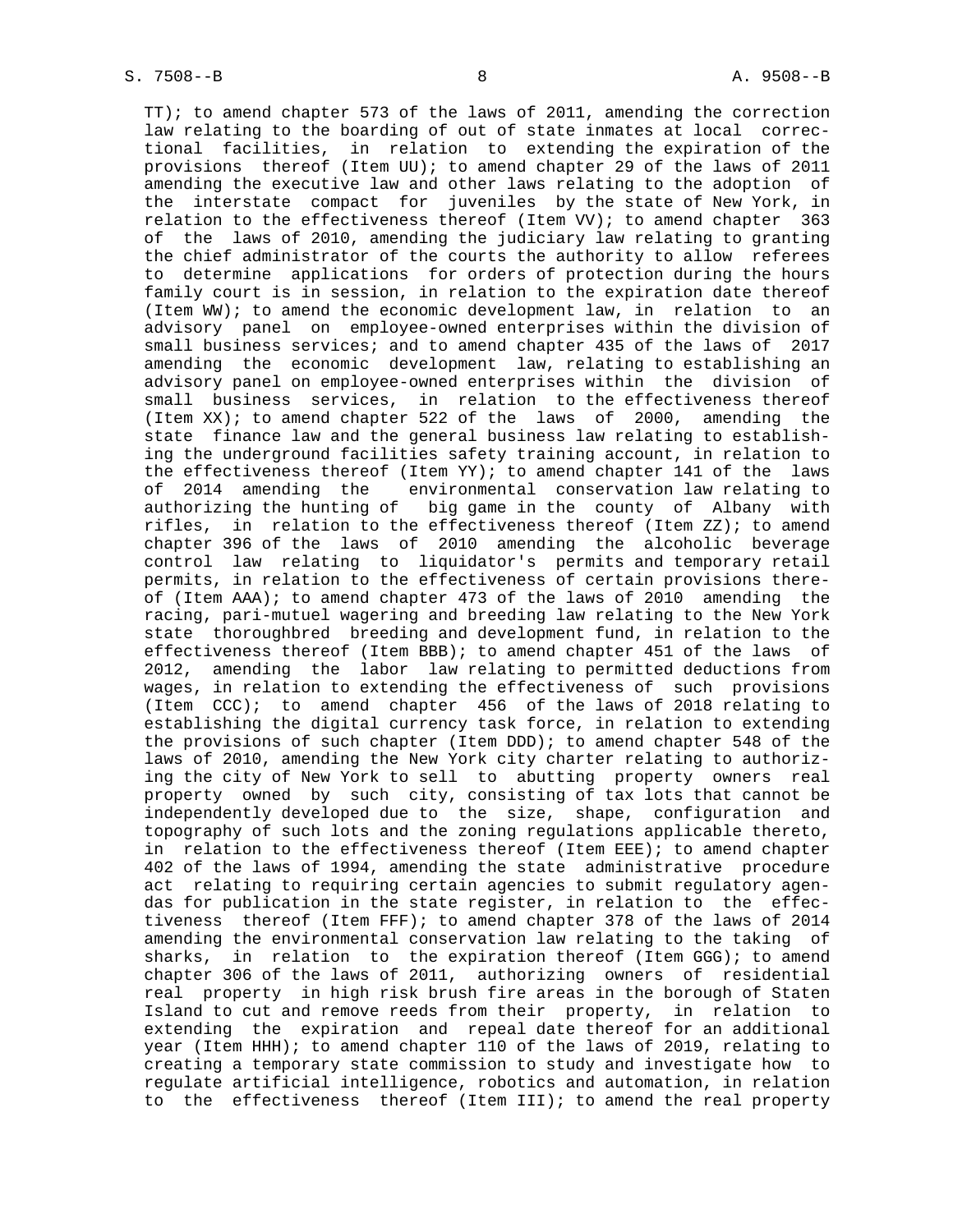TT); to amend chapter 573 of the laws of 2011, amending the correction law relating to the boarding of out of state inmates at local correctional facilities, in relation to extending the expiration of the provisions thereof (Item UU); to amend chapter 29 of the laws of 2011 amending the executive law and other laws relating to the adoption of the interstate compact for juveniles by the state of New York, in relation to the effectiveness thereof (Item VV); to amend chapter 363 of the laws of 2010, amending the judiciary law relating to granting the chief administrator of the courts the authority to allow referees to determine applications for orders of protection during the hours family court is in session, in relation to the expiration date thereof (Item WW); to amend the economic development law, in relation to an advisory panel on employee-owned enterprises within the division of small business services; and to amend chapter 435 of the laws of 2017 amending the economic development law, relating to establishing an advisory panel on employee-owned enterprises within the division of small business services, in relation to the effectiveness thereof (Item XX); to amend chapter 522 of the laws of 2000, amending the state finance law and the general business law relating to establishing the underground facilities safety training account, in relation to the effectiveness thereof (Item YY); to amend chapter 141 of the laws of 2014 amending the environmental conservation law relating to authorizing the hunting of big game in the county of Albany with rifles, in relation to the effectiveness thereof (Item ZZ); to amend chapter 396 of the laws of 2010 amending the alcoholic beverage control law relating to liquidator's permits and temporary retail permits, in relation to the effectiveness of certain provisions thereof (Item AAA); to amend chapter 473 of the laws of 2010 amending the racing, pari-mutuel wagering and breeding law relating to the New York state thoroughbred breeding and development fund, in relation to the effectiveness thereof (Item BBB); to amend chapter 451 of the laws of 2012, amending the labor law relating to permitted deductions from wages, in relation to extending the effectiveness of such provisions (Item CCC); to amend chapter 456 of the laws of 2018 relating to establishing the digital currency task force, in relation to extending the provisions of such chapter (Item DDD); to amend chapter 548 of the laws of 2010, amending the New York city charter relating to authorizing the city of New York to sell to abutting property owners real property owned by such city, consisting of tax lots that cannot be independently developed due to the size, shape, configuration and topography of such lots and the zoning regulations applicable thereto, in relation to the effectiveness thereof (Item EEE); to amend chapter 402 of the laws of 1994, amending the state administrative procedure act relating to requiring certain agencies to submit regulatory agendas for publication in the state register, in relation to the effectiveness thereof (Item FFF); to amend chapter 378 of the laws of 2014 amending the environmental conservation law relating to the taking of sharks, in relation to the expiration thereof (Item GGG); to amend chapter 306 of the laws of 2011, authorizing owners of residential real property in high risk brush fire areas in the borough of Staten Island to cut and remove reeds from their property, in relation to extending the expiration and repeal date thereof for an additional year (Item HHH); to amend chapter 110 of the laws of 2019, relating to creating a temporary state commission to study and investigate how to regulate artificial intelligence, robotics and automation, in relation to the effectiveness thereof (Item III); to amend the real property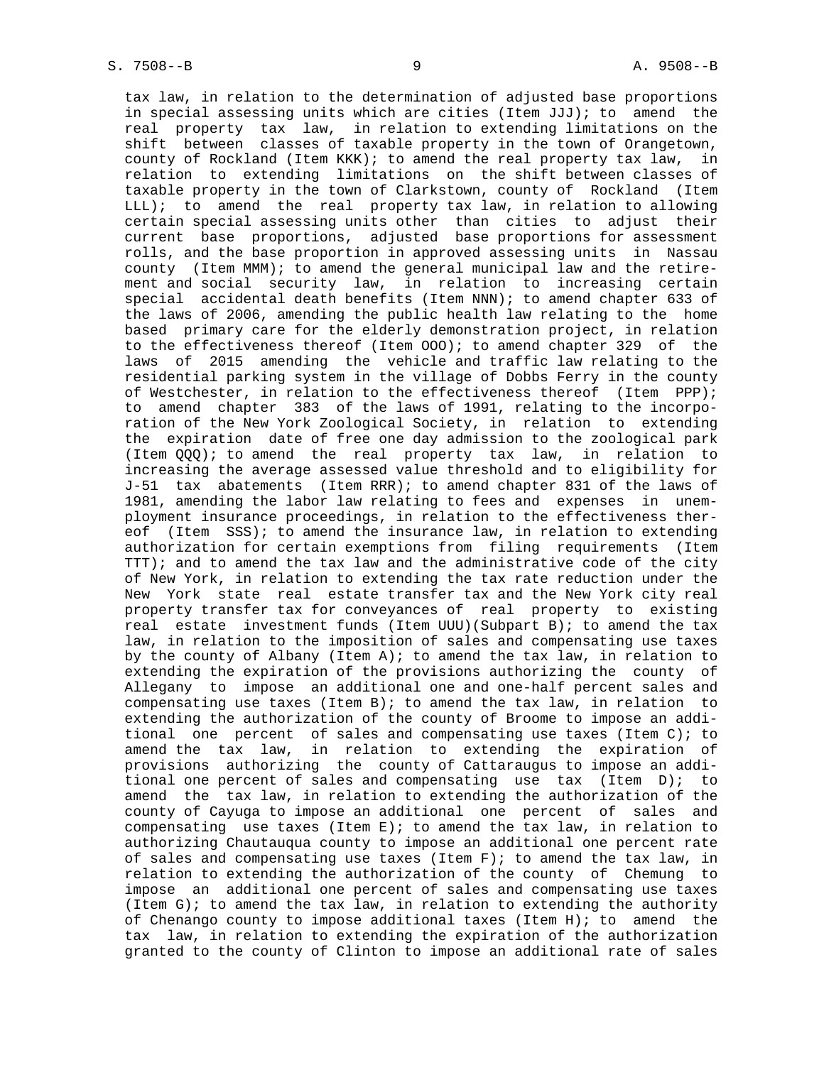tax law, in relation to the determination of adjusted base proportions in special assessing units which are cities (Item JJJ); to amend the real property tax law, in relation to extending limitations on the shift between classes of taxable property in the town of Orangetown, county of Rockland (Item KKK); to amend the real property tax law, in relation to extending limitations on the shift between classes of taxable property in the town of Clarkstown, county of Rockland (Item LLL); to amend the real property tax law, in relation to allowing certain special assessing units other than cities to adjust their current base proportions, adjusted base proportions for assessment rolls, and the base proportion in approved assessing units in Nassau county (Item MMM); to amend the general municipal law and the retirement and social security law, in relation to increasing certain special accidental death benefits (Item NNN); to amend chapter 633 of the laws of 2006, amending the public health law relating to the home based primary care for the elderly demonstration project, in relation to the effectiveness thereof (Item OOO); to amend chapter 329 of the laws of 2015 amending the vehicle and traffic law relating to the residential parking system in the village of Dobbs Ferry in the county of Westchester, in relation to the effectiveness thereof (Item PPP); to amend chapter 383 of the laws of 1991, relating to the incorporation of the New York Zoological Society, in relation to extending the expiration date of free one day admission to the zoological park (Item QQQ); to amend the real property tax law, in relation to increasing the average assessed value threshold and to eligibility for J-51 tax abatements (Item RRR); to amend chapter 831 of the laws of 1981, amending the labor law relating to fees and expenses in unemployment insurance proceedings, in relation to the effectiveness thereof (Item SSS); to amend the insurance law, in relation to extending authorization for certain exemptions from filing requirements (Item TTT); and to amend the tax law and the administrative code of the city of New York, in relation to extending the tax rate reduction under the New York state real estate transfer tax and the New York city real property transfer tax for conveyances of real property to existing real estate investment funds (Item UUU)(Subpart B); to amend the tax law, in relation to the imposition of sales and compensating use taxes by the county of Albany (Item A); to amend the tax law, in relation to extending the expiration of the provisions authorizing the county of Allegany to impose an additional one and one-half percent sales and compensating use taxes (Item B); to amend the tax law, in relation to extending the authorization of the county of Broome to impose an additional one percent of sales and compensating use taxes (Item C); to amend the tax law, in relation to extending the expiration of provisions authorizing the county of Cattaraugus to impose an additional one percent of sales and compensating use tax (Item D); to amend the tax law, in relation to extending the authorization of the county of Cayuga to impose an additional one percent of sales and compensating use taxes (Item E); to amend the tax law, in relation to authorizing Chautauqua county to impose an additional one percent rate of sales and compensating use taxes (Item F); to amend the tax law, in relation to extending the authorization of the county of Chemung to impose an additional one percent of sales and compensating use taxes (Item G); to amend the tax law, in relation to extending the authority of Chenango county to impose additional taxes (Item H); to amend the tax law, in relation to extending the expiration of the authorization granted to the county of Clinton to impose an additional rate of sales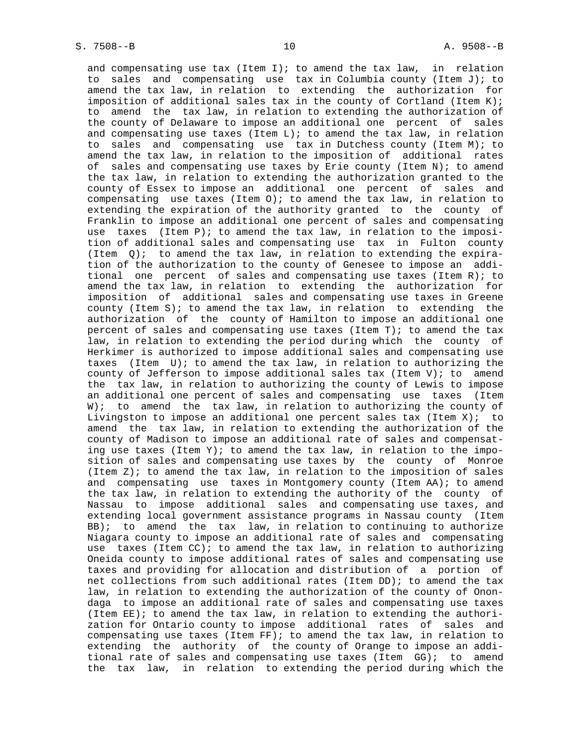and compensating use tax (Item I); to amend the tax law, in relation to sales and compensating use tax in Columbia county (Item J); to amend the tax law, in relation to extending the authorization for imposition of additional sales tax in the county of Cortland (Item K); to amend the tax law, in relation to extending the authorization of the county of Delaware to impose an additional one percent of sales and compensating use taxes (Item L); to amend the tax law, in relation to sales and compensating use tax in Dutchess county (Item M); to amend the tax law, in relation to the imposition of additional rates of sales and compensating use taxes by Erie county (Item N); to amend the tax law, in relation to extending the authorization granted to the county of Essex to impose an additional one percent of sales and compensating use taxes (Item O); to amend the tax law, in relation to extending the expiration of the authority granted to the county of Franklin to impose an additional one percent of sales and compensating use taxes (Item P); to amend the tax law, in relation to the imposition of additional sales and compensating use tax in Fulton county (Item Q); to amend the tax law, in relation to extending the expiration of the authorization to the county of Genesee to impose an additional one percent of sales and compensating use taxes (Item R); to amend the tax law, in relation to extending the authorization for imposition of additional sales and compensating use taxes in Greene county (Item S); to amend the tax law, in relation to extending the authorization of the county of Hamilton to impose an additional one percent of sales and compensating use taxes (Item T); to amend the tax law, in relation to extending the period during which the county of Herkimer is authorized to impose additional sales and compensating use taxes (Item U); to amend the tax law, in relation to authorizing the county of Jefferson to impose additional sales tax (Item V); to amend the tax law, in relation to authorizing the county of Lewis to impose an additional one percent of sales and compensating use taxes (Item W); to amend the tax law, in relation to authorizing the county of Livingston to impose an additional one percent sales tax (Item X); to amend the tax law, in relation to extending the authorization of the county of Madison to impose an additional rate of sales and compensating use taxes (Item Y); to amend the tax law, in relation to the imposition of sales and compensating use taxes by the county of Monroe (Item Z); to amend the tax law, in relation to the imposition of sales and compensating use taxes in Montgomery county (Item AA); to amend the tax law, in relation to extending the authority of the county of Nassau to impose additional sales and compensating use taxes, and extending local government assistance programs in Nassau county (Item BB); to amend the tax law, in relation to continuing to authorize Niagara county to impose an additional rate of sales and compensating use taxes (Item CC); to amend the tax law, in relation to authorizing Oneida county to impose additional rates of sales and compensating use taxes and providing for allocation and distribution of a portion of net collections from such additional rates (Item DD); to amend the tax law, in relation to extending the authorization of the county of Onondaga to impose an additional rate of sales and compensating use taxes (Item EE); to amend the tax law, in relation to extending the authorization for Ontario county to impose additional rates of sales and compensating use taxes (Item FF); to amend the tax law, in relation to extending the authority of the county of Orange to impose an additional rate of sales and compensating use taxes (Item GG); to amend the tax law, in relation to extending the period during which the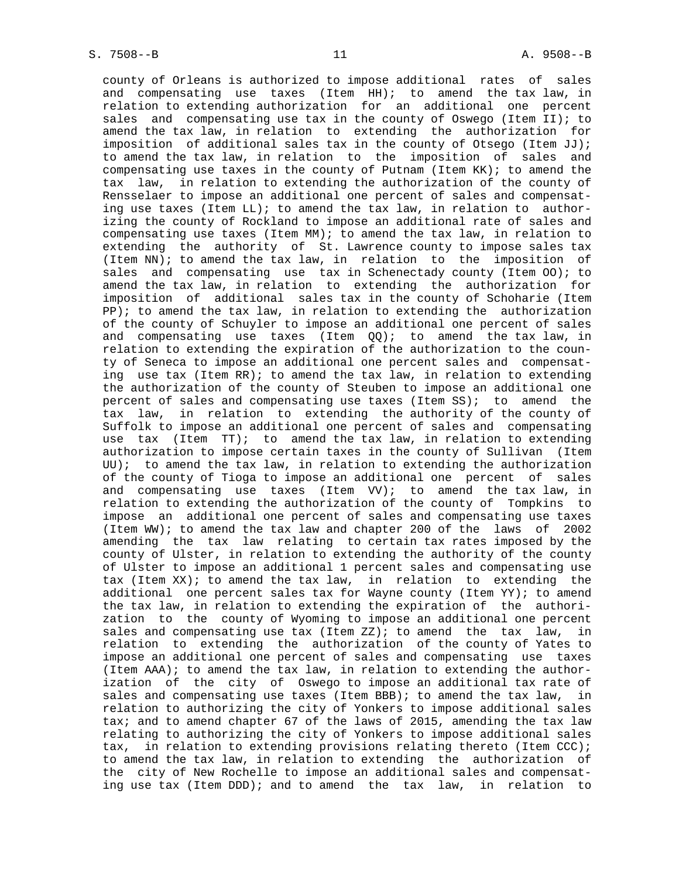county of Orleans is authorized to impose additional rates of sales and compensating use taxes (Item HH); to amend the tax law, in relation to extending authorization for an additional one percent sales and compensating use tax in the county of Oswego (Item II); to amend the tax law, in relation to extending the authorization for imposition of additional sales tax in the county of Otsego (Item JJ); to amend the tax law, in relation to the imposition of sales and compensating use taxes in the county of Putnam (Item KK); to amend the tax law, in relation to extending the authorization of the county of Rensselaer to impose an additional one percent of sales and compensating use taxes (Item LL); to amend the tax law, in relation to authorizing the county of Rockland to impose an additional rate of sales and compensating use taxes (Item MM); to amend the tax law, in relation to extending the authority of St. Lawrence county to impose sales tax (Item NN); to amend the tax law, in relation to the imposition of sales and compensating use tax in Schenectady county (Item OO); to amend the tax law, in relation to extending the authorization for imposition of additional sales tax in the county of Schoharie (Item PP); to amend the tax law, in relation to extending the authorization of the county of Schuyler to impose an additional one percent of sales and compensating use taxes (Item QQ); to amend the tax law, in relation to extending the expiration of the authorization to the county of Seneca to impose an additional one percent sales and compensating use tax (Item RR); to amend the tax law, in relation to extending the authorization of the county of Steuben to impose an additional one percent of sales and compensating use taxes (Item SS); to amend the tax law, in relation to extending the authority of the county of Suffolk to impose an additional one percent of sales and compensating use tax (Item TT); to amend the tax law, in relation to extending authorization to impose certain taxes in the county of Sullivan (Item UU); to amend the tax law, in relation to extending the authorization of the county of Tioga to impose an additional one percent of sales and compensating use taxes (Item VV); to amend the tax law, in relation to extending the authorization of the county of Tompkins to impose an additional one percent of sales and compensating use taxes (Item WW); to amend the tax law and chapter 200 of the laws of 2002 amending the tax law relating to certain tax rates imposed by the county of Ulster, in relation to extending the authority of the county of Ulster to impose an additional 1 percent sales and compensating use tax (Item XX); to amend the tax law, in relation to extending the additional one percent sales tax for Wayne county (Item YY); to amend the tax law, in relation to extending the expiration of the authorization to the county of Wyoming to impose an additional one percent sales and compensating use tax (Item ZZ); to amend the tax law, in relation to extending the authorization of the county of Yates to impose an additional one percent of sales and compensating use taxes (Item AAA); to amend the tax law, in relation to extending the authorization of the city of Oswego to impose an additional tax rate of sales and compensating use taxes (Item BBB); to amend the tax law, in relation to authorizing the city of Yonkers to impose additional sales tax; and to amend chapter 67 of the laws of 2015, amending the tax law relating to authorizing the city of Yonkers to impose additional sales tax, in relation to extending provisions relating thereto (Item CCC); to amend the tax law, in relation to extending the authorization of the city of New Rochelle to impose an additional sales and compensating use tax (Item DDD); and to amend the tax law, in relation to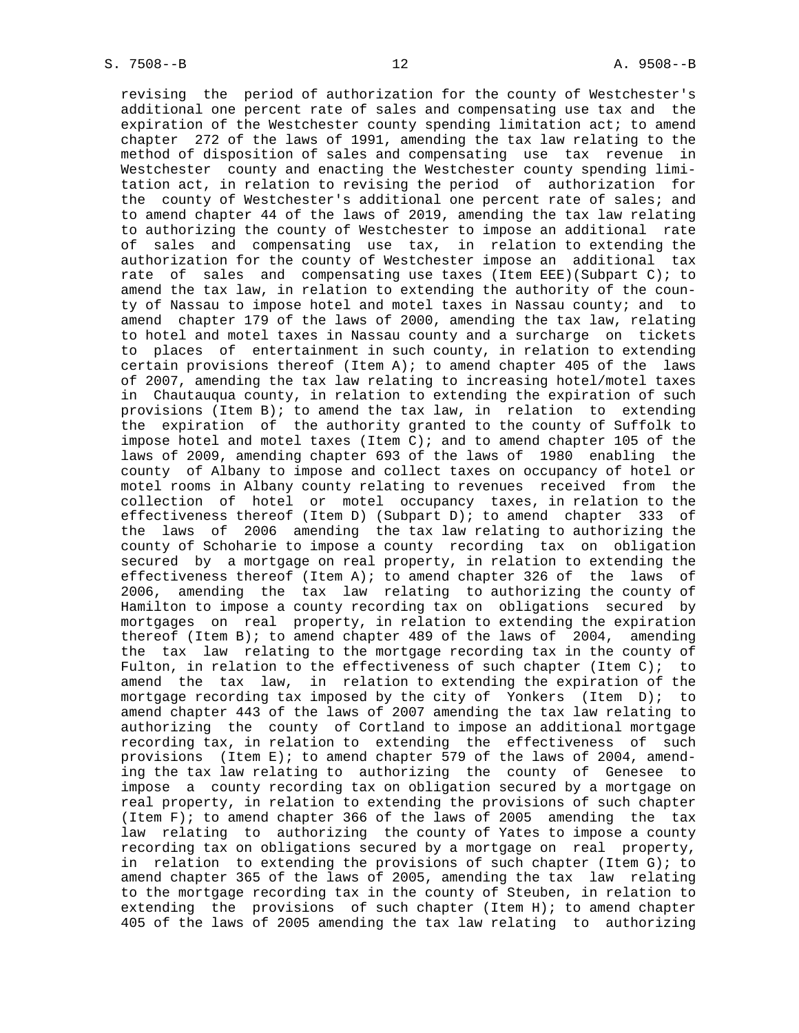revising the period of authorization for the county of Westchester's additional one percent rate of sales and compensating use tax and the expiration of the Westchester county spending limitation act; to amend chapter 272 of the laws of 1991, amending the tax law relating to the method of disposition of sales and compensating use tax revenue in Westchester county and enacting the Westchester county spending limitation act, in relation to revising the period of authorization for the county of Westchester's additional one percent rate of sales; and to amend chapter 44 of the laws of 2019, amending the tax law relating to authorizing the county of Westchester to impose an additional rate of sales and compensating use tax, in relation to extending the authorization for the county of Westchester impose an additional tax rate of sales and compensating use taxes (Item EEE)(Subpart C); to amend the tax law, in relation to extending the authority of the county of Nassau to impose hotel and motel taxes in Nassau county; and to amend chapter 179 of the laws of 2000, amending the tax law, relating to hotel and motel taxes in Nassau county and a surcharge on tickets to places of entertainment in such county, in relation to extending certain provisions thereof (Item A); to amend chapter 405 of the laws of 2007, amending the tax law relating to increasing hotel/motel taxes in Chautauqua county, in relation to extending the expiration of such provisions (Item B); to amend the tax law, in relation to extending the expiration of the authority granted to the county of Suffolk to impose hotel and motel taxes (Item C); and to amend chapter 105 of the laws of 2009, amending chapter 693 of the laws of 1980 enabling the county of Albany to impose and collect taxes on occupancy of hotel or motel rooms in Albany county relating to revenues received from the collection of hotel or motel occupancy taxes, in relation to the effectiveness thereof (Item D) (Subpart D); to amend chapter 333 of the laws of 2006 amending the tax law relating to authorizing the county of Schoharie to impose a county recording tax on obligation secured by a mortgage on real property, in relation to extending the effectiveness thereof (Item A); to amend chapter 326 of the laws of 2006, amending the tax law relating to authorizing the county of Hamilton to impose a county recording tax on obligations secured by mortgages on real property, in relation to extending the expiration thereof (Item B); to amend chapter 489 of the laws of 2004, amending the tax law relating to the mortgage recording tax in the county of Fulton, in relation to the effectiveness of such chapter (Item C); to amend the tax law, in relation to extending the expiration of the mortgage recording tax imposed by the city of Yonkers (Item D); to amend chapter 443 of the laws of 2007 amending the tax law relating to authorizing the county of Cortland to impose an additional mortgage recording tax, in relation to extending the effectiveness of such provisions (Item E); to amend chapter 579 of the laws of 2004, amending the tax law relating to authorizing the county of Genesee to impose a county recording tax on obligation secured by a mortgage on real property, in relation to extending the provisions of such chapter (Item F); to amend chapter 366 of the laws of 2005 amending the tax law relating to authorizing the county of Yates to impose a county recording tax on obligations secured by a mortgage on real property, in relation to extending the provisions of such chapter (Item G); to amend chapter 365 of the laws of 2005, amending the tax law relating to the mortgage recording tax in the county of Steuben, in relation to extending the provisions of such chapter (Item H); to amend chapter 405 of the laws of 2005 amending the tax law relating to authorizing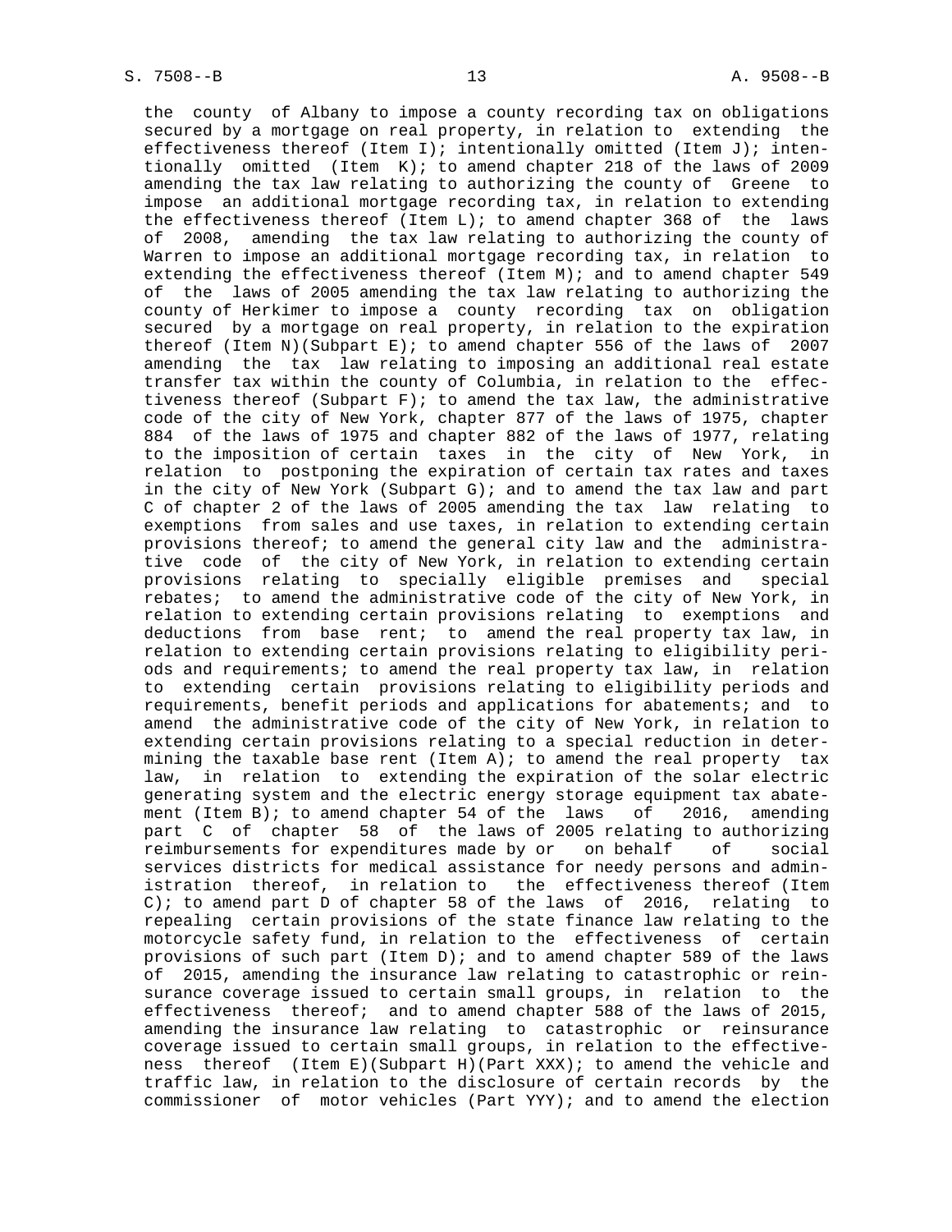the county of Albany to impose a county recording tax on obligations secured by a mortgage on real property, in relation to extending the effectiveness thereof (Item I); intentionally omitted (Item J); intentionally omitted (Item K); to amend chapter 218 of the laws of 2009 amending the tax law relating to authorizing the county of Greene to impose an additional mortgage recording tax, in relation to extending the effectiveness thereof (Item L); to amend chapter 368 of the laws of 2008, amending the tax law relating to authorizing the county of Warren to impose an additional mortgage recording tax, in relation to extending the effectiveness thereof (Item M); and to amend chapter 549 of the laws of 2005 amending the tax law relating to authorizing the county of Herkimer to impose a county recording tax on obligation secured by a mortgage on real property, in relation to the expiration thereof (Item N)(Subpart E); to amend chapter 556 of the laws of 2007 amending the tax law relating to imposing an additional real estate transfer tax within the county of Columbia, in relation to the effectiveness thereof (Subpart F); to amend the tax law, the administrative code of the city of New York, chapter 877 of the laws of 1975, chapter 884 of the laws of 1975 and chapter 882 of the laws of 1977, relating to the imposition of certain taxes in the city of New York, in relation to postponing the expiration of certain tax rates and taxes in the city of New York (Subpart G); and to amend the tax law and part C of chapter 2 of the laws of 2005 amending the tax law relating to exemptions from sales and use taxes, in relation to extending certain provisions thereof; to amend the general city law and the administrative code of the city of New York, in relation to extending certain provisions relating to specially eligible premises and special rebates; to amend the administrative code of the city of New York, in relation to extending certain provisions relating to exemptions and deductions from base rent; to amend the real property tax law, in relation to extending certain provisions relating to eligibility periods and requirements; to amend the real property tax law, in relation to extending certain provisions relating to eligibility periods and requirements, benefit periods and applications for abatements; and to amend the administrative code of the city of New York, in relation to extending certain provisions relating to a special reduction in determining the taxable base rent (Item A); to amend the real property tax law, in relation to extending the expiration of the solar electric generating system and the electric energy storage equipment tax abatement (Item B); to amend chapter 54 of the laws of 2016, amending part C of chapter 58 of the laws of 2005 relating to authorizing reimbursements for expenditures made by or on behalf of social services districts for medical assistance for needy persons and administration thereof, in relation to the effectiveness thereof (Item C); to amend part D of chapter 58 of the laws of 2016, relating to repealing certain provisions of the state finance law relating to the motorcycle safety fund, in relation to the effectiveness of certain provisions of such part (Item D); and to amend chapter 589 of the laws of 2015, amending the insurance law relating to catastrophic or reinsurance coverage issued to certain small groups, in relation to the effectiveness thereof; and to amend chapter 588 of the laws of 2015, amending the insurance law relating to catastrophic or reinsurance coverage issued to certain small groups, in relation to the effectiveness thereof (Item E)(Subpart H)(Part XXX); to amend the vehicle and traffic law, in relation to the disclosure of certain records by the commissioner of motor vehicles (Part YYY); and to amend the election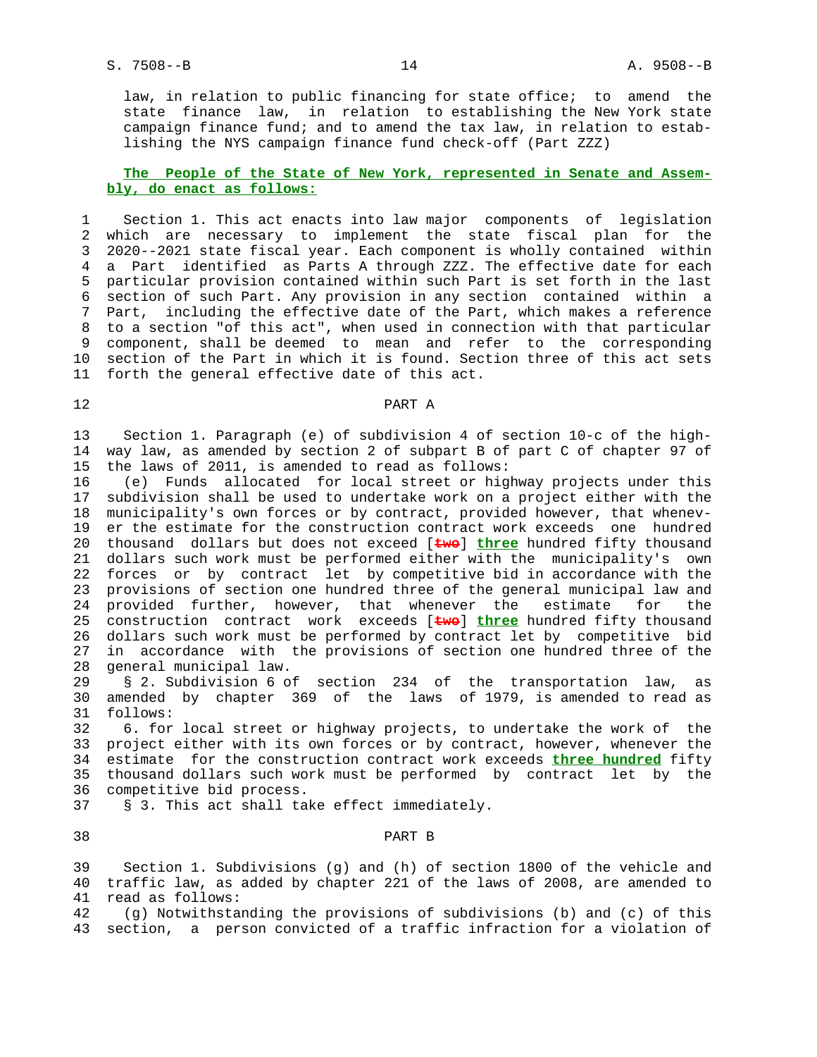law, in relation to public financing for state office; to amend the state finance law, in relation to establishing the New York state campaign finance fund; and to amend the tax law, in relation to establishing the NYS campaign finance fund check-off (Part ZZZ)

**The People of the State of New York, represented in Senate and Assembly, do enact as follows:**

Section 1. This act enacts into law major components of legislation which are necessary to implement the state fiscal plan for the 2020--2021 state fiscal year. Each component is wholly contained within a Part identified as Parts A through ZZZ. The effective date for each particular provision contained within such Part is set forth in the last section of such Part. Any provision in any section contained within a Part, including the effective date of the Part, which makes a reference to a section "of this act", when used in connection with that particular component, shall be deemed to mean and refer to the corresponding section of the Part in which it is found. Section three of this act sets forth the general effective date of this act.

PART A

Section 1. Paragraph (e) of subdivision 4 of section 10-c of the highway law, as amended by section 2 of subpart B of part C of chapter 97 of the laws of 2011, is amended to read as follows:

(e) Funds allocated for local street or highway projects under this subdivision shall be used to undertake work on a project either with the municipality's own forces or by contract, provided however, that whenever the estimate for the construction contract work exceeds one hundred thousand dollars but does not exceed [~~two~~] **three** hundred fifty thousand dollars such work must be performed either with the municipality's own forces or by contract let by competitive bid in accordance with the provisions of section one hundred three of the general municipal law and provided further, however, that whenever the estimate for the construction contract work exceeds [~~two~~] **three** hundred fifty thousand dollars such work must be performed by contract let by competitive bid in accordance with the provisions of section one hundred three of the general municipal law.

§ 2. Subdivision 6 of section 234 of the transportation law, as amended by chapter 369 of the laws of 1979, is amended to read as follows:

6. for local street or highway projects, to undertake the work of the project either with its own forces or by contract, however, whenever the estimate for the construction contract work exceeds **three hundred** fifty thousand dollars such work must be performed by contract let by the competitive bid process.

§ 3. This act shall take effect immediately.

PART B

Section 1. Subdivisions (g) and (h) of section 1800 of the vehicle and traffic law, as added by chapter 221 of the laws of 2008, are amended to read as follows:

(g) Notwithstanding the provisions of subdivisions (b) and (c) of this section, a person convicted of a traffic infraction for a violation of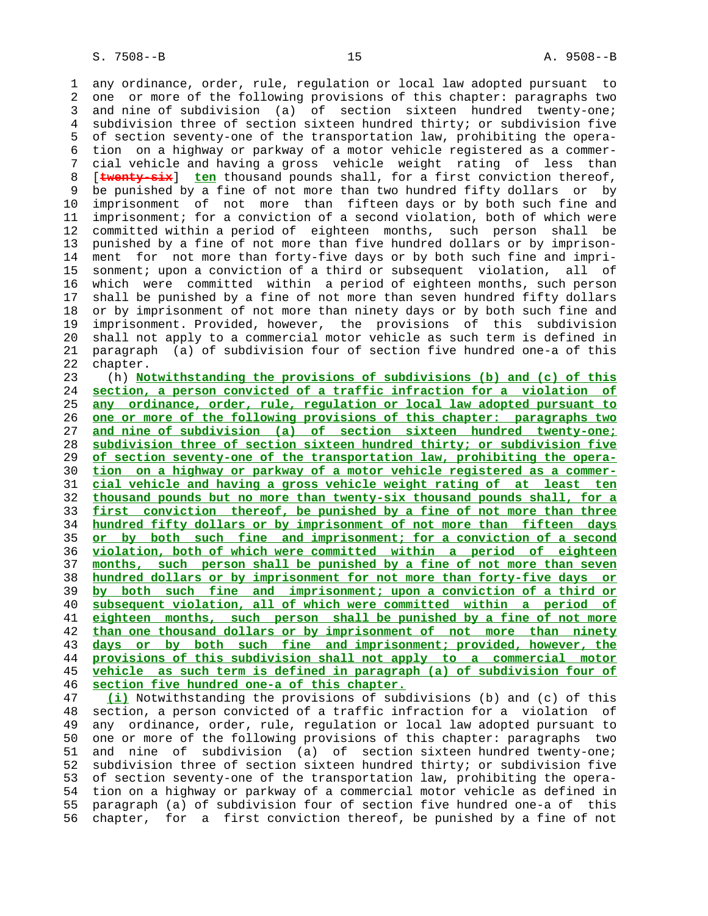any ordinance, order, rule, regulation or local law adopted pursuant to one or more of the following provisions of this chapter: paragraphs two and nine of subdivision (a) of section sixteen hundred twenty-one; subdivision three of section sixteen hundred thirty; or subdivision five of section seventy-one of the transportation law, prohibiting the operation on a highway or parkway of a motor vehicle registered as a commercial vehicle and having a gross vehicle weight rating of less than [~~twenty-six~~] **ten** thousand pounds shall, for a first conviction thereof, be punished by a fine of not more than two hundred fifty dollars or by imprisonment of not more than fifteen days or by both such fine and imprisonment; for a conviction of a second violation, both of which were committed within a period of eighteen months, such person shall be punished by a fine of not more than five hundred dollars or by imprisonment for not more than forty-five days or by both such fine and imprisonment; upon a conviction of a third or subsequent violation, all of which were committed within a period of eighteen months, such person shall be punished by a fine of not more than seven hundred fifty dollars or by imprisonment of not more than ninety days or by both such fine and imprisonment. Provided, however, the provisions of this subdivision shall not apply to a commercial motor vehicle as such term is defined in paragraph (a) of subdivision four of section five hundred one-a of this chapter.

(h) **Notwithstanding the provisions of subdivisions (b) and (c) of this section, a person convicted of a traffic infraction for a violation of any ordinance, order, rule, regulation or local law adopted pursuant to one or more of the following provisions of this chapter: paragraphs two and nine of subdivision (a) of section sixteen hundred twenty-one; subdivision three of section sixteen hundred thirty; or subdivision five of section seventy-one of the transportation law, prohibiting the operation on a highway or parkway of a motor vehicle registered as a commercial vehicle and having a gross vehicle weight rating of at least ten thousand pounds but no more than twenty-six thousand pounds shall, for a first conviction thereof, be punished by a fine of not more than three hundred fifty dollars or by imprisonment of not more than fifteen days or by both such fine and imprisonment; for a conviction of a second violation, both of which were committed within a period of eighteen months, such person shall be punished by a fine of not more than seven hundred dollars or by imprisonment for not more than forty-five days or by both such fine and imprisonment; upon a conviction of a third or subsequent violation, all of which were committed within a period of eighteen months, such person shall be punished by a fine of not more than one thousand dollars or by imprisonment of not more than ninety days or by both such fine and imprisonment; provided, however, the provisions of this subdivision shall not apply to a commercial motor vehicle as such term is defined in paragraph (a) of subdivision four of section five hundred one-a of this chapter.**

**(i)** Notwithstanding the provisions of subdivisions (b) and (c) of this section, a person convicted of a traffic infraction for a violation of any ordinance, order, rule, regulation or local law adopted pursuant to one or more of the following provisions of this chapter: paragraphs two and nine of subdivision (a) of section sixteen hundred twenty-one; subdivision three of section sixteen hundred thirty; or subdivision five of section seventy-one of the transportation law, prohibiting the operation on a highway or parkway of a commercial motor vehicle as defined in paragraph (a) of subdivision four of section five hundred one-a of this chapter, for a first conviction thereof, be punished by a fine of not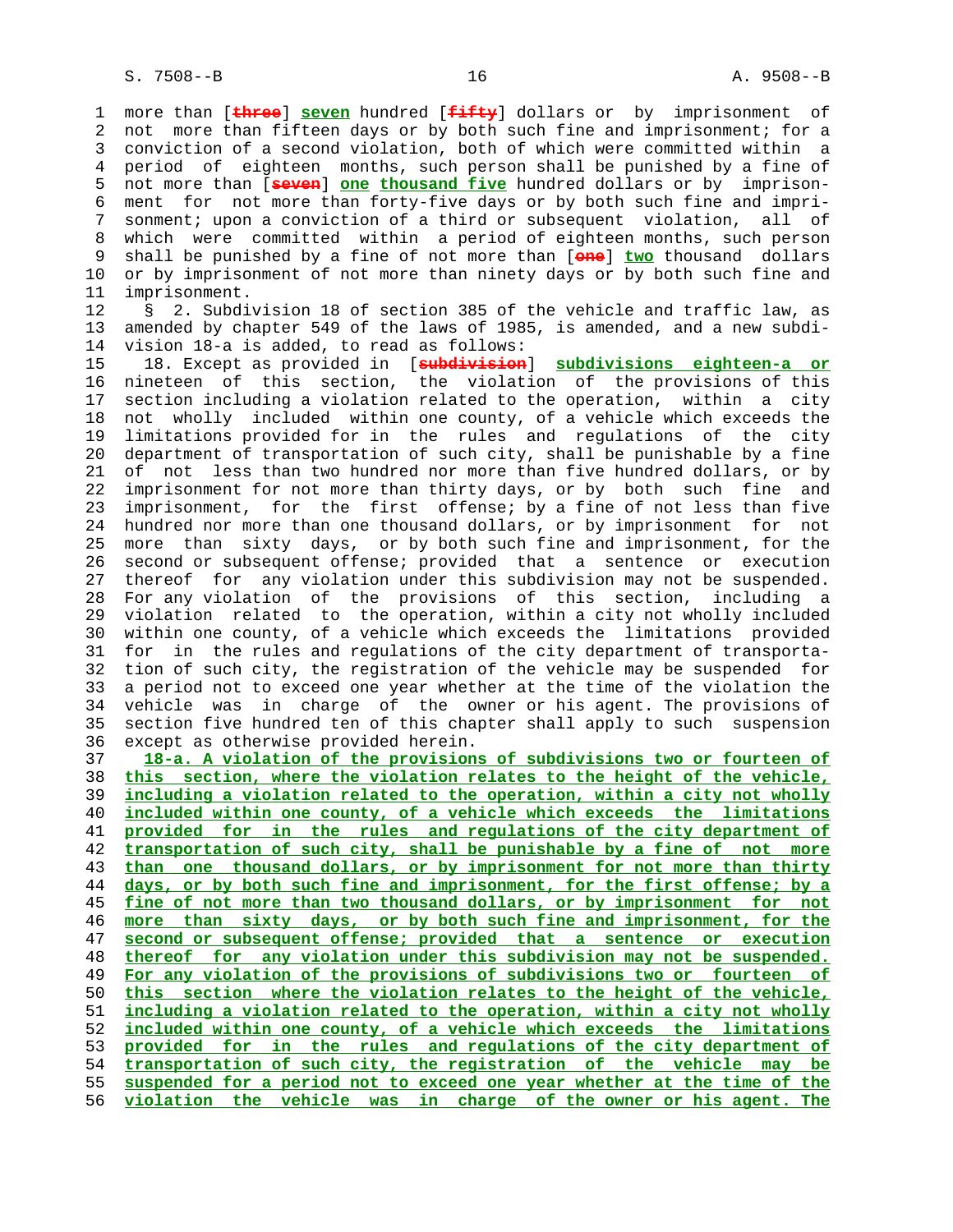more than [~~three~~] **seven** hundred [~~fifty~~] dollars or by imprisonment of not more than fifteen days or by both such fine and imprisonment; for a conviction of a second violation, both of which were committed within a period of eighteen months, such person shall be punished by a fine of not more than [~~seven~~] **one thousand five** hundred dollars or by imprisonment for not more than forty-five days or by both such fine and imprisonment; upon a conviction of a third or subsequent violation, all of which were committed within a period of eighteen months, such person shall be punished by a fine of not more than [~~one~~] **two** thousand dollars or by imprisonment of not more than ninety days or by both such fine and imprisonment.

§ 2. Subdivision 18 of section 385 of the vehicle and traffic law, as amended by chapter 549 of the laws of 1985, is amended, and a new subdivision 18-a is added, to read as follows:

18. Except as provided in [~~subdivision~~] **subdivisions eighteen-a or** nineteen of this section, the violation of the provisions of this section including a violation related to the operation, within a city not wholly included within one county, of a vehicle which exceeds the limitations provided for in the rules and regulations of the city department of transportation of such city, shall be punishable by a fine of not less than two hundred nor more than five hundred dollars, or by imprisonment for not more than thirty days, or by both such fine and imprisonment, for the first offense; by a fine of not less than five hundred nor more than one thousand dollars, or by imprisonment for not more than sixty days, or by both such fine and imprisonment, for the second or subsequent offense; provided that a sentence or execution thereof for any violation under this subdivision may not be suspended. For any violation of the provisions of this section, including a violation related to the operation, within a city not wholly included within one county, of a vehicle which exceeds the limitations provided for in the rules and regulations of the city department of transportation of such city, the registration of the vehicle may be suspended for a period not to exceed one year whether at the time of the violation the vehicle was in charge of the owner or his agent. The provisions of section five hundred ten of this chapter shall apply to such suspension except as otherwise provided herein.

**18-a. A violation of the provisions of subdivisions two or fourteen of this section, where the violation relates to the height of the vehicle, including a violation related to the operation, within a city not wholly included within one county, of a vehicle which exceeds the limitations provided for in the rules and regulations of the city department of transportation of such city, shall be punishable by a fine of not more than one thousand dollars, or by imprisonment for not more than thirty days, or by both such fine and imprisonment, for the first offense; by a fine of not more than two thousand dollars, or by imprisonment for not more than sixty days, or by both such fine and imprisonment, for the second or subsequent offense; provided that a sentence or execution thereof for any violation under this subdivision may not be suspended. For any violation of the provisions of subdivisions two or fourteen of this section where the violation relates to the height of the vehicle, including a violation related to the operation, within a city not wholly included within one county, of a vehicle which exceeds the limitations provided for in the rules and regulations of the city department of transportation of such city, the registration of the vehicle may be suspended for a period not to exceed one year whether at the time of the violation the vehicle was in charge of the owner or his agent. The**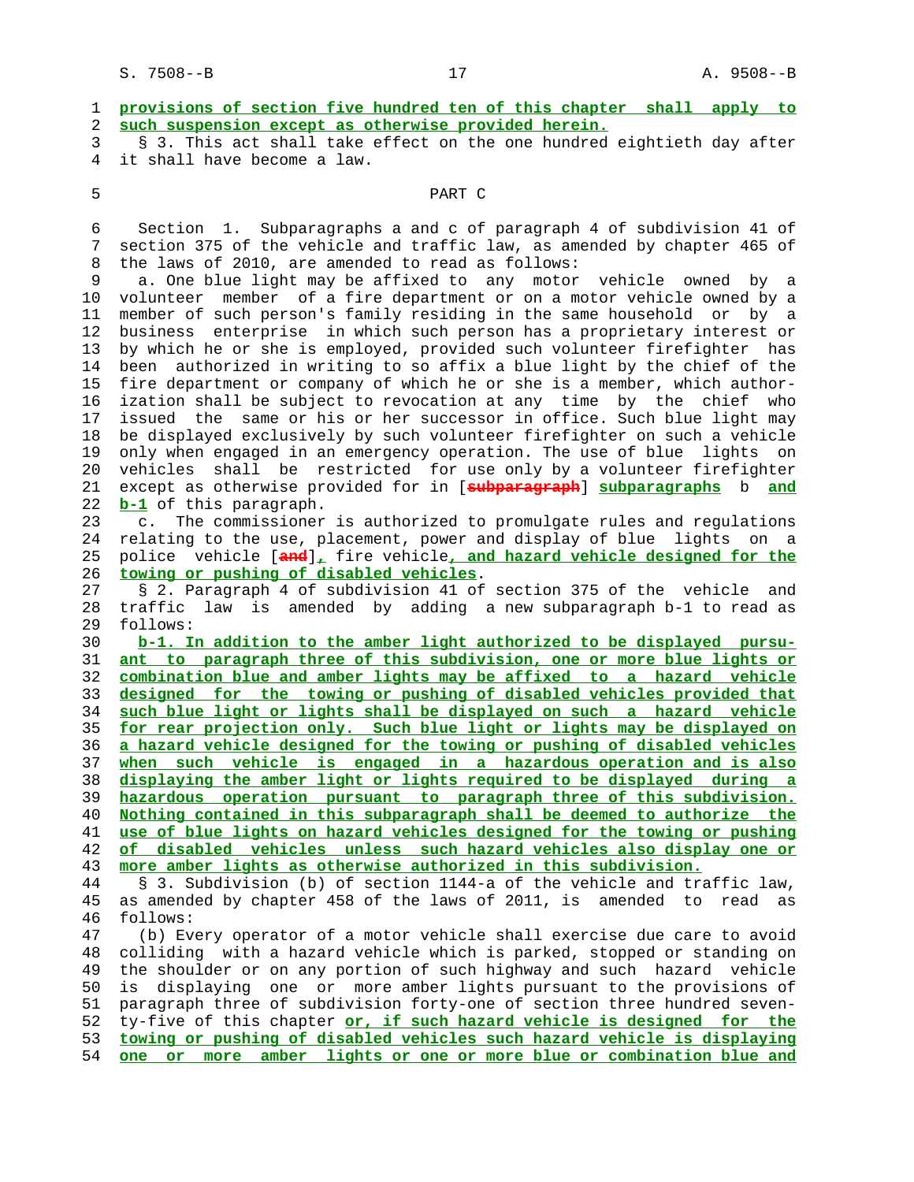provisions of section five hundred ten of this chapter shall apply to such suspension except as otherwise provided herein.

§ 3. This act shall take effect on the one hundred eightieth day after it shall have become a law.

PART C

Section 1. Subparagraphs a and c of paragraph 4 of subdivision 41 of section 375 of the vehicle and traffic law, as amended by chapter 465 of the laws of 2010, are amended to read as follows:

a. One blue light may be affixed to any motor vehicle owned by a volunteer member of a fire department or on a motor vehicle owned by a member of such person's family residing in the same household or by a business enterprise in which such person has a proprietary interest or by which he or she is employed, provided such volunteer firefighter has been authorized in writing to so affix a blue light by the chief of the fire department or company of which he or she is a member, which authorization shall be subject to revocation at any time by the chief who issued the same or his or her successor in office. Such blue light may be displayed exclusively by such volunteer firefighter on such a vehicle only when engaged in an emergency operation. The use of blue lights on vehicles shall be restricted for use only by a volunteer firefighter except as otherwise provided for in [~~subparagraph~~] subparagraphs b and b-1 of this paragraph.

c. The commissioner is authorized to promulgate rules and regulations relating to the use, placement, power and display of blue lights on a police vehicle [~~and~~], fire vehicle, and hazard vehicle designed for the towing or pushing of disabled vehicles.

§ 2. Paragraph 4 of subdivision 41 of section 375 of the vehicle and traffic law is amended by adding a new subparagraph b-1 to read as follows:

b-1. In addition to the amber light authorized to be displayed pursuant to paragraph three of this subdivision, one or more blue lights or combination blue and amber lights may be affixed to a hazard vehicle designed for the towing or pushing of disabled vehicles provided that such blue light or lights shall be displayed on such a hazard vehicle for rear projection only. Such blue light or lights may be displayed on a hazard vehicle designed for the towing or pushing of disabled vehicles when such vehicle is engaged in a hazardous operation and is also displaying the amber light or lights required to be displayed during a hazardous operation pursuant to paragraph three of this subdivision. Nothing contained in this subparagraph shall be deemed to authorize the use of blue lights on hazard vehicles designed for the towing or pushing of disabled vehicles unless such hazard vehicles also display one or more amber lights as otherwise authorized in this subdivision.

§ 3. Subdivision (b) of section 1144-a of the vehicle and traffic law, as amended by chapter 458 of the laws of 2011, is amended to read as follows:

(b) Every operator of a motor vehicle shall exercise due care to avoid colliding with a hazard vehicle which is parked, stopped or standing on the shoulder or on any portion of such highway and such hazard vehicle is displaying one or more amber lights pursuant to the provisions of paragraph three of subdivision forty-one of section three hundred seventy-five of this chapter or, if such hazard vehicle is designed for the towing or pushing of disabled vehicles such hazard vehicle is displaying one or more amber lights or one or more blue or combination blue and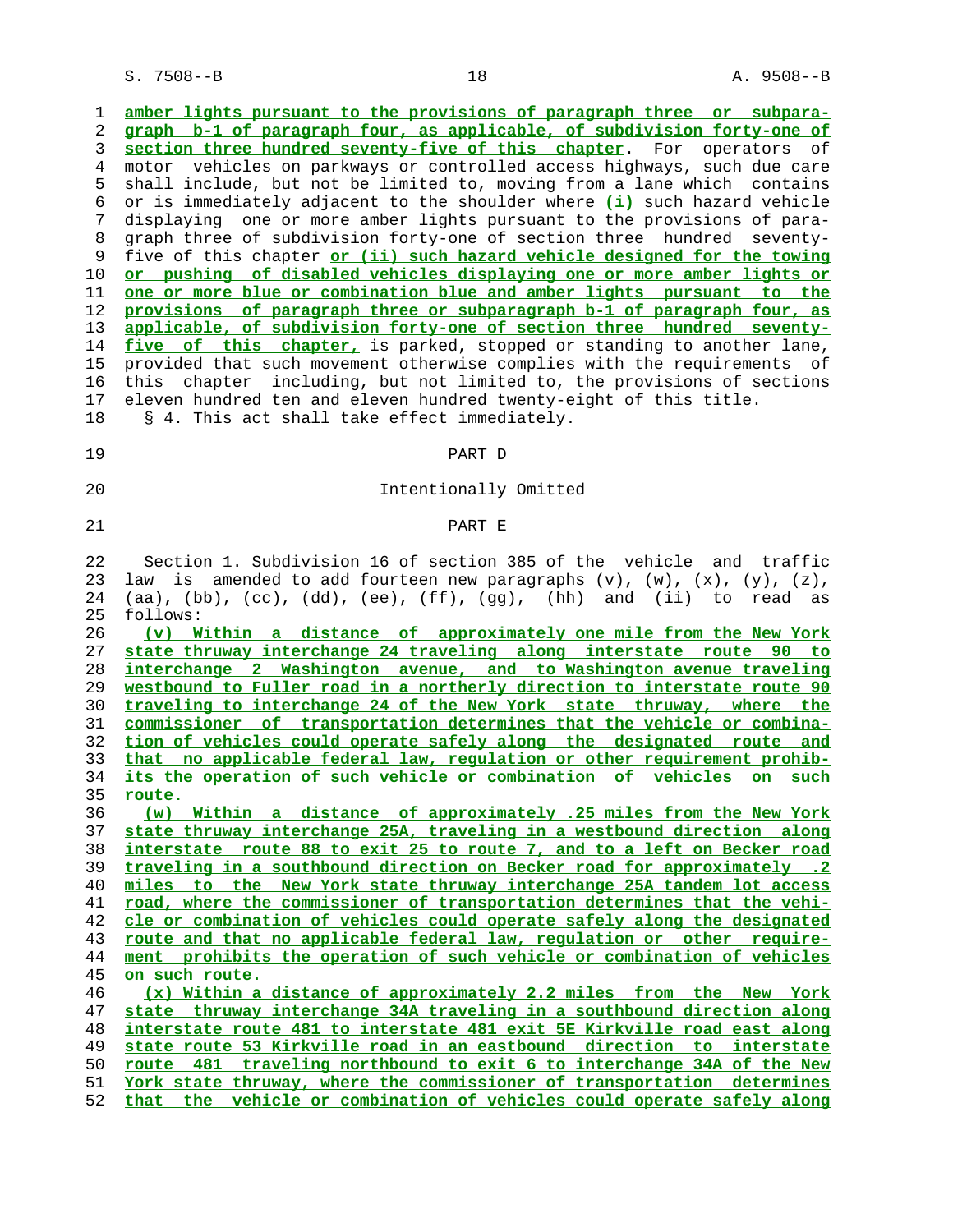amber lights pursuant to the provisions of paragraph three or subparagraph b-1 of paragraph four, as applicable, of subdivision forty-one of section three hundred seventy-five of this chapter. For operators of motor vehicles on parkways or controlled access highways, such due care shall include, but not be limited to, moving from a lane which contains or is immediately adjacent to the shoulder where (i) such hazard vehicle displaying one or more amber lights pursuant to the provisions of paragraph three of subdivision forty-one of section three hundred seventy-five of this chapter or (ii) such hazard vehicle designed for the towing or pushing of disabled vehicles displaying one or more amber lights or one or more blue or combination blue and amber lights pursuant to the provisions of paragraph three or subparagraph b-1 of paragraph four, as applicable, of subdivision forty-one of section three hundred seventy-five of this chapter, is parked, stopped or standing to another lane, provided that such movement otherwise complies with the requirements of this chapter including, but not limited to, the provisions of sections eleven hundred ten and eleven hundred twenty-eight of this title.

§ 4. This act shall take effect immediately.

PART D

Intentionally Omitted

PART E

Section 1. Subdivision 16 of section 385 of the vehicle and traffic law is amended to add fourteen new paragraphs (v), (w), (x), (y), (z), (aa), (bb), (cc), (dd), (ee), (ff), (gg), (hh) and (ii) to read as follows:

(v) Within a distance of approximately one mile from the New York state thruway interchange 24 traveling along interstate route 90 to interchange 2 Washington avenue, and to Washington avenue traveling westbound to Fuller road in a northerly direction to interstate route 90 traveling to interchange 24 of the New York state thruway, where the commissioner of transportation determines that the vehicle or combination of vehicles could operate safely along the designated route and that no applicable federal law, regulation or other requirement prohibits the operation of such vehicle or combination of vehicles on such route.

(w) Within a distance of approximately .25 miles from the New York state thruway interchange 25A, traveling in a westbound direction along interstate route 88 to exit 25 to route 7, and to a left on Becker road traveling in a southbound direction on Becker road for approximately .2 miles to the New York state thruway interchange 25A tandem lot access road, where the commissioner of transportation determines that the vehicle or combination of vehicles could operate safely along the designated route and that no applicable federal law, regulation or other requirement prohibits the operation of such vehicle or combination of vehicles on such route.

(x) Within a distance of approximately 2.2 miles from the New York state thruway interchange 34A traveling in a southbound direction along interstate route 481 to interstate 481 exit 5E Kirkville road east along state route 53 Kirkville road in an eastbound direction to interstate route 481 traveling northbound to exit 6 to interchange 34A of the New York state thruway, where the commissioner of transportation determines that the vehicle or combination of vehicles could operate safely along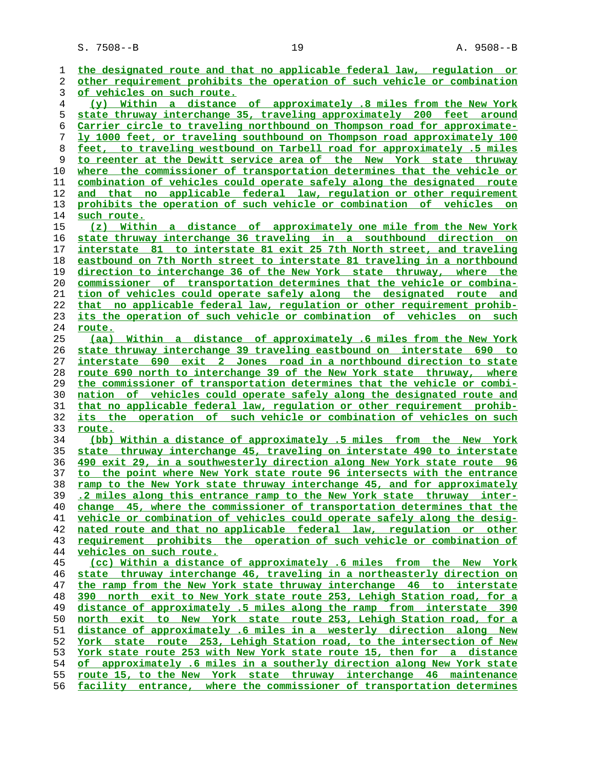the designated route and that no applicable federal law, regulation or other requirement prohibits the operation of such vehicle or combination of vehicles on such route.

(y) Within a distance of approximately .8 miles from the New York state thruway interchange 35, traveling approximately 200 feet around Carrier circle to traveling northbound on Thompson road for approximately 1000 feet, or traveling southbound on Thompson road approximately 100 feet, to traveling westbound on Tarbell road for approximately .5 miles to reenter at the Dewitt service area of the New York state thruway where the commissioner of transportation determines that the vehicle or combination of vehicles could operate safely along the designated route and that no applicable federal law, regulation or other requirement prohibits the operation of such vehicle or combination of vehicles on such route.

(z) Within a distance of approximately one mile from the New York state thruway interchange 36 traveling in a southbound direction on interstate 81 to interstate 81 exit 25 7th North street, and traveling eastbound on 7th North street to interstate 81 traveling in a northbound direction to interchange 36 of the New York state thruway, where the commissioner of transportation determines that the vehicle or combination of vehicles could operate safely along the designated route and that no applicable federal law, regulation or other requirement prohibits the operation of such vehicle or combination of vehicles on such route.

(aa) Within a distance of approximately .6 miles from the New York state thruway interchange 39 traveling eastbound on interstate 690 to interstate 690 exit 2 Jones road in a northbound direction to state route 690 north to interchange 39 of the New York state thruway, where the commissioner of transportation determines that the vehicle or combination of vehicles could operate safely along the designated route and that no applicable federal law, regulation or other requirement prohibits the operation of such vehicle or combination of vehicles on such route.

(bb) Within a distance of approximately .5 miles from the New York state thruway interchange 45, traveling on interstate 490 to interstate 490 exit 29, in a southwesterly direction along New York state route 96 to the point where New York state route 96 intersects with the entrance ramp to the New York state thruway interchange 45, and for approximately .2 miles along this entrance ramp to the New York state thruway interchange 45, where the commissioner of transportation determines that the vehicle or combination of vehicles could operate safely along the designated route and that no applicable federal law, regulation or other requirement prohibits the operation of such vehicle or combination of vehicles on such route.

(cc) Within a distance of approximately .6 miles from the New York state thruway interchange 46, traveling in a northeasterly direction on the ramp from the New York state thruway interchange 46 to interstate 390 north exit to New York state route 253, Lehigh Station road, for a distance of approximately .5 miles along the ramp from interstate 390 north exit to New York state route 253, Lehigh Station road, for a distance of approximately .6 miles in a westerly direction along New York state route 253, Lehigh Station road, to the intersection of New York state route 253 with New York state route 15, then for a distance of approximately .6 miles in a southerly direction along New York state route 15, to the New York state thruway interchange 46 maintenance facility entrance, where the commissioner of transportation determines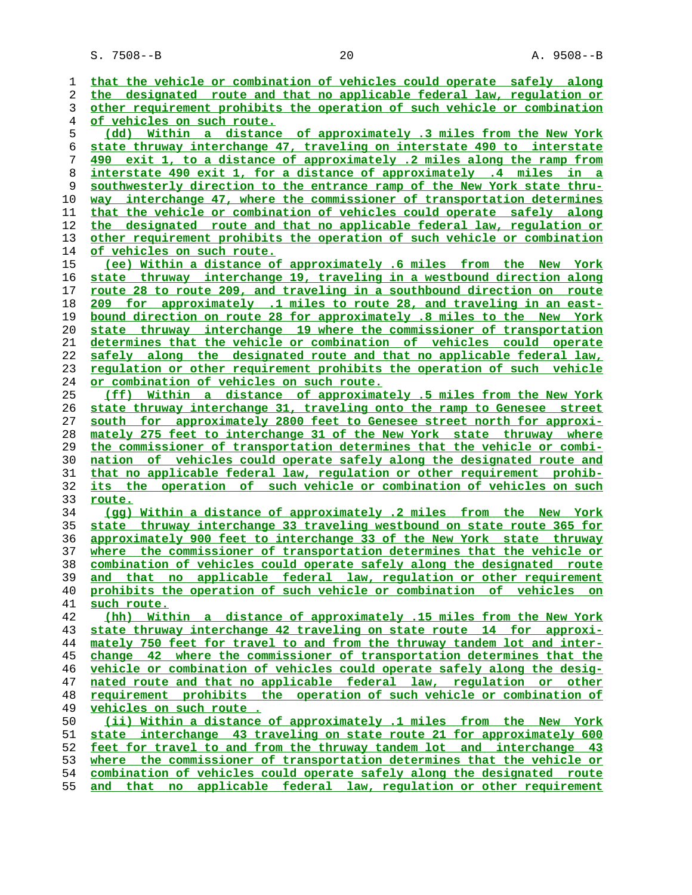that the vehicle or combination of vehicles could operate safely along the designated route and that no applicable federal law, regulation or other requirement prohibits the operation of such vehicle or combination of vehicles on such route.

(dd) Within a distance of approximately .3 miles from the New York state thruway interchange 47, traveling on interstate 490 to interstate 490 exit 1, to a distance of approximately .2 miles along the ramp from interstate 490 exit 1, for a distance of approximately .4 miles in a southwesterly direction to the entrance ramp of the New York state thruway interchange 47, where the commissioner of transportation determines that the vehicle or combination of vehicles could operate safely along the designated route and that no applicable federal law, regulation or other requirement prohibits the operation of such vehicle or combination of vehicles on such route.

(ee) Within a distance of approximately .6 miles from the New York state thruway interchange 19, traveling in a westbound direction along route 28 to route 209, and traveling in a southbound direction on route 209 for approximately .1 miles to route 28, and traveling in an eastbound direction on route 28 for approximately .8 miles to the New York state thruway interchange 19 where the commissioner of transportation determines that the vehicle or combination of vehicles could operate safely along the designated route and that no applicable federal law, regulation or other requirement prohibits the operation of such vehicle or combination of vehicles on such route.

(ff) Within a distance of approximately .5 miles from the New York state thruway interchange 31, traveling onto the ramp to Genesee street south for approximately 2800 feet to Genesee street north for approximately 275 feet to interchange 31 of the New York state thruway where the commissioner of transportation determines that the vehicle or combination of vehicles could operate safely along the designated route and that no applicable federal law, regulation or other requirement prohibits the operation of such vehicle or combination of vehicles on such route.

(gg) Within a distance of approximately .2 miles from the New York state thruway interchange 33 traveling westbound on state route 365 for approximately 900 feet to interchange 33 of the New York state thruway where the commissioner of transportation determines that the vehicle or combination of vehicles could operate safely along the designated route and that no applicable federal law, regulation or other requirement prohibits the operation of such vehicle or combination of vehicles on such route.

(hh) Within a distance of approximately .15 miles from the New York state thruway interchange 42 traveling on state route 14 for approximately 750 feet for travel to and from the thruway tandem lot and interchange 42 where the commissioner of transportation determines that the vehicle or combination of vehicles could operate safely along the designated route and that no applicable federal law, regulation or other requirement prohibits the operation of such vehicle or combination of vehicles on such route .

(ii) Within a distance of approximately .1 miles from the New York state interchange 43 traveling on state route 21 for approximately 600 feet for travel to and from the thruway tandem lot and interchange 43 where the commissioner of transportation determines that the vehicle or combination of vehicles could operate safely along the designated route and that no applicable federal law, regulation or other requirement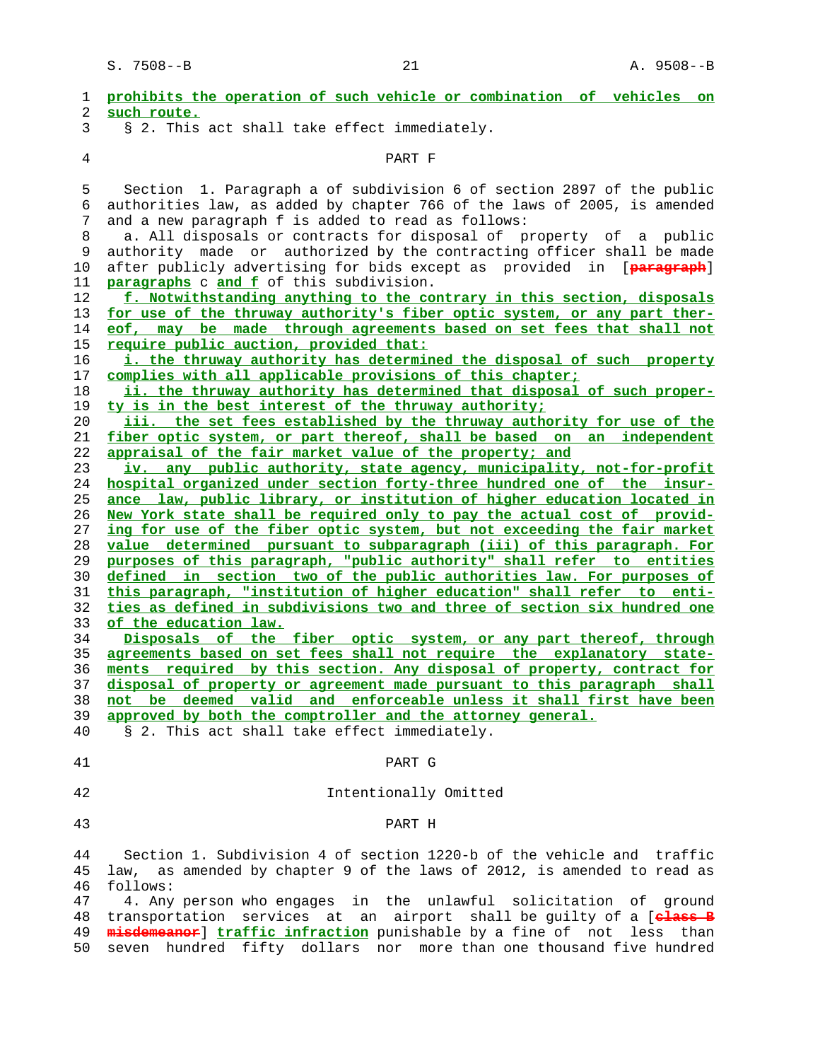prohibits the operation of such vehicle or combination of vehicles on such route.

§ 2. This act shall take effect immediately.

PART F

Section 1. Paragraph a of subdivision 6 of section 2897 of the public authorities law, as added by chapter 766 of the laws of 2005, is amended and a new paragraph f is added to read as follows:

a. All disposals or contracts for disposal of property of a public authority made or authorized by the contracting officer shall be made after publicly advertising for bids except as provided in [~~paragraph~~] paragraphs c and f of this subdivision.

f. Notwithstanding anything to the contrary in this section, disposals for use of the thruway authority's fiber optic system, or any part thereof, may be made through agreements based on set fees that shall not require public auction, provided that:

i. the thruway authority has determined the disposal of such property complies with all applicable provisions of this chapter;

ii. the thruway authority has determined that disposal of such property is in the best interest of the thruway authority;

iii. the set fees established by the thruway authority for use of the fiber optic system, or part thereof, shall be based on an independent appraisal of the fair market value of the property; and

iv. any public authority, state agency, municipality, not-for-profit hospital organized under section forty-three hundred one of the insurance law, public library, or institution of higher education located in New York state shall be required only to pay the actual cost of providing for use of the fiber optic system, but not exceeding the fair market value determined pursuant to subparagraph (iii) of this paragraph. For purposes of this paragraph, "public authority" shall refer to entities defined in section two of the public authorities law. For purposes of this paragraph, "institution of higher education" shall refer to entities as defined in subdivisions two and three of section six hundred one of the education law.

Disposals of the fiber optic system, or any part thereof, through agreements based on set fees shall not require the explanatory statements required by this section. Any disposal of property, contract for disposal of property or agreement made pursuant to this paragraph shall not be deemed valid and enforceable unless it shall first have been approved by both the comptroller and the attorney general.

§ 2. This act shall take effect immediately.

PART G

Intentionally Omitted

PART H

Section 1. Subdivision 4 of section 1220-b of the vehicle and traffic law, as amended by chapter 9 of the laws of 2012, is amended to read as follows:

4. Any person who engages in the unlawful solicitation of ground transportation services at an airport shall be guilty of a [~~class B misdemeanor~~] traffic infraction punishable by a fine of not less than seven hundred fifty dollars nor more than one thousand five hundred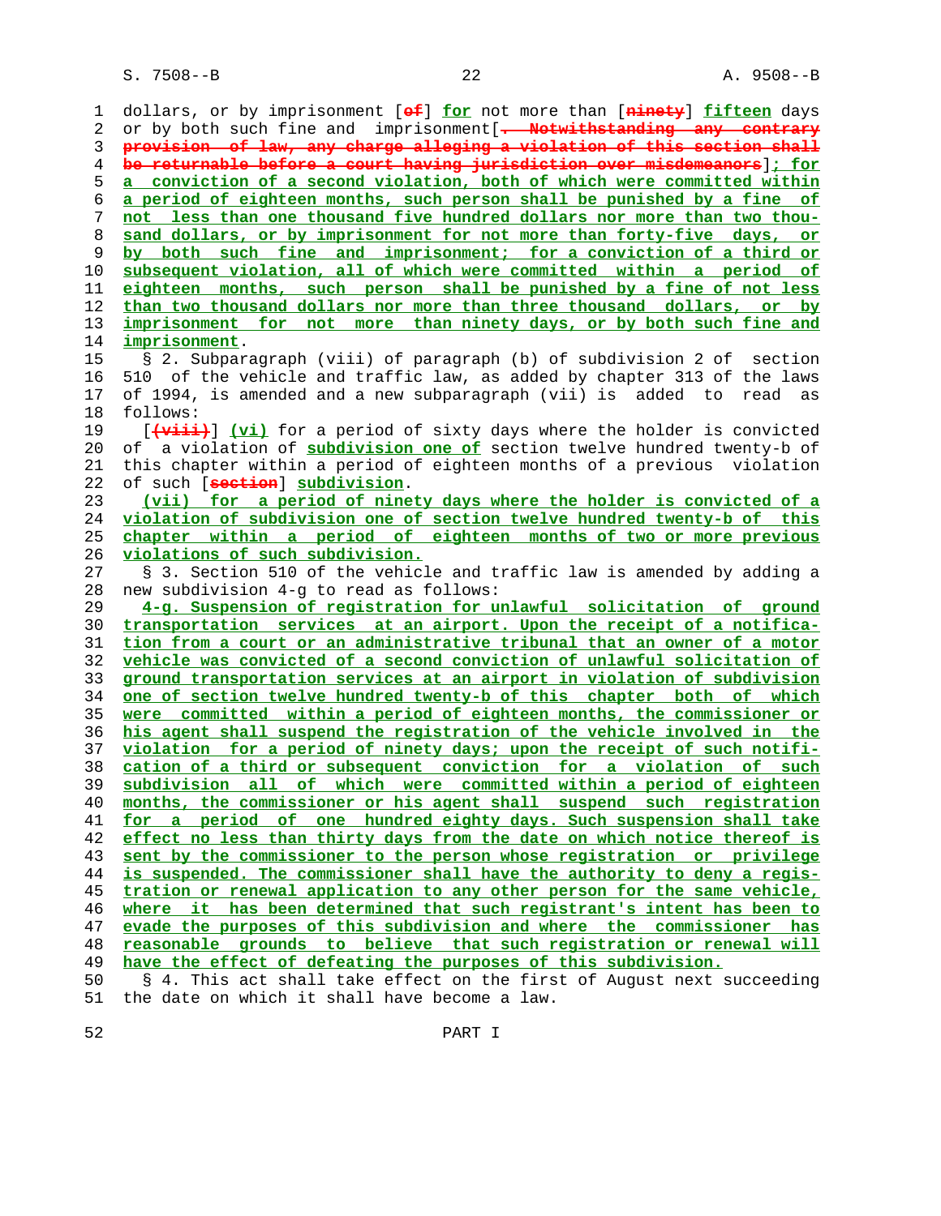dollars, or by imprisonment [of] for not more than [ninety] fifteen days or by both such fine and imprisonment[. Notwithstanding any contrary provision of law, any charge alleging a violation of this section shall be returnable before a court having jurisdiction over misdemeanors]; for a conviction of a second violation, both of which were committed within a period of eighteen months, such person shall be punished by a fine of not less than one thousand five hundred dollars nor more than two thousand dollars, or by imprisonment for not more than forty-five days, or by both such fine and imprisonment; for a conviction of a third or subsequent violation, all of which were committed within a period of eighteen months, such person shall be punished by a fine of not less than two thousand dollars nor more than three thousand dollars, or by imprisonment for not more than ninety days, or by both such fine and imprisonment.

§ 2. Subparagraph (viii) of paragraph (b) of subdivision 2 of section 510 of the vehicle and traffic law, as added by chapter 313 of the laws of 1994, is amended and a new subparagraph (vii) is added to read as follows:

[(viii)] (vi) for a period of sixty days where the holder is convicted of a violation of subdivision one of section twelve hundred twenty-b of this chapter within a period of eighteen months of a previous violation of such [section] subdivision.

(vii) for a period of ninety days where the holder is convicted of a violation of subdivision one of section twelve hundred twenty-b of this chapter within a period of eighteen months of two or more previous violations of such subdivision.

§ 3. Section 510 of the vehicle and traffic law is amended by adding a new subdivision 4-g to read as follows:

4-g. Suspension of registration for unlawful solicitation of ground transportation services at an airport. Upon the receipt of a notification from a court or an administrative tribunal that an owner of a motor vehicle was convicted of a second conviction of unlawful solicitation of ground transportation services at an airport in violation of subdivision one of section twelve hundred twenty-b of this chapter both of which were committed within a period of eighteen months, the commissioner or his agent shall suspend the registration of the vehicle involved in the violation for a period of ninety days; upon the receipt of such notification of a third or subsequent conviction for a violation of such subdivision all of which were committed within a period of eighteen months, the commissioner or his agent shall suspend such registration for a period of one hundred eighty days. Such suspension shall take effect no less than thirty days from the date on which notice thereof is sent by the commissioner to the person whose registration or privilege is suspended. The commissioner shall have the authority to deny a registration or renewal application to any other person for the same vehicle, where it has been determined that such registrant's intent has been to evade the purposes of this subdivision and where the commissioner has reasonable grounds to believe that such registration or renewal will have the effect of defeating the purposes of this subdivision.

§ 4. This act shall take effect on the first of August next succeeding the date on which it shall have become a law.

PART I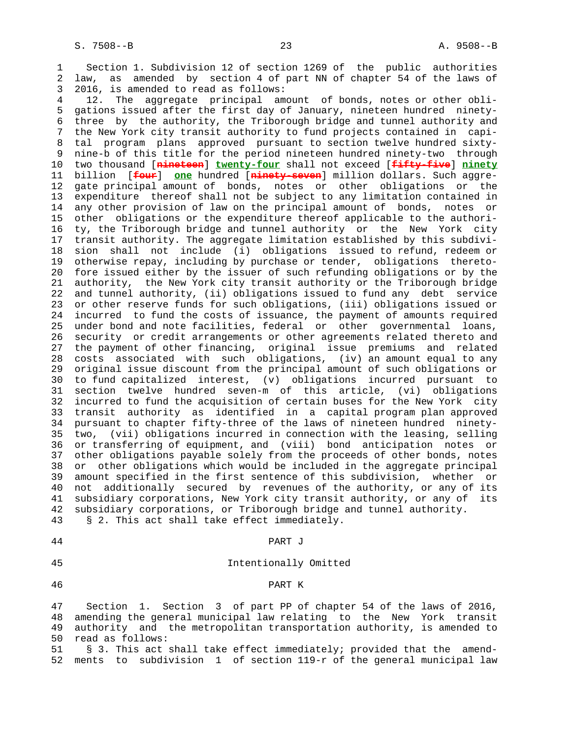Section 1. Subdivision 12 of section 1269 of the public authorities law, as amended by section 4 of part NN of chapter 54 of the laws of 2016, is amended to read as follows:

12. The aggregate principal amount of bonds, notes or other obligations issued after the first day of January, nineteen hundred ninety-three by the authority, the Triborough bridge and tunnel authority and the New York city transit authority to fund projects contained in capital program plans approved pursuant to section twelve hundred sixty-nine-b of this title for the period nineteen hundred ninety-two through two thousand [~~nineteen~~] **twenty-four** shall not exceed [~~fifty-five~~] **ninety** billion [~~four~~] **one** hundred [~~ninety-seven~~] million dollars. Such aggregate principal amount of bonds, notes or other obligations or the expenditure thereof shall not be subject to any limitation contained in any other provision of law on the principal amount of bonds, notes or other obligations or the expenditure thereof applicable to the authority, the Triborough bridge and tunnel authority or the New York city transit authority. The aggregate limitation established by this subdivision shall not include (i) obligations issued to refund, redeem or otherwise repay, including by purchase or tender, obligations theretofore issued either by the issuer of such refunding obligations or by the authority, the New York city transit authority or the Triborough bridge and tunnel authority, (ii) obligations issued to fund any debt service or other reserve funds for such obligations, (iii) obligations issued or incurred to fund the costs of issuance, the payment of amounts required under bond and note facilities, federal or other governmental loans, security or credit arrangements or other agreements related thereto and the payment of other financing, original issue premiums and related costs associated with such obligations, (iv) an amount equal to any original issue discount from the principal amount of such obligations or to fund capitalized interest, (v) obligations incurred pursuant to section twelve hundred seven-m of this article, (vi) obligations incurred to fund the acquisition of certain buses for the New York city transit authority as identified in a capital program plan approved pursuant to chapter fifty-three of the laws of nineteen hundred ninety-two, (vii) obligations incurred in connection with the leasing, selling or transferring of equipment, and (viii) bond anticipation notes or other obligations payable solely from the proceeds of other bonds, notes or other obligations which would be included in the aggregate principal amount specified in the first sentence of this subdivision, whether or not additionally secured by revenues of the authority, or any of its subsidiary corporations, New York city transit authority, or any of its subsidiary corporations, or Triborough bridge and tunnel authority.

§ 2. This act shall take effect immediately.

## PART J

Intentionally Omitted

## PART K

Section 1. Section 3 of part PP of chapter 54 of the laws of 2016, amending the general municipal law relating to the New York transit authority and the metropolitan transportation authority, is amended to read as follows:

§ 3. This act shall take effect immediately; provided that the amendments to subdivision 1 of section 119-r of the general municipal law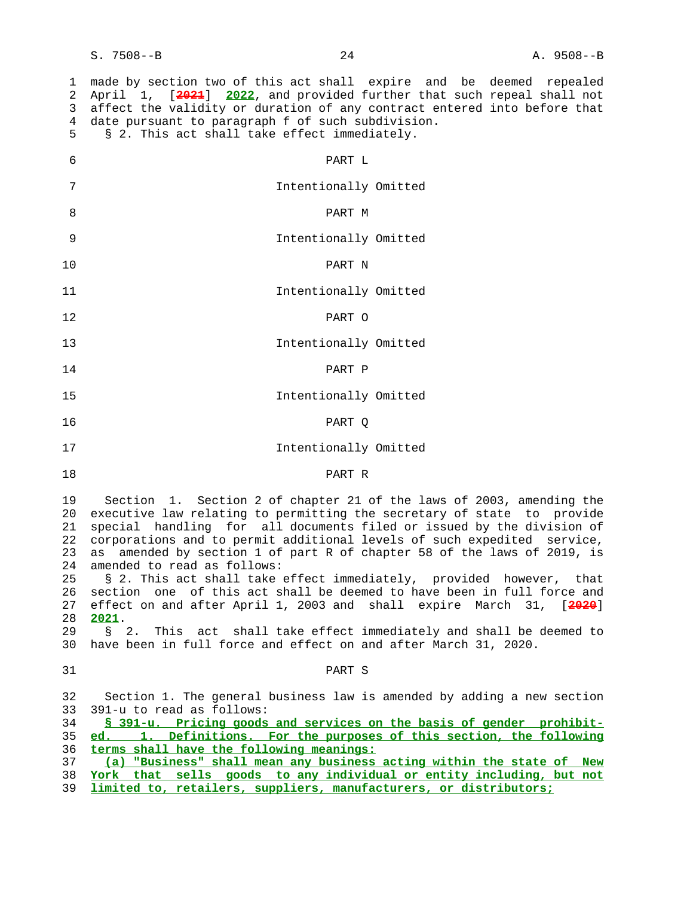made by section two of this act shall expire and be deemed repealed April 1, [~~2021~~] **2022**, and provided further that such repeal shall not affect the validity or duration of any contract entered into before that date pursuant to paragraph f of such subdivision.

§ 2. This act shall take effect immediately.

PART L

Intentionally Omitted

PART M

Intentionally Omitted

PART N

Intentionally Omitted

PART O

Intentionally Omitted

PART P

Intentionally Omitted

PART Q

Intentionally Omitted

PART R

Section 1. Section 2 of chapter 21 of the laws of 2003, amending the executive law relating to permitting the secretary of state to provide special handling for all documents filed or issued by the division of corporations and to permit additional levels of such expedited service, as amended by section 1 of part R of chapter 58 of the laws of 2019, is amended to read as follows:

§ 2. This act shall take effect immediately, provided however, that section one of this act shall be deemed to have been in full force and effect on and after April 1, 2003 and shall expire March 31, [~~2020~~] **2021**.

§ 2. This act shall take effect immediately and shall be deemed to have been in full force and effect on and after March 31, 2020.

PART S

Section 1. The general business law is amended by adding a new section 391-u to read as follows:

**§ 391-u. Pricing goods and services on the basis of gender prohibited. 1. Definitions. For the purposes of this section, the following terms shall have the following meanings:**

**(a) "Business" shall mean any business acting within the state of New York that sells goods to any individual or entity including, but not limited to, retailers, suppliers, manufacturers, or distributors;**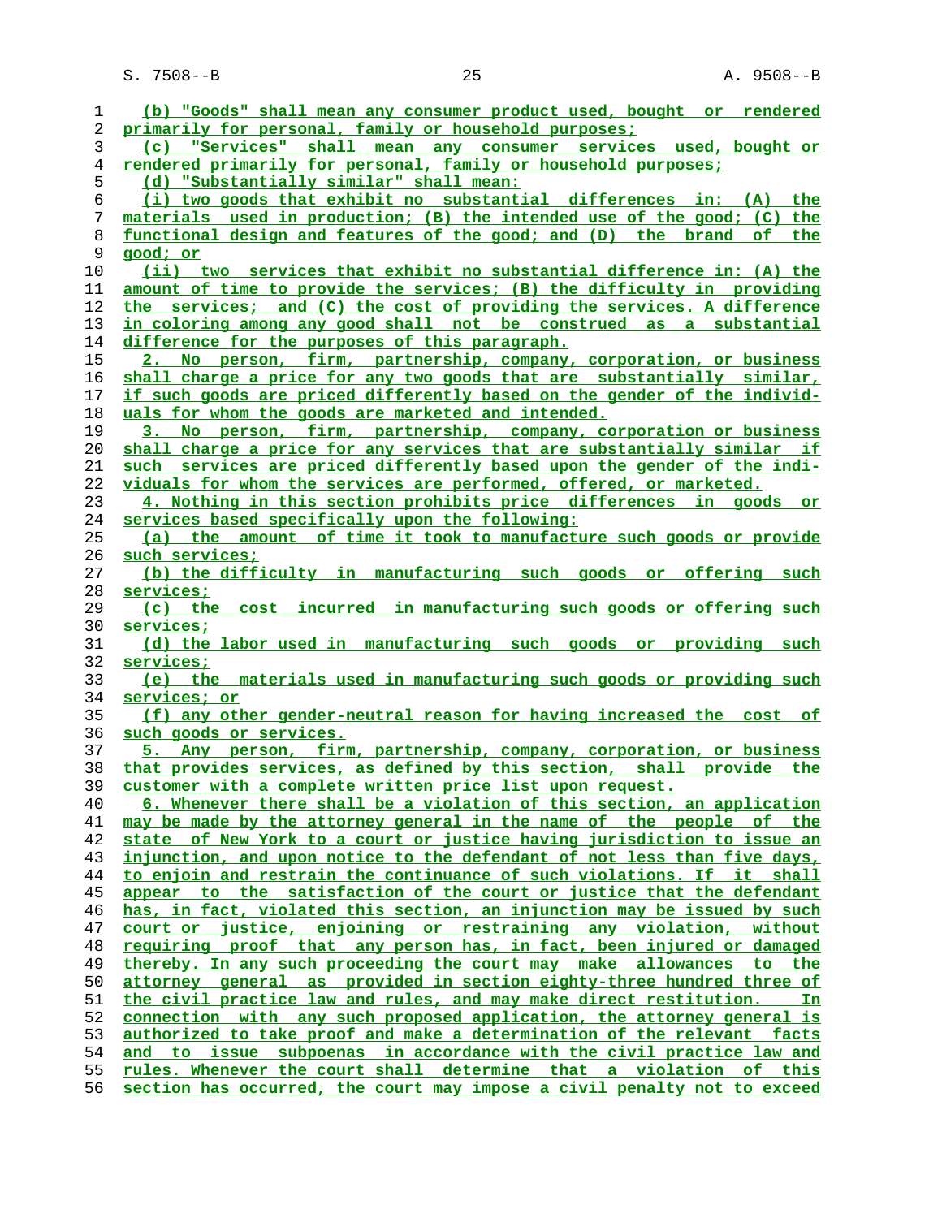(b) "Goods" shall mean any consumer product used, bought or rendered primarily for personal, family or household purposes;

(c) "Services" shall mean any consumer services used, bought or rendered primarily for personal, family or household purposes;

(d) "Substantially similar" shall mean:

(i) two goods that exhibit no substantial differences in: (A) the materials used in production; (B) the intended use of the good; (C) the functional design and features of the good; and (D) the brand of the good; or

(ii) two services that exhibit no substantial difference in: (A) the amount of time to provide the services; (B) the difficulty in providing the services; and (C) the cost of providing the services. A difference in coloring among any good shall not be construed as a substantial difference for the purposes of this paragraph.

2. No person, firm, partnership, company, corporation, or business shall charge a price for any two goods that are substantially similar, if such goods are priced differently based on the gender of the individuals for whom the goods are marketed and intended.

3. No person, firm, partnership, company, corporation or business shall charge a price for any services that are substantially similar if such services are priced differently based upon the gender of the individuals for whom the services are performed, offered, or marketed.

4. Nothing in this section prohibits price differences in goods or services based specifically upon the following:

(a) the amount of time it took to manufacture such goods or provide such services;

(b) the difficulty in manufacturing such goods or offering such services;

(c) the cost incurred in manufacturing such goods or offering such services;

(d) the labor used in manufacturing such goods or providing such services;

(e) the materials used in manufacturing such goods or providing such services; or

(f) any other gender-neutral reason for having increased the cost of such goods or services.

5. Any person, firm, partnership, company, corporation, or business that provides services, as defined by this section, shall provide the customer with a complete written price list upon request.

6. Whenever there shall be a violation of this section, an application may be made by the attorney general in the name of the people of the state of New York to a court or justice having jurisdiction to issue an injunction, and upon notice to the defendant of not less than five days, to enjoin and restrain the continuance of such violations. If it shall appear to the satisfaction of the court or justice that the defendant has, in fact, violated this section, an injunction may be issued by such court or justice, enjoining or restraining any violation, without requiring proof that any person has, in fact, been injured or damaged thereby. In any such proceeding the court may make allowances to the attorney general as provided in section eighty-three hundred three of the civil practice law and rules, and may make direct restitution. In connection with any such proposed application, the attorney general is authorized to take proof and make a determination of the relevant facts and to issue subpoenas in accordance with the civil practice law and rules. Whenever the court shall determine that a violation of this section has occurred, the court may impose a civil penalty not to exceed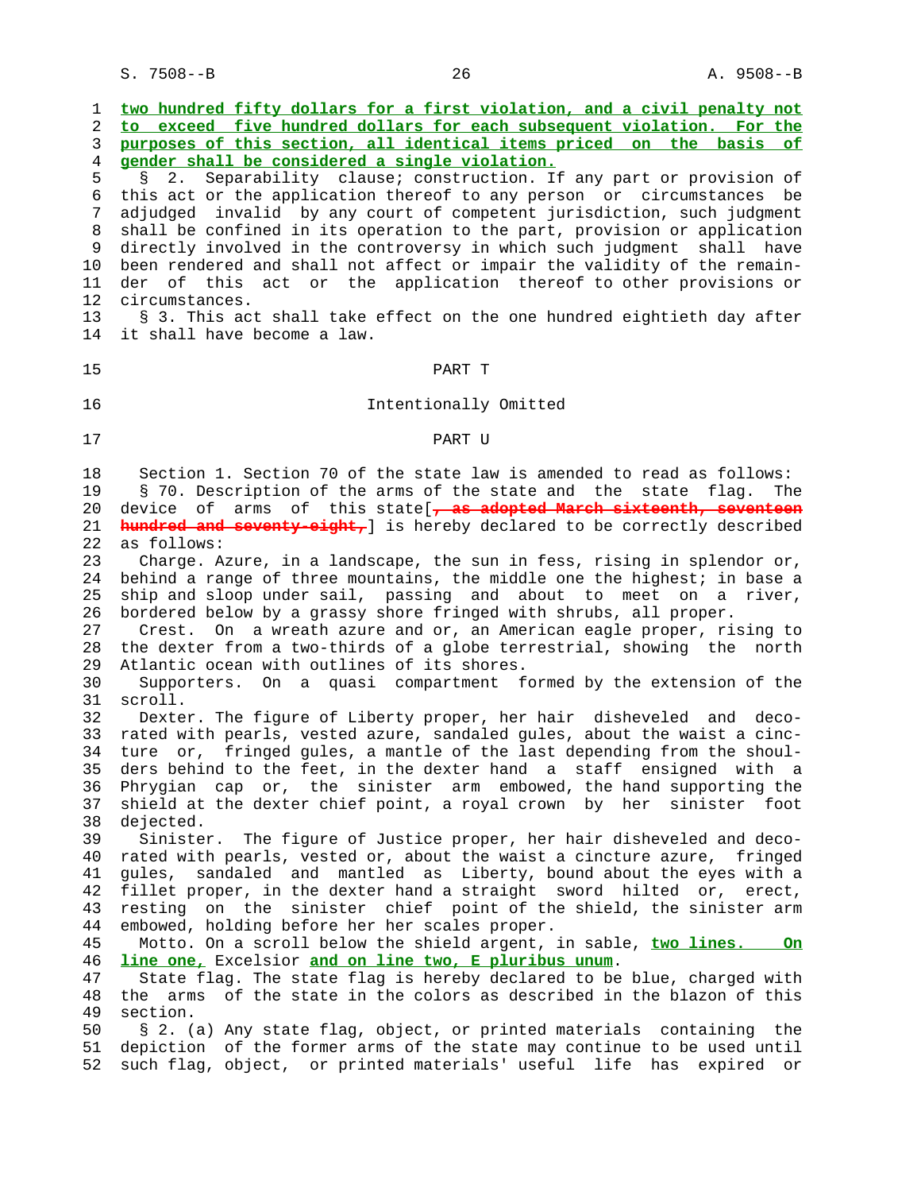two hundred fifty dollars for a first violation, and a civil penalty not to exceed five hundred dollars for each subsequent violation. For the purposes of this section, all identical items priced on the basis of gender shall be considered a single violation.

§ 2. Separability clause; construction. If any part or provision of this act or the application thereof to any person or circumstances be adjudged invalid by any court of competent jurisdiction, such judgment shall be confined in its operation to the part, provision or application directly involved in the controversy in which such judgment shall have been rendered and shall not affect or impair the validity of the remainder of this act or the application thereof to other provisions or circumstances.

§ 3. This act shall take effect on the one hundred eightieth day after it shall have become a law.

PART T

Intentionally Omitted

PART U

Section 1. Section 70 of the state law is amended to read as follows:

§ 70. Description of the arms of the state and the state flag. The device of arms of this state[~~, as adopted March sixteenth, seventeen hundred and seventy-eight,~~] is hereby declared to be correctly described as follows:

Charge. Azure, in a landscape, the sun in fess, rising in splendor or, behind a range of three mountains, the middle one the highest; in base a ship and sloop under sail, passing and about to meet on a river, bordered below by a grassy shore fringed with shrubs, all proper.

Crest. On a wreath azure and or, an American eagle proper, rising to the dexter from a two-thirds of a globe terrestrial, showing the north Atlantic ocean with outlines of its shores.

Supporters. On a quasi compartment formed by the extension of the scroll.

Dexter. The figure of Liberty proper, her hair disheveled and decorated with pearls, vested azure, sandaled gules, about the waist a cincture or, fringed gules, a mantle of the last depending from the shoulders behind to the feet, in the dexter hand a staff ensigned with a Phrygian cap or, the sinister arm embowed, the hand supporting the shield at the dexter chief point, a royal crown by her sinister foot dejected.

Sinister. The figure of Justice proper, her hair disheveled and decorated with pearls, vested or, about the waist a cincture azure, fringed gules, sandaled and mantled as Liberty, bound about the eyes with a fillet proper, in the dexter hand a straight sword hilted or, erect, resting on the sinister chief point of the shield, the sinister arm embowed, holding before her her scales proper.

Motto. On a scroll below the shield argent, in sable, **two lines. On line one,** Excelsior **and on line two, E pluribus unum**.

State flag. The state flag is hereby declared to be blue, charged with the arms of the state in the colors as described in the blazon of this section.

§ 2. (a) Any state flag, object, or printed materials containing the depiction of the former arms of the state may continue to be used until such flag, object, or printed materials' useful life has expired or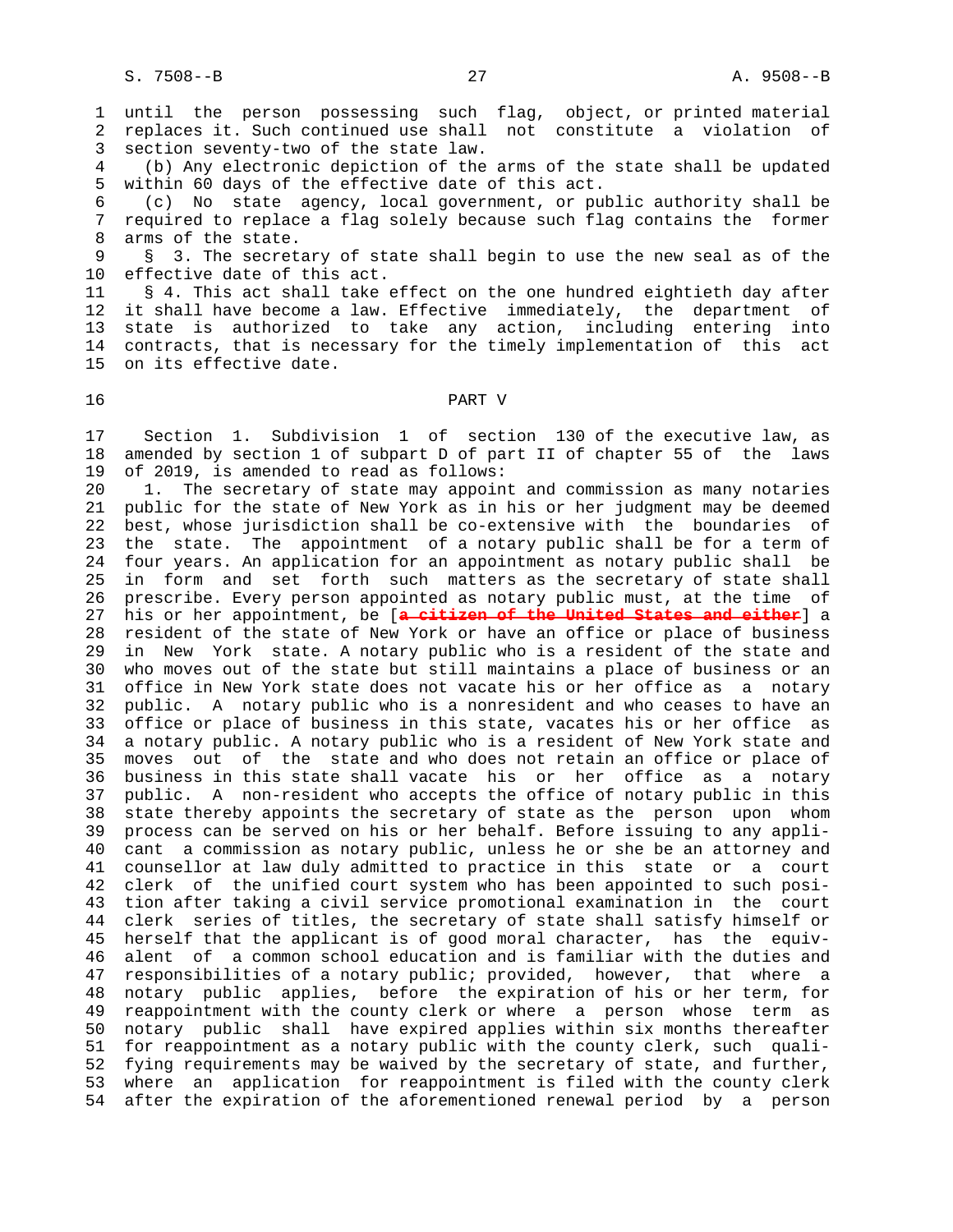until the person possessing such flag, object, or printed material replaces it. Such continued use shall not constitute a violation of section seventy-two of the state law.

(b) Any electronic depiction of the arms of the state shall be updated within 60 days of the effective date of this act.

(c) No state agency, local government, or public authority shall be required to replace a flag solely because such flag contains the former arms of the state.

§ 3. The secretary of state shall begin to use the new seal as of the effective date of this act.

§ 4. This act shall take effect on the one hundred eightieth day after it shall have become a law. Effective immediately, the department of state is authorized to take any action, including entering into contracts, that is necessary for the timely implementation of this act on its effective date.

## PART V

Section 1. Subdivision 1 of section 130 of the executive law, as amended by section 1 of subpart D of part II of chapter 55 of the laws of 2019, is amended to read as follows:

1. The secretary of state may appoint and commission as many notaries public for the state of New York as in his or her judgment may be deemed best, whose jurisdiction shall be co-extensive with the boundaries of the state. The appointment of a notary public shall be for a term of four years. An application for an appointment as notary public shall be in form and set forth such matters as the secretary of state shall prescribe. Every person appointed as notary public must, at the time of his or her appointment, be [~~a citizen of the United States and either~~] a resident of the state of New York or have an office or place of business in New York state. A notary public who is a resident of the state and who moves out of the state but still maintains a place of business or an office in New York state does not vacate his or her office as a notary public. A notary public who is a nonresident and who ceases to have an office or place of business in this state, vacates his or her office as a notary public. A notary public who is a resident of New York state and moves out of the state and who does not retain an office or place of business in this state shall vacate his or her office as a notary public. A non-resident who accepts the office of notary public in this state thereby appoints the secretary of state as the person upon whom process can be served on his or her behalf. Before issuing to any applicant a commission as notary public, unless he or she be an attorney and counsellor at law duly admitted to practice in this state or a court clerk of the unified court system who has been appointed to such position after taking a civil service promotional examination in the court clerk series of titles, the secretary of state shall satisfy himself or herself that the applicant is of good moral character, has the equivalent of a common school education and is familiar with the duties and responsibilities of a notary public; provided, however, that where a notary public applies, before the expiration of his or her term, for reappointment with the county clerk or where a person whose term as notary public shall have expired applies within six months thereafter for reappointment as a notary public with the county clerk, such qualifying requirements may be waived by the secretary of state, and further, where an application for reappointment is filed with the county clerk after the expiration of the aforementioned renewal period by a person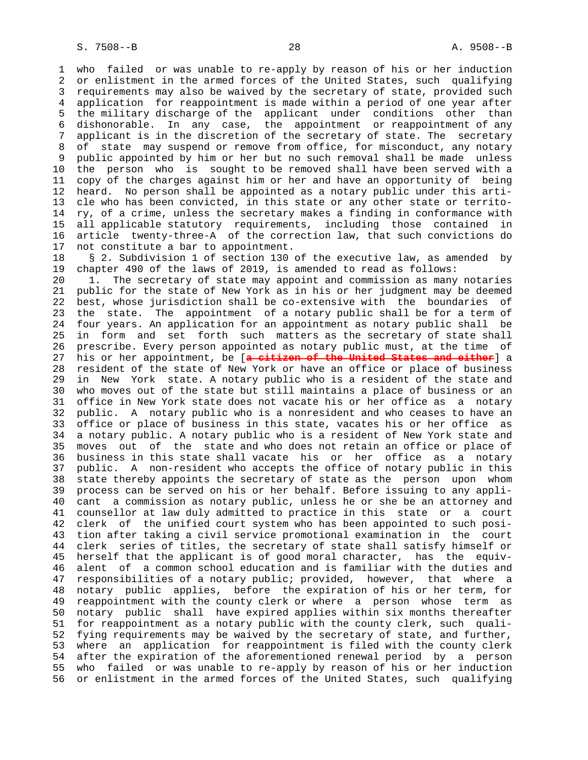who failed or was unable to re-apply by reason of his or her induction or enlistment in the armed forces of the United States, such qualifying requirements may also be waived by the secretary of state, provided such application for reappointment is made within a period of one year after the military discharge of the applicant under conditions other than dishonorable. In any case, the appointment or reappointment of any applicant is in the discretion of the secretary of state. The secretary of state may suspend or remove from office, for misconduct, any notary public appointed by him or her but no such removal shall be made unless the person who is sought to be removed shall have been served with a copy of the charges against him or her and have an opportunity of being heard. No person shall be appointed as a notary public under this article who has been convicted, in this state or any other state or territory, of a crime, unless the secretary makes a finding in conformance with all applicable statutory requirements, including those contained in article twenty-three-A of the correction law, that such convictions do not constitute a bar to appointment.

§ 2. Subdivision 1 of section 130 of the executive law, as amended by chapter 490 of the laws of 2019, is amended to read as follows:

1. The secretary of state may appoint and commission as many notaries public for the state of New York as in his or her judgment may be deemed best, whose jurisdiction shall be co-extensive with the boundaries of the state. The appointment of a notary public shall be for a term of four years. An application for an appointment as notary public shall be in form and set forth such matters as the secretary of state shall prescribe. Every person appointed as notary public must, at the time of his or her appointment, be [~~a citizen of the United States and either~~] a resident of the state of New York or have an office or place of business in New York state. A notary public who is a resident of the state and who moves out of the state but still maintains a place of business or an office in New York state does not vacate his or her office as a notary public. A notary public who is a nonresident and who ceases to have an office or place of business in this state, vacates his or her office as a notary public. A notary public who is a resident of New York state and moves out of the state and who does not retain an office or place of business in this state shall vacate his or her office as a notary public. A non-resident who accepts the office of notary public in this state thereby appoints the secretary of state as the person upon whom process can be served on his or her behalf. Before issuing to any applicant a commission as notary public, unless he or she be an attorney and counsellor at law duly admitted to practice in this state or a court clerk of the unified court system who has been appointed to such position after taking a civil service promotional examination in the court clerk series of titles, the secretary of state shall satisfy himself or herself that the applicant is of good moral character, has the equivalent of a common school education and is familiar with the duties and responsibilities of a notary public; provided, however, that where a notary public applies, before the expiration of his or her term, for reappointment with the county clerk or where a person whose term as notary public shall have expired applies within six months thereafter for reappointment as a notary public with the county clerk, such qualifying requirements may be waived by the secretary of state, and further, where an application for reappointment is filed with the county clerk after the expiration of the aforementioned renewal period by a person who failed or was unable to re-apply by reason of his or her induction or enlistment in the armed forces of the United States, such qualifying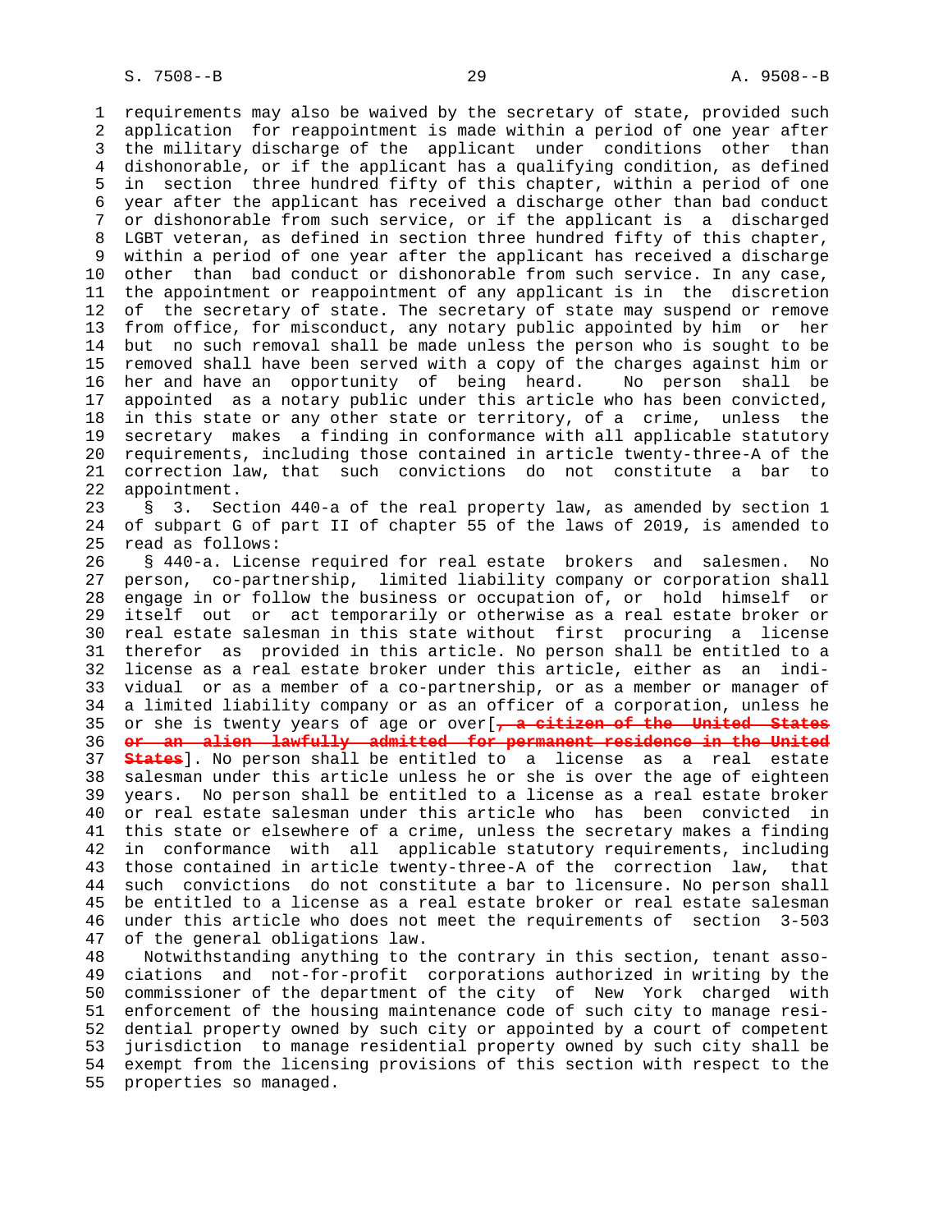requirements may also be waived by the secretary of state, provided such application for reappointment is made within a period of one year after the military discharge of the applicant under conditions other than dishonorable, or if the applicant has a qualifying condition, as defined in section three hundred fifty of this chapter, within a period of one year after the applicant has received a discharge other than bad conduct or dishonorable from such service, or if the applicant is a discharged LGBT veteran, as defined in section three hundred fifty of this chapter, within a period of one year after the applicant has received a discharge other than bad conduct or dishonorable from such service. In any case, the appointment or reappointment of any applicant is in the discretion of the secretary of state. The secretary of state may suspend or remove from office, for misconduct, any notary public appointed by him or her but no such removal shall be made unless the person who is sought to be removed shall have been served with a copy of the charges against him or her and have an opportunity of being heard. No person shall be appointed as a notary public under this article who has been convicted, in this state or any other state or territory, of a crime, unless the secretary makes a finding in conformance with all applicable statutory requirements, including those contained in article twenty-three-A of the correction law, that such convictions do not constitute a bar to appointment.

§ 3. Section 440-a of the real property law, as amended by section 1 of subpart G of part II of chapter 55 of the laws of 2019, is amended to read as follows:

§ 440-a. License required for real estate brokers and salesmen. No person, co-partnership, limited liability company or corporation shall engage in or follow the business or occupation of, or hold himself or itself out or act temporarily or otherwise as a real estate broker or real estate salesman in this state without first procuring a license therefor as provided in this article. No person shall be entitled to a license as a real estate broker under this article, either as an individual or as a member of a co-partnership, or as a member or manager of a limited liability company or as an officer of a corporation, unless he or she is twenty years of age or over[~~, a citizen of the United States or an alien lawfully admitted for permanent residence in the United States~~]. No person shall be entitled to a license as a real estate salesman under this article unless he or she is over the age of eighteen years. No person shall be entitled to a license as a real estate broker or real estate salesman under this article who has been convicted in this state or elsewhere of a crime, unless the secretary makes a finding in conformance with all applicable statutory requirements, including those contained in article twenty-three-A of the correction law, that such convictions do not constitute a bar to licensure. No person shall be entitled to a license as a real estate broker or real estate salesman under this article who does not meet the requirements of section 3-503 of the general obligations law.

Notwithstanding anything to the contrary in this section, tenant associations and not-for-profit corporations authorized in writing by the commissioner of the department of the city of New York charged with enforcement of the housing maintenance code of such city to manage residential property owned by such city or appointed by a court of competent jurisdiction to manage residential property owned by such city shall be exempt from the licensing provisions of this section with respect to the properties so managed.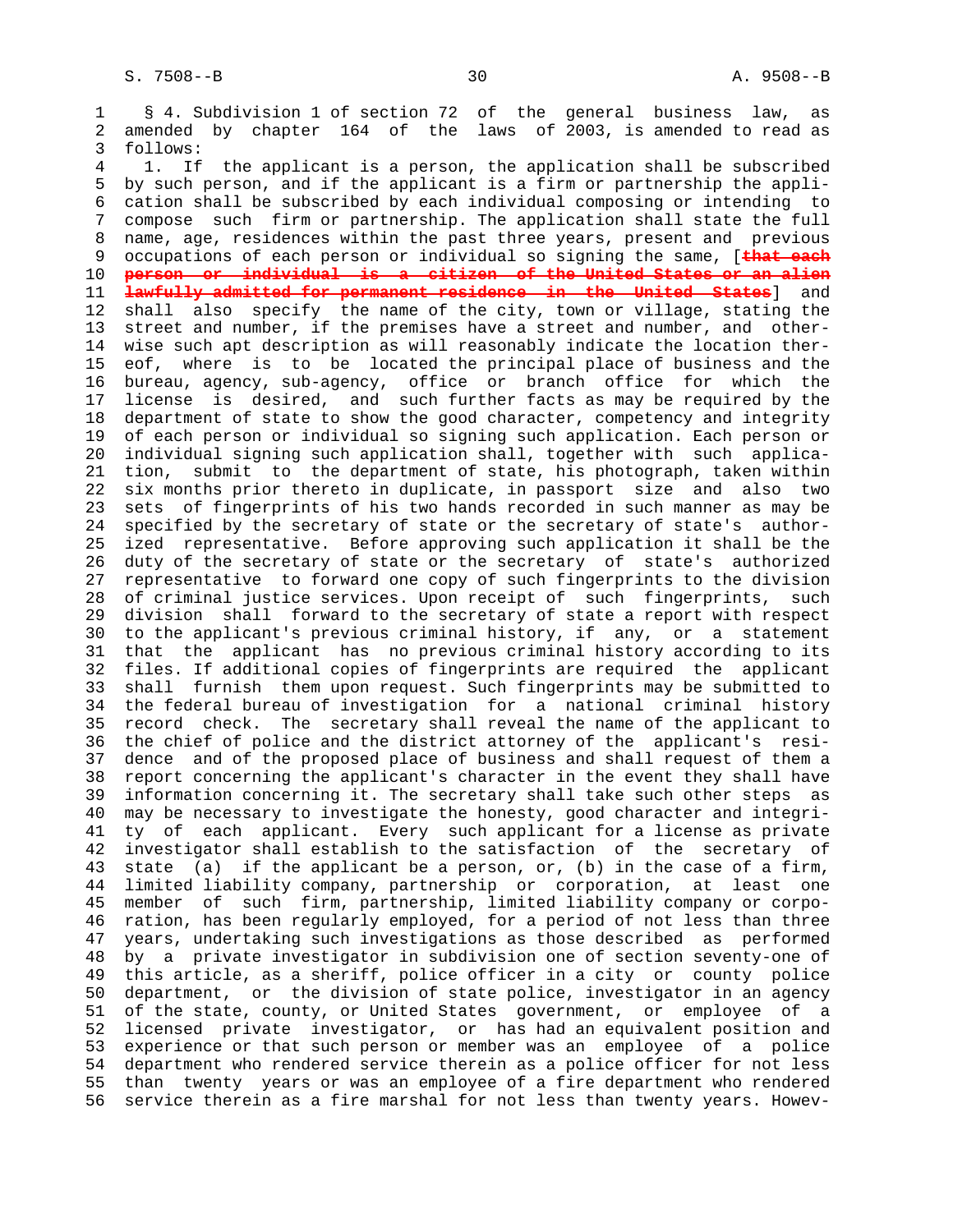§ 4. Subdivision 1 of section 72 of the general business law, as amended by chapter 164 of the laws of 2003, is amended to read as follows:

1. If the applicant is a person, the application shall be subscribed by such person, and if the applicant is a firm or partnership the application shall be subscribed by each individual composing or intending to compose such firm or partnership. The application shall state the full name, age, residences within the past three years, present and previous occupations of each person or individual so signing the same, [~~that each person or individual is a citizen of the United States or an alien lawfully admitted for permanent residence in the United States~~] and shall also specify the name of the city, town or village, stating the street and number, if the premises have a street and number, and otherwise such apt description as will reasonably indicate the location thereof, where is to be located the principal place of business and the bureau, agency, sub-agency, office or branch office for which the license is desired, and such further facts as may be required by the department of state to show the good character, competency and integrity of each person or individual so signing such application. Each person or individual signing such application shall, together with such application, submit to the department of state, his photograph, taken within six months prior thereto in duplicate, in passport size and also two sets of fingerprints of his two hands recorded in such manner as may be specified by the secretary of state or the secretary of state's authorized representative. Before approving such application it shall be the duty of the secretary of state or the secretary of state's authorized representative to forward one copy of such fingerprints to the division of criminal justice services. Upon receipt of such fingerprints, such division shall forward to the secretary of state a report with respect to the applicant's previous criminal history, if any, or a statement that the applicant has no previous criminal history according to its files. If additional copies of fingerprints are required the applicant shall furnish them upon request. Such fingerprints may be submitted to the federal bureau of investigation for a national criminal history record check. The secretary shall reveal the name of the applicant to the chief of police and the district attorney of the applicant's residence and of the proposed place of business and shall request of them a report concerning the applicant's character in the event they shall have information concerning it. The secretary shall take such other steps as may be necessary to investigate the honesty, good character and integrity of each applicant. Every such applicant for a license as private investigator shall establish to the satisfaction of the secretary of state (a) if the applicant be a person, or, (b) in the case of a firm, limited liability company, partnership or corporation, at least one member of such firm, partnership, limited liability company or corporation, has been regularly employed, for a period of not less than three years, undertaking such investigations as those described as performed by a private investigator in subdivision one of section seventy-one of this article, as a sheriff, police officer in a city or county police department, or the division of state police, investigator in an agency of the state, county, or United States government, or employee of a licensed private investigator, or has had an equivalent position and experience or that such person or member was an employee of a police department who rendered service therein as a police officer for not less than twenty years or was an employee of a fire department who rendered service therein as a fire marshal for not less than twenty years. Howev-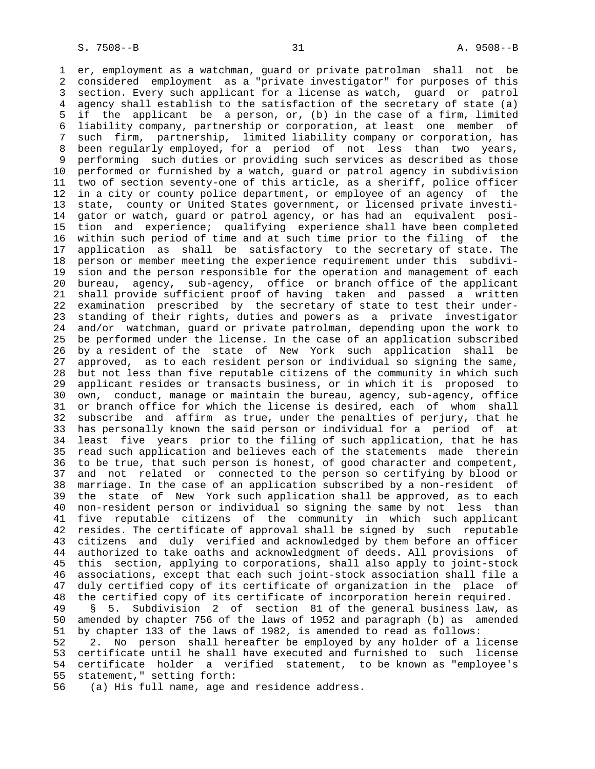er, employment as a watchman, guard or private patrolman shall not be considered employment as a "private investigator" for purposes of this section. Every such applicant for a license as watch, guard or patrol agency shall establish to the satisfaction of the secretary of state (a) if the applicant be a person, or, (b) in the case of a firm, limited liability company, partnership or corporation, at least one member of such firm, partnership, limited liability company or corporation, has been regularly employed, for a period of not less than two years, performing such duties or providing such services as described as those performed or furnished by a watch, guard or patrol agency in subdivision two of section seventy-one of this article, as a sheriff, police officer in a city or county police department, or employee of an agency of the state, county or United States government, or licensed private investigator or watch, guard or patrol agency, or has had an equivalent position and experience; qualifying experience shall have been completed within such period of time and at such time prior to the filing of the application as shall be satisfactory to the secretary of state. The person or member meeting the experience requirement under this subdivision and the person responsible for the operation and management of each bureau, agency, sub-agency, office or branch office of the applicant shall provide sufficient proof of having taken and passed a written examination prescribed by the secretary of state to test their understanding of their rights, duties and powers as a private investigator and/or watchman, guard or private patrolman, depending upon the work to be performed under the license. In the case of an application subscribed by a resident of the state of New York such application shall be approved, as to each resident person or individual so signing the same, but not less than five reputable citizens of the community in which such applicant resides or transacts business, or in which it is proposed to own, conduct, manage or maintain the bureau, agency, sub-agency, office or branch office for which the license is desired, each of whom shall subscribe and affirm as true, under the penalties of perjury, that he has personally known the said person or individual for a period of at least five years prior to the filing of such application, that he has read such application and believes each of the statements made therein to be true, that such person is honest, of good character and competent, and not related or connected to the person so certifying by blood or marriage. In the case of an application subscribed by a non-resident of the state of New York such application shall be approved, as to each non-resident person or individual so signing the same by not less than five reputable citizens of the community in which such applicant resides. The certificate of approval shall be signed by such reputable citizens and duly verified and acknowledged by them before an officer authorized to take oaths and acknowledgment of deeds. All provisions of this section, applying to corporations, shall also apply to joint-stock associations, except that each such joint-stock association shall file a duly certified copy of its certificate of organization in the place of the certified copy of its certificate of incorporation herein required.

§ 5. Subdivision 2 of section 81 of the general business law, as amended by chapter 756 of the laws of 1952 and paragraph (b) as amended by chapter 133 of the laws of 1982, is amended to read as follows:

2. No person shall hereafter be employed by any holder of a license certificate until he shall have executed and furnished to such license certificate holder a verified statement, to be known as "employee's statement," setting forth:

(a) His full name, age and residence address.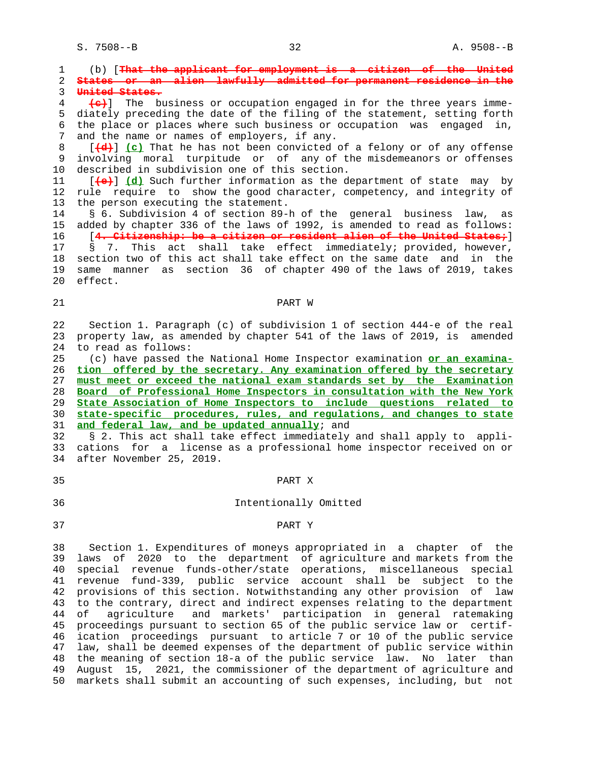(b) [~~That the applicant for employment is a citizen of the United States or an alien lawfully admitted for permanent residence in the United States.~~

~~(c)~~] The business or occupation engaged in for the three years immediately preceding the date of the filing of the statement, setting forth the place or places where such business or occupation was engaged in, and the name or names of employers, if any.

[~~(d)~~] **(c)** That he has not been convicted of a felony or of any offense involving moral turpitude or of any of the misdemeanors or offenses described in subdivision one of this section.

[~~(e)~~] **(d)** Such further information as the department of state may by rule require to show the good character, competency, and integrity of the person executing the statement.

§ 6. Subdivision 4 of section 89-h of the general business law, as added by chapter 336 of the laws of 1992, is amended to read as follows:

[~~4. Citizenship: be a citizen or resident alien of the United States;~~]

§ 7. This act shall take effect immediately; provided, however, section two of this act shall take effect on the same date and in the same manner as section 36 of chapter 490 of the laws of 2019, takes effect.

## PART W

Section 1. Paragraph (c) of subdivision 1 of section 444-e of the real property law, as amended by chapter 541 of the laws of 2019, is amended to read as follows:

(c) have passed the National Home Inspector examination **or an examination offered by the secretary. Any examination offered by the secretary must meet or exceed the national exam standards set by the Examination Board of Professional Home Inspectors in consultation with the New York State Association of Home Inspectors to include questions related to state-specific procedures, rules, and regulations, and changes to state and federal law, and be updated annually**; and

§ 2. This act shall take effect immediately and shall apply to applications for a license as a professional home inspector received on or after November 25, 2019.

## PART X

Intentionally Omitted

## PART Y

Section 1. Expenditures of moneys appropriated in a chapter of the laws of 2020 to the department of agriculture and markets from the special revenue funds-other/state operations, miscellaneous special revenue fund-339, public service account shall be subject to the provisions of this section. Notwithstanding any other provision of law to the contrary, direct and indirect expenses relating to the department of agriculture and markets' participation in general ratemaking proceedings pursuant to section 65 of the public service law or certification proceedings pursuant to article 7 or 10 of the public service law, shall be deemed expenses of the department of public service within the meaning of section 18-a of the public service law. No later than August 15, 2021, the commissioner of the department of agriculture and markets shall submit an accounting of such expenses, including, but not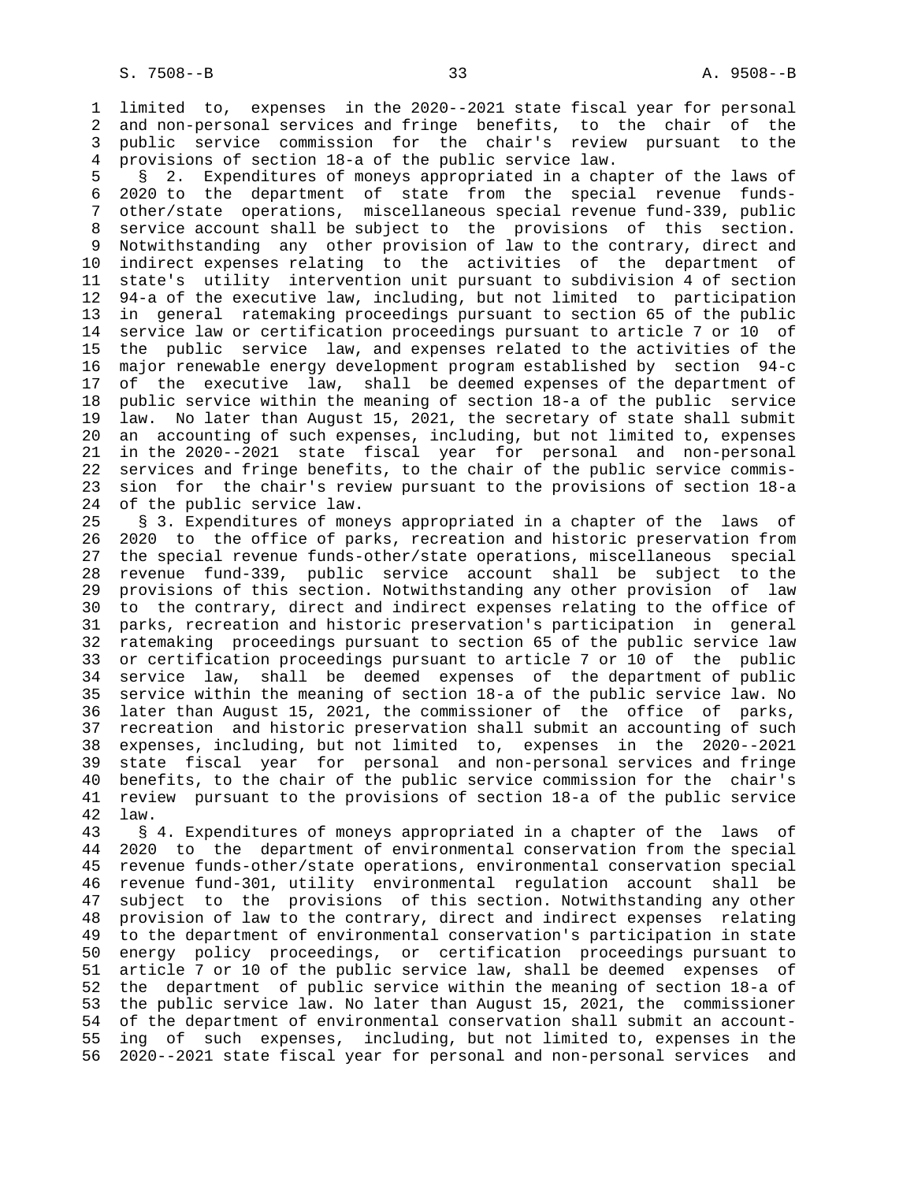limited to, expenses in the 2020--2021 state fiscal year for personal and non-personal services and fringe benefits, to the chair of the public service commission for the chair's review pursuant to the provisions of section 18-a of the public service law.

§ 2. Expenditures of moneys appropriated in a chapter of the laws of 2020 to the department of state from the special revenue funds-other/state operations, miscellaneous special revenue fund-339, public service account shall be subject to the provisions of this section. Notwithstanding any other provision of law to the contrary, direct and indirect expenses relating to the activities of the department of state's utility intervention unit pursuant to subdivision 4 of section 94-a of the executive law, including, but not limited to participation in general ratemaking proceedings pursuant to section 65 of the public service law or certification proceedings pursuant to article 7 or 10 of the public service law, and expenses related to the activities of the major renewable energy development program established by section 94-c of the executive law, shall be deemed expenses of the department of public service within the meaning of section 18-a of the public service law. No later than August 15, 2021, the secretary of state shall submit an accounting of such expenses, including, but not limited to, expenses in the 2020--2021 state fiscal year for personal and non-personal services and fringe benefits, to the chair of the public service commission for the chair's review pursuant to the provisions of section 18-a of the public service law.

§ 3. Expenditures of moneys appropriated in a chapter of the laws of 2020 to the office of parks, recreation and historic preservation from the special revenue funds-other/state operations, miscellaneous special revenue fund-339, public service account shall be subject to the provisions of this section. Notwithstanding any other provision of law to the contrary, direct and indirect expenses relating to the office of parks, recreation and historic preservation's participation in general ratemaking proceedings pursuant to section 65 of the public service law or certification proceedings pursuant to article 7 or 10 of the public service law, shall be deemed expenses of the department of public service within the meaning of section 18-a of the public service law. No later than August 15, 2021, the commissioner of the office of parks, recreation and historic preservation shall submit an accounting of such expenses, including, but not limited to, expenses in the 2020--2021 state fiscal year for personal and non-personal services and fringe benefits, to the chair of the public service commission for the chair's review pursuant to the provisions of section 18-a of the public service law.

§ 4. Expenditures of moneys appropriated in a chapter of the laws of 2020 to the department of environmental conservation from the special revenue funds-other/state operations, environmental conservation special revenue fund-301, utility environmental regulation account shall be subject to the provisions of this section. Notwithstanding any other provision of law to the contrary, direct and indirect expenses relating to the department of environmental conservation's participation in state energy policy proceedings, or certification proceedings pursuant to article 7 or 10 of the public service law, shall be deemed expenses of the department of public service within the meaning of section 18-a of the public service law. No later than August 15, 2021, the commissioner of the department of environmental conservation shall submit an accounting of such expenses, including, but not limited to, expenses in the 2020--2021 state fiscal year for personal and non-personal services and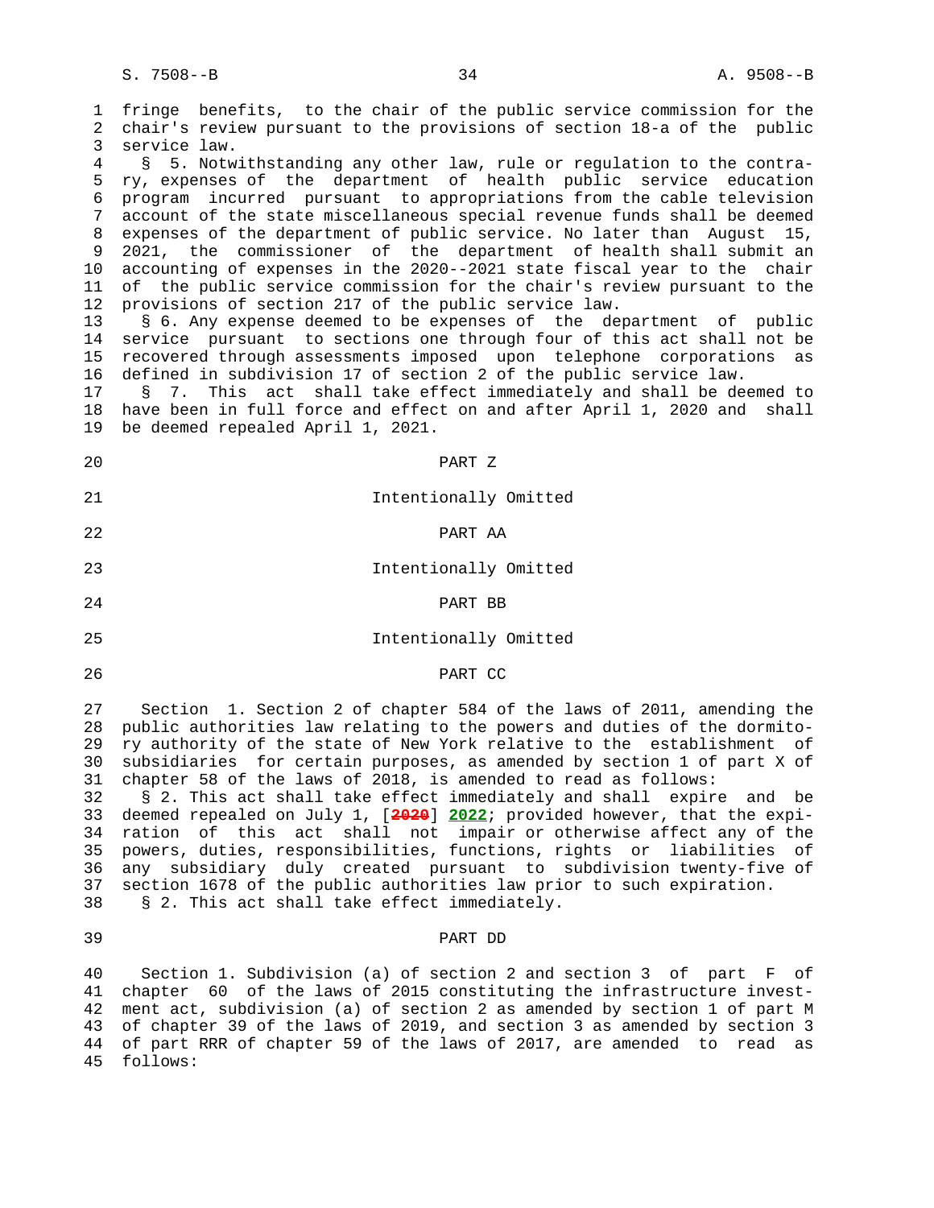fringe benefits, to the chair of the public service commission for the chair's review pursuant to the provisions of section 18-a of the public service law.

§ 5. Notwithstanding any other law, rule or regulation to the contrary, expenses of the department of health public service education program incurred pursuant to appropriations from the cable television account of the state miscellaneous special revenue funds shall be deemed expenses of the department of public service. No later than August 15, 2021, the commissioner of the department of health shall submit an accounting of expenses in the 2020--2021 state fiscal year to the chair of the public service commission for the chair's review pursuant to the provisions of section 217 of the public service law.

§ 6. Any expense deemed to be expenses of the department of public service pursuant to sections one through four of this act shall not be recovered through assessments imposed upon telephone corporations as defined in subdivision 17 of section 2 of the public service law.

§ 7. This act shall take effect immediately and shall be deemed to have been in full force and effect on and after April 1, 2020 and shall be deemed repealed April 1, 2021.

## PART Z

Intentionally Omitted

## PART AA

Intentionally Omitted

## PART BB

Intentionally Omitted

## PART CC

Section 1. Section 2 of chapter 584 of the laws of 2011, amending the public authorities law relating to the powers and duties of the dormitory authority of the state of New York relative to the establishment of subsidiaries for certain purposes, as amended by section 1 of part X of chapter 58 of the laws of 2018, is amended to read as follows:

§ 2. This act shall take effect immediately and shall expire and be deemed repealed on July 1, [~~2020~~] **2022**; provided however, that the expiration of this act shall not impair or otherwise affect any of the powers, duties, responsibilities, functions, rights or liabilities of any subsidiary duly created pursuant to subdivision twenty-five of section 1678 of the public authorities law prior to such expiration.

§ 2. This act shall take effect immediately.

## PART DD

Section 1. Subdivision (a) of section 2 and section 3 of part F of chapter 60 of the laws of 2015 constituting the infrastructure investment act, subdivision (a) of section 2 as amended by section 1 of part M of chapter 39 of the laws of 2019, and section 3 as amended by section 3 of part RRR of chapter 59 of the laws of 2017, are amended to read as follows: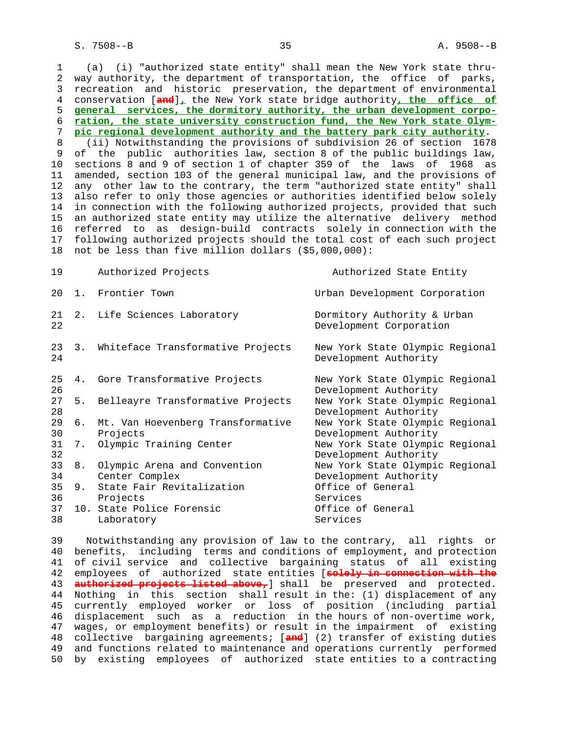(a) (i) "authorized state entity" shall mean the New York state thruway authority, the department of transportation, the office of parks, recreation and historic preservation, the department of environmental conservation [~~and~~]**, the New York state bridge authority, the office of general services, the dormitory authority, the urban development corporation, the state university construction fund, the New York state Olympic regional development authority and the battery park city authority**.

(ii) Notwithstanding the provisions of subdivision 26 of section 1678 of the public authorities law, section 8 of the public buildings law, sections 8 and 9 of section 1 of chapter 359 of the laws of 1968 as amended, section 103 of the general municipal law, and the provisions of any other law to the contrary, the term "authorized state entity" shall also refer to only those agencies or authorities identified below solely in connection with the following authorized projects, provided that such an authorized state entity may utilize the alternative delivery method referred to as design-build contracts solely in connection with the following authorized projects should the total cost of each such project not be less than five million dollars ($5,000,000):

| | Authorized Projects | Authorized State Entity |
|---|---|---|
| 1. | Frontier Town | Urban Development Corporation |
| 2. | Life Sciences Laboratory | Dormitory Authority & Urban Development Corporation |
| 3. | Whiteface Transformative Projects | New York State Olympic Regional Development Authority |
| 4. | Gore Transformative Projects | New York State Olympic Regional Development Authority |
| 5. | Belleayre Transformative Projects | New York State Olympic Regional Development Authority |
| 6. | Mt. Van Hoevenberg Transformative Projects | New York State Olympic Regional Development Authority |
| 7. | Olympic Training Center | New York State Olympic Regional Development Authority |
| 8. | Olympic Arena and Convention Center Complex | New York State Olympic Regional Development Authority |
| 9. | State Fair Revitalization Projects | Office of General Services |
| 10. | State Police Forensic Laboratory | Office of General Services |

Notwithstanding any provision of law to the contrary, all rights or benefits, including terms and conditions of employment, and protection of civil service and collective bargaining status of all existing employees of authorized state entities [~~solely in connection with the authorized projects listed above,~~] shall be preserved and protected. Nothing in this section shall result in the: (1) displacement of any currently employed worker or loss of position (including partial displacement such as a reduction in the hours of non-overtime work, wages, or employment benefits) or result in the impairment of existing collective bargaining agreements; [~~and~~] (2) transfer of existing duties and functions related to maintenance and operations currently performed by existing employees of authorized state entities to a contracting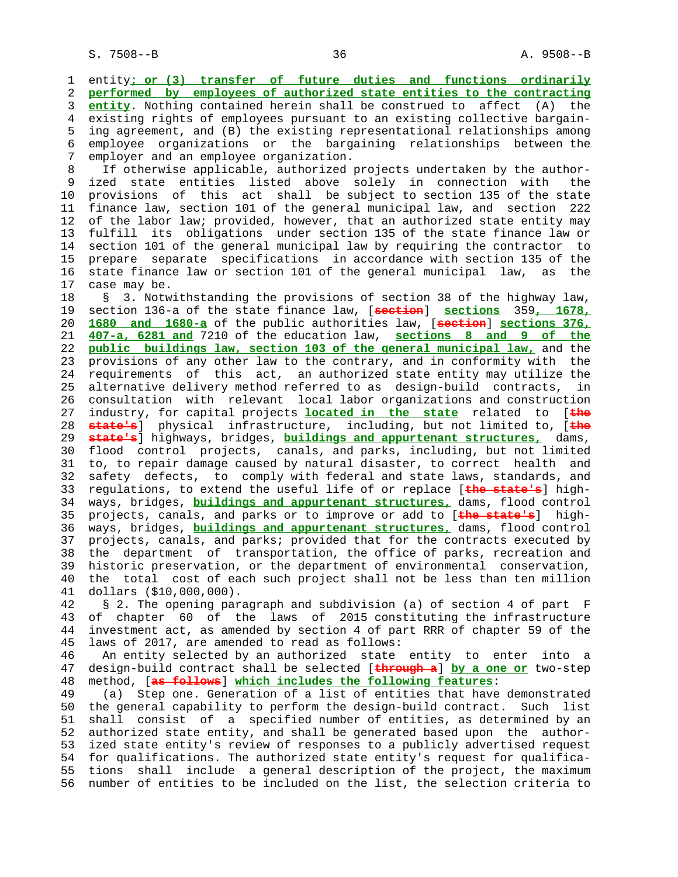entity; or (3) transfer of future duties and functions ordinarily performed by employees of authorized state entities to the contracting entity. Nothing contained herein shall be construed to affect (A) the existing rights of employees pursuant to an existing collective bargaining agreement, and (B) the existing representational relationships among employee organizations or the bargaining relationships between the employer and an employee organization.

If otherwise applicable, authorized projects undertaken by the authorized state entities listed above solely in connection with the provisions of this act shall be subject to section 135 of the state finance law, section 101 of the general municipal law, and section 222 of the labor law; provided, however, that an authorized state entity may fulfill its obligations under section 135 of the state finance law or section 101 of the general municipal law by requiring the contractor to prepare separate specifications in accordance with section 135 of the state finance law or section 101 of the general municipal law, as the case may be.

§ 3. Notwithstanding the provisions of section 38 of the highway law, section 136-a of the state finance law, [section] sections 359, 1678, 1680 and 1680-a of the public authorities law, [section] sections 376, 407-a, 6281 and 7210 of the education law, sections 8 and 9 of the public buildings law, section 103 of the general municipal law, and the provisions of any other law to the contrary, and in conformity with the requirements of this act, an authorized state entity may utilize the alternative delivery method referred to as design-build contracts, in consultation with relevant local labor organizations and construction industry, for capital projects located in the state related to [the state's] physical infrastructure, including, but not limited to, [the state's] highways, bridges, buildings and appurtenant structures, dams, flood control projects, canals, and parks, including, but not limited to, to repair damage caused by natural disaster, to correct health and safety defects, to comply with federal and state laws, standards, and regulations, to extend the useful life of or replace [the state's] highways, bridges, buildings and appurtenant structures, dams, flood control projects, canals, and parks or to improve or add to [the state's] highways, bridges, buildings and appurtenant structures, dams, flood control projects, canals, and parks; provided that for the contracts executed by the department of transportation, the office of parks, recreation and historic preservation, or the department of environmental conservation, the total cost of each such project shall not be less than ten million dollars ($10,000,000).

§ 2. The opening paragraph and subdivision (a) of section 4 of part F of chapter 60 of the laws of 2015 constituting the infrastructure investment act, as amended by section 4 of part RRR of chapter 59 of the laws of 2017, are amended to read as follows:

An entity selected by an authorized state entity to enter into a design-build contract shall be selected [through a] by a one or two-step method, [as follows] which includes the following features:

(a) Step one. Generation of a list of entities that have demonstrated the general capability to perform the design-build contract. Such list shall consist of a specified number of entities, as determined by an authorized state entity, and shall be generated based upon the authorized state entity's review of responses to a publicly advertised request for qualifications. The authorized state entity's request for qualifications shall include a general description of the project, the maximum number of entities to be included on the list, the selection criteria to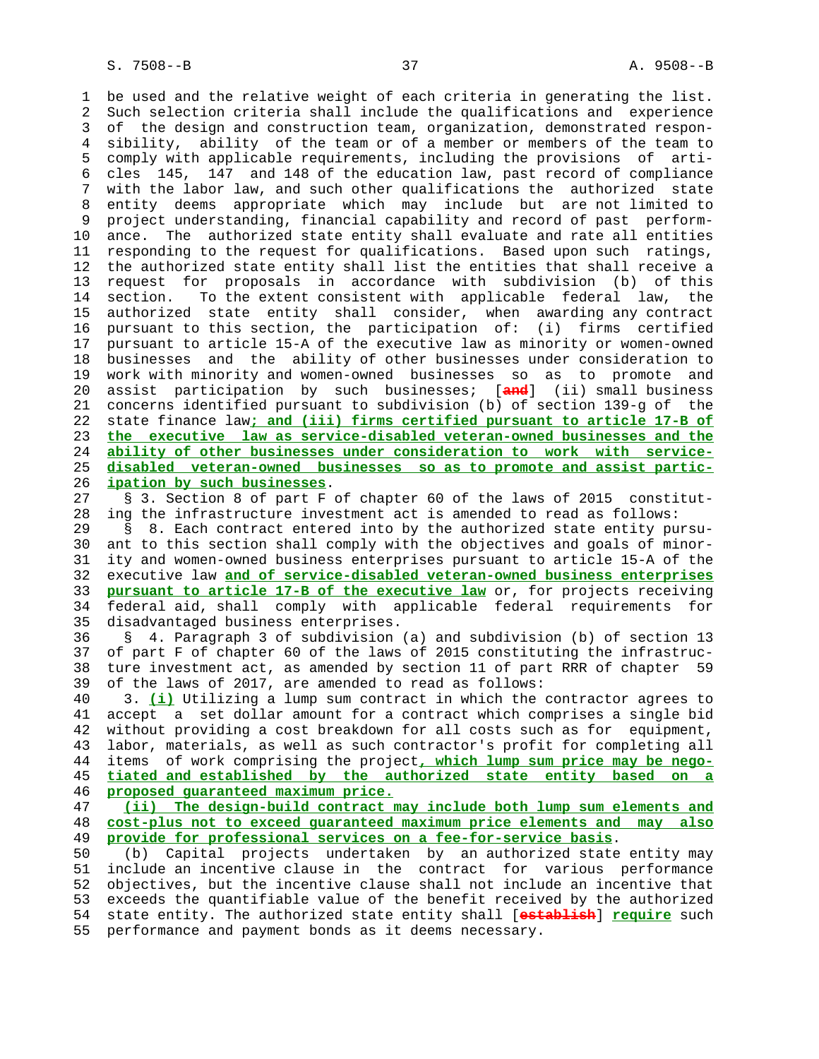be used and the relative weight of each criteria in generating the list. Such selection criteria shall include the qualifications and experience of the design and construction team, organization, demonstrated responsibility, ability of the team or of a member or members of the team to comply with applicable requirements, including the provisions of articles 145, 147 and 148 of the education law, past record of compliance with the labor law, and such other qualifications the authorized state entity deems appropriate which may include but are not limited to project understanding, financial capability and record of past performance. The authorized state entity shall evaluate and rate all entities responding to the request for qualifications. Based upon such ratings, the authorized state entity shall list the entities that shall receive a request for proposals in accordance with subdivision (b) of this section. To the extent consistent with applicable federal law, the authorized state entity shall consider, when awarding any contract pursuant to this section, the participation of: (i) firms certified pursuant to article 15-A of the executive law as minority or women-owned businesses and the ability of other businesses under consideration to work with minority and women-owned businesses so as to promote and assist participation by such businesses; [~~and~~] (ii) small business concerns identified pursuant to subdivision (b) of section 139-g of the state finance law**; and (iii) firms certified pursuant to article 17-B of the executive law as service-disabled veteran-owned businesses and the ability of other businesses under consideration to work with service-disabled veteran-owned businesses so as to promote and assist participation by such businesses**.

§ 3. Section 8 of part F of chapter 60 of the laws of 2015 constituting the infrastructure investment act is amended to read as follows:

§ 8. Each contract entered into by the authorized state entity pursuant to this section shall comply with the objectives and goals of minority and women-owned business enterprises pursuant to article 15-A of the executive law **and of service-disabled veteran-owned business enterprises pursuant to article 17-B of the executive law** or, for projects receiving federal aid, shall comply with applicable federal requirements for disadvantaged business enterprises.

§ 4. Paragraph 3 of subdivision (a) and subdivision (b) of section 13 of part F of chapter 60 of the laws of 2015 constituting the infrastructure investment act, as amended by section 11 of part RRR of chapter 59 of the laws of 2017, are amended to read as follows:

3. **(i)** Utilizing a lump sum contract in which the contractor agrees to accept a set dollar amount for a contract which comprises a single bid without providing a cost breakdown for all costs such as for equipment, labor, materials, as well as such contractor's profit for completing all items of work comprising the project**, which lump sum price may be negotiated and established by the authorized state entity based on a proposed guaranteed maximum price.**

**(ii) The design-build contract may include both lump sum elements and cost-plus not to exceed guaranteed maximum price elements and may also provide for professional services on a fee-for-service basis**.

(b) Capital projects undertaken by an authorized state entity may include an incentive clause in the contract for various performance objectives, but the incentive clause shall not include an incentive that exceeds the quantifiable value of the benefit received by the authorized state entity. The authorized state entity shall [~~establish~~] **require** such performance and payment bonds as it deems necessary.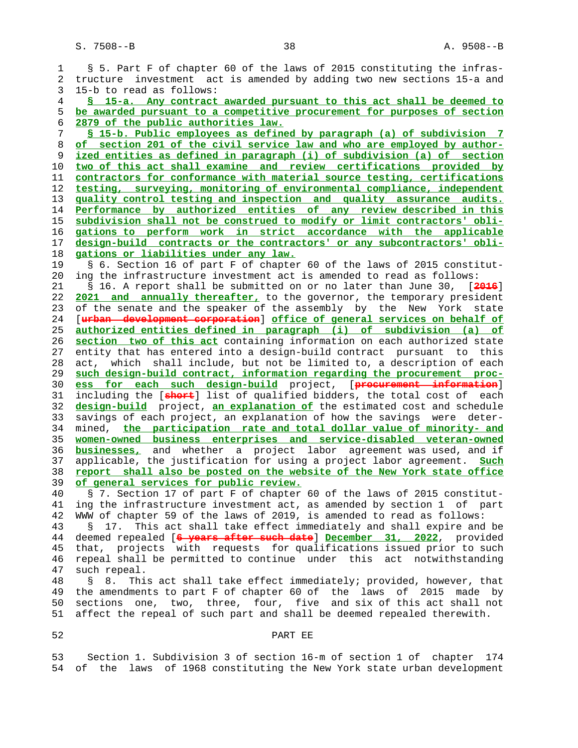§ 5. Part F of chapter 60 of the laws of 2015 constituting the infrastructure investment act is amended by adding two new sections 15-a and 15-b to read as follows:

**§ 15-a. Any contract awarded pursuant to this act shall be deemed to be awarded pursuant to a competitive procurement for purposes of section 2879 of the public authorities law.**

**§ 15-b. Public employees as defined by paragraph (a) of subdivision 7 of section 201 of the civil service law and who are employed by authorized entities as defined in paragraph (i) of subdivision (a) of section two of this act shall examine and review certifications provided by contractors for conformance with material source testing, certifications testing, surveying, monitoring of environmental compliance, independent quality control testing and inspection and quality assurance audits. Performance by authorized entities of any review described in this subdivision shall not be construed to modify or limit contractors' obligations to perform work in strict accordance with the applicable design-build contracts or the contractors' or any subcontractors' obligations or liabilities under any law.**

§ 6. Section 16 of part F of chapter 60 of the laws of 2015 constituting the infrastructure investment act is amended to read as follows:

§ 16. A report shall be submitted on or no later than June 30, [~~2016~~] **2021 and annually thereafter,** to the governor, the temporary president of the senate and the speaker of the assembly by the New York state [~~urban development corporation~~] **office of general services on behalf of authorized entities defined in paragraph (i) of subdivision (a) of section two of this act** containing information on each authorized state entity that has entered into a design-build contract pursuant to this act, which shall include, but not be limited to, a description of each **such design-build contract, information regarding the procurement process for each such design-build** project, [~~procurement information~~] including the [~~short~~] list of qualified bidders, the total cost of each **design-build** project, **an explanation of** the estimated cost and schedule savings of each project, an explanation of how the savings were determined, **the participation rate and total dollar value of minority- and women-owned business enterprises and service-disabled veteran-owned businesses,** and whether a project labor agreement was used, and if applicable, the justification for using a project labor agreement. **Such report shall also be posted on the website of the New York state office of general services for public review.**

§ 7. Section 17 of part F of chapter 60 of the laws of 2015 constituting the infrastructure investment act, as amended by section 1 of part WWW of chapter 59 of the laws of 2019, is amended to read as follows:

§ 17. This act shall take effect immediately and shall expire and be deemed repealed [~~6 years after such date~~] **December 31, 2022**, provided that, projects with requests for qualifications issued prior to such repeal shall be permitted to continue under this act notwithstanding such repeal.

§ 8. This act shall take effect immediately; provided, however, that the amendments to part F of chapter 60 of the laws of 2015 made by sections one, two, three, four, five and six of this act shall not affect the repeal of such part and shall be deemed repealed therewith.

## PART EE

Section 1. Subdivision 3 of section 16-m of section 1 of chapter 174 of the laws of 1968 constituting the New York state urban development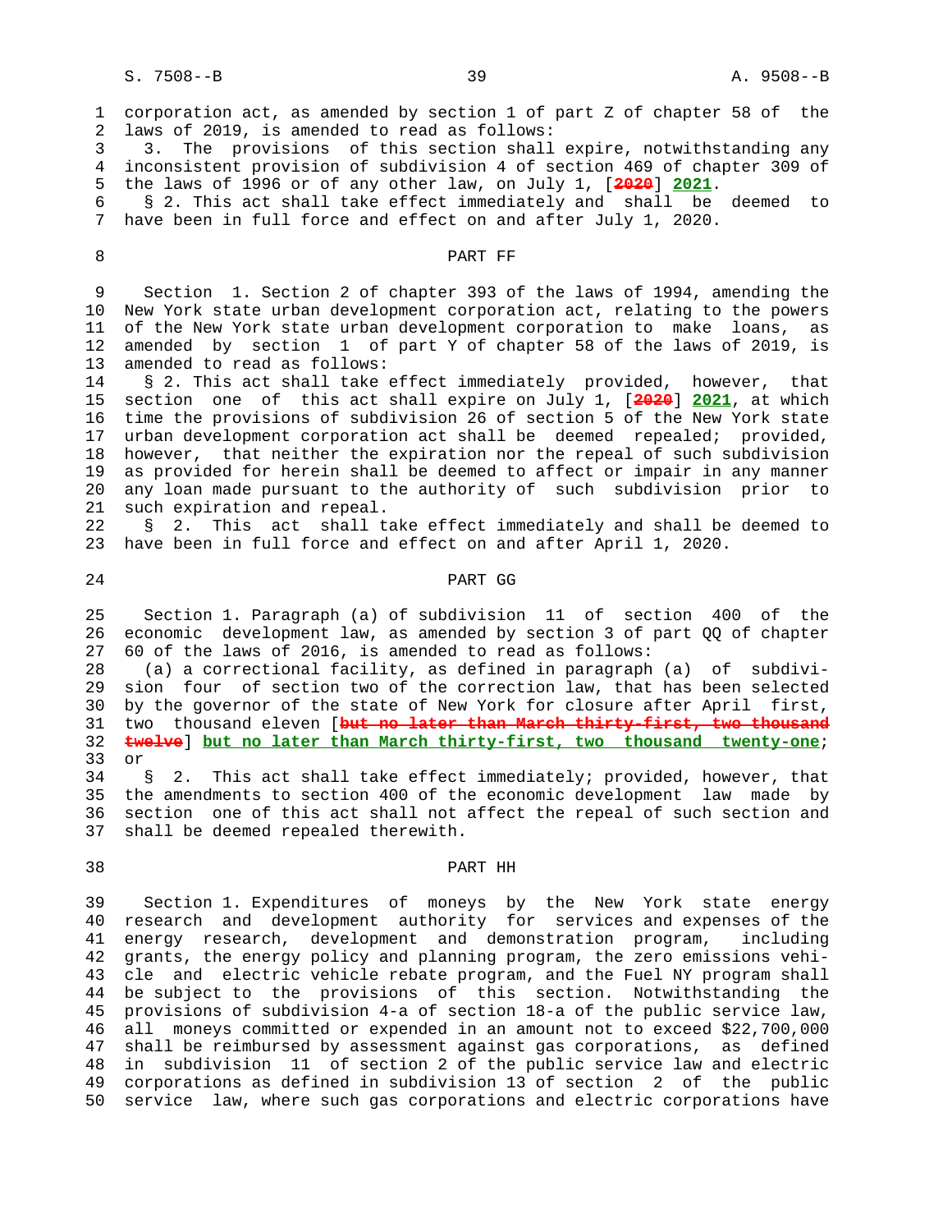corporation act, as amended by section 1 of part Z of chapter 58 of the laws of 2019, is amended to read as follows:

3. The provisions of this section shall expire, notwithstanding any inconsistent provision of subdivision 4 of section 469 of chapter 309 of the laws of 1996 or of any other law, on July 1, [~~2020~~] **2021**.

§ 2. This act shall take effect immediately and shall be deemed to have been in full force and effect on and after July 1, 2020.

## PART FF

Section 1. Section 2 of chapter 393 of the laws of 1994, amending the New York state urban development corporation act, relating to the powers of the New York state urban development corporation to make loans, as amended by section 1 of part Y of chapter 58 of the laws of 2019, is amended to read as follows:

§ 2. This act shall take effect immediately provided, however, that section one of this act shall expire on July 1, [~~2020~~] **2021**, at which time the provisions of subdivision 26 of section 5 of the New York state urban development corporation act shall be deemed repealed; provided, however, that neither the expiration nor the repeal of such subdivision as provided for herein shall be deemed to affect or impair in any manner any loan made pursuant to the authority of such subdivision prior to such expiration and repeal.

§ 2. This act shall take effect immediately and shall be deemed to have been in full force and effect on and after April 1, 2020.

## PART GG

Section 1. Paragraph (a) of subdivision 11 of section 400 of the economic development law, as amended by section 3 of part QQ of chapter 60 of the laws of 2016, is amended to read as follows:

(a) a correctional facility, as defined in paragraph (a) of subdivision four of section two of the correction law, that has been selected by the governor of the state of New York for closure after April first, two thousand eleven [~~but no later than March thirty-first, two thousand twelve~~] **but no later than March thirty-first, two thousand twenty-one**; or

§ 2. This act shall take effect immediately; provided, however, that the amendments to section 400 of the economic development law made by section one of this act shall not affect the repeal of such section and shall be deemed repealed therewith.

## PART HH

Section 1. Expenditures of moneys by the New York state energy research and development authority for services and expenses of the energy research, development and demonstration program, including grants, the energy policy and planning program, the zero emissions vehicle and electric vehicle rebate program, and the Fuel NY program shall be subject to the provisions of this section. Notwithstanding the provisions of subdivision 4-a of section 18-a of the public service law, all moneys committed or expended in an amount not to exceed $22,700,000 shall be reimbursed by assessment against gas corporations, as defined in subdivision 11 of section 2 of the public service law and electric corporations as defined in subdivision 13 of section 2 of the public service law, where such gas corporations and electric corporations have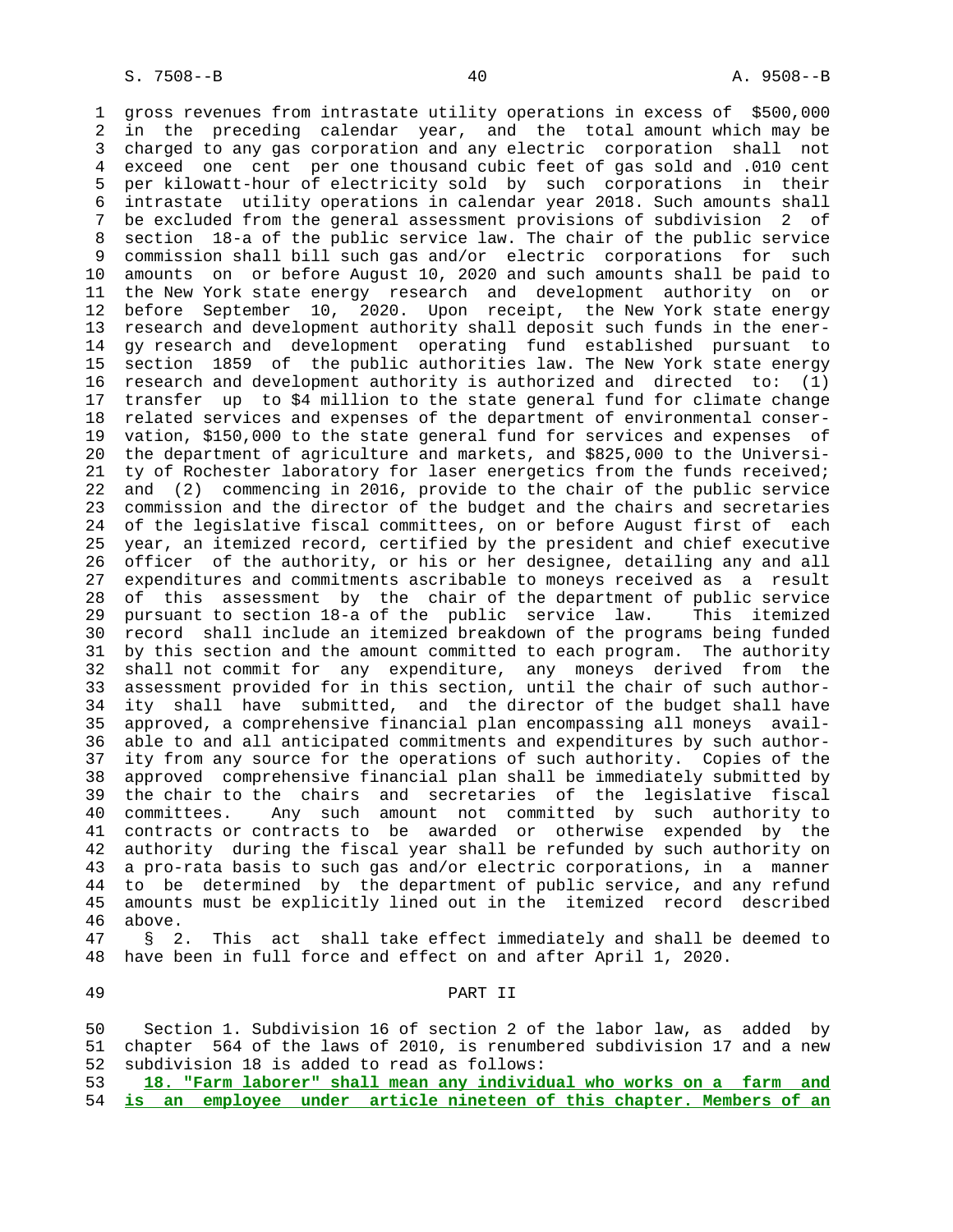gross revenues from intrastate utility operations in excess of $500,000 in the preceding calendar year, and the total amount which may be charged to any gas corporation and any electric corporation shall not exceed one cent per one thousand cubic feet of gas sold and .010 cent per kilowatt-hour of electricity sold by such corporations in their intrastate utility operations in calendar year 2018. Such amounts shall be excluded from the general assessment provisions of subdivision 2 of section 18-a of the public service law. The chair of the public service commission shall bill such gas and/or electric corporations for such amounts on or before August 10, 2020 and such amounts shall be paid to the New York state energy research and development authority on or before September 10, 2020. Upon receipt, the New York state energy research and development authority shall deposit such funds in the energy research and development operating fund established pursuant to section 1859 of the public authorities law. The New York state energy research and development authority is authorized and directed to: (1) transfer up to $4 million to the state general fund for climate change related services and expenses of the department of environmental conservation, $150,000 to the state general fund for services and expenses of the department of agriculture and markets, and $825,000 to the University of Rochester laboratory for laser energetics from the funds received; and (2) commencing in 2016, provide to the chair of the public service commission and the director of the budget and the chairs and secretaries of the legislative fiscal committees, on or before August first of each year, an itemized record, certified by the president and chief executive officer of the authority, or his or her designee, detailing any and all expenditures and commitments ascribable to moneys received as a result of this assessment by the chair of the department of public service pursuant to section 18-a of the public service law. This itemized record shall include an itemized breakdown of the programs being funded by this section and the amount committed to each program. The authority shall not commit for any expenditure, any moneys derived from the assessment provided for in this section, until the chair of such authority shall have submitted, and the director of the budget shall have approved, a comprehensive financial plan encompassing all moneys available to and all anticipated commitments and expenditures by such authority from any source for the operations of such authority. Copies of the approved comprehensive financial plan shall be immediately submitted by the chair to the chairs and secretaries of the legislative fiscal committees. Any such amount not committed by such authority to contracts or contracts to be awarded or otherwise expended by the authority during the fiscal year shall be refunded by such authority on a pro-rata basis to such gas and/or electric corporations, in a manner to be determined by the department of public service, and any refund amounts must be explicitly lined out in the itemized record described above.

§ 2. This act shall take effect immediately and shall be deemed to have been in full force and effect on and after April 1, 2020.

PART II

Section 1. Subdivision 16 of section 2 of the labor law, as added by chapter 564 of the laws of 2010, is renumbered subdivision 17 and a new subdivision 18 is added to read as follows:

**18. "Farm laborer" shall mean any individual who works on a farm and is an employee under article nineteen of this chapter. Members of an**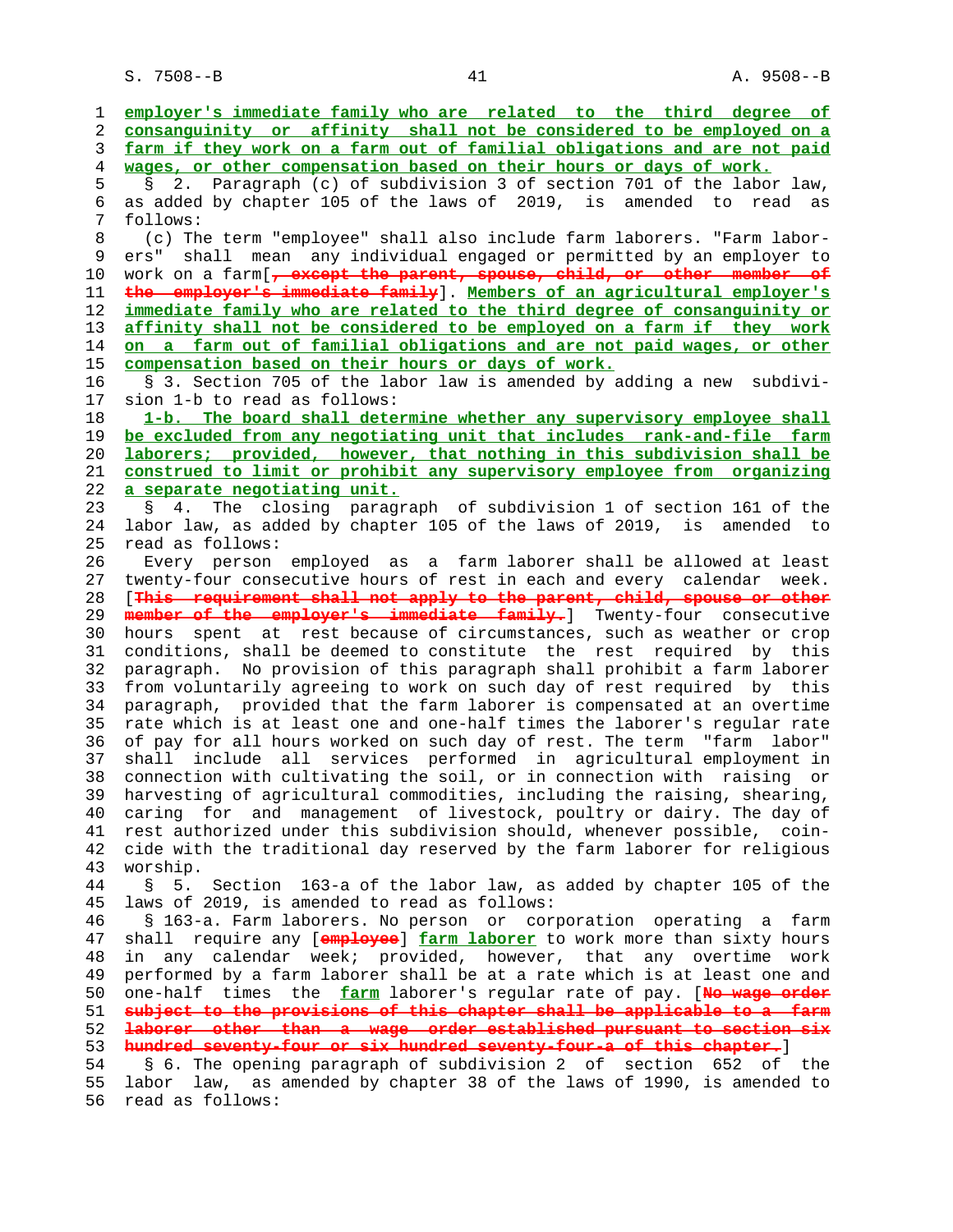employer's immediate family who are related to the third degree of consanguinity or affinity shall not be considered to be employed on a farm if they work on a farm out of familial obligations and are not paid wages, or other compensation based on their hours or days of work.

§ 2. Paragraph (c) of subdivision 3 of section 701 of the labor law, as added by chapter 105 of the laws of 2019, is amended to read as follows:

(c) The term "employee" shall also include farm laborers. "Farm laborers" shall mean any individual engaged or permitted by an employer to work on a farm[, except the parent, spouse, child, or other member of the employer's immediate family]. Members of an agricultural employer's immediate family who are related to the third degree of consanguinity or affinity shall not be considered to be employed on a farm if they work on a farm out of familial obligations and are not paid wages, or other compensation based on their hours or days of work.

§ 3. Section 705 of the labor law is amended by adding a new subdivision 1-b to read as follows:

1-b. The board shall determine whether any supervisory employee shall be excluded from any negotiating unit that includes rank-and-file farm laborers; provided, however, that nothing in this subdivision shall be construed to limit or prohibit any supervisory employee from organizing a separate negotiating unit.

§ 4. The closing paragraph of subdivision 1 of section 161 of the labor law, as added by chapter 105 of the laws of 2019, is amended to read as follows:

Every person employed as a farm laborer shall be allowed at least twenty-four consecutive hours of rest in each and every calendar week. [This requirement shall not apply to the parent, child, spouse or other member of the employer's immediate family.] Twenty-four consecutive hours spent at rest because of circumstances, such as weather or crop conditions, shall be deemed to constitute the rest required by this paragraph. No provision of this paragraph shall prohibit a farm laborer from voluntarily agreeing to work on such day of rest required by this paragraph, provided that the farm laborer is compensated at an overtime rate which is at least one and one-half times the laborer's regular rate of pay for all hours worked on such day of rest. The term "farm labor" shall include all services performed in agricultural employment in connection with cultivating the soil, or in connection with raising or harvesting of agricultural commodities, including the raising, shearing, caring for and management of livestock, poultry or dairy. The day of rest authorized under this subdivision should, whenever possible, coincide with the traditional day reserved by the farm laborer for religious worship.

§ 5. Section 163-a of the labor law, as added by chapter 105 of the laws of 2019, is amended to read as follows:

§ 163-a. Farm laborers. No person or corporation operating a farm shall require any [employee] farm laborer to work more than sixty hours in any calendar week; provided, however, that any overtime work performed by a farm laborer shall be at a rate which is at least one and one-half times the farm laborer's regular rate of pay. [No wage order subject to the provisions of this chapter shall be applicable to a farm laborer other than a wage order established pursuant to section six hundred seventy-four or six hundred seventy-four-a of this chapter.]

§ 6. The opening paragraph of subdivision 2 of section 652 of the labor law, as amended by chapter 38 of the laws of 1990, is amended to read as follows: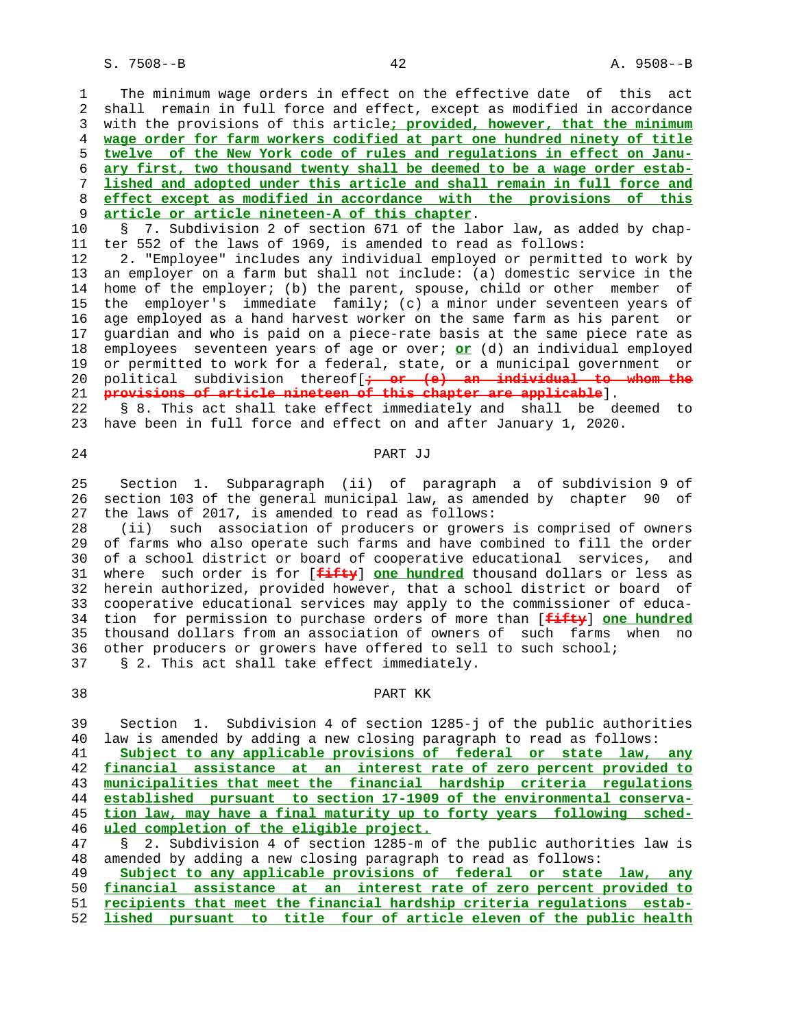The minimum wage orders in effect on the effective date of this act shall remain in full force and effect, except as modified in accordance with the provisions of this article; provided, however, that the minimum wage order for farm workers codified at part one hundred ninety of title twelve of the New York code of rules and regulations in effect on January first, two thousand twenty shall be deemed to be a wage order established and adopted under this article and shall remain in full force and effect except as modified in accordance with the provisions of this article or article nineteen-A of this chapter.

§ 7. Subdivision 2 of section 671 of the labor law, as added by chapter 552 of the laws of 1969, is amended to read as follows:

2. "Employee" includes any individual employed or permitted to work by an employer on a farm but shall not include: (a) domestic service in the home of the employer; (b) the parent, spouse, child or other member of the employer's immediate family; (c) a minor under seventeen years of age employed as a hand harvest worker on the same farm as his parent or guardian and who is paid on a piece-rate basis at the same piece rate as employees seventeen years of age or over; or (d) an individual employed or permitted to work for a federal, state, or a municipal government or political subdivision thereof[; or (e) an individual to whom the provisions of article nineteen of this chapter are applicable].

§ 8. This act shall take effect immediately and shall be deemed to have been in full force and effect on and after January 1, 2020.

## PART JJ

Section 1. Subparagraph (ii) of paragraph a of subdivision 9 of section 103 of the general municipal law, as amended by chapter 90 of the laws of 2017, is amended to read as follows:

(ii) such association of producers or growers is comprised of owners of farms who also operate such farms and have combined to fill the order of a school district or board of cooperative educational services, and where such order is for [fifty] one hundred thousand dollars or less as herein authorized, provided however, that a school district or board of cooperative educational services may apply to the commissioner of education for permission to purchase orders of more than [fifty] one hundred thousand dollars from an association of owners of such farms when no other producers or growers have offered to sell to such school;

§ 2. This act shall take effect immediately.

## PART KK

Section 1. Subdivision 4 of section 1285-j of the public authorities law is amended by adding a new closing paragraph to read as follows:

Subject to any applicable provisions of federal or state law, any financial assistance at an interest rate of zero percent provided to municipalities that meet the financial hardship criteria regulations established pursuant to section 17-1909 of the environmental conservation law, may have a final maturity up to forty years following scheduled completion of the eligible project.

§ 2. Subdivision 4 of section 1285-m of the public authorities law is amended by adding a new closing paragraph to read as follows:

Subject to any applicable provisions of federal or state law, any financial assistance at an interest rate of zero percent provided to recipients that meet the financial hardship criteria regulations established pursuant to title four of article eleven of the public health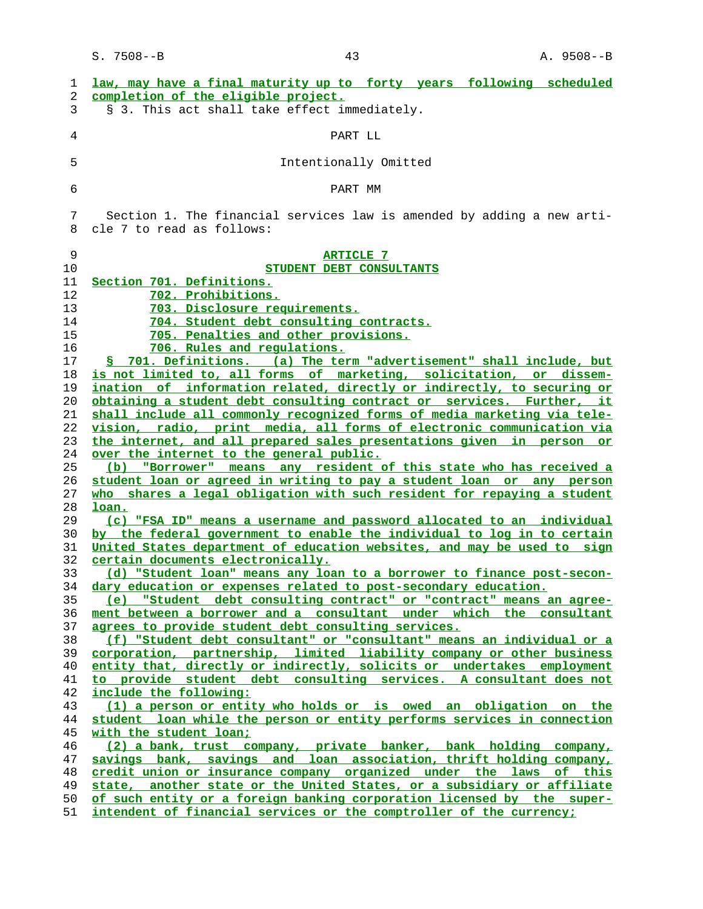law, may have a final maturity up to forty years following scheduled completion of the eligible project.

§ 3. This act shall take effect immediately.

PART LL

Intentionally Omitted

PART MM

Section 1. The financial services law is amended by adding a new article 7 to read as follows:

ARTICLE 7

STUDENT DEBT CONSULTANTS

Section 701. Definitions.

702. Prohibitions.

703. Disclosure requirements.

704. Student debt consulting contracts.

705. Penalties and other provisions.

706. Rules and regulations.

§ 701. Definitions. (a) The term "advertisement" shall include, but is not limited to, all forms of marketing, solicitation, or dissemination of information related, directly or indirectly, to securing or obtaining a student debt consulting contract or services. Further, it shall include all commonly recognized forms of media marketing via television, radio, print media, all forms of electronic communication via the internet, and all prepared sales presentations given in person or over the internet to the general public.

(b) "Borrower" means any resident of this state who has received a student loan or agreed in writing to pay a student loan or any person who shares a legal obligation with such resident for repaying a student loan.

(c) "FSA ID" means a username and password allocated to an individual by the federal government to enable the individual to log in to certain United States department of education websites, and may be used to sign certain documents electronically.

(d) "Student loan" means any loan to a borrower to finance post-secondary education or expenses related to post-secondary education.

(e) "Student debt consulting contract" or "contract" means an agreement between a borrower and a consultant under which the consultant agrees to provide student debt consulting services.

(f) "Student debt consultant" or "consultant" means an individual or a corporation, partnership, limited liability company or other business entity that, directly or indirectly, solicits or undertakes employment to provide student debt consulting services. A consultant does not include the following:

(1) a person or entity who holds or is owed an obligation on the student loan while the person or entity performs services in connection with the student loan;

(2) a bank, trust company, private banker, bank holding company, savings bank, savings and loan association, thrift holding company, credit union or insurance company organized under the laws of this state, another state or the United States, or a subsidiary or affiliate of such entity or a foreign banking corporation licensed by the superintendent of financial services or the comptroller of the currency;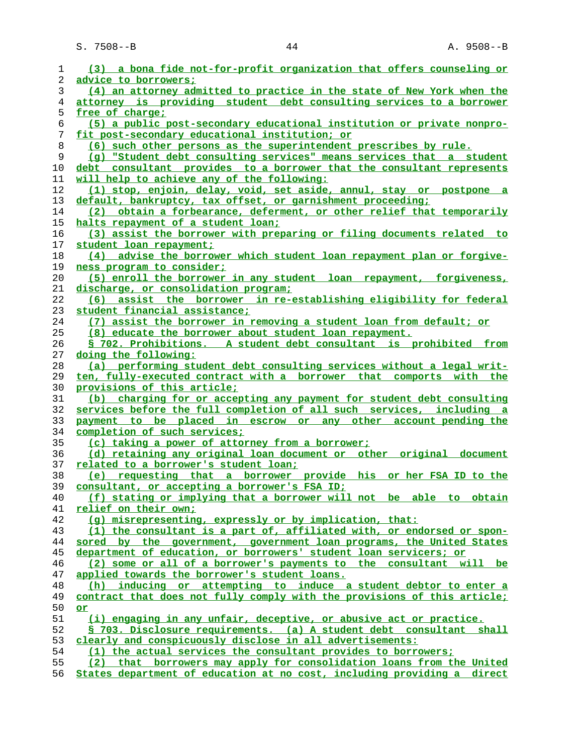(3) a bona fide not-for-profit organization that offers counseling or advice to borrowers;

(4) an attorney admitted to practice in the state of New York when the attorney is providing student debt consulting services to a borrower free of charge;

(5) a public post-secondary educational institution or private nonprofit post-secondary educational institution; or

(6) such other persons as the superintendent prescribes by rule.

(g) "Student debt consulting services" means services that a student debt consultant provides to a borrower that the consultant represents will help to achieve any of the following:

(1) stop, enjoin, delay, void, set aside, annul, stay or postpone a default, bankruptcy, tax offset, or garnishment proceeding;

(2) obtain a forbearance, deferment, or other relief that temporarily halts repayment of a student loan;

(3) assist the borrower with preparing or filing documents related to student loan repayment;

(4) advise the borrower which student loan repayment plan or forgiveness program to consider;

(5) enroll the borrower in any student loan repayment, forgiveness, discharge, or consolidation program;

(6) assist the borrower in re-establishing eligibility for federal student financial assistance;

(7) assist the borrower in removing a student loan from default; or

(8) educate the borrower about student loan repayment.

§ 702. Prohibitions. A student debt consultant is prohibited from doing the following:

(a) performing student debt consulting services without a legal written, fully-executed contract with a borrower that comports with the provisions of this article;

(b) charging for or accepting any payment for student debt consulting services before the full completion of all such services, including a payment to be placed in escrow or any other account pending the completion of such services;

(c) taking a power of attorney from a borrower;

(d) retaining any original loan document or other original document related to a borrower's student loan;

(e) requesting that a borrower provide his or her FSA ID to the consultant, or accepting a borrower's FSA ID;

(f) stating or implying that a borrower will not be able to obtain relief on their own;

(g) misrepresenting, expressly or by implication, that:

(1) the consultant is a part of, affiliated with, or endorsed or sponsored by the government, government loan programs, the United States department of education, or borrowers' student loan servicers; or

(2) some or all of a borrower's payments to the consultant will be applied towards the borrower's student loans.

(h) inducing or attempting to induce a student debtor to enter a contract that does not fully comply with the provisions of this article; or

(i) engaging in any unfair, deceptive, or abusive act or practice.

§ 703. Disclosure requirements. (a) A student debt consultant shall clearly and conspicuously disclose in all advertisements:

(1) the actual services the consultant provides to borrowers;

(2) that borrowers may apply for consolidation loans from the United States department of education at no cost, including providing a direct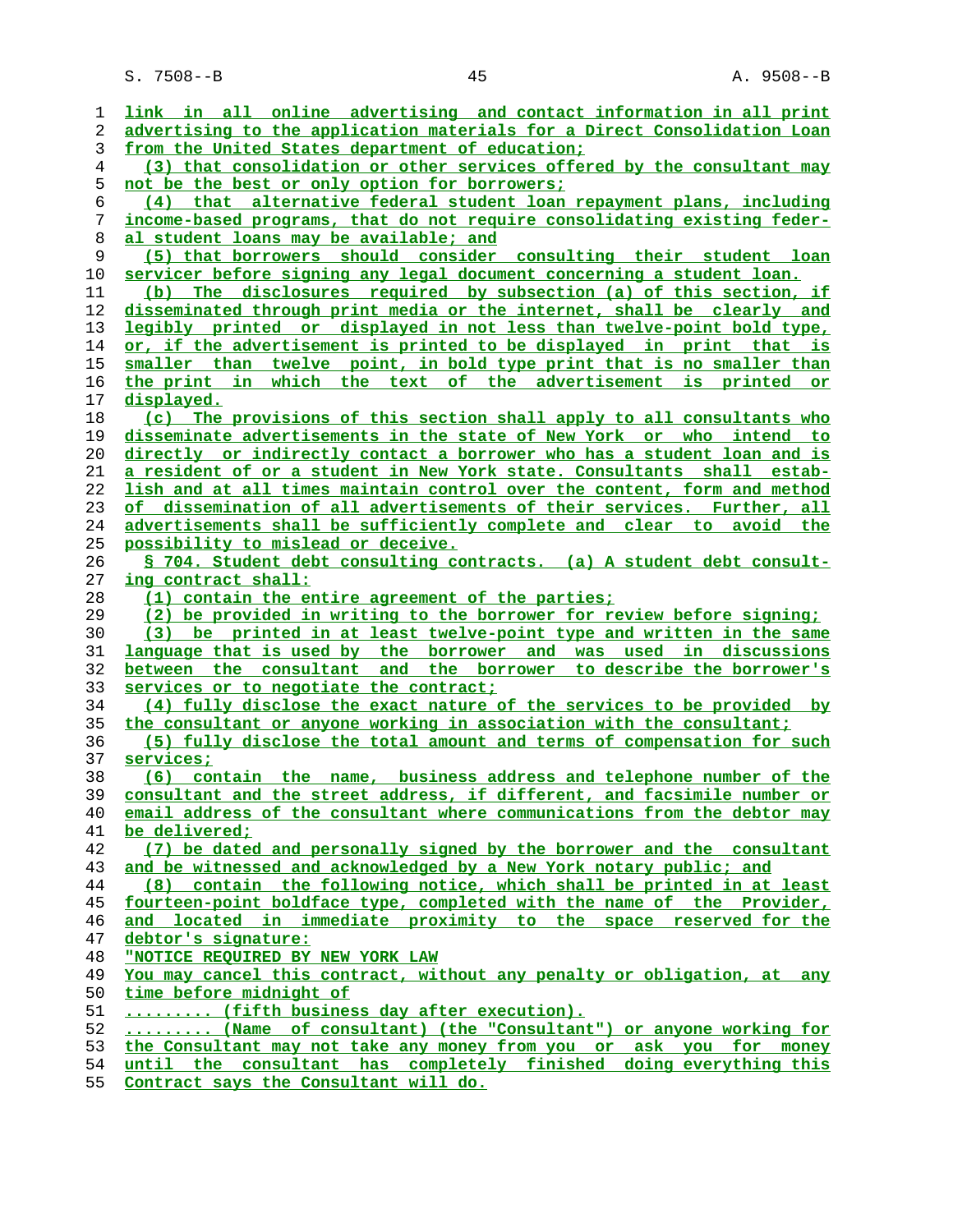link in all online advertising and contact information in all print advertising to the application materials for a Direct Consolidation Loan from the United States department of education;

(3) that consolidation or other services offered by the consultant may not be the best or only option for borrowers;

(4) that alternative federal student loan repayment plans, including income-based programs, that do not require consolidating existing federal student loans may be available; and

(5) that borrowers should consider consulting their student loan servicer before signing any legal document concerning a student loan.

(b) The disclosures required by subsection (a) of this section, if disseminated through print media or the internet, shall be clearly and legibly printed or displayed in not less than twelve-point bold type, or, if the advertisement is printed to be displayed in print that is smaller than twelve point, in bold type print that is no smaller than the print in which the text of the advertisement is printed or displayed.

(c) The provisions of this section shall apply to all consultants who disseminate advertisements in the state of New York or who intend to directly or indirectly contact a borrower who has a student loan and is a resident of or a student in New York state. Consultants shall establish and at all times maintain control over the content, form and method of dissemination of all advertisements of their services. Further, all advertisements shall be sufficiently complete and clear to avoid the possibility to mislead or deceive.

§ 704. Student debt consulting contracts. (a) A student debt consulting contract shall:

(1) contain the entire agreement of the parties;

(2) be provided in writing to the borrower for review before signing;

(3) be printed in at least twelve-point type and written in the same language that is used by the borrower and was used in discussions between the consultant and the borrower to describe the borrower's services or to negotiate the contract;

(4) fully disclose the exact nature of the services to be provided by the consultant or anyone working in association with the consultant;

(5) fully disclose the total amount and terms of compensation for such services;

(6) contain the name, business address and telephone number of the consultant and the street address, if different, and facsimile number or email address of the consultant where communications from the debtor may be delivered;

(7) be dated and personally signed by the borrower and the consultant and be witnessed and acknowledged by a New York notary public; and

(8) contain the following notice, which shall be printed in at least fourteen-point boldface type, completed with the name of the Provider, and located in immediate proximity to the space reserved for the debtor's signature:

"NOTICE REQUIRED BY NEW YORK LAW

You may cancel this contract, without any penalty or obligation, at any time before midnight of

......... (fifth business day after execution).

......... (Name of consultant) (the "Consultant") or anyone working for the Consultant may not take any money from you or ask you for money until the consultant has completely finished doing everything this Contract says the Consultant will do.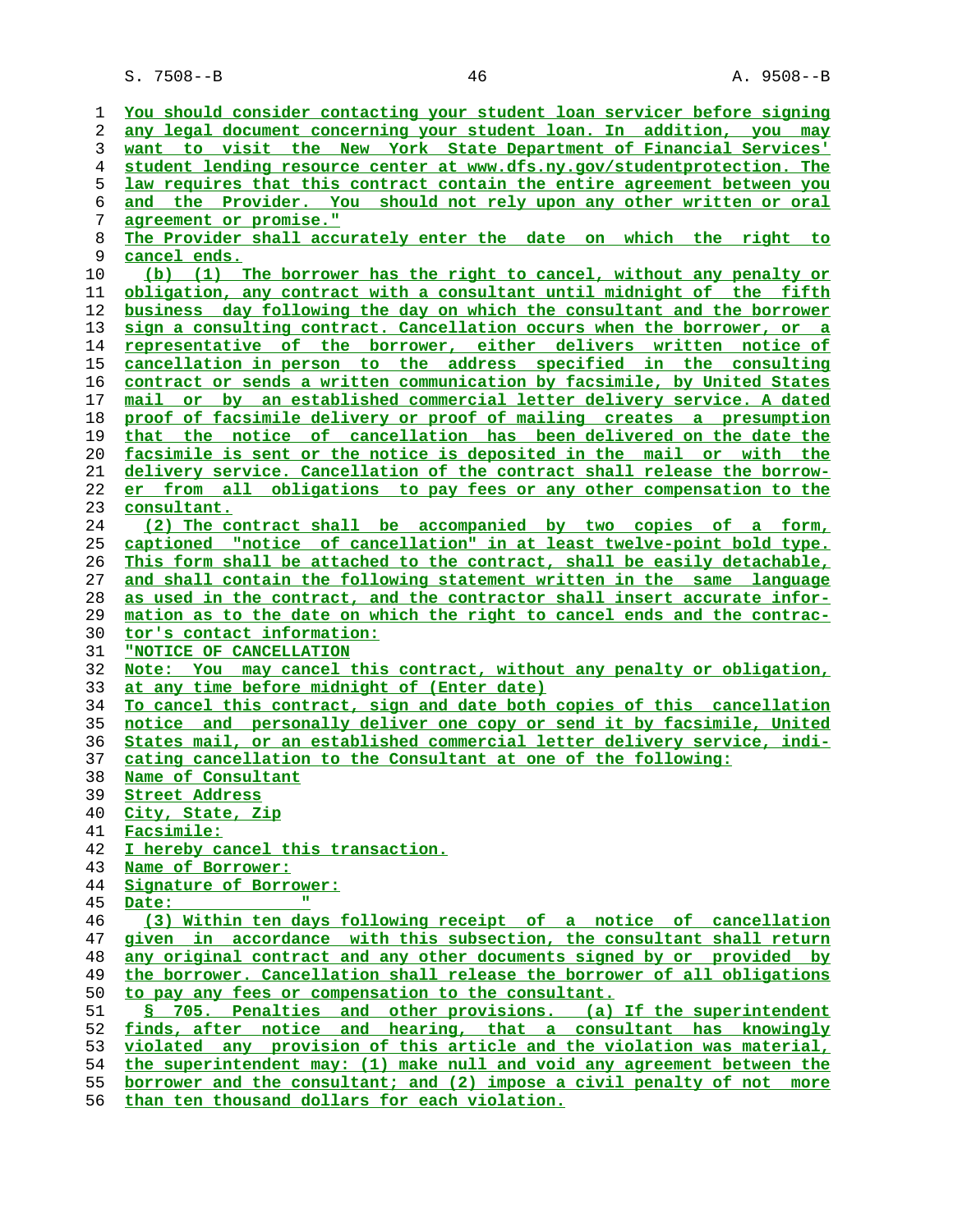You should consider contacting your student loan servicer before signing any legal document concerning your student loan. In addition, you may want to visit the New York State Department of Financial Services' student lending resource center at www.dfs.ny.gov/studentprotection. The law requires that this contract contain the entire agreement between you and the Provider. You should not rely upon any other written or oral agreement or promise."

The Provider shall accurately enter the date on which the right to cancel ends.

(b) (1) The borrower has the right to cancel, without any penalty or obligation, any contract with a consultant until midnight of the fifth business day following the day on which the consultant and the borrower sign a consulting contract. Cancellation occurs when the borrower, or a representative of the borrower, either delivers written notice of cancellation in person to the address specified in the consulting contract or sends a written communication by facsimile, by United States mail or by an established commercial letter delivery service. A dated proof of facsimile delivery or proof of mailing creates a presumption that the notice of cancellation has been delivered on the date the facsimile is sent or the notice is deposited in the mail or with the delivery service. Cancellation of the contract shall release the borrower from all obligations to pay fees or any other compensation to the consultant.

(2) The contract shall be accompanied by two copies of a form, captioned "notice of cancellation" in at least twelve-point bold type. This form shall be attached to the contract, shall be easily detachable, and shall contain the following statement written in the same language as used in the contract, and the contractor shall insert accurate information as to the date on which the right to cancel ends and the contractor's contact information:

"NOTICE OF CANCELLATION

Note: You may cancel this contract, without any penalty or obligation, at any time before midnight of (Enter date)

To cancel this contract, sign and date both copies of this cancellation notice and personally deliver one copy or send it by facsimile, United States mail, or an established commercial letter delivery service, indicating cancellation to the Consultant at one of the following:

Name of Consultant

Street Address

City, State, Zip

Facsimile:

I hereby cancel this transaction.

Name of Borrower:

Signature of Borrower:

Date: "

(3) Within ten days following receipt of a notice of cancellation given in accordance with this subsection, the consultant shall return any original contract and any other documents signed by or provided by the borrower. Cancellation shall release the borrower of all obligations to pay any fees or compensation to the consultant.

§ 705. Penalties and other provisions. (a) If the superintendent finds, after notice and hearing, that a consultant has knowingly violated any provision of this article and the violation was material, the superintendent may: (1) make null and void any agreement between the borrower and the consultant; and (2) impose a civil penalty of not more than ten thousand dollars for each violation.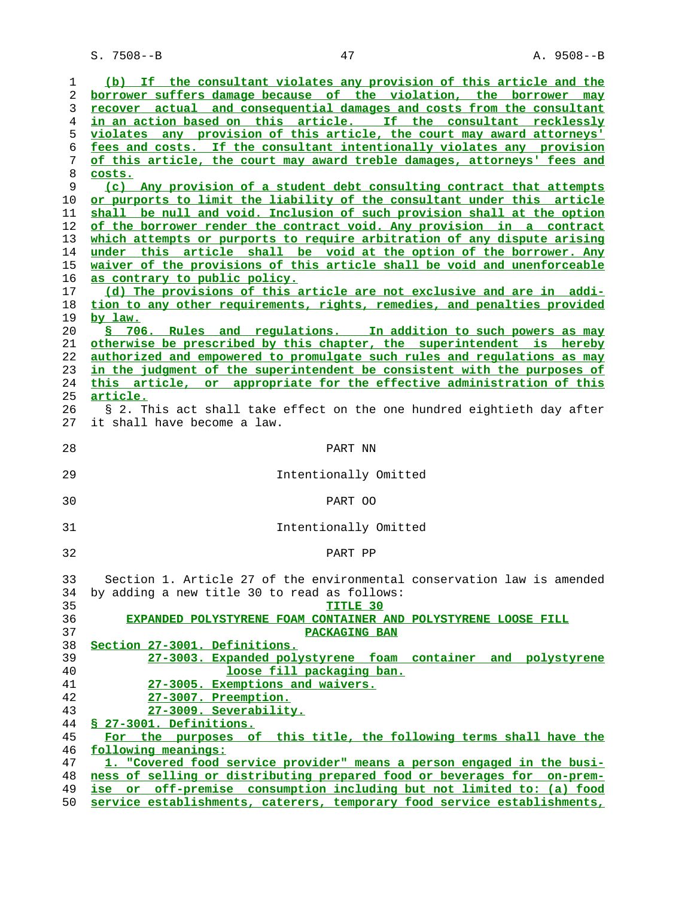(b) If the consultant violates any provision of this article and the borrower suffers damage because of the violation, the borrower may recover actual and consequential damages and costs from the consultant in an action based on this article. If the consultant recklessly violates any provision of this article, the court may award attorneys' fees and costs. If the consultant intentionally violates any provision of this article, the court may award treble damages, attorneys' fees and costs.

(c) Any provision of a student debt consulting contract that attempts or purports to limit the liability of the consultant under this article shall be null and void. Inclusion of such provision shall at the option of the borrower render the contract void. Any provision in a contract which attempts or purports to require arbitration of any dispute arising under this article shall be void at the option of the borrower. Any waiver of the provisions of this article shall be void and unenforceable as contrary to public policy.

(d) The provisions of this article are not exclusive and are in addition to any other requirements, rights, remedies, and penalties provided by law.

§ 706. Rules and regulations. In addition to such powers as may otherwise be prescribed by this chapter, the superintendent is hereby authorized and empowered to promulgate such rules and regulations as may in the judgment of the superintendent be consistent with the purposes of this article, or appropriate for the effective administration of this article.

§ 2. This act shall take effect on the one hundred eightieth day after it shall have become a law.

PART NN

Intentionally Omitted

PART OO

Intentionally Omitted

PART PP

Section 1. Article 27 of the environmental conservation law is amended by adding a new title 30 to read as follows:

TITLE 30
EXPANDED POLYSTYRENE FOAM CONTAINER AND POLYSTYRENE LOOSE FILL PACKAGING BAN

Section 27-3001. Definitions.
27-3003. Expanded polystyrene foam container and polystyrene loose fill packaging ban.
27-3005. Exemptions and waivers.
27-3007. Preemption.
27-3009. Severability.

§ 27-3001. Definitions.

For the purposes of this title, the following terms shall have the following meanings:

1. "Covered food service provider" means a person engaged in the business of selling or distributing prepared food or beverages for on-premise or off-premise consumption including but not limited to: (a) food service establishments, caterers, temporary food service establishments,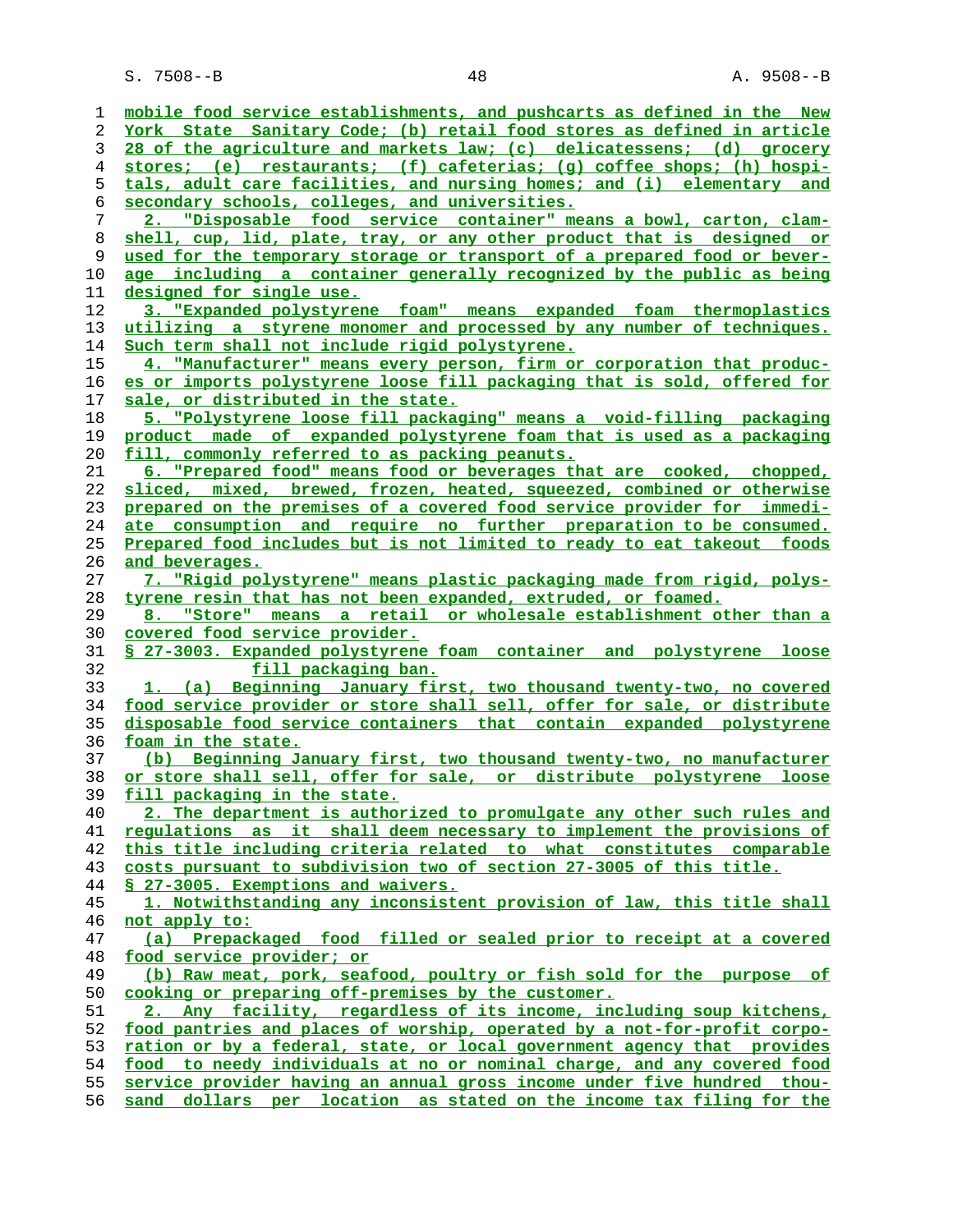mobile food service establishments, and pushcarts as defined in the New York State Sanitary Code; (b) retail food stores as defined in article 28 of the agriculture and markets law; (c) delicatessens; (d) grocery stores; (e) restaurants; (f) cafeterias; (g) coffee shops; (h) hospitals, adult care facilities, and nursing homes; and (i) elementary and secondary schools, colleges, and universities.

2. "Disposable food service container" means a bowl, carton, clamshell, cup, lid, plate, tray, or any other product that is designed or used for the temporary storage or transport of a prepared food or beverage including a container generally recognized by the public as being designed for single use.

3. "Expanded polystyrene foam" means expanded foam thermoplastics utilizing a styrene monomer and processed by any number of techniques. Such term shall not include rigid polystyrene.

4. "Manufacturer" means every person, firm or corporation that produces or imports polystyrene loose fill packaging that is sold, offered for sale, or distributed in the state.

5. "Polystyrene loose fill packaging" means a void-filling packaging product made of expanded polystyrene foam that is used as a packaging fill, commonly referred to as packing peanuts.

6. "Prepared food" means food or beverages that are cooked, chopped, sliced, mixed, brewed, frozen, heated, squeezed, combined or otherwise prepared on the premises of a covered food service provider for immediate consumption and require no further preparation to be consumed. Prepared food includes but is not limited to ready to eat takeout foods and beverages.

7. "Rigid polystyrene" means plastic packaging made from rigid, polystyrene resin that has not been expanded, extruded, or foamed.

8. "Store" means a retail or wholesale establishment other than a covered food service provider.

§ 27-3003. Expanded polystyrene foam container and polystyrene loose fill packaging ban.

1. (a) Beginning January first, two thousand twenty-two, no covered food service provider or store shall sell, offer for sale, or distribute disposable food service containers that contain expanded polystyrene foam in the state.

(b) Beginning January first, two thousand twenty-two, no manufacturer or store shall sell, offer for sale, or distribute polystyrene loose fill packaging in the state.

2. The department is authorized to promulgate any other such rules and regulations as it shall deem necessary to implement the provisions of this title including criteria related to what constitutes comparable costs pursuant to subdivision two of section 27-3005 of this title.

§ 27-3005. Exemptions and waivers.

1. Notwithstanding any inconsistent provision of law, this title shall not apply to:

(a) Prepackaged food filled or sealed prior to receipt at a covered food service provider; or

(b) Raw meat, pork, seafood, poultry or fish sold for the purpose of cooking or preparing off-premises by the customer.

2. Any facility, regardless of its income, including soup kitchens, food pantries and places of worship, operated by a not-for-profit corporation or by a federal, state, or local government agency that provides food to needy individuals at no or nominal charge, and any covered food service provider having an annual gross income under five hundred thousand dollars per location as stated on the income tax filing for the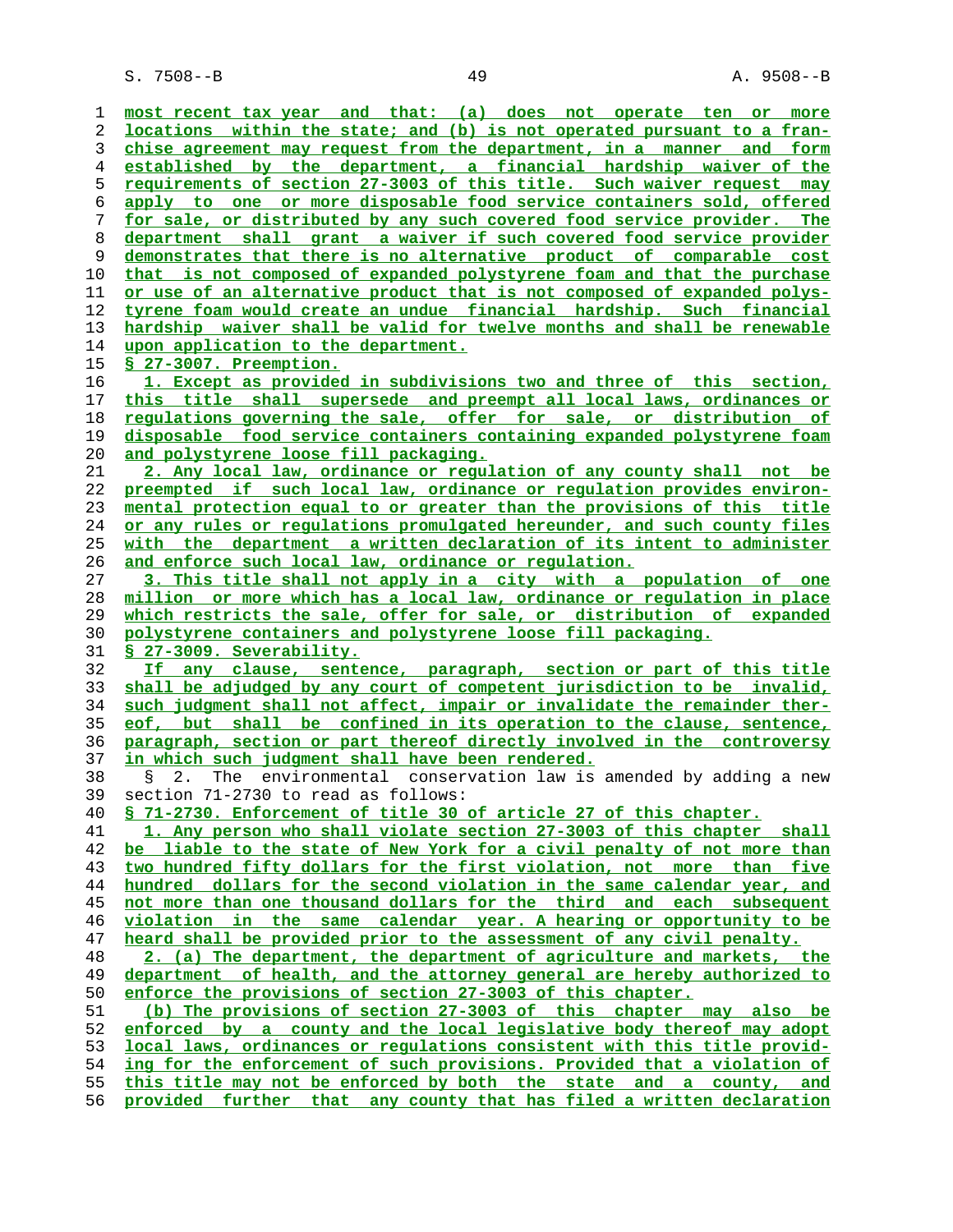most recent tax year and that: (a) does not operate ten or more locations within the state; and (b) is not operated pursuant to a franchise agreement may request from the department, in a manner and form established by the department, a financial hardship waiver of the requirements of section 27-3003 of this title. Such waiver request may apply to one or more disposable food service containers sold, offered for sale, or distributed by any such covered food service provider. The department shall grant a waiver if such covered food service provider demonstrates that there is no alternative product of comparable cost that is not composed of expanded polystyrene foam and that the purchase or use of an alternative product that is not composed of expanded polystyrene foam would create an undue financial hardship. Such financial hardship waiver shall be valid for twelve months and shall be renewable upon application to the department.

§ 27-3007. Preemption.

1. Except as provided in subdivisions two and three of this section, this title shall supersede and preempt all local laws, ordinances or regulations governing the sale, offer for sale, or distribution of disposable food service containers containing expanded polystyrene foam and polystyrene loose fill packaging.

2. Any local law, ordinance or regulation of any county shall not be preempted if such local law, ordinance or regulation provides environmental protection equal to or greater than the provisions of this title or any rules or regulations promulgated hereunder, and such county files with the department a written declaration of its intent to administer and enforce such local law, ordinance or regulation.

3. This title shall not apply in a city with a population of one million or more which has a local law, ordinance or regulation in place which restricts the sale, offer for sale, or distribution of expanded polystyrene containers and polystyrene loose fill packaging.

§ 27-3009. Severability.

If any clause, sentence, paragraph, section or part of this title shall be adjudged by any court of competent jurisdiction to be invalid, such judgment shall not affect, impair or invalidate the remainder thereof, but shall be confined in its operation to the clause, sentence, paragraph, section or part thereof directly involved in the controversy in which such judgment shall have been rendered.

§ 2. The environmental conservation law is amended by adding a new section 71-2730 to read as follows:

§ 71-2730. Enforcement of title 30 of article 27 of this chapter.

1. Any person who shall violate section 27-3003 of this chapter shall be liable to the state of New York for a civil penalty of not more than two hundred fifty dollars for the first violation, not more than five hundred dollars for the second violation in the same calendar year, and not more than one thousand dollars for the third and each subsequent violation in the same calendar year. A hearing or opportunity to be heard shall be provided prior to the assessment of any civil penalty.

2. (a) The department, the department of agriculture and markets, the department of health, and the attorney general are hereby authorized to enforce the provisions of section 27-3003 of this chapter.

(b) The provisions of section 27-3003 of this chapter may also be enforced by a county and the local legislative body thereof may adopt local laws, ordinances or regulations consistent with this title providing for the enforcement of such provisions. Provided that a violation of this title may not be enforced by both the state and a county, and provided further that any county that has filed a written declaration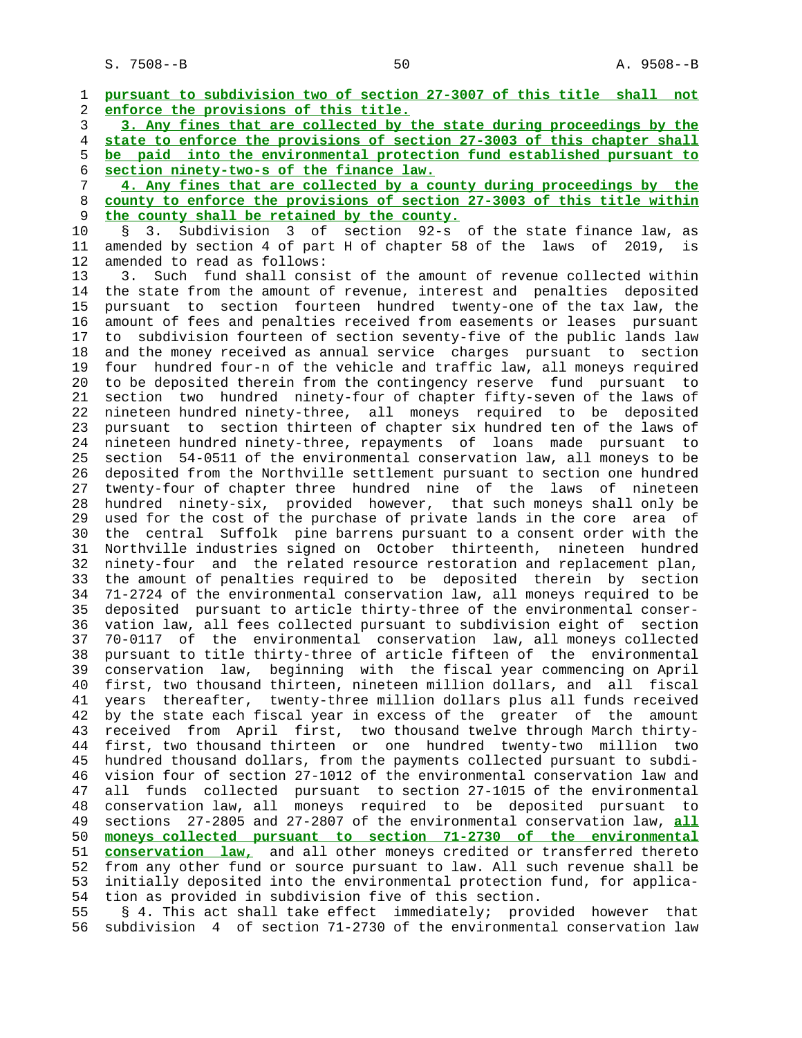**pursuant to subdivision two of section 27-3007 of this title shall not enforce the provisions of this title.**

**3. Any fines that are collected by the state during proceedings by the state to enforce the provisions of section 27-3003 of this chapter shall be paid into the environmental protection fund established pursuant to section ninety-two-s of the finance law.**

**4. Any fines that are collected by a county during proceedings by the county to enforce the provisions of section 27-3003 of this title within the county shall be retained by the county.**

§ 3. Subdivision 3 of section 92-s of the state finance law, as amended by section 4 of part H of chapter 58 of the laws of 2019, is amended to read as follows:

3. Such fund shall consist of the amount of revenue collected within the state from the amount of revenue, interest and penalties deposited pursuant to section fourteen hundred twenty-one of the tax law, the amount of fees and penalties received from easements or leases pursuant to subdivision fourteen of section seventy-five of the public lands law and the money received as annual service charges pursuant to section four hundred four-n of the vehicle and traffic law, all moneys required to be deposited therein from the contingency reserve fund pursuant to section two hundred ninety-four of chapter fifty-seven of the laws of nineteen hundred ninety-three, all moneys required to be deposited pursuant to section thirteen of chapter six hundred ten of the laws of nineteen hundred ninety-three, repayments of loans made pursuant to section 54-0511 of the environmental conservation law, all moneys to be deposited from the Northville settlement pursuant to section one hundred twenty-four of chapter three hundred nine of the laws of nineteen hundred ninety-six, provided however, that such moneys shall only be used for the cost of the purchase of private lands in the core area of the central Suffolk pine barrens pursuant to a consent order with the Northville industries signed on October thirteenth, nineteen hundred ninety-four and the related resource restoration and replacement plan, the amount of penalties required to be deposited therein by section 71-2724 of the environmental conservation law, all moneys required to be deposited pursuant to article thirty-three of the environmental conservation law, all fees collected pursuant to subdivision eight of section 70-0117 of the environmental conservation law, all moneys collected pursuant to title thirty-three of article fifteen of the environmental conservation law, beginning with the fiscal year commencing on April first, two thousand thirteen, nineteen million dollars, and all fiscal years thereafter, twenty-three million dollars plus all funds received by the state each fiscal year in excess of the greater of the amount received from April first, two thousand twelve through March thirty-first, two thousand thirteen or one hundred twenty-two million two hundred thousand dollars, from the payments collected pursuant to subdivision four of section 27-1012 of the environmental conservation law and all funds collected pursuant to section 27-1015 of the environmental conservation law, all moneys required to be deposited pursuant to sections 27-2805 and 27-2807 of the environmental conservation law, **all moneys collected pursuant to section 71-2730 of the environmental conservation law,** and all other moneys credited or transferred thereto from any other fund or source pursuant to law. All such revenue shall be initially deposited into the environmental protection fund, for application as provided in subdivision five of this section.

§ 4. This act shall take effect immediately; provided however that subdivision 4 of section 71-2730 of the environmental conservation law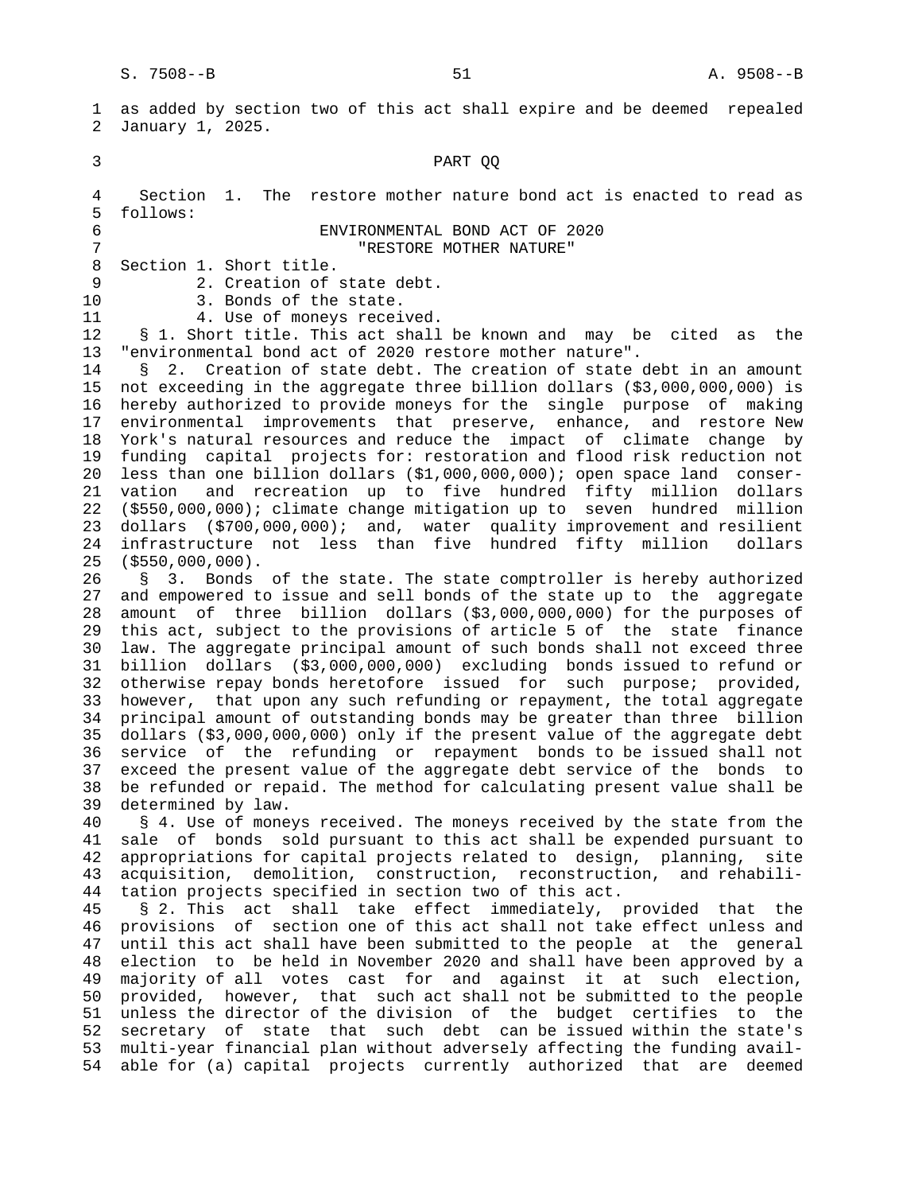as added by section two of this act shall expire and be deemed repealed January 1, 2025.

PART QQ

Section 1. The restore mother nature bond act is enacted to read as follows:

ENVIRONMENTAL BOND ACT OF 2020
"RESTORE MOTHER NATURE"

Section 1. Short title.
2. Creation of state debt.
3. Bonds of the state.
4. Use of moneys received.

§ 1. Short title. This act shall be known and may be cited as the "environmental bond act of 2020 restore mother nature".

§ 2. Creation of state debt. The creation of state debt in an amount not exceeding in the aggregate three billion dollars ($3,000,000,000) is hereby authorized to provide moneys for the single purpose of making environmental improvements that preserve, enhance, and restore New York's natural resources and reduce the impact of climate change by funding capital projects for: restoration and flood risk reduction not less than one billion dollars ($1,000,000,000); open space land conservation and recreation up to five hundred fifty million dollars ($550,000,000); climate change mitigation up to seven hundred million dollars ($700,000,000); and, water quality improvement and resilient infrastructure not less than five hundred fifty million dollars ($550,000,000).

§ 3. Bonds of the state. The state comptroller is hereby authorized and empowered to issue and sell bonds of the state up to the aggregate amount of three billion dollars ($3,000,000,000) for the purposes of this act, subject to the provisions of article 5 of the state finance law. The aggregate principal amount of such bonds shall not exceed three billion dollars ($3,000,000,000) excluding bonds issued to refund or otherwise repay bonds heretofore issued for such purpose; provided, however, that upon any such refunding or repayment, the total aggregate principal amount of outstanding bonds may be greater than three billion dollars ($3,000,000,000) only if the present value of the aggregate debt service of the refunding or repayment bonds to be issued shall not exceed the present value of the aggregate debt service of the bonds to be refunded or repaid. The method for calculating present value shall be determined by law.

§ 4. Use of moneys received. The moneys received by the state from the sale of bonds sold pursuant to this act shall be expended pursuant to appropriations for capital projects related to design, planning, site acquisition, demolition, construction, reconstruction, and rehabilitation projects specified in section two of this act.

§ 2. This act shall take effect immediately, provided that the provisions of section one of this act shall not take effect unless and until this act shall have been submitted to the people at the general election to be held in November 2020 and shall have been approved by a majority of all votes cast for and against it at such election, provided, however, that such act shall not be submitted to the people unless the director of the division of the budget certifies to the secretary of state that such debt can be issued within the state's multi-year financial plan without adversely affecting the funding available for (a) capital projects currently authorized that are deemed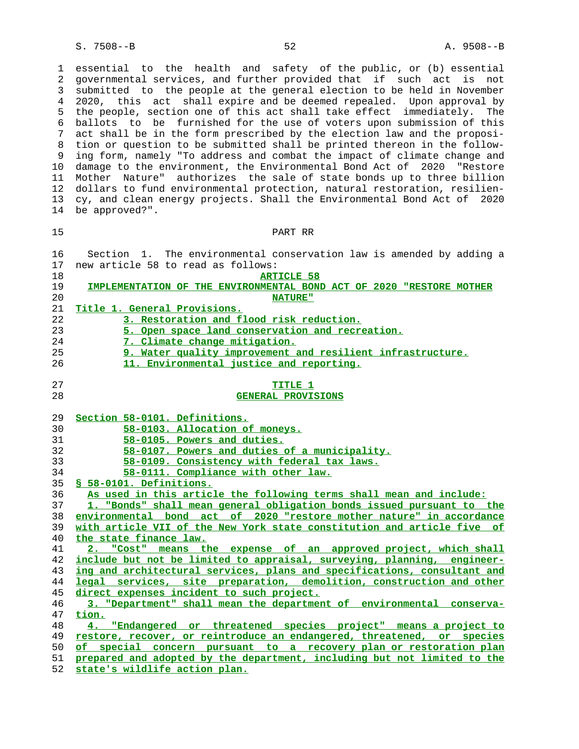essential to the health and safety of the public, or (b) essential governmental services, and further provided that if such act is not submitted to the people at the general election to be held in November 2020, this act shall expire and be deemed repealed. Upon approval by the people, section one of this act shall take effect immediately. The ballots to be furnished for the use of voters upon submission of this act shall be in the form prescribed by the election law and the proposition or question to be submitted shall be printed thereon in the following form, namely "To address and combat the impact of climate change and damage to the environment, the Environmental Bond Act of 2020 "Restore Mother Nature" authorizes the sale of state bonds up to three billion dollars to fund environmental protection, natural restoration, resiliency, and clean energy projects. Shall the Environmental Bond Act of 2020 be approved?".

PART RR

Section 1. The environmental conservation law is amended by adding a new article 58 to read as follows:

**ARTICLE 58**

**IMPLEMENTATION OF THE ENVIRONMENTAL BOND ACT OF 2020 "RESTORE MOTHER NATURE"**

**Title 1. General Provisions.**
**3. Restoration and flood risk reduction.**
**5. Open space land conservation and recreation.**
**7. Climate change mitigation.**
**9. Water quality improvement and resilient infrastructure.**
**11. Environmental justice and reporting.**

**TITLE 1**
**GENERAL PROVISIONS**

**Section 58-0101. Definitions.**
**58-0103. Allocation of moneys.**
**58-0105. Powers and duties.**
**58-0107. Powers and duties of a municipality.**
**58-0109. Consistency with federal tax laws.**
**58-0111. Compliance with other law.**

**§ 58-0101. Definitions.**

As used in this article the following terms shall mean and include:

1. "Bonds" shall mean general obligation bonds issued pursuant to the environmental bond act of 2020 "restore mother nature" in accordance with article VII of the New York state constitution and article five of the state finance law.

2. "Cost" means the expense of an approved project, which shall include but not be limited to appraisal, surveying, planning, engineering and architectural services, plans and specifications, consultant and legal services, site preparation, demolition, construction and other direct expenses incident to such project.

3. "Department" shall mean the department of environmental conservation.

4. "Endangered or threatened species project" means a project to restore, recover, or reintroduce an endangered, threatened, or species of special concern pursuant to a recovery plan or restoration plan prepared and adopted by the department, including but not limited to the state's wildlife action plan.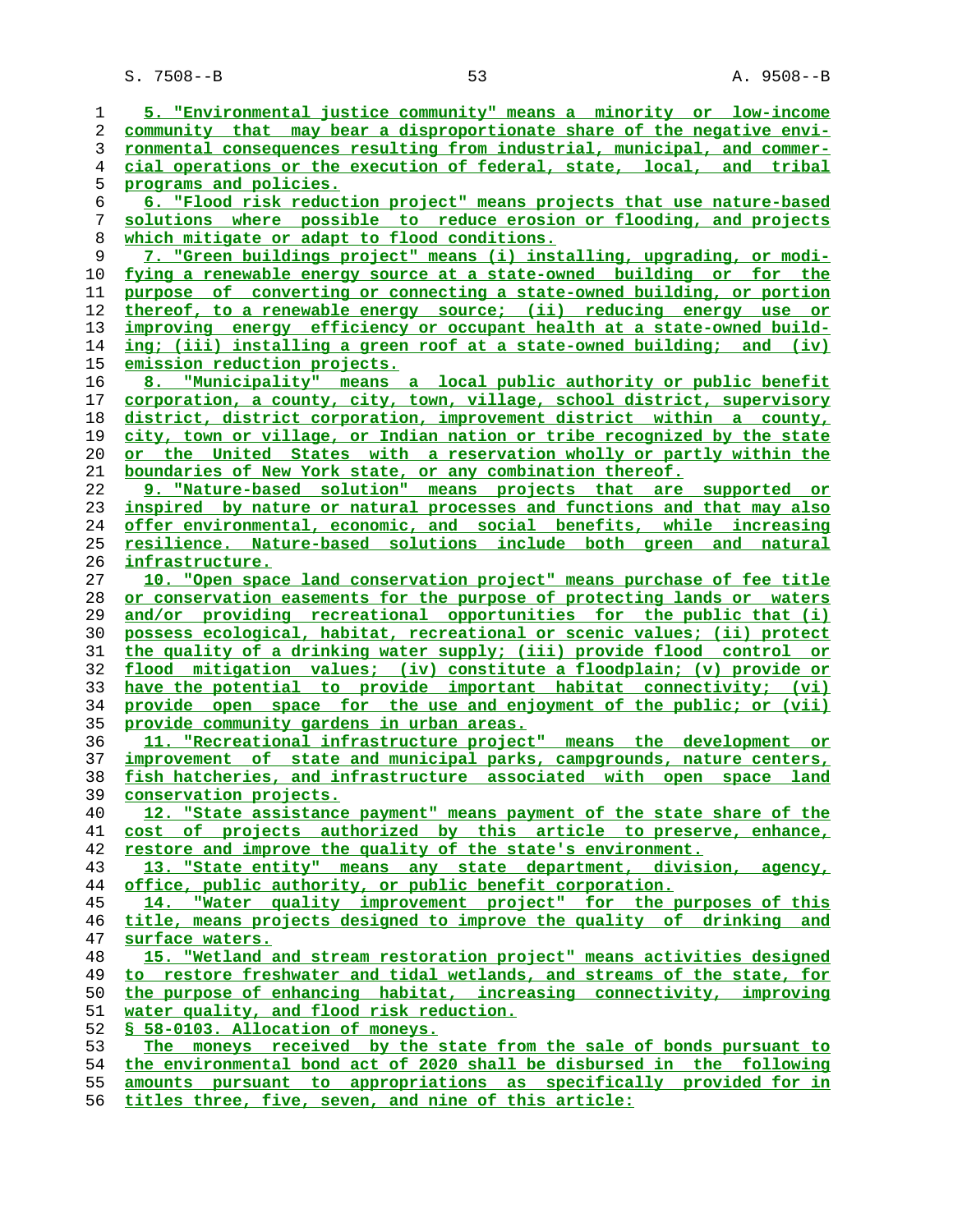5. "Environmental justice community" means a minority or low-income community that may bear a disproportionate share of the negative environmental consequences resulting from industrial, municipal, and commercial operations or the execution of federal, state, local, and tribal programs and policies.

6. "Flood risk reduction project" means projects that use nature-based solutions where possible to reduce erosion or flooding, and projects which mitigate or adapt to flood conditions.

7. "Green buildings project" means (i) installing, upgrading, or modifying a renewable energy source at a state-owned building or for the purpose of converting or connecting a state-owned building, or portion thereof, to a renewable energy source; (ii) reducing energy use or improving energy efficiency or occupant health at a state-owned building; (iii) installing a green roof at a state-owned building; and (iv) emission reduction projects.

8. "Municipality" means a local public authority or public benefit corporation, a county, city, town, village, school district, supervisory district, district corporation, improvement district within a county, city, town or village, or Indian nation or tribe recognized by the state or the United States with a reservation wholly or partly within the boundaries of New York state, or any combination thereof.

9. "Nature-based solution" means projects that are supported or inspired by nature or natural processes and functions and that may also offer environmental, economic, and social benefits, while increasing resilience. Nature-based solutions include both green and natural infrastructure.

10. "Open space land conservation project" means purchase of fee title or conservation easements for the purpose of protecting lands or waters and/or providing recreational opportunities for the public that (i) possess ecological, habitat, recreational or scenic values; (ii) protect the quality of a drinking water supply; (iii) provide flood control or flood mitigation values; (iv) constitute a floodplain; (v) provide or have the potential to provide important habitat connectivity; (vi) provide open space for the use and enjoyment of the public; or (vii) provide community gardens in urban areas.

11. "Recreational infrastructure project" means the development or improvement of state and municipal parks, campgrounds, nature centers, fish hatcheries, and infrastructure associated with open space land conservation projects.

12. "State assistance payment" means payment of the state share of the cost of projects authorized by this article to preserve, enhance, restore and improve the quality of the state's environment.

13. "State entity" means any state department, division, agency, office, public authority, or public benefit corporation.

14. "Water quality improvement project" for the purposes of this title, means projects designed to improve the quality of drinking and surface waters.

15. "Wetland and stream restoration project" means activities designed to restore freshwater and tidal wetlands, and streams of the state, for the purpose of enhancing habitat, increasing connectivity, improving water quality, and flood risk reduction.

§ 58-0103. Allocation of moneys.

The moneys received by the state from the sale of bonds pursuant to the environmental bond act of 2020 shall be disbursed in the following amounts pursuant to appropriations as specifically provided for in titles three, five, seven, and nine of this article: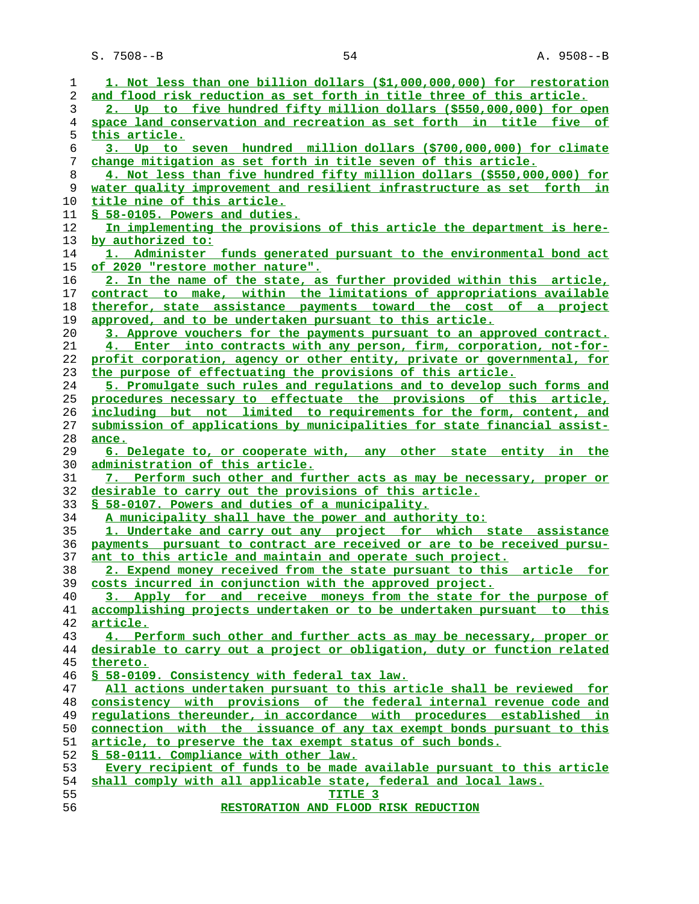1. Not less than one billion dollars ($1,000,000,000) for restoration and flood risk reduction as set forth in title three of this article.

2. Up to five hundred fifty million dollars ($550,000,000) for open space land conservation and recreation as set forth in title five of this article.

3. Up to seven hundred million dollars ($700,000,000) for climate change mitigation as set forth in title seven of this article.

4. Not less than five hundred fifty million dollars ($550,000,000) for water quality improvement and resilient infrastructure as set forth in title nine of this article.

§ 58-0105. Powers and duties.

In implementing the provisions of this article the department is hereby authorized to:

1. Administer funds generated pursuant to the environmental bond act of 2020 "restore mother nature".

2. In the name of the state, as further provided within this article, contract to make, within the limitations of appropriations available therefor, state assistance payments toward the cost of a project approved, and to be undertaken pursuant to this article.

3. Approve vouchers for the payments pursuant to an approved contract.

4. Enter into contracts with any person, firm, corporation, not-for-profit corporation, agency or other entity, private or governmental, for the purpose of effectuating the provisions of this article.

5. Promulgate such rules and regulations and to develop such forms and procedures necessary to effectuate the provisions of this article, including but not limited to requirements for the form, content, and submission of applications by municipalities for state financial assistance.

6. Delegate to, or cooperate with, any other state entity in the administration of this article.

7. Perform such other and further acts as may be necessary, proper or desirable to carry out the provisions of this article.

§ 58-0107. Powers and duties of a municipality.

A municipality shall have the power and authority to:

1. Undertake and carry out any project for which state assistance payments pursuant to contract are received or are to be received pursuant to this article and maintain and operate such project.

2. Expend money received from the state pursuant to this article for costs incurred in conjunction with the approved project.

3. Apply for and receive moneys from the state for the purpose of accomplishing projects undertaken or to be undertaken pursuant to this article.

4. Perform such other and further acts as may be necessary, proper or desirable to carry out a project or obligation, duty or function related thereto.

§ 58-0109. Consistency with federal tax law.

All actions undertaken pursuant to this article shall be reviewed for consistency with provisions of the federal internal revenue code and regulations thereunder, in accordance with procedures established in connection with the issuance of any tax exempt bonds pursuant to this article, to preserve the tax exempt status of such bonds.

§ 58-0111. Compliance with other law.

Every recipient of funds to be made available pursuant to this article shall comply with all applicable state, federal and local laws.

TITLE 3

RESTORATION AND FLOOD RISK REDUCTION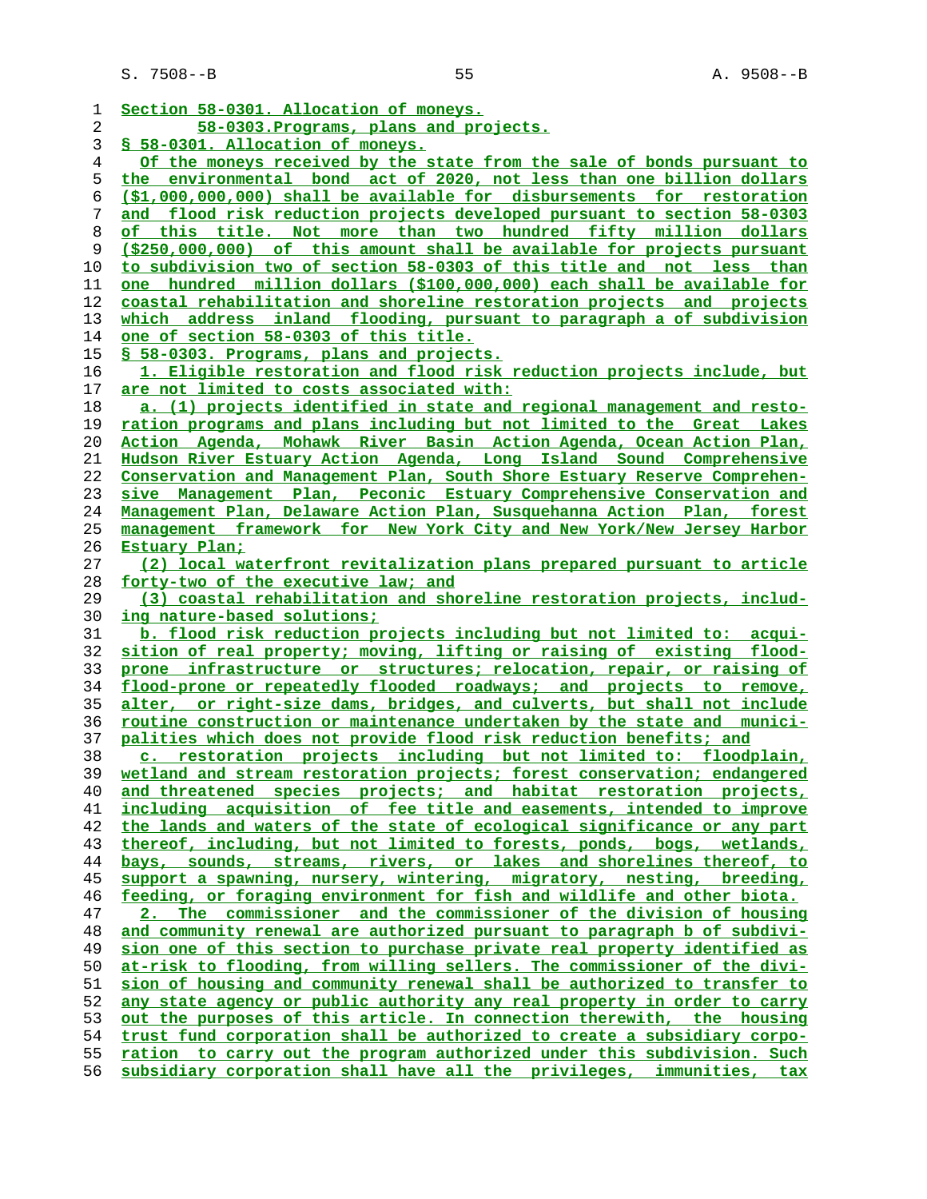Section 58-0301. Allocation of moneys.
58-0303.Programs, plans and projects.

§ 58-0301. Allocation of moneys.

Of the moneys received by the state from the sale of bonds pursuant to the environmental bond act of 2020, not less than one billion dollars ($1,000,000,000) shall be available for disbursements for restoration and flood risk reduction projects developed pursuant to section 58-0303 of this title. Not more than two hundred fifty million dollars ($250,000,000) of this amount shall be available for projects pursuant to subdivision two of section 58-0303 of this title and not less than one hundred million dollars ($100,000,000) each shall be available for coastal rehabilitation and shoreline restoration projects and projects which address inland flooding, pursuant to paragraph a of subdivision one of section 58-0303 of this title.

§ 58-0303. Programs, plans and projects.

1. Eligible restoration and flood risk reduction projects include, but are not limited to costs associated with:

a. (1) projects identified in state and regional management and restoration programs and plans including but not limited to the Great Lakes Action Agenda, Mohawk River Basin Action Agenda, Ocean Action Plan, Hudson River Estuary Action Agenda, Long Island Sound Comprehensive Conservation and Management Plan, South Shore Estuary Reserve Comprehensive Management Plan, Peconic Estuary Comprehensive Conservation and Management Plan, Delaware Action Plan, Susquehanna Action Plan, forest management framework for New York City and New York/New Jersey Harbor Estuary Plan;

(2) local waterfront revitalization plans prepared pursuant to article forty-two of the executive law; and

(3) coastal rehabilitation and shoreline restoration projects, including nature-based solutions;

b. flood risk reduction projects including but not limited to: acquisition of real property; moving, lifting or raising of existing flood-prone infrastructure or structures; relocation, repair, or raising of flood-prone or repeatedly flooded roadways; and projects to remove, alter, or right-size dams, bridges, and culverts, but shall not include routine construction or maintenance undertaken by the state and municipalities which does not provide flood risk reduction benefits; and

c. restoration projects including but not limited to: floodplain, wetland and stream restoration projects; forest conservation; endangered and threatened species projects; and habitat restoration projects, including acquisition of fee title and easements, intended to improve the lands and waters of the state of ecological significance or any part thereof, including, but not limited to forests, ponds, bogs, wetlands, bays, sounds, streams, rivers, or lakes and shorelines thereof, to support a spawning, nursery, wintering, migratory, nesting, breeding, feeding, or foraging environment for fish and wildlife and other biota.

2. The commissioner and the commissioner of the division of housing and community renewal are authorized pursuant to paragraph b of subdivision one of this section to purchase private real property identified as at-risk to flooding, from willing sellers. The commissioner of the division of housing and community renewal shall be authorized to transfer to any state agency or public authority any real property in order to carry out the purposes of this article. In connection therewith, the housing trust fund corporation shall be authorized to create a subsidiary corporation to carry out the program authorized under this subdivision. Such subsidiary corporation shall have all the privileges, immunities, tax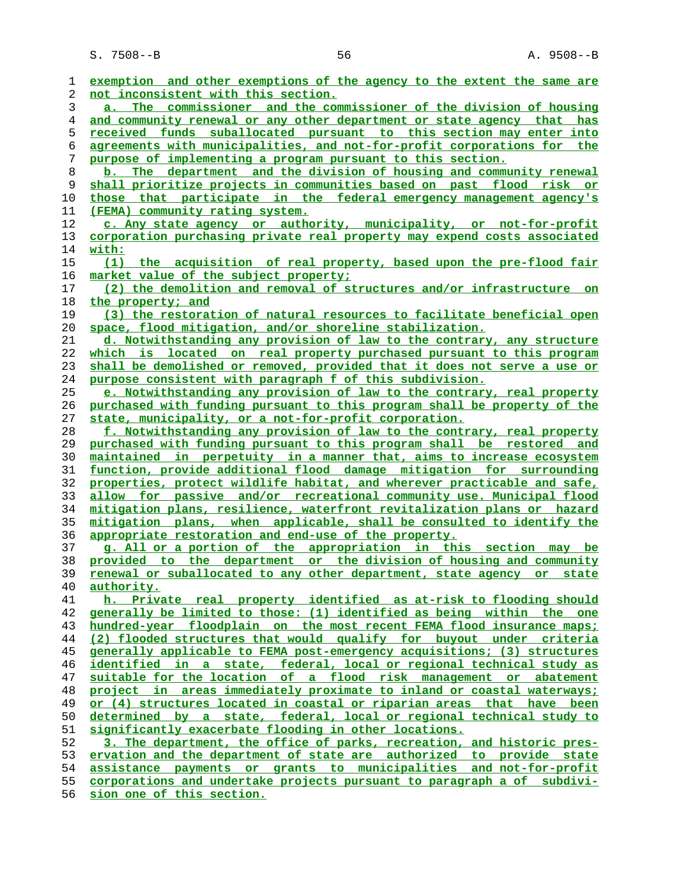exemption and other exemptions of the agency to the extent the same are not inconsistent with this section.

a. The commissioner and the commissioner of the division of housing and community renewal or any other department or state agency that has received funds suballocated pursuant to this section may enter into agreements with municipalities, and not-for-profit corporations for the purpose of implementing a program pursuant to this section.

b. The department and the division of housing and community renewal shall prioritize projects in communities based on past flood risk or those that participate in the federal emergency management agency's (FEMA) community rating system.

c. Any state agency or authority, municipality, or not-for-profit corporation purchasing private real property may expend costs associated with:

(1) the acquisition of real property, based upon the pre-flood fair market value of the subject property;

(2) the demolition and removal of structures and/or infrastructure on the property; and

(3) the restoration of natural resources to facilitate beneficial open space, flood mitigation, and/or shoreline stabilization.

d. Notwithstanding any provision of law to the contrary, any structure which is located on real property purchased pursuant to this program shall be demolished or removed, provided that it does not serve a use or purpose consistent with paragraph f of this subdivision.

e. Notwithstanding any provision of law to the contrary, real property purchased with funding pursuant to this program shall be property of the state, municipality, or a not-for-profit corporation.

f. Notwithstanding any provision of law to the contrary, real property purchased with funding pursuant to this program shall be restored and maintained in perpetuity in a manner that, aims to increase ecosystem function, provide additional flood damage mitigation for surrounding properties, protect wildlife habitat, and wherever practicable and safe, allow for passive and/or recreational community use. Municipal flood mitigation plans, resilience, waterfront revitalization plans or hazard mitigation plans, when applicable, shall be consulted to identify the appropriate restoration and end-use of the property.

g. All or a portion of the appropriation in this section may be provided to the department or the division of housing and community renewal or suballocated to any other department, state agency or state authority.

h. Private real property identified as at-risk to flooding should generally be limited to those: (1) identified as being within the one hundred-year floodplain on the most recent FEMA flood insurance maps; (2) flooded structures that would qualify for buyout under criteria generally applicable to FEMA post-emergency acquisitions; (3) structures identified in a state, federal, local or regional technical study as suitable for the location of a flood risk management or abatement project in areas immediately proximate to inland or coastal waterways; or (4) structures located in coastal or riparian areas that have been determined by a state, federal, local or regional technical study to significantly exacerbate flooding in other locations.

3. The department, the office of parks, recreation, and historic preservation and the department of state are authorized to provide state assistance payments or grants to municipalities and not-for-profit corporations and undertake projects pursuant to paragraph a of subdivision one of this section.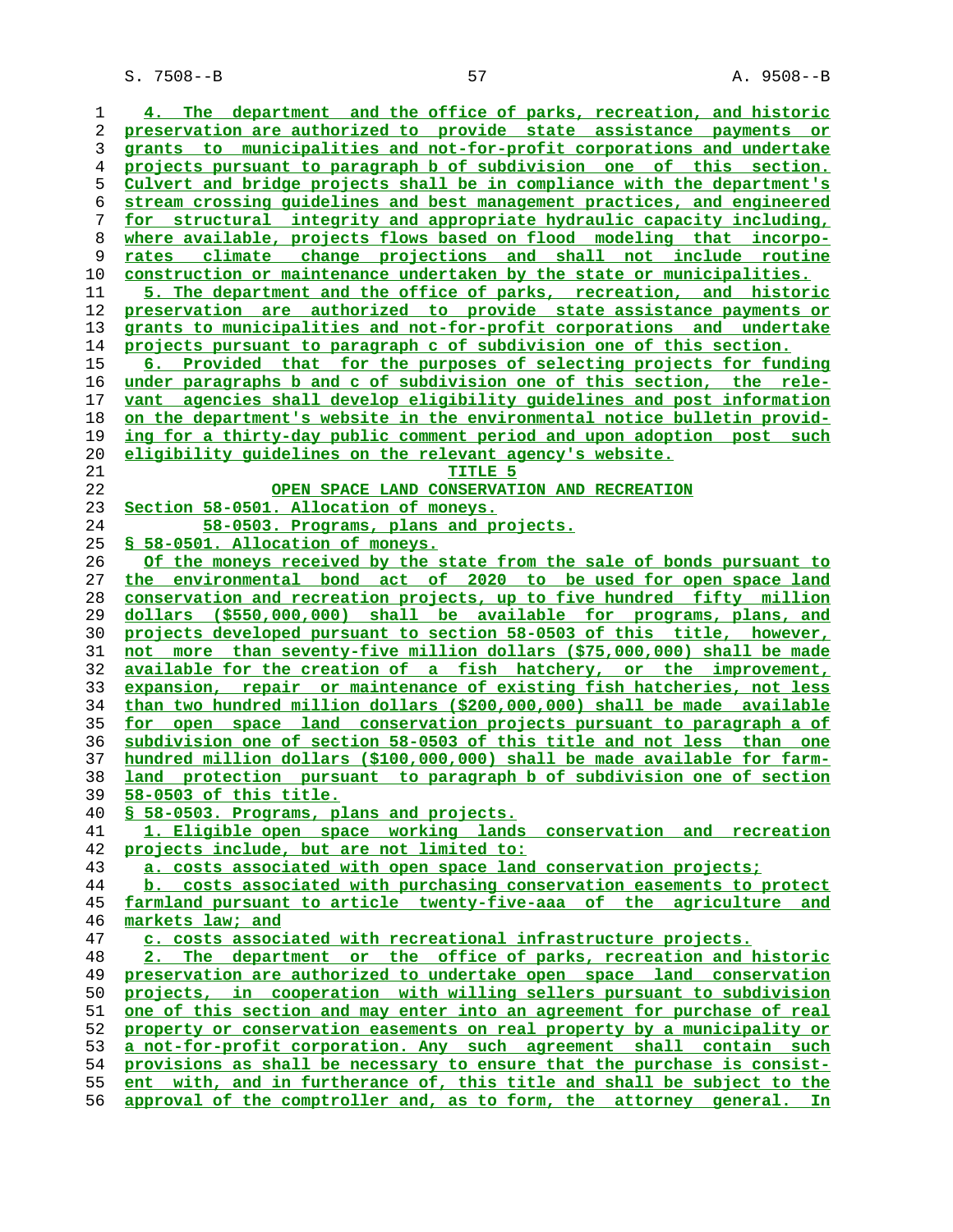4. The department and the office of parks, recreation, and historic preservation are authorized to provide state assistance payments or grants to municipalities and not-for-profit corporations and undertake projects pursuant to paragraph b of subdivision one of this section. Culvert and bridge projects shall be in compliance with the department's stream crossing guidelines and best management practices, and engineered for structural integrity and appropriate hydraulic capacity including, where available, projects flows based on flood modeling that incorporates climate change projections and shall not include routine construction or maintenance undertaken by the state or municipalities.

5. The department and the office of parks, recreation, and historic preservation are authorized to provide state assistance payments or grants to municipalities and not-for-profit corporations and undertake projects pursuant to paragraph c of subdivision one of this section.

6. Provided that for the purposes of selecting projects for funding under paragraphs b and c of subdivision one of this section, the relevant agencies shall develop eligibility guidelines and post information on the department's website in the environmental notice bulletin providing for a thirty-day public comment period and upon adoption post such eligibility guidelines on the relevant agency's website.

## TITLE 5
## OPEN SPACE LAND CONSERVATION AND RECREATION

Section 58-0501. Allocation of moneys.
        58-0503. Programs, plans and projects.

§ 58-0501. Allocation of moneys.

Of the moneys received by the state from the sale of bonds pursuant to the environmental bond act of 2020 to be used for open space land conservation and recreation projects, up to five hundred fifty million dollars ($550,000,000) shall be available for programs, plans, and projects developed pursuant to section 58-0503 of this title, however, not more than seventy-five million dollars ($75,000,000) shall be made available for the creation of a fish hatchery, or the improvement, expansion, repair or maintenance of existing fish hatcheries, not less than two hundred million dollars ($200,000,000) shall be made available for open space land conservation projects pursuant to paragraph a of subdivision one of section 58-0503 of this title and not less than one hundred million dollars ($100,000,000) shall be made available for farmland protection pursuant to paragraph b of subdivision one of section 58-0503 of this title.

§ 58-0503. Programs, plans and projects.

1. Eligible open space working lands conservation and recreation projects include, but are not limited to:

a. costs associated with open space land conservation projects;

b. costs associated with purchasing conservation easements to protect farmland pursuant to article twenty-five-aaa of the agriculture and markets law; and

c. costs associated with recreational infrastructure projects.

2. The department or the office of parks, recreation and historic preservation are authorized to undertake open space land conservation projects, in cooperation with willing sellers pursuant to subdivision one of this section and may enter into an agreement for purchase of real property or conservation easements on real property by a municipality or a not-for-profit corporation. Any such agreement shall contain such provisions as shall be necessary to ensure that the purchase is consistent with, and in furtherance of, this title and shall be subject to the approval of the comptroller and, as to form, the attorney general. In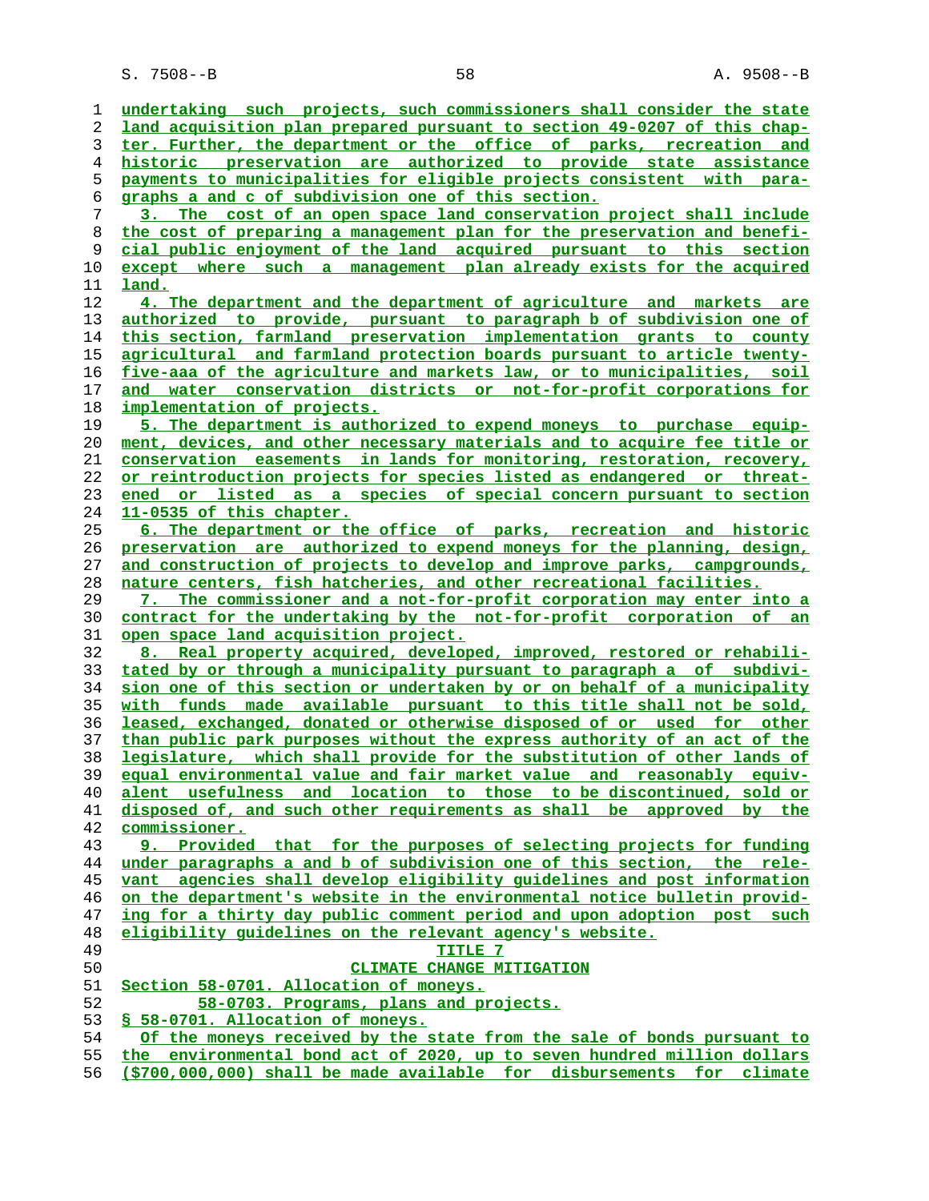undertaking such projects, such commissioners shall consider the state land acquisition plan prepared pursuant to section 49-0207 of this chapter. Further, the department or the office of parks, recreation and historic preservation are authorized to provide state assistance payments to municipalities for eligible projects consistent with paragraphs a and c of subdivision one of this section.

3. The cost of an open space land conservation project shall include the cost of preparing a management plan for the preservation and beneficial public enjoyment of the land acquired pursuant to this section except where such a management plan already exists for the acquired land.

4. The department and the department of agriculture and markets are authorized to provide, pursuant to paragraph b of subdivision one of this section, farmland preservation implementation grants to county agricultural and farmland protection boards pursuant to article twenty-five-aaa of the agriculture and markets law, or to municipalities, soil and water conservation districts or not-for-profit corporations for implementation of projects.

5. The department is authorized to expend moneys to purchase equipment, devices, and other necessary materials and to acquire fee title or conservation easements in lands for monitoring, restoration, recovery, or reintroduction projects for species listed as endangered or threatened or listed as a species of special concern pursuant to section 11-0535 of this chapter.

6. The department or the office of parks, recreation and historic preservation are authorized to expend moneys for the planning, design, and construction of projects to develop and improve parks, campgrounds, nature centers, fish hatcheries, and other recreational facilities.

7. The commissioner and a not-for-profit corporation may enter into a contract for the undertaking by the not-for-profit corporation of an open space land acquisition project.

8. Real property acquired, developed, improved, restored or rehabilitated by or through a municipality pursuant to paragraph a of subdivision one of this section or undertaken by or on behalf of a municipality with funds made available pursuant to this title shall not be sold, leased, exchanged, donated or otherwise disposed of or used for other than public park purposes without the express authority of an act of the legislature, which shall provide for the substitution of other lands of equal environmental value and fair market value and reasonably equivalent usefulness and location to those to be discontinued, sold or disposed of, and such other requirements as shall be approved by the commissioner.

9. Provided that for the purposes of selecting projects for funding under paragraphs a and b of subdivision one of this section, the relevant agencies shall develop eligibility guidelines and post information on the department's website in the environmental notice bulletin providing for a thirty day public comment period and upon adoption post such eligibility guidelines on the relevant agency's website.

TITLE 7
CLIMATE CHANGE MITIGATION

Section 58-0701. Allocation of moneys.
58-0703. Programs, plans and projects.

§ 58-0701. Allocation of moneys.

Of the moneys received by the state from the sale of bonds pursuant to the environmental bond act of 2020, up to seven hundred million dollars ($700,000,000) shall be made available for disbursements for climate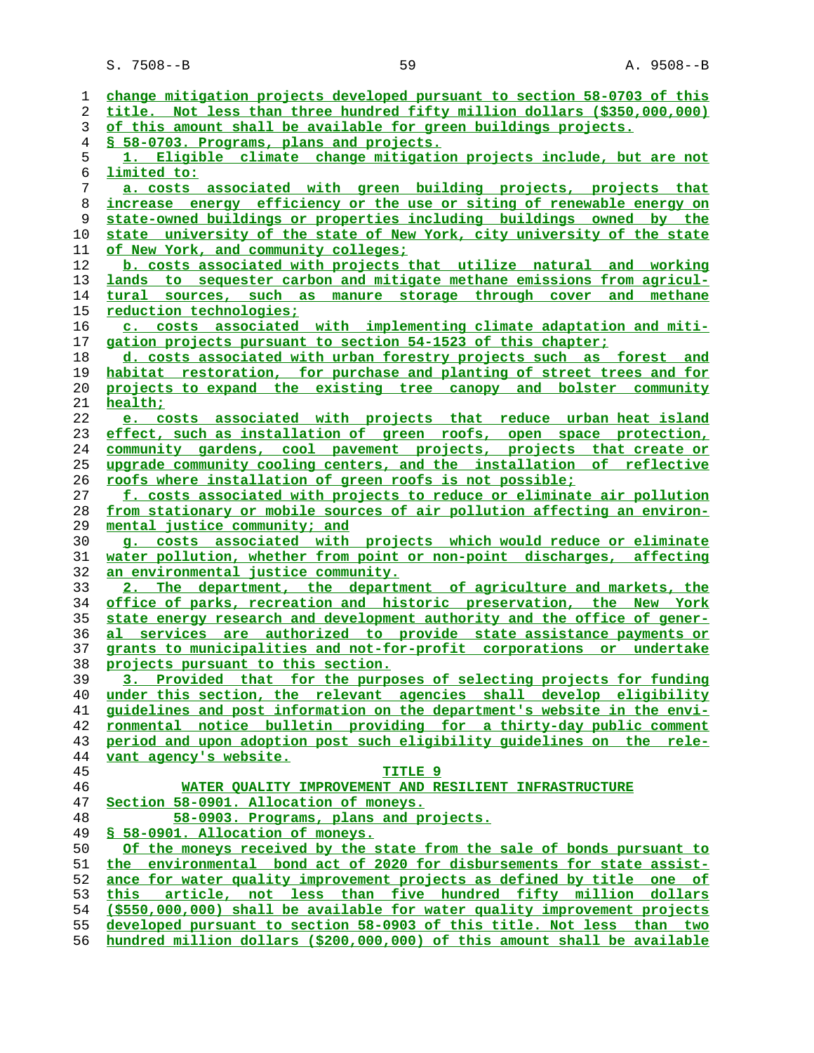change mitigation projects developed pursuant to section 58-0703 of this title. Not less than three hundred fifty million dollars ($350,000,000) of this amount shall be available for green buildings projects.

§ 58-0703. Programs, plans and projects.

1. Eligible climate change mitigation projects include, but are not limited to:

a. costs associated with green building projects, projects that increase energy efficiency or the use or siting of renewable energy on state-owned buildings or properties including buildings owned by the state university of the state of New York, city university of the state of New York, and community colleges;

b. costs associated with projects that utilize natural and working lands to sequester carbon and mitigate methane emissions from agricultural sources, such as manure storage through cover and methane reduction technologies;

c. costs associated with implementing climate adaptation and mitigation projects pursuant to section 54-1523 of this chapter;

d. costs associated with urban forestry projects such as forest and habitat restoration, for purchase and planting of street trees and for projects to expand the existing tree canopy and bolster community health;

e. costs associated with projects that reduce urban heat island effect, such as installation of green roofs, open space protection, community gardens, cool pavement projects, projects that create or upgrade community cooling centers, and the installation of reflective roofs where installation of green roofs is not possible;

f. costs associated with projects to reduce or eliminate air pollution from stationary or mobile sources of air pollution affecting an environmental justice community; and

g. costs associated with projects which would reduce or eliminate water pollution, whether from point or non-point discharges, affecting an environmental justice community.

2. The department, the department of agriculture and markets, the office of parks, recreation and historic preservation, the New York state energy research and development authority and the office of general services are authorized to provide state assistance payments or grants to municipalities and not-for-profit corporations or undertake projects pursuant to this section.

3. Provided that for the purposes of selecting projects for funding under this section, the relevant agencies shall develop eligibility guidelines and post information on the department's website in the environmental notice bulletin providing for a thirty-day public comment period and upon adoption post such eligibility guidelines on the relevant agency's website.

TITLE 9

WATER QUALITY IMPROVEMENT AND RESILIENT INFRASTRUCTURE

Section 58-0901. Allocation of moneys.
58-0903. Programs, plans and projects.

§ 58-0901. Allocation of moneys.

Of the moneys received by the state from the sale of bonds pursuant to the environmental bond act of 2020 for disbursements for state assistance for water quality improvement projects as defined by title one of this article, not less than five hundred fifty million dollars ($550,000,000) shall be available for water quality improvement projects developed pursuant to section 58-0903 of this title. Not less than two hundred million dollars ($200,000,000) of this amount shall be available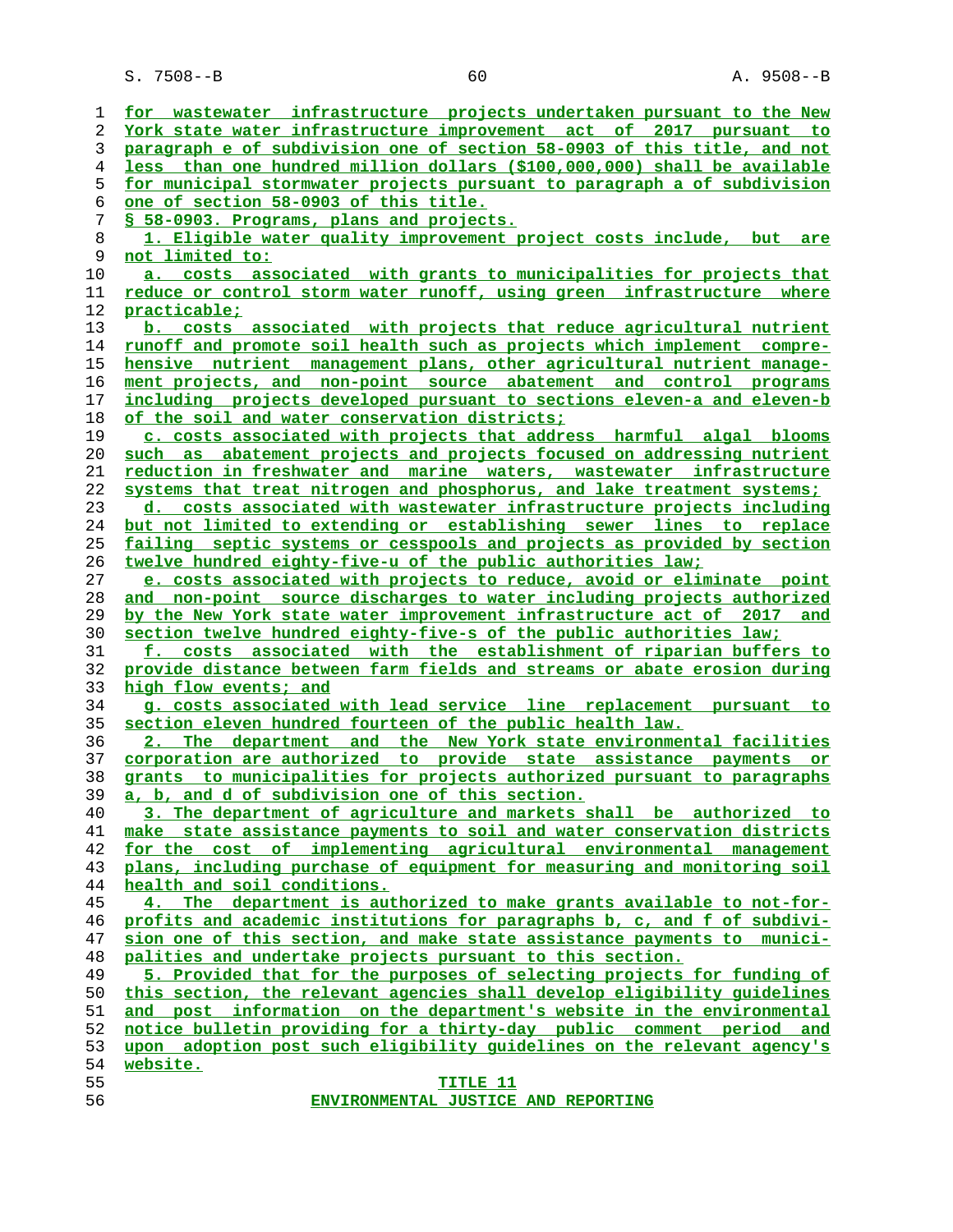for wastewater infrastructure projects undertaken pursuant to the New York state water infrastructure improvement act of 2017 pursuant to paragraph e of subdivision one of section 58-0903 of this title, and not less than one hundred million dollars ($100,000,000) shall be available for municipal stormwater projects pursuant to paragraph a of subdivision one of section 58-0903 of this title.

§ 58-0903. Programs, plans and projects.

1. Eligible water quality improvement project costs include, but are not limited to:

a. costs associated with grants to municipalities for projects that reduce or control storm water runoff, using green infrastructure where practicable;

b. costs associated with projects that reduce agricultural nutrient runoff and promote soil health such as projects which implement comprehensive nutrient management plans, other agricultural nutrient management projects, and non-point source abatement and control programs including projects developed pursuant to sections eleven-a and eleven-b of the soil and water conservation districts;

c. costs associated with projects that address harmful algal blooms such as abatement projects and projects focused on addressing nutrient reduction in freshwater and marine waters, wastewater infrastructure systems that treat nitrogen and phosphorus, and lake treatment systems;

d. costs associated with wastewater infrastructure projects including but not limited to extending or establishing sewer lines to replace failing septic systems or cesspools and projects as provided by section twelve hundred eighty-five-u of the public authorities law;

e. costs associated with projects to reduce, avoid or eliminate point and non-point source discharges to water including projects authorized by the New York state water improvement infrastructure act of 2017 and section twelve hundred eighty-five-s of the public authorities law;

f. costs associated with the establishment of riparian buffers to provide distance between farm fields and streams or abate erosion during high flow events; and

g. costs associated with lead service line replacement pursuant to section eleven hundred fourteen of the public health law.

2. The department and the New York state environmental facilities corporation are authorized to provide state assistance payments or grants to municipalities for projects authorized pursuant to paragraphs a, b, and d of subdivision one of this section.

3. The department of agriculture and markets shall be authorized to make state assistance payments to soil and water conservation districts for the cost of implementing agricultural environmental management plans, including purchase of equipment for measuring and monitoring soil health and soil conditions.

4. The department is authorized to make grants available to not-for-profits and academic institutions for paragraphs b, c, and f of subdivision one of this section, and make state assistance payments to municipalities and undertake projects pursuant to this section.

5. Provided that for the purposes of selecting projects for funding of this section, the relevant agencies shall develop eligibility guidelines and post information on the department's website in the environmental notice bulletin providing for a thirty-day public comment period and upon adoption post such eligibility guidelines on the relevant agency's website.

## TITLE 11

## ENVIRONMENTAL JUSTICE AND REPORTING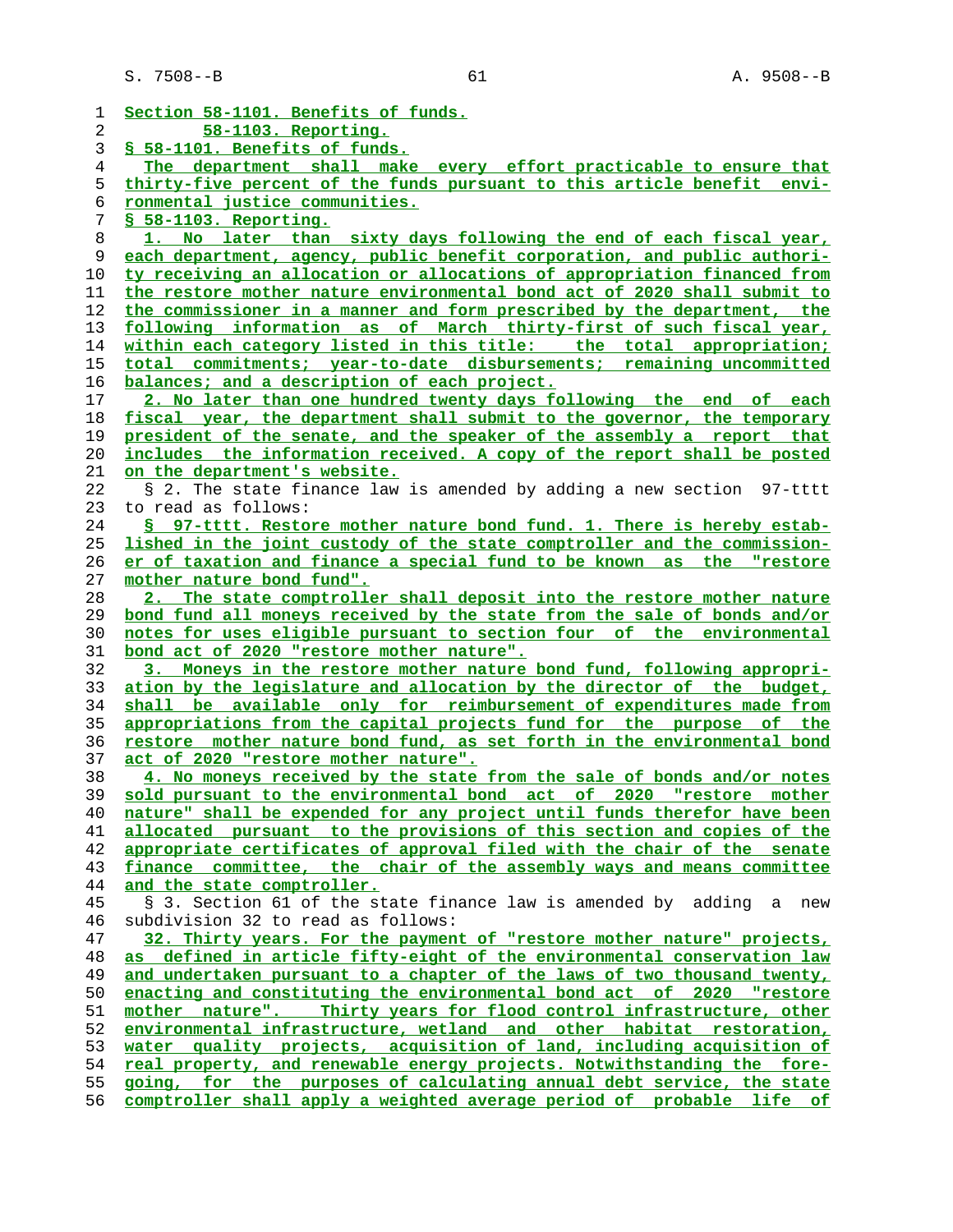Section 58-1101. Benefits of funds.
        58-1103. Reporting.

§ 58-1101. Benefits of funds.

The department shall make every effort practicable to ensure that thirty-five percent of the funds pursuant to this article benefit environmental justice communities.

§ 58-1103. Reporting.

1. No later than sixty days following the end of each fiscal year, each department, agency, public benefit corporation, and public authority receiving an allocation or allocations of appropriation financed from the restore mother nature environmental bond act of 2020 shall submit to the commissioner in a manner and form prescribed by the department, the following information as of March thirty-first of such fiscal year, within each category listed in this title: the total appropriation; total commitments; year-to-date disbursements; remaining uncommitted balances; and a description of each project.

2. No later than one hundred twenty days following the end of each fiscal year, the department shall submit to the governor, the temporary president of the senate, and the speaker of the assembly a report that includes the information received. A copy of the report shall be posted on the department's website.

§ 2. The state finance law is amended by adding a new section 97-tttt to read as follows:

§ 97-tttt. Restore mother nature bond fund. 1. There is hereby established in the joint custody of the state comptroller and the commissioner of taxation and finance a special fund to be known as the "restore mother nature bond fund".

2. The state comptroller shall deposit into the restore mother nature bond fund all moneys received by the state from the sale of bonds and/or notes for uses eligible pursuant to section four of the environmental bond act of 2020 "restore mother nature".

3. Moneys in the restore mother nature bond fund, following appropriation by the legislature and allocation by the director of the budget, shall be available only for reimbursement of expenditures made from appropriations from the capital projects fund for the purpose of the restore mother nature bond fund, as set forth in the environmental bond act of 2020 "restore mother nature".

4. No moneys received by the state from the sale of bonds and/or notes sold pursuant to the environmental bond act of 2020 "restore mother nature" shall be expended for any project until funds therefor have been allocated pursuant to the provisions of this section and copies of the appropriate certificates of approval filed with the chair of the senate finance committee, the chair of the assembly ways and means committee and the state comptroller.

§ 3. Section 61 of the state finance law is amended by adding a new subdivision 32 to read as follows:

32. Thirty years. For the payment of "restore mother nature" projects, as defined in article fifty-eight of the environmental conservation law and undertaken pursuant to a chapter of the laws of two thousand twenty, enacting and constituting the environmental bond act of 2020 "restore mother nature". Thirty years for flood control infrastructure, other environmental infrastructure, wetland and other habitat restoration, water quality projects, acquisition of land, including acquisition of real property, and renewable energy projects. Notwithstanding the foregoing, for the purposes of calculating annual debt service, the state comptroller shall apply a weighted average period of probable life of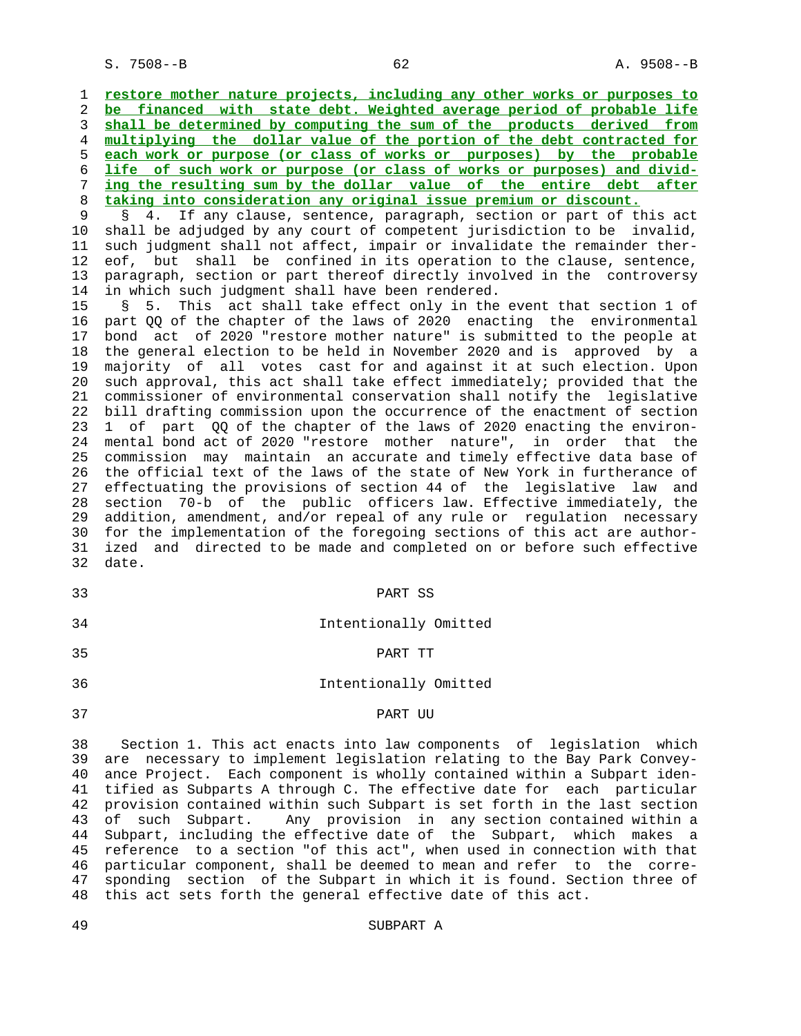restore mother nature projects, including any other works or purposes to be financed with state debt. Weighted average period of probable life shall be determined by computing the sum of the products derived from multiplying the dollar value of the portion of the debt contracted for each work or purpose (or class of works or purposes) by the probable life of such work or purpose (or class of works or purposes) and dividing the resulting sum by the dollar value of the entire debt after taking into consideration any original issue premium or discount.

§ 4. If any clause, sentence, paragraph, section or part of this act shall be adjudged by any court of competent jurisdiction to be invalid, such judgment shall not affect, impair or invalidate the remainder thereof, but shall be confined in its operation to the clause, sentence, paragraph, section or part thereof directly involved in the controversy in which such judgment shall have been rendered.

§ 5. This act shall take effect only in the event that section 1 of part QQ of the chapter of the laws of 2020 enacting the environmental bond act of 2020 "restore mother nature" is submitted to the people at the general election to be held in November 2020 and is approved by a majority of all votes cast for and against it at such election. Upon such approval, this act shall take effect immediately; provided that the commissioner of environmental conservation shall notify the legislative bill drafting commission upon the occurrence of the enactment of section 1 of part QQ of the chapter of the laws of 2020 enacting the environmental bond act of 2020 "restore mother nature", in order that the commission may maintain an accurate and timely effective data base of the official text of the laws of the state of New York in furtherance of effectuating the provisions of section 44 of the legislative law and section 70-b of the public officers law. Effective immediately, the addition, amendment, and/or repeal of any rule or regulation necessary for the implementation of the foregoing sections of this act are authorized and directed to be made and completed on or before such effective date.

PART SS

Intentionally Omitted

PART TT

Intentionally Omitted

PART UU

Section 1. This act enacts into law components of legislation which are necessary to implement legislation relating to the Bay Park Conveyance Project. Each component is wholly contained within a Subpart identified as Subparts A through C. The effective date for each particular provision contained within such Subpart is set forth in the last section of such Subpart. Any provision in any section contained within a Subpart, including the effective date of the Subpart, which makes a reference to a section "of this act", when used in connection with that particular component, shall be deemed to mean and refer to the corresponding section of the Subpart in which it is found. Section three of this act sets forth the general effective date of this act.

SUBPART A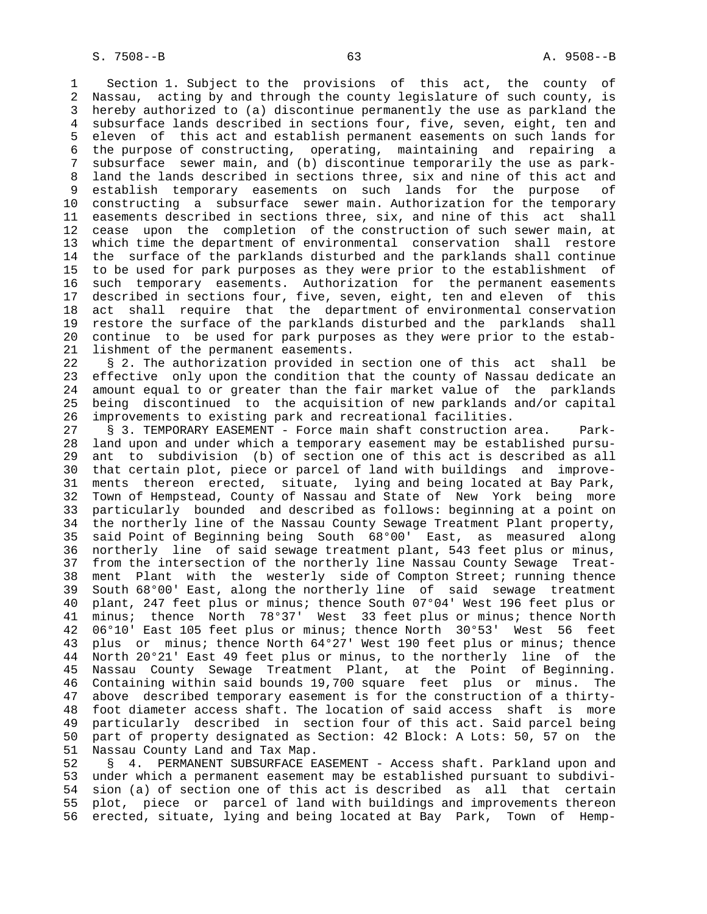Section 1. Subject to the provisions of this act, the county of Nassau, acting by and through the county legislature of such county, is hereby authorized to (a) discontinue permanently the use as parkland the subsurface lands described in sections four, five, seven, eight, ten and eleven of this act and establish permanent easements on such lands for the purpose of constructing, operating, maintaining and repairing a subsurface sewer main, and (b) discontinue temporarily the use as parkland the lands described in sections three, six and nine of this act and establish temporary easements on such lands for the purpose of constructing a subsurface sewer main. Authorization for the temporary easements described in sections three, six, and nine of this act shall cease upon the completion of the construction of such sewer main, at which time the department of environmental conservation shall restore the surface of the parklands disturbed and the parklands shall continue to be used for park purposes as they were prior to the establishment of such temporary easements. Authorization for the permanent easements described in sections four, five, seven, eight, ten and eleven of this act shall require that the department of environmental conservation restore the surface of the parklands disturbed and the parklands shall continue to be used for park purposes as they were prior to the establishment of the permanent easements.

§ 2. The authorization provided in section one of this act shall be effective only upon the condition that the county of Nassau dedicate an amount equal to or greater than the fair market value of the parklands being discontinued to the acquisition of new parklands and/or capital improvements to existing park and recreational facilities.

§ 3. TEMPORARY EASEMENT - Force main shaft construction area. Parkland upon and under which a temporary easement may be established pursuant to subdivision (b) of section one of this act is described as all that certain plot, piece or parcel of land with buildings and improvements thereon erected, situate, lying and being located at Bay Park, Town of Hempstead, County of Nassau and State of New York being more particularly bounded and described as follows: beginning at a point on the northerly line of the Nassau County Sewage Treatment Plant property, said Point of Beginning being South 68°00' East, as measured along northerly line of said sewage treatment plant, 543 feet plus or minus, from the intersection of the northerly line Nassau County Sewage Treatment Plant with the westerly side of Compton Street; running thence South 68°00' East, along the northerly line of said sewage treatment plant, 247 feet plus or minus; thence South 07°04' West 196 feet plus or minus; thence North 78°37' West 33 feet plus or minus; thence North 06°10' East 105 feet plus or minus; thence North 30°53' West 56 feet plus or minus; thence North 64°27' West 190 feet plus or minus; thence North 20°21' East 49 feet plus or minus, to the northerly line of the Nassau County Sewage Treatment Plant, at the Point of Beginning. Containing within said bounds 19,700 square feet plus or minus. The above described temporary easement is for the construction of a thirty-foot diameter access shaft. The location of said access shaft is more particularly described in section four of this act. Said parcel being part of property designated as Section: 42 Block: A Lots: 50, 57 on the Nassau County Land and Tax Map.

§ 4. PERMANENT SUBSURFACE EASEMENT - Access shaft. Parkland upon and under which a permanent easement may be established pursuant to subdivision (a) of section one of this act is described as all that certain plot, piece or parcel of land with buildings and improvements thereon erected, situate, lying and being located at Bay Park, Town of Hemp-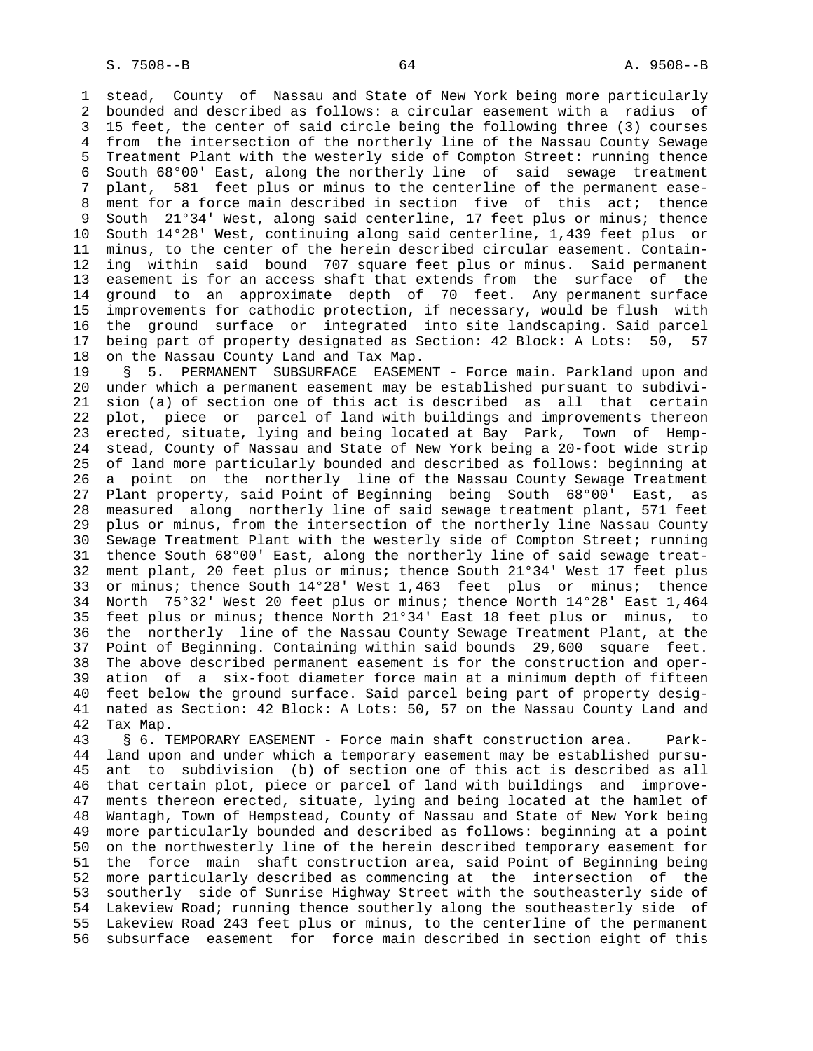stead, County of Nassau and State of New York being more particularly bounded and described as follows: a circular easement with a radius of 15 feet, the center of said circle being the following three (3) courses from the intersection of the northerly line of the Nassau County Sewage Treatment Plant with the westerly side of Compton Street: running thence South 68°00' East, along the northerly line of said sewage treatment plant, 581 feet plus or minus to the centerline of the permanent easement for a force main described in section five of this act; thence South 21°34' West, along said centerline, 17 feet plus or minus; thence South 14°28' West, continuing along said centerline, 1,439 feet plus or minus, to the center of the herein described circular easement. Containing within said bound 707 square feet plus or minus. Said permanent easement is for an access shaft that extends from the surface of the ground to an approximate depth of 70 feet. Any permanent surface improvements for cathodic protection, if necessary, would be flush with the ground surface or integrated into site landscaping. Said parcel being part of property designated as Section: 42 Block: A Lots: 50, 57 on the Nassau County Land and Tax Map.

§ 5. PERMANENT SUBSURFACE EASEMENT - Force main. Parkland upon and under which a permanent easement may be established pursuant to subdivision (a) of section one of this act is described as all that certain plot, piece or parcel of land with buildings and improvements thereon erected, situate, lying and being located at Bay Park, Town of Hempstead, County of Nassau and State of New York being a 20-foot wide strip of land more particularly bounded and described as follows: beginning at a point on the northerly line of the Nassau County Sewage Treatment Plant property, said Point of Beginning being South 68°00' East, as measured along northerly line of said sewage treatment plant, 571 feet plus or minus, from the intersection of the northerly line Nassau County Sewage Treatment Plant with the westerly side of Compton Street; running thence South 68°00' East, along the northerly line of said sewage treatment plant, 20 feet plus or minus; thence South 21°34' West 17 feet plus or minus; thence South 14°28' West 1,463 feet plus or minus; thence North 75°32' West 20 feet plus or minus; thence North 14°28' East 1,464 feet plus or minus; thence North 21°34' East 18 feet plus or minus, to the northerly line of the Nassau County Sewage Treatment Plant, at the Point of Beginning. Containing within said bounds 29,600 square feet. The above described permanent easement is for the construction and operation of a six-foot diameter force main at a minimum depth of fifteen feet below the ground surface. Said parcel being part of property designated as Section: 42 Block: A Lots: 50, 57 on the Nassau County Land and Tax Map.

§ 6. TEMPORARY EASEMENT - Force main shaft construction area. Parkland upon and under which a temporary easement may be established pursuant to subdivision (b) of section one of this act is described as all that certain plot, piece or parcel of land with buildings and improvements thereon erected, situate, lying and being located at the hamlet of Wantagh, Town of Hempstead, County of Nassau and State of New York being more particularly bounded and described as follows: beginning at a point on the northwesterly line of the herein described temporary easement for the force main shaft construction area, said Point of Beginning being more particularly described as commencing at the intersection of the southerly side of Sunrise Highway Street with the southeasterly side of Lakeview Road; running thence southerly along the southeasterly side of Lakeview Road 243 feet plus or minus, to the centerline of the permanent subsurface easement for force main described in section eight of this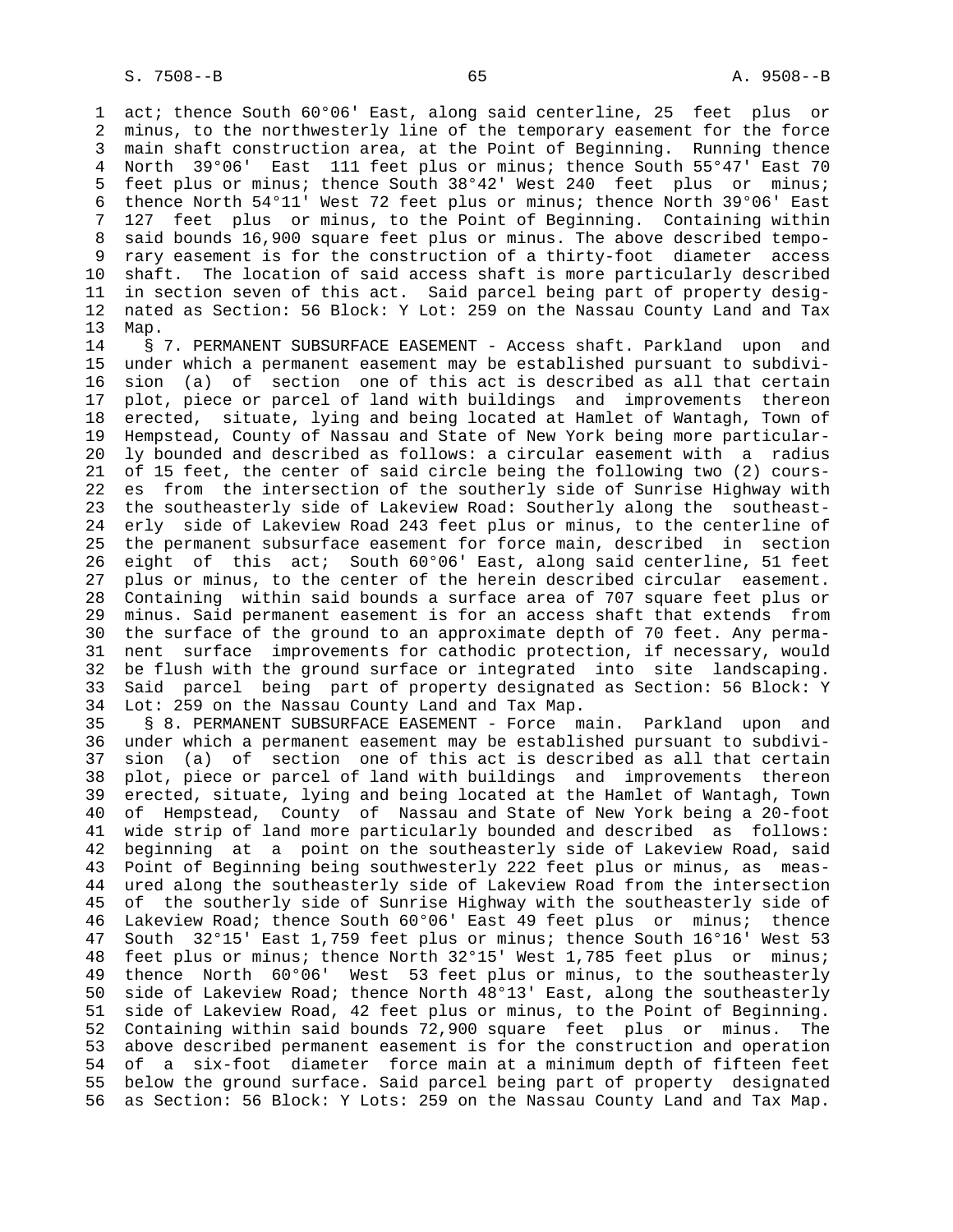act; thence South 60°06' East, along said centerline, 25 feet plus or minus, to the northwesterly line of the temporary easement for the force main shaft construction area, at the Point of Beginning. Running thence North 39°06' East 111 feet plus or minus; thence South 55°47' East 70 feet plus or minus; thence South 38°42' West 240 feet plus or minus; thence North 54°11' West 72 feet plus or minus; thence North 39°06' East 127 feet plus or minus, to the Point of Beginning. Containing within said bounds 16,900 square feet plus or minus. The above described temporary easement is for the construction of a thirty-foot diameter access shaft. The location of said access shaft is more particularly described in section seven of this act. Said parcel being part of property designated as Section: 56 Block: Y Lot: 259 on the Nassau County Land and Tax Map.

§ 7. PERMANENT SUBSURFACE EASEMENT - Access shaft. Parkland upon and under which a permanent easement may be established pursuant to subdivision (a) of section one of this act is described as all that certain plot, piece or parcel of land with buildings and improvements thereon erected, situate, lying and being located at Hamlet of Wantagh, Town of Hempstead, County of Nassau and State of New York being more particularly bounded and described as follows: a circular easement with a radius of 15 feet, the center of said circle being the following two (2) courses from the intersection of the southerly side of Sunrise Highway with the southeasterly side of Lakeview Road: Southerly along the southeasterly side of Lakeview Road 243 feet plus or minus, to the centerline of the permanent subsurface easement for force main, described in section eight of this act; South 60°06' East, along said centerline, 51 feet plus or minus, to the center of the herein described circular easement. Containing within said bounds a surface area of 707 square feet plus or minus. Said permanent easement is for an access shaft that extends from the surface of the ground to an approximate depth of 70 feet. Any permanent surface improvements for cathodic protection, if necessary, would be flush with the ground surface or integrated into site landscaping. Said parcel being part of property designated as Section: 56 Block: Y Lot: 259 on the Nassau County Land and Tax Map.

§ 8. PERMANENT SUBSURFACE EASEMENT - Force main. Parkland upon and under which a permanent easement may be established pursuant to subdivision (a) of section one of this act is described as all that certain plot, piece or parcel of land with buildings and improvements thereon erected, situate, lying and being located at the Hamlet of Wantagh, Town of Hempstead, County of Nassau and State of New York being a 20-foot wide strip of land more particularly bounded and described as follows: beginning at a point on the southeasterly side of Lakeview Road, said Point of Beginning being southwesterly 222 feet plus or minus, as measured along the southeasterly side of Lakeview Road from the intersection of the southerly side of Sunrise Highway with the southeasterly side of Lakeview Road; thence South 60°06' East 49 feet plus or minus; thence South 32°15' East 1,759 feet plus or minus; thence South 16°16' West 53 feet plus or minus; thence North 32°15' West 1,785 feet plus or minus; thence North 60°06' West 53 feet plus or minus, to the southeasterly side of Lakeview Road; thence North 48°13' East, along the southeasterly side of Lakeview Road, 42 feet plus or minus, to the Point of Beginning. Containing within said bounds 72,900 square feet plus or minus. The above described permanent easement is for the construction and operation of a six-foot diameter force main at a minimum depth of fifteen feet below the ground surface. Said parcel being part of property designated as Section: 56 Block: Y Lots: 259 on the Nassau County Land and Tax Map.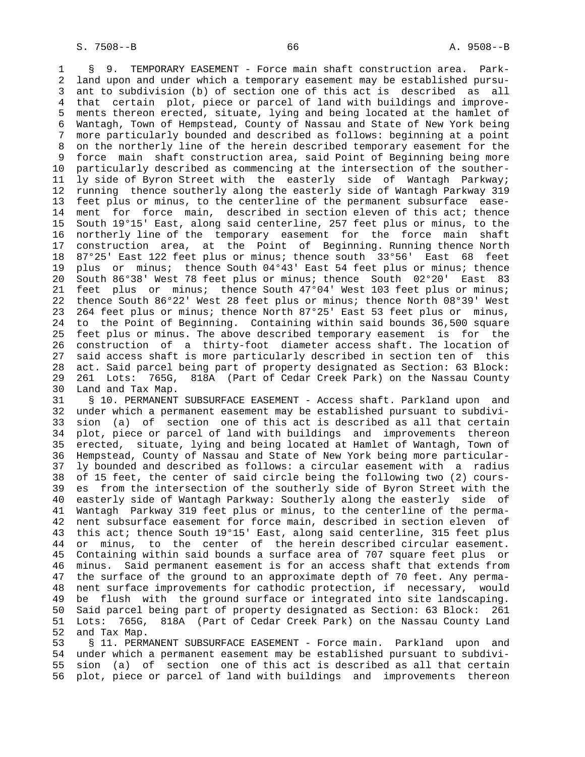§ 9. TEMPORARY EASEMENT - Force main shaft construction area. Parkland upon and under which a temporary easement may be established pursuant to subdivision (b) of section one of this act is described as all that certain plot, piece or parcel of land with buildings and improvements thereon erected, situate, lying and being located at the hamlet of Wantagh, Town of Hempstead, County of Nassau and State of New York being more particularly bounded and described as follows: beginning at a point on the northerly line of the herein described temporary easement for the force main shaft construction area, said Point of Beginning being more particularly described as commencing at the intersection of the southerly side of Byron Street with the easterly side of Wantagh Parkway; running thence southerly along the easterly side of Wantagh Parkway 319 feet plus or minus, to the centerline of the permanent subsurface easement for force main, described in section eleven of this act; thence South 19°15' East, along said centerline, 257 feet plus or minus, to the northerly line of the temporary easement for the force main shaft construction area, at the Point of Beginning. Running thence North 87°25' East 122 feet plus or minus; thence south 33°56' East 68 feet plus or minus; thence South 04°43' East 54 feet plus or minus; thence South 86°38' West 78 feet plus or minus; thence South 02°20' East 83 feet plus or minus; thence South 47°04' West 103 feet plus or minus; thence South 86°22' West 28 feet plus or minus; thence North 08°39' West 264 feet plus or minus; thence North 87°25' East 53 feet plus or minus, to the Point of Beginning. Containing within said bounds 36,500 square feet plus or minus. The above described temporary easement is for the construction of a thirty-foot diameter access shaft. The location of said access shaft is more particularly described in section ten of this act. Said parcel being part of property designated as Section: 63 Block: 261 Lots: 765G, 818A (Part of Cedar Creek Park) on the Nassau County Land and Tax Map.

§ 10. PERMANENT SUBSURFACE EASEMENT - Access shaft. Parkland upon and under which a permanent easement may be established pursuant to subdivision (a) of section one of this act is described as all that certain plot, piece or parcel of land with buildings and improvements thereon erected, situate, lying and being located at Hamlet of Wantagh, Town of Hempstead, County of Nassau and State of New York being more particularly bounded and described as follows: a circular easement with a radius of 15 feet, the center of said circle being the following two (2) courses from the intersection of the southerly side of Byron Street with the easterly side of Wantagh Parkway: Southerly along the easterly side of Wantagh Parkway 319 feet plus or minus, to the centerline of the permanent subsurface easement for force main, described in section eleven of this act; thence South 19°15' East, along said centerline, 315 feet plus or minus, to the center of the herein described circular easement. Containing within said bounds a surface area of 707 square feet plus or minus. Said permanent easement is for an access shaft that extends from the surface of the ground to an approximate depth of 70 feet. Any permanent surface improvements for cathodic protection, if necessary, would be flush with the ground surface or integrated into site landscaping. Said parcel being part of property designated as Section: 63 Block: 261 Lots: 765G, 818A (Part of Cedar Creek Park) on the Nassau County Land and Tax Map.

§ 11. PERMANENT SUBSURFACE EASEMENT - Force main. Parkland upon and under which a permanent easement may be established pursuant to subdivision (a) of section one of this act is described as all that certain plot, piece or parcel of land with buildings and improvements thereon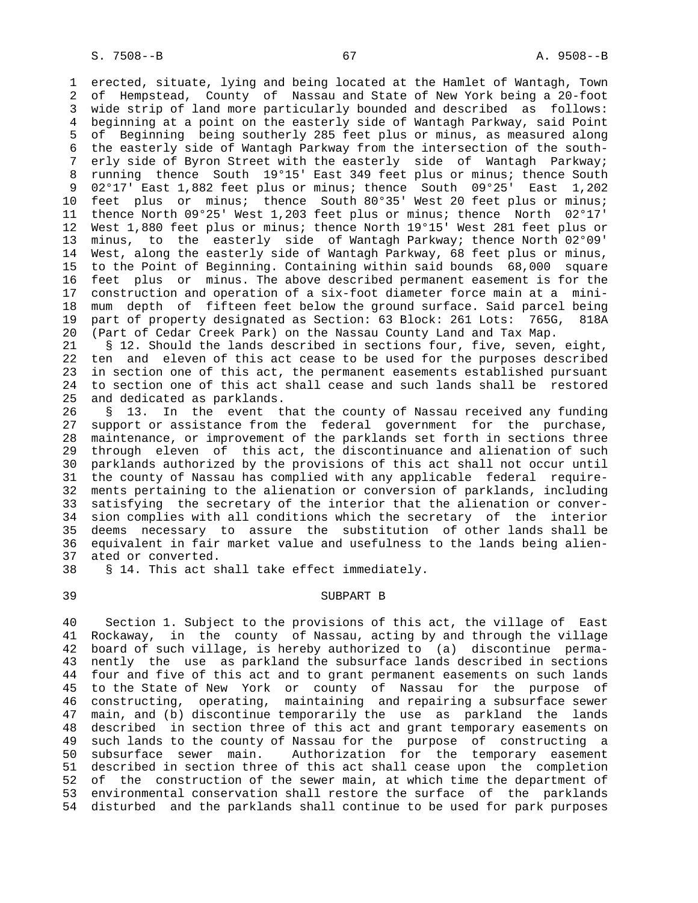erected, situate, lying and being located at the Hamlet of Wantagh, Town of Hempstead, County of Nassau and State of New York being a 20-foot wide strip of land more particularly bounded and described as follows: beginning at a point on the easterly side of Wantagh Parkway, said Point of Beginning being southerly 285 feet plus or minus, as measured along the easterly side of Wantagh Parkway from the intersection of the southerly side of Byron Street with the easterly side of Wantagh Parkway; running thence South 19°15' East 349 feet plus or minus; thence South 02°17' East 1,882 feet plus or minus; thence South 09°25' East 1,202 feet plus or minus; thence South 80°35' West 20 feet plus or minus; thence North 09°25' West 1,203 feet plus or minus; thence North 02°17' West 1,880 feet plus or minus; thence North 19°15' West 281 feet plus or minus, to the easterly side of Wantagh Parkway; thence North 02°09' West, along the easterly side of Wantagh Parkway, 68 feet plus or minus, to the Point of Beginning. Containing within said bounds 68,000 square feet plus or minus. The above described permanent easement is for the construction and operation of a six-foot diameter force main at a minimum depth of fifteen feet below the ground surface. Said parcel being part of property designated as Section: 63 Block: 261 Lots: 765G, 818A (Part of Cedar Creek Park) on the Nassau County Land and Tax Map.

§ 12. Should the lands described in sections four, five, seven, eight, ten and eleven of this act cease to be used for the purposes described in section one of this act, the permanent easements established pursuant to section one of this act shall cease and such lands shall be restored and dedicated as parklands.

§ 13. In the event that the county of Nassau received any funding support or assistance from the federal government for the purchase, maintenance, or improvement of the parklands set forth in sections three through eleven of this act, the discontinuance and alienation of such parklands authorized by the provisions of this act shall not occur until the county of Nassau has complied with any applicable federal requirements pertaining to the alienation or conversion of parklands, including satisfying the secretary of the interior that the alienation or conversion complies with all conditions which the secretary of the interior deems necessary to assure the substitution of other lands shall be equivalent in fair market value and usefulness to the lands being alienated or converted.

§ 14. This act shall take effect immediately.

## SUBPART B

Section 1. Subject to the provisions of this act, the village of East Rockaway, in the county of Nassau, acting by and through the village board of such village, is hereby authorized to (a) discontinue permanently the use as parkland the subsurface lands described in sections four and five of this act and to grant permanent easements on such lands to the State of New York or county of Nassau for the purpose of constructing, operating, maintaining and repairing a subsurface sewer main, and (b) discontinue temporarily the use as parkland the lands described in section three of this act and grant temporary easements on such lands to the county of Nassau for the purpose of constructing a subsurface sewer main. Authorization for the temporary easement described in section three of this act shall cease upon the completion of the construction of the sewer main, at which time the department of environmental conservation shall restore the surface of the parklands disturbed and the parklands shall continue to be used for park purposes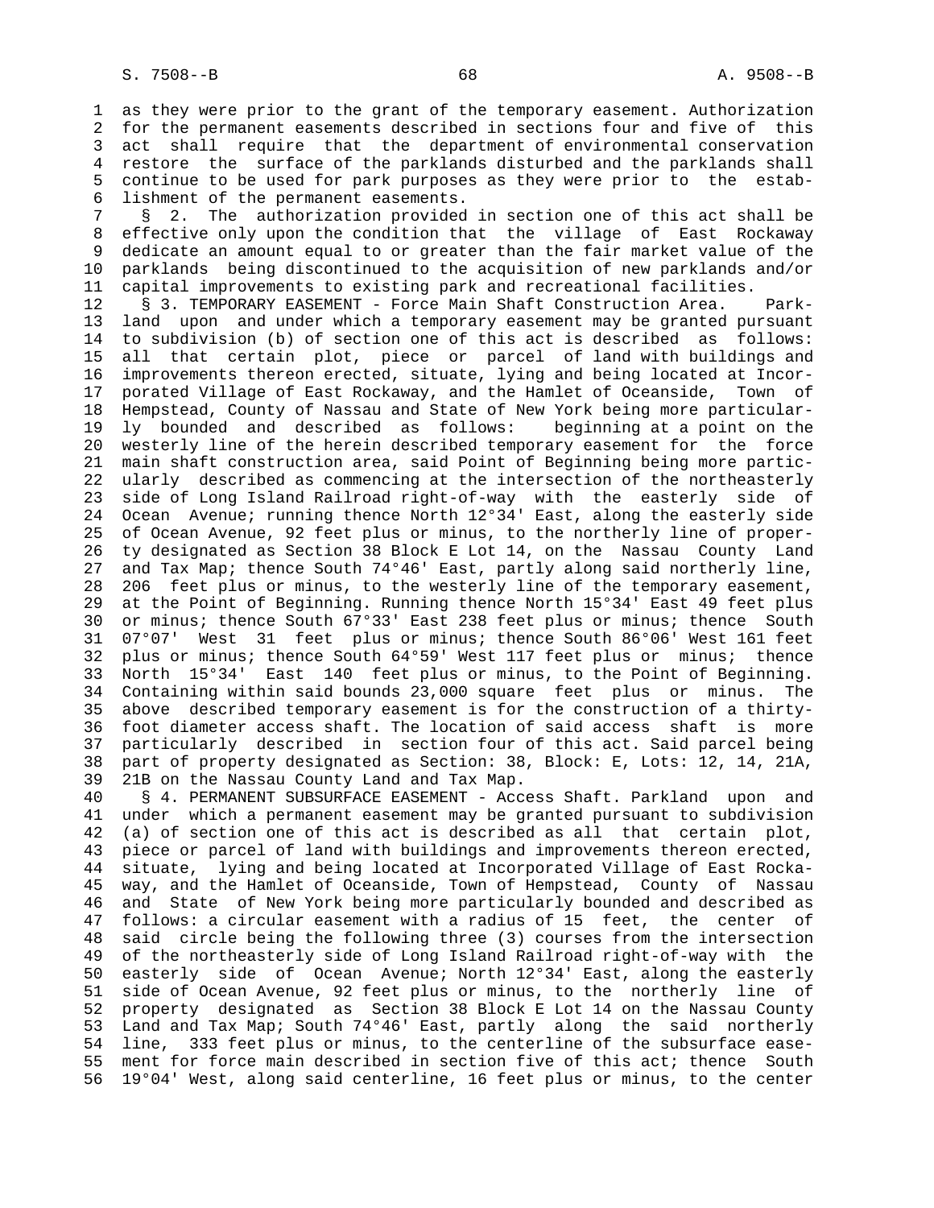as they were prior to the grant of the temporary easement. Authorization for the permanent easements described in sections four and five of this act shall require that the department of environmental conservation restore the surface of the parklands disturbed and the parklands shall continue to be used for park purposes as they were prior to the establishment of the permanent easements.

§ 2. The authorization provided in section one of this act shall be effective only upon the condition that the village of East Rockaway dedicate an amount equal to or greater than the fair market value of the parklands being discontinued to the acquisition of new parklands and/or capital improvements to existing park and recreational facilities.

§ 3. TEMPORARY EASEMENT - Force Main Shaft Construction Area. Parkland upon and under which a temporary easement may be granted pursuant to subdivision (b) of section one of this act is described as follows: all that certain plot, piece or parcel of land with buildings and improvements thereon erected, situate, lying and being located at Incorporated Village of East Rockaway, and the Hamlet of Oceanside, Town of Hempstead, County of Nassau and State of New York being more particularly bounded and described as follows: beginning at a point on the westerly line of the herein described temporary easement for the force main shaft construction area, said Point of Beginning being more particularly described as commencing at the intersection of the northeasterly side of Long Island Railroad right-of-way with the easterly side of Ocean Avenue; running thence North 12°34' East, along the easterly side of Ocean Avenue, 92 feet plus or minus, to the northerly line of property designated as Section 38 Block E Lot 14, on the Nassau County Land and Tax Map; thence South 74°46' East, partly along said northerly line, 206 feet plus or minus, to the westerly line of the temporary easement, at the Point of Beginning. Running thence North 15°34' East 49 feet plus or minus; thence South 67°33' East 238 feet plus or minus; thence South 07°07' West 31 feet plus or minus; thence South 86°06' West 161 feet plus or minus; thence South 64°59' West 117 feet plus or minus; thence North 15°34' East 140 feet plus or minus, to the Point of Beginning. Containing within said bounds 23,000 square feet plus or minus. The above described temporary easement is for the construction of a thirty-foot diameter access shaft. The location of said access shaft is more particularly described in section four of this act. Said parcel being part of property designated as Section: 38, Block: E, Lots: 12, 14, 21A, 21B on the Nassau County Land and Tax Map.

§ 4. PERMANENT SUBSURFACE EASEMENT - Access Shaft. Parkland upon and under which a permanent easement may be granted pursuant to subdivision (a) of section one of this act is described as all that certain plot, piece or parcel of land with buildings and improvements thereon erected, situate, lying and being located at Incorporated Village of East Rockaway, and the Hamlet of Oceanside, Town of Hempstead, County of Nassau and State of New York being more particularly bounded and described as follows: a circular easement with a radius of 15 feet, the center of said circle being the following three (3) courses from the intersection of the northeasterly side of Long Island Railroad right-of-way with the easterly side of Ocean Avenue; North 12°34' East, along the easterly side of Ocean Avenue, 92 feet plus or minus, to the northerly line of property designated as Section 38 Block E Lot 14 on the Nassau County Land and Tax Map; South 74°46' East, partly along the said northerly line, 333 feet plus or minus, to the centerline of the subsurface easement for force main described in section five of this act; thence South 19°04' West, along said centerline, 16 feet plus or minus, to the center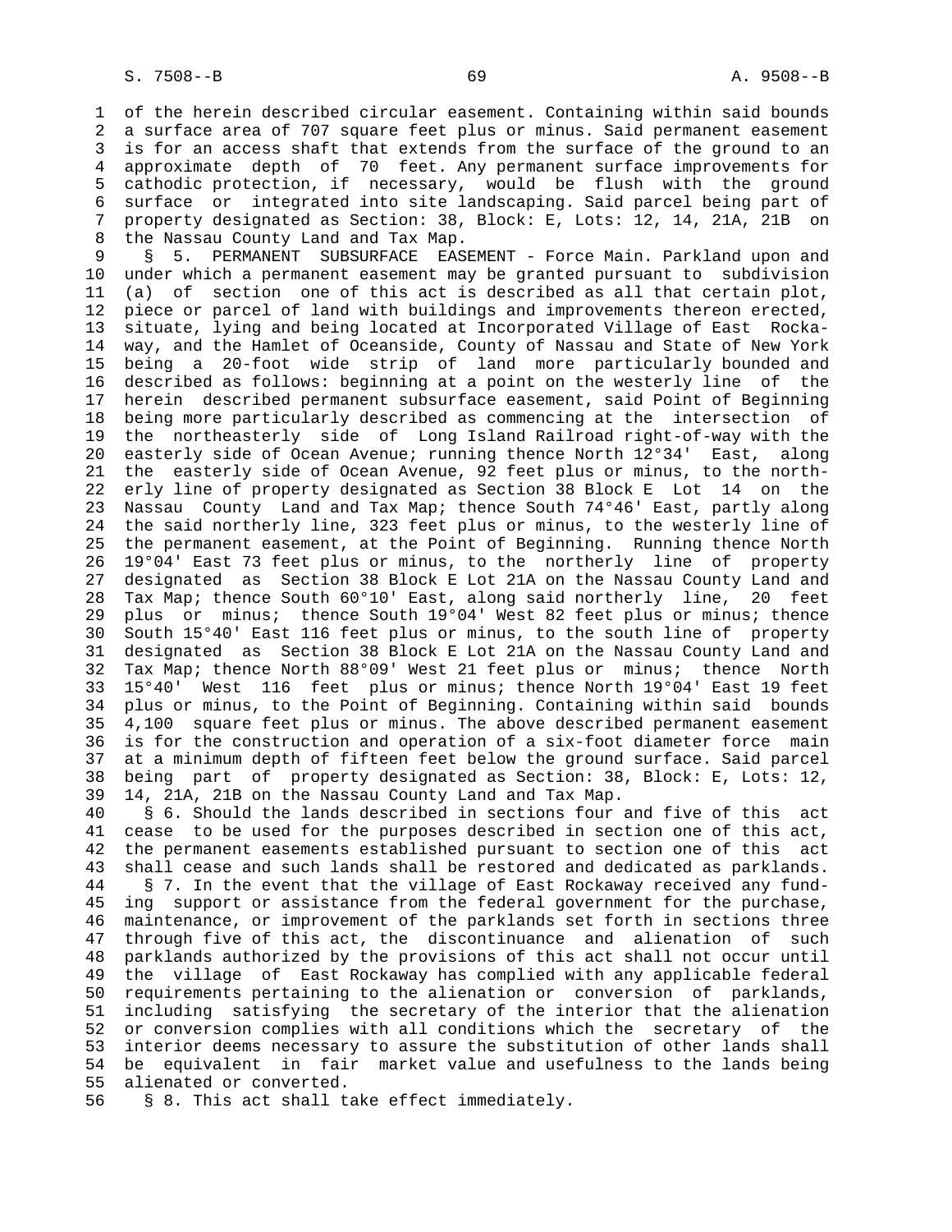of the herein described circular easement. Containing within said bounds a surface area of 707 square feet plus or minus. Said permanent easement is for an access shaft that extends from the surface of the ground to an approximate depth of 70 feet. Any permanent surface improvements for cathodic protection, if necessary, would be flush with the ground surface or integrated into site landscaping. Said parcel being part of property designated as Section: 38, Block: E, Lots: 12, 14, 21A, 21B on the Nassau County Land and Tax Map.

§ 5. PERMANENT SUBSURFACE EASEMENT - Force Main. Parkland upon and under which a permanent easement may be granted pursuant to subdivision (a) of section one of this act is described as all that certain plot, piece or parcel of land with buildings and improvements thereon erected, situate, lying and being located at Incorporated Village of East Rockaway, and the Hamlet of Oceanside, County of Nassau and State of New York being a 20-foot wide strip of land more particularly bounded and described as follows: beginning at a point on the westerly line of the herein described permanent subsurface easement, said Point of Beginning being more particularly described as commencing at the intersection of the northeasterly side of Long Island Railroad right-of-way with the easterly side of Ocean Avenue; running thence North 12°34' East, along the easterly side of Ocean Avenue, 92 feet plus or minus, to the northerly line of property designated as Section 38 Block E Lot 14 on the Nassau County Land and Tax Map; thence South 74°46' East, partly along the said northerly line, 323 feet plus or minus, to the westerly line of the permanent easement, at the Point of Beginning. Running thence North 19°04' East 73 feet plus or minus, to the northerly line of property designated as Section 38 Block E Lot 21A on the Nassau County Land and Tax Map; thence South 60°10' East, along said northerly line, 20 feet plus or minus; thence South 19°04' West 82 feet plus or minus; thence South 15°40' East 116 feet plus or minus, to the south line of property designated as Section 38 Block E Lot 21A on the Nassau County Land and Tax Map; thence North 88°09' West 21 feet plus or minus; thence North 15°40' West 116 feet plus or minus; thence North 19°04' East 19 feet plus or minus, to the Point of Beginning. Containing within said bounds 4,100 square feet plus or minus. The above described permanent easement is for the construction and operation of a six-foot diameter force main at a minimum depth of fifteen feet below the ground surface. Said parcel being part of property designated as Section: 38, Block: E, Lots: 12, 14, 21A, 21B on the Nassau County Land and Tax Map.

§ 6. Should the lands described in sections four and five of this act cease to be used for the purposes described in section one of this act, the permanent easements established pursuant to section one of this act shall cease and such lands shall be restored and dedicated as parklands.

§ 7. In the event that the village of East Rockaway received any funding support or assistance from the federal government for the purchase, maintenance, or improvement of the parklands set forth in sections three through five of this act, the discontinuance and alienation of such parklands authorized by the provisions of this act shall not occur until the village of East Rockaway has complied with any applicable federal requirements pertaining to the alienation or conversion of parklands, including satisfying the secretary of the interior that the alienation or conversion complies with all conditions which the secretary of the interior deems necessary to assure the substitution of other lands shall be equivalent in fair market value and usefulness to the lands being alienated or converted.

§ 8. This act shall take effect immediately.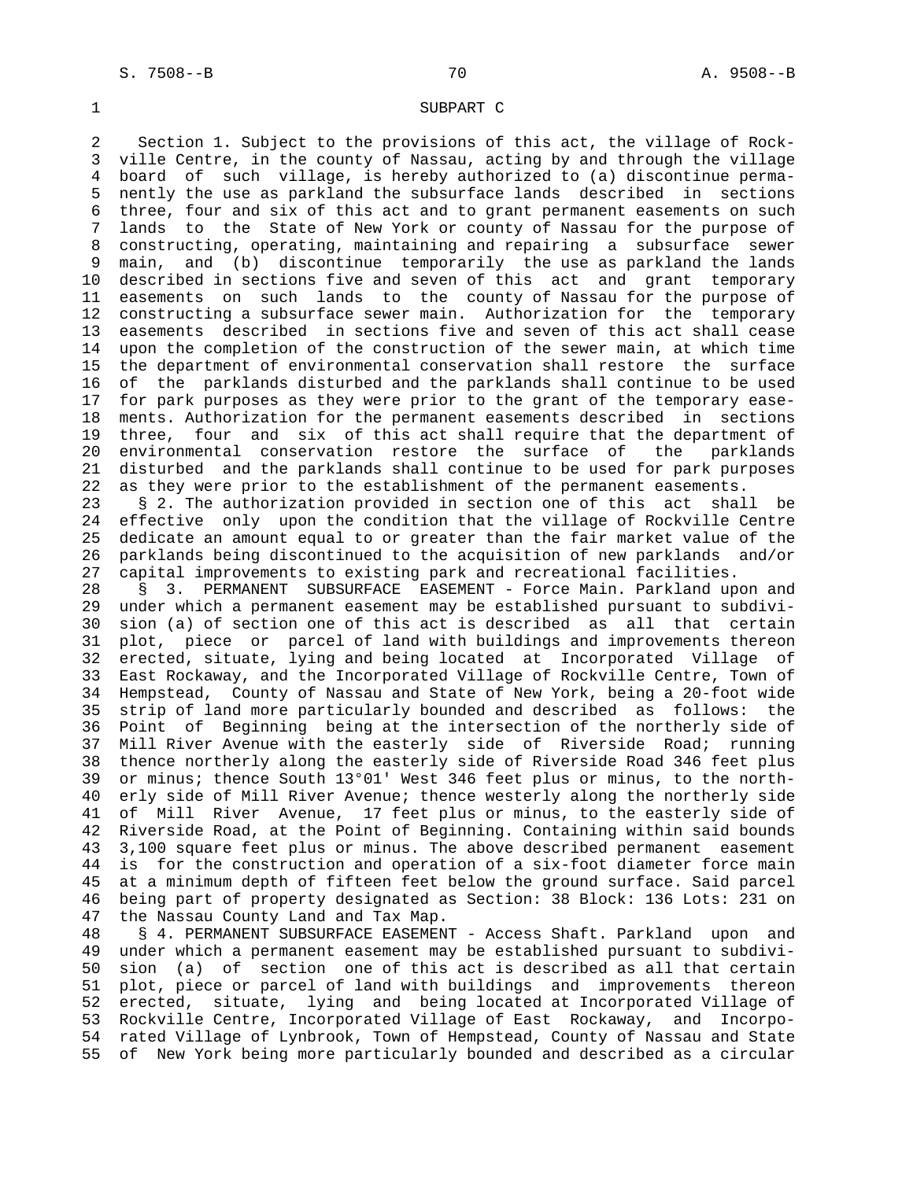SUBPART C

Section 1. Subject to the provisions of this act, the village of Rockville Centre, in the county of Nassau, acting by and through the village board of such village, is hereby authorized to (a) discontinue permanently the use as parkland the subsurface lands described in sections three, four and six of this act and to grant permanent easements on such lands to the State of New York or county of Nassau for the purpose of constructing, operating, maintaining and repairing a subsurface sewer main, and (b) discontinue temporarily the use as parkland the lands described in sections five and seven of this act and grant temporary easements on such lands to the county of Nassau for the purpose of constructing a subsurface sewer main. Authorization for the temporary easements described in sections five and seven of this act shall cease upon the completion of the construction of the sewer main, at which time the department of environmental conservation shall restore the surface of the parklands disturbed and the parklands shall continue to be used for park purposes as they were prior to the grant of the temporary easements. Authorization for the permanent easements described in sections three, four and six of this act shall require that the department of environmental conservation restore the surface of the parklands disturbed and the parklands shall continue to be used for park purposes as they were prior to the establishment of the permanent easements.

§ 2. The authorization provided in section one of this act shall be effective only upon the condition that the village of Rockville Centre dedicate an amount equal to or greater than the fair market value of the parklands being discontinued to the acquisition of new parklands and/or capital improvements to existing park and recreational facilities.

§ 3. PERMANENT SUBSURFACE EASEMENT - Force Main. Parkland upon and under which a permanent easement may be established pursuant to subdivision (a) of section one of this act is described as all that certain plot, piece or parcel of land with buildings and improvements thereon erected, situate, lying and being located at Incorporated Village of East Rockaway, and the Incorporated Village of Rockville Centre, Town of Hempstead, County of Nassau and State of New York, being a 20-foot wide strip of land more particularly bounded and described as follows: the Point of Beginning being at the intersection of the northerly side of Mill River Avenue with the easterly side of Riverside Road; running thence northerly along the easterly side of Riverside Road 346 feet plus or minus; thence South 13°01' West 346 feet plus or minus, to the northerly side of Mill River Avenue; thence westerly along the northerly side of Mill River Avenue, 17 feet plus or minus, to the easterly side of Riverside Road, at the Point of Beginning. Containing within said bounds 3,100 square feet plus or minus. The above described permanent easement is for the construction and operation of a six-foot diameter force main at a minimum depth of fifteen feet below the ground surface. Said parcel being part of property designated as Section: 38 Block: 136 Lots: 231 on the Nassau County Land and Tax Map.

§ 4. PERMANENT SUBSURFACE EASEMENT - Access Shaft. Parkland upon and under which a permanent easement may be established pursuant to subdivision (a) of section one of this act is described as all that certain plot, piece or parcel of land with buildings and improvements thereon erected, situate, lying and being located at Incorporated Village of Rockville Centre, Incorporated Village of East Rockaway, and Incorporated Village of Lynbrook, Town of Hempstead, County of Nassau and State of New York being more particularly bounded and described as a circular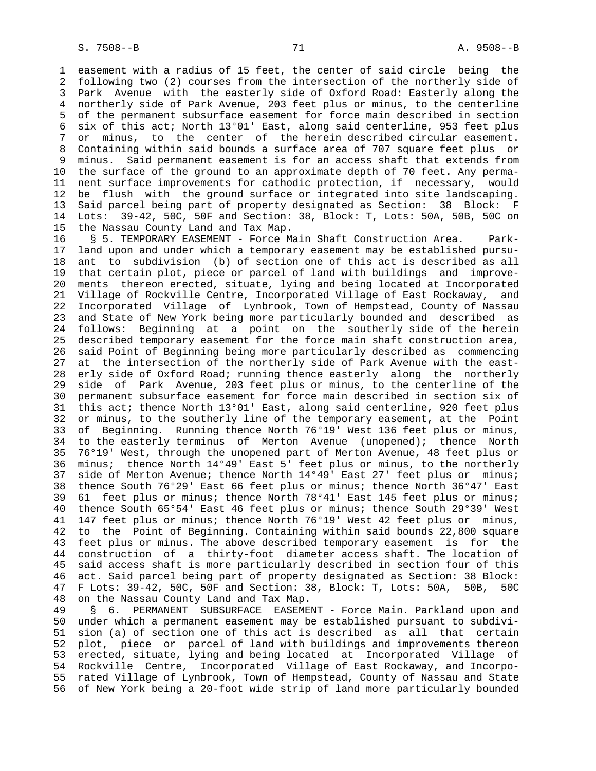easement with a radius of 15 feet, the center of said circle being the following two (2) courses from the intersection of the northerly side of Park Avenue with the easterly side of Oxford Road: Easterly along the northerly side of Park Avenue, 203 feet plus or minus, to the centerline of the permanent subsurface easement for force main described in section six of this act; North 13°01' East, along said centerline, 953 feet plus or minus, to the center of the herein described circular easement. Containing within said bounds a surface area of 707 square feet plus or minus. Said permanent easement is for an access shaft that extends from the surface of the ground to an approximate depth of 70 feet. Any permanent surface improvements for cathodic protection, if necessary, would be flush with the ground surface or integrated into site landscaping. Said parcel being part of property designated as Section: 38 Block: F Lots: 39-42, 50C, 50F and Section: 38, Block: T, Lots: 50A, 50B, 50C on the Nassau County Land and Tax Map.

§ 5. TEMPORARY EASEMENT - Force Main Shaft Construction Area. Parkland upon and under which a temporary easement may be established pursuant to subdivision (b) of section one of this act is described as all that certain plot, piece or parcel of land with buildings and improvements thereon erected, situate, lying and being located at Incorporated Village of Rockville Centre, Incorporated Village of East Rockaway, and Incorporated Village of Lynbrook, Town of Hempstead, County of Nassau and State of New York being more particularly bounded and described as follows: Beginning at a point on the southerly side of the herein described temporary easement for the force main shaft construction area, said Point of Beginning being more particularly described as commencing at the intersection of the northerly side of Park Avenue with the easterly side of Oxford Road; running thence easterly along the northerly side of Park Avenue, 203 feet plus or minus, to the centerline of the permanent subsurface easement for force main described in section six of this act; thence North 13°01' East, along said centerline, 920 feet plus or minus, to the southerly line of the temporary easement, at the Point of Beginning. Running thence North 76°19' West 136 feet plus or minus, to the easterly terminus of Merton Avenue (unopened); thence North 76°19' West, through the unopened part of Merton Avenue, 48 feet plus or minus; thence North 14°49' East 5' feet plus or minus, to the northerly side of Merton Avenue; thence North 14°49' East 27' feet plus or minus; thence South 76°29' East 66 feet plus or minus; thence North 36°47' East 61 feet plus or minus; thence North 78°41' East 145 feet plus or minus; thence South 65°54' East 46 feet plus or minus; thence South 29°39' West 147 feet plus or minus; thence North 76°19' West 42 feet plus or minus, to the Point of Beginning. Containing within said bounds 22,800 square feet plus or minus. The above described temporary easement is for the construction of a thirty-foot diameter access shaft. The location of said access shaft is more particularly described in section four of this act. Said parcel being part of property designated as Section: 38 Block: F Lots: 39-42, 50C, 50F and Section: 38, Block: T, Lots: 50A, 50B, 50C on the Nassau County Land and Tax Map.

§ 6. PERMANENT SUBSURFACE EASEMENT - Force Main. Parkland upon and under which a permanent easement may be established pursuant to subdivision (a) of section one of this act is described as all that certain plot, piece or parcel of land with buildings and improvements thereon erected, situate, lying and being located at Incorporated Village of Rockville Centre, Incorporated Village of East Rockaway, and Incorporated Village of Lynbrook, Town of Hempstead, County of Nassau and State of New York being a 20-foot wide strip of land more particularly bounded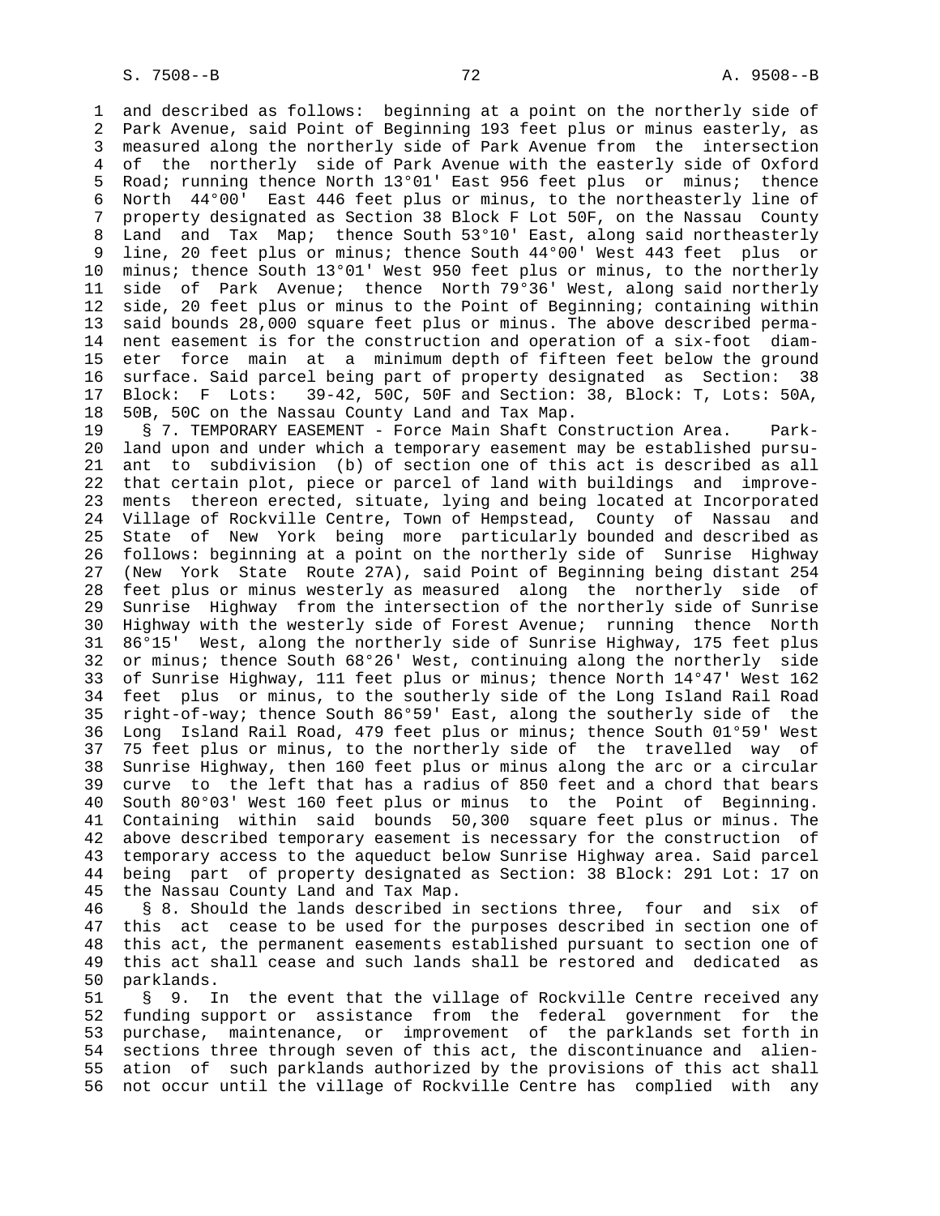and described as follows: beginning at a point on the northerly side of Park Avenue, said Point of Beginning 193 feet plus or minus easterly, as measured along the northerly side of Park Avenue from the intersection of the northerly side of Park Avenue with the easterly side of Oxford Road; running thence North 13°01' East 956 feet plus or minus; thence North 44°00' East 446 feet plus or minus, to the northeasterly line of property designated as Section 38 Block F Lot 50F, on the Nassau County Land and Tax Map; thence South 53°10' East, along said northeasterly line, 20 feet plus or minus; thence South 44°00' West 443 feet plus or minus; thence South 13°01' West 950 feet plus or minus, to the northerly side of Park Avenue; thence North 79°36' West, along said northerly side, 20 feet plus or minus to the Point of Beginning; containing within said bounds 28,000 square feet plus or minus. The above described permanent easement is for the construction and operation of a six-foot diameter force main at a minimum depth of fifteen feet below the ground surface. Said parcel being part of property designated as Section: 38 Block: F Lots: 39-42, 50C, 50F and Section: 38, Block: T, Lots: 50A, 50B, 50C on the Nassau County Land and Tax Map.

§ 7. TEMPORARY EASEMENT - Force Main Shaft Construction Area. Parkland upon and under which a temporary easement may be established pursuant to subdivision (b) of section one of this act is described as all that certain plot, piece or parcel of land with buildings and improvements thereon erected, situate, lying and being located at Incorporated Village of Rockville Centre, Town of Hempstead, County of Nassau and State of New York being more particularly bounded and described as follows: beginning at a point on the northerly side of Sunrise Highway (New York State Route 27A), said Point of Beginning being distant 254 feet plus or minus westerly as measured along the northerly side of Sunrise Highway from the intersection of the northerly side of Sunrise Highway with the westerly side of Forest Avenue; running thence North 86°15' West, along the northerly side of Sunrise Highway, 175 feet plus or minus; thence South 68°26' West, continuing along the northerly side of Sunrise Highway, 111 feet plus or minus; thence North 14°47' West 162 feet plus or minus, to the southerly side of the Long Island Rail Road right-of-way; thence South 86°59' East, along the southerly side of the Long Island Rail Road, 479 feet plus or minus; thence South 01°59' West 75 feet plus or minus, to the northerly side of the travelled way of Sunrise Highway, then 160 feet plus or minus along the arc or a circular curve to the left that has a radius of 850 feet and a chord that bears South 80°03' West 160 feet plus or minus to the Point of Beginning. Containing within said bounds 50,300 square feet plus or minus. The above described temporary easement is necessary for the construction of temporary access to the aqueduct below Sunrise Highway area. Said parcel being part of property designated as Section: 38 Block: 291 Lot: 17 on the Nassau County Land and Tax Map.

§ 8. Should the lands described in sections three, four and six of this act cease to be used for the purposes described in section one of this act, the permanent easements established pursuant to section one of this act shall cease and such lands shall be restored and dedicated as parklands.

§ 9. In the event that the village of Rockville Centre received any funding support or assistance from the federal government for the purchase, maintenance, or improvement of the parklands set forth in sections three through seven of this act, the discontinuance and alienation of such parklands authorized by the provisions of this act shall not occur until the village of Rockville Centre has complied with any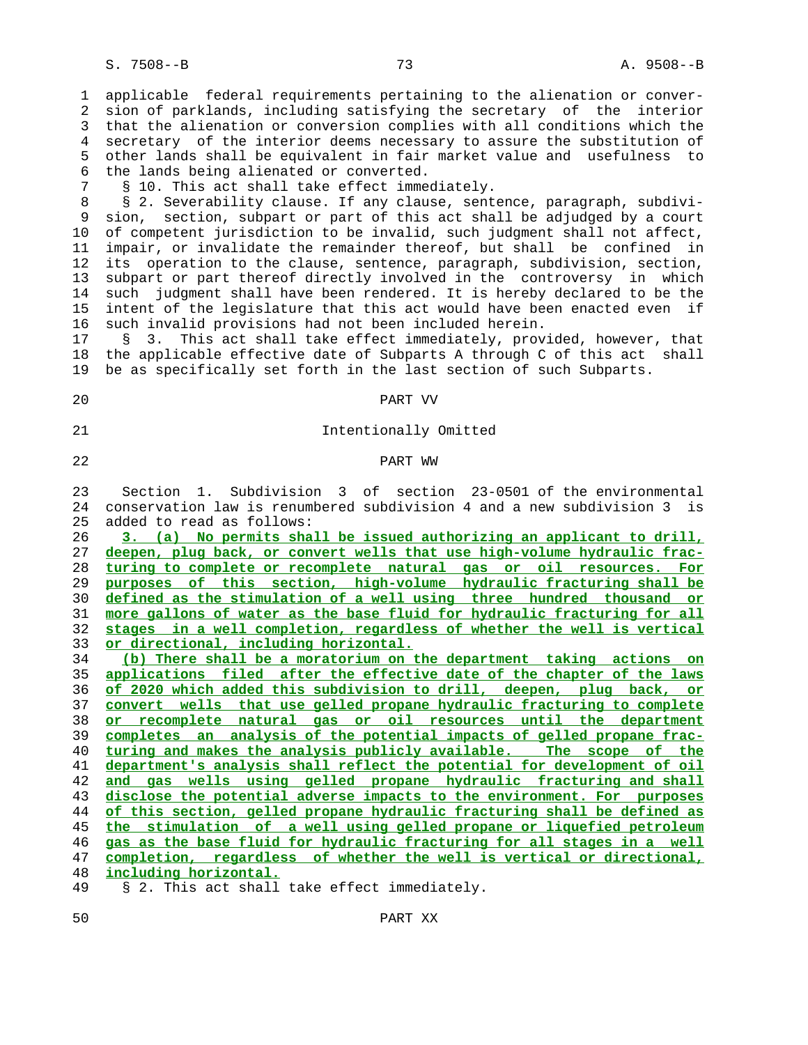applicable federal requirements pertaining to the alienation or conversion of parklands, including satisfying the secretary of the interior that the alienation or conversion complies with all conditions which the secretary of the interior deems necessary to assure the substitution of other lands shall be equivalent in fair market value and usefulness to the lands being alienated or converted.

§ 10. This act shall take effect immediately.

§ 2. Severability clause. If any clause, sentence, paragraph, subdivision, section, subpart or part of this act shall be adjudged by a court of competent jurisdiction to be invalid, such judgment shall not affect, impair, or invalidate the remainder thereof, but shall be confined in its operation to the clause, sentence, paragraph, subdivision, section, subpart or part thereof directly involved in the controversy in which such judgment shall have been rendered. It is hereby declared to be the intent of the legislature that this act would have been enacted even if such invalid provisions had not been included herein.

§ 3. This act shall take effect immediately, provided, however, that the applicable effective date of Subparts A through C of this act shall be as specifically set forth in the last section of such Subparts.

PART VV

Intentionally Omitted

PART WW

Section 1. Subdivision 3 of section 23-0501 of the environmental conservation law is renumbered subdivision 4 and a new subdivision 3 is added to read as follows:

3. (a) No permits shall be issued authorizing an applicant to drill, deepen, plug back, or convert wells that use high-volume hydraulic fracturing to complete or recomplete natural gas or oil resources. For purposes of this section, high-volume hydraulic fracturing shall be defined as the stimulation of a well using three hundred thousand or more gallons of water as the base fluid for hydraulic fracturing for all stages in a well completion, regardless of whether the well is vertical or directional, including horizontal.

(b) There shall be a moratorium on the department taking actions on applications filed after the effective date of the chapter of the laws of 2020 which added this subdivision to drill, deepen, plug back, or convert wells that use gelled propane hydraulic fracturing to complete or recomplete natural gas or oil resources until the department completes an analysis of the potential impacts of gelled propane fracturing and makes the analysis publicly available. The scope of the department's analysis shall reflect the potential for development of oil and gas wells using gelled propane hydraulic fracturing and shall disclose the potential adverse impacts to the environment. For purposes of this section, gelled propane hydraulic fracturing shall be defined as the stimulation of a well using gelled propane or liquefied petroleum gas as the base fluid for hydraulic fracturing for all stages in a well completion, regardless of whether the well is vertical or directional, including horizontal.

§ 2. This act shall take effect immediately.

PART XX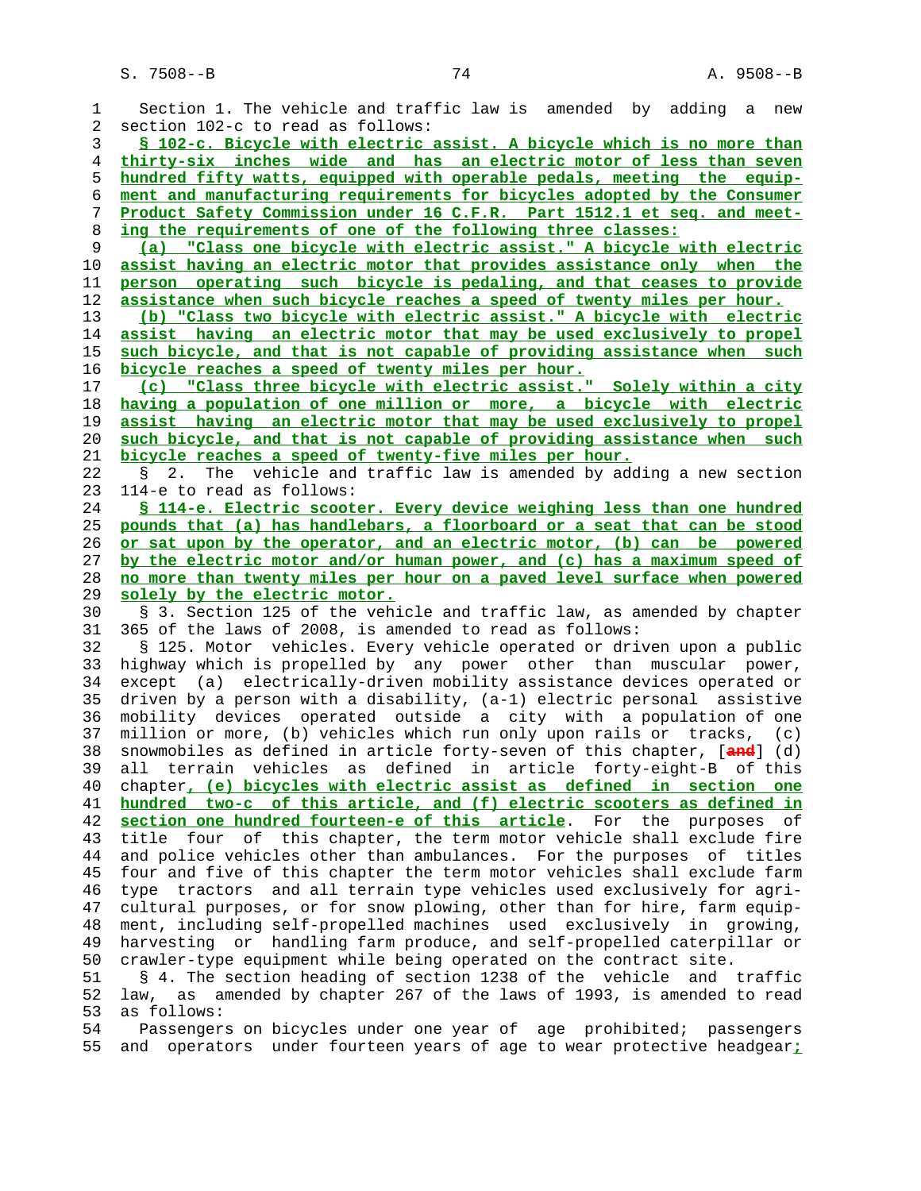Section 1. The vehicle and traffic law is amended by adding a new section 102-c to read as follows:

**§ 102-c. Bicycle with electric assist. A bicycle which is no more than thirty-six inches wide and has an electric motor of less than seven hundred fifty watts, equipped with operable pedals, meeting the equipment and manufacturing requirements for bicycles adopted by the Consumer Product Safety Commission under 16 C.F.R. Part 1512.1 et seq. and meeting the requirements of one of the following three classes:**

**(a) "Class one bicycle with electric assist." A bicycle with electric assist having an electric motor that provides assistance only when the person operating such bicycle is pedaling, and that ceases to provide assistance when such bicycle reaches a speed of twenty miles per hour.**

**(b) "Class two bicycle with electric assist." A bicycle with electric assist having an electric motor that may be used exclusively to propel such bicycle, and that is not capable of providing assistance when such bicycle reaches a speed of twenty miles per hour.**

**(c) "Class three bicycle with electric assist." Solely within a city having a population of one million or more, a bicycle with electric assist having an electric motor that may be used exclusively to propel such bicycle, and that is not capable of providing assistance when such bicycle reaches a speed of twenty-five miles per hour.**

§ 2. The vehicle and traffic law is amended by adding a new section 114-e to read as follows:

**§ 114-e. Electric scooter. Every device weighing less than one hundred pounds that (a) has handlebars, a floorboard or a seat that can be stood or sat upon by the operator, and an electric motor, (b) can be powered by the electric motor and/or human power, and (c) has a maximum speed of no more than twenty miles per hour on a paved level surface when powered solely by the electric motor.**

§ 3. Section 125 of the vehicle and traffic law, as amended by chapter 365 of the laws of 2008, is amended to read as follows:

§ 125. Motor vehicles. Every vehicle operated or driven upon a public highway which is propelled by any power other than muscular power, except (a) electrically-driven mobility assistance devices operated or driven by a person with a disability, (a-1) electric personal assistive mobility devices operated outside a city with a population of one million or more, (b) vehicles which run only upon rails or tracks, (c) snowmobiles as defined in article forty-seven of this chapter, [and] (d) all terrain vehicles as defined in article forty-eight-B of this chapter**, (e) bicycles with electric assist as defined in section one hundred two-c of this article, and (f) electric scooters as defined in section one hundred fourteen-e of this article**. For the purposes of title four of this chapter, the term motor vehicle shall exclude fire and police vehicles other than ambulances. For the purposes of titles four and five of this chapter the term motor vehicles shall exclude farm type tractors and all terrain type vehicles used exclusively for agricultural purposes, or for snow plowing, other than for hire, farm equipment, including self-propelled machines used exclusively in growing, harvesting or handling farm produce, and self-propelled caterpillar or crawler-type equipment while being operated on the contract site.

§ 4. The section heading of section 1238 of the vehicle and traffic law, as amended by chapter 267 of the laws of 1993, is amended to read as follows:

Passengers on bicycles under one year of age prohibited; passengers and operators under fourteen years of age to wear protective headgear**;**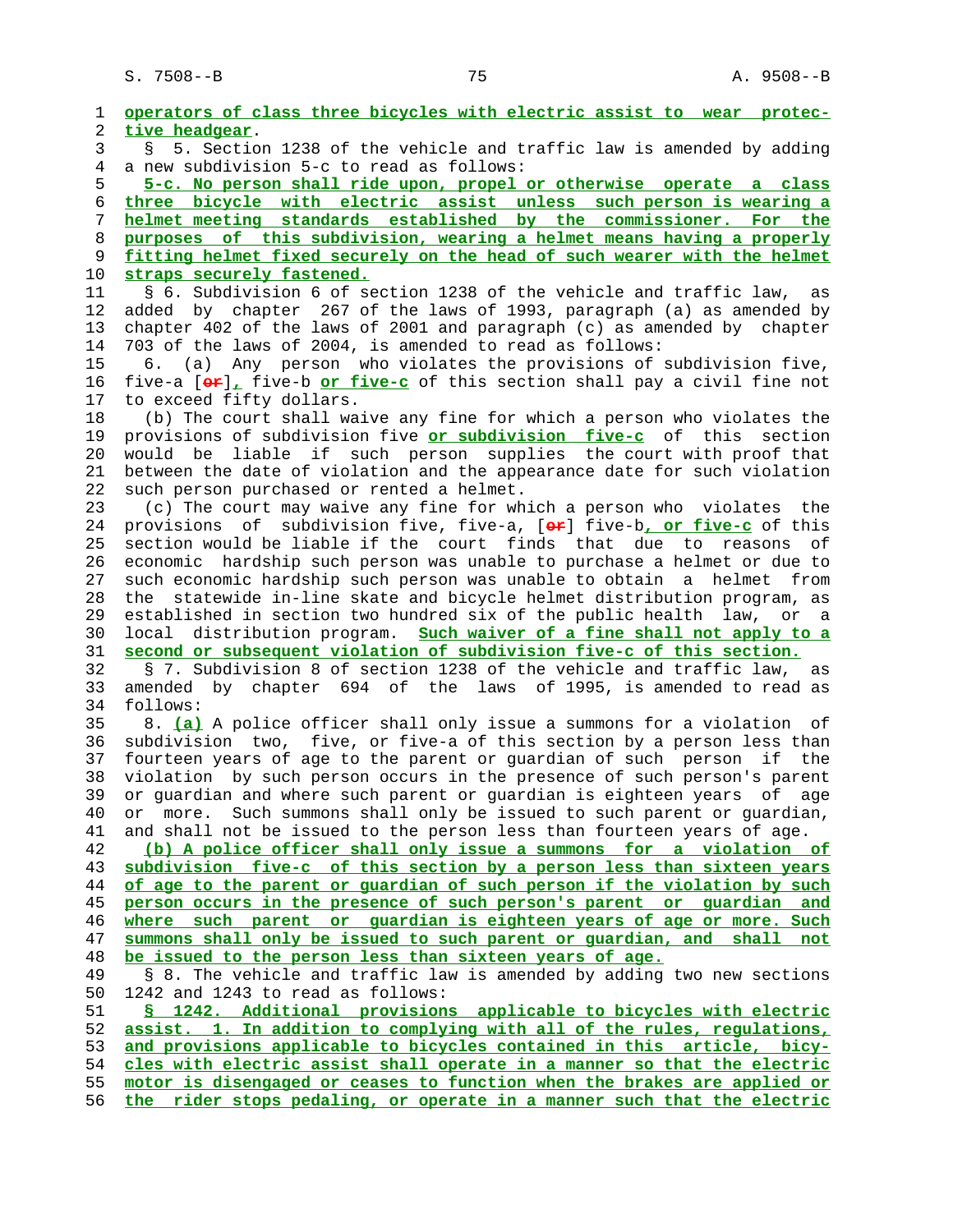operators of class three bicycles with electric assist to wear protective headgear.

§ 5. Section 1238 of the vehicle and traffic law is amended by adding a new subdivision 5-c to read as follows:

5-c. No person shall ride upon, propel or otherwise operate a class three bicycle with electric assist unless such person is wearing a helmet meeting standards established by the commissioner. For the purposes of this subdivision, wearing a helmet means having a properly fitting helmet fixed securely on the head of such wearer with the helmet straps securely fastened.

§ 6. Subdivision 6 of section 1238 of the vehicle and traffic law, as added by chapter 267 of the laws of 1993, paragraph (a) as amended by chapter 402 of the laws of 2001 and paragraph (c) as amended by chapter 703 of the laws of 2004, is amended to read as follows:

6. (a) Any person who violates the provisions of subdivision five, five-a [or], five-b or five-c of this section shall pay a civil fine not to exceed fifty dollars.

(b) The court shall waive any fine for which a person who violates the provisions of subdivision five or subdivision five-c of this section would be liable if such person supplies the court with proof that between the date of violation and the appearance date for such violation such person purchased or rented a helmet.

(c) The court may waive any fine for which a person who violates the provisions of subdivision five, five-a, [or] five-b, or five-c of this section would be liable if the court finds that due to reasons of economic hardship such person was unable to purchase a helmet or due to such economic hardship such person was unable to obtain a helmet from the statewide in-line skate and bicycle helmet distribution program, as established in section two hundred six of the public health law, or a local distribution program. Such waiver of a fine shall not apply to a second or subsequent violation of subdivision five-c of this section.

§ 7. Subdivision 8 of section 1238 of the vehicle and traffic law, as amended by chapter 694 of the laws of 1995, is amended to read as follows:

8. (a) A police officer shall only issue a summons for a violation of subdivision two, five, or five-a of this section by a person less than fourteen years of age to the parent or guardian of such person if the violation by such person occurs in the presence of such person's parent or guardian and where such parent or guardian is eighteen years of age or more. Such summons shall only be issued to such parent or guardian, and shall not be issued to the person less than fourteen years of age.

(b) A police officer shall only issue a summons for a violation of subdivision five-c of this section by a person less than sixteen years of age to the parent or guardian of such person if the violation by such person occurs in the presence of such person's parent or guardian and where such parent or guardian is eighteen years of age or more. Such summons shall only be issued to such parent or guardian, and shall not be issued to the person less than sixteen years of age.

§ 8. The vehicle and traffic law is amended by adding two new sections 1242 and 1243 to read as follows:

§ 1242. Additional provisions applicable to bicycles with electric assist. 1. In addition to complying with all of the rules, regulations, and provisions applicable to bicycles contained in this article, bicycles with electric assist shall operate in a manner so that the electric motor is disengaged or ceases to function when the brakes are applied or the rider stops pedaling, or operate in a manner such that the electric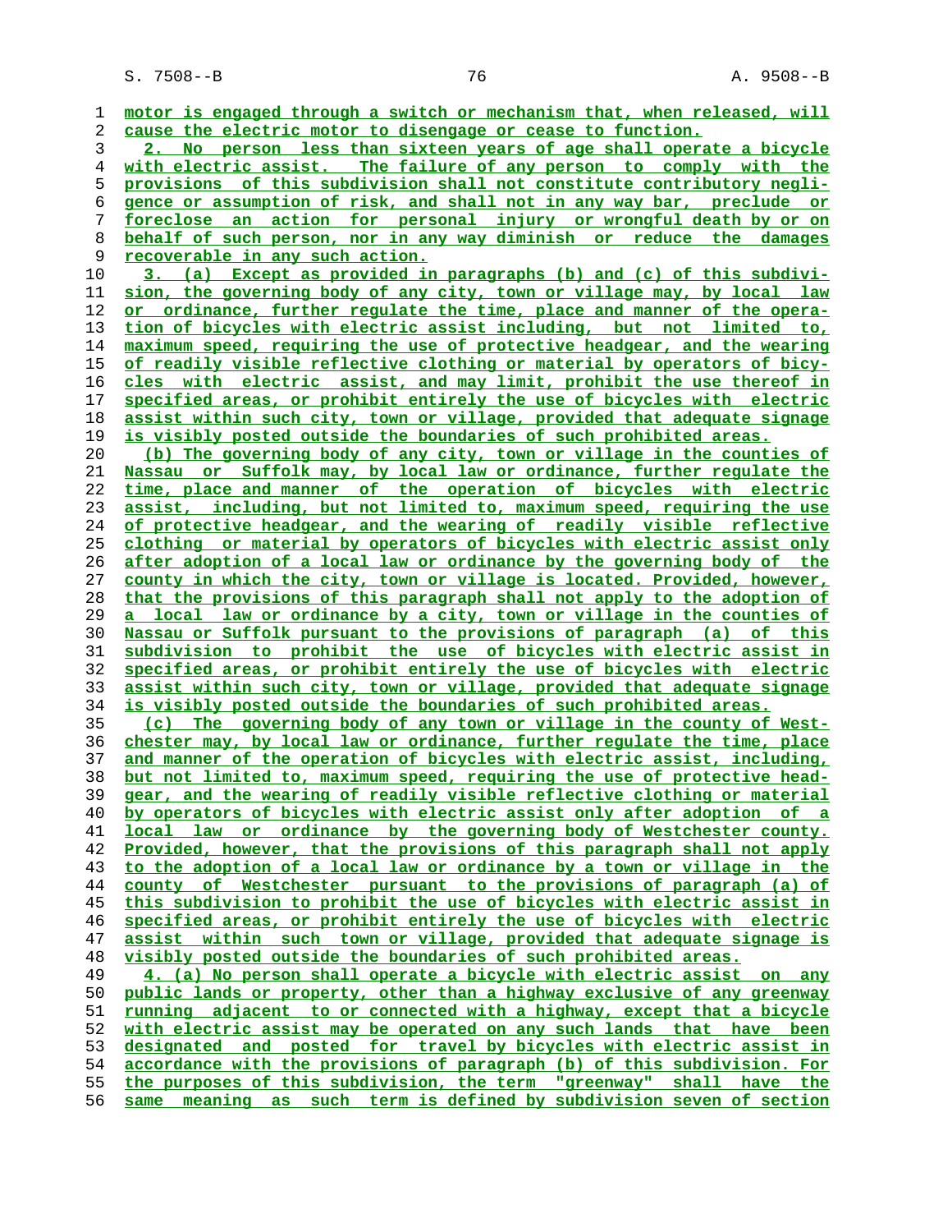motor is engaged through a switch or mechanism that, when released, will cause the electric motor to disengage or cease to function.

2. No person less than sixteen years of age shall operate a bicycle with electric assist. The failure of any person to comply with the provisions of this subdivision shall not constitute contributory negligence or assumption of risk, and shall not in any way bar, preclude or foreclose an action for personal injury or wrongful death by or on behalf of such person, nor in any way diminish or reduce the damages recoverable in any such action.

3. (a) Except as provided in paragraphs (b) and (c) of this subdivision, the governing body of any city, town or village may, by local law or ordinance, further regulate the time, place and manner of the operation of bicycles with electric assist including, but not limited to, maximum speed, requiring the use of protective headgear, and the wearing of readily visible reflective clothing or material by operators of bicycles with electric assist, and may limit, prohibit the use thereof in specified areas, or prohibit entirely the use of bicycles with electric assist within such city, town or village, provided that adequate signage is visibly posted outside the boundaries of such prohibited areas.

(b) The governing body of any city, town or village in the counties of Nassau or Suffolk may, by local law or ordinance, further regulate the time, place and manner of the operation of bicycles with electric assist, including, but not limited to, maximum speed, requiring the use of protective headgear, and the wearing of readily visible reflective clothing or material by operators of bicycles with electric assist only after adoption of a local law or ordinance by the governing body of the county in which the city, town or village is located. Provided, however, that the provisions of this paragraph shall not apply to the adoption of a local law or ordinance by a city, town or village in the counties of Nassau or Suffolk pursuant to the provisions of paragraph (a) of this subdivision to prohibit the use of bicycles with electric assist in specified areas, or prohibit entirely the use of bicycles with electric assist within such city, town or village, provided that adequate signage is visibly posted outside the boundaries of such prohibited areas.

(c) The governing body of any town or village in the county of Westchester may, by local law or ordinance, further regulate the time, place and manner of the operation of bicycles with electric assist, including, but not limited to, maximum speed, requiring the use of protective headgear, and the wearing of readily visible reflective clothing or material by operators of bicycles with electric assist only after adoption of a local law or ordinance by the governing body of Westchester county. Provided, however, that the provisions of this paragraph shall not apply to the adoption of a local law or ordinance by a town or village in the county of Westchester pursuant to the provisions of paragraph (a) of this subdivision to prohibit the use of bicycles with electric assist in specified areas, or prohibit entirely the use of bicycles with electric assist within such town or village, provided that adequate signage is visibly posted outside the boundaries of such prohibited areas.

4. (a) No person shall operate a bicycle with electric assist on any public lands or property, other than a highway exclusive of any greenway running adjacent to or connected with a highway, except that a bicycle with electric assist may be operated on any such lands that have been designated and posted for travel by bicycles with electric assist in accordance with the provisions of paragraph (b) of this subdivision. For the purposes of this subdivision, the term "greenway" shall have the same meaning as such term is defined by subdivision seven of section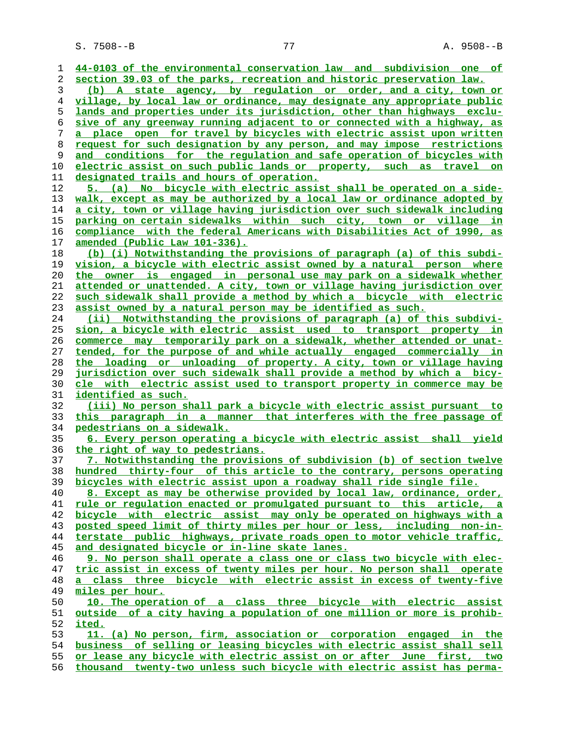44-0103 of the environmental conservation law and subdivision one of section 39.03 of the parks, recreation and historic preservation law.

(b) A state agency, by regulation or order, and a city, town or village, by local law or ordinance, may designate any appropriate public lands and properties under its jurisdiction, other than highways exclusive of any greenway running adjacent to or connected with a highway, as a place open for travel by bicycles with electric assist upon written request for such designation by any person, and may impose restrictions and conditions for the regulation and safe operation of bicycles with electric assist on such public lands or property, such as travel on designated trails and hours of operation.

5. (a) No bicycle with electric assist shall be operated on a sidewalk, except as may be authorized by a local law or ordinance adopted by a city, town or village having jurisdiction over such sidewalk including parking on certain sidewalks within such city, town or village in compliance with the federal Americans with Disabilities Act of 1990, as amended (Public Law 101-336).

(b) (i) Notwithstanding the provisions of paragraph (a) of this subdivision, a bicycle with electric assist owned by a natural person where the owner is engaged in personal use may park on a sidewalk whether attended or unattended. A city, town or village having jurisdiction over such sidewalk shall provide a method by which a bicycle with electric assist owned by a natural person may be identified as such.

(ii) Notwithstanding the provisions of paragraph (a) of this subdivision, a bicycle with electric assist used to transport property in commerce may temporarily park on a sidewalk, whether attended or unattended, for the purpose of and while actually engaged commercially in the loading or unloading of property. A city, town or village having jurisdiction over such sidewalk shall provide a method by which a bicycle with electric assist used to transport property in commerce may be identified as such.

(iii) No person shall park a bicycle with electric assist pursuant to this paragraph in a manner that interferes with the free passage of pedestrians on a sidewalk.

6. Every person operating a bicycle with electric assist shall yield the right of way to pedestrians.

7. Notwithstanding the provisions of subdivision (b) of section twelve hundred thirty-four of this article to the contrary, persons operating bicycles with electric assist upon a roadway shall ride single file.

8. Except as may be otherwise provided by local law, ordinance, order, rule or regulation enacted or promulgated pursuant to this article, a bicycle with electric assist may only be operated on highways with a posted speed limit of thirty miles per hour or less, including non-interstate public highways, private roads open to motor vehicle traffic, and designated bicycle or in-line skate lanes.

9. No person shall operate a class one or class two bicycle with electric assist in excess of twenty miles per hour. No person shall operate a class three bicycle with electric assist in excess of twenty-five miles per hour.

10. The operation of a class three bicycle with electric assist outside of a city having a population of one million or more is prohibited.

11. (a) No person, firm, association or corporation engaged in the business of selling or leasing bicycles with electric assist shall sell or lease any bicycle with electric assist on or after June first, two thousand twenty-two unless such bicycle with electric assist has perma-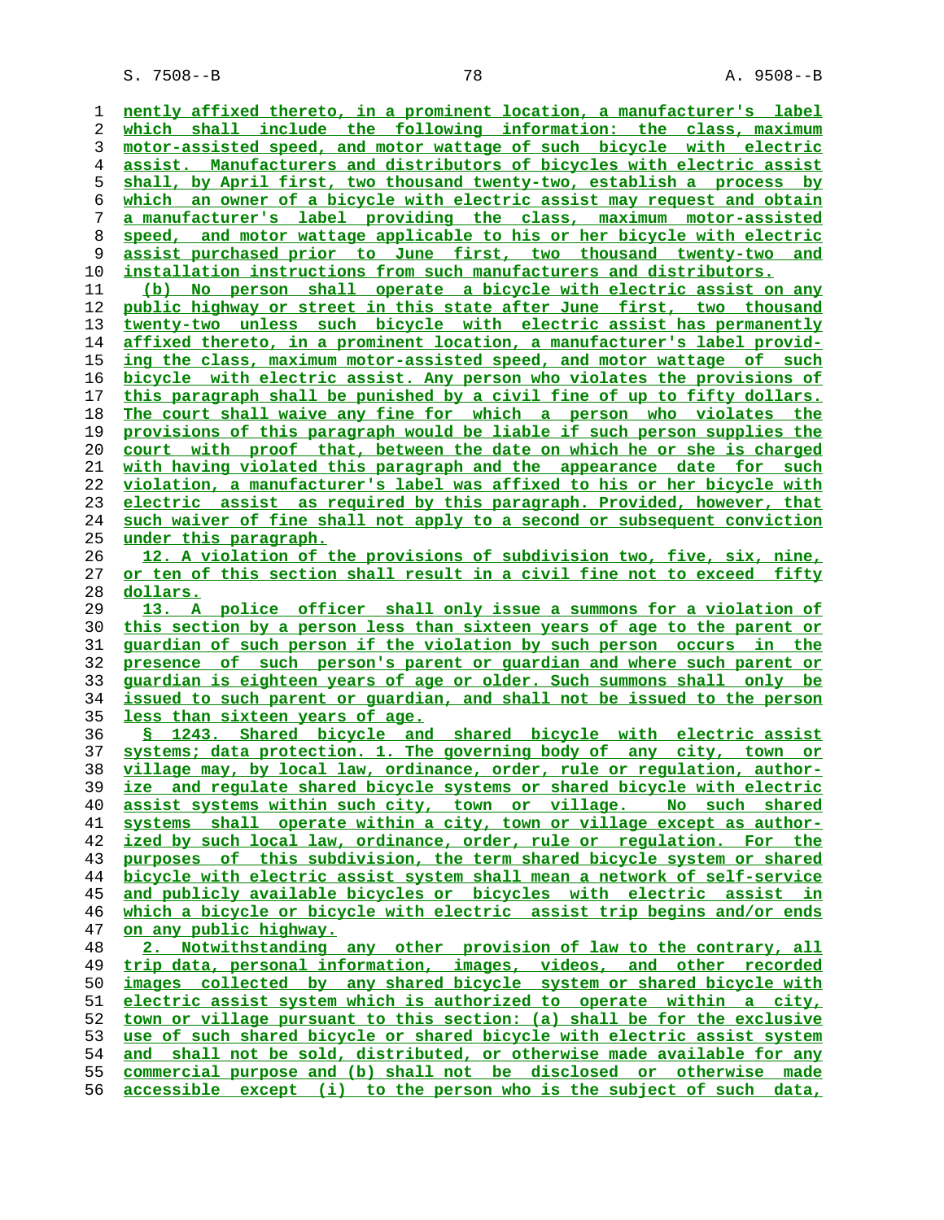nently affixed thereto, in a prominent location, a manufacturer's label which shall include the following information: the class, maximum motor-assisted speed, and motor wattage of such bicycle with electric assist. Manufacturers and distributors of bicycles with electric assist shall, by April first, two thousand twenty-two, establish a process by which an owner of a bicycle with electric assist may request and obtain a manufacturer's label providing the class, maximum motor-assisted speed, and motor wattage applicable to his or her bicycle with electric assist purchased prior to June first, two thousand twenty-two and installation instructions from such manufacturers and distributors.

(b) No person shall operate a bicycle with electric assist on any public highway or street in this state after June first, two thousand twenty-two unless such bicycle with electric assist has permanently affixed thereto, in a prominent location, a manufacturer's label providing the class, maximum motor-assisted speed, and motor wattage of such bicycle with electric assist. Any person who violates the provisions of this paragraph shall be punished by a civil fine of up to fifty dollars. The court shall waive any fine for which a person who violates the provisions of this paragraph would be liable if such person supplies the court with proof that, between the date on which he or she is charged with having violated this paragraph and the appearance date for such violation, a manufacturer's label was affixed to his or her bicycle with electric assist as required by this paragraph. Provided, however, that such waiver of fine shall not apply to a second or subsequent conviction under this paragraph.

12. A violation of the provisions of subdivision two, five, six, nine, or ten of this section shall result in a civil fine not to exceed fifty dollars.

13. A police officer shall only issue a summons for a violation of this section by a person less than sixteen years of age to the parent or guardian of such person if the violation by such person occurs in the presence of such person's parent or guardian and where such parent or guardian is eighteen years of age or older. Such summons shall only be issued to such parent or guardian, and shall not be issued to the person less than sixteen years of age.

§ 1243. Shared bicycle and shared bicycle with electric assist systems; data protection. 1. The governing body of any city, town or village may, by local law, ordinance, order, rule or regulation, authorize and regulate shared bicycle systems or shared bicycle with electric assist systems within such city, town or village. No such shared systems shall operate within a city, town or village except as authorized by such local law, ordinance, order, rule or regulation. For the purposes of this subdivision, the term shared bicycle system or shared bicycle with electric assist system shall mean a network of self-service and publicly available bicycles or bicycles with electric assist in which a bicycle or bicycle with electric assist trip begins and/or ends on any public highway.

2. Notwithstanding any other provision of law to the contrary, all trip data, personal information, images, videos, and other recorded images collected by any shared bicycle system or shared bicycle with electric assist system which is authorized to operate within a city, town or village pursuant to this section: (a) shall be for the exclusive use of such shared bicycle or shared bicycle with electric assist system and shall not be sold, distributed, or otherwise made available for any commercial purpose and (b) shall not be disclosed or otherwise made accessible except (i) to the person who is the subject of such data,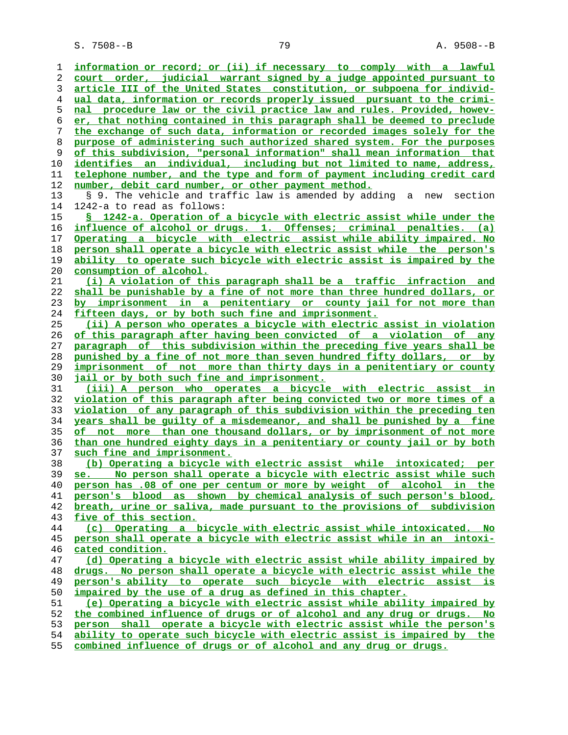information or record; or (ii) if necessary to comply with a lawful court order, judicial warrant signed by a judge appointed pursuant to article III of the United States constitution, or subpoena for individual data, information or records properly issued pursuant to the criminal procedure law or the civil practice law and rules. Provided, however, that nothing contained in this paragraph shall be deemed to preclude the exchange of such data, information or recorded images solely for the purpose of administering such authorized shared system. For the purposes of this subdivision, "personal information" shall mean information that identifies an individual, including but not limited to name, address, telephone number, and the type and form of payment including credit card number, debit card number, or other payment method.

§ 9. The vehicle and traffic law is amended by adding a new section 1242-a to read as follows:

§ 1242-a. Operation of a bicycle with electric assist while under the influence of alcohol or drugs. 1. Offenses; criminal penalties. (a) Operating a bicycle with electric assist while ability impaired. No person shall operate a bicycle with electric assist while the person's ability to operate such bicycle with electric assist is impaired by the consumption of alcohol.

(i) A violation of this paragraph shall be a traffic infraction and shall be punishable by a fine of not more than three hundred dollars, or by imprisonment in a penitentiary or county jail for not more than fifteen days, or by both such fine and imprisonment.

(ii) A person who operates a bicycle with electric assist in violation of this paragraph after having been convicted of a violation of any paragraph of this subdivision within the preceding five years shall be punished by a fine of not more than seven hundred fifty dollars, or by imprisonment of not more than thirty days in a penitentiary or county jail or by both such fine and imprisonment.

(iii) A person who operates a bicycle with electric assist in violation of this paragraph after being convicted two or more times of a violation of any paragraph of this subdivision within the preceding ten years shall be guilty of a misdemeanor, and shall be punished by a fine of not more than one thousand dollars, or by imprisonment of not more than one hundred eighty days in a penitentiary or county jail or by both such fine and imprisonment.

(b) Operating a bicycle with electric assist while intoxicated; per se. No person shall operate a bicycle with electric assist while such person has .08 of one per centum or more by weight of alcohol in the person's blood as shown by chemical analysis of such person's blood, breath, urine or saliva, made pursuant to the provisions of subdivision five of this section.

(c) Operating a bicycle with electric assist while intoxicated. No person shall operate a bicycle with electric assist while in an intoxicated condition.

(d) Operating a bicycle with electric assist while ability impaired by drugs. No person shall operate a bicycle with electric assist while the person's ability to operate such bicycle with electric assist is impaired by the use of a drug as defined in this chapter.

(e) Operating a bicycle with electric assist while ability impaired by the combined influence of drugs or of alcohol and any drug or drugs. No person shall operate a bicycle with electric assist while the person's ability to operate such bicycle with electric assist is impaired by the combined influence of drugs or of alcohol and any drug or drugs.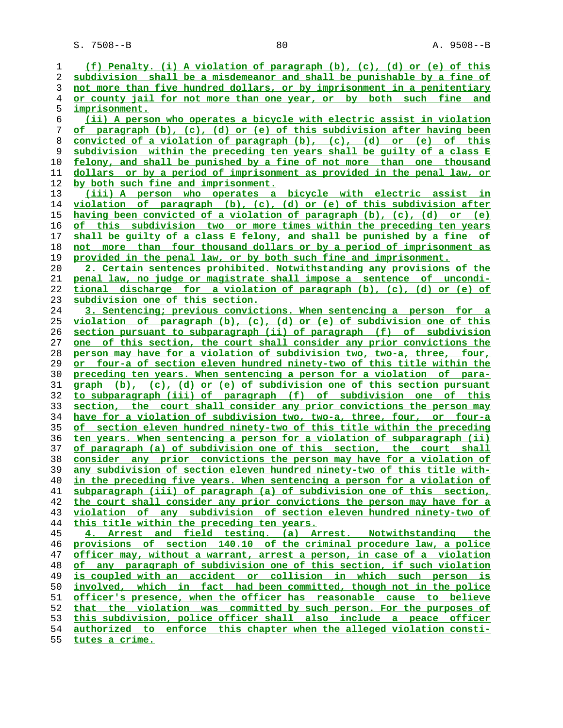(f) Penalty. (i) A violation of paragraph (b), (c), (d) or (e) of this subdivision shall be a misdemeanor and shall be punishable by a fine of not more than five hundred dollars, or by imprisonment in a penitentiary or county jail for not more than one year, or by both such fine and imprisonment.

(ii) A person who operates a bicycle with electric assist in violation of paragraph (b), (c), (d) or (e) of this subdivision after having been convicted of a violation of paragraph (b), (c), (d) or (e) of this subdivision within the preceding ten years shall be guilty of a class E felony, and shall be punished by a fine of not more than one thousand dollars or by a period of imprisonment as provided in the penal law, or by both such fine and imprisonment.

(iii) A person who operates a bicycle with electric assist in violation of paragraph (b), (c), (d) or (e) of this subdivision after having been convicted of a violation of paragraph (b), (c), (d) or (e) of this subdivision two or more times within the preceding ten years shall be guilty of a class E felony, and shall be punished by a fine of not more than four thousand dollars or by a period of imprisonment as provided in the penal law, or by both such fine and imprisonment.

2. Certain sentences prohibited. Notwithstanding any provisions of the penal law, no judge or magistrate shall impose a sentence of unconditional discharge for a violation of paragraph (b), (c), (d) or (e) of subdivision one of this section.

3. Sentencing; previous convictions. When sentencing a person for a violation of paragraph (b), (c), (d) or (e) of subdivision one of this section pursuant to subparagraph (ii) of paragraph (f) of subdivision one of this section, the court shall consider any prior convictions the person may have for a violation of subdivision two, two-a, three, four, or four-a of section eleven hundred ninety-two of this title within the preceding ten years. When sentencing a person for a violation of paragraph (b), (c), (d) or (e) of subdivision one of this section pursuant to subparagraph (iii) of paragraph (f) of subdivision one of this section, the court shall consider any prior convictions the person may have for a violation of subdivision two, two-a, three, four, or four-a of section eleven hundred ninety-two of this title within the preceding ten years. When sentencing a person for a violation of subparagraph (ii) of paragraph (a) of subdivision one of this section, the court shall consider any prior convictions the person may have for a violation of any subdivision of section eleven hundred ninety-two of this title within the preceding five years. When sentencing a person for a violation of subparagraph (iii) of paragraph (a) of subdivision one of this section, the court shall consider any prior convictions the person may have for a violation of any subdivision of section eleven hundred ninety-two of this title within the preceding ten years.

4. Arrest and field testing. (a) Arrest. Notwithstanding the provisions of section 140.10 of the criminal procedure law, a police officer may, without a warrant, arrest a person, in case of a violation of any paragraph of subdivision one of this section, if such violation is coupled with an accident or collision in which such person is involved, which in fact had been committed, though not in the police officer's presence, when the officer has reasonable cause to believe that the violation was committed by such person. For the purposes of this subdivision, police officer shall also include a peace officer authorized to enforce this chapter when the alleged violation constitutes a crime.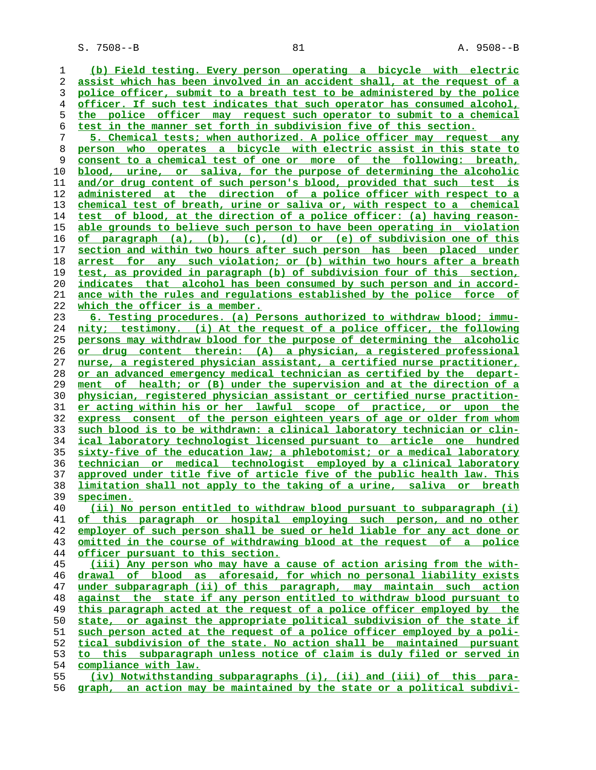(b) Field testing. Every person operating a bicycle with electric assist which has been involved in an accident shall, at the request of a police officer, submit to a breath test to be administered by the police officer. If such test indicates that such operator has consumed alcohol, the police officer may request such operator to submit to a chemical test in the manner set forth in subdivision five of this section.

5. Chemical tests; when authorized. A police officer may request any person who operates a bicycle with electric assist in this state to consent to a chemical test of one or more of the following: breath, blood, urine, or saliva, for the purpose of determining the alcoholic and/or drug content of such person's blood, provided that such test is administered at the direction of a police officer with respect to a chemical test of breath, urine or saliva or, with respect to a chemical test of blood, at the direction of a police officer: (a) having reasonable grounds to believe such person to have been operating in violation of paragraph (a), (b), (c), (d) or (e) of subdivision one of this section and within two hours after such person has been placed under arrest for any such violation; or (b) within two hours after a breath test, as provided in paragraph (b) of subdivision four of this section, indicates that alcohol has been consumed by such person and in accordance with the rules and regulations established by the police force of which the officer is a member.

6. Testing procedures. (a) Persons authorized to withdraw blood; immunity; testimony. (i) At the request of a police officer, the following persons may withdraw blood for the purpose of determining the alcoholic or drug content therein: (A) a physician, a registered professional nurse, a registered physician assistant, a certified nurse practitioner, or an advanced emergency medical technician as certified by the department of health; or (B) under the supervision and at the direction of a physician, registered physician assistant or certified nurse practitioner acting within his or her lawful scope of practice, or upon the express consent of the person eighteen years of age or older from whom such blood is to be withdrawn: a clinical laboratory technician or clinical laboratory technologist licensed pursuant to article one hundred sixty-five of the education law; a phlebotomist; or a medical laboratory technician or medical technologist employed by a clinical laboratory approved under title five of article five of the public health law. This limitation shall not apply to the taking of a urine, saliva or breath specimen.

(ii) No person entitled to withdraw blood pursuant to subparagraph (i) of this paragraph or hospital employing such person, and no other employer of such person shall be sued or held liable for any act done or omitted in the course of withdrawing blood at the request of a police officer pursuant to this section.

(iii) Any person who may have a cause of action arising from the withdrawal of blood as aforesaid, for which no personal liability exists under subparagraph (ii) of this paragraph, may maintain such action against the state if any person entitled to withdraw blood pursuant to this paragraph acted at the request of a police officer employed by the state, or against the appropriate political subdivision of the state if such person acted at the request of a police officer employed by a political subdivision of the state. No action shall be maintained pursuant to this subparagraph unless notice of claim is duly filed or served in compliance with law.

(iv) Notwithstanding subparagraphs (i), (ii) and (iii) of this paragraph, an action may be maintained by the state or a political subdivi-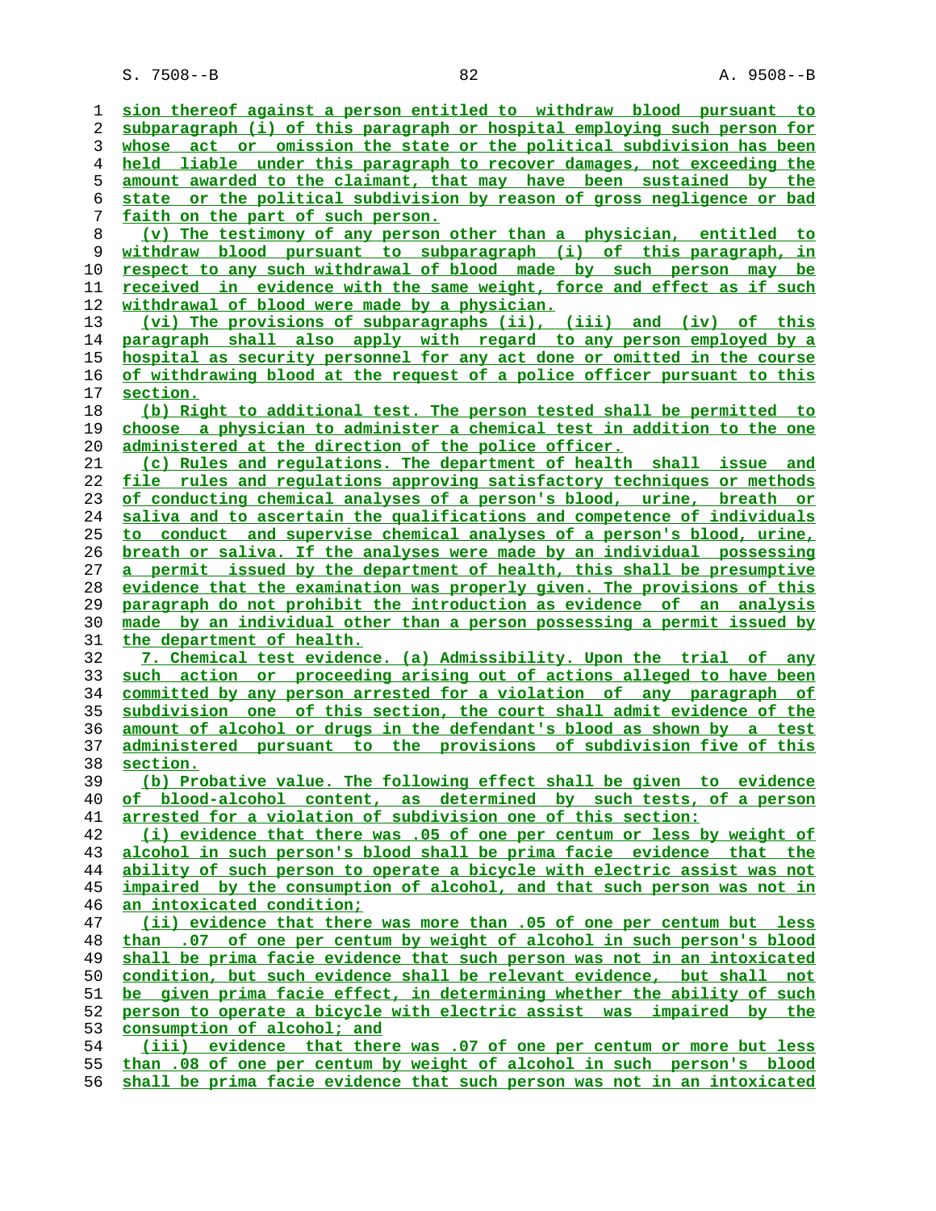sion thereof against a person entitled to withdraw blood pursuant to subparagraph (i) of this paragraph or hospital employing such person for whose act or omission the state or the political subdivision has been held liable under this paragraph to recover damages, not exceeding the amount awarded to the claimant, that may have been sustained by the state or the political subdivision by reason of gross negligence or bad faith on the part of such person.

(v) The testimony of any person other than a physician, entitled to withdraw blood pursuant to subparagraph (i) of this paragraph, in respect to any such withdrawal of blood made by such person may be received in evidence with the same weight, force and effect as if such withdrawal of blood were made by a physician.

(vi) The provisions of subparagraphs (ii), (iii) and (iv) of this paragraph shall also apply with regard to any person employed by a hospital as security personnel for any act done or omitted in the course of withdrawing blood at the request of a police officer pursuant to this section.

(b) Right to additional test. The person tested shall be permitted to choose a physician to administer a chemical test in addition to the one administered at the direction of the police officer.

(c) Rules and regulations. The department of health shall issue and file rules and regulations approving satisfactory techniques or methods of conducting chemical analyses of a person's blood, urine, breath or saliva and to ascertain the qualifications and competence of individuals to conduct and supervise chemical analyses of a person's blood, urine, breath or saliva. If the analyses were made by an individual possessing a permit issued by the department of health, this shall be presumptive evidence that the examination was properly given. The provisions of this paragraph do not prohibit the introduction as evidence of an analysis made by an individual other than a person possessing a permit issued by the department of health.

7. Chemical test evidence. (a) Admissibility. Upon the trial of any such action or proceeding arising out of actions alleged to have been committed by any person arrested for a violation of any paragraph of subdivision one of this section, the court shall admit evidence of the amount of alcohol or drugs in the defendant's blood as shown by a test administered pursuant to the provisions of subdivision five of this section.

(b) Probative value. The following effect shall be given to evidence of blood-alcohol content, as determined by such tests, of a person arrested for a violation of subdivision one of this section:

(i) evidence that there was .05 of one per centum or less by weight of alcohol in such person's blood shall be prima facie evidence that the ability of such person to operate a bicycle with electric assist was not impaired by the consumption of alcohol, and that such person was not in an intoxicated condition;

(ii) evidence that there was more than .05 of one per centum but less than .07 of one per centum by weight of alcohol in such person's blood shall be prima facie evidence that such person was not in an intoxicated condition, but such evidence shall be relevant evidence, but shall not be given prima facie effect, in determining whether the ability of such person to operate a bicycle with electric assist was impaired by the consumption of alcohol; and

(iii) evidence that there was .07 of one per centum or more but less than .08 of one per centum by weight of alcohol in such person's blood shall be prima facie evidence that such person was not in an intoxicated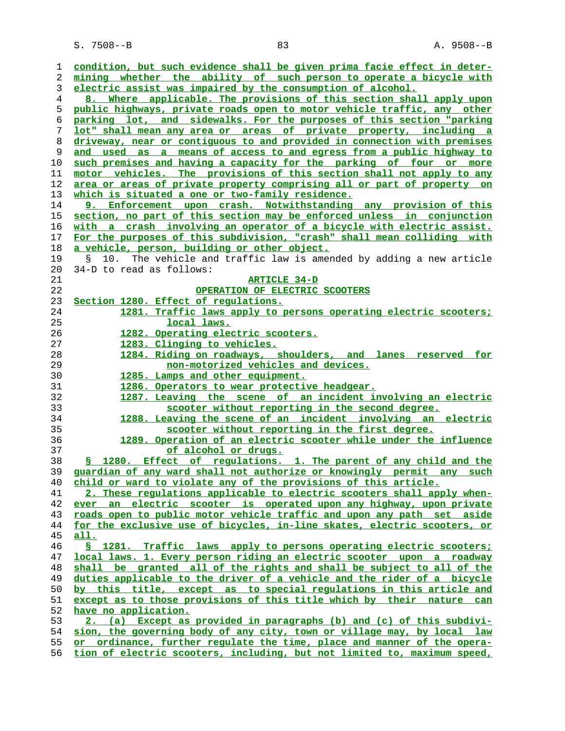condition, but such evidence shall be given prima facie effect in determining whether the ability of such person to operate a bicycle with electric assist was impaired by the consumption of alcohol.

8. Where applicable. The provisions of this section shall apply upon public highways, private roads open to motor vehicle traffic, any other parking lot, and sidewalks. For the purposes of this section "parking lot" shall mean any area or areas of private property, including a driveway, near or contiguous to and provided in connection with premises and used as a means of access to and egress from a public highway to such premises and having a capacity for the parking of four or more motor vehicles. The provisions of this section shall not apply to any area or areas of private property comprising all or part of property on which is situated a one or two-family residence.

9. Enforcement upon crash. Notwithstanding any provision of this section, no part of this section may be enforced unless in conjunction with a crash involving an operator of a bicycle with electric assist. For the purposes of this subdivision, "crash" shall mean colliding with a vehicle, person, building or other object.

§ 10. The vehicle and traffic law is amended by adding a new article 34-D to read as follows:

ARTICLE 34-D

OPERATION OF ELECTRIC SCOOTERS

Section 1280. Effect of regulations.
1281. Traffic laws apply to persons operating electric scooters; local laws.
1282. Operating electric scooters.
1283. Clinging to vehicles.
1284. Riding on roadways, shoulders, and lanes reserved for non-motorized vehicles and devices.
1285. Lamps and other equipment.
1286. Operators to wear protective headgear.
1287. Leaving the scene of an incident involving an electric scooter without reporting in the second degree.
1288. Leaving the scene of an incident involving an electric scooter without reporting in the first degree.
1289. Operation of an electric scooter while under the influence of alcohol or drugs.

§ 1280. Effect of regulations. 1. The parent of any child and the guardian of any ward shall not authorize or knowingly permit any such child or ward to violate any of the provisions of this article.

2. These regulations applicable to electric scooters shall apply whenever an electric scooter is operated upon any highway, upon private roads open to public motor vehicle traffic and upon any path set aside for the exclusive use of bicycles, in-line skates, electric scooters, or all.

§ 1281. Traffic laws apply to persons operating electric scooters; local laws. 1. Every person riding an electric scooter upon a roadway shall be granted all of the rights and shall be subject to all of the duties applicable to the driver of a vehicle and the rider of a bicycle by this title, except as to special regulations in this article and except as to those provisions of this title which by their nature can have no application.

2. (a) Except as provided in paragraphs (b) and (c) of this subdivision, the governing body of any city, town or village may, by local law or ordinance, further regulate the time, place and manner of the operation of electric scooters, including, but not limited to, maximum speed,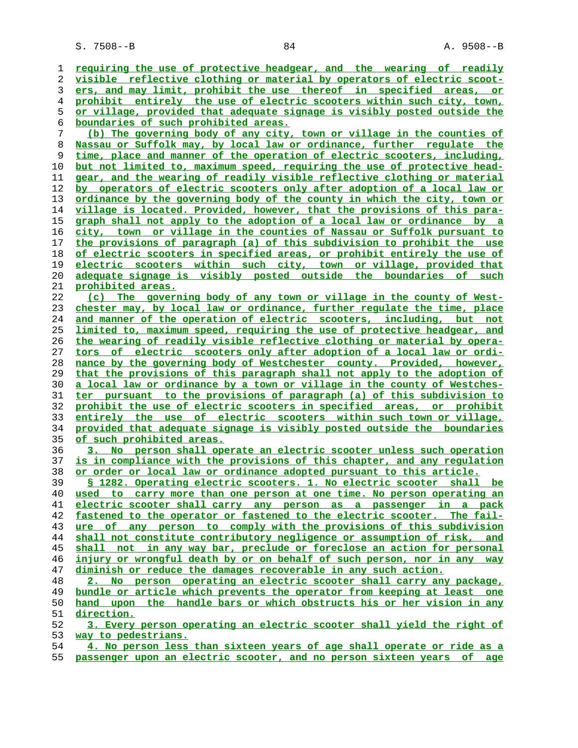requiring the use of protective headgear, and the wearing of readily visible reflective clothing or material by operators of electric scooters, and may limit, prohibit the use thereof in specified areas, or prohibit entirely the use of electric scooters within such city, town, or village, provided that adequate signage is visibly posted outside the boundaries of such prohibited areas.

(b) The governing body of any city, town or village in the counties of Nassau or Suffolk may, by local law or ordinance, further regulate the time, place and manner of the operation of electric scooters, including, but not limited to, maximum speed, requiring the use of protective headgear, and the wearing of readily visible reflective clothing or material by operators of electric scooters only after adoption of a local law or ordinance by the governing body of the county in which the city, town or village is located. Provided, however, that the provisions of this paragraph shall not apply to the adoption of a local law or ordinance by a city, town or village in the counties of Nassau or Suffolk pursuant to the provisions of paragraph (a) of this subdivision to prohibit the use of electric scooters in specified areas, or prohibit entirely the use of electric scooters within such city, town or village, provided that adequate signage is visibly posted outside the boundaries of such prohibited areas.

(c) The governing body of any town or village in the county of Westchester may, by local law or ordinance, further regulate the time, place and manner of the operation of electric scooters, including, but not limited to, maximum speed, requiring the use of protective headgear, and the wearing of readily visible reflective clothing or material by operators of electric scooters only after adoption of a local law or ordinance by the governing body of Westchester county. Provided, however, that the provisions of this paragraph shall not apply to the adoption of a local law or ordinance by a town or village in the county of Westchester pursuant to the provisions of paragraph (a) of this subdivision to prohibit the use of electric scooters in specified areas, or prohibit entirely the use of electric scooters within such town or village, provided that adequate signage is visibly posted outside the boundaries of such prohibited areas.

3. No person shall operate an electric scooter unless such operation is in compliance with the provisions of this chapter, and any regulation or order or local law or ordinance adopted pursuant to this article.

§ 1282. Operating electric scooters. 1. No electric scooter shall be used to carry more than one person at one time. No person operating an electric scooter shall carry any person as a passenger in a pack fastened to the operator or fastened to the electric scooter. The failure of any person to comply with the provisions of this subdivision shall not constitute contributory negligence or assumption of risk, and shall not in any way bar, preclude or foreclose an action for personal injury or wrongful death by or on behalf of such person, nor in any way diminish or reduce the damages recoverable in any such action.

2. No person operating an electric scooter shall carry any package, bundle or article which prevents the operator from keeping at least one hand upon the handle bars or which obstructs his or her vision in any direction.

3. Every person operating an electric scooter shall yield the right of way to pedestrians.

4. No person less than sixteen years of age shall operate or ride as a passenger upon an electric scooter, and no person sixteen years of age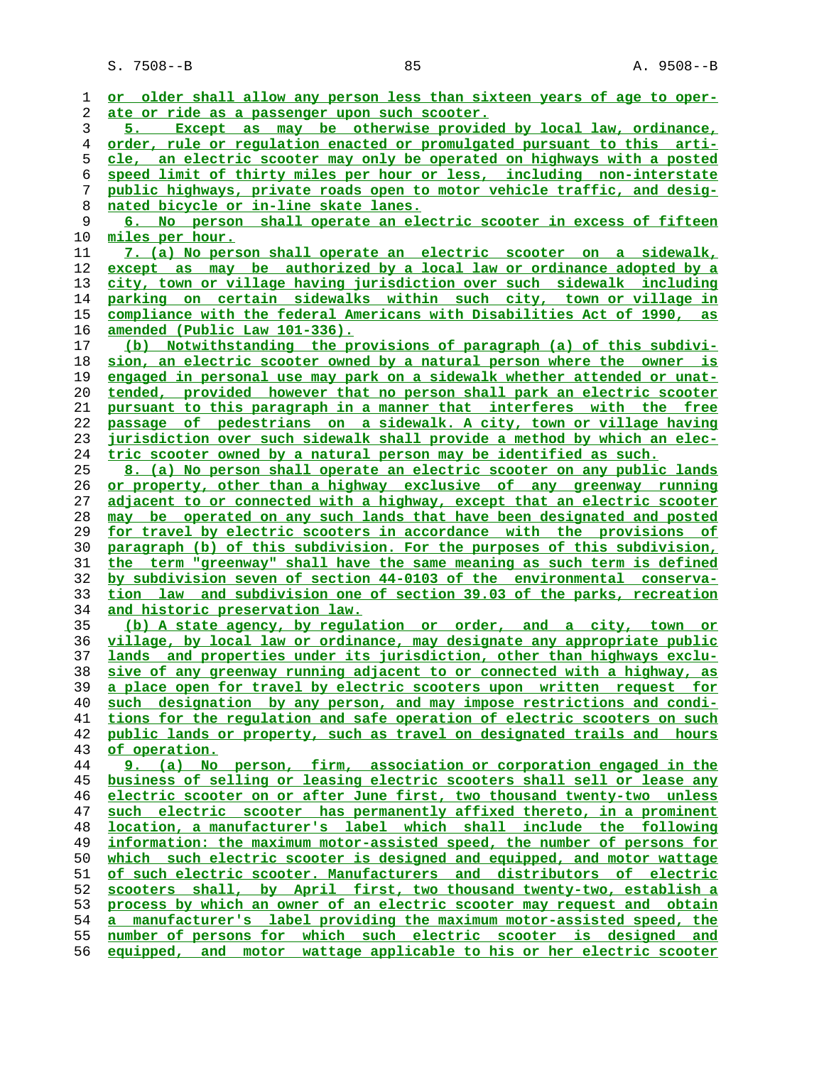or older shall allow any person less than sixteen years of age to operate or ride as a passenger upon such scooter.

5. Except as may be otherwise provided by local law, ordinance, order, rule or regulation enacted or promulgated pursuant to this article, an electric scooter may only be operated on highways with a posted speed limit of thirty miles per hour or less, including non-interstate public highways, private roads open to motor vehicle traffic, and designated bicycle or in-line skate lanes.

6. No person shall operate an electric scooter in excess of fifteen miles per hour.

7. (a) No person shall operate an electric scooter on a sidewalk, except as may be authorized by a local law or ordinance adopted by a city, town or village having jurisdiction over such sidewalk including parking on certain sidewalks within such city, town or village in compliance with the federal Americans with Disabilities Act of 1990, as amended (Public Law 101-336).

(b) Notwithstanding the provisions of paragraph (a) of this subdivision, an electric scooter owned by a natural person where the owner is engaged in personal use may park on a sidewalk whether attended or unattended, provided however that no person shall park an electric scooter pursuant to this paragraph in a manner that interferes with the free passage of pedestrians on a sidewalk. A city, town or village having jurisdiction over such sidewalk shall provide a method by which an electric scooter owned by a natural person may be identified as such.

8. (a) No person shall operate an electric scooter on any public lands or property, other than a highway exclusive of any greenway running adjacent to or connected with a highway, except that an electric scooter may be operated on any such lands that have been designated and posted for travel by electric scooters in accordance with the provisions of paragraph (b) of this subdivision. For the purposes of this subdivision, the term "greenway" shall have the same meaning as such term is defined by subdivision seven of section 44-0103 of the environmental conservation law and subdivision one of section 39.03 of the parks, recreation and historic preservation law.

(b) A state agency, by regulation or order, and a city, town or village, by local law or ordinance, may designate any appropriate public lands and properties under its jurisdiction, other than highways exclusive of any greenway running adjacent to or connected with a highway, as a place open for travel by electric scooters upon written request for such designation by any person, and may impose restrictions and conditions for the regulation and safe operation of electric scooters on such public lands or property, such as travel on designated trails and hours of operation.

9. (a) No person, firm, association or corporation engaged in the business of selling or leasing electric scooters shall sell or lease any electric scooter on or after June first, two thousand twenty-two unless such electric scooter has permanently affixed thereto, in a prominent location, a manufacturer's label which shall include the following information: the maximum motor-assisted speed, the number of persons for which such electric scooter is designed and equipped, and motor wattage of such electric scooter. Manufacturers and distributors of electric scooters shall, by April first, two thousand twenty-two, establish a process by which an owner of an electric scooter may request and obtain a manufacturer's label providing the maximum motor-assisted speed, the number of persons for which such electric scooter is designed and equipped, and motor wattage applicable to his or her electric scooter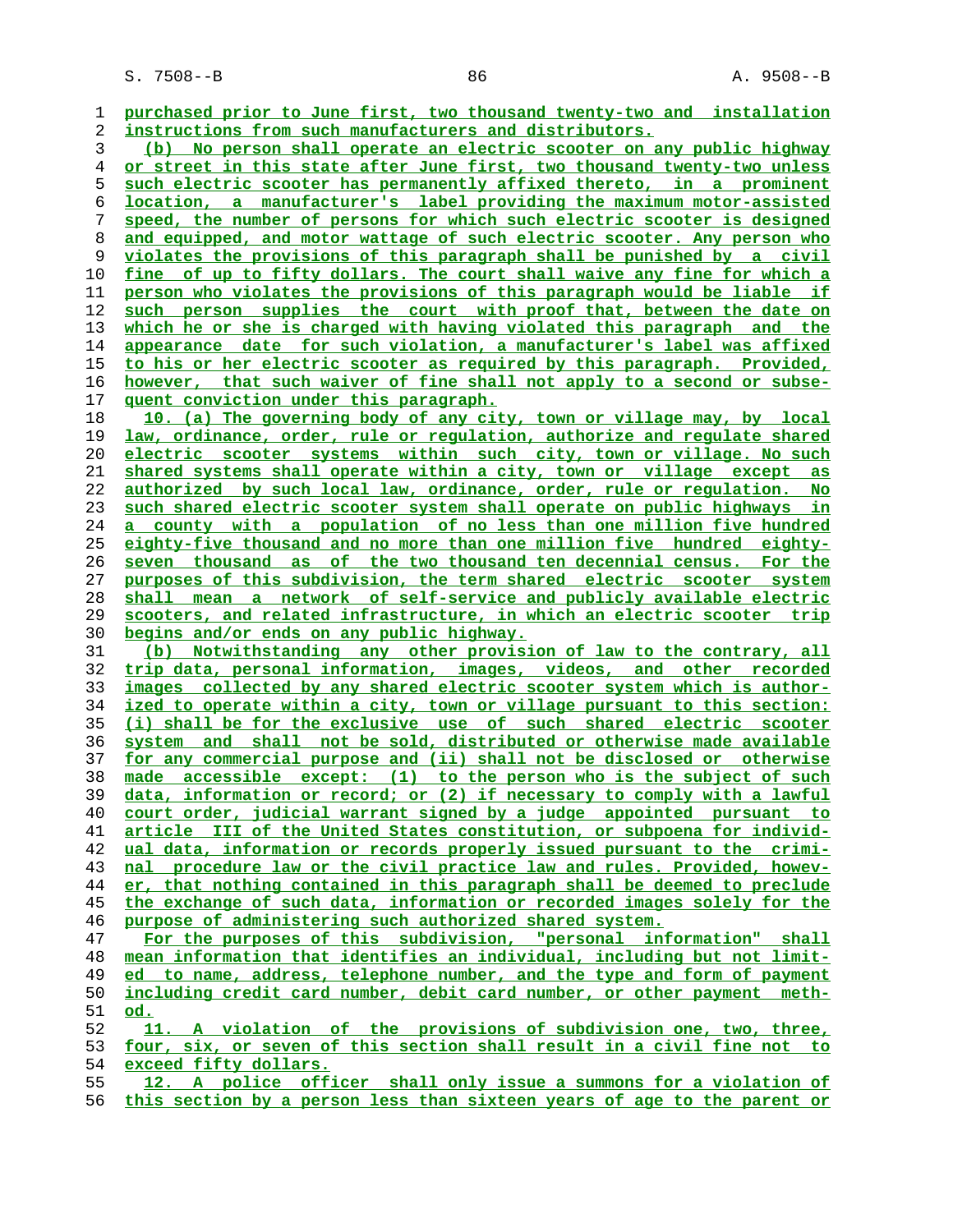purchased prior to June first, two thousand twenty-two and installation instructions from such manufacturers and distributors.

(b) No person shall operate an electric scooter on any public highway or street in this state after June first, two thousand twenty-two unless such electric scooter has permanently affixed thereto, in a prominent location, a manufacturer's label providing the maximum motor-assisted speed, the number of persons for which such electric scooter is designed and equipped, and motor wattage of such electric scooter. Any person who violates the provisions of this paragraph shall be punished by a civil fine of up to fifty dollars. The court shall waive any fine for which a person who violates the provisions of this paragraph would be liable if such person supplies the court with proof that, between the date on which he or she is charged with having violated this paragraph and the appearance date for such violation, a manufacturer's label was affixed to his or her electric scooter as required by this paragraph. Provided, however, that such waiver of fine shall not apply to a second or subsequent conviction under this paragraph.

10. (a) The governing body of any city, town or village may, by local law, ordinance, order, rule or regulation, authorize and regulate shared electric scooter systems within such city, town or village. No such shared systems shall operate within a city, town or village except as authorized by such local law, ordinance, order, rule or regulation. No such shared electric scooter system shall operate on public highways in a county with a population of no less than one million five hundred eighty-five thousand and no more than one million five hundred eighty-seven thousand as of the two thousand ten decennial census. For the purposes of this subdivision, the term shared electric scooter system shall mean a network of self-service and publicly available electric scooters, and related infrastructure, in which an electric scooter trip begins and/or ends on any public highway.

(b) Notwithstanding any other provision of law to the contrary, all trip data, personal information, images, videos, and other recorded images collected by any shared electric scooter system which is authorized to operate within a city, town or village pursuant to this section: (i) shall be for the exclusive use of such shared electric scooter system and shall not be sold, distributed or otherwise made available for any commercial purpose and (ii) shall not be disclosed or otherwise made accessible except: (1) to the person who is the subject of such data, information or record; or (2) if necessary to comply with a lawful court order, judicial warrant signed by a judge appointed pursuant to article III of the United States constitution, or subpoena for individual data, information or records properly issued pursuant to the criminal procedure law or the civil practice law and rules. Provided, however, that nothing contained in this paragraph shall be deemed to preclude the exchange of such data, information or recorded images solely for the purpose of administering such authorized shared system.

For the purposes of this subdivision, "personal information" shall mean information that identifies an individual, including but not limited to name, address, telephone number, and the type and form of payment including credit card number, debit card number, or other payment method.

11. A violation of the provisions of subdivision one, two, three, four, six, or seven of this section shall result in a civil fine not to exceed fifty dollars.

12. A police officer shall only issue a summons for a violation of this section by a person less than sixteen years of age to the parent or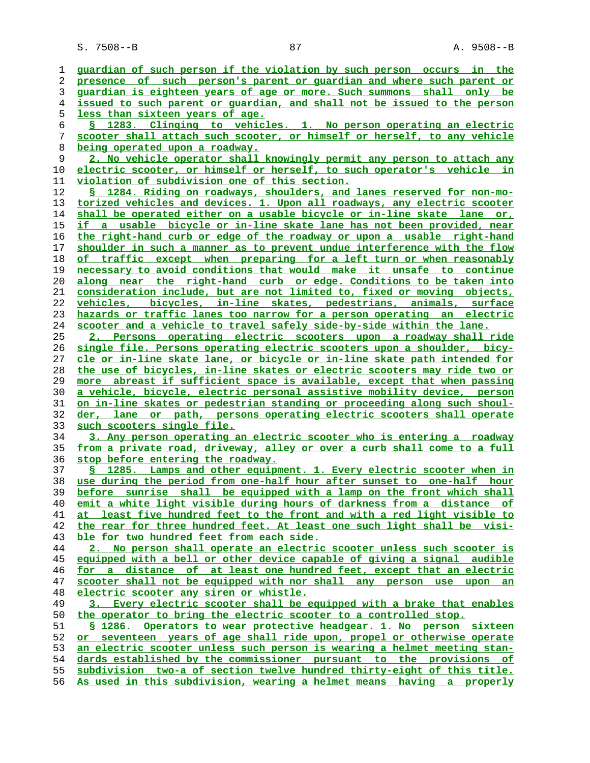guardian of such person if the violation by such person occurs in the presence of such person's parent or guardian and where such parent or guardian is eighteen years of age or more. Such summons shall only be issued to such parent or guardian, and shall not be issued to the person less than sixteen years of age.

§ 1283. Clinging to vehicles. 1. No person operating an electric scooter shall attach such scooter, or himself or herself, to any vehicle being operated upon a roadway.

2. No vehicle operator shall knowingly permit any person to attach any electric scooter, or himself or herself, to such operator's vehicle in violation of subdivision one of this section.

§ 1284. Riding on roadways, shoulders, and lanes reserved for non-motorized vehicles and devices. 1. Upon all roadways, any electric scooter shall be operated either on a usable bicycle or in-line skate lane or, if a usable bicycle or in-line skate lane has not been provided, near the right-hand curb or edge of the roadway or upon a usable right-hand shoulder in such a manner as to prevent undue interference with the flow of traffic except when preparing for a left turn or when reasonably necessary to avoid conditions that would make it unsafe to continue along near the right-hand curb or edge. Conditions to be taken into consideration include, but are not limited to, fixed or moving objects, vehicles, bicycles, in-line skates, pedestrians, animals, surface hazards or traffic lanes too narrow for a person operating an electric scooter and a vehicle to travel safely side-by-side within the lane.

2. Persons operating electric scooters upon a roadway shall ride single file. Persons operating electric scooters upon a shoulder, bicycle or in-line skate lane, or bicycle or in-line skate path intended for the use of bicycles, in-line skates or electric scooters may ride two or more abreast if sufficient space is available, except that when passing a vehicle, bicycle, electric personal assistive mobility device, person on in-line skates or pedestrian standing or proceeding along such shoulder, lane or path, persons operating electric scooters shall operate such scooters single file.

3. Any person operating an electric scooter who is entering a roadway from a private road, driveway, alley or over a curb shall come to a full stop before entering the roadway.

§ 1285. Lamps and other equipment. 1. Every electric scooter when in use during the period from one-half hour after sunset to one-half hour before sunrise shall be equipped with a lamp on the front which shall emit a white light visible during hours of darkness from a distance of at least five hundred feet to the front and with a red light visible to the rear for three hundred feet. At least one such light shall be visible for two hundred feet from each side.

2. No person shall operate an electric scooter unless such scooter is equipped with a bell or other device capable of giving a signal audible for a distance of at least one hundred feet, except that an electric scooter shall not be equipped with nor shall any person use upon an electric scooter any siren or whistle.

3. Every electric scooter shall be equipped with a brake that enables the operator to bring the electric scooter to a controlled stop.

§ 1286. Operators to wear protective headgear. 1. No person sixteen or seventeen years of age shall ride upon, propel or otherwise operate an electric scooter unless such person is wearing a helmet meeting standards established by the commissioner pursuant to the provisions of subdivision two-a of section twelve hundred thirty-eight of this title. As used in this subdivision, wearing a helmet means having a properly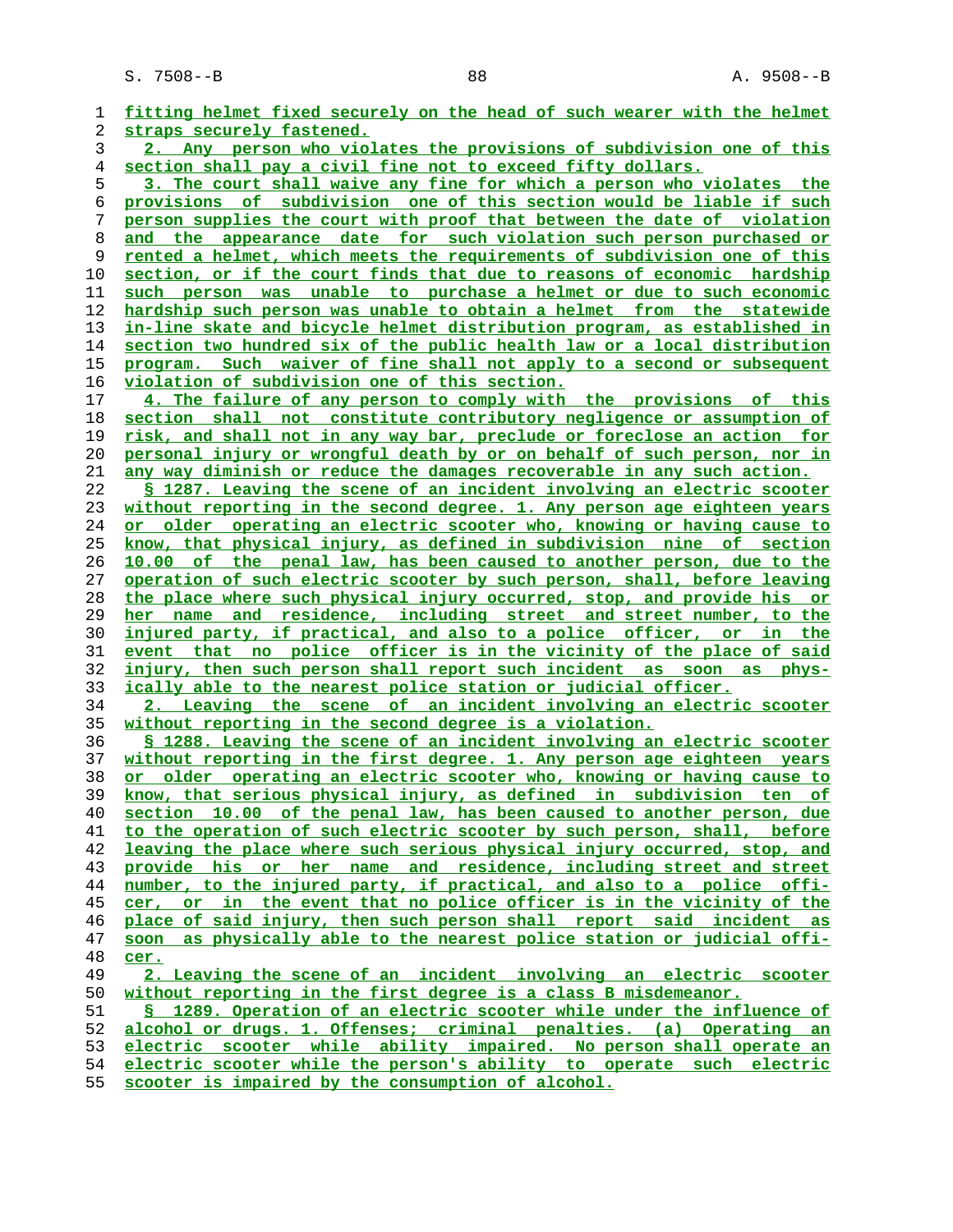fitting helmet fixed securely on the head of such wearer with the helmet straps securely fastened.

2. Any person who violates the provisions of subdivision one of this section shall pay a civil fine not to exceed fifty dollars.

3. The court shall waive any fine for which a person who violates the provisions of subdivision one of this section would be liable if such person supplies the court with proof that between the date of violation and the appearance date for such violation such person purchased or rented a helmet, which meets the requirements of subdivision one of this section, or if the court finds that due to reasons of economic hardship such person was unable to purchase a helmet or due to such economic hardship such person was unable to obtain a helmet from the statewide in-line skate and bicycle helmet distribution program, as established in section two hundred six of the public health law or a local distribution program. Such waiver of fine shall not apply to a second or subsequent violation of subdivision one of this section.

4. The failure of any person to comply with the provisions of this section shall not constitute contributory negligence or assumption of risk, and shall not in any way bar, preclude or foreclose an action for personal injury or wrongful death by or on behalf of such person, nor in any way diminish or reduce the damages recoverable in any such action.

§ 1287. Leaving the scene of an incident involving an electric scooter without reporting in the second degree. 1. Any person age eighteen years or older operating an electric scooter who, knowing or having cause to know, that physical injury, as defined in subdivision nine of section 10.00 of the penal law, has been caused to another person, due to the operation of such electric scooter by such person, shall, before leaving the place where such physical injury occurred, stop, and provide his or her name and residence, including street and street number, to the injured party, if practical, and also to a police officer, or in the event that no police officer is in the vicinity of the place of said injury, then such person shall report such incident as soon as physically able to the nearest police station or judicial officer.

2. Leaving the scene of an incident involving an electric scooter without reporting in the second degree is a violation.

§ 1288. Leaving the scene of an incident involving an electric scooter without reporting in the first degree. 1. Any person age eighteen years or older operating an electric scooter who, knowing or having cause to know, that serious physical injury, as defined in subdivision ten of section 10.00 of the penal law, has been caused to another person, due to the operation of such electric scooter by such person, shall, before leaving the place where such serious physical injury occurred, stop, and provide his or her name and residence, including street and street number, to the injured party, if practical, and also to a police officer, or in the event that no police officer is in the vicinity of the place of said injury, then such person shall report said incident as soon as physically able to the nearest police station or judicial officer.

2. Leaving the scene of an incident involving an electric scooter without reporting in the first degree is a class B misdemeanor.

§ 1289. Operation of an electric scooter while under the influence of alcohol or drugs. 1. Offenses; criminal penalties. (a) Operating an electric scooter while ability impaired. No person shall operate an electric scooter while the person's ability to operate such electric scooter is impaired by the consumption of alcohol.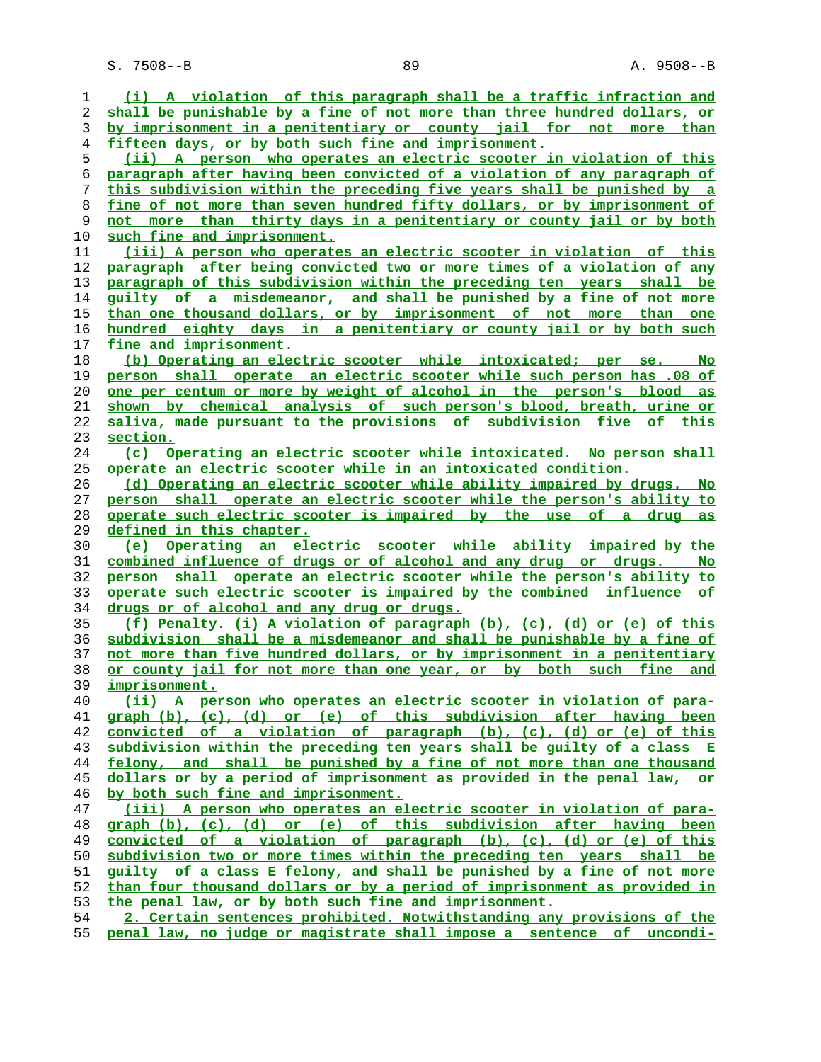(i) A violation of this paragraph shall be a traffic infraction and shall be punishable by a fine of not more than three hundred dollars, or by imprisonment in a penitentiary or county jail for not more than fifteen days, or by both such fine and imprisonment.

(ii) A person who operates an electric scooter in violation of this paragraph after having been convicted of a violation of any paragraph of this subdivision within the preceding five years shall be punished by a fine of not more than seven hundred fifty dollars, or by imprisonment of not more than thirty days in a penitentiary or county jail or by both such fine and imprisonment.

(iii) A person who operates an electric scooter in violation of this paragraph after being convicted two or more times of a violation of any paragraph of this subdivision within the preceding ten years shall be guilty of a misdemeanor, and shall be punished by a fine of not more than one thousand dollars, or by imprisonment of not more than one hundred eighty days in a penitentiary or county jail or by both such fine and imprisonment.

(b) Operating an electric scooter while intoxicated; per se. No person shall operate an electric scooter while such person has .08 of one per centum or more by weight of alcohol in the person's blood as shown by chemical analysis of such person's blood, breath, urine or saliva, made pursuant to the provisions of subdivision five of this section.

(c) Operating an electric scooter while intoxicated. No person shall operate an electric scooter while in an intoxicated condition.

(d) Operating an electric scooter while ability impaired by drugs. No person shall operate an electric scooter while the person's ability to operate such electric scooter is impaired by the use of a drug as defined in this chapter.

(e) Operating an electric scooter while ability impaired by the combined influence of drugs or of alcohol and any drug or drugs. No person shall operate an electric scooter while the person's ability to operate such electric scooter is impaired by the combined influence of drugs or of alcohol and any drug or drugs.

(f) Penalty. (i) A violation of paragraph (b), (c), (d) or (e) of this subdivision shall be a misdemeanor and shall be punishable by a fine of not more than five hundred dollars, or by imprisonment in a penitentiary or county jail for not more than one year, or by both such fine and imprisonment.

(ii) A person who operates an electric scooter in violation of paragraph (b), (c), (d) or (e) of this subdivision after having been convicted of a violation of paragraph (b), (c), (d) or (e) of this subdivision within the preceding ten years shall be guilty of a class E felony, and shall be punished by a fine of not more than one thousand dollars or by a period of imprisonment as provided in the penal law, or by both such fine and imprisonment.

(iii) A person who operates an electric scooter in violation of paragraph (b), (c), (d) or (e) of this subdivision after having been convicted of a violation of paragraph (b), (c), (d) or (e) of this subdivision two or more times within the preceding ten years shall be guilty of a class E felony, and shall be punished by a fine of not more than four thousand dollars or by a period of imprisonment as provided in the penal law, or by both such fine and imprisonment.

2. Certain sentences prohibited. Notwithstanding any provisions of the penal law, no judge or magistrate shall impose a sentence of uncondi-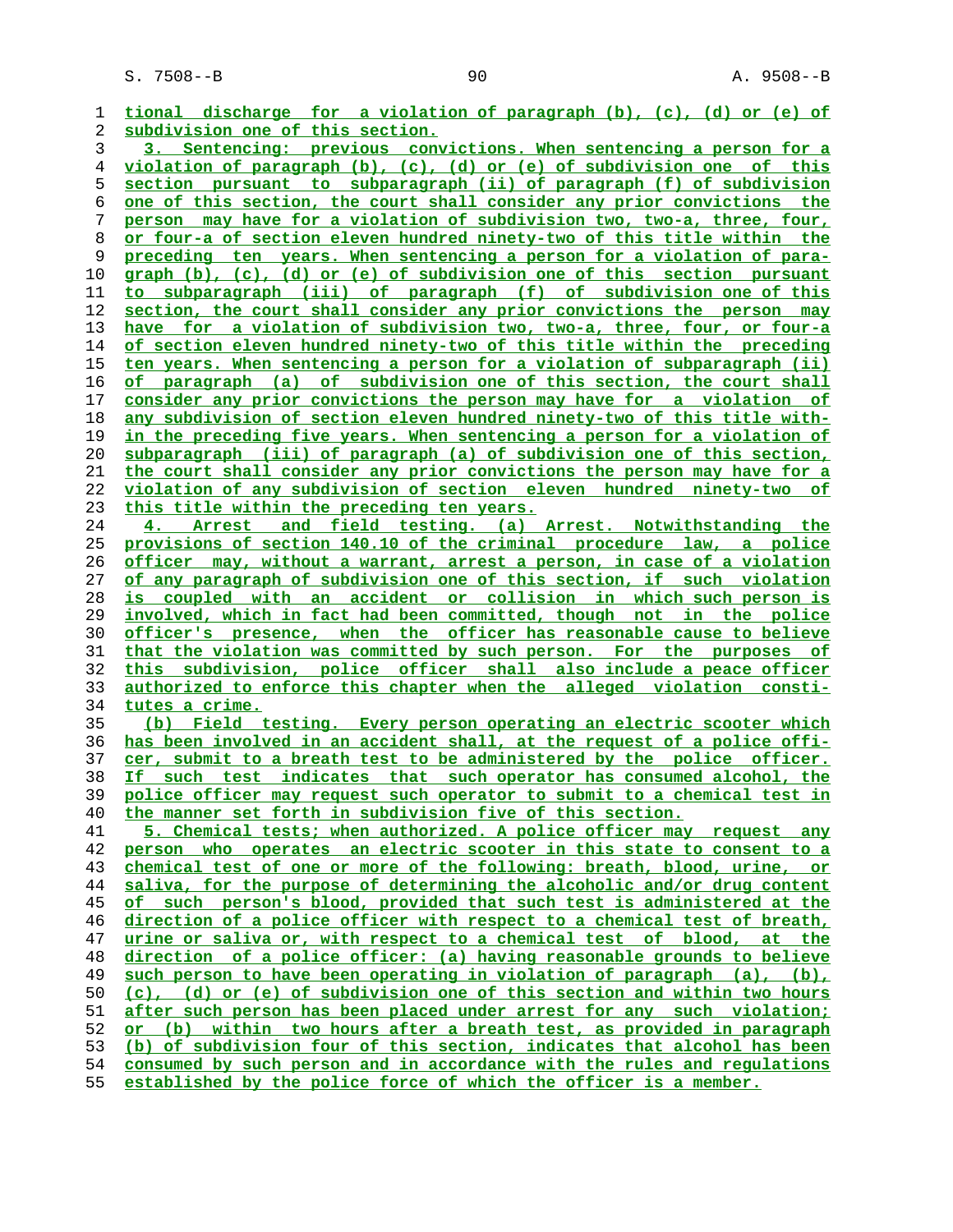tional discharge for a violation of paragraph (b), (c), (d) or (e) of subdivision one of this section.

3. Sentencing: previous convictions. When sentencing a person for a violation of paragraph (b), (c), (d) or (e) of subdivision one of this section pursuant to subparagraph (ii) of paragraph (f) of subdivision one of this section, the court shall consider any prior convictions the person may have for a violation of subdivision two, two-a, three, four, or four-a of section eleven hundred ninety-two of this title within the preceding ten years. When sentencing a person for a violation of paragraph (b), (c), (d) or (e) of subdivision one of this section pursuant to subparagraph (iii) of paragraph (f) of subdivision one of this section, the court shall consider any prior convictions the person may have for a violation of subdivision two, two-a, three, four, or four-a of section eleven hundred ninety-two of this title within the preceding ten years. When sentencing a person for a violation of subparagraph (ii) of paragraph (a) of subdivision one of this section, the court shall consider any prior convictions the person may have for a violation of any subdivision of section eleven hundred ninety-two of this title within the preceding five years. When sentencing a person for a violation of subparagraph (iii) of paragraph (a) of subdivision one of this section, the court shall consider any prior convictions the person may have for a violation of any subdivision of section eleven hundred ninety-two of this title within the preceding ten years.

4. Arrest and field testing. (a) Arrest. Notwithstanding the provisions of section 140.10 of the criminal procedure law, a police officer may, without a warrant, arrest a person, in case of a violation of any paragraph of subdivision one of this section, if such violation is coupled with an accident or collision in which such person is involved, which in fact had been committed, though not in the police officer's presence, when the officer has reasonable cause to believe that the violation was committed by such person. For the purposes of this subdivision, police officer shall also include a peace officer authorized to enforce this chapter when the alleged violation constitutes a crime.

(b) Field testing. Every person operating an electric scooter which has been involved in an accident shall, at the request of a police officer, submit to a breath test to be administered by the police officer. If such test indicates that such operator has consumed alcohol, the police officer may request such operator to submit to a chemical test in the manner set forth in subdivision five of this section.

5. Chemical tests; when authorized. A police officer may request any person who operates an electric scooter in this state to consent to a chemical test of one or more of the following: breath, blood, urine, or saliva, for the purpose of determining the alcoholic and/or drug content of such person's blood, provided that such test is administered at the direction of a police officer with respect to a chemical test of breath, urine or saliva or, with respect to a chemical test of blood, at the direction of a police officer: (a) having reasonable grounds to believe such person to have been operating in violation of paragraph (a), (b), (c), (d) or (e) of subdivision one of this section and within two hours after such person has been placed under arrest for any such violation; or (b) within two hours after a breath test, as provided in paragraph (b) of subdivision four of this section, indicates that alcohol has been consumed by such person and in accordance with the rules and regulations established by the police force of which the officer is a member.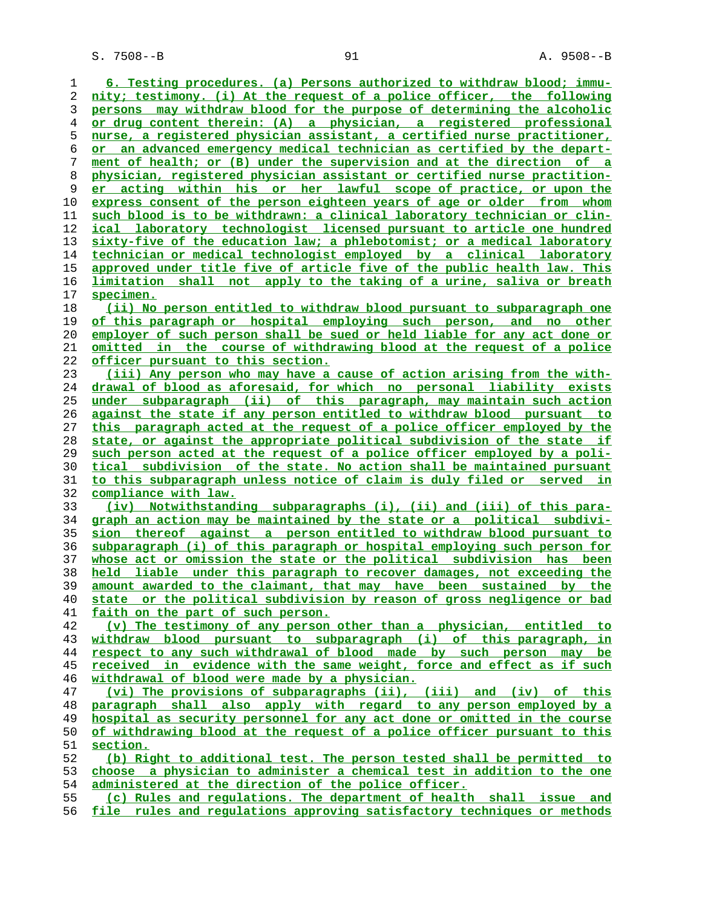6. Testing procedures. (a) Persons authorized to withdraw blood; immunity; testimony. (i) At the request of a police officer, the following persons may withdraw blood for the purpose of determining the alcoholic or drug content therein: (A) a physician, a registered professional nurse, a registered physician assistant, a certified nurse practitioner, or an advanced emergency medical technician as certified by the department of health; or (B) under the supervision and at the direction of a physician, registered physician assistant or certified nurse practitioner acting within his or her lawful scope of practice, or upon the express consent of the person eighteen years of age or older from whom such blood is to be withdrawn: a clinical laboratory technician or clinical laboratory technologist licensed pursuant to article one hundred sixty-five of the education law; a phlebotomist; or a medical laboratory technician or medical technologist employed by a clinical laboratory approved under title five of article five of the public health law. This limitation shall not apply to the taking of a urine, saliva or breath specimen.

(ii) No person entitled to withdraw blood pursuant to subparagraph one of this paragraph or hospital employing such person, and no other employer of such person shall be sued or held liable for any act done or omitted in the course of withdrawing blood at the request of a police officer pursuant to this section.

(iii) Any person who may have a cause of action arising from the withdrawal of blood as aforesaid, for which no personal liability exists under subparagraph (ii) of this paragraph, may maintain such action against the state if any person entitled to withdraw blood pursuant to this paragraph acted at the request of a police officer employed by the state, or against the appropriate political subdivision of the state if such person acted at the request of a police officer employed by a political subdivision of the state. No action shall be maintained pursuant to this subparagraph unless notice of claim is duly filed or served in compliance with law.

(iv) Notwithstanding subparagraphs (i), (ii) and (iii) of this paragraph an action may be maintained by the state or a political subdivision thereof against a person entitled to withdraw blood pursuant to subparagraph (i) of this paragraph or hospital employing such person for whose act or omission the state or the political subdivision has been held liable under this paragraph to recover damages, not exceeding the amount awarded to the claimant, that may have been sustained by the state or the political subdivision by reason of gross negligence or bad faith on the part of such person.

(v) The testimony of any person other than a physician, entitled to withdraw blood pursuant to subparagraph (i) of this paragraph, in respect to any such withdrawal of blood made by such person may be received in evidence with the same weight, force and effect as if such withdrawal of blood were made by a physician.

(vi) The provisions of subparagraphs (ii), (iii) and (iv) of this paragraph shall also apply with regard to any person employed by a hospital as security personnel for any act done or omitted in the course of withdrawing blood at the request of a police officer pursuant to this section.

(b) Right to additional test. The person tested shall be permitted to choose a physician to administer a chemical test in addition to the one administered at the direction of the police officer.

(c) Rules and regulations. The department of health shall issue and file rules and regulations approving satisfactory techniques or methods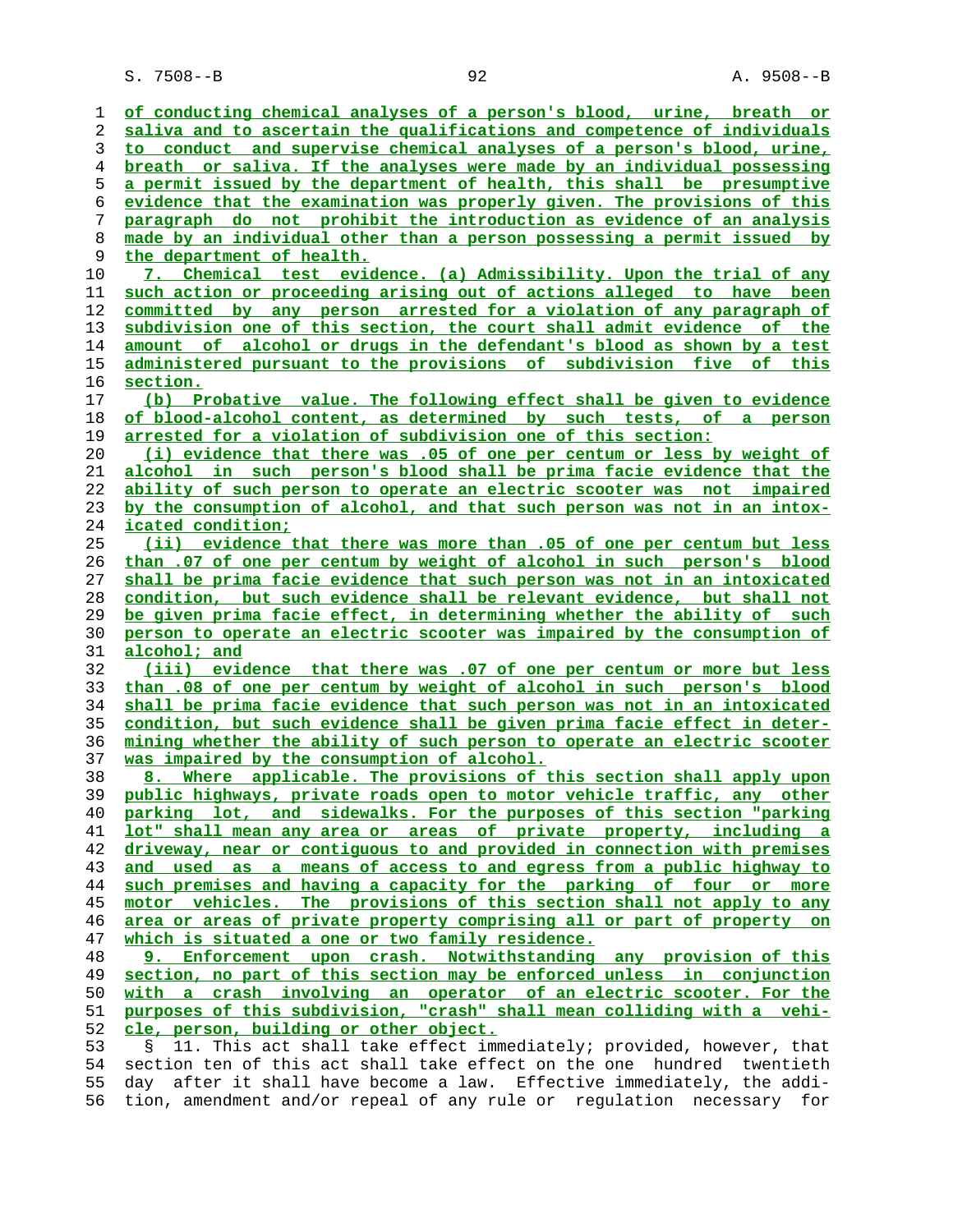of conducting chemical analyses of a person's blood, urine, breath or saliva and to ascertain the qualifications and competence of individuals to conduct and supervise chemical analyses of a person's blood, urine, breath or saliva. If the analyses were made by an individual possessing a permit issued by the department of health, this shall be presumptive evidence that the examination was properly given. The provisions of this paragraph do not prohibit the introduction as evidence of an analysis made by an individual other than a person possessing a permit issued by the department of health.

7. Chemical test evidence. (a) Admissibility. Upon the trial of any such action or proceeding arising out of actions alleged to have been committed by any person arrested for a violation of any paragraph of subdivision one of this section, the court shall admit evidence of the amount of alcohol or drugs in the defendant's blood as shown by a test administered pursuant to the provisions of subdivision five of this section.

(b) Probative value. The following effect shall be given to evidence of blood-alcohol content, as determined by such tests, of a person arrested for a violation of subdivision one of this section:

(i) evidence that there was .05 of one per centum or less by weight of alcohol in such person's blood shall be prima facie evidence that the ability of such person to operate an electric scooter was not impaired by the consumption of alcohol, and that such person was not in an intoxicated condition;

(ii) evidence that there was more than .05 of one per centum but less than .07 of one per centum by weight of alcohol in such person's blood shall be prima facie evidence that such person was not in an intoxicated condition, but such evidence shall be relevant evidence, but shall not be given prima facie effect, in determining whether the ability of such person to operate an electric scooter was impaired by the consumption of alcohol; and

(iii) evidence that there was .07 of one per centum or more but less than .08 of one per centum by weight of alcohol in such person's blood shall be prima facie evidence that such person was not in an intoxicated condition, but such evidence shall be given prima facie effect in determining whether the ability of such person to operate an electric scooter was impaired by the consumption of alcohol.

8. Where applicable. The provisions of this section shall apply upon public highways, private roads open to motor vehicle traffic, any other parking lot, and sidewalks. For the purposes of this section "parking lot" shall mean any area or areas of private property, including a driveway, near or contiguous to and provided in connection with premises and used as a means of access to and egress from a public highway to such premises and having a capacity for the parking of four or more motor vehicles. The provisions of this section shall not apply to any area or areas of private property comprising all or part of property on which is situated a one or two family residence.

9. Enforcement upon crash. Notwithstanding any provision of this section, no part of this section may be enforced unless in conjunction with a crash involving an operator of an electric scooter. For the purposes of this subdivision, "crash" shall mean colliding with a vehicle, person, building or other object.

§ 11. This act shall take effect immediately; provided, however, that section ten of this act shall take effect on the one hundred twentieth day after it shall have become a law. Effective immediately, the addition, amendment and/or repeal of any rule or regulation necessary for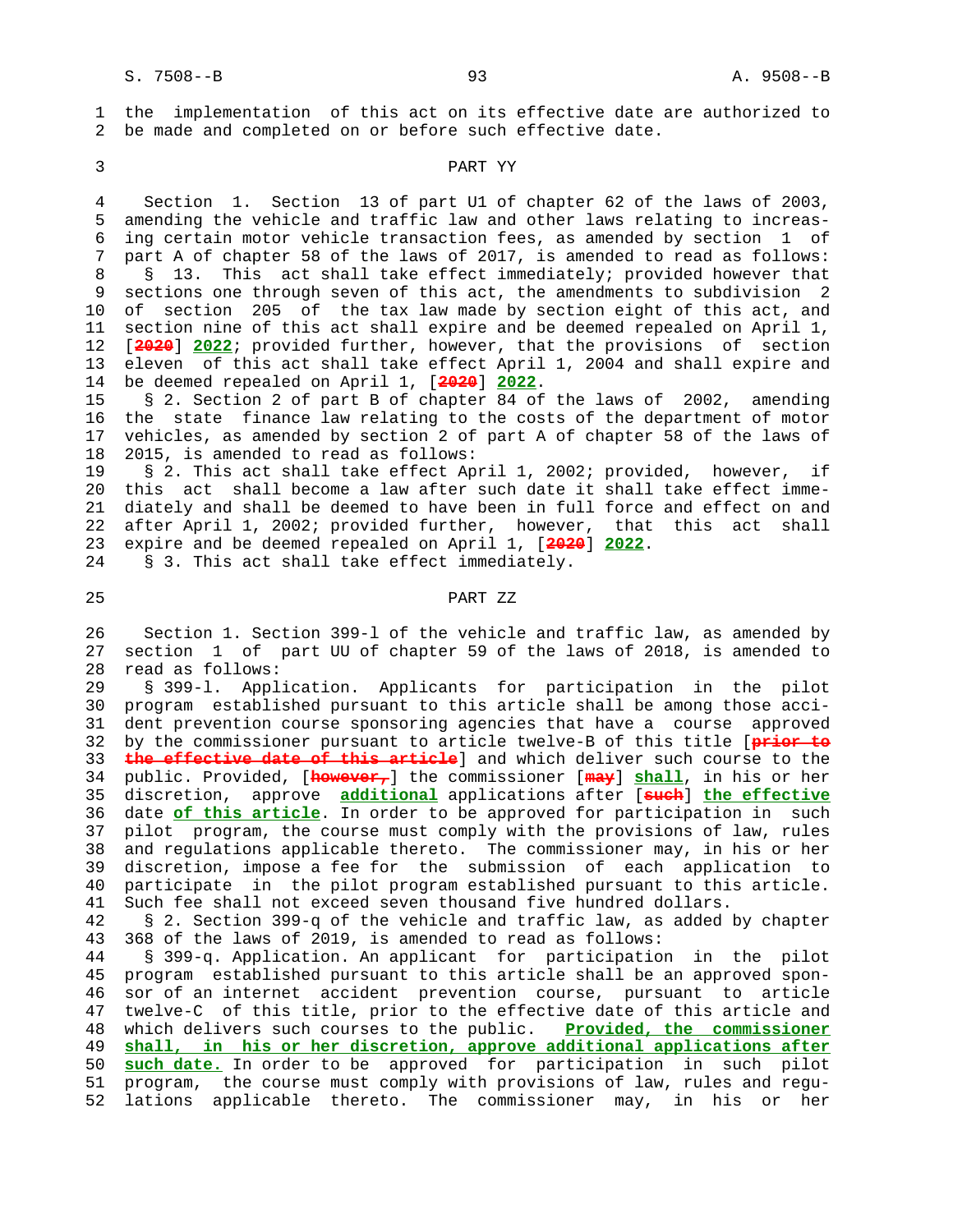the implementation of this act on its effective date are authorized to be made and completed on or before such effective date.

PART YY

Section 1. Section 13 of part U1 of chapter 62 of the laws of 2003, amending the vehicle and traffic law and other laws relating to increasing certain motor vehicle transaction fees, as amended by section 1 of part A of chapter 58 of the laws of 2017, is amended to read as follows:

§ 13. This act shall take effect immediately; provided however that sections one through seven of this act, the amendments to subdivision 2 of section 205 of the tax law made by section eight of this act, and section nine of this act shall expire and be deemed repealed on April 1, [~~2020~~] **2022**; provided further, however, that the provisions of section eleven of this act shall take effect April 1, 2004 and shall expire and be deemed repealed on April 1, [~~2020~~] **2022**.

§ 2. Section 2 of part B of chapter 84 of the laws of 2002, amending the state finance law relating to the costs of the department of motor vehicles, as amended by section 2 of part A of chapter 58 of the laws of 2015, is amended to read as follows:

§ 2. This act shall take effect April 1, 2002; provided, however, if this act shall become a law after such date it shall take effect immediately and shall be deemed to have been in full force and effect on and after April 1, 2002; provided further, however, that this act shall expire and be deemed repealed on April 1, [~~2020~~] **2022**.

§ 3. This act shall take effect immediately.

PART ZZ

Section 1. Section 399-l of the vehicle and traffic law, as amended by section 1 of part UU of chapter 59 of the laws of 2018, is amended to read as follows:

§ 399-l. Application. Applicants for participation in the pilot program established pursuant to this article shall be among those accident prevention course sponsoring agencies that have a course approved by the commissioner pursuant to article twelve-B of this title [~~prior to the effective date of this article~~] and which deliver such course to the public. Provided, [~~however,~~] the commissioner [~~may~~] **shall**, in his or her discretion, approve **additional** applications after [~~such~~] **the effective** date **of this article**. In order to be approved for participation in such pilot program, the course must comply with the provisions of law, rules and regulations applicable thereto. The commissioner may, in his or her discretion, impose a fee for the submission of each application to participate in the pilot program established pursuant to this article. Such fee shall not exceed seven thousand five hundred dollars.

§ 2. Section 399-q of the vehicle and traffic law, as added by chapter 368 of the laws of 2019, is amended to read as follows:

§ 399-q. Application. An applicant for participation in the pilot program established pursuant to this article shall be an approved sponsor of an internet accident prevention course, pursuant to article twelve-C of this title, prior to the effective date of this article and which delivers such courses to the public. **Provided, the commissioner shall, in his or her discretion, approve additional applications after such date.** In order to be approved for participation in such pilot program, the course must comply with provisions of law, rules and regulations applicable thereto. The commissioner may, in his or her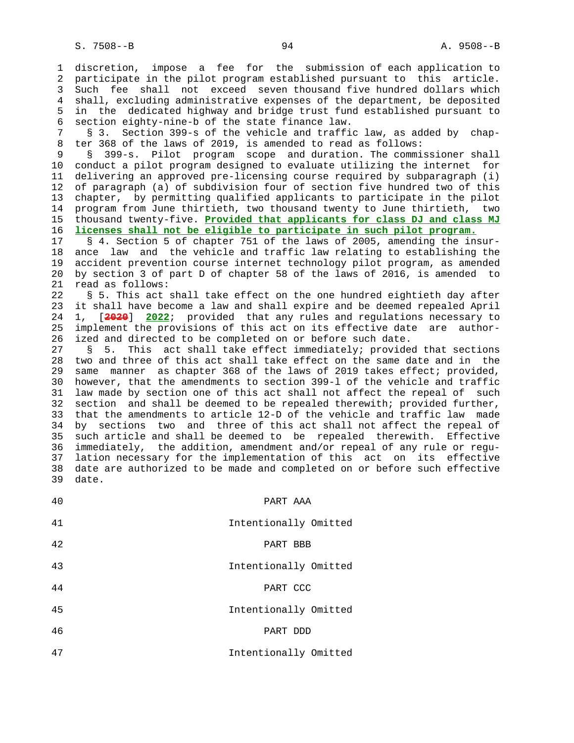discretion, impose a fee for the submission of each application to participate in the pilot program established pursuant to this article. Such fee shall not exceed seven thousand five hundred dollars which shall, excluding administrative expenses of the department, be deposited in the dedicated highway and bridge trust fund established pursuant to section eighty-nine-b of the state finance law.

§ 3. Section 399-s of the vehicle and traffic law, as added by chapter 368 of the laws of 2019, is amended to read as follows:

§ 399-s. Pilot program scope and duration. The commissioner shall conduct a pilot program designed to evaluate utilizing the internet for delivering an approved pre-licensing course required by subparagraph (i) of paragraph (a) of subdivision four of section five hundred two of this chapter, by permitting qualified applicants to participate in the pilot program from June thirtieth, two thousand twenty to June thirtieth, two thousand twenty-five. **Provided that applicants for class DJ and class MJ licenses shall not be eligible to participate in such pilot program.**

§ 4. Section 5 of chapter 751 of the laws of 2005, amending the insurance law and the vehicle and traffic law relating to establishing the accident prevention course internet technology pilot program, as amended by section 3 of part D of chapter 58 of the laws of 2016, is amended to read as follows:

§ 5. This act shall take effect on the one hundred eightieth day after it shall have become a law and shall expire and be deemed repealed April 1, [~~2020~~] **2022**; provided that any rules and regulations necessary to implement the provisions of this act on its effective date are authorized and directed to be completed on or before such date.

§ 5. This act shall take effect immediately; provided that sections two and three of this act shall take effect on the same date and in the same manner as chapter 368 of the laws of 2019 takes effect; provided, however, that the amendments to section 399-l of the vehicle and traffic law made by section one of this act shall not affect the repeal of such section and shall be deemed to be repealed therewith; provided further, that the amendments to article 12-D of the vehicle and traffic law made by sections two and three of this act shall not affect the repeal of such article and shall be deemed to be repealed therewith. Effective immediately, the addition, amendment and/or repeal of any rule or regulation necessary for the implementation of this act on its effective date are authorized to be made and completed on or before such effective date.

PART AAA

Intentionally Omitted

PART BBB

Intentionally Omitted

PART CCC

Intentionally Omitted

PART DDD

Intentionally Omitted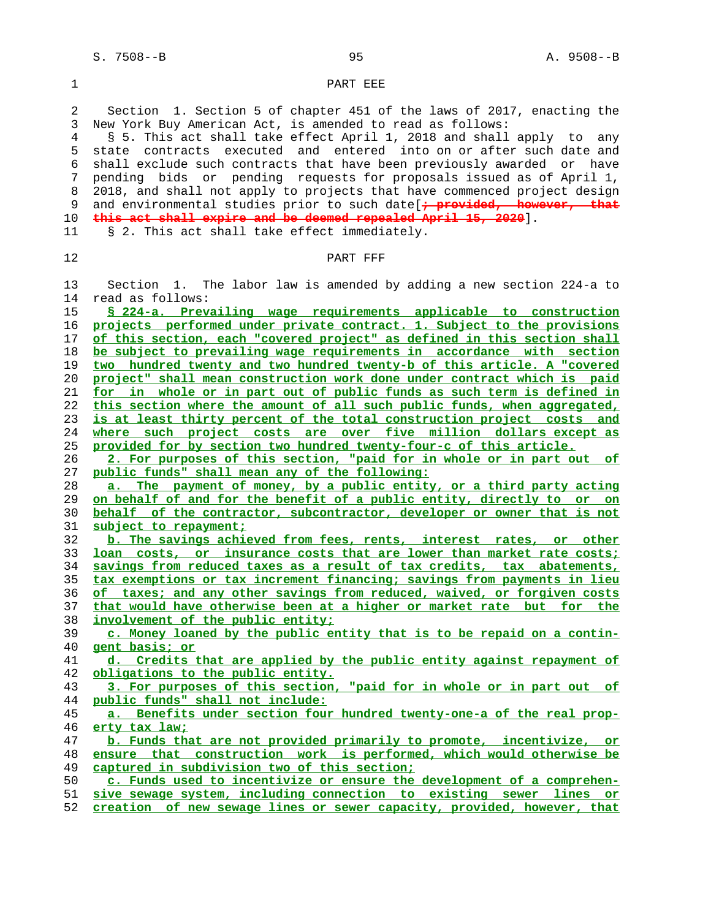PART EEE

Section 1. Section 5 of chapter 451 of the laws of 2017, enacting the New York Buy American Act, is amended to read as follows:

§ 5. This act shall take effect April 1, 2018 and shall apply to any state contracts executed and entered into on or after such date and shall exclude such contracts that have been previously awarded or have pending bids or pending requests for proposals issued as of April 1, 2018, and shall not apply to projects that have commenced project design and environmental studies prior to such date[~~; provided, however, that this act shall expire and be deemed repealed April 15, 2020~~].

§ 2. This act shall take effect immediately.

PART FFF

Section 1. The labor law is amended by adding a new section 224-a to read as follows:

**§ 224-a. Prevailing wage requirements applicable to construction projects performed under private contract. 1. Subject to the provisions of this section, each "covered project" as defined in this section shall be subject to prevailing wage requirements in accordance with section two hundred twenty and two hundred twenty-b of this article. A "covered project" shall mean construction work done under contract which is paid for in whole or in part out of public funds as such term is defined in this section where the amount of all such public funds, when aggregated, is at least thirty percent of the total construction project costs and where such project costs are over five million dollars except as provided for by section two hundred twenty-four-c of this article.**

**2. For purposes of this section, "paid for in whole or in part out of public funds" shall mean any of the following:**

**a. The payment of money, by a public entity, or a third party acting on behalf of and for the benefit of a public entity, directly to or on behalf of the contractor, subcontractor, developer or owner that is not subject to repayment;**

**b. The savings achieved from fees, rents, interest rates, or other loan costs, or insurance costs that are lower than market rate costs; savings from reduced taxes as a result of tax credits, tax abatements, tax exemptions or tax increment financing; savings from payments in lieu of taxes; and any other savings from reduced, waived, or forgiven costs that would have otherwise been at a higher or market rate but for the involvement of the public entity;**

**c. Money loaned by the public entity that is to be repaid on a contingent basis; or**

**d. Credits that are applied by the public entity against repayment of obligations to the public entity.**

**3. For purposes of this section, "paid for in whole or in part out of public funds" shall not include:**

**a. Benefits under section four hundred twenty-one-a of the real property tax law;**

**b. Funds that are not provided primarily to promote, incentivize, or ensure that construction work is performed, which would otherwise be captured in subdivision two of this section;**

**c. Funds used to incentivize or ensure the development of a comprehensive sewage system, including connection to existing sewer lines or creation of new sewage lines or sewer capacity, provided, however, that**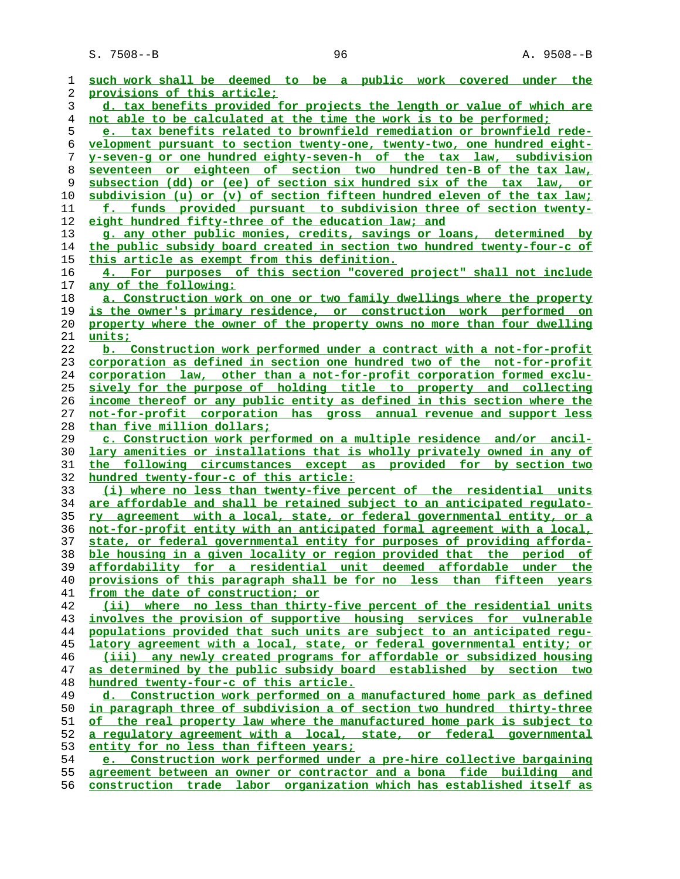such work shall be deemed to be a public work covered under the provisions of this article;

d. tax benefits provided for projects the length or value of which are not able to be calculated at the time the work is to be performed;

e. tax benefits related to brownfield remediation or brownfield redevelopment pursuant to section twenty-one, twenty-two, one hundred eighty-seven-g or one hundred eighty-seven-h of the tax law, subdivision seventeen or eighteen of section two hundred ten-B of the tax law, subsection (dd) or (ee) of section six hundred six of the tax law, or subdivision (u) or (v) of section fifteen hundred eleven of the tax law;

f. funds provided pursuant to subdivision three of section twenty-eight hundred fifty-three of the education law; and

g. any other public monies, credits, savings or loans, determined by the public subsidy board created in section two hundred twenty-four-c of this article as exempt from this definition.

4. For purposes of this section "covered project" shall not include any of the following:

a. Construction work on one or two family dwellings where the property is the owner's primary residence, or construction work performed on property where the owner of the property owns no more than four dwelling units;

b. Construction work performed under a contract with a not-for-profit corporation as defined in section one hundred two of the not-for-profit corporation law, other than a not-for-profit corporation formed exclusively for the purpose of holding title to property and collecting income thereof or any public entity as defined in this section where the not-for-profit corporation has gross annual revenue and support less than five million dollars;

c. Construction work performed on a multiple residence and/or ancillary amenities or installations that is wholly privately owned in any of the following circumstances except as provided for by section two hundred twenty-four-c of this article:

(i) where no less than twenty-five percent of the residential units are affordable and shall be retained subject to an anticipated regulatory agreement with a local, state, or federal governmental entity, or a not-for-profit entity with an anticipated formal agreement with a local, state, or federal governmental entity for purposes of providing affordable housing in a given locality or region provided that the period of affordability for a residential unit deemed affordable under the provisions of this paragraph shall be for no less than fifteen years from the date of construction; or

(ii) where no less than thirty-five percent of the residential units involves the provision of supportive housing services for vulnerable populations provided that such units are subject to an anticipated regulatory agreement with a local, state, or federal governmental entity; or

(iii) any newly created programs for affordable or subsidized housing as determined by the public subsidy board established by section two hundred twenty-four-c of this article.

d. Construction work performed on a manufactured home park as defined in paragraph three of subdivision a of section two hundred thirty-three of the real property law where the manufactured home park is subject to a regulatory agreement with a local, state, or federal governmental entity for no less than fifteen years;

e. Construction work performed under a pre-hire collective bargaining agreement between an owner or contractor and a bona fide building and construction trade labor organization which has established itself as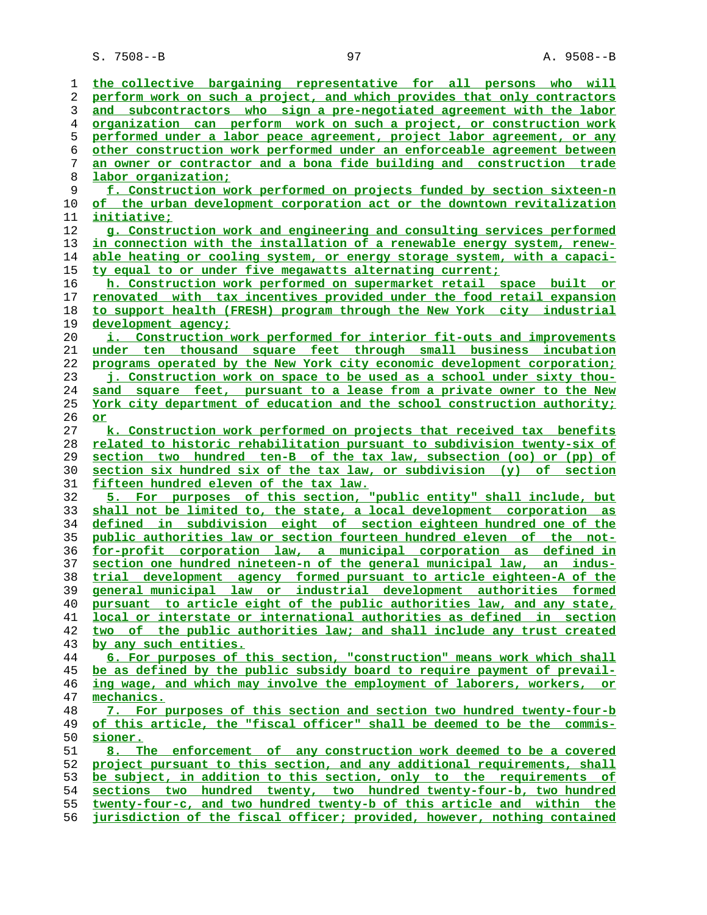the collective bargaining representative for all persons who will perform work on such a project, and which provides that only contractors and subcontractors who sign a pre-negotiated agreement with the labor organization can perform work on such a project, or construction work performed under a labor peace agreement, project labor agreement, or any other construction work performed under an enforceable agreement between an owner or contractor and a bona fide building and construction trade labor organization;

f. Construction work performed on projects funded by section sixteen-n of the urban development corporation act or the downtown revitalization initiative;

g. Construction work and engineering and consulting services performed in connection with the installation of a renewable energy system, renewable heating or cooling system, or energy storage system, with a capacity equal to or under five megawatts alternating current;

h. Construction work performed on supermarket retail space built or renovated with tax incentives provided under the food retail expansion to support health (FRESH) program through the New York city industrial development agency;

i. Construction work performed for interior fit-outs and improvements under ten thousand square feet through small business incubation programs operated by the New York city economic development corporation;

j. Construction work on space to be used as a school under sixty thousand square feet, pursuant to a lease from a private owner to the New York city department of education and the school construction authority; or

k. Construction work performed on projects that received tax benefits related to historic rehabilitation pursuant to subdivision twenty-six of section two hundred ten-B of the tax law, subsection (oo) or (pp) of section six hundred six of the tax law, or subdivision (y) of section fifteen hundred eleven of the tax law.

5. For purposes of this section, "public entity" shall include, but shall not be limited to, the state, a local development corporation as defined in subdivision eight of section eighteen hundred one of the public authorities law or section fourteen hundred eleven of the not-for-profit corporation law, a municipal corporation as defined in section one hundred nineteen-n of the general municipal law, an industrial development agency formed pursuant to article eighteen-A of the general municipal law or industrial development authorities formed pursuant to article eight of the public authorities law, and any state, local or interstate or international authorities as defined in section two of the public authorities law; and shall include any trust created by any such entities.

6. For purposes of this section, "construction" means work which shall be as defined by the public subsidy board to require payment of prevailing wage, and which may involve the employment of laborers, workers, or mechanics.

7. For purposes of this section and section two hundred twenty-four-b of this article, the "fiscal officer" shall be deemed to be the commissioner.

8. The enforcement of any construction work deemed to be a covered project pursuant to this section, and any additional requirements, shall be subject, in addition to this section, only to the requirements of sections two hundred twenty, two hundred twenty-four-b, two hundred twenty-four-c, and two hundred twenty-b of this article and within the jurisdiction of the fiscal officer; provided, however, nothing contained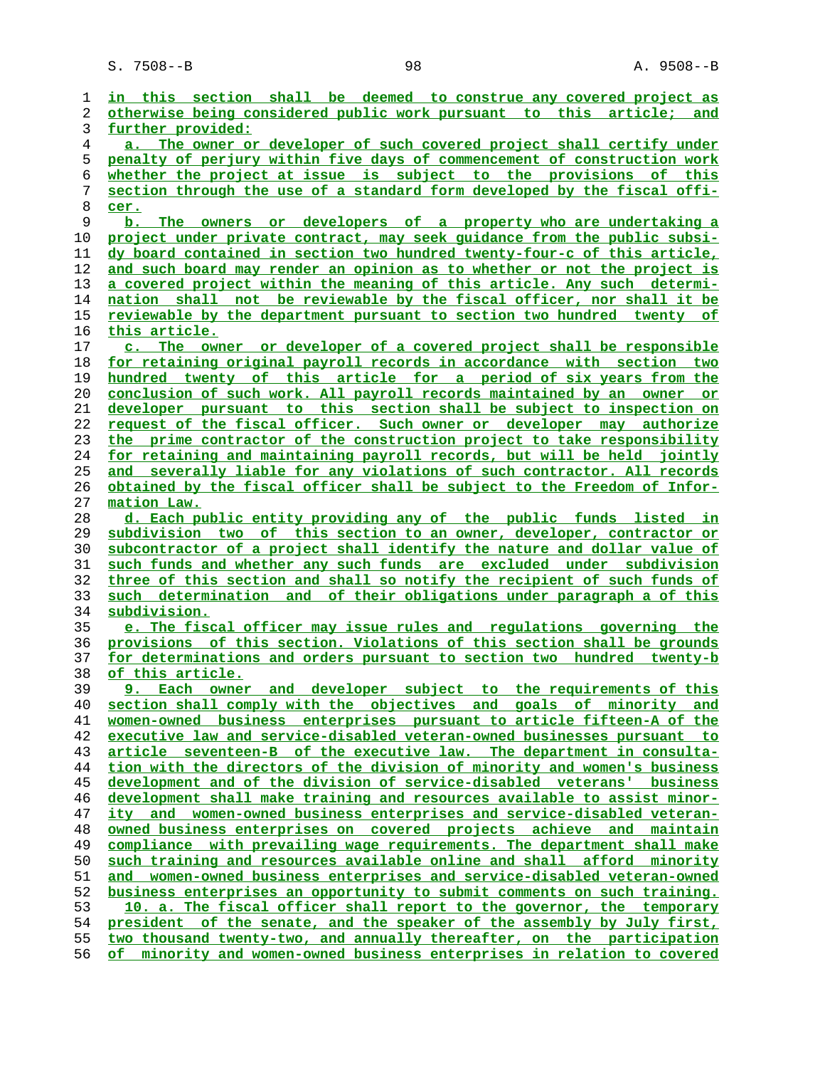in this section shall be deemed to construe any covered project as otherwise being considered public work pursuant to this article; and further provided:

a. The owner or developer of such covered project shall certify under penalty of perjury within five days of commencement of construction work whether the project at issue is subject to the provisions of this section through the use of a standard form developed by the fiscal officer.

b. The owners or developers of a property who are undertaking a project under private contract, may seek guidance from the public subsidy board contained in section two hundred twenty-four-c of this article, and such board may render an opinion as to whether or not the project is a covered project within the meaning of this article. Any such determination shall not be reviewable by the fiscal officer, nor shall it be reviewable by the department pursuant to section two hundred twenty of this article.

c. The owner or developer of a covered project shall be responsible for retaining original payroll records in accordance with section two hundred twenty of this article for a period of six years from the conclusion of such work. All payroll records maintained by an owner or developer pursuant to this section shall be subject to inspection on request of the fiscal officer. Such owner or developer may authorize the prime contractor of the construction project to take responsibility for retaining and maintaining payroll records, but will be held jointly and severally liable for any violations of such contractor. All records obtained by the fiscal officer shall be subject to the Freedom of Information Law.

d. Each public entity providing any of the public funds listed in subdivision two of this section to an owner, developer, contractor or subcontractor of a project shall identify the nature and dollar value of such funds and whether any such funds are excluded under subdivision three of this section and shall so notify the recipient of such funds of such determination and of their obligations under paragraph a of this subdivision.

e. The fiscal officer may issue rules and regulations governing the provisions of this section. Violations of this section shall be grounds for determinations and orders pursuant to section two hundred twenty-b of this article.

9. Each owner and developer subject to the requirements of this section shall comply with the objectives and goals of minority and women-owned business enterprises pursuant to article fifteen-A of the executive law and service-disabled veteran-owned businesses pursuant to article seventeen-B of the executive law. The department in consultation with the directors of the division of minority and women's business development and of the division of service-disabled veterans' business development shall make training and resources available to assist minority and women-owned business enterprises and service-disabled veteran-owned business enterprises on covered projects achieve and maintain compliance with prevailing wage requirements. The department shall make such training and resources available online and shall afford minority and women-owned business enterprises and service-disabled veteran-owned business enterprises an opportunity to submit comments on such training.

10. a. The fiscal officer shall report to the governor, the temporary president of the senate, and the speaker of the assembly by July first, two thousand twenty-two, and annually thereafter, on the participation of minority and women-owned business enterprises in relation to covered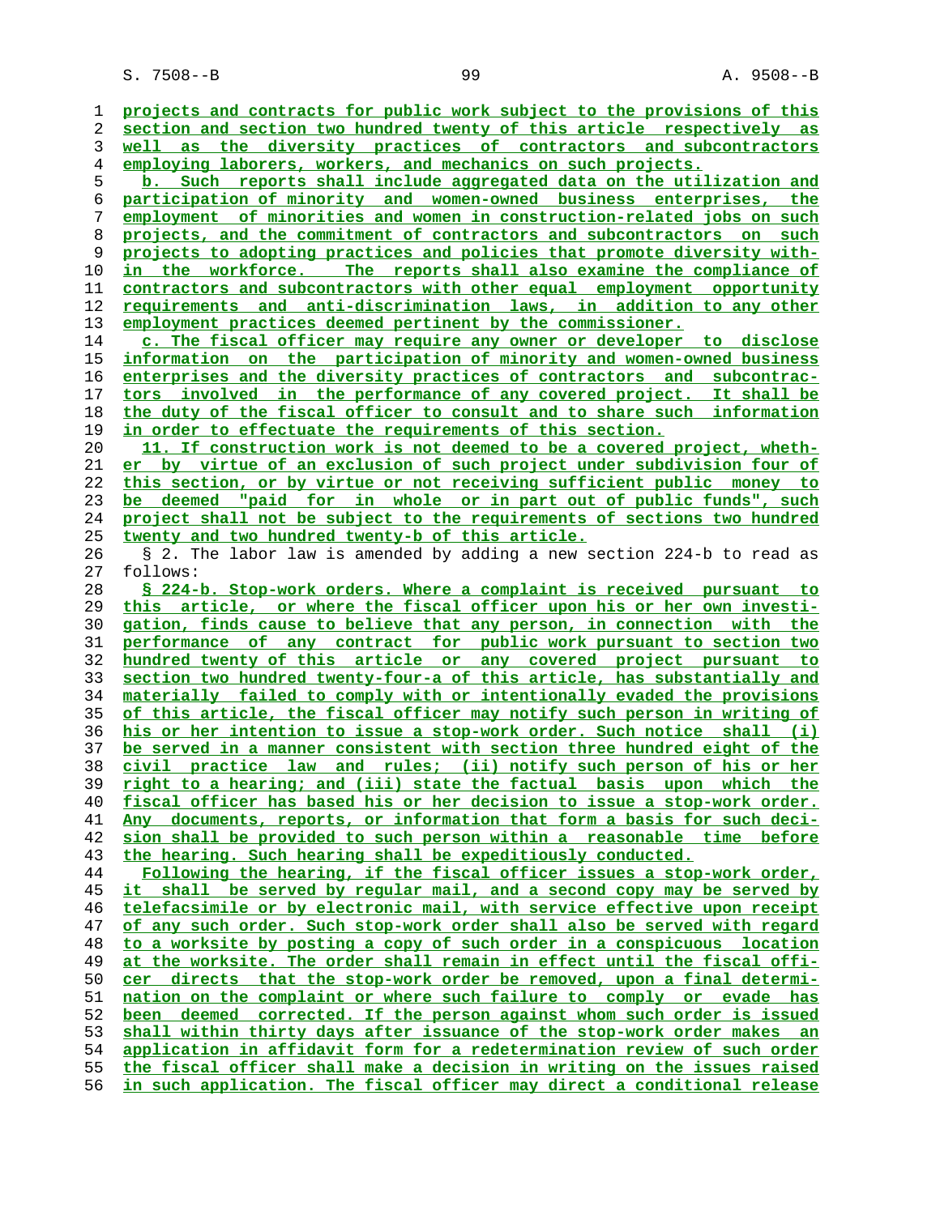projects and contracts for public work subject to the provisions of this section and section two hundred twenty of this article respectively as well as the diversity practices of contractors and subcontractors employing laborers, workers, and mechanics on such projects.

b. Such reports shall include aggregated data on the utilization and participation of minority and women-owned business enterprises, the employment of minorities and women in construction-related jobs on such projects, and the commitment of contractors and subcontractors on such projects to adopting practices and policies that promote diversity within the workforce. The reports shall also examine the compliance of contractors and subcontractors with other equal employment opportunity requirements and anti-discrimination laws, in addition to any other employment practices deemed pertinent by the commissioner.

c. The fiscal officer may require any owner or developer to disclose information on the participation of minority and women-owned business enterprises and the diversity practices of contractors and subcontractors involved in the performance of any covered project. It shall be the duty of the fiscal officer to consult and to share such information in order to effectuate the requirements of this section.

11. If construction work is not deemed to be a covered project, whether by virtue of an exclusion of such project under subdivision four of this section, or by virtue or not receiving sufficient public money to be deemed "paid for in whole or in part out of public funds", such project shall not be subject to the requirements of sections two hundred twenty and two hundred twenty-b of this article.

§ 2. The labor law is amended by adding a new section 224-b to read as follows:

§ 224-b. Stop-work orders. Where a complaint is received pursuant to this article, or where the fiscal officer upon his or her own investigation, finds cause to believe that any person, in connection with the performance of any contract for public work pursuant to section two hundred twenty of this article or any covered project pursuant to section two hundred twenty-four-a of this article, has substantially and materially failed to comply with or intentionally evaded the provisions of this article, the fiscal officer may notify such person in writing of his or her intention to issue a stop-work order. Such notice shall (i) be served in a manner consistent with section three hundred eight of the civil practice law and rules; (ii) notify such person of his or her right to a hearing; and (iii) state the factual basis upon which the fiscal officer has based his or her decision to issue a stop-work order. Any documents, reports, or information that form a basis for such decision shall be provided to such person within a reasonable time before the hearing. Such hearing shall be expeditiously conducted.

Following the hearing, if the fiscal officer issues a stop-work order, it shall be served by regular mail, and a second copy may be served by telefacsimile or by electronic mail, with service effective upon receipt of any such order. Such stop-work order shall also be served with regard to a worksite by posting a copy of such order in a conspicuous location at the worksite. The order shall remain in effect until the fiscal officer directs that the stop-work order be removed, upon a final determination on the complaint or where such failure to comply or evade has been deemed corrected. If the person against whom such order is issued shall within thirty days after issuance of the stop-work order makes an application in affidavit form for a redetermination review of such order the fiscal officer shall make a decision in writing on the issues raised in such application. The fiscal officer may direct a conditional release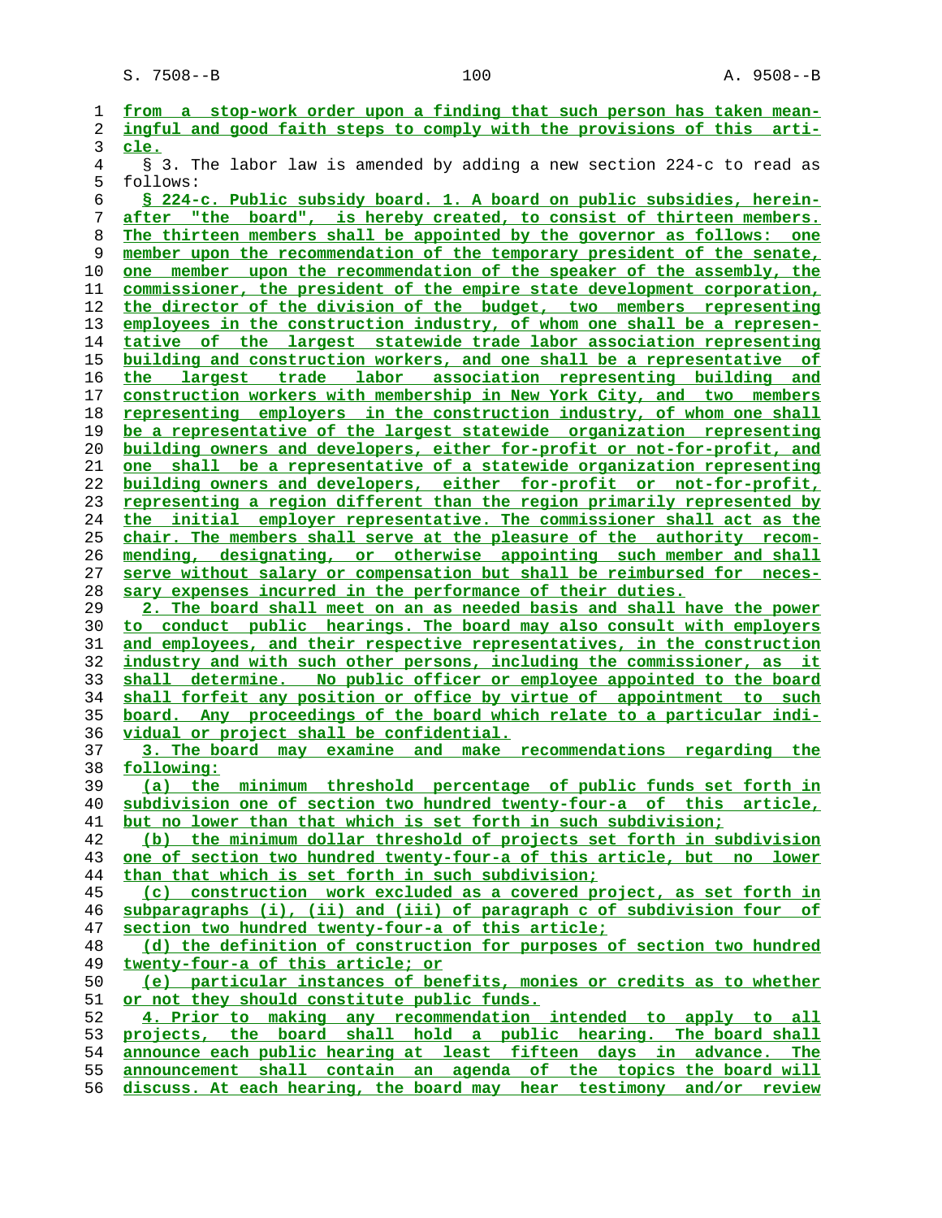from a stop-work order upon a finding that such person has taken meaningful and good faith steps to comply with the provisions of this article.

§ 3. The labor law is amended by adding a new section 224-c to read as follows:

**§ 224-c. Public subsidy board.** 1. A board on public subsidies, hereinafter "the board", is hereby created, to consist of thirteen members. The thirteen members shall be appointed by the governor as follows: one member upon the recommendation of the temporary president of the senate, one member upon the recommendation of the speaker of the assembly, the commissioner, the president of the empire state development corporation, the director of the division of the budget, two members representing employees in the construction industry, of whom one shall be a representative of the largest statewide trade labor association representing building and construction workers, and one shall be a representative of the largest trade labor association representing building and construction workers with membership in New York City, and two members representing employers in the construction industry, of whom one shall be a representative of the largest statewide organization representing building owners and developers, either for-profit or not-for-profit, and one shall be a representative of a statewide organization representing building owners and developers, either for-profit or not-for-profit, representing a region different than the region primarily represented by the initial employer representative. The commissioner shall act as the chair. The members shall serve at the pleasure of the authority recommending, designating, or otherwise appointing such member and shall serve without salary or compensation but shall be reimbursed for necessary expenses incurred in the performance of their duties.

2. The board shall meet on an as needed basis and shall have the power to conduct public hearings. The board may also consult with employers and employees, and their respective representatives, in the construction industry and with such other persons, including the commissioner, as it shall determine. No public officer or employee appointed to the board shall forfeit any position or office by virtue of appointment to such board. Any proceedings of the board which relate to a particular individual or project shall be confidential.

3. The board may examine and make recommendations regarding the following:

(a) the minimum threshold percentage of public funds set forth in subdivision one of section two hundred twenty-four-a of this article, but no lower than that which is set forth in such subdivision;

(b) the minimum dollar threshold of projects set forth in subdivision one of section two hundred twenty-four-a of this article, but no lower than that which is set forth in such subdivision;

(c) construction work excluded as a covered project, as set forth in subparagraphs (i), (ii) and (iii) of paragraph c of subdivision four of section two hundred twenty-four-a of this article;

(d) the definition of construction for purposes of section two hundred twenty-four-a of this article; or

(e) particular instances of benefits, monies or credits as to whether or not they should constitute public funds.

4. Prior to making any recommendation intended to apply to all projects, the board shall hold a public hearing. The board shall announce each public hearing at least fifteen days in advance. The announcement shall contain an agenda of the topics the board will discuss. At each hearing, the board may hear testimony and/or review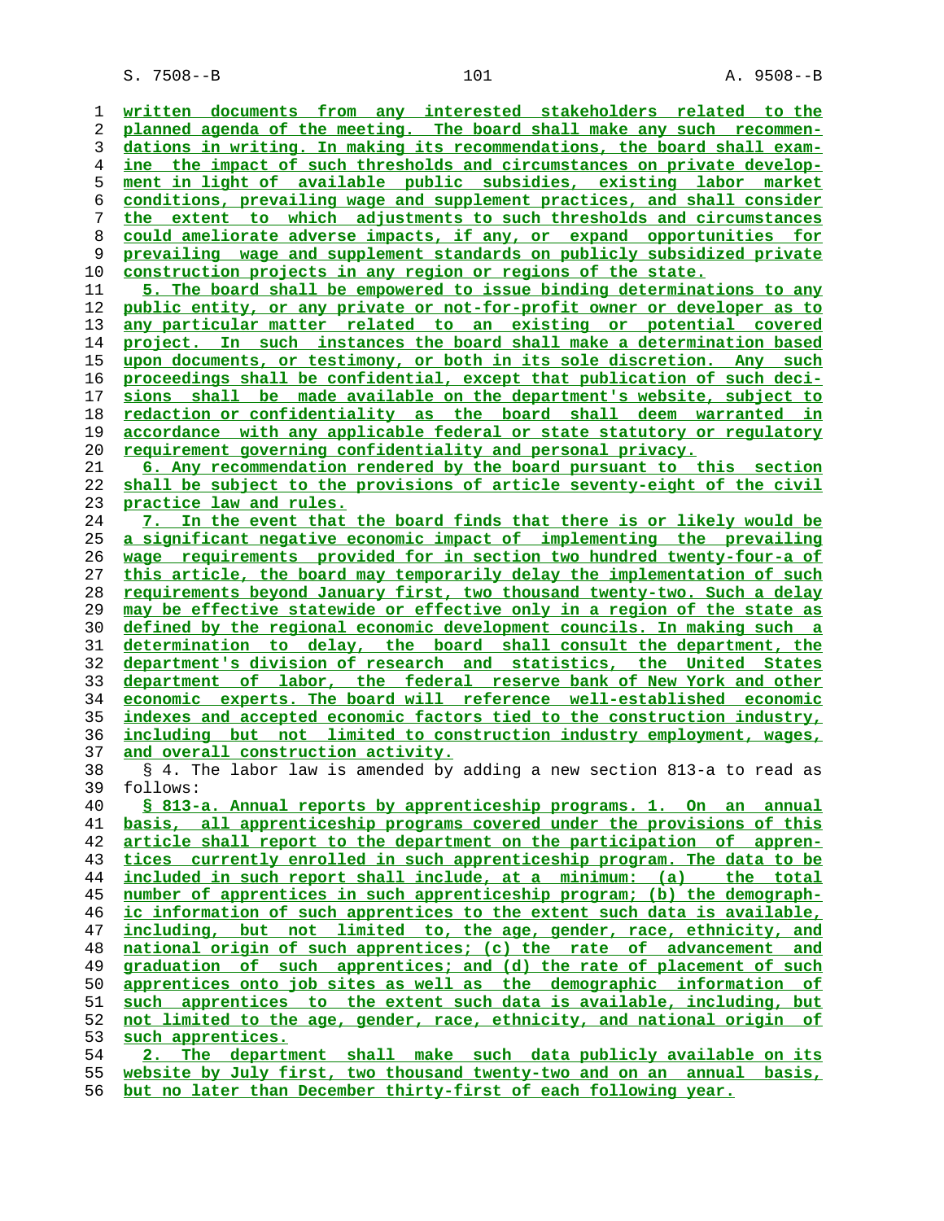written documents from any interested stakeholders related to the planned agenda of the meeting. The board shall make any such recommendations in writing. In making its recommendations, the board shall examine the impact of such thresholds and circumstances on private development in light of available public subsidies, existing labor market conditions, prevailing wage and supplement practices, and shall consider the extent to which adjustments to such thresholds and circumstances could ameliorate adverse impacts, if any, or expand opportunities for prevailing wage and supplement standards on publicly subsidized private construction projects in any region or regions of the state.

5. The board shall be empowered to issue binding determinations to any public entity, or any private or not-for-profit owner or developer as to any particular matter related to an existing or potential covered project. In such instances the board shall make a determination based upon documents, or testimony, or both in its sole discretion. Any such proceedings shall be confidential, except that publication of such decisions shall be made available on the department's website, subject to redaction or confidentiality as the board shall deem warranted in accordance with any applicable federal or state statutory or regulatory requirement governing confidentiality and personal privacy.

6. Any recommendation rendered by the board pursuant to this section shall be subject to the provisions of article seventy-eight of the civil practice law and rules.

7. In the event that the board finds that there is or likely would be a significant negative economic impact of implementing the prevailing wage requirements provided for in section two hundred twenty-four-a of this article, the board may temporarily delay the implementation of such requirements beyond January first, two thousand twenty-two. Such a delay may be effective statewide or effective only in a region of the state as defined by the regional economic development councils. In making such a determination to delay, the board shall consult the department, the department's division of research and statistics, the United States department of labor, the federal reserve bank of New York and other economic experts. The board will reference well-established economic indexes and accepted economic factors tied to the construction industry, including but not limited to construction industry employment, wages, and overall construction activity.

§ 4. The labor law is amended by adding a new section 813-a to read as follows:

§ 813-a. Annual reports by apprenticeship programs. 1. On an annual basis, all apprenticeship programs covered under the provisions of this article shall report to the department on the participation of apprentices currently enrolled in such apprenticeship program. The data to be included in such report shall include, at a minimum: (a) the total number of apprentices in such apprenticeship program; (b) the demographic information of such apprentices to the extent such data is available, including, but not limited to, the age, gender, race, ethnicity, and national origin of such apprentices; (c) the rate of advancement and graduation of such apprentices; and (d) the rate of placement of such apprentices onto job sites as well as the demographic information of such apprentices to the extent such data is available, including, but not limited to the age, gender, race, ethnicity, and national origin of such apprentices.

2. The department shall make such data publicly available on its website by July first, two thousand twenty-two and on an annual basis, but no later than December thirty-first of each following year.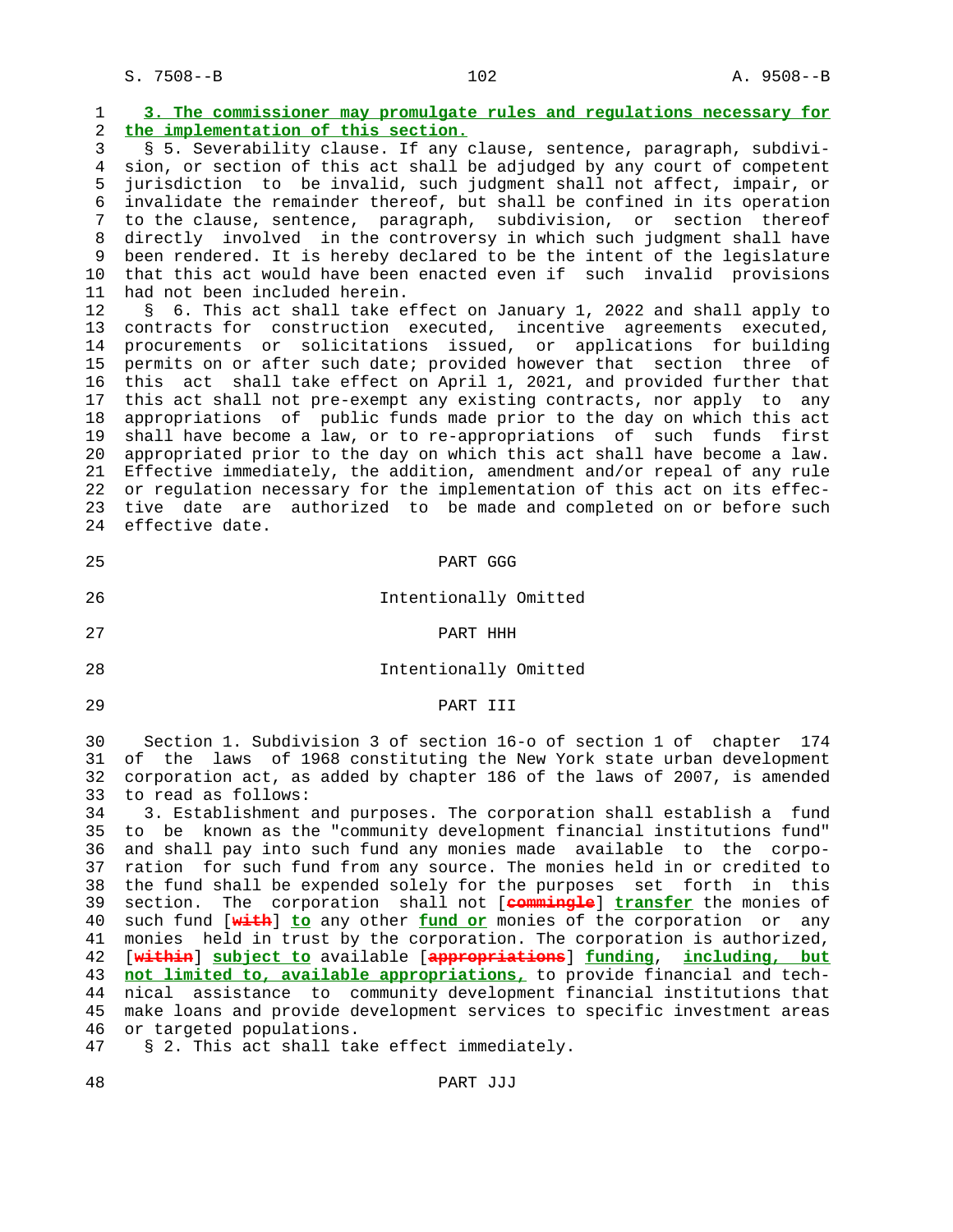**3. The commissioner may promulgate rules and regulations necessary for the implementation of this section.**

§ 5. Severability clause. If any clause, sentence, paragraph, subdivision, or section of this act shall be adjudged by any court of competent jurisdiction to be invalid, such judgment shall not affect, impair, or invalidate the remainder thereof, but shall be confined in its operation to the clause, sentence, paragraph, subdivision, or section thereof directly involved in the controversy in which such judgment shall have been rendered. It is hereby declared to be the intent of the legislature that this act would have been enacted even if such invalid provisions had not been included herein.

§ 6. This act shall take effect on January 1, 2022 and shall apply to contracts for construction executed, incentive agreements executed, procurements or solicitations issued, or applications for building permits on or after such date; provided however that section three of this act shall take effect on April 1, 2021, and provided further that this act shall not pre-exempt any existing contracts, nor apply to any appropriations of public funds made prior to the day on which this act shall have become a law, or to re-appropriations of such funds first appropriated prior to the day on which this act shall have become a law. Effective immediately, the addition, amendment and/or repeal of any rule or regulation necessary for the implementation of this act on its effective date are authorized to be made and completed on or before such effective date.

PART GGG

Intentionally Omitted

PART HHH

Intentionally Omitted

PART III

Section 1. Subdivision 3 of section 16-o of section 1 of chapter 174 of the laws of 1968 constituting the New York state urban development corporation act, as added by chapter 186 of the laws of 2007, is amended to read as follows:

3. Establishment and purposes. The corporation shall establish a fund to be known as the "community development financial institutions fund" and shall pay into such fund any monies made available to the corporation for such fund from any source. The monies held in or credited to the fund shall be expended solely for the purposes set forth in this section. The corporation shall not [~~commingle~~] **transfer** the monies of such fund [~~with~~] **to** any other **fund or** monies of the corporation or any monies held in trust by the corporation. The corporation is authorized, [~~within~~] **subject to** available [~~appropriations~~] **funding**, **including, but not limited to, available appropriations,** to provide financial and technical assistance to community development financial institutions that make loans and provide development services to specific investment areas or targeted populations.

§ 2. This act shall take effect immediately.

PART JJJ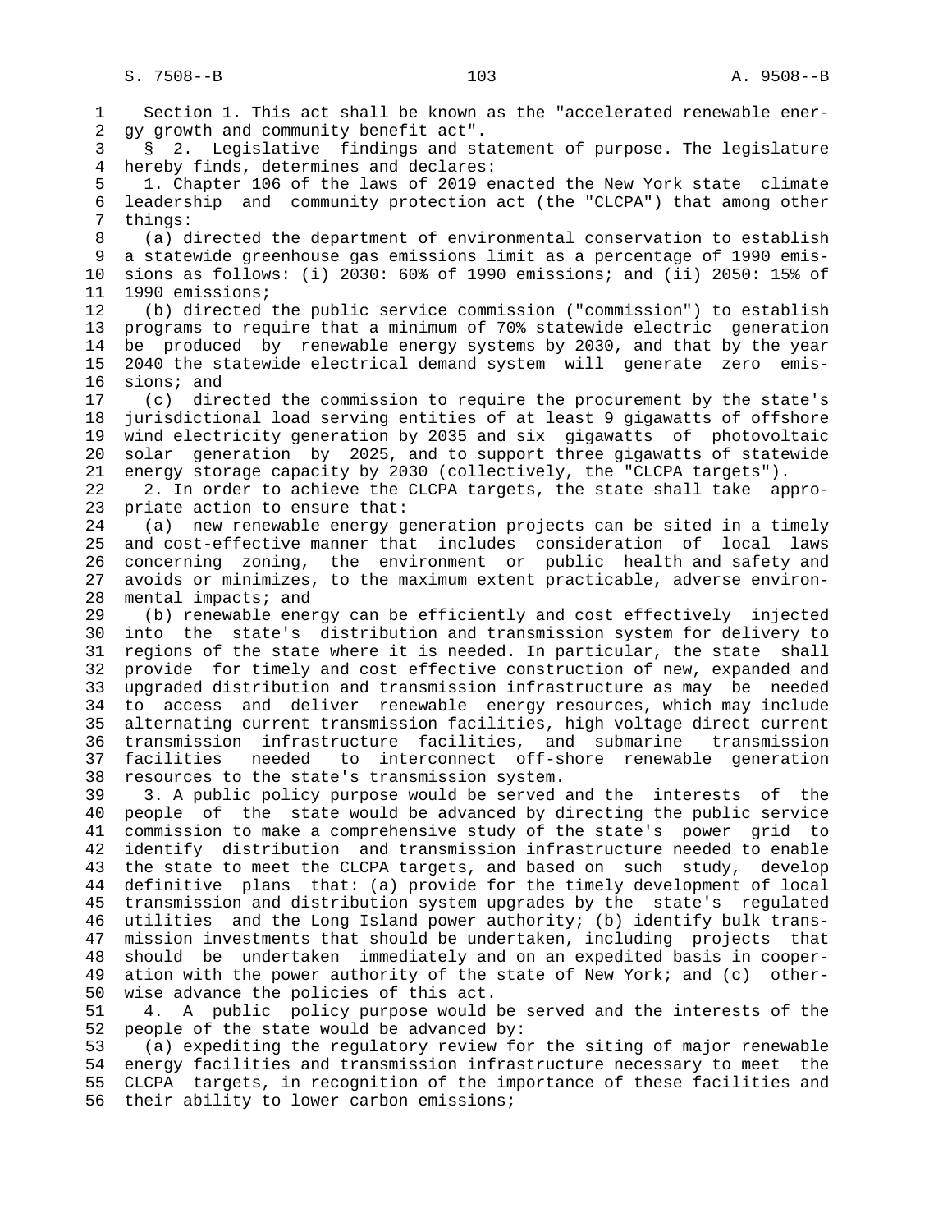Section 1. This act shall be known as the "accelerated renewable energy growth and community benefit act".

§ 2. Legislative findings and statement of purpose. The legislature hereby finds, determines and declares:

1. Chapter 106 of the laws of 2019 enacted the New York state climate leadership and community protection act (the "CLCPA") that among other things:

(a) directed the department of environmental conservation to establish a statewide greenhouse gas emissions limit as a percentage of 1990 emissions as follows: (i) 2030: 60% of 1990 emissions; and (ii) 2050: 15% of 1990 emissions;

(b) directed the public service commission ("commission") to establish programs to require that a minimum of 70% statewide electric generation be produced by renewable energy systems by 2030, and that by the year 2040 the statewide electrical demand system will generate zero emissions; and

(c) directed the commission to require the procurement by the state's jurisdictional load serving entities of at least 9 gigawatts of offshore wind electricity generation by 2035 and six gigawatts of photovoltaic solar generation by 2025, and to support three gigawatts of statewide energy storage capacity by 2030 (collectively, the "CLCPA targets").

2. In order to achieve the CLCPA targets, the state shall take appropriate action to ensure that:

(a) new renewable energy generation projects can be sited in a timely and cost-effective manner that includes consideration of local laws concerning zoning, the environment or public health and safety and avoids or minimizes, to the maximum extent practicable, adverse environmental impacts; and

(b) renewable energy can be efficiently and cost effectively injected into the state's distribution and transmission system for delivery to regions of the state where it is needed. In particular, the state shall provide for timely and cost effective construction of new, expanded and upgraded distribution and transmission infrastructure as may be needed to access and deliver renewable energy resources, which may include alternating current transmission facilities, high voltage direct current transmission infrastructure facilities, and submarine transmission facilities needed to interconnect off-shore renewable generation resources to the state's transmission system.

3. A public policy purpose would be served and the interests of the people of the state would be advanced by directing the public service commission to make a comprehensive study of the state's power grid to identify distribution and transmission infrastructure needed to enable the state to meet the CLCPA targets, and based on such study, develop definitive plans that: (a) provide for the timely development of local transmission and distribution system upgrades by the state's regulated utilities and the Long Island power authority; (b) identify bulk transmission investments that should be undertaken, including projects that should be undertaken immediately and on an expedited basis in cooperation with the power authority of the state of New York; and (c) otherwise advance the policies of this act.

4. A public policy purpose would be served and the interests of the people of the state would be advanced by:

(a) expediting the regulatory review for the siting of major renewable energy facilities and transmission infrastructure necessary to meet the CLCPA targets, in recognition of the importance of these facilities and their ability to lower carbon emissions;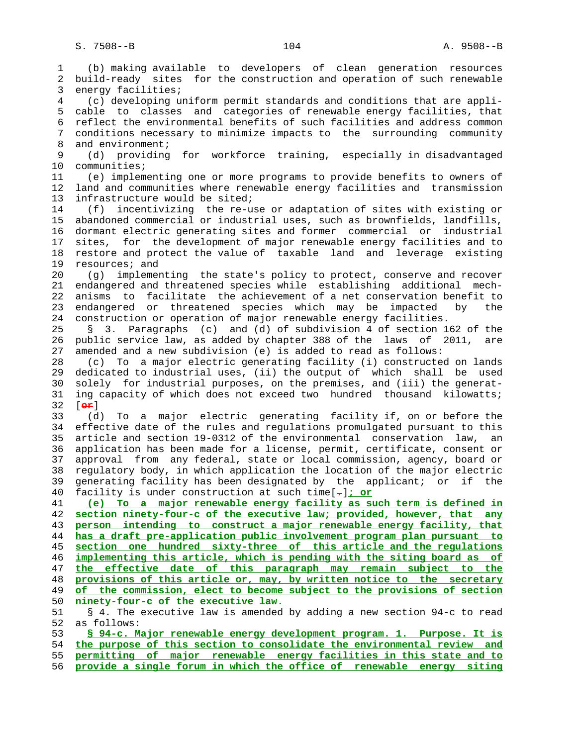(b) making available to developers of clean generation resources build-ready sites for the construction and operation of such renewable energy facilities;

(c) developing uniform permit standards and conditions that are applicable to classes and categories of renewable energy facilities, that reflect the environmental benefits of such facilities and address common conditions necessary to minimize impacts to the surrounding community and environment;

(d) providing for workforce training, especially in disadvantaged communities;

(e) implementing one or more programs to provide benefits to owners of land and communities where renewable energy facilities and transmission infrastructure would be sited;

(f) incentivizing the re-use or adaptation of sites with existing or abandoned commercial or industrial uses, such as brownfields, landfills, dormant electric generating sites and former commercial or industrial sites, for the development of major renewable energy facilities and to restore and protect the value of taxable land and leverage existing resources; and

(g) implementing the state's policy to protect, conserve and recover endangered and threatened species while establishing additional mechanisms to facilitate the achievement of a net conservation benefit to endangered or threatened species which may be impacted by the construction or operation of major renewable energy facilities.

§ 3. Paragraphs (c) and (d) of subdivision 4 of section 162 of the public service law, as added by chapter 388 of the laws of 2011, are amended and a new subdivision (e) is added to read as follows:

(c) To a major electric generating facility (i) constructed on lands dedicated to industrial uses, (ii) the output of which shall be used solely for industrial purposes, on the premises, and (iii) the generating capacity of which does not exceed two hundred thousand kilowatts; [~~or~~]

(d) To a major electric generating facility if, on or before the effective date of the rules and regulations promulgated pursuant to this article and section 19-0312 of the environmental conservation law, an application has been made for a license, permit, certificate, consent or approval from any federal, state or local commission, agency, board or regulatory body, in which application the location of the major electric generating facility has been designated by the applicant; or if the facility is under construction at such time[~~.~~]__; or__

__(e) To a major renewable energy facility as such term is defined in section ninety-four-c of the executive law; provided, however, that any person intending to construct a major renewable energy facility, that has a draft pre-application public involvement program plan pursuant to section one hundred sixty-three of this article and the regulations implementing this article, which is pending with the siting board as of the effective date of this paragraph may remain subject to the provisions of this article or, may, by written notice to the secretary of the commission, elect to become subject to the provisions of section ninety-four-c of the executive law.__

§ 4. The executive law is amended by adding a new section 94-c to read as follows:

__§ 94-c. Major renewable energy development program. 1. Purpose. It is the purpose of this section to consolidate the environmental review and permitting of major renewable energy facilities in this state and to provide a single forum in which the office of renewable energy siting__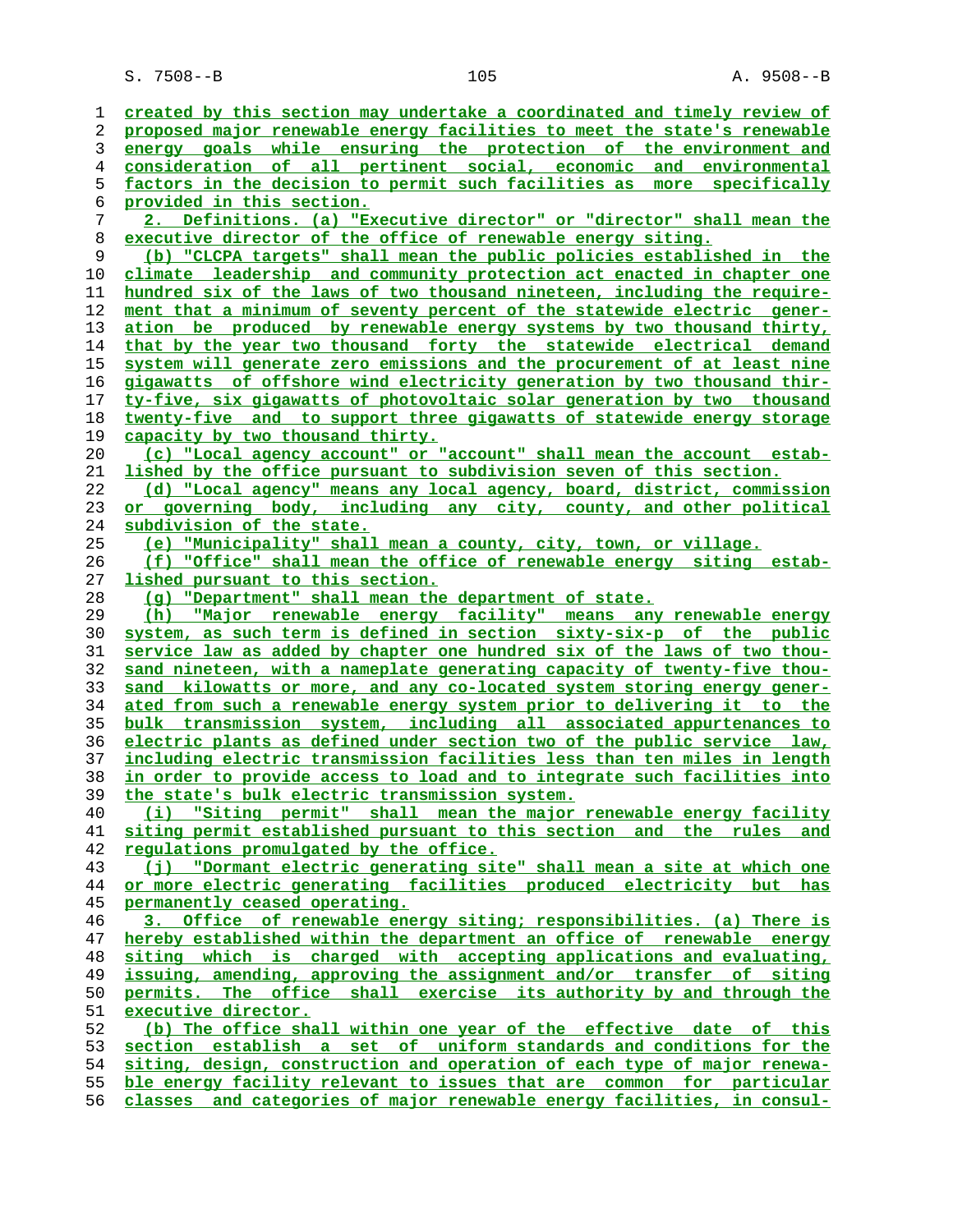created by this section may undertake a coordinated and timely review of proposed major renewable energy facilities to meet the state's renewable energy goals while ensuring the protection of the environment and consideration of all pertinent social, economic and environmental factors in the decision to permit such facilities as more specifically provided in this section.

2. Definitions. (a) "Executive director" or "director" shall mean the executive director of the office of renewable energy siting.

(b) "CLCPA targets" shall mean the public policies established in the climate leadership and community protection act enacted in chapter one hundred six of the laws of two thousand nineteen, including the requirement that a minimum of seventy percent of the statewide electric generation be produced by renewable energy systems by two thousand thirty, that by the year two thousand forty the statewide electrical demand system will generate zero emissions and the procurement of at least nine gigawatts of offshore wind electricity generation by two thousand thirty-five, six gigawatts of photovoltaic solar generation by two thousand twenty-five and to support three gigawatts of statewide energy storage capacity by two thousand thirty.

(c) "Local agency account" or "account" shall mean the account established by the office pursuant to subdivision seven of this section.

(d) "Local agency" means any local agency, board, district, commission or governing body, including any city, county, and other political subdivision of the state.

(e) "Municipality" shall mean a county, city, town, or village.

(f) "Office" shall mean the office of renewable energy siting established pursuant to this section.

(g) "Department" shall mean the department of state.

(h) "Major renewable energy facility" means any renewable energy system, as such term is defined in section sixty-six-p of the public service law as added by chapter one hundred six of the laws of two thousand nineteen, with a nameplate generating capacity of twenty-five thousand kilowatts or more, and any co-located system storing energy generated from such a renewable energy system prior to delivering it to the bulk transmission system, including all associated appurtenances to electric plants as defined under section two of the public service law, including electric transmission facilities less than ten miles in length in order to provide access to load and to integrate such facilities into the state's bulk electric transmission system.

(i) "Siting permit" shall mean the major renewable energy facility siting permit established pursuant to this section and the rules and regulations promulgated by the office.

(j) "Dormant electric generating site" shall mean a site at which one or more electric generating facilities produced electricity but has permanently ceased operating.

3. Office of renewable energy siting; responsibilities. (a) There is hereby established within the department an office of renewable energy siting which is charged with accepting applications and evaluating, issuing, amending, approving the assignment and/or transfer of siting permits. The office shall exercise its authority by and through the executive director.

(b) The office shall within one year of the effective date of this section establish a set of uniform standards and conditions for the siting, design, construction and operation of each type of major renewable energy facility relevant to issues that are common for particular classes and categories of major renewable energy facilities, in consul-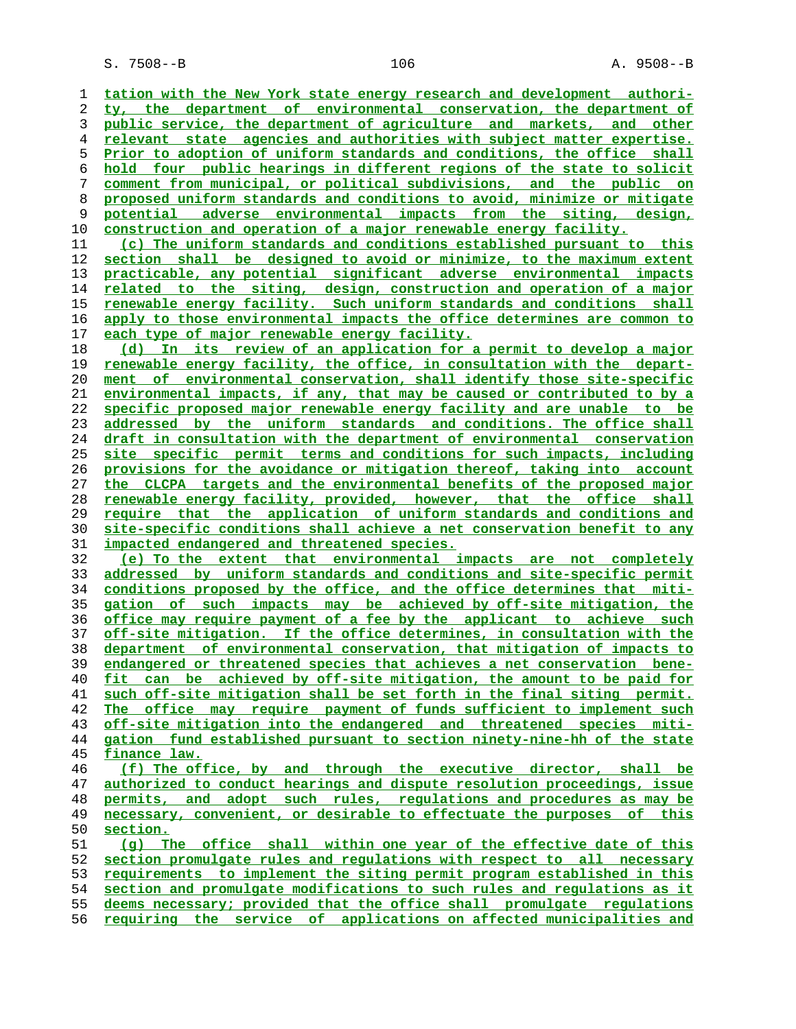tation with the New York state energy research and development authority, the department of environmental conservation, the department of public service, the department of agriculture and markets, and other relevant state agencies and authorities with subject matter expertise. Prior to adoption of uniform standards and conditions, the office shall hold four public hearings in different regions of the state to solicit comment from municipal, or political subdivisions, and the public on proposed uniform standards and conditions to avoid, minimize or mitigate potential adverse environmental impacts from the siting, design, construction and operation of a major renewable energy facility.

(c) The uniform standards and conditions established pursuant to this section shall be designed to avoid or minimize, to the maximum extent practicable, any potential significant adverse environmental impacts related to the siting, design, construction and operation of a major renewable energy facility. Such uniform standards and conditions shall apply to those environmental impacts the office determines are common to each type of major renewable energy facility.

(d) In its review of an application for a permit to develop a major renewable energy facility, the office, in consultation with the department of environmental conservation, shall identify those site-specific environmental impacts, if any, that may be caused or contributed to by a specific proposed major renewable energy facility and are unable to be addressed by the uniform standards and conditions. The office shall draft in consultation with the department of environmental conservation site specific permit terms and conditions for such impacts, including provisions for the avoidance or mitigation thereof, taking into account the CLCPA targets and the environmental benefits of the proposed major renewable energy facility, provided, however, that the office shall require that the application of uniform standards and conditions and site-specific conditions shall achieve a net conservation benefit to any impacted endangered and threatened species.

(e) To the extent that environmental impacts are not completely addressed by uniform standards and conditions and site-specific permit conditions proposed by the office, and the office determines that mitigation of such impacts may be achieved by off-site mitigation, the office may require payment of a fee by the applicant to achieve such off-site mitigation. If the office determines, in consultation with the department of environmental conservation, that mitigation of impacts to endangered or threatened species that achieves a net conservation benefit can be achieved by off-site mitigation, the amount to be paid for such off-site mitigation shall be set forth in the final siting permit. The office may require payment of funds sufficient to implement such off-site mitigation into the endangered and threatened species mitigation fund established pursuant to section ninety-nine-hh of the state finance law.

(f) The office, by and through the executive director, shall be authorized to conduct hearings and dispute resolution proceedings, issue permits, and adopt such rules, regulations and procedures as may be necessary, convenient, or desirable to effectuate the purposes of this section.

(g) The office shall within one year of the effective date of this section promulgate rules and regulations with respect to all necessary requirements to implement the siting permit program established in this section and promulgate modifications to such rules and regulations as it deems necessary; provided that the office shall promulgate regulations requiring the service of applications on affected municipalities and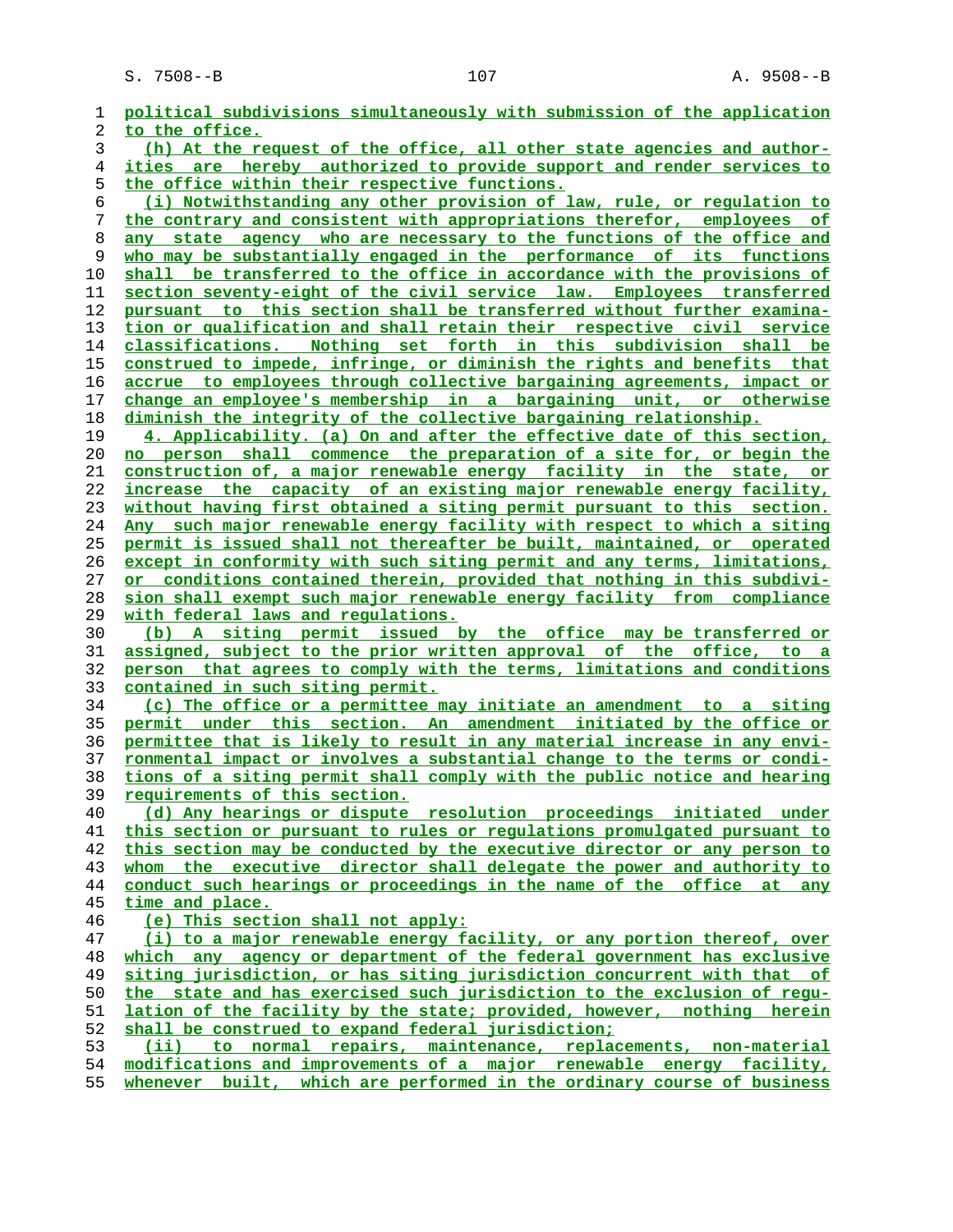political subdivisions simultaneously with submission of the application to the office.

(h) At the request of the office, all other state agencies and authorities are hereby authorized to provide support and render services to the office within their respective functions.

(i) Notwithstanding any other provision of law, rule, or regulation to the contrary and consistent with appropriations therefor, employees of any state agency who are necessary to the functions of the office and who may be substantially engaged in the performance of its functions shall be transferred to the office in accordance with the provisions of section seventy-eight of the civil service law. Employees transferred pursuant to this section shall be transferred without further examination or qualification and shall retain their respective civil service classifications. Nothing set forth in this subdivision shall be construed to impede, infringe, or diminish the rights and benefits that accrue to employees through collective bargaining agreements, impact or change an employee's membership in a bargaining unit, or otherwise diminish the integrity of the collective bargaining relationship.

4. Applicability. (a) On and after the effective date of this section, no person shall commence the preparation of a site for, or begin the construction of, a major renewable energy facility in the state, or increase the capacity of an existing major renewable energy facility, without having first obtained a siting permit pursuant to this section. Any such major renewable energy facility with respect to which a siting permit is issued shall not thereafter be built, maintained, or operated except in conformity with such siting permit and any terms, limitations, or conditions contained therein, provided that nothing in this subdivision shall exempt such major renewable energy facility from compliance with federal laws and regulations.

(b) A siting permit issued by the office may be transferred or assigned, subject to the prior written approval of the office, to a person that agrees to comply with the terms, limitations and conditions contained in such siting permit.

(c) The office or a permittee may initiate an amendment to a siting permit under this section. An amendment initiated by the office or permittee that is likely to result in any material increase in any environmental impact or involves a substantial change to the terms or conditions of a siting permit shall comply with the public notice and hearing requirements of this section.

(d) Any hearings or dispute resolution proceedings initiated under this section or pursuant to rules or regulations promulgated pursuant to this section may be conducted by the executive director or any person to whom the executive director shall delegate the power and authority to conduct such hearings or proceedings in the name of the office at any time and place.

(e) This section shall not apply:

(i) to a major renewable energy facility, or any portion thereof, over which any agency or department of the federal government has exclusive siting jurisdiction, or has siting jurisdiction concurrent with that of the state and has exercised such jurisdiction to the exclusion of regulation of the facility by the state; provided, however, nothing herein shall be construed to expand federal jurisdiction;

(ii) to normal repairs, maintenance, replacements, non-material modifications and improvements of a major renewable energy facility, whenever built, which are performed in the ordinary course of business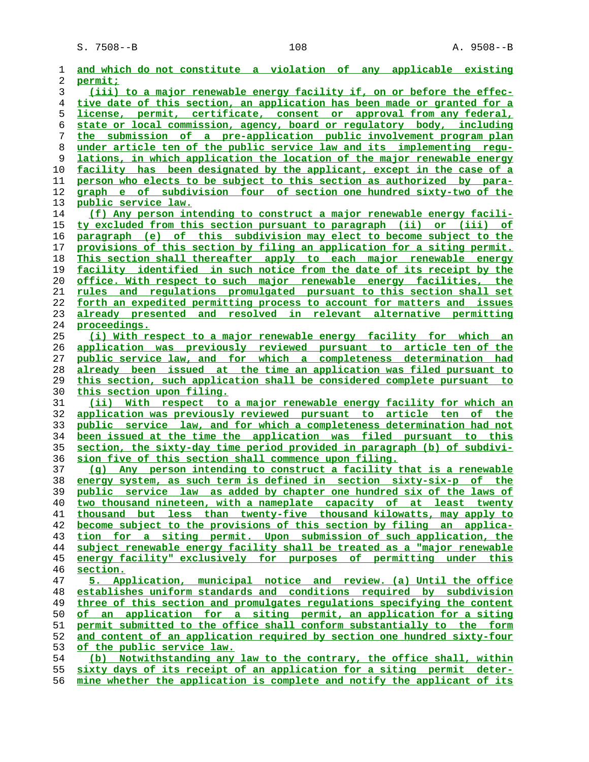and which do not constitute a violation of any applicable existing permit;

(iii) to a major renewable energy facility if, on or before the effective date of this section, an application has been made or granted for a license, permit, certificate, consent or approval from any federal, state or local commission, agency, board or regulatory body, including the submission of a pre-application public involvement program plan under article ten of the public service law and its implementing regulations, in which application the location of the major renewable energy facility has been designated by the applicant, except in the case of a person who elects to be subject to this section as authorized by paragraph e of subdivision four of section one hundred sixty-two of the public service law.

(f) Any person intending to construct a major renewable energy facility excluded from this section pursuant to paragraph (ii) or (iii) of paragraph (e) of this subdivision may elect to become subject to the provisions of this section by filing an application for a siting permit. This section shall thereafter apply to each major renewable energy facility identified in such notice from the date of its receipt by the office. With respect to such major renewable energy facilities, the rules and regulations promulgated pursuant to this section shall set forth an expedited permitting process to account for matters and issues already presented and resolved in relevant alternative permitting proceedings.

(i) With respect to a major renewable energy facility for which an application was previously reviewed pursuant to article ten of the public service law, and for which a completeness determination had already been issued at the time an application was filed pursuant to this section, such application shall be considered complete pursuant to this section upon filing.

(ii) With respect to a major renewable energy facility for which an application was previously reviewed pursuant to article ten of the public service law, and for which a completeness determination had not been issued at the time the application was filed pursuant to this section, the sixty-day time period provided in paragraph (b) of subdivision five of this section shall commence upon filing.

(g) Any person intending to construct a facility that is a renewable energy system, as such term is defined in section sixty-six-p of the public service law as added by chapter one hundred six of the laws of two thousand nineteen, with a nameplate capacity of at least twenty thousand but less than twenty-five thousand kilowatts, may apply to become subject to the provisions of this section by filing an application for a siting permit. Upon submission of such application, the subject renewable energy facility shall be treated as a "major renewable energy facility" exclusively for purposes of permitting under this section.

5. Application, municipal notice and review. (a) Until the office establishes uniform standards and conditions required by subdivision three of this section and promulgates regulations specifying the content of an application for a siting permit, an application for a siting permit submitted to the office shall conform substantially to the form and content of an application required by section one hundred sixty-four of the public service law.

(b) Notwithstanding any law to the contrary, the office shall, within sixty days of its receipt of an application for a siting permit determine whether the application is complete and notify the applicant of its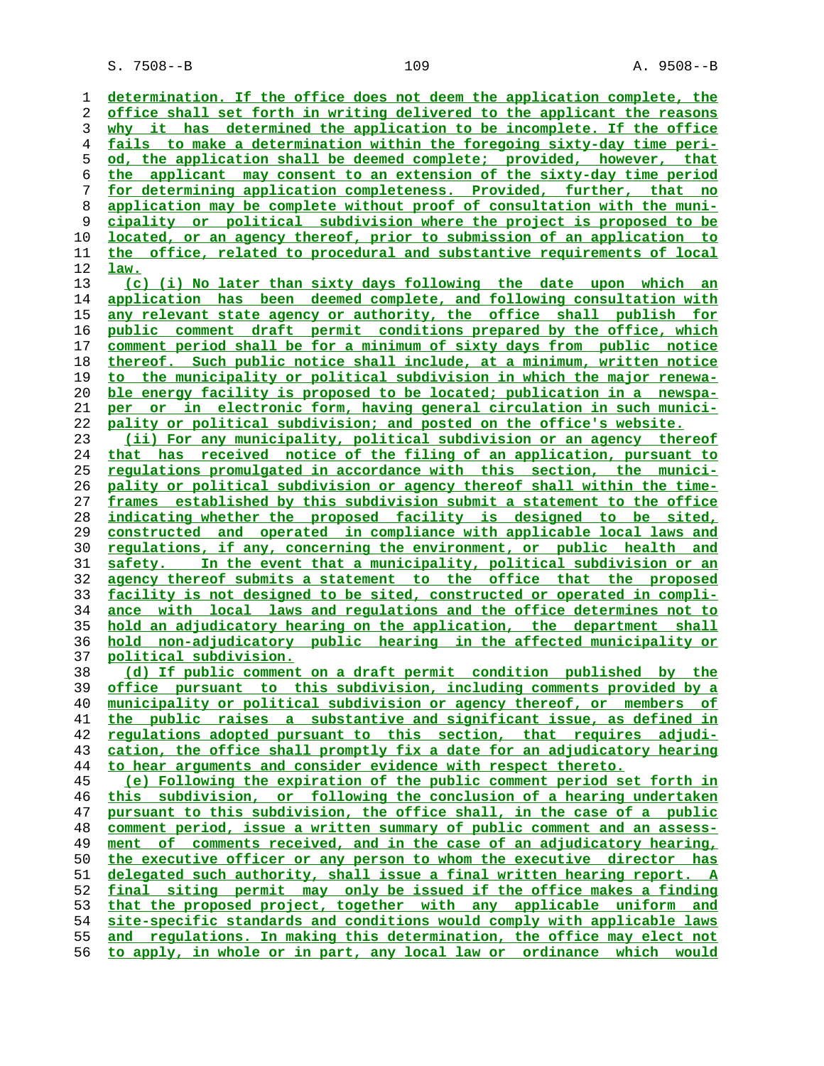determination. If the office does not deem the application complete, the office shall set forth in writing delivered to the applicant the reasons why it has determined the application to be incomplete. If the office fails to make a determination within the foregoing sixty-day time period, the application shall be deemed complete; provided, however, that the applicant may consent to an extension of the sixty-day time period for determining application completeness. Provided, further, that no application may be complete without proof of consultation with the municipality or political subdivision where the project is proposed to be located, or an agency thereof, prior to submission of an application to the office, related to procedural and substantive requirements of local law.

(c) (i) No later than sixty days following the date upon which an application has been deemed complete, and following consultation with any relevant state agency or authority, the office shall publish for public comment draft permit conditions prepared by the office, which comment period shall be for a minimum of sixty days from public notice thereof. Such public notice shall include, at a minimum, written notice to the municipality or political subdivision in which the major renewable energy facility is proposed to be located; publication in a newspaper or in electronic form, having general circulation in such municipality or political subdivision; and posted on the office's website.

(ii) For any municipality, political subdivision or an agency thereof that has received notice of the filing of an application, pursuant to regulations promulgated in accordance with this section, the municipality or political subdivision or agency thereof shall within the timeframes established by this subdivision submit a statement to the office indicating whether the proposed facility is designed to be sited, constructed and operated in compliance with applicable local laws and regulations, if any, concerning the environment, or public health and safety. In the event that a municipality, political subdivision or an agency thereof submits a statement to the office that the proposed facility is not designed to be sited, constructed or operated in compliance with local laws and regulations and the office determines not to hold an adjudicatory hearing on the application, the department shall hold non-adjudicatory public hearing in the affected municipality or political subdivision.

(d) If public comment on a draft permit condition published by the office pursuant to this subdivision, including comments provided by a municipality or political subdivision or agency thereof, or members of the public raises a substantive and significant issue, as defined in regulations adopted pursuant to this section, that requires adjudication, the office shall promptly fix a date for an adjudicatory hearing to hear arguments and consider evidence with respect thereto.

(e) Following the expiration of the public comment period set forth in this subdivision, or following the conclusion of a hearing undertaken pursuant to this subdivision, the office shall, in the case of a public comment period, issue a written summary of public comment and an assessment of comments received, and in the case of an adjudicatory hearing, the executive officer or any person to whom the executive director has delegated such authority, shall issue a final written hearing report. A final siting permit may only be issued if the office makes a finding that the proposed project, together with any applicable uniform and site-specific standards and conditions would comply with applicable laws and regulations. In making this determination, the office may elect not to apply, in whole or in part, any local law or ordinance which would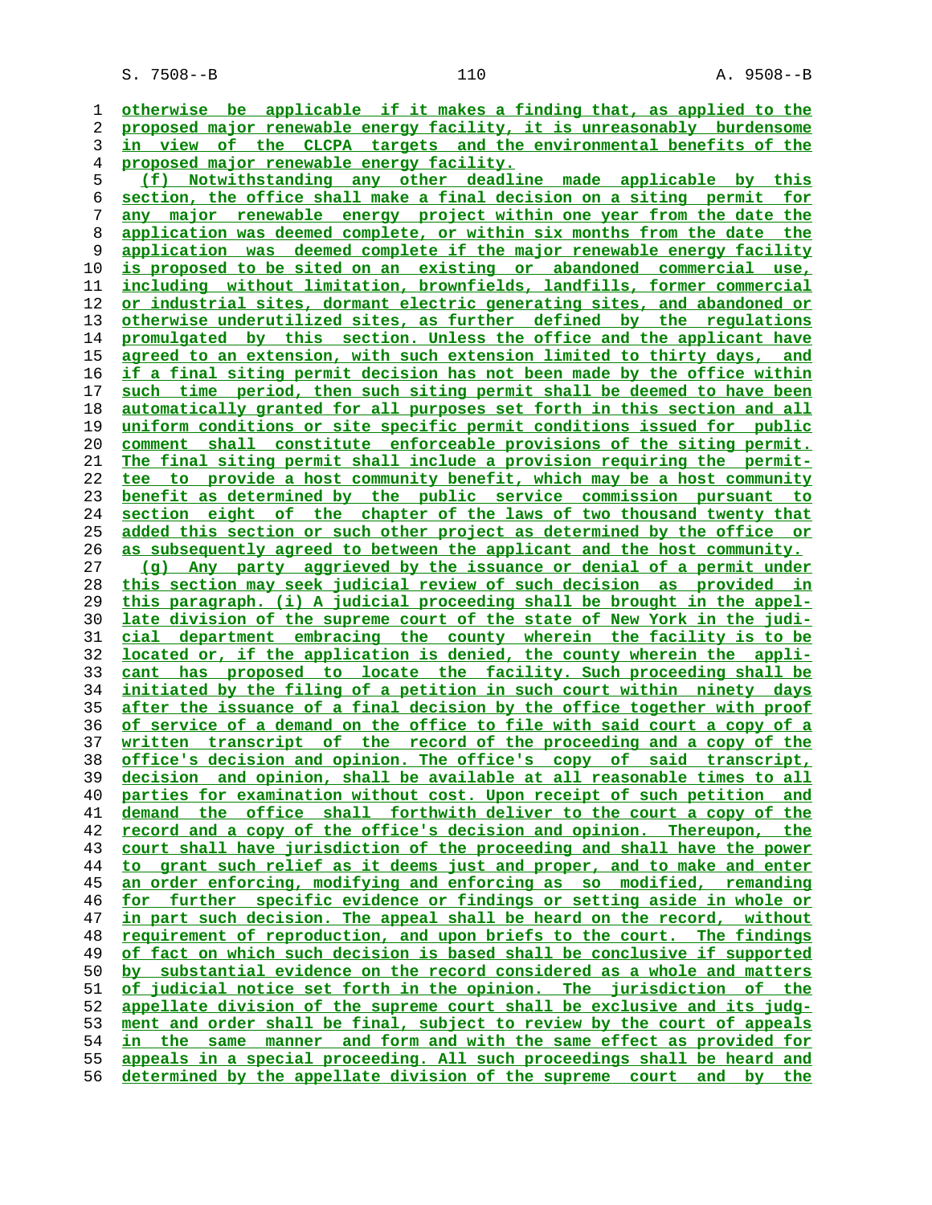otherwise be applicable if it makes a finding that, as applied to the proposed major renewable energy facility, it is unreasonably burdensome in view of the CLCPA targets and the environmental benefits of the proposed major renewable energy facility.

(f) Notwithstanding any other deadline made applicable by this section, the office shall make a final decision on a siting permit for any major renewable energy project within one year from the date the application was deemed complete, or within six months from the date the application was deemed complete if the major renewable energy facility is proposed to be sited on an existing or abandoned commercial use, including without limitation, brownfields, landfills, former commercial or industrial sites, dormant electric generating sites, and abandoned or otherwise underutilized sites, as further defined by the regulations promulgated by this section. Unless the office and the applicant have agreed to an extension, with such extension limited to thirty days, and if a final siting permit decision has not been made by the office within such time period, then such siting permit shall be deemed to have been automatically granted for all purposes set forth in this section and all uniform conditions or site specific permit conditions issued for public comment shall constitute enforceable provisions of the siting permit. The final siting permit shall include a provision requiring the permittee to provide a host community benefit, which may be a host community benefit as determined by the public service commission pursuant to section eight of the chapter of the laws of two thousand twenty that added this section or such other project as determined by the office or as subsequently agreed to between the applicant and the host community.

(g) Any party aggrieved by the issuance or denial of a permit under this section may seek judicial review of such decision as provided in this paragraph. (i) A judicial proceeding shall be brought in the appellate division of the supreme court of the state of New York in the judicial department embracing the county wherein the facility is to be located or, if the application is denied, the county wherein the applicant has proposed to locate the facility. Such proceeding shall be initiated by the filing of a petition in such court within ninety days after the issuance of a final decision by the office together with proof of service of a demand on the office to file with said court a copy of a written transcript of the record of the proceeding and a copy of the office's decision and opinion. The office's copy of said transcript, decision and opinion, shall be available at all reasonable times to all parties for examination without cost. Upon receipt of such petition and demand the office shall forthwith deliver to the court a copy of the record and a copy of the office's decision and opinion. Thereupon, the court shall have jurisdiction of the proceeding and shall have the power to grant such relief as it deems just and proper, and to make and enter an order enforcing, modifying and enforcing as so modified, remanding for further specific evidence or findings or setting aside in whole or in part such decision. The appeal shall be heard on the record, without requirement of reproduction, and upon briefs to the court. The findings of fact on which such decision is based shall be conclusive if supported by substantial evidence on the record considered as a whole and matters of judicial notice set forth in the opinion. The jurisdiction of the appellate division of the supreme court shall be exclusive and its judgment and order shall be final, subject to review by the court of appeals in the same manner and form and with the same effect as provided for appeals in a special proceeding. All such proceedings shall be heard and determined by the appellate division of the supreme court and by the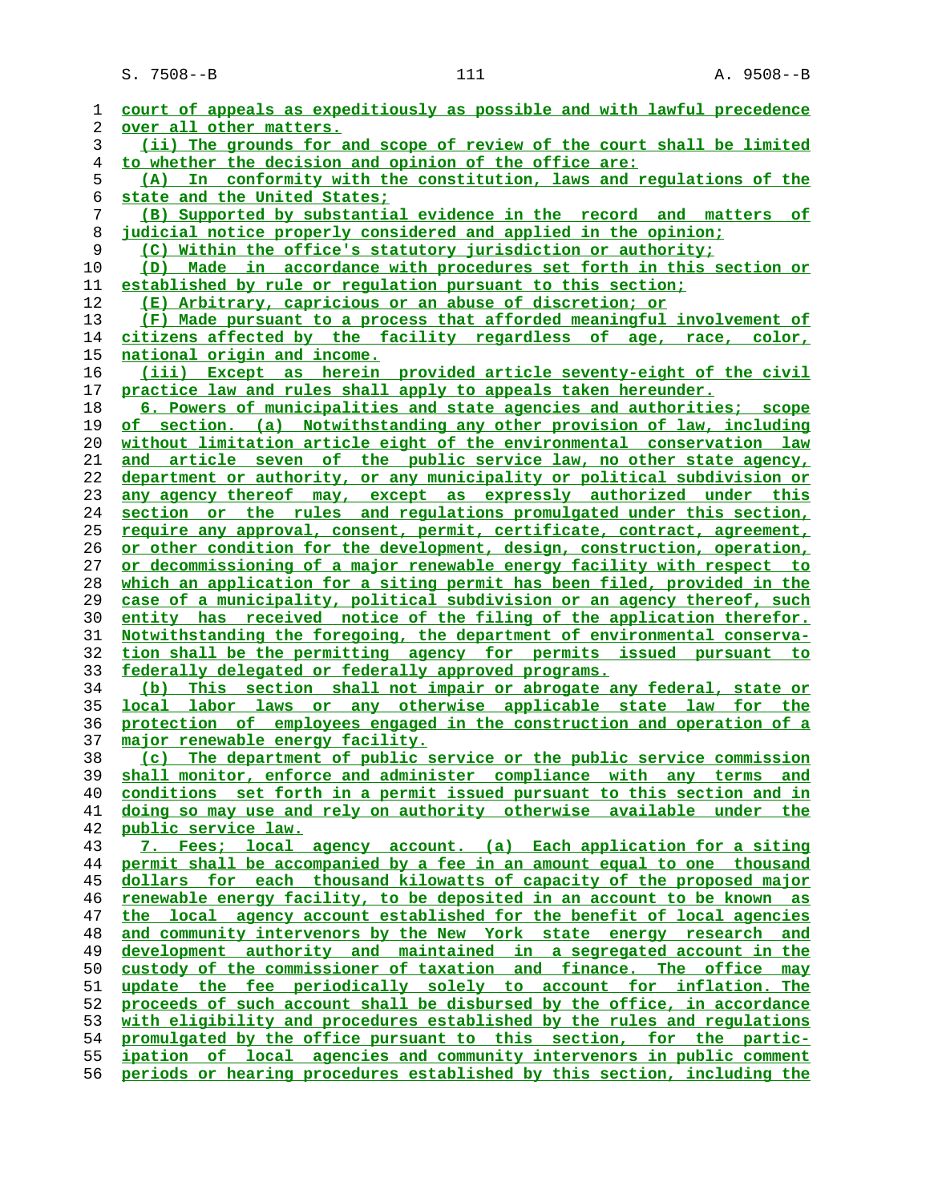court of appeals as expeditiously as possible and with lawful precedence over all other matters.

(ii) The grounds for and scope of review of the court shall be limited to whether the decision and opinion of the office are:

(A) In conformity with the constitution, laws and regulations of the state and the United States;

(B) Supported by substantial evidence in the record and matters of judicial notice properly considered and applied in the opinion;

(C) Within the office's statutory jurisdiction or authority;

(D) Made in accordance with procedures set forth in this section or established by rule or regulation pursuant to this section;

(E) Arbitrary, capricious or an abuse of discretion; or

(F) Made pursuant to a process that afforded meaningful involvement of citizens affected by the facility regardless of age, race, color, national origin and income.

(iii) Except as herein provided article seventy-eight of the civil practice law and rules shall apply to appeals taken hereunder.

6. Powers of municipalities and state agencies and authorities; scope of section. (a) Notwithstanding any other provision of law, including without limitation article eight of the environmental conservation law and article seven of the public service law, no other state agency, department or authority, or any municipality or political subdivision or any agency thereof may, except as expressly authorized under this section or the rules and regulations promulgated under this section, require any approval, consent, permit, certificate, contract, agreement, or other condition for the development, design, construction, operation, or decommissioning of a major renewable energy facility with respect to which an application for a siting permit has been filed, provided in the case of a municipality, political subdivision or an agency thereof, such entity has received notice of the filing of the application therefor. Notwithstanding the foregoing, the department of environmental conservation shall be the permitting agency for permits issued pursuant to federally delegated or federally approved programs.

(b) This section shall not impair or abrogate any federal, state or local labor laws or any otherwise applicable state law for the protection of employees engaged in the construction and operation of a major renewable energy facility.

(c) The department of public service or the public service commission shall monitor, enforce and administer compliance with any terms and conditions set forth in a permit issued pursuant to this section and in doing so may use and rely on authority otherwise available under the public service law.

7. Fees; local agency account. (a) Each application for a siting permit shall be accompanied by a fee in an amount equal to one thousand dollars for each thousand kilowatts of capacity of the proposed major renewable energy facility, to be deposited in an account to be known as the local agency account established for the benefit of local agencies and community intervenors by the New York state energy research and development authority and maintained in a segregated account in the custody of the commissioner of taxation and finance. The office may update the fee periodically solely to account for inflation. The proceeds of such account shall be disbursed by the office, in accordance with eligibility and procedures established by the rules and regulations promulgated by the office pursuant to this section, for the participation of local agencies and community intervenors in public comment periods or hearing procedures established by this section, including the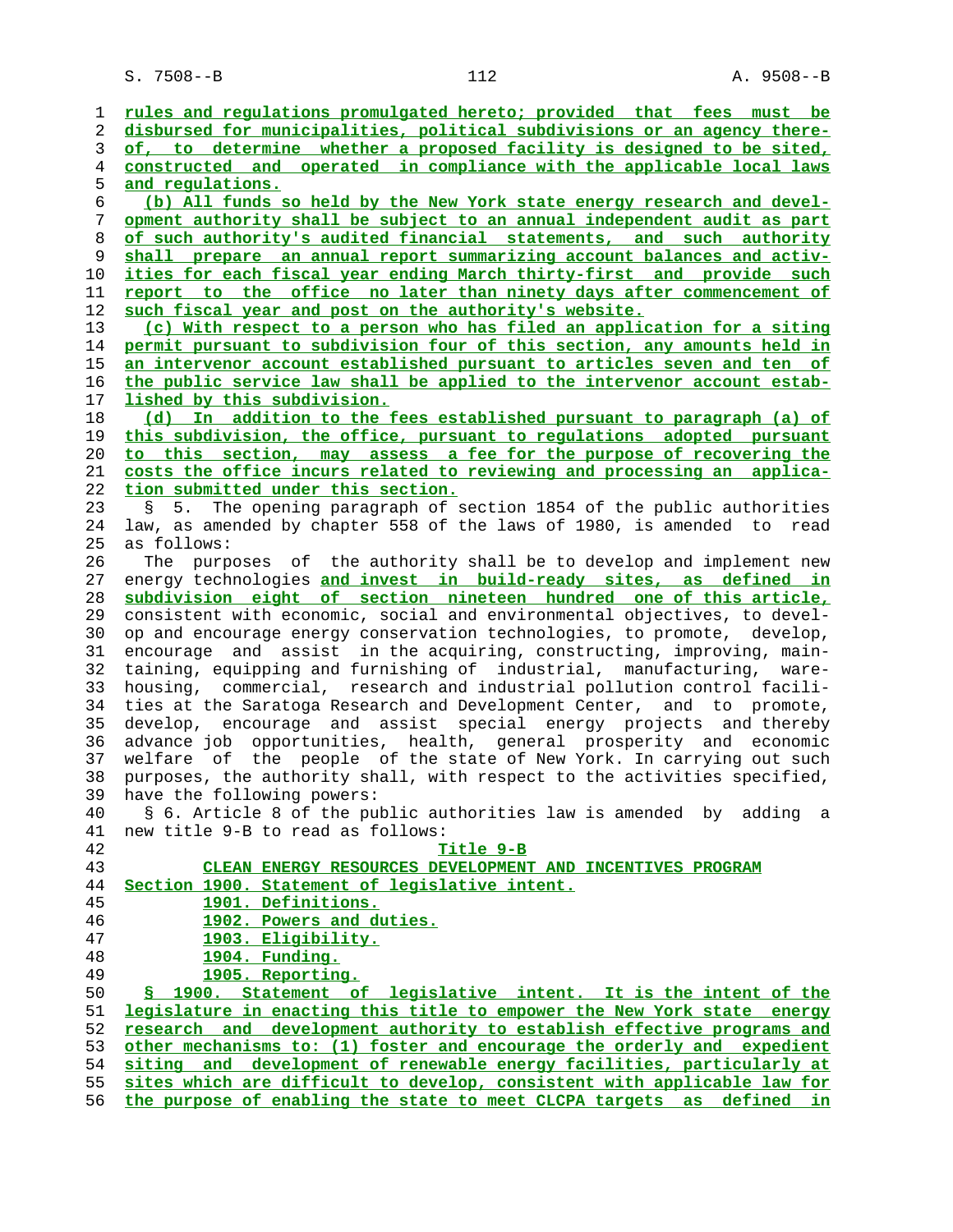rules and regulations promulgated hereto; provided that fees must be disbursed for municipalities, political subdivisions or an agency thereof, to determine whether a proposed facility is designed to be sited, constructed and operated in compliance with the applicable local laws and regulations.

(b) All funds so held by the New York state energy research and development authority shall be subject to an annual independent audit as part of such authority's audited financial statements, and such authority shall prepare an annual report summarizing account balances and activities for each fiscal year ending March thirty-first and provide such report to the office no later than ninety days after commencement of such fiscal year and post on the authority's website.

(c) With respect to a person who has filed an application for a siting permit pursuant to subdivision four of this section, any amounts held in an intervenor account established pursuant to articles seven and ten of the public service law shall be applied to the intervenor account established by this subdivision.

(d) In addition to the fees established pursuant to paragraph (a) of this subdivision, the office, pursuant to regulations adopted pursuant to this section, may assess a fee for the purpose of recovering the costs the office incurs related to reviewing and processing an application submitted under this section.

§ 5. The opening paragraph of section 1854 of the public authorities law, as amended by chapter 558 of the laws of 1980, is amended to read as follows:

The purposes of the authority shall be to develop and implement new energy technologies and invest in build-ready sites, as defined in subdivision eight of section nineteen hundred one of this article, consistent with economic, social and environmental objectives, to develop and encourage energy conservation technologies, to promote, develop, encourage and assist in the acquiring, constructing, improving, maintaining, equipping and furnishing of industrial, manufacturing, warehousing, commercial, research and industrial pollution control facilities at the Saratoga Research and Development Center, and to promote, develop, encourage and assist special energy projects and thereby advance job opportunities, health, general prosperity and economic welfare of the people of the state of New York. In carrying out such purposes, the authority shall, with respect to the activities specified, have the following powers:

§ 6. Article 8 of the public authorities law is amended by adding a new title 9-B to read as follows:

Title 9-B

CLEAN ENERGY RESOURCES DEVELOPMENT AND INCENTIVES PROGRAM

Section 1900. Statement of legislative intent.
1901. Definitions.
1902. Powers and duties.
1903. Eligibility.
1904. Funding.
1905. Reporting.

§ 1900. Statement of legislative intent. It is the intent of the legislature in enacting this title to empower the New York state energy research and development authority to establish effective programs and other mechanisms to: (1) foster and encourage the orderly and expedient siting and development of renewable energy facilities, particularly at sites which are difficult to develop, consistent with applicable law for the purpose of enabling the state to meet CLCPA targets as defined in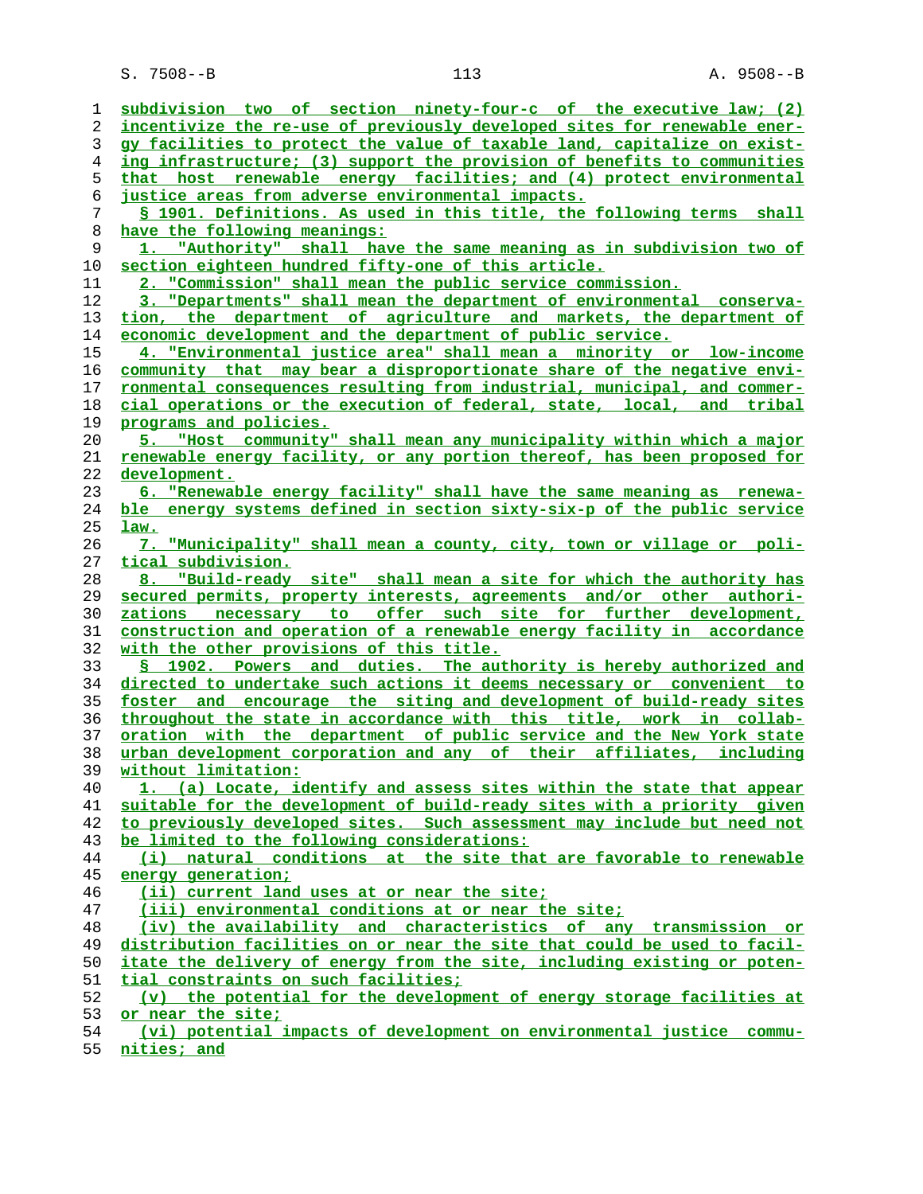subdivision two of section ninety-four-c of the executive law; (2) incentivize the re-use of previously developed sites for renewable energy facilities to protect the value of taxable land, capitalize on existing infrastructure; (3) support the provision of benefits to communities that host renewable energy facilities; and (4) protect environmental justice areas from adverse environmental impacts.

§ 1901. Definitions. As used in this title, the following terms shall have the following meanings:

1. "Authority" shall have the same meaning as in subdivision two of section eighteen hundred fifty-one of this article.

2. "Commission" shall mean the public service commission.

3. "Departments" shall mean the department of environmental conservation, the department of agriculture and markets, the department of economic development and the department of public service.

4. "Environmental justice area" shall mean a minority or low-income community that may bear a disproportionate share of the negative environmental consequences resulting from industrial, municipal, and commercial operations or the execution of federal, state, local, and tribal programs and policies.

5. "Host community" shall mean any municipality within which a major renewable energy facility, or any portion thereof, has been proposed for development.

6. "Renewable energy facility" shall have the same meaning as renewable energy systems defined in section sixty-six-p of the public service law.

7. "Municipality" shall mean a county, city, town or village or political subdivision.

8. "Build-ready site" shall mean a site for which the authority has secured permits, property interests, agreements and/or other authorizations necessary to offer such site for further development, construction and operation of a renewable energy facility in accordance with the other provisions of this title.

§ 1902. Powers and duties. The authority is hereby authorized and directed to undertake such actions it deems necessary or convenient to foster and encourage the siting and development of build-ready sites throughout the state in accordance with this title, work in collaboration with the department of public service and the New York state urban development corporation and any of their affiliates, including without limitation:

1. (a) Locate, identify and assess sites within the state that appear suitable for the development of build-ready sites with a priority given to previously developed sites. Such assessment may include but need not be limited to the following considerations:

(i) natural conditions at the site that are favorable to renewable energy generation;

(ii) current land uses at or near the site;

(iii) environmental conditions at or near the site;

(iv) the availability and characteristics of any transmission or distribution facilities on or near the site that could be used to facilitate the delivery of energy from the site, including existing or potential constraints on such facilities;

(v) the potential for the development of energy storage facilities at or near the site;

(vi) potential impacts of development on environmental justice communities; and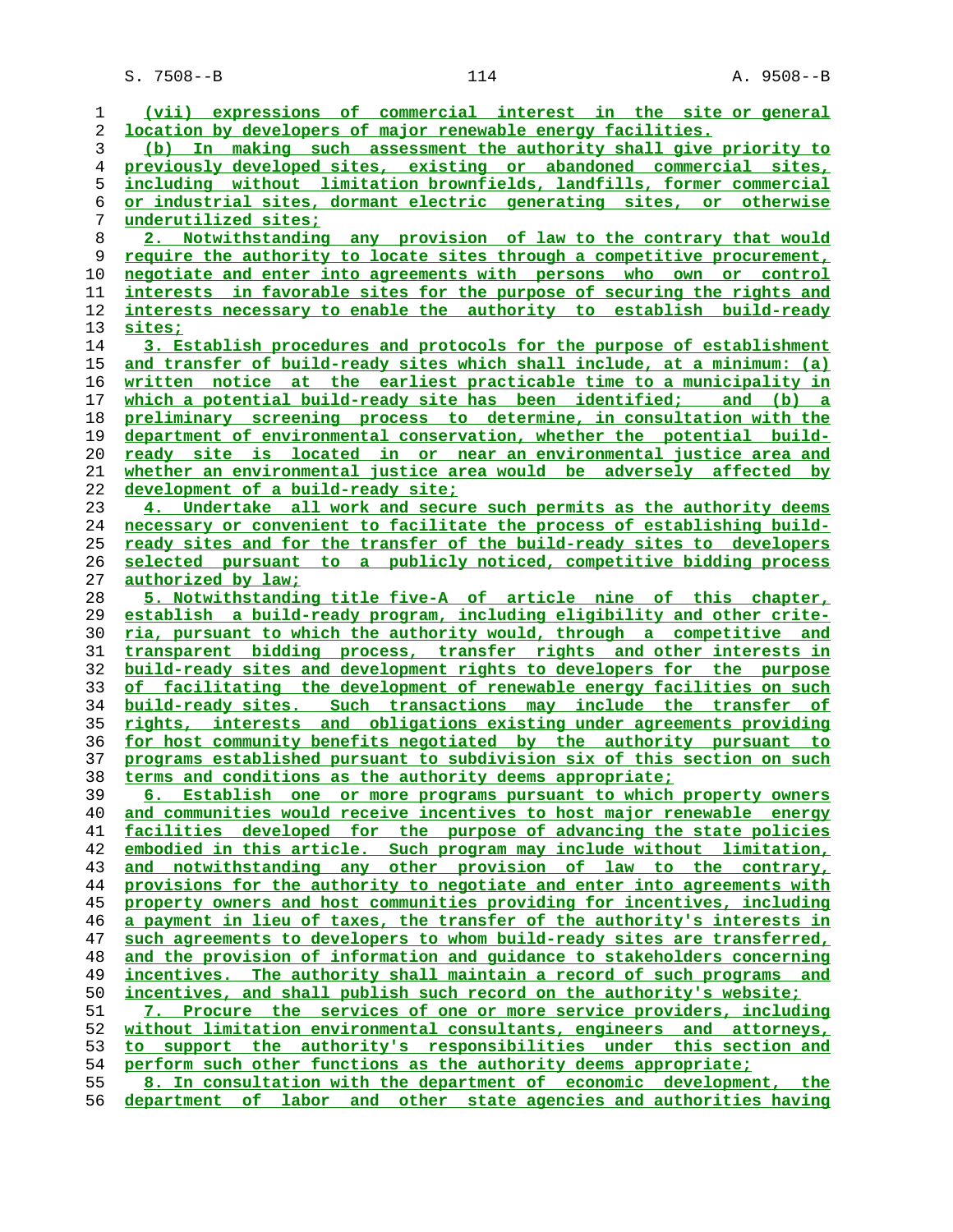(vii) expressions of commercial interest in the site or general location by developers of major renewable energy facilities.

(b) In making such assessment the authority shall give priority to previously developed sites, existing or abandoned commercial sites, including without limitation brownfields, landfills, former commercial or industrial sites, dormant electric generating sites, or otherwise underutilized sites;

2. Notwithstanding any provision of law to the contrary that would require the authority to locate sites through a competitive procurement, negotiate and enter into agreements with persons who own or control interests in favorable sites for the purpose of securing the rights and interests necessary to enable the authority to establish build-ready sites;

3. Establish procedures and protocols for the purpose of establishment and transfer of build-ready sites which shall include, at a minimum: (a) written notice at the earliest practicable time to a municipality in which a potential build-ready site has been identified; and (b) a preliminary screening process to determine, in consultation with the department of environmental conservation, whether the potential build-ready site is located in or near an environmental justice area and whether an environmental justice area would be adversely affected by development of a build-ready site;

4. Undertake all work and secure such permits as the authority deems necessary or convenient to facilitate the process of establishing build-ready sites and for the transfer of the build-ready sites to developers selected pursuant to a publicly noticed, competitive bidding process authorized by law;

5. Notwithstanding title five-A of article nine of this chapter, establish a build-ready program, including eligibility and other criteria, pursuant to which the authority would, through a competitive and transparent bidding process, transfer rights and other interests in build-ready sites and development rights to developers for the purpose of facilitating the development of renewable energy facilities on such build-ready sites. Such transactions may include the transfer of rights, interests and obligations existing under agreements providing for host community benefits negotiated by the authority pursuant to programs established pursuant to subdivision six of this section on such terms and conditions as the authority deems appropriate;

6. Establish one or more programs pursuant to which property owners and communities would receive incentives to host major renewable energy facilities developed for the purpose of advancing the state policies embodied in this article. Such program may include without limitation, and notwithstanding any other provision of law to the contrary, provisions for the authority to negotiate and enter into agreements with property owners and host communities providing for incentives, including a payment in lieu of taxes, the transfer of the authority's interests in such agreements to developers to whom build-ready sites are transferred, and the provision of information and guidance to stakeholders concerning incentives. The authority shall maintain a record of such programs and incentives, and shall publish such record on the authority's website;

7. Procure the services of one or more service providers, including without limitation environmental consultants, engineers and attorneys, to support the authority's responsibilities under this section and perform such other functions as the authority deems appropriate;

8. In consultation with the department of economic development, the department of labor and other state agencies and authorities having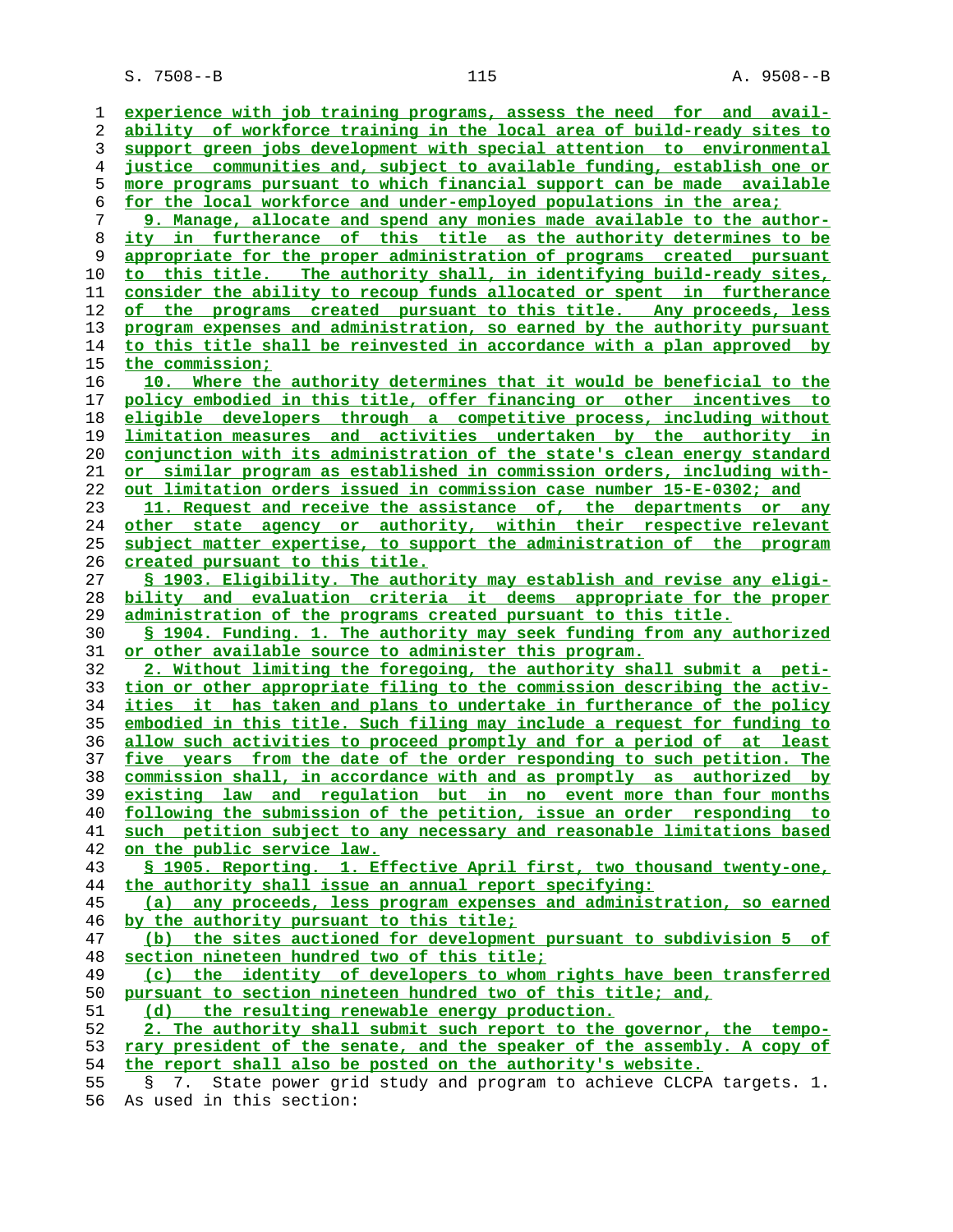experience with job training programs, assess the need for and availability of workforce training in the local area of build-ready sites to support green jobs development with special attention to environmental justice communities and, subject to available funding, establish one or more programs pursuant to which financial support can be made available for the local workforce and under-employed populations in the area;

9. Manage, allocate and spend any monies made available to the authority in furtherance of this title as the authority determines to be appropriate for the proper administration of programs created pursuant to this title. The authority shall, in identifying build-ready sites, consider the ability to recoup funds allocated or spent in furtherance of the programs created pursuant to this title. Any proceeds, less program expenses and administration, so earned by the authority pursuant to this title shall be reinvested in accordance with a plan approved by the commission;

10. Where the authority determines that it would be beneficial to the policy embodied in this title, offer financing or other incentives to eligible developers through a competitive process, including without limitation measures and activities undertaken by the authority in conjunction with its administration of the state's clean energy standard or similar program as established in commission orders, including without limitation orders issued in commission case number 15-E-0302; and

11. Request and receive the assistance of, the departments or any other state agency or authority, within their respective relevant subject matter expertise, to support the administration of the program created pursuant to this title.

§ 1903. Eligibility. The authority may establish and revise any eligibility and evaluation criteria it deems appropriate for the proper administration of the programs created pursuant to this title.

§ 1904. Funding. 1. The authority may seek funding from any authorized or other available source to administer this program.

2. Without limiting the foregoing, the authority shall submit a petition or other appropriate filing to the commission describing the activities it has taken and plans to undertake in furtherance of the policy embodied in this title. Such filing may include a request for funding to allow such activities to proceed promptly and for a period of at least five years from the date of the order responding to such petition. The commission shall, in accordance with and as promptly as authorized by existing law and regulation but in no event more than four months following the submission of the petition, issue an order responding to such petition subject to any necessary and reasonable limitations based on the public service law.

§ 1905. Reporting. 1. Effective April first, two thousand twenty-one, the authority shall issue an annual report specifying:

(a) any proceeds, less program expenses and administration, so earned by the authority pursuant to this title;

(b) the sites auctioned for development pursuant to subdivision 5 of section nineteen hundred two of this title;

(c) the identity of developers to whom rights have been transferred pursuant to section nineteen hundred two of this title; and,

(d) the resulting renewable energy production.

2. The authority shall submit such report to the governor, the temporary president of the senate, and the speaker of the assembly. A copy of the report shall also be posted on the authority's website.

§ 7. State power grid study and program to achieve CLCPA targets. 1. As used in this section: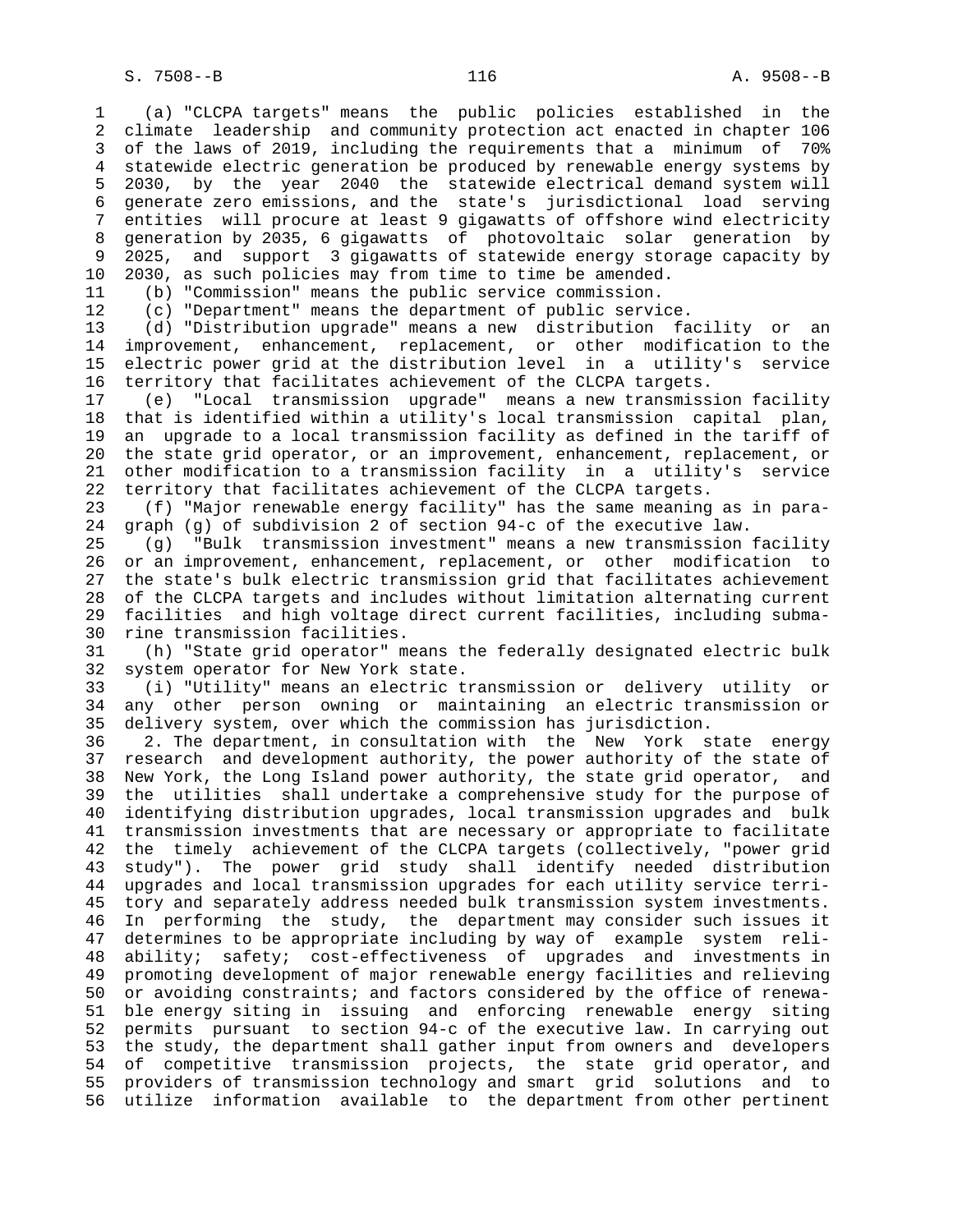(a) "CLCPA targets" means the public policies established in the climate leadership and community protection act enacted in chapter 106 of the laws of 2019, including the requirements that a minimum of 70% statewide electric generation be produced by renewable energy systems by 2030, by the year 2040 the statewide electrical demand system will generate zero emissions, and the state's jurisdictional load serving entities will procure at least 9 gigawatts of offshore wind electricity generation by 2035, 6 gigawatts of photovoltaic solar generation by 2025, and support 3 gigawatts of statewide energy storage capacity by 2030, as such policies may from time to time be amended.

(b) "Commission" means the public service commission.

(c) "Department" means the department of public service.

(d) "Distribution upgrade" means a new distribution facility or an improvement, enhancement, replacement, or other modification to the electric power grid at the distribution level in a utility's service territory that facilitates achievement of the CLCPA targets.

(e) "Local transmission upgrade" means a new transmission facility that is identified within a utility's local transmission capital plan, an upgrade to a local transmission facility as defined in the tariff of the state grid operator, or an improvement, enhancement, replacement, or other modification to a transmission facility in a utility's service territory that facilitates achievement of the CLCPA targets.

(f) "Major renewable energy facility" has the same meaning as in paragraph (g) of subdivision 2 of section 94-c of the executive law.

(g) "Bulk transmission investment" means a new transmission facility or an improvement, enhancement, replacement, or other modification to the state's bulk electric transmission grid that facilitates achievement of the CLCPA targets and includes without limitation alternating current facilities and high voltage direct current facilities, including submarine transmission facilities.

(h) "State grid operator" means the federally designated electric bulk system operator for New York state.

(i) "Utility" means an electric transmission or delivery utility or any other person owning or maintaining an electric transmission or delivery system, over which the commission has jurisdiction.

2. The department, in consultation with the New York state energy research and development authority, the power authority of the state of New York, the Long Island power authority, the state grid operator, and the utilities shall undertake a comprehensive study for the purpose of identifying distribution upgrades, local transmission upgrades and bulk transmission investments that are necessary or appropriate to facilitate the timely achievement of the CLCPA targets (collectively, "power grid study"). The power grid study shall identify needed distribution upgrades and local transmission upgrades for each utility service territory and separately address needed bulk transmission system investments. In performing the study, the department may consider such issues it determines to be appropriate including by way of example system reliability; safety; cost-effectiveness of upgrades and investments in promoting development of major renewable energy facilities and relieving or avoiding constraints; and factors considered by the office of renewable energy siting in issuing and enforcing renewable energy siting permits pursuant to section 94-c of the executive law. In carrying out the study, the department shall gather input from owners and developers of competitive transmission projects, the state grid operator, and providers of transmission technology and smart grid solutions and to utilize information available to the department from other pertinent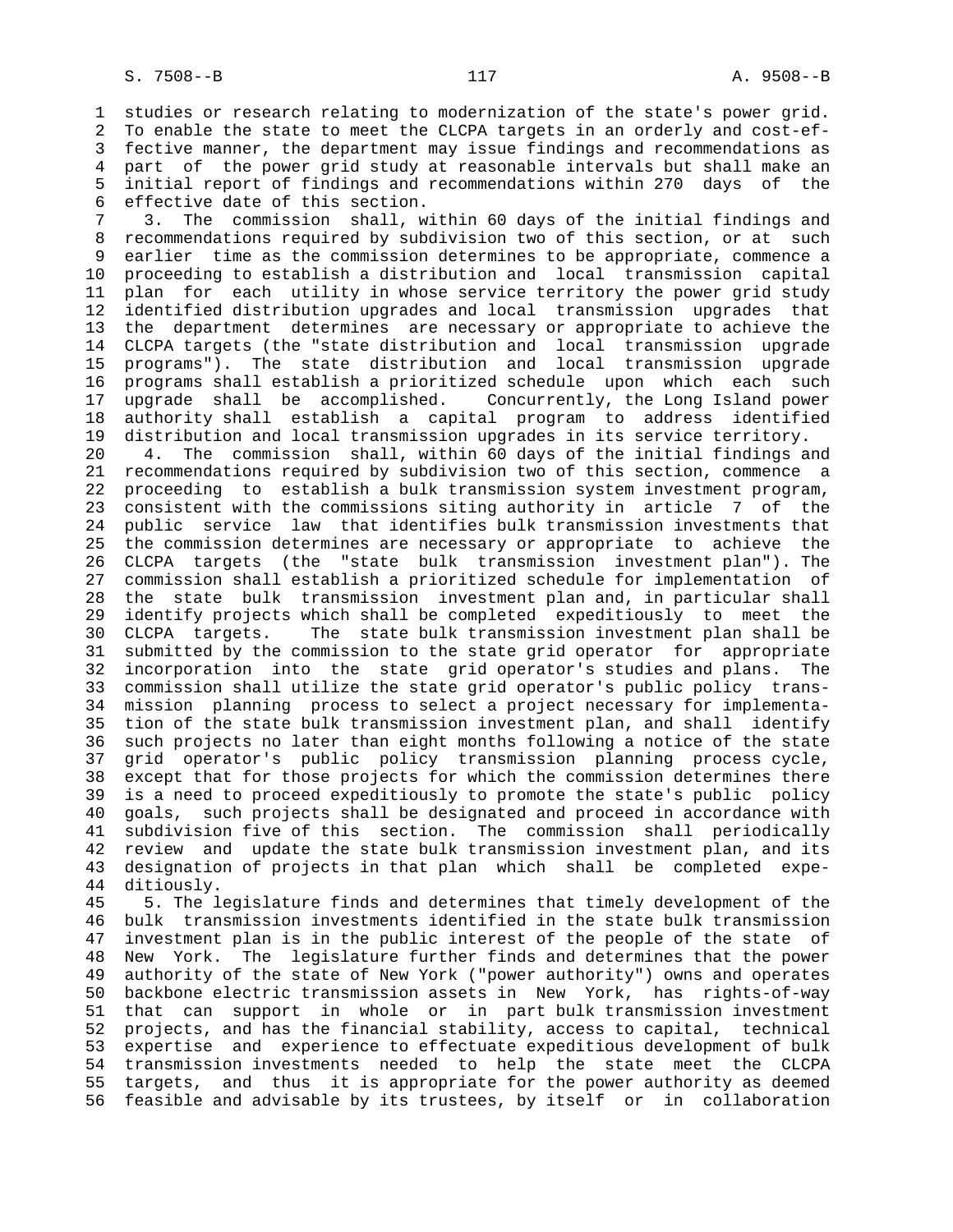studies or research relating to modernization of the state's power grid. To enable the state to meet the CLCPA targets in an orderly and cost-effective manner, the department may issue findings and recommendations as part of the power grid study at reasonable intervals but shall make an initial report of findings and recommendations within 270 days of the effective date of this section.

3. The commission shall, within 60 days of the initial findings and recommendations required by subdivision two of this section, or at such earlier time as the commission determines to be appropriate, commence a proceeding to establish a distribution and local transmission capital plan for each utility in whose service territory the power grid study identified distribution upgrades and local transmission upgrades that the department determines are necessary or appropriate to achieve the CLCPA targets (the "state distribution and local transmission upgrade programs"). The state distribution and local transmission upgrade programs shall establish a prioritized schedule upon which each such upgrade shall be accomplished. Concurrently, the Long Island power authority shall establish a capital program to address identified distribution and local transmission upgrades in its service territory.

4. The commission shall, within 60 days of the initial findings and recommendations required by subdivision two of this section, commence a proceeding to establish a bulk transmission system investment program, consistent with the commissions siting authority in article 7 of the public service law that identifies bulk transmission investments that the commission determines are necessary or appropriate to achieve the CLCPA targets (the "state bulk transmission investment plan"). The commission shall establish a prioritized schedule for implementation of the state bulk transmission investment plan and, in particular shall identify projects which shall be completed expeditiously to meet the CLCPA targets. The state bulk transmission investment plan shall be submitted by the commission to the state grid operator for appropriate incorporation into the state grid operator's studies and plans. The commission shall utilize the state grid operator's public policy transmission planning process to select a project necessary for implementation of the state bulk transmission investment plan, and shall identify such projects no later than eight months following a notice of the state grid operator's public policy transmission planning process cycle, except that for those projects for which the commission determines there is a need to proceed expeditiously to promote the state's public policy goals, such projects shall be designated and proceed in accordance with subdivision five of this section. The commission shall periodically review and update the state bulk transmission investment plan, and its designation of projects in that plan which shall be completed expeditiously.

5. The legislature finds and determines that timely development of the bulk transmission investments identified in the state bulk transmission investment plan is in the public interest of the people of the state of New York. The legislature further finds and determines that the power authority of the state of New York ("power authority") owns and operates backbone electric transmission assets in New York, has rights-of-way that can support in whole or in part bulk transmission investment projects, and has the financial stability, access to capital, technical expertise and experience to effectuate expeditious development of bulk transmission investments needed to help the state meet the CLCPA targets, and thus it is appropriate for the power authority as deemed feasible and advisable by its trustees, by itself or in collaboration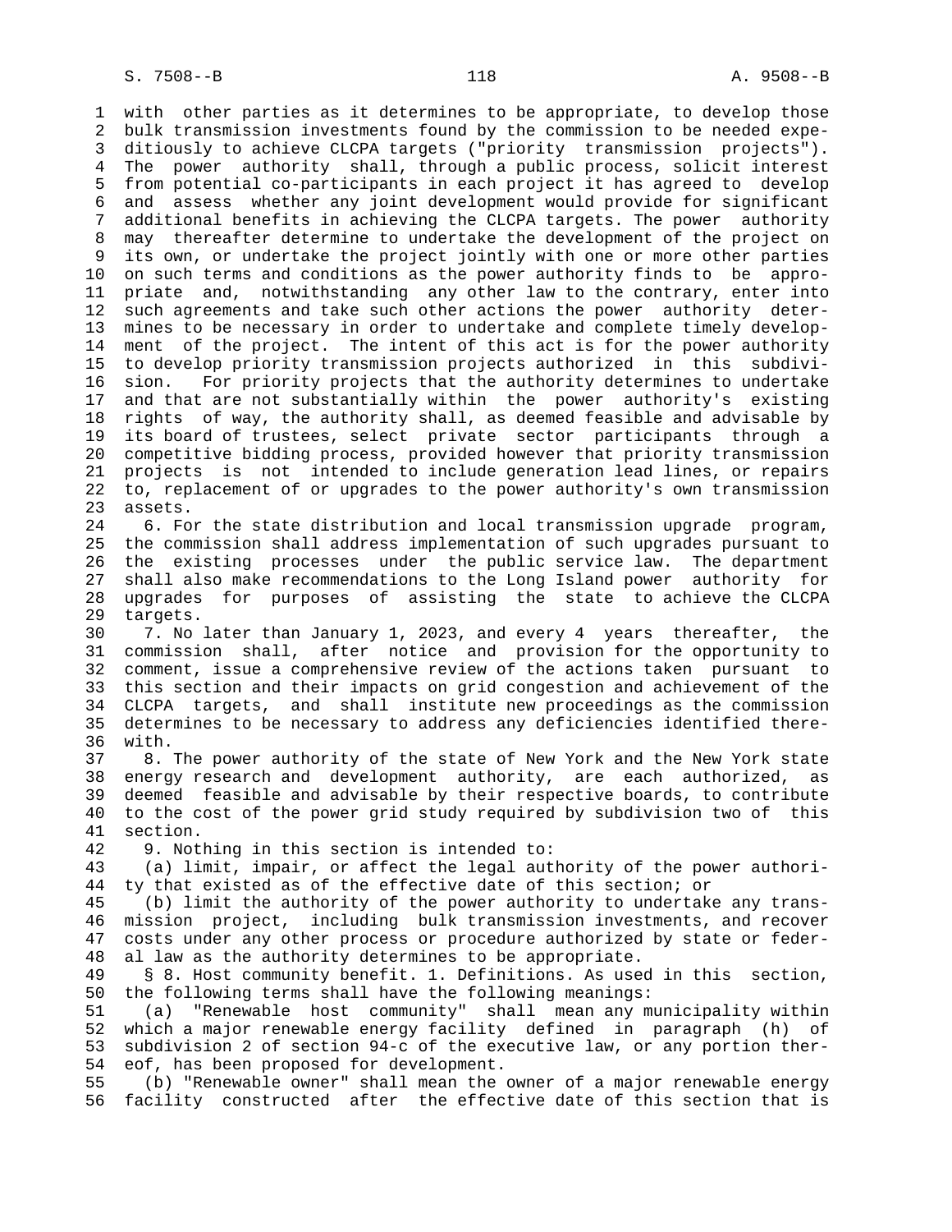with other parties as it determines to be appropriate, to develop those bulk transmission investments found by the commission to be needed expeditiously to achieve CLCPA targets ("priority transmission projects"). The power authority shall, through a public process, solicit interest from potential co-participants in each project it has agreed to develop and assess whether any joint development would provide for significant additional benefits in achieving the CLCPA targets. The power authority may thereafter determine to undertake the development of the project on its own, or undertake the project jointly with one or more other parties on such terms and conditions as the power authority finds to be appropriate and, notwithstanding any other law to the contrary, enter into such agreements and take such other actions the power authority determines to be necessary in order to undertake and complete timely development of the project. The intent of this act is for the power authority to develop priority transmission projects authorized in this subdivision. For priority projects that the authority determines to undertake and that are not substantially within the power authority's existing rights of way, the authority shall, as deemed feasible and advisable by its board of trustees, select private sector participants through a competitive bidding process, provided however that priority transmission projects is not intended to include generation lead lines, or repairs to, replacement of or upgrades to the power authority's own transmission assets.

6. For the state distribution and local transmission upgrade program, the commission shall address implementation of such upgrades pursuant to the existing processes under the public service law. The department shall also make recommendations to the Long Island power authority for upgrades for purposes of assisting the state to achieve the CLCPA targets.

7. No later than January 1, 2023, and every 4 years thereafter, the commission shall, after notice and provision for the opportunity to comment, issue a comprehensive review of the actions taken pursuant to this section and their impacts on grid congestion and achievement of the CLCPA targets, and shall institute new proceedings as the commission determines to be necessary to address any deficiencies identified therewith.

8. The power authority of the state of New York and the New York state energy research and development authority, are each authorized, as deemed feasible and advisable by their respective boards, to contribute to the cost of the power grid study required by subdivision two of this section.

9. Nothing in this section is intended to:

(a) limit, impair, or affect the legal authority of the power authority that existed as of the effective date of this section; or

(b) limit the authority of the power authority to undertake any transmission project, including bulk transmission investments, and recover costs under any other process or procedure authorized by state or federal law as the authority determines to be appropriate.

§ 8. Host community benefit. 1. Definitions. As used in this section, the following terms shall have the following meanings:

(a) "Renewable host community" shall mean any municipality within which a major renewable energy facility defined in paragraph (h) of subdivision 2 of section 94-c of the executive law, or any portion thereof, has been proposed for development.

(b) "Renewable owner" shall mean the owner of a major renewable energy facility constructed after the effective date of this section that is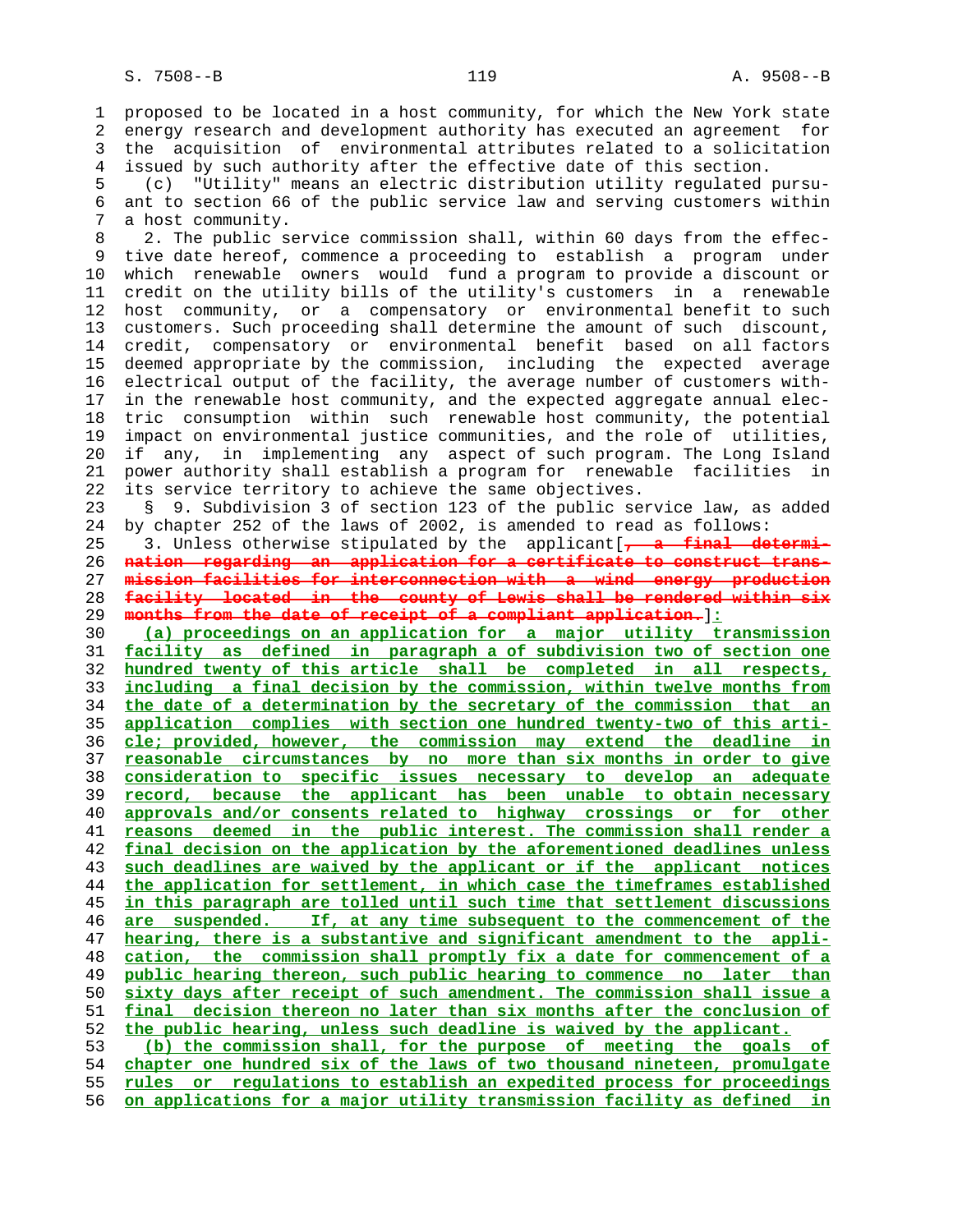proposed to be located in a host community, for which the New York state energy research and development authority has executed an agreement for the acquisition of environmental attributes related to a solicitation issued by such authority after the effective date of this section.

(c) "Utility" means an electric distribution utility regulated pursuant to section 66 of the public service law and serving customers within a host community.

2. The public service commission shall, within 60 days from the effective date hereof, commence a proceeding to establish a program under which renewable owners would fund a program to provide a discount or credit on the utility bills of the utility's customers in a renewable host community, or a compensatory or environmental benefit to such customers. Such proceeding shall determine the amount of such discount, credit, compensatory or environmental benefit based on all factors deemed appropriate by the commission, including the expected average electrical output of the facility, the average number of customers within the renewable host community, and the expected aggregate annual electric consumption within such renewable host community, the potential impact on environmental justice communities, and the role of utilities, if any, in implementing any aspect of such program. The Long Island power authority shall establish a program for renewable facilities in its service territory to achieve the same objectives.

§ 9. Subdivision 3 of section 123 of the public service law, as added by chapter 252 of the laws of 2002, is amended to read as follows:

3. Unless otherwise stipulated by the applicant[~~, a final determination regarding an application for a certificate to construct transmission facilities for interconnection with a wind energy production facility located in the county of Lewis shall be rendered within six months from the date of receipt of a compliant application.~~]<u>:</u>

<u>(a) proceedings on an application for a major utility transmission facility as defined in paragraph a of subdivision two of section one hundred twenty of this article shall be completed in all respects, including a final decision by the commission, within twelve months from the date of a determination by the secretary of the commission that an application complies with section one hundred twenty-two of this article; provided, however, the commission may extend the deadline in reasonable circumstances by no more than six months in order to give consideration to specific issues necessary to develop an adequate record, because the applicant has been unable to obtain necessary approvals and/or consents related to highway crossings or for other reasons deemed in the public interest. The commission shall render a final decision on the application by the aforementioned deadlines unless such deadlines are waived by the applicant or if the applicant notices the application for settlement, in which case the timeframes established in this paragraph are tolled until such time that settlement discussions are suspended. If, at any time subsequent to the commencement of the hearing, there is a substantive and significant amendment to the application, the commission shall promptly fix a date for commencement of a public hearing thereon, such public hearing to commence no later than sixty days after receipt of such amendment. The commission shall issue a final decision thereon no later than six months after the conclusion of the public hearing, unless such deadline is waived by the applicant.</u>

<u>(b) the commission shall, for the purpose of meeting the goals of chapter one hundred six of the laws of two thousand nineteen, promulgate rules or regulations to establish an expedited process for proceedings on applications for a major utility transmission facility as defined in</u>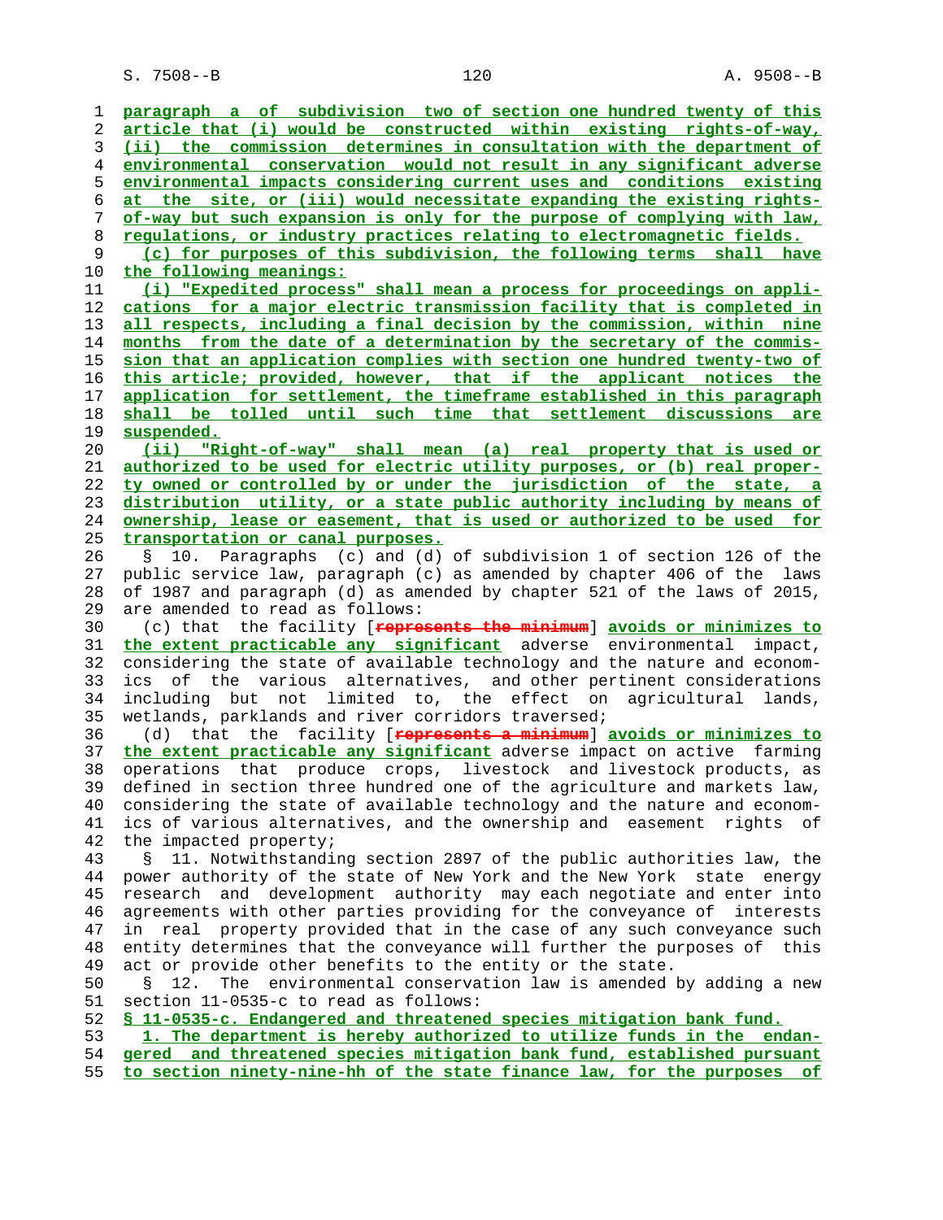paragraph a of subdivision two of section one hundred twenty of this article that (i) would be constructed within existing rights-of-way, (ii) the commission determines in consultation with the department of environmental conservation would not result in any significant adverse environmental impacts considering current uses and conditions existing at the site, or (iii) would necessitate expanding the existing rights-of-way but such expansion is only for the purpose of complying with law, regulations, or industry practices relating to electromagnetic fields.

(c) for purposes of this subdivision, the following terms shall have the following meanings:

(i) "Expedited process" shall mean a process for proceedings on applications for a major electric transmission facility that is completed in all respects, including a final decision by the commission, within nine months from the date of a determination by the secretary of the commission that an application complies with section one hundred twenty-two of this article; provided, however, that if the applicant notices the application for settlement, the timeframe established in this paragraph shall be tolled until such time that settlement discussions are suspended.

(ii) "Right-of-way" shall mean (a) real property that is used or authorized to be used for electric utility purposes, or (b) real property owned or controlled by or under the jurisdiction of the state, a distribution utility, or a state public authority including by means of ownership, lease or easement, that is used or authorized to be used for transportation or canal purposes.

§ 10. Paragraphs (c) and (d) of subdivision 1 of section 126 of the public service law, paragraph (c) as amended by chapter 406 of the laws of 1987 and paragraph (d) as amended by chapter 521 of the laws of 2015, are amended to read as follows:

(c) that the facility [represents the minimum] avoids or minimizes to the extent practicable any significant adverse environmental impact, considering the state of available technology and the nature and economics of the various alternatives, and other pertinent considerations including but not limited to, the effect on agricultural lands, wetlands, parklands and river corridors traversed;

(d) that the facility [represents a minimum] avoids or minimizes to the extent practicable any significant adverse impact on active farming operations that produce crops, livestock and livestock products, as defined in section three hundred one of the agriculture and markets law, considering the state of available technology and the nature and economics of various alternatives, and the ownership and easement rights of the impacted property;

§ 11. Notwithstanding section 2897 of the public authorities law, the power authority of the state of New York and the New York state energy research and development authority may each negotiate and enter into agreements with other parties providing for the conveyance of interests in real property provided that in the case of any such conveyance such entity determines that the conveyance will further the purposes of this act or provide other benefits to the entity or the state.

§ 12. The environmental conservation law is amended by adding a new section 11-0535-c to read as follows:

§ 11-0535-c. Endangered and threatened species mitigation bank fund.

1. The department is hereby authorized to utilize funds in the endangered and threatened species mitigation bank fund, established pursuant to section ninety-nine-hh of the state finance law, for the purposes of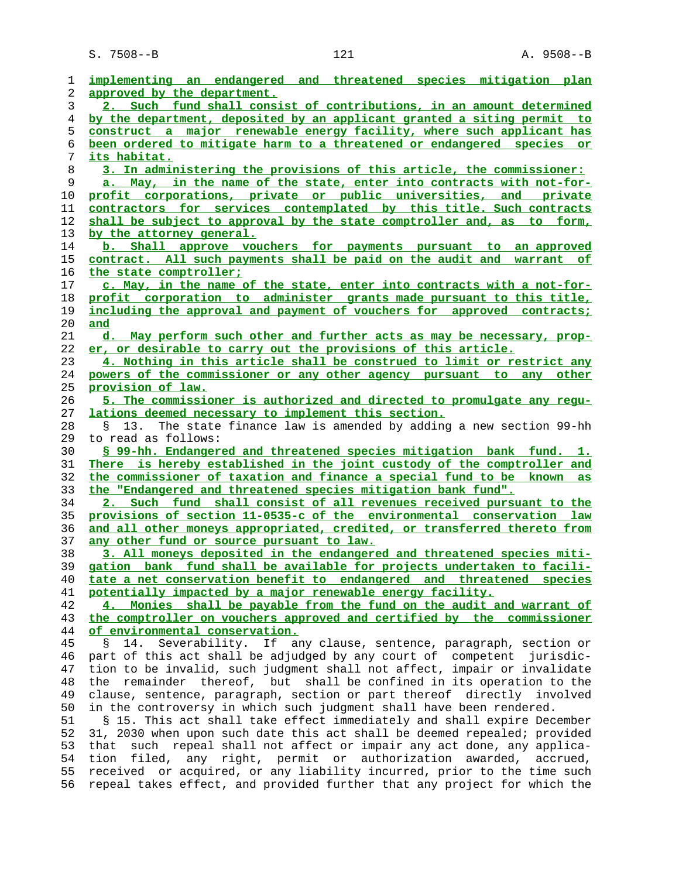implementing an endangered and threatened species mitigation plan approved by the department.

2. Such fund shall consist of contributions, in an amount determined by the department, deposited by an applicant granted a siting permit to construct a major renewable energy facility, where such applicant has been ordered to mitigate harm to a threatened or endangered species or its habitat.

3. In administering the provisions of this article, the commissioner:

a. May, in the name of the state, enter into contracts with not-for-profit corporations, private or public universities, and private contractors for services contemplated by this title. Such contracts shall be subject to approval by the state comptroller and, as to form, by the attorney general.

b. Shall approve vouchers for payments pursuant to an approved contract. All such payments shall be paid on the audit and warrant of the state comptroller;

c. May, in the name of the state, enter into contracts with a not-for-profit corporation to administer grants made pursuant to this title, including the approval and payment of vouchers for approved contracts; and

d. May perform such other and further acts as may be necessary, proper, or desirable to carry out the provisions of this article.

4. Nothing in this article shall be construed to limit or restrict any powers of the commissioner or any other agency pursuant to any other provision of law.

5. The commissioner is authorized and directed to promulgate any regulations deemed necessary to implement this section.

§ 13. The state finance law is amended by adding a new section 99-hh to read as follows:

§ 99-hh. Endangered and threatened species mitigation bank fund. 1. There is hereby established in the joint custody of the comptroller and the commissioner of taxation and finance a special fund to be known as the "Endangered and threatened species mitigation bank fund".

2. Such fund shall consist of all revenues received pursuant to the provisions of section 11-0535-c of the environmental conservation law and all other moneys appropriated, credited, or transferred thereto from any other fund or source pursuant to law.

3. All moneys deposited in the endangered and threatened species mitigation bank fund shall be available for projects undertaken to facilitate a net conservation benefit to endangered and threatened species potentially impacted by a major renewable energy facility.

4. Monies shall be payable from the fund on the audit and warrant of the comptroller on vouchers approved and certified by the commissioner of environmental conservation.

§ 14. Severability. If any clause, sentence, paragraph, section or part of this act shall be adjudged by any court of competent jurisdiction to be invalid, such judgment shall not affect, impair or invalidate the remainder thereof, but shall be confined in its operation to the clause, sentence, paragraph, section or part thereof directly involved in the controversy in which such judgment shall have been rendered.

§ 15. This act shall take effect immediately and shall expire December 31, 2030 when upon such date this act shall be deemed repealed; provided that such repeal shall not affect or impair any act done, any application filed, any right, permit or authorization awarded, accrued, received or acquired, or any liability incurred, prior to the time such repeal takes effect, and provided further that any project for which the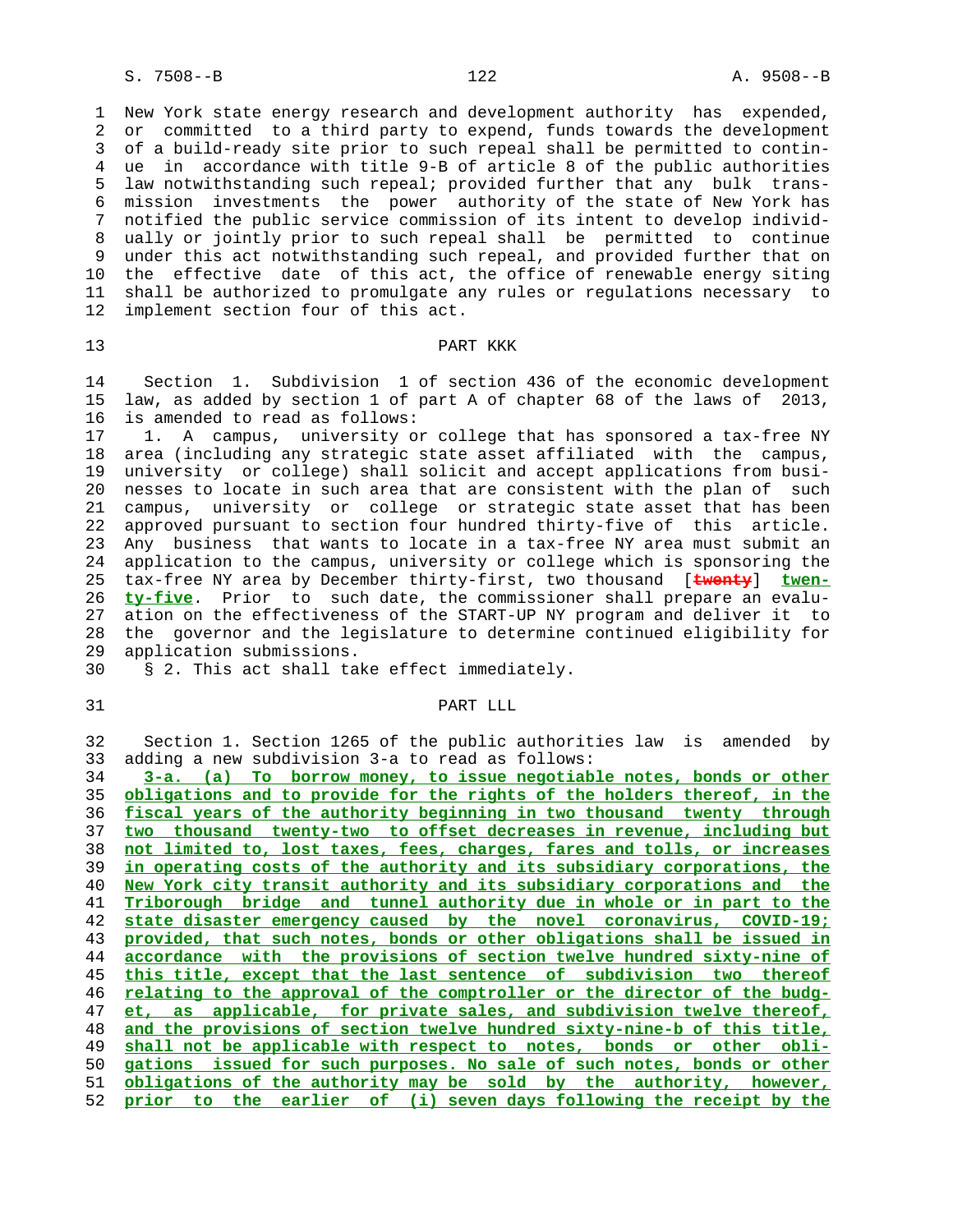New York state energy research and development authority has expended, or committed to a third party to expend, funds towards the development of a build-ready site prior to such repeal shall be permitted to continue in accordance with title 9-B of article 8 of the public authorities law notwithstanding such repeal; provided further that any bulk transmission investments the power authority of the state of New York has notified the public service commission of its intent to develop individually or jointly prior to such repeal shall be permitted to continue under this act notwithstanding such repeal, and provided further that on the effective date of this act, the office of renewable energy siting shall be authorized to promulgate any rules or regulations necessary to implement section four of this act.

PART KKK

Section 1. Subdivision 1 of section 436 of the economic development law, as added by section 1 of part A of chapter 68 of the laws of 2013, is amended to read as follows:

1. A campus, university or college that has sponsored a tax-free NY area (including any strategic state asset affiliated with the campus, university or college) shall solicit and accept applications from businesses to locate in such area that are consistent with the plan of such campus, university or college or strategic state asset that has been approved pursuant to section four hundred thirty-five of this article. Any business that wants to locate in a tax-free NY area must submit an application to the campus, university or college which is sponsoring the tax-free NY area by December thirty-first, two thousand [~~twenty~~] <u>twenty-five</u>. Prior to such date, the commissioner shall prepare an evaluation on the effectiveness of the START-UP NY program and deliver it to the governor and the legislature to determine continued eligibility for application submissions.

§ 2. This act shall take effect immediately.

PART LLL

Section 1. Section 1265 of the public authorities law is amended by adding a new subdivision 3-a to read as follows:

<u>3-a. (a) To borrow money, to issue negotiable notes, bonds or other obligations and to provide for the rights of the holders thereof, in the fiscal years of the authority beginning in two thousand twenty through two thousand twenty-two to offset decreases in revenue, including but not limited to, lost taxes, fees, charges, fares and tolls, or increases in operating costs of the authority and its subsidiary corporations, the New York city transit authority and its subsidiary corporations and the Triborough bridge and tunnel authority due in whole or in part to the state disaster emergency caused by the novel coronavirus, COVID-19; provided, that such notes, bonds or other obligations shall be issued in accordance with the provisions of section twelve hundred sixty-nine of this title, except that the last sentence of subdivision two thereof relating to the approval of the comptroller or the director of the budget, as applicable, for private sales, and subdivision twelve thereof, and the provisions of section twelve hundred sixty-nine-b of this title, shall not be applicable with respect to notes, bonds or other obligations issued for such purposes. No sale of such notes, bonds or other obligations of the authority may be sold by the authority, however, prior to the earlier of (i) seven days following the receipt by the</u>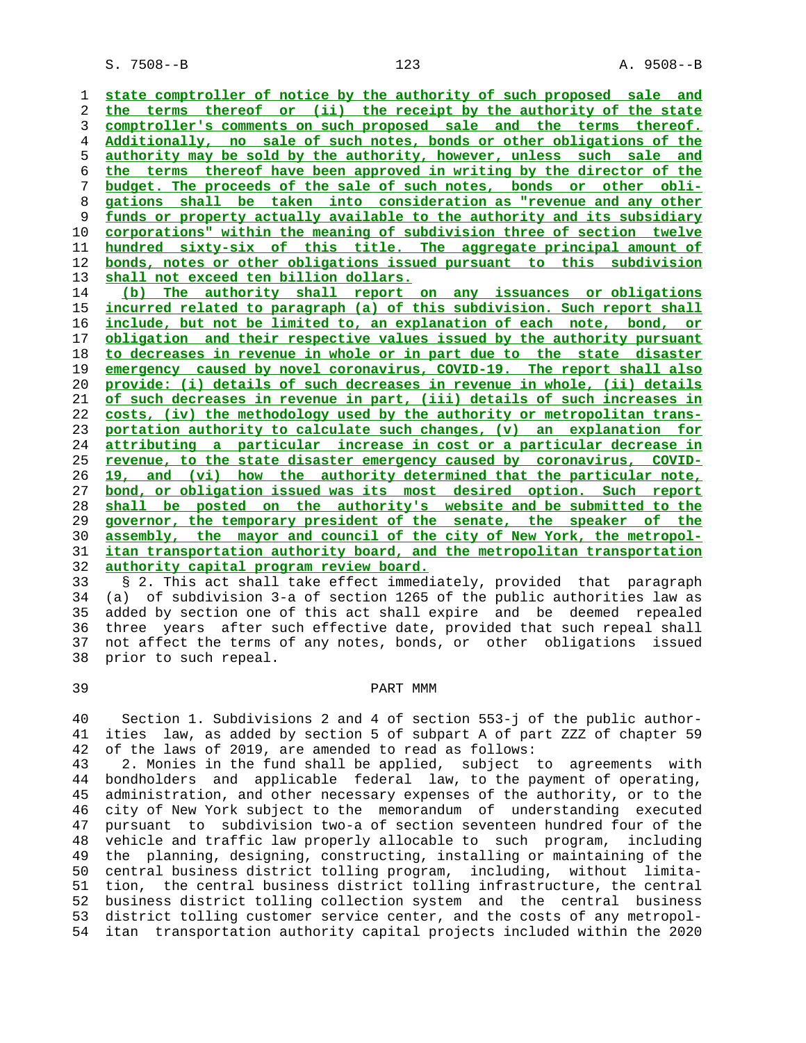state comptroller of notice by the authority of such proposed sale and the terms thereof or (ii) the receipt by the authority of the state comptroller's comments on such proposed sale and the terms thereof. Additionally, no sale of such notes, bonds or other obligations of the authority may be sold by the authority, however, unless such sale and the terms thereof have been approved in writing by the director of the budget. The proceeds of the sale of such notes, bonds or other obligations shall be taken into consideration as "revenue and any other funds or property actually available to the authority and its subsidiary corporations" within the meaning of subdivision three of section twelve hundred sixty-six of this title. The aggregate principal amount of bonds, notes or other obligations issued pursuant to this subdivision shall not exceed ten billion dollars.

(b) The authority shall report on any issuances or obligations incurred related to paragraph (a) of this subdivision. Such report shall include, but not be limited to, an explanation of each note, bond, or obligation and their respective values issued by the authority pursuant to decreases in revenue in whole or in part due to the state disaster emergency caused by novel coronavirus, COVID-19. The report shall also provide: (i) details of such decreases in revenue in whole, (ii) details of such decreases in revenue in part, (iii) details of such increases in costs, (iv) the methodology used by the authority or metropolitan transportation authority to calculate such changes, (v) an explanation for attributing a particular increase in cost or a particular decrease in revenue, to the state disaster emergency caused by coronavirus, COVID-19, and (vi) how the authority determined that the particular note, bond, or obligation issued was its most desired option. Such report shall be posted on the authority's website and be submitted to the governor, the temporary president of the senate, the speaker of the assembly, the mayor and council of the city of New York, the metropolitan transportation authority board, and the metropolitan transportation authority capital program review board.

§ 2. This act shall take effect immediately, provided that paragraph (a) of subdivision 3-a of section 1265 of the public authorities law as added by section one of this act shall expire and be deemed repealed three years after such effective date, provided that such repeal shall not affect the terms of any notes, bonds, or other obligations issued prior to such repeal.

PART MMM

Section 1. Subdivisions 2 and 4 of section 553-j of the public authorities law, as added by section 5 of subpart A of part ZZZ of chapter 59 of the laws of 2019, are amended to read as follows:

2. Monies in the fund shall be applied, subject to agreements with bondholders and applicable federal law, to the payment of operating, administration, and other necessary expenses of the authority, or to the city of New York subject to the memorandum of understanding executed pursuant to subdivision two-a of section seventeen hundred four of the vehicle and traffic law properly allocable to such program, including the planning, designing, constructing, installing or maintaining of the central business district tolling program, including, without limitation, the central business district tolling infrastructure, the central business district tolling collection system and the central business district tolling customer service center, and the costs of any metropolitan transportation authority capital projects included within the 2020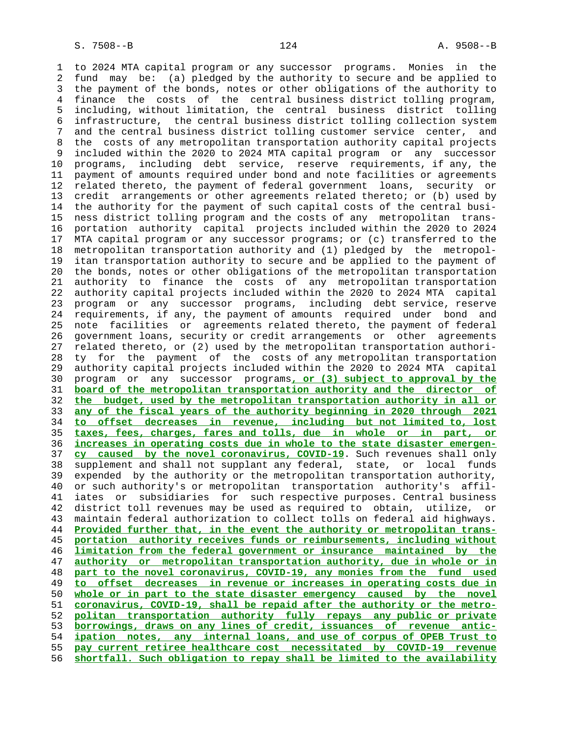to 2024 MTA capital program or any successor programs. Monies in the fund may be: (a) pledged by the authority to secure and be applied to the payment of the bonds, notes or other obligations of the authority to finance the costs of the central business district tolling program, including, without limitation, the central business district tolling infrastructure, the central business district tolling collection system and the central business district tolling customer service center, and the costs of any metropolitan transportation authority capital projects included within the 2020 to 2024 MTA capital program or any successor programs, including debt service, reserve requirements, if any, the payment of amounts required under bond and note facilities or agreements related thereto, the payment of federal government loans, security or credit arrangements or other agreements related thereto; or (b) used by the authority for the payment of such capital costs of the central business district tolling program and the costs of any metropolitan transportation authority capital projects included within the 2020 to 2024 MTA capital program or any successor programs; or (c) transferred to the metropolitan transportation authority and (1) pledged by the metropolitan transportation authority to secure and be applied to the payment of the bonds, notes or other obligations of the metropolitan transportation authority to finance the costs of any metropolitan transportation authority capital projects included within the 2020 to 2024 MTA capital program or any successor programs, including debt service, reserve requirements, if any, the payment of amounts required under bond and note facilities or agreements related thereto, the payment of federal government loans, security or credit arrangements or other agreements related thereto, or (2) used by the metropolitan transportation authority for the payment of the costs of any metropolitan transportation authority capital projects included within the 2020 to 2024 MTA capital program or any successor programs**, or (3) subject to approval by the board of the metropolitan transportation authority and the director of the budget, used by the metropolitan transportation authority in all or any of the fiscal years of the authority beginning in 2020 through 2021 to offset decreases in revenue, including but not limited to, lost taxes, fees, charges, fares and tolls, due in whole or in part, or increases in operating costs due in whole to the state disaster emergency caused by the novel coronavirus, COVID-19**. Such revenues shall only supplement and shall not supplant any federal, state, or local funds expended by the authority or the metropolitan transportation authority, or such authority's or metropolitan transportation authority's affiliates or subsidiaries for such respective purposes. Central business district toll revenues may be used as required to obtain, utilize, or maintain federal authorization to collect tolls on federal aid highways. **Provided further that, in the event the authority or metropolitan transportation authority receives funds or reimbursements, including without limitation from the federal government or insurance maintained by the authority or metropolitan transportation authority, due in whole or in part to the novel coronavirus, COVID-19, any monies from the fund used to offset decreases in revenue or increases in operating costs due in whole or in part to the state disaster emergency caused by the novel coronavirus, COVID-19, shall be repaid after the authority or the metropolitan transportation authority fully repays any public or private borrowings, draws on any lines of credit, issuances of revenue anticipation notes, any internal loans, and use of corpus of OPEB Trust to pay current retiree healthcare cost necessitated by COVID-19 revenue shortfall. Such obligation to repay shall be limited to the availability**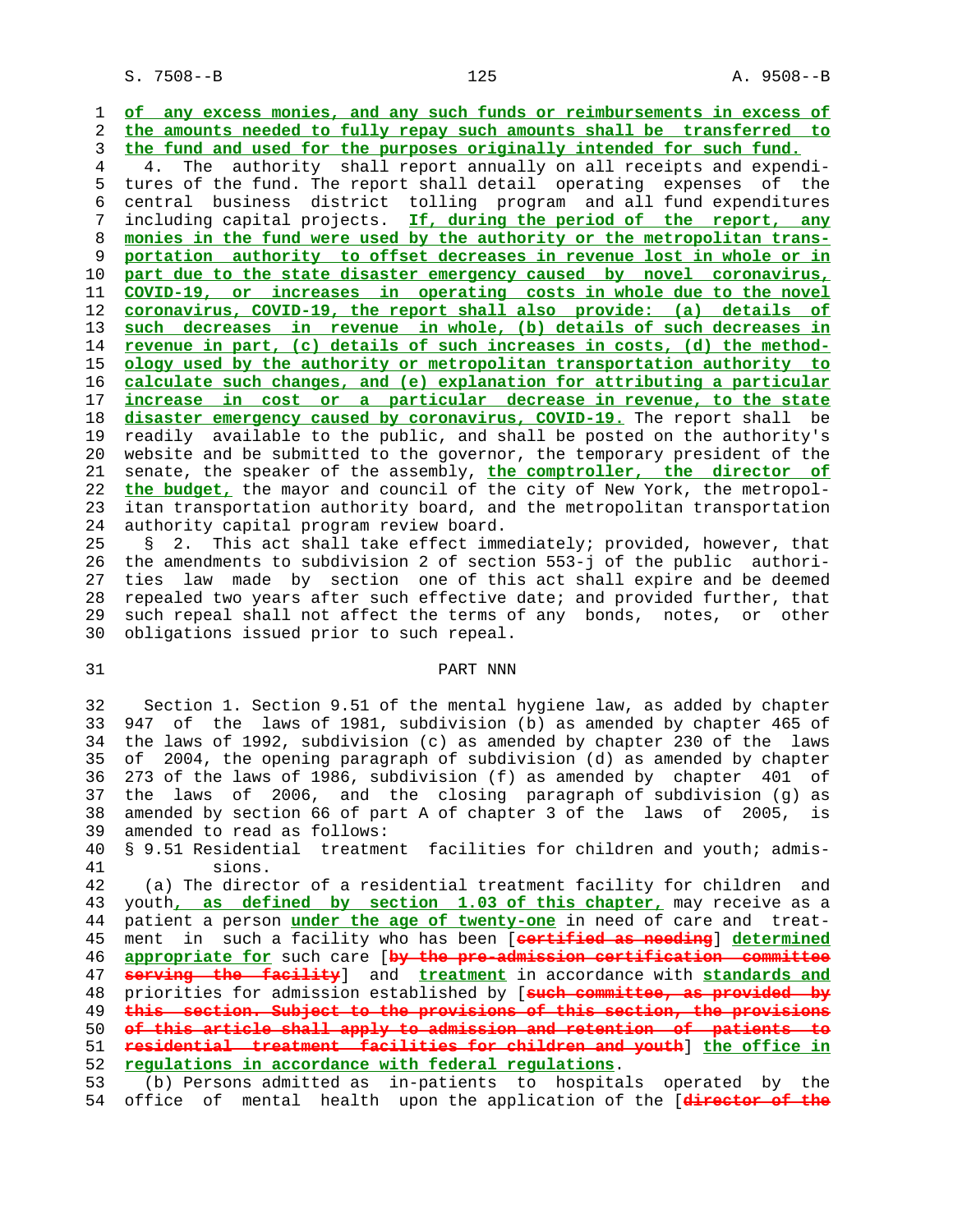of any excess monies, and any such funds or reimbursements in excess of the amounts needed to fully repay such amounts shall be transferred to the fund and used for the purposes originally intended for such fund.

4. The authority shall report annually on all receipts and expenditures of the fund. The report shall detail operating expenses of the central business district tolling program and all fund expenditures including capital projects. If, during the period of the report, any monies in the fund were used by the authority or the metropolitan transportation authority to offset decreases in revenue lost in whole or in part due to the state disaster emergency caused by novel coronavirus, COVID-19, or increases in operating costs in whole due to the novel coronavirus, COVID-19, the report shall also provide: (a) details of such decreases in revenue in whole, (b) details of such decreases in revenue in part, (c) details of such increases in costs, (d) the methodology used by the authority or metropolitan transportation authority to calculate such changes, and (e) explanation for attributing a particular increase in cost or a particular decrease in revenue, to the state disaster emergency caused by coronavirus, COVID-19. The report shall be readily available to the public, and shall be posted on the authority's website and be submitted to the governor, the temporary president of the senate, the speaker of the assembly, the comptroller, the director of the budget, the mayor and council of the city of New York, the metropolitan transportation authority board, and the metropolitan transportation authority capital program review board.

§ 2. This act shall take effect immediately; provided, however, that the amendments to subdivision 2 of section 553-j of the public authorities law made by section one of this act shall expire and be deemed repealed two years after such effective date; and provided further, that such repeal shall not affect the terms of any bonds, notes, or other obligations issued prior to such repeal.

PART NNN

Section 1. Section 9.51 of the mental hygiene law, as added by chapter 947 of the laws of 1981, subdivision (b) as amended by chapter 465 of the laws of 1992, subdivision (c) as amended by chapter 230 of the laws of 2004, the opening paragraph of subdivision (d) as amended by chapter 273 of the laws of 1986, subdivision (f) as amended by chapter 401 of the laws of 2006, and the closing paragraph of subdivision (g) as amended by section 66 of part A of chapter 3 of the laws of 2005, is amended to read as follows:

§ 9.51 Residential treatment facilities for children and youth; admissions.

(a) The director of a residential treatment facility for children and youth, as defined by section 1.03 of this chapter, may receive as a patient a person under the age of twenty-one in need of care and treatment in such a facility who has been [certified as needing] determined appropriate for such care [by the pre-admission certification committee serving the facility] and treatment in accordance with standards and priorities for admission established by [such committee, as provided by this section. Subject to the provisions of this section, the provisions of this article shall apply to admission and retention of patients to residential treatment facilities for children and youth] the office in regulations in accordance with federal regulations.

(b) Persons admitted as in-patients to hospitals operated by the office of mental health upon the application of the [director of the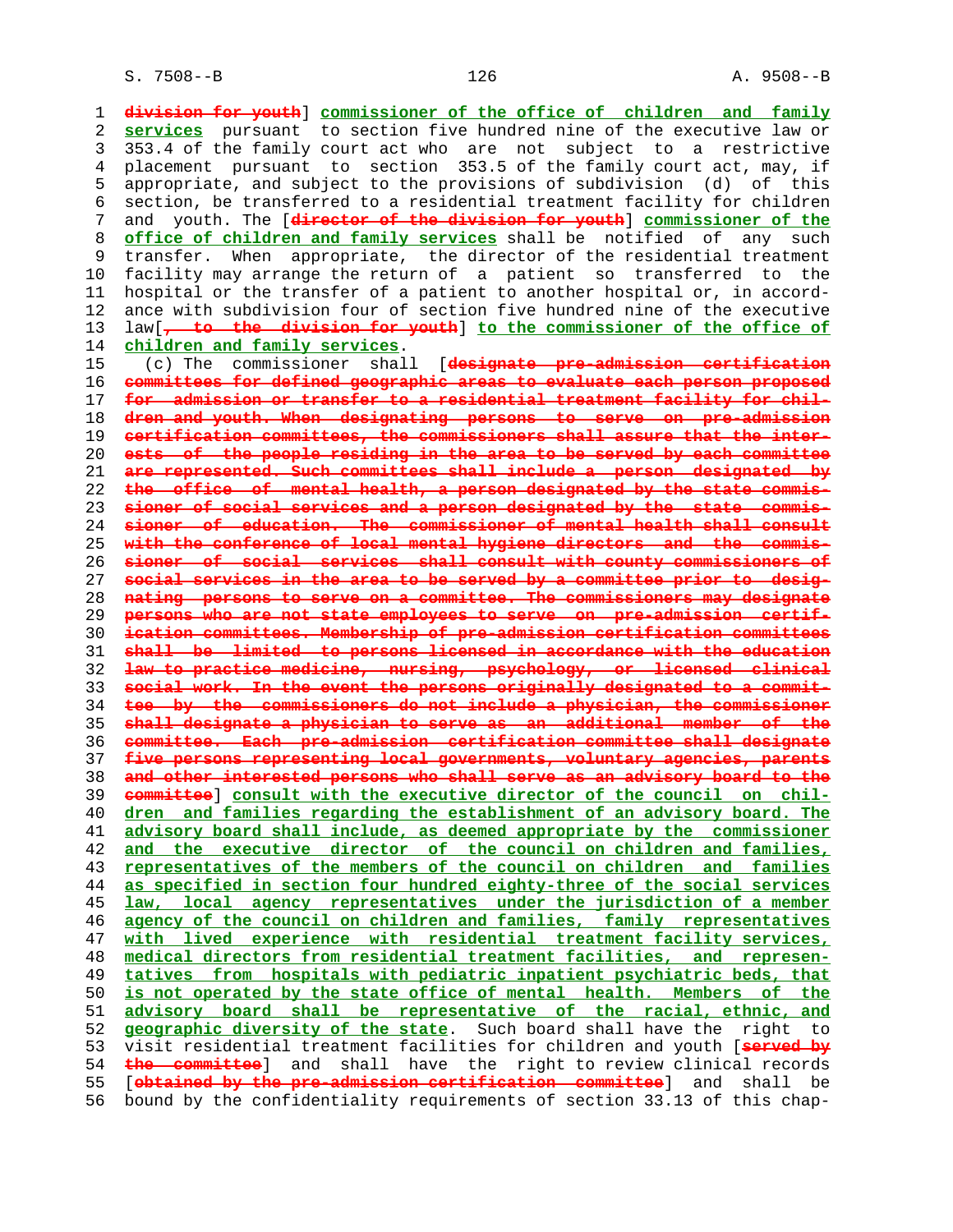division for youth] commissioner of the office of children and family services pursuant to section five hundred nine of the executive law or 353.4 of the family court act who are not subject to a restrictive placement pursuant to section 353.5 of the family court act, may, if appropriate, and subject to the provisions of subdivision (d) of this section, be transferred to a residential treatment facility for children and youth. The [director of the division for youth] commissioner of the office of children and family services shall be notified of any such transfer. When appropriate, the director of the residential treatment facility may arrange the return of a patient so transferred to the hospital or the transfer of a patient to another hospital or, in accordance with subdivision four of section five hundred nine of the executive law[, to the division for youth] to the commissioner of the office of children and family services.

(c) The commissioner shall [designate pre-admission certification committees for defined geographic areas to evaluate each person proposed for admission or transfer to a residential treatment facility for children and youth. When designating persons to serve on pre-admission certification committees, the commissioners shall assure that the interests of the people residing in the area to be served by each committee are represented. Such committees shall include a person designated by the office of mental health, a person designated by the state commissioner of social services and a person designated by the state commissioner of education. The commissioner of mental health shall consult with the conference of local mental hygiene directors and the commissioner of social services shall consult with county commissioners of social services in the area to be served by a committee prior to designating persons to serve on a committee. The commissioners may designate persons who are not state employees to serve on pre-admission certification committees. Membership of pre-admission certification committees shall be limited to persons licensed in accordance with the education law to practice medicine, nursing, psychology, or licensed clinical social work. In the event the persons originally designated to a committee by the commissioners do not include a physician, the commissioner shall designate a physician to serve as an additional member of the committee. Each pre-admission certification committee shall designate five persons representing local governments, voluntary agencies, parents and other interested persons who shall serve as an advisory board to the committee] consult with the executive director of the council on children and families regarding the establishment of an advisory board. The advisory board shall include, as deemed appropriate by the commissioner and the executive director of the council on children and families, representatives of the members of the council on children and families as specified in section four hundred eighty-three of the social services law, local agency representatives under the jurisdiction of a member agency of the council on children and families, family representatives with lived experience with residential treatment facility services, medical directors from residential treatment facilities, and representatives from hospitals with pediatric inpatient psychiatric beds, that is not operated by the state office of mental health. Members of the advisory board shall be representative of the racial, ethnic, and geographic diversity of the state. Such board shall have the right to visit residential treatment facilities for children and youth [served by the committee] and shall have the right to review clinical records [obtained by the pre-admission certification committee] and shall be bound by the confidentiality requirements of section 33.13 of this chap-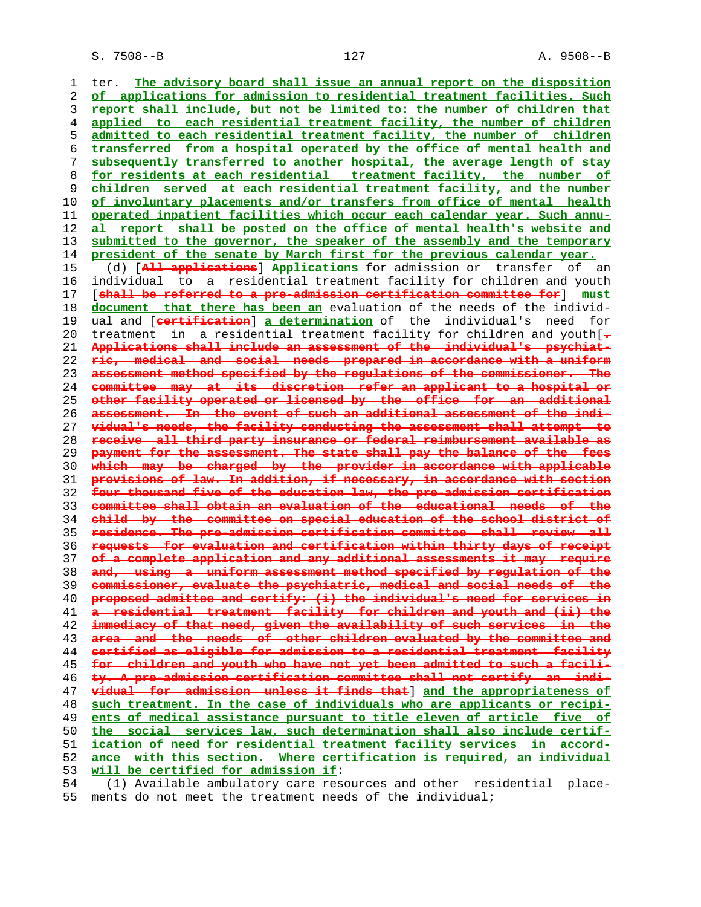ter. The advisory board shall issue an annual report on the disposition of applications for admission to residential treatment facilities. Such report shall include, but not be limited to: the number of children that applied to each residential treatment facility, the number of children admitted to each residential treatment facility, the number of children transferred from a hospital operated by the office of mental health and subsequently transferred to another hospital, the average length of stay for residents at each residential treatment facility, the number of children served at each residential treatment facility, and the number of involuntary placements and/or transfers from office of mental health operated inpatient facilities which occur each calendar year. Such annual report shall be posted on the office of mental health's website and submitted to the governor, the speaker of the assembly and the temporary president of the senate by March first for the previous calendar year.

(d) [All applications] Applications for admission or transfer of an individual to a residential treatment facility for children and youth [shall be referred to a pre-admission certification committee for] must document that there has been an evaluation of the needs of the individual and [certification] a determination of the individual's need for treatment in a residential treatment facility for children and youth[. Applications shall include an assessment of the individual's psychiatric, medical and social needs prepared in accordance with a uniform assessment method specified by the regulations of the commissioner. The committee may at its discretion refer an applicant to a hospital or other facility operated or licensed by the office for an additional assessment. In the event of such an additional assessment of the individual's needs, the facility conducting the assessment shall attempt to receive all third party insurance or federal reimbursement available as payment for the assessment. The state shall pay the balance of the fees which may be charged by the provider in accordance with applicable provisions of law. In addition, if necessary, in accordance with section four thousand five of the education law, the pre-admission certification committee shall obtain an evaluation of the educational needs of the child by the committee on special education of the school district of residence. The pre-admission certification committee shall review all requests for evaluation and certification within thirty days of receipt of a complete application and any additional assessments it may require and, using a uniform assessment method specified by regulation of the commissioner, evaluate the psychiatric, medical and social needs of the proposed admittee and certify: (i) the individual's need for services in a residential treatment facility for children and youth and (ii) the immediacy of that need, given the availability of such services in the area and the needs of other children evaluated by the committee and certified as eligible for admission to a residential treatment facility for children and youth who have not yet been admitted to such a facility. A pre-admission certification committee shall not certify an individual for admission unless it finds that] and the appropriateness of such treatment. In the case of individuals who are applicants or recipients of medical assistance pursuant to title eleven of article five of the social services law, such determination shall also include certification of need for residential treatment facility services in accordance with this section. Where certification is required, an individual will be certified for admission if:

(1) Available ambulatory care resources and other residential placements do not meet the treatment needs of the individual;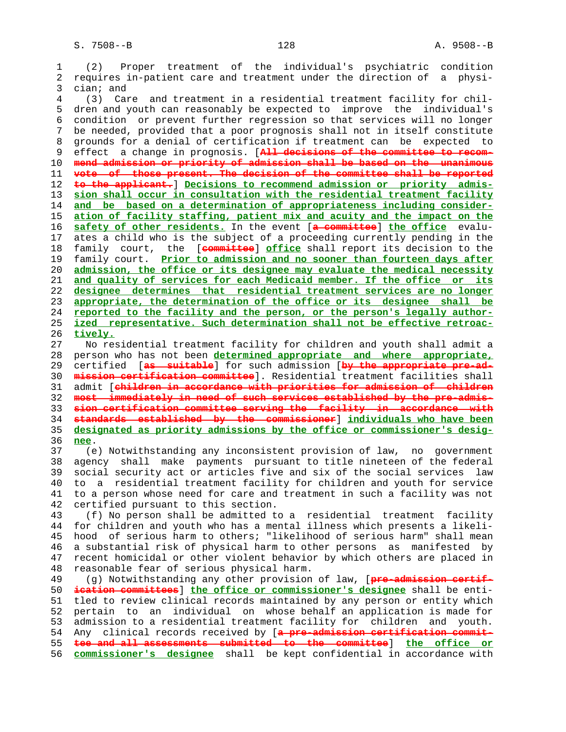(2) Proper treatment of the individual's psychiatric condition requires in-patient care and treatment under the direction of a physician; and

(3) Care and treatment in a residential treatment facility for children and youth can reasonably be expected to improve the individual's condition or prevent further regression so that services will no longer be needed, provided that a poor prognosis shall not in itself constitute grounds for a denial of certification if treatment can be expected to effect a change in prognosis. [~~All decisions of the committee to recommend admission or priority of admission shall be based on the unanimous vote of those present. The decision of the committee shall be reported to the applicant.~~] **Decisions to recommend admission or priority admission shall occur in consultation with the residential treatment facility and be based on a determination of appropriateness including consideration of facility staffing, patient mix and acuity and the impact on the safety of other residents.** In the event [~~a committee~~] **the office** evaluates a child who is the subject of a proceeding currently pending in the family court, the [~~committee~~] **office** shall report its decision to the family court. **Prior to admission and no sooner than fourteen days after admission, the office or its designee may evaluate the medical necessity and quality of services for each Medicaid member. If the office or its designee determines that residential treatment services are no longer appropriate, the determination of the office or its designee shall be reported to the facility and the person, or the person's legally authorized representative. Such determination shall not be effective retroactively.**

No residential treatment facility for children and youth shall admit a person who has not been **determined appropriate and where appropriate,** certified [~~as suitable~~] for such admission [~~by the appropriate pre-admission certification committee~~]. Residential treatment facilities shall admit [~~children in accordance with priorities for admission of children most immediately in need of such services established by the pre-admission certification committee serving the facility in accordance with standards established by the commissioner~~] **individuals who have been designated as priority admissions by the office or commissioner's designee**.

(e) Notwithstanding any inconsistent provision of law, no government agency shall make payments pursuant to title nineteen of the federal social security act or articles five and six of the social services law to a residential treatment facility for children and youth for service to a person whose need for care and treatment in such a facility was not certified pursuant to this section.

(f) No person shall be admitted to a residential treatment facility for children and youth who has a mental illness which presents a likelihood of serious harm to others; "likelihood of serious harm" shall mean a substantial risk of physical harm to other persons as manifested by recent homicidal or other violent behavior by which others are placed in reasonable fear of serious physical harm.

(g) Notwithstanding any other provision of law, [~~pre-admission certification committees~~] **the office or commissioner's designee** shall be entitled to review clinical records maintained by any person or entity which pertain to an individual on whose behalf an application is made for admission to a residential treatment facility for children and youth. Any clinical records received by [~~a pre-admission certification committee and all assessments submitted to the committee~~] **the office or commissioner's designee** shall be kept confidential in accordance with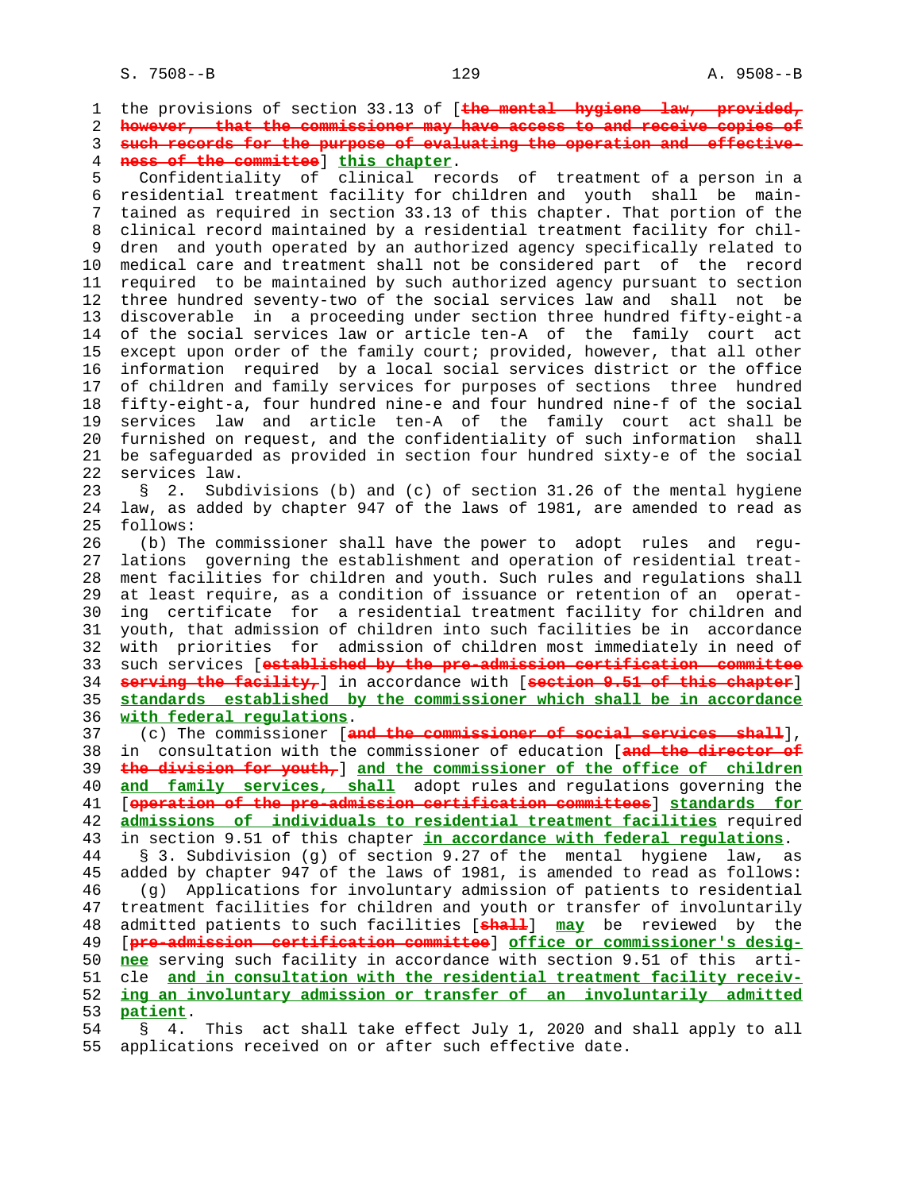the provisions of section 33.13 of [~~the mental hygiene law, provided, however, that the commissioner may have access to and receive copies of such records for the purpose of evaluating the operation and effectiveness of the committee~~] **this chapter**.

Confidentiality of clinical records of treatment of a person in a residential treatment facility for children and youth shall be maintained as required in section 33.13 of this chapter. That portion of the clinical record maintained by a residential treatment facility for children and youth operated by an authorized agency specifically related to medical care and treatment shall not be considered part of the record required to be maintained by such authorized agency pursuant to section three hundred seventy-two of the social services law and shall not be discoverable in a proceeding under section three hundred fifty-eight-a of the social services law or article ten-A of the family court act except upon order of the family court; provided, however, that all other information required by a local social services district or the office of children and family services for purposes of sections three hundred fifty-eight-a, four hundred nine-e and four hundred nine-f of the social services law and article ten-A of the family court act shall be furnished on request, and the confidentiality of such information shall be safeguarded as provided in section four hundred sixty-e of the social services law.

§ 2. Subdivisions (b) and (c) of section 31.26 of the mental hygiene law, as added by chapter 947 of the laws of 1981, are amended to read as follows:

(b) The commissioner shall have the power to adopt rules and regulations governing the establishment and operation of residential treatment facilities for children and youth. Such rules and regulations shall at least require, as a condition of issuance or retention of an operating certificate for a residential treatment facility for children and youth, that admission of children into such facilities be in accordance with priorities for admission of children most immediately in need of such services [~~established by the pre-admission certification committee serving the facility,~~] in accordance with [~~section 9.51 of this chapter~~] **standards established by the commissioner which shall be in accordance with federal regulations**.

(c) The commissioner [~~and the commissioner of social services shall~~], in consultation with the commissioner of education [~~and the director of the division for youth,~~] **and the commissioner of the office of children and family services, shall** adopt rules and regulations governing the [~~operation of the pre-admission certification committees~~] **standards for admissions of individuals to residential treatment facilities** required in section 9.51 of this chapter **in accordance with federal regulations**.

§ 3. Subdivision (g) of section 9.27 of the mental hygiene law, as added by chapter 947 of the laws of 1981, is amended to read as follows:

(g) Applications for involuntary admission of patients to residential treatment facilities for children and youth or transfer of involuntarily admitted patients to such facilities [~~shall~~] **may** be reviewed by the [~~pre-admission certification committee~~] **office or commissioner's designee** serving such facility in accordance with section 9.51 of this article **and in consultation with the residential treatment facility receiving an involuntary admission or transfer of an involuntarily admitted patient**.

§ 4. This act shall take effect July 1, 2020 and shall apply to all applications received on or after such effective date.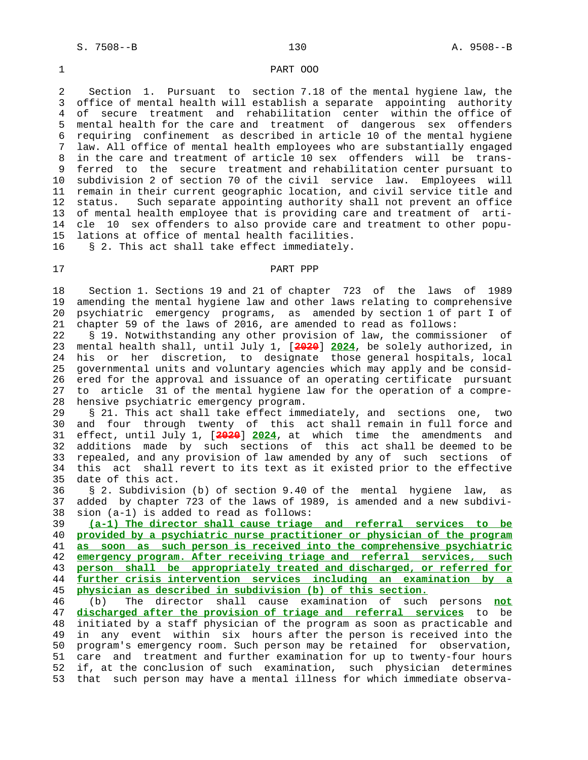PART OOO

Section 1. Pursuant to section 7.18 of the mental hygiene law, the office of mental health will establish a separate appointing authority of secure treatment and rehabilitation center within the office of mental health for the care and treatment of dangerous sex offenders requiring confinement as described in article 10 of the mental hygiene law. All office of mental health employees who are substantially engaged in the care and treatment of article 10 sex offenders will be transferred to the secure treatment and rehabilitation center pursuant to subdivision 2 of section 70 of the civil service law. Employees will remain in their current geographic location, and civil service title and status. Such separate appointing authority shall not prevent an office of mental health employee that is providing care and treatment of article 10 sex offenders to also provide care and treatment to other populations at office of mental health facilities.

§ 2. This act shall take effect immediately.

PART PPP

Section 1. Sections 19 and 21 of chapter 723 of the laws of 1989 amending the mental hygiene law and other laws relating to comprehensive psychiatric emergency programs, as amended by section 1 of part I of chapter 59 of the laws of 2016, are amended to read as follows:

§ 19. Notwithstanding any other provision of law, the commissioner of mental health shall, until July 1, [~~2020~~] **2024**, be solely authorized, in his or her discretion, to designate those general hospitals, local governmental units and voluntary agencies which may apply and be considered for the approval and issuance of an operating certificate pursuant to article 31 of the mental hygiene law for the operation of a comprehensive psychiatric emergency program.

§ 21. This act shall take effect immediately, and sections one, two and four through twenty of this act shall remain in full force and effect, until July 1, [~~2020~~] **2024**, at which time the amendments and additions made by such sections of this act shall be deemed to be repealed, and any provision of law amended by any of such sections of this act shall revert to its text as it existed prior to the effective date of this act.

§ 2. Subdivision (b) of section 9.40 of the mental hygiene law, as added by chapter 723 of the laws of 1989, is amended and a new subdivision (a-1) is added to read as follows:

**(a-1) The director shall cause triage and referral services to be provided by a psychiatric nurse practitioner or physician of the program as soon as such person is received into the comprehensive psychiatric emergency program. After receiving triage and referral services, such person shall be appropriately treated and discharged, or referred for further crisis intervention services including an examination by a physician as described in subdivision (b) of this section.**

(b) The director shall cause examination of such persons **not discharged after the provision of triage and referral services** to be initiated by a staff physician of the program as soon as practicable and in any event within six hours after the person is received into the program's emergency room. Such person may be retained for observation, care and treatment and further examination for up to twenty-four hours if, at the conclusion of such examination, such physician determines that such person may have a mental illness for which immediate observa-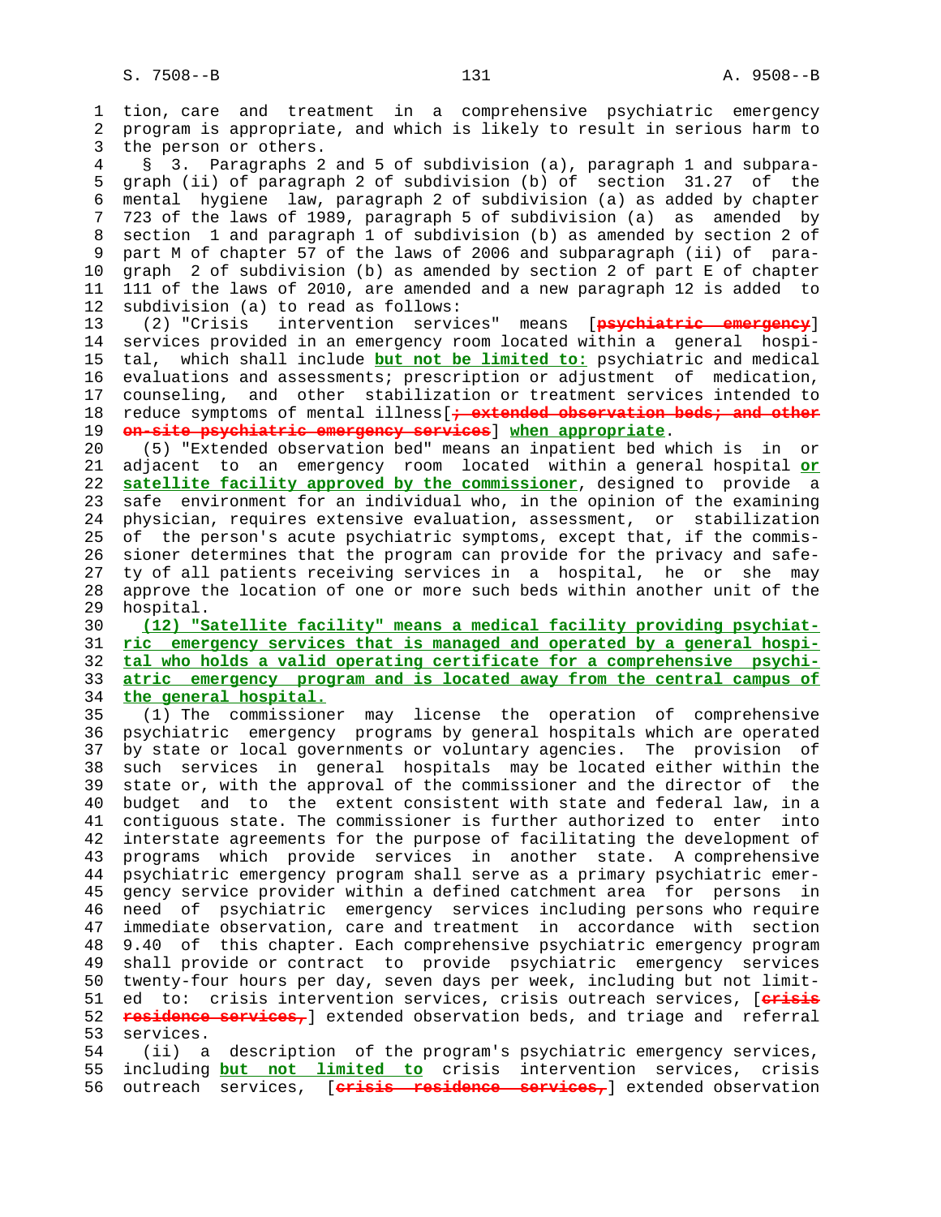tion, care and treatment in a comprehensive psychiatric emergency program is appropriate, and which is likely to result in serious harm to the person or others.

§ 3. Paragraphs 2 and 5 of subdivision (a), paragraph 1 and subparagraph (ii) of paragraph 2 of subdivision (b) of section 31.27 of the mental hygiene law, paragraph 2 of subdivision (a) as added by chapter 723 of the laws of 1989, paragraph 5 of subdivision (a) as amended by section 1 and paragraph 1 of subdivision (b) as amended by section 2 of part M of chapter 57 of the laws of 2006 and subparagraph (ii) of paragraph 2 of subdivision (b) as amended by section 2 of part E of chapter 111 of the laws of 2010, are amended and a new paragraph 12 is added to subdivision (a) to read as follows:

(2) "Crisis intervention services" means [~~psychiatric emergency~~] services provided in an emergency room located within a general hospital, which shall include **but not be limited to:** psychiatric and medical evaluations and assessments; prescription or adjustment of medication, counseling, and other stabilization or treatment services intended to reduce symptoms of mental illness[~~; extended observation beds; and other on-site psychiatric emergency services~~] **when appropriate**.

(5) "Extended observation bed" means an inpatient bed which is in or adjacent to an emergency room located within a general hospital **or satellite facility approved by the commissioner**, designed to provide a safe environment for an individual who, in the opinion of the examining physician, requires extensive evaluation, assessment, or stabilization of the person's acute psychiatric symptoms, except that, if the commissioner determines that the program can provide for the privacy and safety of all patients receiving services in a hospital, he or she may approve the location of one or more such beds within another unit of the hospital.

**(12) "Satellite facility" means a medical facility providing psychiatric emergency services that is managed and operated by a general hospital who holds a valid operating certificate for a comprehensive psychiatric emergency program and is located away from the central campus of the general hospital.**

(1) The commissioner may license the operation of comprehensive psychiatric emergency programs by general hospitals which are operated by state or local governments or voluntary agencies. The provision of such services in general hospitals may be located either within the state or, with the approval of the commissioner and the director of the budget and to the extent consistent with state and federal law, in a contiguous state. The commissioner is further authorized to enter into interstate agreements for the purpose of facilitating the development of programs which provide services in another state. A comprehensive psychiatric emergency program shall serve as a primary psychiatric emergency service provider within a defined catchment area for persons in need of psychiatric emergency services including persons who require immediate observation, care and treatment in accordance with section 9.40 of this chapter. Each comprehensive psychiatric emergency program shall provide or contract to provide psychiatric emergency services twenty-four hours per day, seven days per week, including but not limited to: crisis intervention services, crisis outreach services, [~~crisis residence services,~~] extended observation beds, and triage and referral services.

(ii) a description of the program's psychiatric emergency services, including **but not limited to** crisis intervention services, crisis outreach services, [~~crisis residence services,~~] extended observation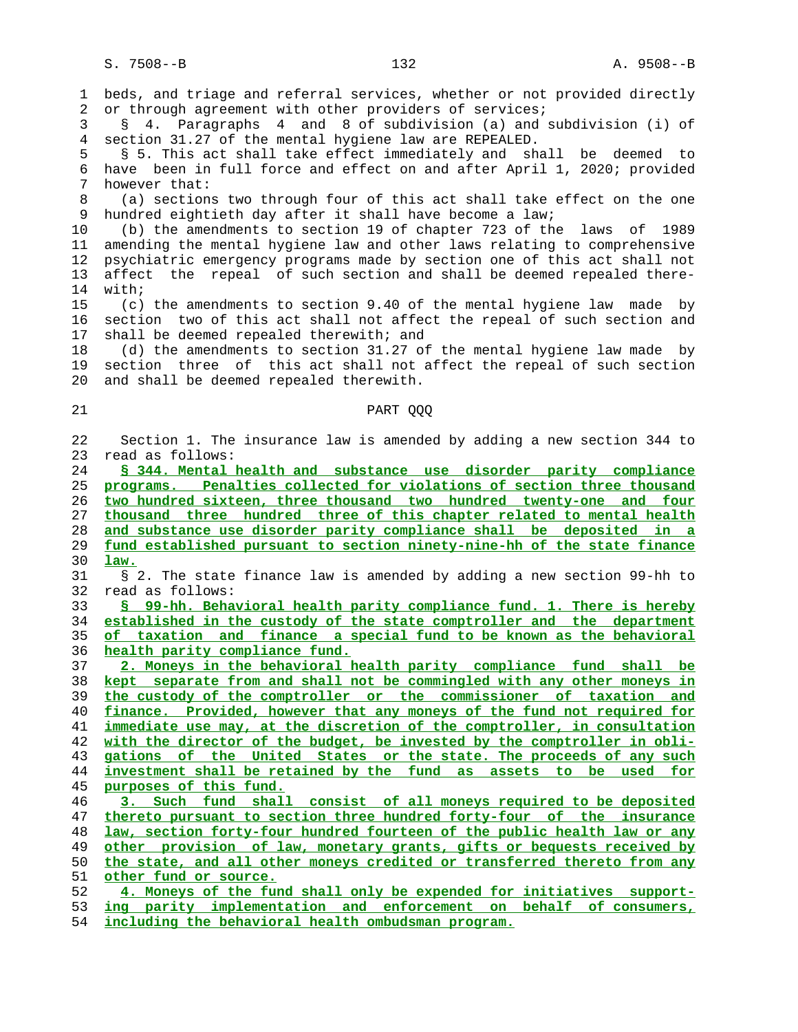beds, and triage and referral services, whether or not provided directly or through agreement with other providers of services;

§ 4. Paragraphs 4 and 8 of subdivision (a) and subdivision (i) of section 31.27 of the mental hygiene law are REPEALED.

§ 5. This act shall take effect immediately and shall be deemed to have been in full force and effect on and after April 1, 2020; provided however that:

(a) sections two through four of this act shall take effect on the one hundred eightieth day after it shall have become a law;

(b) the amendments to section 19 of chapter 723 of the laws of 1989 amending the mental hygiene law and other laws relating to comprehensive psychiatric emergency programs made by section one of this act shall not affect the repeal of such section and shall be deemed repealed therewith;

(c) the amendments to section 9.40 of the mental hygiene law made by section two of this act shall not affect the repeal of such section and shall be deemed repealed therewith; and

(d) the amendments to section 31.27 of the mental hygiene law made by section three of this act shall not affect the repeal of such section and shall be deemed repealed therewith.

PART QQQ

Section 1. The insurance law is amended by adding a new section 344 to read as follows:

**§ 344. Mental health and substance use disorder parity compliance programs. Penalties collected for violations of section three thousand two hundred sixteen, three thousand two hundred twenty-one and four thousand three hundred three of this chapter related to mental health and substance use disorder parity compliance shall be deposited in a fund established pursuant to section ninety-nine-hh of the state finance law.**

§ 2. The state finance law is amended by adding a new section 99-hh to read as follows:

**§ 99-hh. Behavioral health parity compliance fund. 1. There is hereby established in the custody of the state comptroller and the department of taxation and finance a special fund to be known as the behavioral health parity compliance fund.**

**2. Moneys in the behavioral health parity compliance fund shall be kept separate from and shall not be commingled with any other moneys in the custody of the comptroller or the commissioner of taxation and finance. Provided, however that any moneys of the fund not required for immediate use may, at the discretion of the comptroller, in consultation with the director of the budget, be invested by the comptroller in obligations of the United States or the state. The proceeds of any such investment shall be retained by the fund as assets to be used for purposes of this fund.**

**3. Such fund shall consist of all moneys required to be deposited thereto pursuant to section three hundred forty-four of the insurance law, section forty-four hundred fourteen of the public health law or any other provision of law, monetary grants, gifts or bequests received by the state, and all other moneys credited or transferred thereto from any other fund or source.**

**4. Moneys of the fund shall only be expended for initiatives supporting parity implementation and enforcement on behalf of consumers, including the behavioral health ombudsman program.**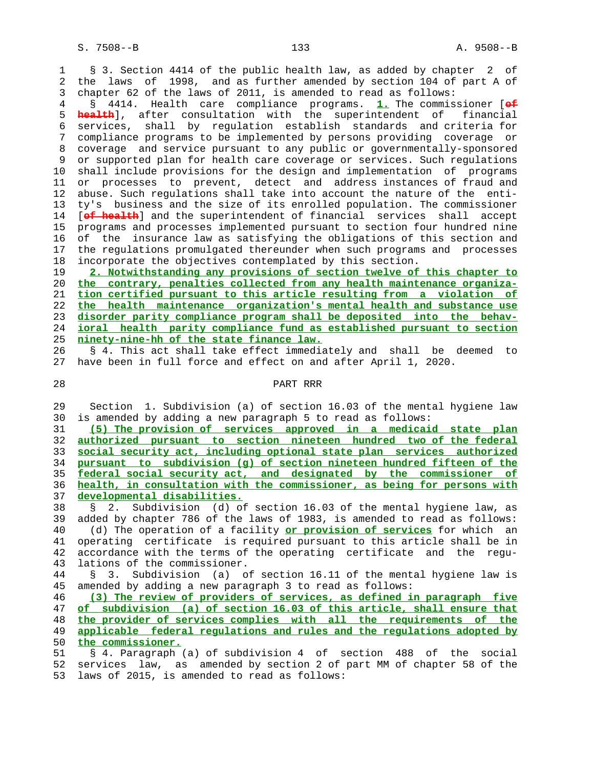§ 3. Section 4414 of the public health law, as added by chapter 2 of the laws of 1998, and as further amended by section 104 of part A of chapter 62 of the laws of 2011, is amended to read as follows:

§ 4414. Health care compliance programs. **1.** The commissioner [~~of health~~], after consultation with the superintendent of financial services, shall by regulation establish standards and criteria for compliance programs to be implemented by persons providing coverage or coverage and service pursuant to any public or governmentally-sponsored or supported plan for health care coverage or services. Such regulations shall include provisions for the design and implementation of programs or processes to prevent, detect and address instances of fraud and abuse. Such regulations shall take into account the nature of the entity's business and the size of its enrolled population. The commissioner [~~of health~~] and the superintendent of financial services shall accept programs and processes implemented pursuant to section four hundred nine of the insurance law as satisfying the obligations of this section and the regulations promulgated thereunder when such programs and processes incorporate the objectives contemplated by this section.

**2. Notwithstanding any provisions of section twelve of this chapter to the contrary, penalties collected from any health maintenance organization certified pursuant to this article resulting from a violation of the health maintenance organization's mental health and substance use disorder parity compliance program shall be deposited into the behavioral health parity compliance fund as established pursuant to section ninety-nine-hh of the state finance law.**

§ 4. This act shall take effect immediately and shall be deemed to have been in full force and effect on and after April 1, 2020.

PART RRR

Section 1. Subdivision (a) of section 16.03 of the mental hygiene law is amended by adding a new paragraph 5 to read as follows:

**(5) The provision of services approved in a medicaid state plan authorized pursuant to section nineteen hundred two of the federal social security act, including optional state plan services authorized pursuant to subdivision (g) of section nineteen hundred fifteen of the federal social security act, and designated by the commissioner of health, in consultation with the commissioner, as being for persons with developmental disabilities.**

§ 2. Subdivision (d) of section 16.03 of the mental hygiene law, as added by chapter 786 of the laws of 1983, is amended to read as follows:

(d) The operation of a facility **or provision of services** for which an operating certificate is required pursuant to this article shall be in accordance with the terms of the operating certificate and the regulations of the commissioner.

§ 3. Subdivision (a) of section 16.11 of the mental hygiene law is amended by adding a new paragraph 3 to read as follows:

**(3) The review of providers of services, as defined in paragraph five of subdivision (a) of section 16.03 of this article, shall ensure that the provider of services complies with all the requirements of the applicable federal regulations and rules and the regulations adopted by the commissioner.**

§ 4. Paragraph (a) of subdivision 4 of section 488 of the social services law, as amended by section 2 of part MM of chapter 58 of the laws of 2015, is amended to read as follows: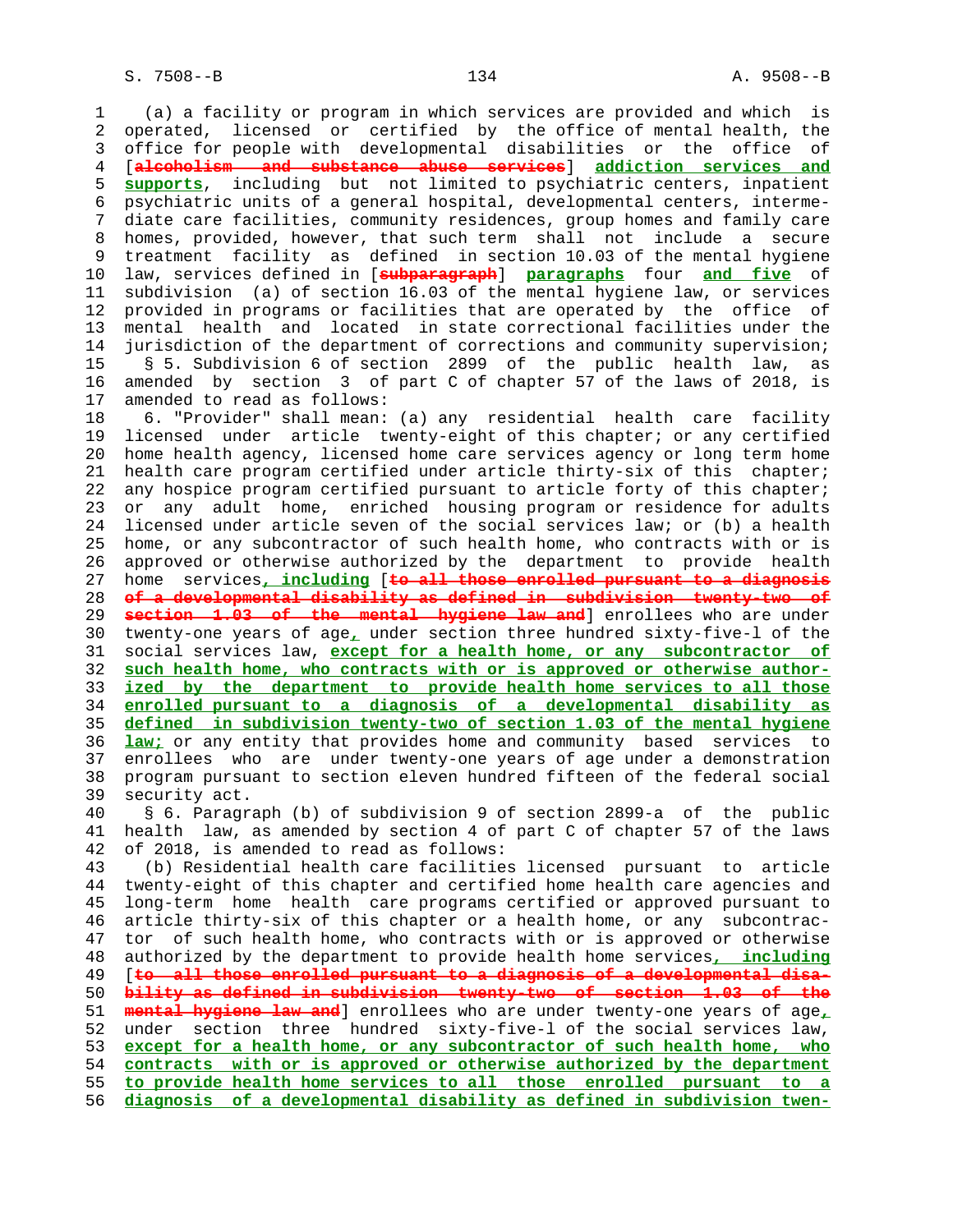(a) a facility or program in which services are provided and which is operated, licensed or certified by the office of mental health, the office for people with developmental disabilities or the office of [~~alcoholism and substance abuse services~~] **addiction services and supports**, including but not limited to psychiatric centers, inpatient psychiatric units of a general hospital, developmental centers, intermediate care facilities, community residences, group homes and family care homes, provided, however, that such term shall not include a secure treatment facility as defined in section 10.03 of the mental hygiene law, services defined in [~~subparagraph~~] **paragraphs** four **and five** of subdivision (a) of section 16.03 of the mental hygiene law, or services provided in programs or facilities that are operated by the office of mental health and located in state correctional facilities under the jurisdiction of the department of corrections and community supervision;

§ 5. Subdivision 6 of section 2899 of the public health law, as amended by section 3 of part C of chapter 57 of the laws of 2018, is amended to read as follows:

6. "Provider" shall mean: (a) any residential health care facility licensed under article twenty-eight of this chapter; or any certified home health agency, licensed home care services agency or long term home health care program certified under article thirty-six of this chapter; any hospice program certified pursuant to article forty of this chapter; or any adult home, enriched housing program or residence for adults licensed under article seven of the social services law; or (b) a health home, or any subcontractor of such health home, who contracts with or is approved or otherwise authorized by the department to provide health home services**, including** [~~to all those enrolled pursuant to a diagnosis of a developmental disability as defined in subdivision twenty-two of section 1.03 of the mental hygiene law and~~] enrollees who are under twenty-one years of age**,** under section three hundred sixty-five-l of the social services law, **except for a health home, or any subcontractor of such health home, who contracts with or is approved or otherwise authorized by the department to provide health home services to all those enrolled pursuant to a diagnosis of a developmental disability as defined in subdivision twenty-two of section 1.03 of the mental hygiene law;** or any entity that provides home and community based services to enrollees who are under twenty-one years of age under a demonstration program pursuant to section eleven hundred fifteen of the federal social security act.

§ 6. Paragraph (b) of subdivision 9 of section 2899-a of the public health law, as amended by section 4 of part C of chapter 57 of the laws of 2018, is amended to read as follows:

(b) Residential health care facilities licensed pursuant to article twenty-eight of this chapter and certified home health care agencies and long-term home health care programs certified or approved pursuant to article thirty-six of this chapter or a health home, or any subcontractor of such health home, who contracts with or is approved or otherwise authorized by the department to provide health home services**, including** [~~to all those enrolled pursuant to a diagnosis of a developmental disability as defined in subdivision twenty-two of section 1.03 of the mental hygiene law and~~] enrollees who are under twenty-one years of age**,** under section three hundred sixty-five-l of the social services law, **except for a health home, or any subcontractor of such health home, who contracts with or is approved or otherwise authorized by the department to provide health home services to all those enrolled pursuant to a diagnosis of a developmental disability as defined in subdivision twen-**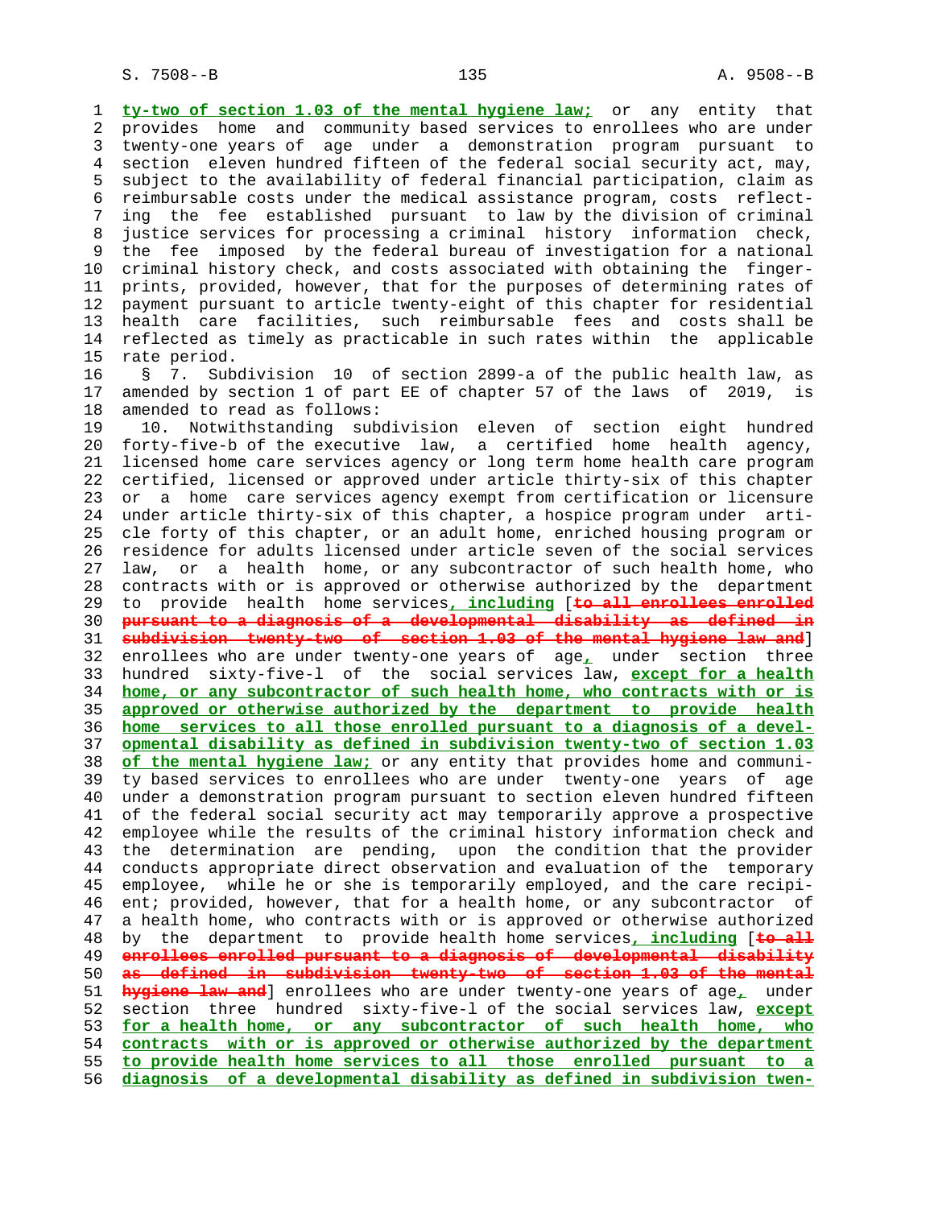ty-two of section 1.03 of the mental hygiene law; or any entity that provides home and community based services to enrollees who are under twenty-one years of age under a demonstration program pursuant to section eleven hundred fifteen of the federal social security act, may, subject to the availability of federal financial participation, claim as reimbursable costs under the medical assistance program, costs reflecting the fee established pursuant to law by the division of criminal justice services for processing a criminal history information check, the fee imposed by the federal bureau of investigation for a national criminal history check, and costs associated with obtaining the fingerprints, provided, however, that for the purposes of determining rates of payment pursuant to article twenty-eight of this chapter for residential health care facilities, such reimbursable fees and costs shall be reflected as timely as practicable in such rates within the applicable rate period.

§ 7. Subdivision 10 of section 2899-a of the public health law, as amended by section 1 of part EE of chapter 57 of the laws of 2019, is amended to read as follows:

10. Notwithstanding subdivision eleven of section eight hundred forty-five-b of the executive law, a certified home health agency, licensed home care services agency or long term home health care program certified, licensed or approved under article thirty-six of this chapter or a home care services agency exempt from certification or licensure under article thirty-six of this chapter, a hospice program under article forty of this chapter, or an adult home, enriched housing program or residence for adults licensed under article seven of the social services law, or a health home, or any subcontractor of such health home, who contracts with or is approved or otherwise authorized by the department to provide health home services, including [to all enrollees enrolled pursuant to a diagnosis of a developmental disability as defined in subdivision twenty-two of section 1.03 of the mental hygiene law and] enrollees who are under twenty-one years of age, under section three hundred sixty-five-l of the social services law, except for a health home, or any subcontractor of such health home, who contracts with or is approved or otherwise authorized by the department to provide health home services to all those enrolled pursuant to a diagnosis of a developmental disability as defined in subdivision twenty-two of section 1.03 of the mental hygiene law; or any entity that provides home and community based services to enrollees who are under twenty-one years of age under a demonstration program pursuant to section eleven hundred fifteen of the federal social security act may temporarily approve a prospective employee while the results of the criminal history information check and the determination are pending, upon the condition that the provider conducts appropriate direct observation and evaluation of the temporary employee, while he or she is temporarily employed, and the care recipient; provided, however, that for a health home, or any subcontractor of a health home, who contracts with or is approved or otherwise authorized by the department to provide health home services, including [to all enrollees enrolled pursuant to a diagnosis of developmental disability as defined in subdivision twenty-two of section 1.03 of the mental hygiene law and] enrollees who are under twenty-one years of age, under section three hundred sixty-five-l of the social services law, except for a health home, or any subcontractor of such health home, who contracts with or is approved or otherwise authorized by the department to provide health home services to all those enrolled pursuant to a diagnosis of a developmental disability as defined in subdivision twen-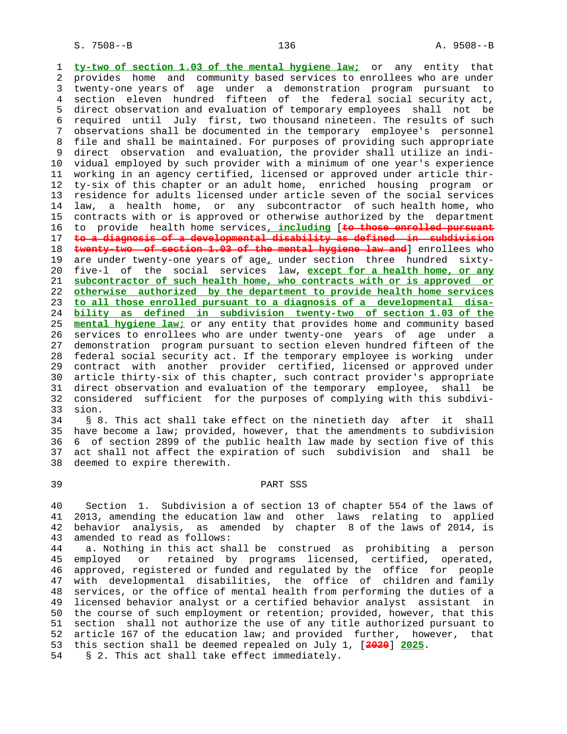ty-two of section 1.03 of the mental hygiene law; or any entity that provides home and community based services to enrollees who are under twenty-one years of age under a demonstration program pursuant to section eleven hundred fifteen of the federal social security act, direct observation and evaluation of temporary employees shall not be required until July first, two thousand nineteen. The results of such observations shall be documented in the temporary employee's personnel file and shall be maintained. For purposes of providing such appropriate direct observation and evaluation, the provider shall utilize an individual employed by such provider with a minimum of one year's experience working in an agency certified, licensed or approved under article thirty-six of this chapter or an adult home, enriched housing program or residence for adults licensed under article seven of the social services law, a health home, or any subcontractor of such health home, who contracts with or is approved or otherwise authorized by the department to provide health home services, including [to those enrolled pursuant to a diagnosis of a developmental disability as defined in subdivision twenty-two of section 1.03 of the mental hygiene law and] enrollees who are under twenty-one years of age, under section three hundred sixty-five-l of the social services law, except for a health home, or any subcontractor of such health home, who contracts with or is approved or otherwise authorized by the department to provide health home services to all those enrolled pursuant to a diagnosis of a developmental disability as defined in subdivision twenty-two of section 1.03 of the mental hygiene law; or any entity that provides home and community based services to enrollees who are under twenty-one years of age under a demonstration program pursuant to section eleven hundred fifteen of the federal social security act. If the temporary employee is working under contract with another provider certified, licensed or approved under article thirty-six of this chapter, such contract provider's appropriate direct observation and evaluation of the temporary employee, shall be considered sufficient for the purposes of complying with this subdivision.

§ 8. This act shall take effect on the ninetieth day after it shall have become a law; provided, however, that the amendments to subdivision 6 of section 2899 of the public health law made by section five of this act shall not affect the expiration of such subdivision and shall be deemed to expire therewith.

## PART SSS

Section 1. Subdivision a of section 13 of chapter 554 of the laws of 2013, amending the education law and other laws relating to applied behavior analysis, as amended by chapter 8 of the laws of 2014, is amended to read as follows:

a. Nothing in this act shall be construed as prohibiting a person employed or retained by programs licensed, certified, operated, approved, registered or funded and regulated by the office for people with developmental disabilities, the office of children and family services, or the office of mental health from performing the duties of a licensed behavior analyst or a certified behavior analyst assistant in the course of such employment or retention; provided, however, that this section shall not authorize the use of any title authorized pursuant to article 167 of the education law; and provided further, however, that this section shall be deemed repealed on July 1, [2020] 2025.

§ 2. This act shall take effect immediately.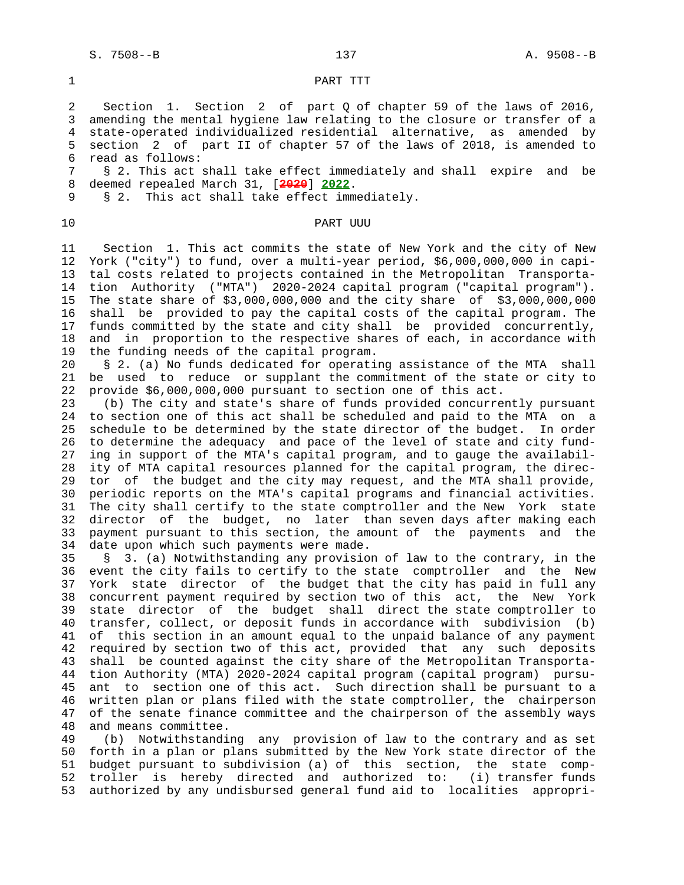## PART TTT

Section 1. Section 2 of part Q of chapter 59 of the laws of 2016, amending the mental hygiene law relating to the closure or transfer of a state-operated individualized residential alternative, as amended by section 2 of part II of chapter 57 of the laws of 2018, is amended to read as follows:

§ 2. This act shall take effect immediately and shall expire and be deemed repealed March 31, [~~2020~~] **2022**.

§ 2. This act shall take effect immediately.

## PART UUU

Section 1. This act commits the state of New York and the city of New York ("city") to fund, over a multi-year period, $6,000,000,000 in capital costs related to projects contained in the Metropolitan Transportation Authority ("MTA") 2020-2024 capital program ("capital program"). The state share of $3,000,000,000 and the city share of $3,000,000,000 shall be provided to pay the capital costs of the capital program. The funds committed by the state and city shall be provided concurrently, and in proportion to the respective shares of each, in accordance with the funding needs of the capital program.

§ 2. (a) No funds dedicated for operating assistance of the MTA shall be used to reduce or supplant the commitment of the state or city to provide $6,000,000,000 pursuant to section one of this act.

(b) The city and state's share of funds provided concurrently pursuant to section one of this act shall be scheduled and paid to the MTA on a schedule to be determined by the state director of the budget. In order to determine the adequacy and pace of the level of state and city funding in support of the MTA's capital program, and to gauge the availability of MTA capital resources planned for the capital program, the director of the budget and the city may request, and the MTA shall provide, periodic reports on the MTA's capital programs and financial activities. The city shall certify to the state comptroller and the New York state director of the budget, no later than seven days after making each payment pursuant to this section, the amount of the payments and the date upon which such payments were made.

§ 3. (a) Notwithstanding any provision of law to the contrary, in the event the city fails to certify to the state comptroller and the New York state director of the budget that the city has paid in full any concurrent payment required by section two of this act, the New York state director of the budget shall direct the state comptroller to transfer, collect, or deposit funds in accordance with subdivision (b) of this section in an amount equal to the unpaid balance of any payment required by section two of this act, provided that any such deposits shall be counted against the city share of the Metropolitan Transportation Authority (MTA) 2020-2024 capital program (capital program) pursuant to section one of this act. Such direction shall be pursuant to a written plan or plans filed with the state comptroller, the chairperson of the senate finance committee and the chairperson of the assembly ways and means committee.

(b) Notwithstanding any provision of law to the contrary and as set forth in a plan or plans submitted by the New York state director of the budget pursuant to subdivision (a) of this section, the state comptroller is hereby directed and authorized to: (i) transfer funds authorized by any undisbursed general fund aid to localities appropri-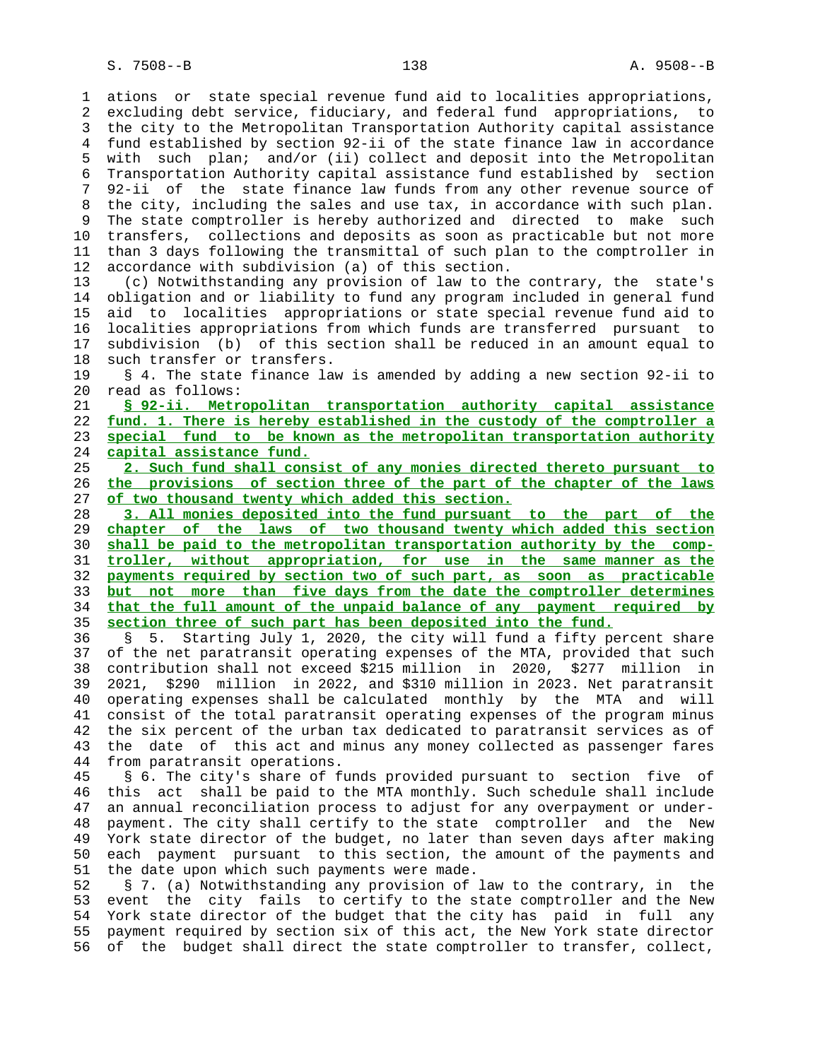ations or state special revenue fund aid to localities appropriations, excluding debt service, fiduciary, and federal fund appropriations, to the city to the Metropolitan Transportation Authority capital assistance fund established by section 92-ii of the state finance law in accordance with such plan; and/or (ii) collect and deposit into the Metropolitan Transportation Authority capital assistance fund established by section 92-ii of the state finance law funds from any other revenue source of the city, including the sales and use tax, in accordance with such plan. The state comptroller is hereby authorized and directed to make such transfers, collections and deposits as soon as practicable but not more than 3 days following the transmittal of such plan to the comptroller in accordance with subdivision (a) of this section.

(c) Notwithstanding any provision of law to the contrary, the state's obligation and or liability to fund any program included in general fund aid to localities appropriations or state special revenue fund aid to localities appropriations from which funds are transferred pursuant to subdivision (b) of this section shall be reduced in an amount equal to such transfer or transfers.

§ 4. The state finance law is amended by adding a new section 92-ii to read as follows:

**§ 92-ii. Metropolitan transportation authority capital assistance fund. 1. There is hereby established in the custody of the comptroller a special fund to be known as the metropolitan transportation authority capital assistance fund.**

**2. Such fund shall consist of any monies directed thereto pursuant to the provisions of section three of the part of the chapter of the laws of two thousand twenty which added this section.**

**3. All monies deposited into the fund pursuant to the part of the chapter of the laws of two thousand twenty which added this section shall be paid to the metropolitan transportation authority by the comptroller, without appropriation, for use in the same manner as the payments required by section two of such part, as soon as practicable but not more than five days from the date the comptroller determines that the full amount of the unpaid balance of any payment required by section three of such part has been deposited into the fund.**

§ 5. Starting July 1, 2020, the city will fund a fifty percent share of the net paratransit operating expenses of the MTA, provided that such contribution shall not exceed $215 million in 2020, $277 million in 2021, $290 million in 2022, and $310 million in 2023. Net paratransit operating expenses shall be calculated monthly by the MTA and will consist of the total paratransit operating expenses of the program minus the six percent of the urban tax dedicated to paratransit services as of the date of this act and minus any money collected as passenger fares from paratransit operations.

§ 6. The city's share of funds provided pursuant to section five of this act shall be paid to the MTA monthly. Such schedule shall include an annual reconciliation process to adjust for any overpayment or underpayment. The city shall certify to the state comptroller and the New York state director of the budget, no later than seven days after making each payment pursuant to this section, the amount of the payments and the date upon which such payments were made.

§ 7. (a) Notwithstanding any provision of law to the contrary, in the event the city fails to certify to the state comptroller and the New York state director of the budget that the city has paid in full any payment required by section six of this act, the New York state director of the budget shall direct the state comptroller to transfer, collect,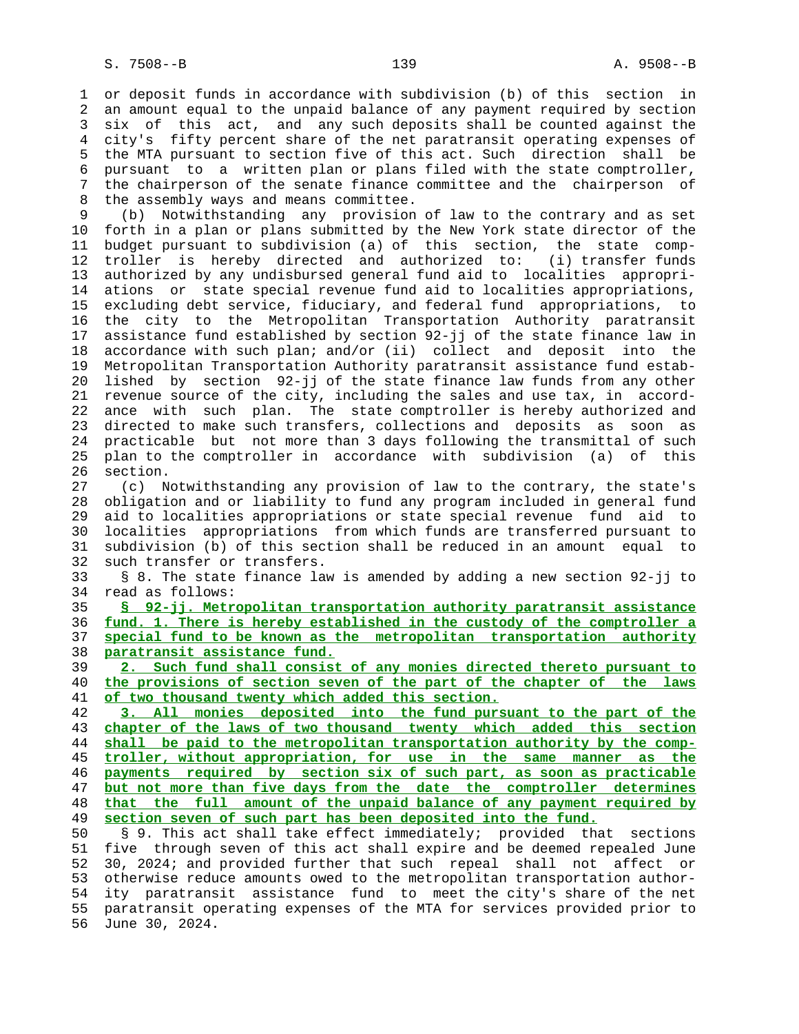or deposit funds in accordance with subdivision (b) of this section in an amount equal to the unpaid balance of any payment required by section six of this act, and any such deposits shall be counted against the city's fifty percent share of the net paratransit operating expenses of the MTA pursuant to section five of this act. Such direction shall be pursuant to a written plan or plans filed with the state comptroller, the chairperson of the senate finance committee and the chairperson of the assembly ways and means committee.

(b) Notwithstanding any provision of law to the contrary and as set forth in a plan or plans submitted by the New York state director of the budget pursuant to subdivision (a) of this section, the state comptroller is hereby directed and authorized to: (i) transfer funds authorized by any undisbursed general fund aid to localities appropriations or state special revenue fund aid to localities appropriations, excluding debt service, fiduciary, and federal fund appropriations, to the city to the Metropolitan Transportation Authority paratransit assistance fund established by section 92-jj of the state finance law in accordance with such plan; and/or (ii) collect and deposit into the Metropolitan Transportation Authority paratransit assistance fund established by section 92-jj of the state finance law funds from any other revenue source of the city, including the sales and use tax, in accordance with such plan. The state comptroller is hereby authorized and directed to make such transfers, collections and deposits as soon as practicable but not more than 3 days following the transmittal of such plan to the comptroller in accordance with subdivision (a) of this section.

(c) Notwithstanding any provision of law to the contrary, the state's obligation and or liability to fund any program included in general fund aid to localities appropriations or state special revenue fund aid to localities appropriations from which funds are transferred pursuant to subdivision (b) of this section shall be reduced in an amount equal to such transfer or transfers.

§ 8. The state finance law is amended by adding a new section 92-jj to read as follows:

**§ 92-jj. Metropolitan transportation authority paratransit assistance fund. 1. There is hereby established in the custody of the comptroller a special fund to be known as the metropolitan transportation authority paratransit assistance fund.**

**2. Such fund shall consist of any monies directed thereto pursuant to the provisions of section seven of the part of the chapter of the laws of two thousand twenty which added this section.**

**3. All monies deposited into the fund pursuant to the part of the chapter of the laws of two thousand twenty which added this section shall be paid to the metropolitan transportation authority by the comptroller, without appropriation, for use in the same manner as the payments required by section six of such part, as soon as practicable but not more than five days from the date the comptroller determines that the full amount of the unpaid balance of any payment required by section seven of such part has been deposited into the fund.**

§ 9. This act shall take effect immediately; provided that sections five through seven of this act shall expire and be deemed repealed June 30, 2024; and provided further that such repeal shall not affect or otherwise reduce amounts owed to the metropolitan transportation authority paratransit assistance fund to meet the city's share of the net paratransit operating expenses of the MTA for services provided prior to June 30, 2024.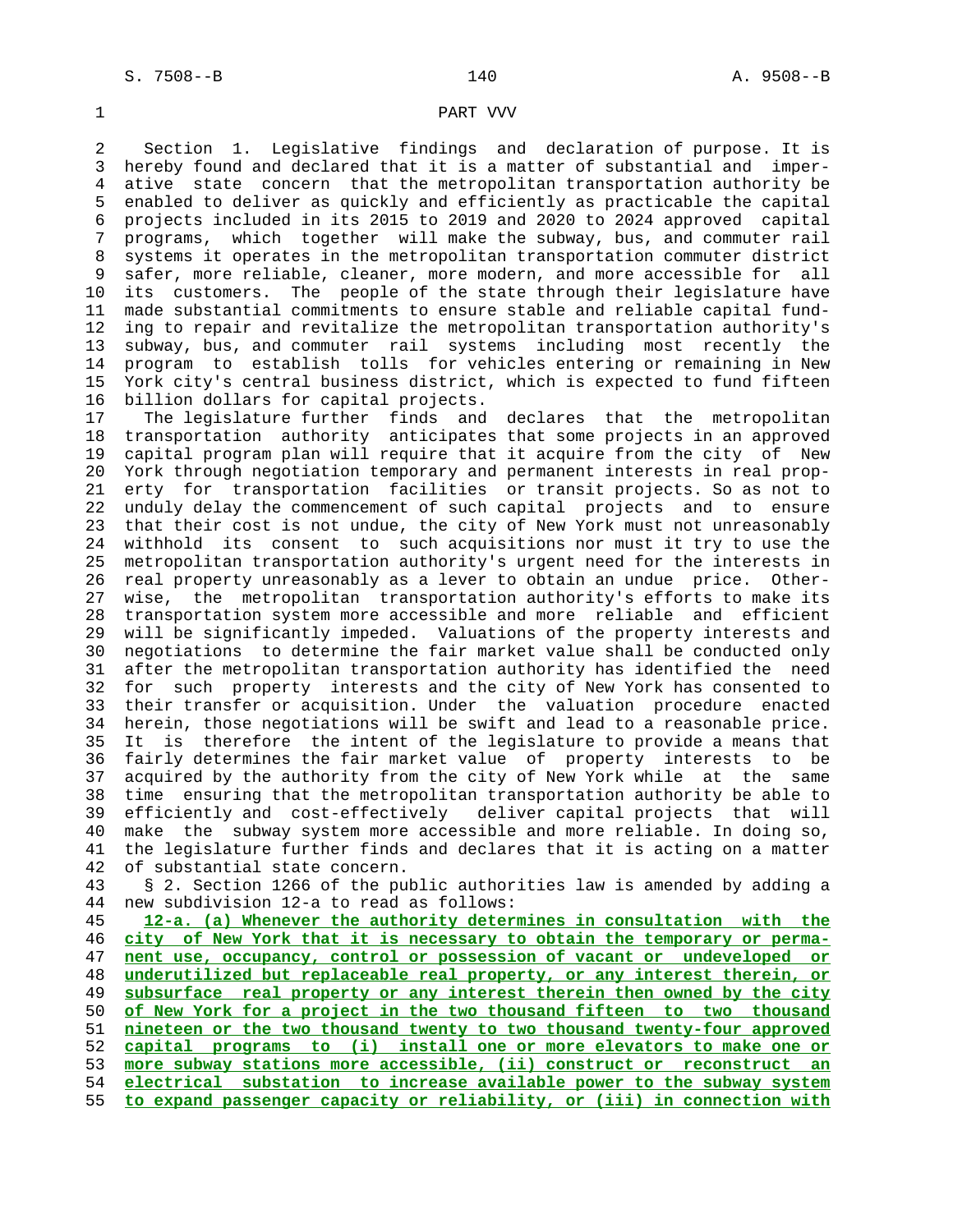PART VVV

Section 1. Legislative findings and declaration of purpose. It is hereby found and declared that it is a matter of substantial and imperative state concern that the metropolitan transportation authority be enabled to deliver as quickly and efficiently as practicable the capital projects included in its 2015 to 2019 and 2020 to 2024 approved capital programs, which together will make the subway, bus, and commuter rail systems it operates in the metropolitan transportation commuter district safer, more reliable, cleaner, more modern, and more accessible for all its customers. The people of the state through their legislature have made substantial commitments to ensure stable and reliable capital funding to repair and revitalize the metropolitan transportation authority's subway, bus, and commuter rail systems including most recently the program to establish tolls for vehicles entering or remaining in New York city's central business district, which is expected to fund fifteen billion dollars for capital projects.

The legislature further finds and declares that the metropolitan transportation authority anticipates that some projects in an approved capital program plan will require that it acquire from the city of New York through negotiation temporary and permanent interests in real property for transportation facilities or transit projects. So as not to unduly delay the commencement of such capital projects and to ensure that their cost is not undue, the city of New York must not unreasonably withhold its consent to such acquisitions nor must it try to use the metropolitan transportation authority's urgent need for the interests in real property unreasonably as a lever to obtain an undue price. Otherwise, the metropolitan transportation authority's efforts to make its transportation system more accessible and more reliable and efficient will be significantly impeded. Valuations of the property interests and negotiations to determine the fair market value shall be conducted only after the metropolitan transportation authority has identified the need for such property interests and the city of New York has consented to their transfer or acquisition. Under the valuation procedure enacted herein, those negotiations will be swift and lead to a reasonable price. It is therefore the intent of the legislature to provide a means that fairly determines the fair market value of property interests to be acquired by the authority from the city of New York while at the same time ensuring that the metropolitan transportation authority be able to efficiently and cost-effectively deliver capital projects that will make the subway system more accessible and more reliable. In doing so, the legislature further finds and declares that it is acting on a matter of substantial state concern.

§ 2. Section 1266 of the public authorities law is amended by adding a new subdivision 12-a to read as follows:

**12-a. (a) Whenever the authority determines in consultation with the city of New York that it is necessary to obtain the temporary or permanent use, occupancy, control or possession of vacant or undeveloped or underutilized but replaceable real property, or any interest therein, or subsurface real property or any interest therein then owned by the city of New York for a project in the two thousand fifteen to two thousand nineteen or the two thousand twenty to two thousand twenty-four approved capital programs to (i) install one or more elevators to make one or more subway stations more accessible, (ii) construct or reconstruct an electrical substation to increase available power to the subway system to expand passenger capacity or reliability, or (iii) in connection with**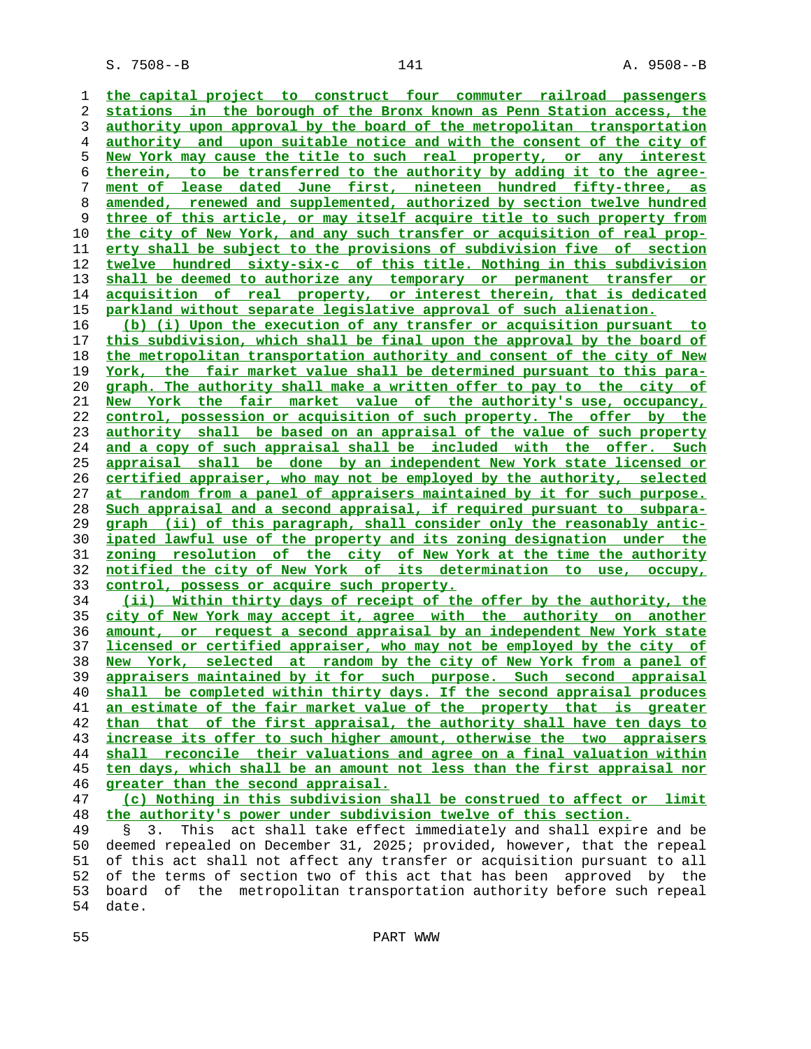the capital project to construct four commuter railroad passengers stations in the borough of the Bronx known as Penn Station access, the authority upon approval by the board of the metropolitan transportation authority and upon suitable notice and with the consent of the city of New York may cause the title to such real property, or any interest therein, to be transferred to the authority by adding it to the agreement of lease dated June first, nineteen hundred fifty-three, as amended, renewed and supplemented, authorized by section twelve hundred three of this article, or may itself acquire title to such property from the city of New York, and any such transfer or acquisition of real property shall be subject to the provisions of subdivision five of section twelve hundred sixty-six-c of this title. Nothing in this subdivision shall be deemed to authorize any temporary or permanent transfer or acquisition of real property, or interest therein, that is dedicated parkland without separate legislative approval of such alienation.

(b) (i) Upon the execution of any transfer or acquisition pursuant to this subdivision, which shall be final upon the approval by the board of the metropolitan transportation authority and consent of the city of New York, the fair market value shall be determined pursuant to this paragraph. The authority shall make a written offer to pay to the city of New York the fair market value of the authority's use, occupancy, control, possession or acquisition of such property. The offer by the authority shall be based on an appraisal of the value of such property and a copy of such appraisal shall be included with the offer. Such appraisal shall be done by an independent New York state licensed or certified appraiser, who may not be employed by the authority, selected at random from a panel of appraisers maintained by it for such purpose. Such appraisal and a second appraisal, if required pursuant to subparagraph (ii) of this paragraph, shall consider only the reasonably anticipated lawful use of the property and its zoning designation under the zoning resolution of the city of New York at the time the authority notified the city of New York of its determination to use, occupy, control, possess or acquire such property.

(ii) Within thirty days of receipt of the offer by the authority, the city of New York may accept it, agree with the authority on another amount, or request a second appraisal by an independent New York state licensed or certified appraiser, who may not be employed by the city of New York, selected at random by the city of New York from a panel of appraisers maintained by it for such purpose. Such second appraisal shall be completed within thirty days. If the second appraisal produces an estimate of the fair market value of the property that is greater than that of the first appraisal, the authority shall have ten days to increase its offer to such higher amount, otherwise the two appraisers shall reconcile their valuations and agree on a final valuation within ten days, which shall be an amount not less than the first appraisal nor greater than the second appraisal.

(c) Nothing in this subdivision shall be construed to affect or limit the authority's power under subdivision twelve of this section.

§ 3. This act shall take effect immediately and shall expire and be deemed repealed on December 31, 2025; provided, however, that the repeal of this act shall not affect any transfer or acquisition pursuant to all of the terms of section two of this act that has been approved by the board of the metropolitan transportation authority before such repeal date.

PART WWW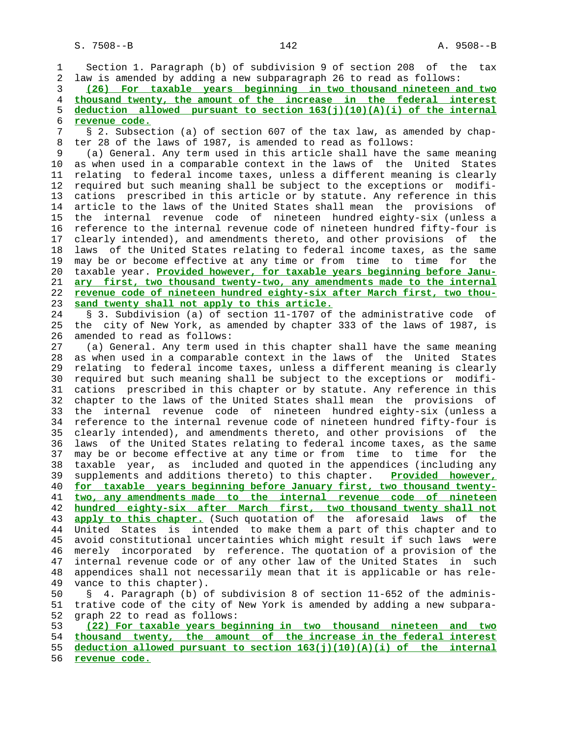Section 1. Paragraph (b) of subdivision 9 of section 208 of the tax law is amended by adding a new subparagraph 26 to read as follows:

**(26) For taxable years beginning in two thousand nineteen and two thousand twenty, the amount of the increase in the federal interest deduction allowed pursuant to section 163(j)(10)(A)(i) of the internal revenue code.**

§ 2. Subsection (a) of section 607 of the tax law, as amended by chapter 28 of the laws of 1987, is amended to read as follows:

(a) General. Any term used in this article shall have the same meaning as when used in a comparable context in the laws of the United States relating to federal income taxes, unless a different meaning is clearly required but such meaning shall be subject to the exceptions or modifications prescribed in this article or by statute. Any reference in this article to the laws of the United States shall mean the provisions of the internal revenue code of nineteen hundred eighty-six (unless a reference to the internal revenue code of nineteen hundred fifty-four is clearly intended), and amendments thereto, and other provisions of the laws of the United States relating to federal income taxes, as the same may be or become effective at any time or from time to time for the taxable year. **Provided however, for taxable years beginning before January first, two thousand twenty-two, any amendments made to the internal revenue code of nineteen hundred eighty-six after March first, two thousand twenty shall not apply to this article.**

§ 3. Subdivision (a) of section 11-1707 of the administrative code of the city of New York, as amended by chapter 333 of the laws of 1987, is amended to read as follows:

(a) General. Any term used in this chapter shall have the same meaning as when used in a comparable context in the laws of the United States relating to federal income taxes, unless a different meaning is clearly required but such meaning shall be subject to the exceptions or modifications prescribed in this chapter or by statute. Any reference in this chapter to the laws of the United States shall mean the provisions of the internal revenue code of nineteen hundred eighty-six (unless a reference to the internal revenue code of nineteen hundred fifty-four is clearly intended), and amendments thereto, and other provisions of the laws of the United States relating to federal income taxes, as the same may be or become effective at any time or from time to time for the taxable year, as included and quoted in the appendices (including any supplements and additions thereto) to this chapter. **Provided however, for taxable years beginning before January first, two thousand twenty-two, any amendments made to the internal revenue code of nineteen hundred eighty-six after March first, two thousand twenty shall not apply to this chapter.** (Such quotation of the aforesaid laws of the United States is intended to make them a part of this chapter and to avoid constitutional uncertainties which might result if such laws were merely incorporated by reference. The quotation of a provision of the internal revenue code or of any other law of the United States in such appendices shall not necessarily mean that it is applicable or has relevance to this chapter).

§ 4. Paragraph (b) of subdivision 8 of section 11-652 of the administrative code of the city of New York is amended by adding a new subparagraph 22 to read as follows:

**(22) For taxable years beginning in two thousand nineteen and two thousand twenty, the amount of the increase in the federal interest deduction allowed pursuant to section 163(j)(10)(A)(i) of the internal revenue code.**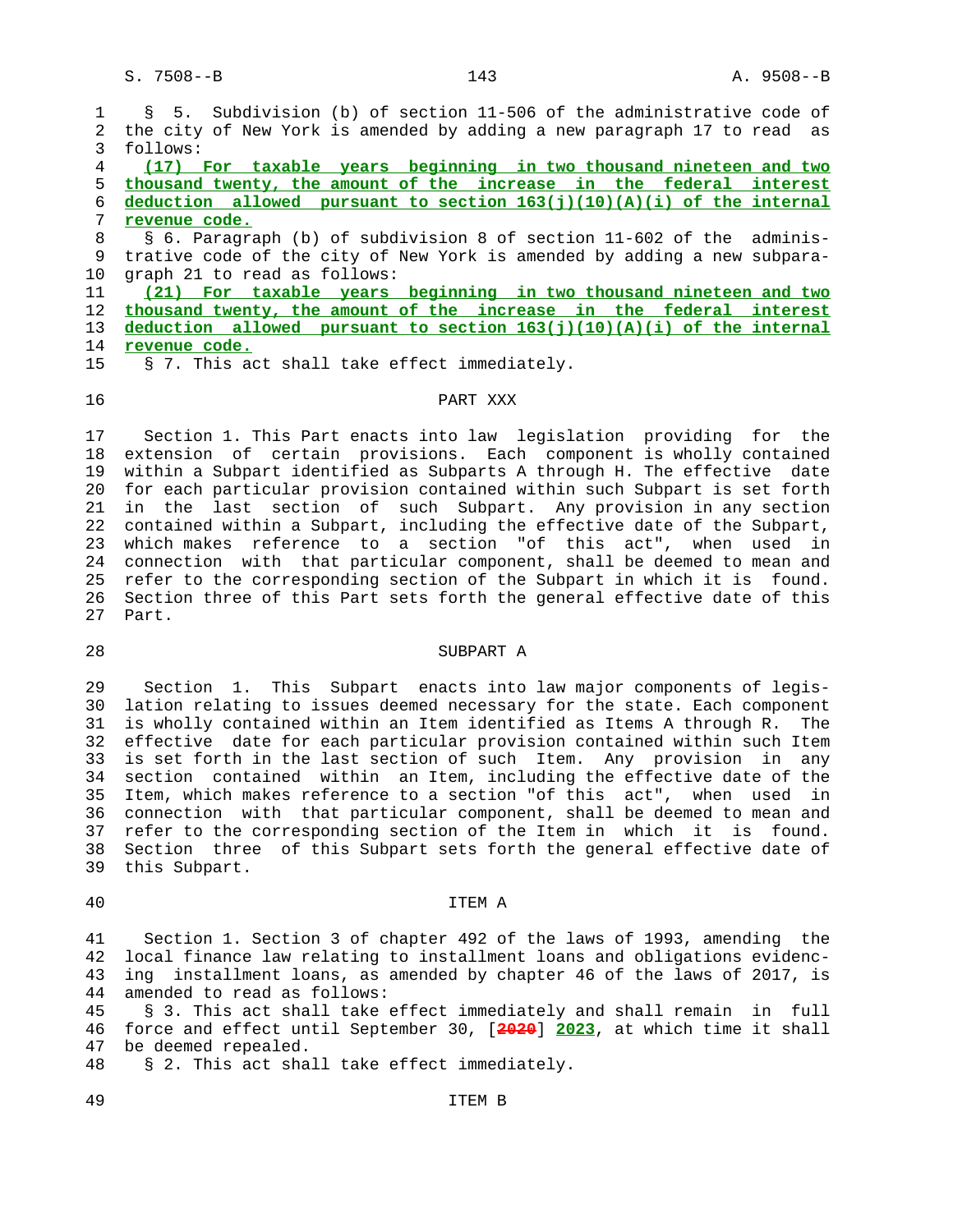§ 5. Subdivision (b) of section 11-506 of the administrative code of the city of New York is amended by adding a new paragraph 17 to read as follows:

**(17) For taxable years beginning in two thousand nineteen and two thousand twenty, the amount of the increase in the federal interest deduction allowed pursuant to section 163(j)(10)(A)(i) of the internal revenue code.**

§ 6. Paragraph (b) of subdivision 8 of section 11-602 of the administrative code of the city of New York is amended by adding a new subparagraph 21 to read as follows:

**(21) For taxable years beginning in two thousand nineteen and two thousand twenty, the amount of the increase in the federal interest deduction allowed pursuant to section 163(j)(10)(A)(i) of the internal revenue code.**

§ 7. This act shall take effect immediately.

PART XXX

Section 1. This Part enacts into law legislation providing for the extension of certain provisions. Each component is wholly contained within a Subpart identified as Subparts A through H. The effective date for each particular provision contained within such Subpart is set forth in the last section of such Subpart. Any provision in any section contained within a Subpart, including the effective date of the Subpart, which makes reference to a section "of this act", when used in connection with that particular component, shall be deemed to mean and refer to the corresponding section of the Subpart in which it is found. Section three of this Part sets forth the general effective date of this Part.

SUBPART A

Section 1. This Subpart enacts into law major components of legislation relating to issues deemed necessary for the state. Each component is wholly contained within an Item identified as Items A through R. The effective date for each particular provision contained within such Item is set forth in the last section of such Item. Any provision in any section contained within an Item, including the effective date of the Item, which makes reference to a section "of this act", when used in connection with that particular component, shall be deemed to mean and refer to the corresponding section of the Item in which it is found. Section three of this Subpart sets forth the general effective date of this Subpart.

ITEM A

Section 1. Section 3 of chapter 492 of the laws of 1993, amending the local finance law relating to installment loans and obligations evidencing installment loans, as amended by chapter 46 of the laws of 2017, is amended to read as follows:

§ 3. This act shall take effect immediately and shall remain in full force and effect until September 30, [~~2020~~] **2023**, at which time it shall be deemed repealed.

§ 2. This act shall take effect immediately.

ITEM B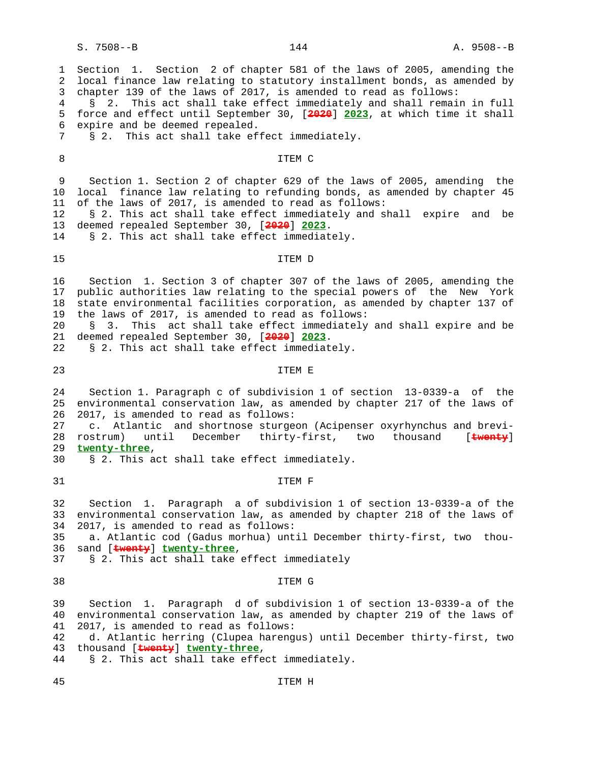Section 1. Section 2 of chapter 581 of the laws of 2005, amending the local finance law relating to statutory installment bonds, as amended by chapter 139 of the laws of 2017, is amended to read as follows:

§ 2. This act shall take effect immediately and shall remain in full force and effect until September 30, [~~2020~~] **2023**, at which time it shall expire and be deemed repealed.

§ 2. This act shall take effect immediately.

ITEM C

Section 1. Section 2 of chapter 629 of the laws of 2005, amending the local finance law relating to refunding bonds, as amended by chapter 45 of the laws of 2017, is amended to read as follows:

§ 2. This act shall take effect immediately and shall expire and be deemed repealed September 30, [~~2020~~] **2023**.

§ 2. This act shall take effect immediately.

ITEM D

Section 1. Section 3 of chapter 307 of the laws of 2005, amending the public authorities law relating to the special powers of the New York state environmental facilities corporation, as amended by chapter 137 of the laws of 2017, is amended to read as follows:

§ 3. This act shall take effect immediately and shall expire and be deemed repealed September 30, [~~2020~~] **2023**.

§ 2. This act shall take effect immediately.

ITEM E

Section 1. Paragraph c of subdivision 1 of section 13-0339-a of the environmental conservation law, as amended by chapter 217 of the laws of 2017, is amended to read as follows:

c. Atlantic and shortnose sturgeon (Acipenser oxyrhynchus and brevirostrum) until December thirty-first, two thousand [~~twenty~~] **twenty-three**,

§ 2. This act shall take effect immediately.

ITEM F

Section 1. Paragraph a of subdivision 1 of section 13-0339-a of the environmental conservation law, as amended by chapter 218 of the laws of 2017, is amended to read as follows:

a. Atlantic cod (Gadus morhua) until December thirty-first, two thousand [~~twenty~~] **twenty-three**,

§ 2. This act shall take effect immediately

ITEM G

Section 1. Paragraph d of subdivision 1 of section 13-0339-a of the environmental conservation law, as amended by chapter 219 of the laws of 2017, is amended to read as follows:

d. Atlantic herring (Clupea harengus) until December thirty-first, two thousand [~~twenty~~] **twenty-three**,

§ 2. This act shall take effect immediately.

ITEM H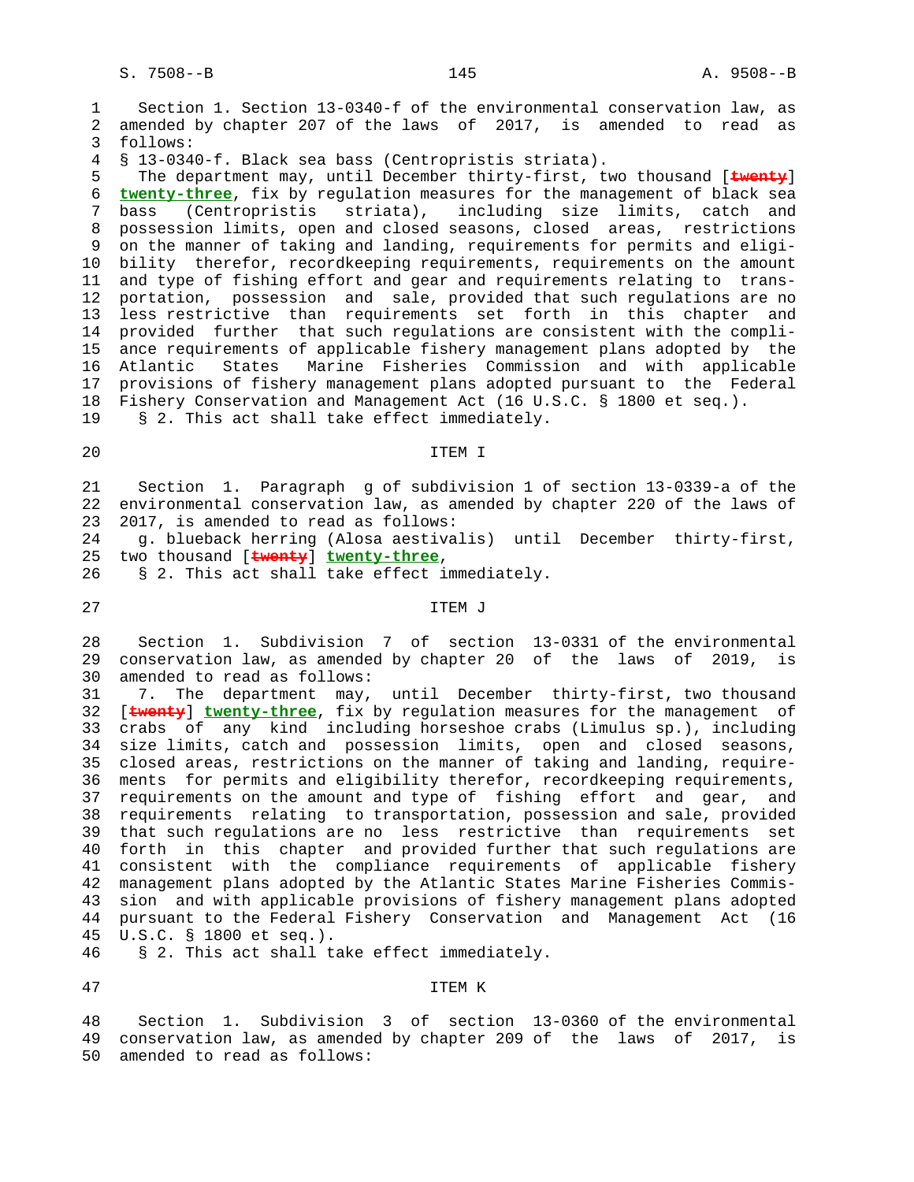Section 1. Section 13-0340-f of the environmental conservation law, as amended by chapter 207 of the laws of 2017, is amended to read as follows:

§ 13-0340-f. Black sea bass (Centropristis striata).

The department may, until December thirty-first, two thousand [~~twenty~~] **twenty-three**, fix by regulation measures for the management of black sea bass (Centropristis striata), including size limits, catch and possession limits, open and closed seasons, closed areas, restrictions on the manner of taking and landing, requirements for permits and eligibility therefor, recordkeeping requirements, requirements on the amount and type of fishing effort and gear and requirements relating to transportation, possession and sale, provided that such regulations are no less restrictive than requirements set forth in this chapter and provided further that such regulations are consistent with the compliance requirements of applicable fishery management plans adopted by the Atlantic States Marine Fisheries Commission and with applicable provisions of fishery management plans adopted pursuant to the Federal Fishery Conservation and Management Act (16 U.S.C. § 1800 et seq.).

§ 2. This act shall take effect immediately.

ITEM I

Section 1. Paragraph g of subdivision 1 of section 13-0339-a of the environmental conservation law, as amended by chapter 220 of the laws of 2017, is amended to read as follows:

g. blueback herring (Alosa aestivalis) until December thirty-first, two thousand [~~twenty~~] **twenty-three**,

§ 2. This act shall take effect immediately.

ITEM J

Section 1. Subdivision 7 of section 13-0331 of the environmental conservation law, as amended by chapter 20 of the laws of 2019, is amended to read as follows:

7. The department may, until December thirty-first, two thousand [~~twenty~~] **twenty-three**, fix by regulation measures for the management of crabs of any kind including horseshoe crabs (Limulus sp.), including size limits, catch and possession limits, open and closed seasons, closed areas, restrictions on the manner of taking and landing, requirements for permits and eligibility therefor, recordkeeping requirements, requirements on the amount and type of fishing effort and gear, and requirements relating to transportation, possession and sale, provided that such regulations are no less restrictive than requirements set forth in this chapter and provided further that such regulations are consistent with the compliance requirements of applicable fishery management plans adopted by the Atlantic States Marine Fisheries Commission and with applicable provisions of fishery management plans adopted pursuant to the Federal Fishery Conservation and Management Act (16 U.S.C. § 1800 et seq.).

§ 2. This act shall take effect immediately.

ITEM K

Section 1. Subdivision 3 of section 13-0360 of the environmental conservation law, as amended by chapter 209 of the laws of 2017, is amended to read as follows: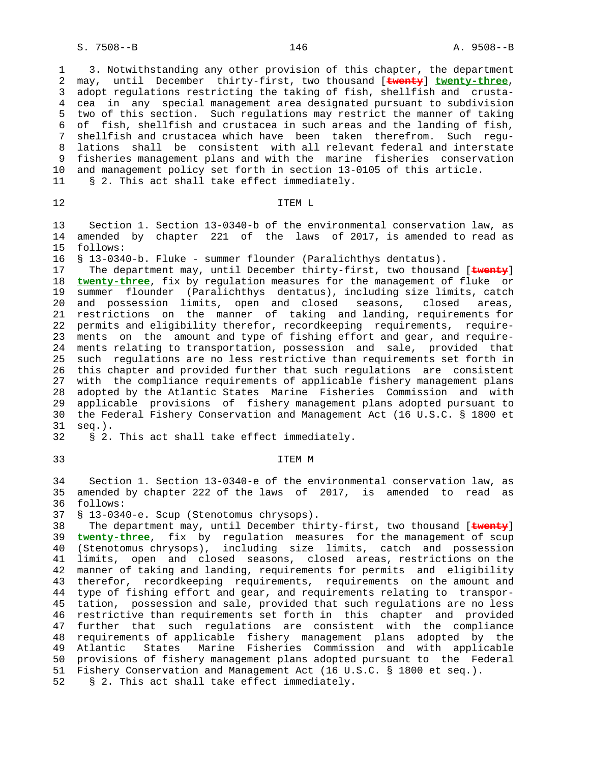3. Notwithstanding any other provision of this chapter, the department may, until December thirty-first, two thousand [~~twenty~~] **twenty-three**, adopt regulations restricting the taking of fish, shellfish and crustacea in any special management area designated pursuant to subdivision two of this section. Such regulations may restrict the manner of taking of fish, shellfish and crustacea in such areas and the landing of fish, shellfish and crustacea which have been taken therefrom. Such regulations shall be consistent with all relevant federal and interstate fisheries management plans and with the marine fisheries conservation and management policy set forth in section 13-0105 of this article.

§ 2. This act shall take effect immediately.

ITEM L

Section 1. Section 13-0340-b of the environmental conservation law, as amended by chapter 221 of the laws of 2017, is amended to read as follows:

§ 13-0340-b. Fluke - summer flounder (Paralichthys dentatus).

The department may, until December thirty-first, two thousand [~~twenty~~] **twenty-three**, fix by regulation measures for the management of fluke or summer flounder (Paralichthys dentatus), including size limits, catch and possession limits, open and closed seasons, closed areas, restrictions on the manner of taking and landing, requirements for permits and eligibility therefor, recordkeeping requirements, requirements on the amount and type of fishing effort and gear, and requirements relating to transportation, possession and sale, provided that such regulations are no less restrictive than requirements set forth in this chapter and provided further that such regulations are consistent with the compliance requirements of applicable fishery management plans adopted by the Atlantic States Marine Fisheries Commission and with applicable provisions of fishery management plans adopted pursuant to the Federal Fishery Conservation and Management Act (16 U.S.C. § 1800 et seq.).

§ 2. This act shall take effect immediately.

ITEM M

Section 1. Section 13-0340-e of the environmental conservation law, as amended by chapter 222 of the laws of 2017, is amended to read as follows:

§ 13-0340-e. Scup (Stenotomus chrysops).

The department may, until December thirty-first, two thousand [~~twenty~~] **twenty-three**, fix by regulation measures for the management of scup (Stenotomus chrysops), including size limits, catch and possession limits, open and closed seasons, closed areas, restrictions on the manner of taking and landing, requirements for permits and eligibility therefor, recordkeeping requirements, requirements on the amount and type of fishing effort and gear, and requirements relating to transportation, possession and sale, provided that such regulations are no less restrictive than requirements set forth in this chapter and provided further that such regulations are consistent with the compliance requirements of applicable fishery management plans adopted by the Atlantic States Marine Fisheries Commission and with applicable provisions of fishery management plans adopted pursuant to the Federal Fishery Conservation and Management Act (16 U.S.C. § 1800 et seq.).

§ 2. This act shall take effect immediately.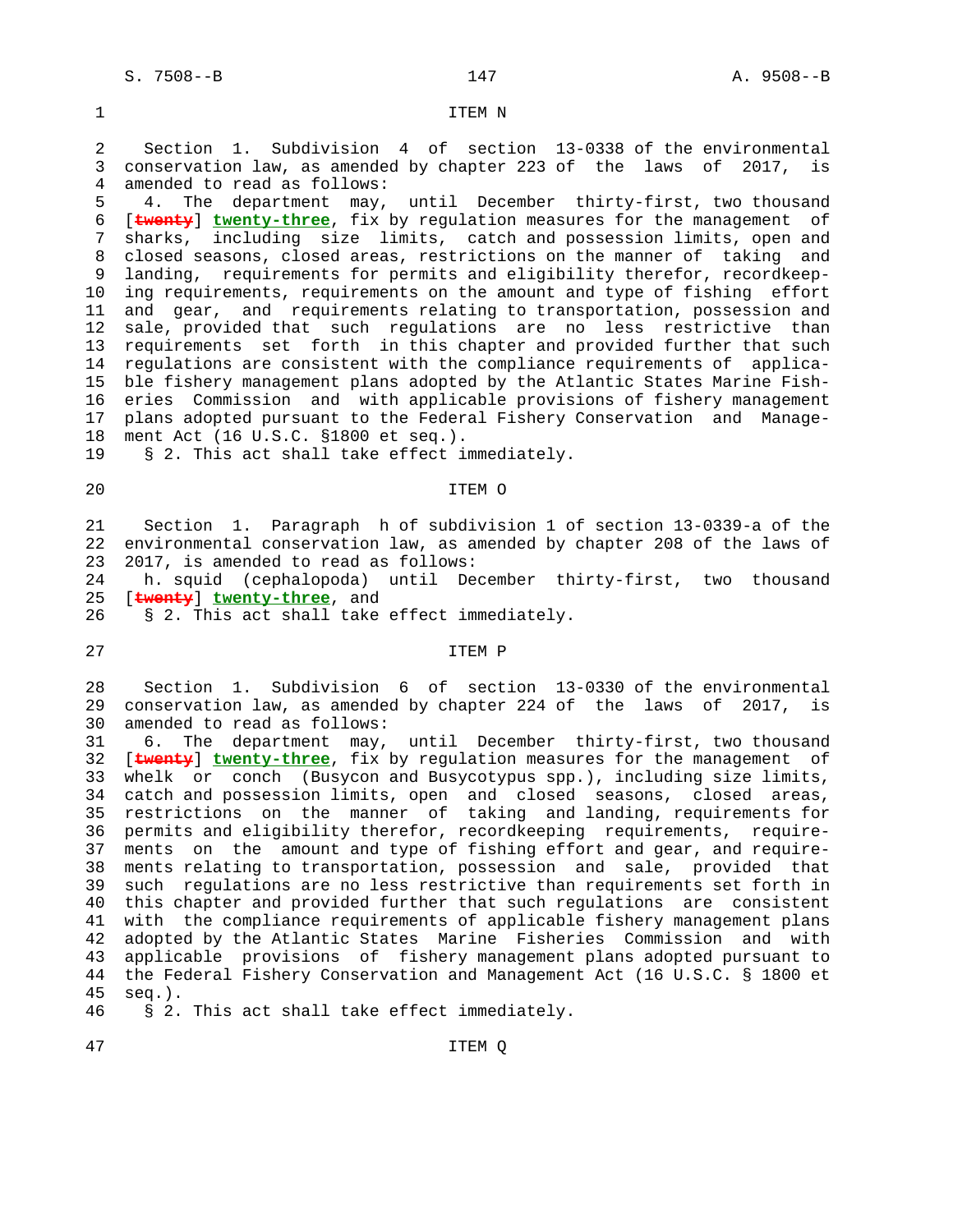ITEM N

Section 1. Subdivision 4 of section 13-0338 of the environmental conservation law, as amended by chapter 223 of the laws of 2017, is amended to read as follows:

4. The department may, until December thirty-first, two thousand [~~twenty~~] **twenty-three**, fix by regulation measures for the management of sharks, including size limits, catch and possession limits, open and closed seasons, closed areas, restrictions on the manner of taking and landing, requirements for permits and eligibility therefor, recordkeeping requirements, requirements on the amount and type of fishing effort and gear, and requirements relating to transportation, possession and sale, provided that such regulations are no less restrictive than requirements set forth in this chapter and provided further that such regulations are consistent with the compliance requirements of applicable fishery management plans adopted by the Atlantic States Marine Fisheries Commission and with applicable provisions of fishery management plans adopted pursuant to the Federal Fishery Conservation and Management Act (16 U.S.C. §1800 et seq.).

§ 2. This act shall take effect immediately.

ITEM O

Section 1. Paragraph h of subdivision 1 of section 13-0339-a of the environmental conservation law, as amended by chapter 208 of the laws of 2017, is amended to read as follows:

h. squid (cephalopoda) until December thirty-first, two thousand [~~twenty~~] **twenty-three**, and

§ 2. This act shall take effect immediately.

ITEM P

Section 1. Subdivision 6 of section 13-0330 of the environmental conservation law, as amended by chapter 224 of the laws of 2017, is amended to read as follows:

6. The department may, until December thirty-first, two thousand [~~twenty~~] **twenty-three**, fix by regulation measures for the management of whelk or conch (Busycon and Busycotypus spp.), including size limits, catch and possession limits, open and closed seasons, closed areas, restrictions on the manner of taking and landing, requirements for permits and eligibility therefor, recordkeeping requirements, requirements on the amount and type of fishing effort and gear, and requirements relating to transportation, possession and sale, provided that such regulations are no less restrictive than requirements set forth in this chapter and provided further that such regulations are consistent with the compliance requirements of applicable fishery management plans adopted by the Atlantic States Marine Fisheries Commission and with applicable provisions of fishery management plans adopted pursuant to the Federal Fishery Conservation and Management Act (16 U.S.C. § 1800 et seq.).

§ 2. This act shall take effect immediately.

ITEM Q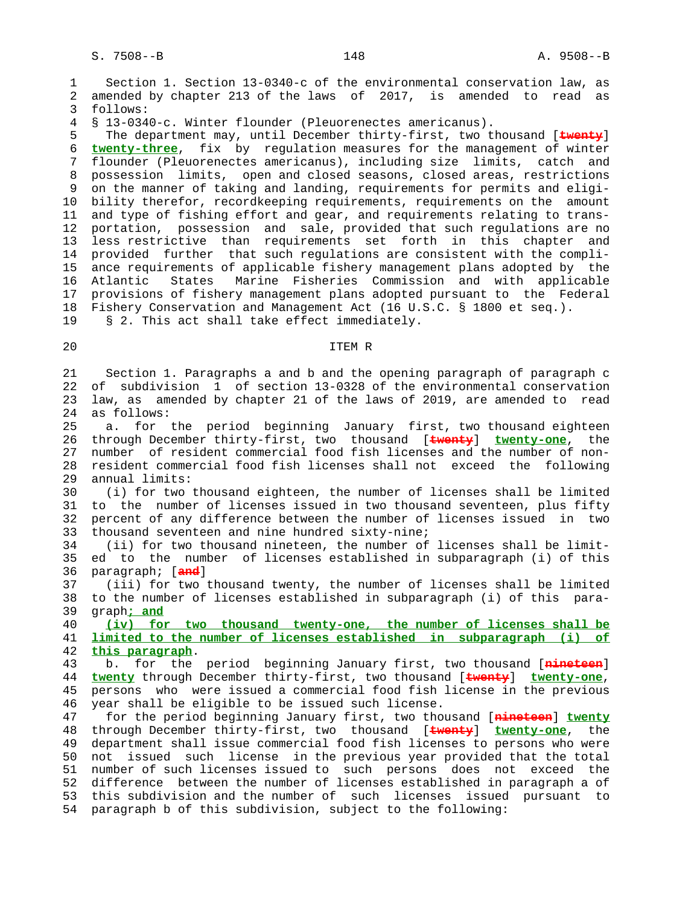Section 1. Section 13-0340-c of the environmental conservation law, as amended by chapter 213 of the laws of 2017, is amended to read as follows:

§ 13-0340-c. Winter flounder (Pleuorenectes americanus).

The department may, until December thirty-first, two thousand [~~twenty~~] **twenty-three**, fix by regulation measures for the management of winter flounder (Pleuorenectes americanus), including size limits, catch and possession limits, open and closed seasons, closed areas, restrictions on the manner of taking and landing, requirements for permits and eligibility therefor, recordkeeping requirements, requirements on the amount and type of fishing effort and gear, and requirements relating to transportation, possession and sale, provided that such regulations are no less restrictive than requirements set forth in this chapter and provided further that such regulations are consistent with the compliance requirements of applicable fishery management plans adopted by the Atlantic States Marine Fisheries Commission and with applicable provisions of fishery management plans adopted pursuant to the Federal Fishery Conservation and Management Act (16 U.S.C. § 1800 et seq.).

§ 2. This act shall take effect immediately.

## ITEM R

Section 1. Paragraphs a and b and the opening paragraph of paragraph c of subdivision 1 of section 13-0328 of the environmental conservation law, as amended by chapter 21 of the laws of 2019, are amended to read as follows:

a. for the period beginning January first, two thousand eighteen through December thirty-first, two thousand [~~twenty~~] **twenty-one**, the number of resident commercial food fish licenses and the number of non-resident commercial food fish licenses shall not exceed the following annual limits:

(i) for two thousand eighteen, the number of licenses shall be limited to the number of licenses issued in two thousand seventeen, plus fifty percent of any difference between the number of licenses issued in two thousand seventeen and nine hundred sixty-nine;

(ii) for two thousand nineteen, the number of licenses shall be limited to the number of licenses established in subparagraph (i) of this paragraph; [~~and~~]

(iii) for two thousand twenty, the number of licenses shall be limited to the number of licenses established in subparagraph (i) of this paragraph**; and**

**(iv) for two thousand twenty-one, the number of licenses shall be limited to the number of licenses established in subparagraph (i) of this paragraph**.

b. for the period beginning January first, two thousand [~~nineteen~~] **twenty** through December thirty-first, two thousand [~~twenty~~] **twenty-one**, persons who were issued a commercial food fish license in the previous year shall be eligible to be issued such license.

for the period beginning January first, two thousand [~~nineteen~~] **twenty** through December thirty-first, two thousand [~~twenty~~] **twenty-one**, the department shall issue commercial food fish licenses to persons who were not issued such license in the previous year provided that the total number of such licenses issued to such persons does not exceed the difference between the number of licenses established in paragraph a of this subdivision and the number of such licenses issued pursuant to paragraph b of this subdivision, subject to the following: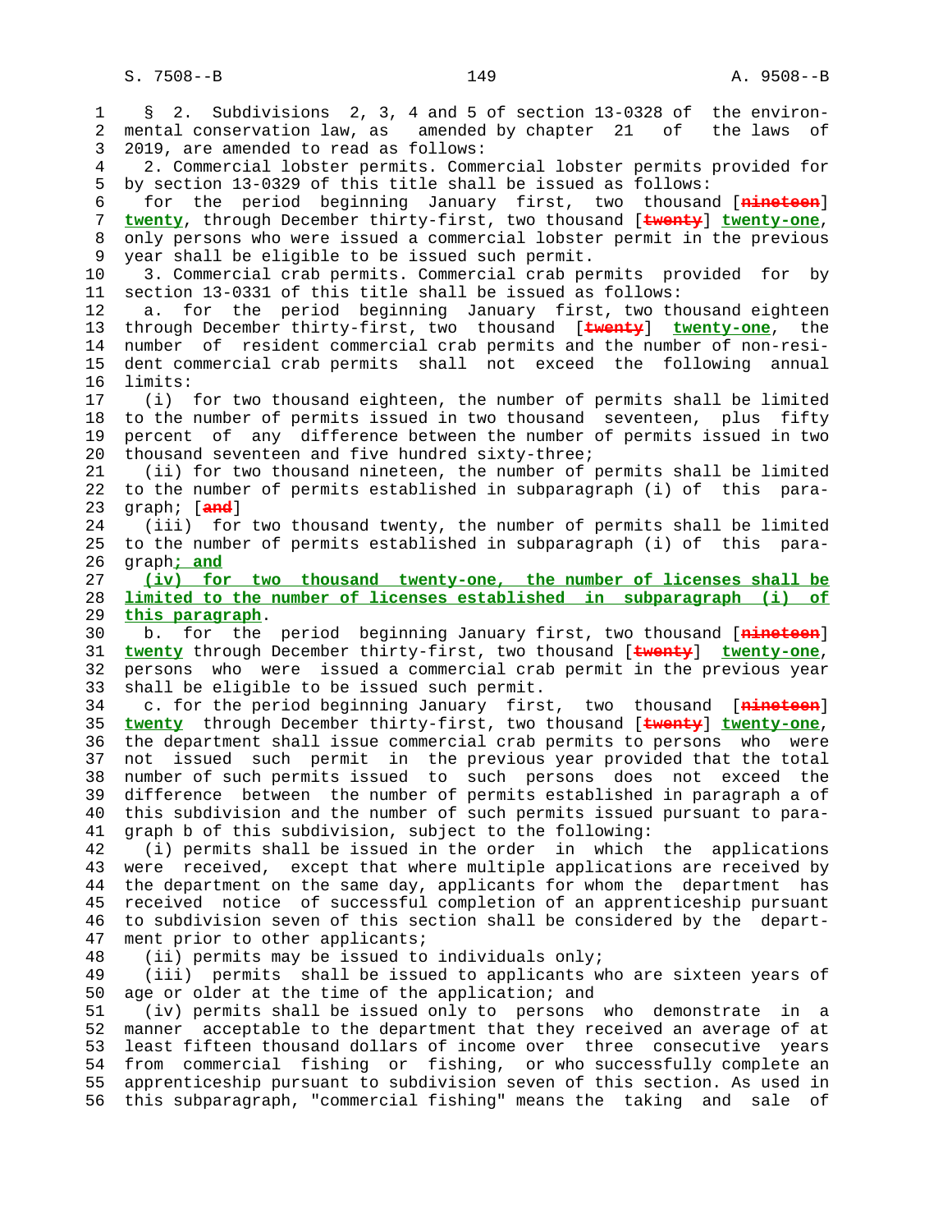§ 2. Subdivisions 2, 3, 4 and 5 of section 13-0328 of the environmental conservation law, as amended by chapter 21 of the laws of 2019, are amended to read as follows:

2. Commercial lobster permits. Commercial lobster permits provided for by section 13-0329 of this title shall be issued as follows:

for the period beginning January first, two thousand [~~nineteen~~] **twenty**, through December thirty-first, two thousand [~~twenty~~] **twenty-one**, only persons who were issued a commercial lobster permit in the previous year shall be eligible to be issued such permit.

3. Commercial crab permits. Commercial crab permits provided for by section 13-0331 of this title shall be issued as follows:

a. for the period beginning January first, two thousand eighteen through December thirty-first, two thousand [~~twenty~~] **twenty-one**, the number of resident commercial crab permits and the number of non-resident commercial crab permits shall not exceed the following annual limits:

(i) for two thousand eighteen, the number of permits shall be limited to the number of permits issued in two thousand seventeen, plus fifty percent of any difference between the number of permits issued in two thousand seventeen and five hundred sixty-three;

(ii) for two thousand nineteen, the number of permits shall be limited to the number of permits established in subparagraph (i) of this paragraph; [~~and~~]

(iii) for two thousand twenty, the number of permits shall be limited to the number of permits established in subparagraph (i) of this paragraph**; and**

**(iv) for two thousand twenty-one, the number of licenses shall be limited to the number of licenses established in subparagraph (i) of this paragraph**.

b. for the period beginning January first, two thousand [~~nineteen~~] **twenty** through December thirty-first, two thousand [~~twenty~~] **twenty-one**, persons who were issued a commercial crab permit in the previous year shall be eligible to be issued such permit.

c. for the period beginning January first, two thousand [~~nineteen~~] **twenty** through December thirty-first, two thousand [~~twenty~~] **twenty-one**, the department shall issue commercial crab permits to persons who were not issued such permit in the previous year provided that the total number of such permits issued to such persons does not exceed the difference between the number of permits established in paragraph a of this subdivision and the number of such permits issued pursuant to paragraph b of this subdivision, subject to the following:

(i) permits shall be issued in the order in which the applications were received, except that where multiple applications are received by the department on the same day, applicants for whom the department has received notice of successful completion of an apprenticeship pursuant to subdivision seven of this section shall be considered by the department prior to other applicants;

(ii) permits may be issued to individuals only;

(iii) permits shall be issued to applicants who are sixteen years of age or older at the time of the application; and

(iv) permits shall be issued only to persons who demonstrate in a manner acceptable to the department that they received an average of at least fifteen thousand dollars of income over three consecutive years from commercial fishing or fishing, or who successfully complete an apprenticeship pursuant to subdivision seven of this section. As used in this subparagraph, "commercial fishing" means the taking and sale of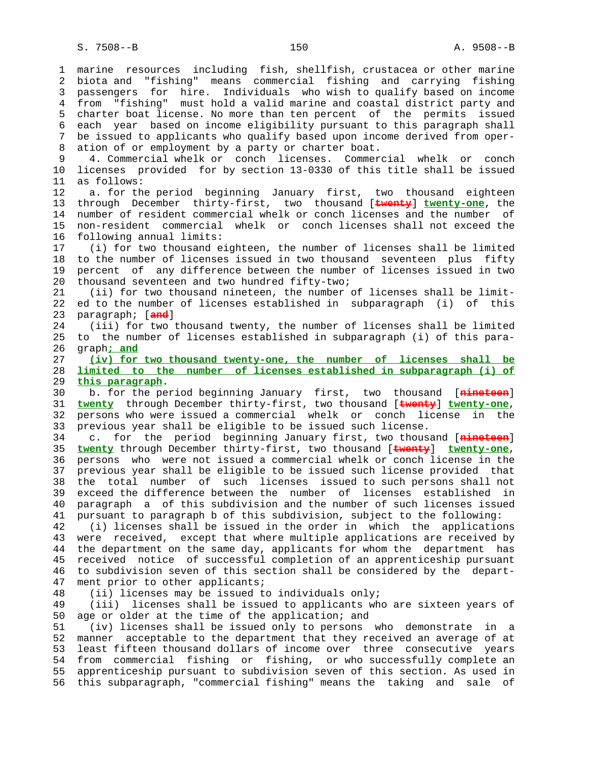marine resources including fish, shellfish, crustacea or other marine biota and "fishing" means commercial fishing and carrying fishing passengers for hire. Individuals who wish to qualify based on income from "fishing" must hold a valid marine and coastal district party and charter boat license. No more than ten percent of the permits issued each year based on income eligibility pursuant to this paragraph shall be issued to applicants who qualify based upon income derived from operation of or employment by a party or charter boat.

4. Commercial whelk or conch licenses. Commercial whelk or conch licenses provided for by section 13-0330 of this title shall be issued as follows:

a. for the period beginning January first, two thousand eighteen through December thirty-first, two thousand [~~twenty~~] **twenty-one**, the number of resident commercial whelk or conch licenses and the number of non-resident commercial whelk or conch licenses shall not exceed the following annual limits:

(i) for two thousand eighteen, the number of licenses shall be limited to the number of licenses issued in two thousand seventeen plus fifty percent of any difference between the number of licenses issued in two thousand seventeen and two hundred fifty-two;

(ii) for two thousand nineteen, the number of licenses shall be limited to the number of licenses established in subparagraph (i) of this paragraph; [~~and~~]

(iii) for two thousand twenty, the number of licenses shall be limited to the number of licenses established in subparagraph (i) of this paragraph**; and**

**(iv) for two thousand twenty-one, the number of licenses shall be limited to the number of licenses established in subparagraph (i) of this paragraph**.

b. for the period beginning January first, two thousand [~~nineteen~~] **twenty** through December thirty-first, two thousand [~~twenty~~] **twenty-one**, persons who were issued a commercial whelk or conch license in the previous year shall be eligible to be issued such license.

c. for the period beginning January first, two thousand [~~nineteen~~] **twenty** through December thirty-first, two thousand [~~twenty~~] **twenty-one**, persons who were not issued a commercial whelk or conch license in the previous year shall be eligible to be issued such license provided that the total number of such licenses issued to such persons shall not exceed the difference between the number of licenses established in paragraph a of this subdivision and the number of such licenses issued pursuant to paragraph b of this subdivision, subject to the following:

(i) licenses shall be issued in the order in which the applications were received, except that where multiple applications are received by the department on the same day, applicants for whom the department has received notice of successful completion of an apprenticeship pursuant to subdivision seven of this section shall be considered by the department prior to other applicants;

(ii) licenses may be issued to individuals only;

(iii) licenses shall be issued to applicants who are sixteen years of age or older at the time of the application; and

(iv) licenses shall be issued only to persons who demonstrate in a manner acceptable to the department that they received an average of at least fifteen thousand dollars of income over three consecutive years from commercial fishing or fishing, or who successfully complete an apprenticeship pursuant to subdivision seven of this section. As used in this subparagraph, "commercial fishing" means the taking and sale of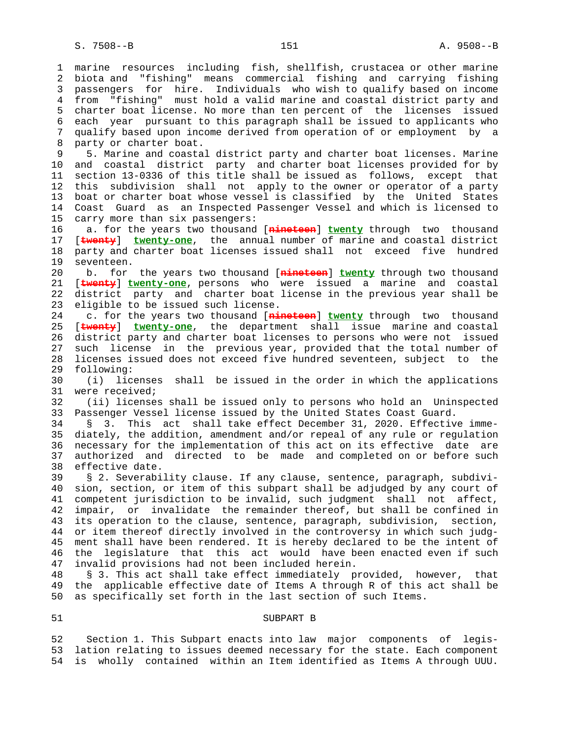marine resources including fish, shellfish, crustacea or other marine biota and "fishing" means commercial fishing and carrying fishing passengers for hire. Individuals who wish to qualify based on income from "fishing" must hold a valid marine and coastal district party and charter boat license. No more than ten percent of the licenses issued each year pursuant to this paragraph shall be issued to applicants who qualify based upon income derived from operation of or employment by a party or charter boat.

5. Marine and coastal district party and charter boat licenses. Marine and coastal district party and charter boat licenses provided for by section 13-0336 of this title shall be issued as follows, except that this subdivision shall not apply to the owner or operator of a party boat or charter boat whose vessel is classified by the United States Coast Guard as an Inspected Passenger Vessel and which is licensed to carry more than six passengers:

a. for the years two thousand [~~nineteen~~] **twenty** through two thousand [~~twenty~~] **twenty-one**, the annual number of marine and coastal district party and charter boat licenses issued shall not exceed five hundred seventeen.

b. for the years two thousand [~~nineteen~~] **twenty** through two thousand [~~twenty~~] **twenty-one**, persons who were issued a marine and coastal district party and charter boat license in the previous year shall be eligible to be issued such license.

c. for the years two thousand [~~nineteen~~] **twenty** through two thousand [~~twenty~~] **twenty-one**, the department shall issue marine and coastal district party and charter boat licenses to persons who were not issued such license in the previous year, provided that the total number of licenses issued does not exceed five hundred seventeen, subject to the following:

(i) licenses shall be issued in the order in which the applications were received;

(ii) licenses shall be issued only to persons who hold an Uninspected Passenger Vessel license issued by the United States Coast Guard.

§ 3. This act shall take effect December 31, 2020. Effective immediately, the addition, amendment and/or repeal of any rule or regulation necessary for the implementation of this act on its effective date are authorized and directed to be made and completed on or before such effective date.

§ 2. Severability clause. If any clause, sentence, paragraph, subdivision, section, or item of this subpart shall be adjudged by any court of competent jurisdiction to be invalid, such judgment shall not affect, impair, or invalidate the remainder thereof, but shall be confined in its operation to the clause, sentence, paragraph, subdivision, section, or item thereof directly involved in the controversy in which such judgment shall have been rendered. It is hereby declared to be the intent of the legislature that this act would have been enacted even if such invalid provisions had not been included herein.

§ 3. This act shall take effect immediately provided, however, that the applicable effective date of Items A through R of this act shall be as specifically set forth in the last section of such Items.

## SUBPART B

Section 1. This Subpart enacts into law major components of legislation relating to issues deemed necessary for the state. Each component is wholly contained within an Item identified as Items A through UUU.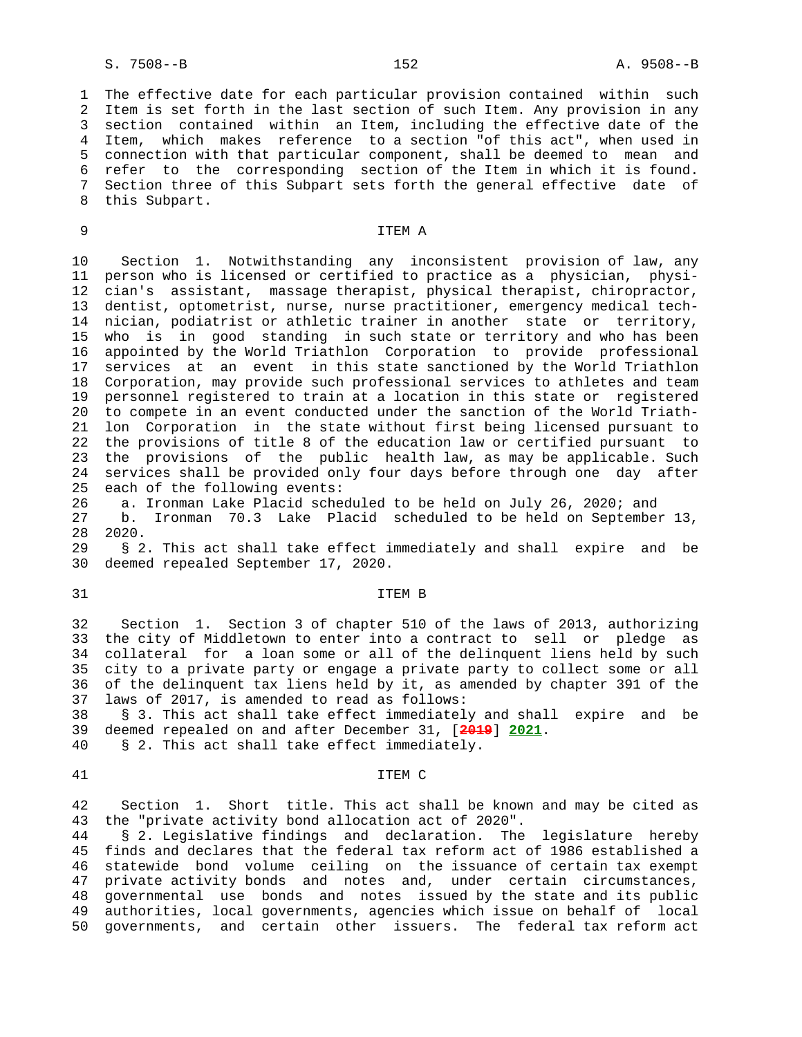The effective date for each particular provision contained within such Item is set forth in the last section of such Item. Any provision in any section contained within an Item, including the effective date of the Item, which makes reference to a section "of this act", when used in connection with that particular component, shall be deemed to mean and refer to the corresponding section of the Item in which it is found. Section three of this Subpart sets forth the general effective date of this Subpart.

### ITEM A

Section 1. Notwithstanding any inconsistent provision of law, any person who is licensed or certified to practice as a physician, physician's assistant, massage therapist, physical therapist, chiropractor, dentist, optometrist, nurse, nurse practitioner, emergency medical technician, podiatrist or athletic trainer in another state or territory, who is in good standing in such state or territory and who has been appointed by the World Triathlon Corporation to provide professional services at an event in this state sanctioned by the World Triathlon Corporation, may provide such professional services to athletes and team personnel registered to train at a location in this state or registered to compete in an event conducted under the sanction of the World Triathlon Corporation in the state without first being licensed pursuant to the provisions of title 8 of the education law or certified pursuant to the provisions of the public health law, as may be applicable. Such services shall be provided only four days before through one day after each of the following events:

a. Ironman Lake Placid scheduled to be held on July 26, 2020; and

b. Ironman 70.3 Lake Placid scheduled to be held on September 13, 2020.

§ 2. This act shall take effect immediately and shall expire and be deemed repealed September 17, 2020.

### ITEM B

Section 1. Section 3 of chapter 510 of the laws of 2013, authorizing the city of Middletown to enter into a contract to sell or pledge as collateral for a loan some or all of the delinquent liens held by such city to a private party or engage a private party to collect some or all of the delinquent tax liens held by it, as amended by chapter 391 of the laws of 2017, is amended to read as follows:

§ 3. This act shall take effect immediately and shall expire and be deemed repealed on and after December 31, [~~2019~~] **2021**.

§ 2. This act shall take effect immediately.

### ITEM C

Section 1. Short title. This act shall be known and may be cited as the "private activity bond allocation act of 2020".

§ 2. Legislative findings and declaration. The legislature hereby finds and declares that the federal tax reform act of 1986 established a statewide bond volume ceiling on the issuance of certain tax exempt private activity bonds and notes and, under certain circumstances, governmental use bonds and notes issued by the state and its public authorities, local governments, agencies which issue on behalf of local governments, and certain other issuers. The federal tax reform act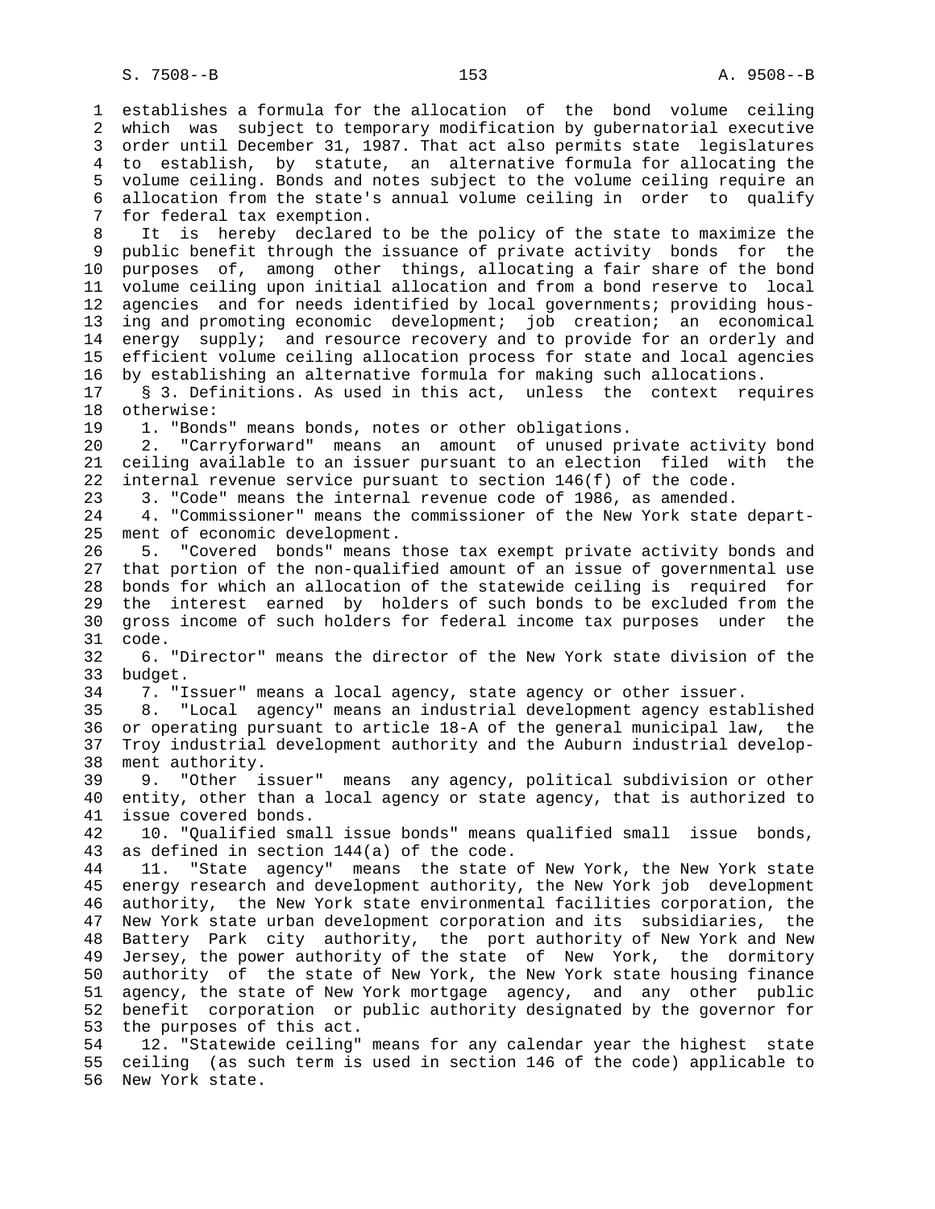establishes a formula for the allocation of the bond volume ceiling which was subject to temporary modification by gubernatorial executive order until December 31, 1987. That act also permits state legislatures to establish, by statute, an alternative formula for allocating the volume ceiling. Bonds and notes subject to the volume ceiling require an allocation from the state's annual volume ceiling in order to qualify for federal tax exemption.

It is hereby declared to be the policy of the state to maximize the public benefit through the issuance of private activity bonds for the purposes of, among other things, allocating a fair share of the bond volume ceiling upon initial allocation and from a bond reserve to local agencies and for needs identified by local governments; providing housing and promoting economic development; job creation; an economical energy supply; and resource recovery and to provide for an orderly and efficient volume ceiling allocation process for state and local agencies by establishing an alternative formula for making such allocations.

§ 3. Definitions. As used in this act, unless the context requires otherwise:

1. "Bonds" means bonds, notes or other obligations.

2. "Carryforward" means an amount of unused private activity bond ceiling available to an issuer pursuant to an election filed with the internal revenue service pursuant to section 146(f) of the code.

3. "Code" means the internal revenue code of 1986, as amended.

4. "Commissioner" means the commissioner of the New York state department of economic development.

5. "Covered bonds" means those tax exempt private activity bonds and that portion of the non-qualified amount of an issue of governmental use bonds for which an allocation of the statewide ceiling is required for the interest earned by holders of such bonds to be excluded from the gross income of such holders for federal income tax purposes under the code.

6. "Director" means the director of the New York state division of the budget.

7. "Issuer" means a local agency, state agency or other issuer.

8. "Local agency" means an industrial development agency established or operating pursuant to article 18-A of the general municipal law, the Troy industrial development authority and the Auburn industrial development authority.

9. "Other issuer" means any agency, political subdivision or other entity, other than a local agency or state agency, that is authorized to issue covered bonds.

10. "Qualified small issue bonds" means qualified small issue bonds, as defined in section 144(a) of the code.

11. "State agency" means the state of New York, the New York state energy research and development authority, the New York job development authority, the New York state environmental facilities corporation, the New York state urban development corporation and its subsidiaries, the Battery Park city authority, the port authority of New York and New Jersey, the power authority of the state of New York, the dormitory authority of the state of New York, the New York state housing finance agency, the state of New York mortgage agency, and any other public benefit corporation or public authority designated by the governor for the purposes of this act.

12. "Statewide ceiling" means for any calendar year the highest state ceiling (as such term is used in section 146 of the code) applicable to New York state.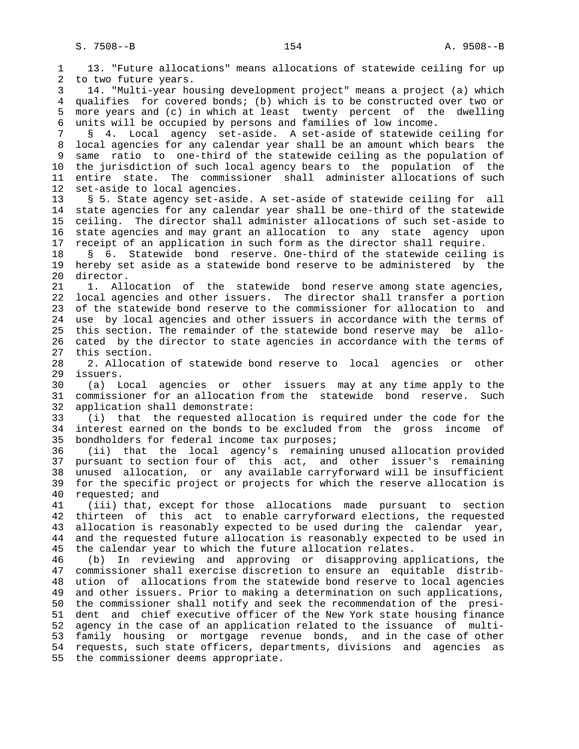13. "Future allocations" means allocations of statewide ceiling for up to two future years.

14. "Multi-year housing development project" means a project (a) which qualifies for covered bonds; (b) which is to be constructed over two or more years and (c) in which at least twenty percent of the dwelling units will be occupied by persons and families of low income.

§ 4. Local agency set-aside. A set-aside of statewide ceiling for local agencies for any calendar year shall be an amount which bears the same ratio to one-third of the statewide ceiling as the population of the jurisdiction of such local agency bears to the population of the entire state. The commissioner shall administer allocations of such set-aside to local agencies.

§ 5. State agency set-aside. A set-aside of statewide ceiling for all state agencies for any calendar year shall be one-third of the statewide ceiling. The director shall administer allocations of such set-aside to state agencies and may grant an allocation to any state agency upon receipt of an application in such form as the director shall require.

§ 6. Statewide bond reserve. One-third of the statewide ceiling is hereby set aside as a statewide bond reserve to be administered by the director.

1. Allocation of the statewide bond reserve among state agencies, local agencies and other issuers. The director shall transfer a portion of the statewide bond reserve to the commissioner for allocation to and use by local agencies and other issuers in accordance with the terms of this section. The remainder of the statewide bond reserve may be allocated by the director to state agencies in accordance with the terms of this section.

2. Allocation of statewide bond reserve to local agencies or other issuers.

(a) Local agencies or other issuers may at any time apply to the commissioner for an allocation from the statewide bond reserve. Such application shall demonstrate:

(i) that the requested allocation is required under the code for the interest earned on the bonds to be excluded from the gross income of bondholders for federal income tax purposes;

(ii) that the local agency's remaining unused allocation provided pursuant to section four of this act, and other issuer's remaining unused allocation, or any available carryforward will be insufficient for the specific project or projects for which the reserve allocation is requested; and

(iii) that, except for those allocations made pursuant to section thirteen of this act to enable carryforward elections, the requested allocation is reasonably expected to be used during the calendar year, and the requested future allocation is reasonably expected to be used in the calendar year to which the future allocation relates.

(b) In reviewing and approving or disapproving applications, the commissioner shall exercise discretion to ensure an equitable distribution of allocations from the statewide bond reserve to local agencies and other issuers. Prior to making a determination on such applications, the commissioner shall notify and seek the recommendation of the president and chief executive officer of the New York state housing finance agency in the case of an application related to the issuance of multi-family housing or mortgage revenue bonds, and in the case of other requests, such state officers, departments, divisions and agencies as the commissioner deems appropriate.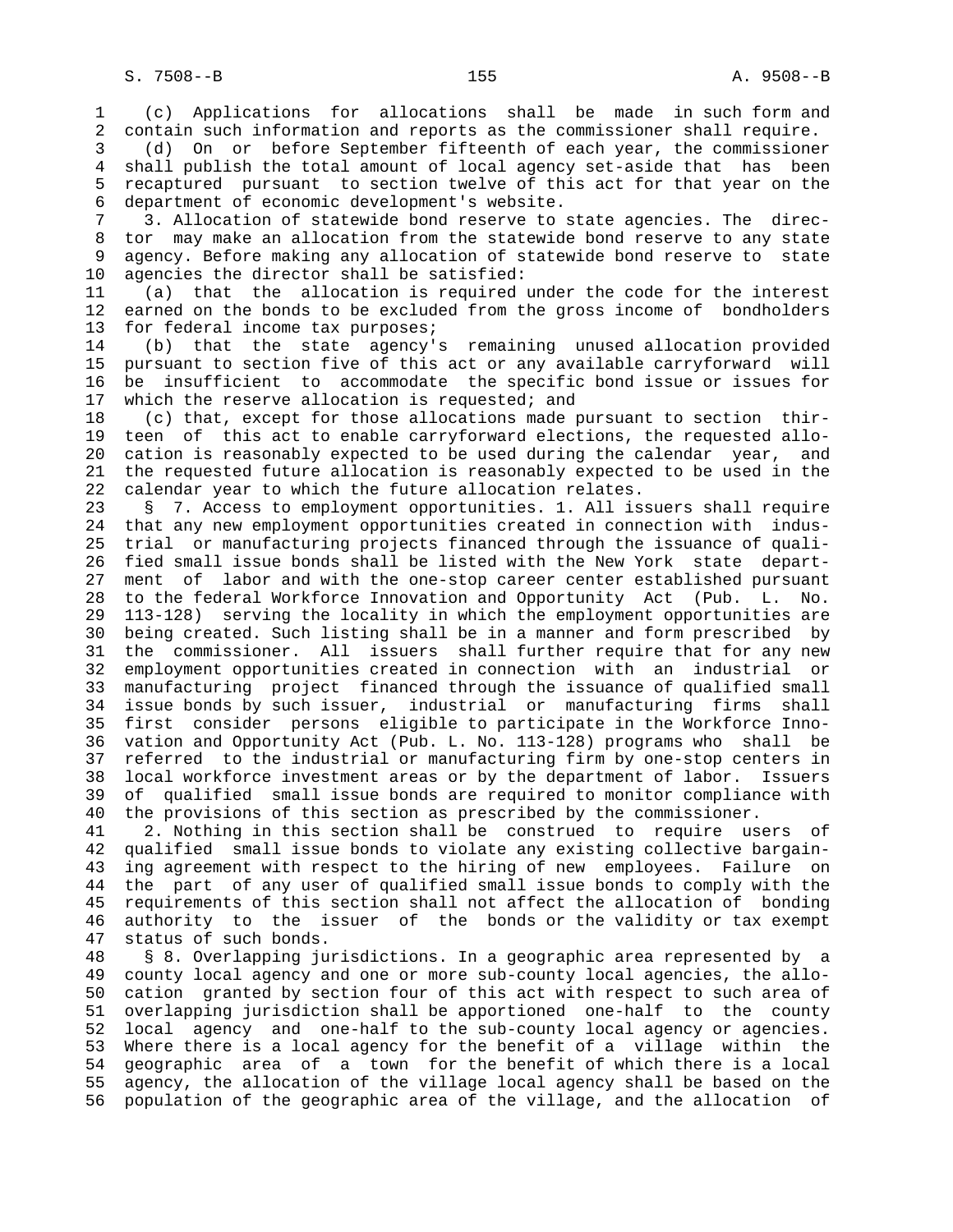(c) Applications for allocations shall be made in such form and contain such information and reports as the commissioner shall require.

(d) On or before September fifteenth of each year, the commissioner shall publish the total amount of local agency set-aside that has been recaptured pursuant to section twelve of this act for that year on the department of economic development's website.

3. Allocation of statewide bond reserve to state agencies. The director may make an allocation from the statewide bond reserve to any state agency. Before making any allocation of statewide bond reserve to state agencies the director shall be satisfied:

(a) that the allocation is required under the code for the interest earned on the bonds to be excluded from the gross income of bondholders for federal income tax purposes;

(b) that the state agency's remaining unused allocation provided pursuant to section five of this act or any available carryforward will be insufficient to accommodate the specific bond issue or issues for which the reserve allocation is requested; and

(c) that, except for those allocations made pursuant to section thirteen of this act to enable carryforward elections, the requested allocation is reasonably expected to be used during the calendar year, and the requested future allocation is reasonably expected to be used in the calendar year to which the future allocation relates.

§ 7. Access to employment opportunities. 1. All issuers shall require that any new employment opportunities created in connection with industrial or manufacturing projects financed through the issuance of qualified small issue bonds shall be listed with the New York state department of labor and with the one-stop career center established pursuant to the federal Workforce Innovation and Opportunity Act (Pub. L. No. 113-128) serving the locality in which the employment opportunities are being created. Such listing shall be in a manner and form prescribed by the commissioner. All issuers shall further require that for any new employment opportunities created in connection with an industrial or manufacturing project financed through the issuance of qualified small issue bonds by such issuer, industrial or manufacturing firms shall first consider persons eligible to participate in the Workforce Innovation and Opportunity Act (Pub. L. No. 113-128) programs who shall be referred to the industrial or manufacturing firm by one-stop centers in local workforce investment areas or by the department of labor. Issuers of qualified small issue bonds are required to monitor compliance with the provisions of this section as prescribed by the commissioner.

2. Nothing in this section shall be construed to require users of qualified small issue bonds to violate any existing collective bargaining agreement with respect to the hiring of new employees. Failure on the part of any user of qualified small issue bonds to comply with the requirements of this section shall not affect the allocation of bonding authority to the issuer of the bonds or the validity or tax exempt status of such bonds.

§ 8. Overlapping jurisdictions. In a geographic area represented by a county local agency and one or more sub-county local agencies, the allocation granted by section four of this act with respect to such area of overlapping jurisdiction shall be apportioned one-half to the county local agency and one-half to the sub-county local agency or agencies. Where there is a local agency for the benefit of a village within the geographic area of a town for the benefit of which there is a local agency, the allocation of the village local agency shall be based on the population of the geographic area of the village, and the allocation of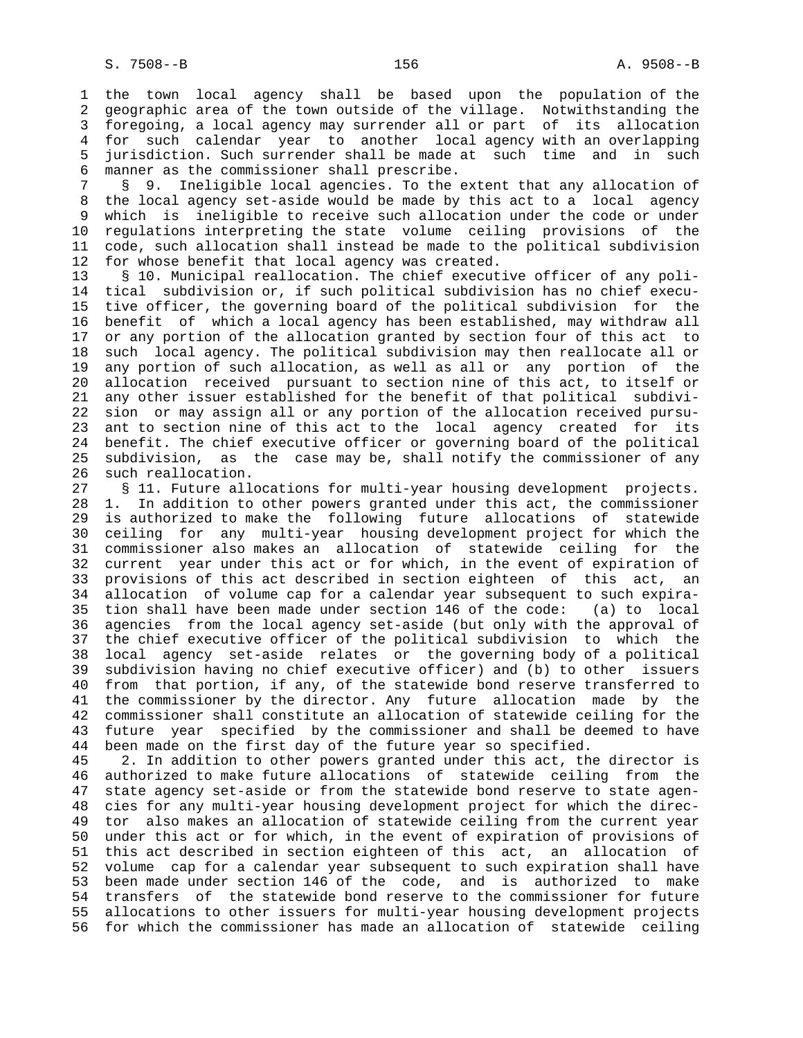the town local agency shall be based upon the population of the geographic area of the town outside of the village. Notwithstanding the foregoing, a local agency may surrender all or part of its allocation for such calendar year to another local agency with an overlapping jurisdiction. Such surrender shall be made at such time and in such manner as the commissioner shall prescribe.

§ 9. Ineligible local agencies. To the extent that any allocation of the local agency set-aside would be made by this act to a local agency which is ineligible to receive such allocation under the code or under regulations interpreting the state volume ceiling provisions of the code, such allocation shall instead be made to the political subdivision for whose benefit that local agency was created.

§ 10. Municipal reallocation. The chief executive officer of any political subdivision or, if such political subdivision has no chief executive officer, the governing board of the political subdivision for the benefit of which a local agency has been established, may withdraw all or any portion of the allocation granted by section four of this act to such local agency. The political subdivision may then reallocate all or any portion of such allocation, as well as all or any portion of the allocation received pursuant to section nine of this act, to itself or any other issuer established for the benefit of that political subdivision or may assign all or any portion of the allocation received pursuant to section nine of this act to the local agency created for its benefit. The chief executive officer or governing board of the political subdivision, as the case may be, shall notify the commissioner of any such reallocation.

§ 11. Future allocations for multi-year housing development projects. 1. In addition to other powers granted under this act, the commissioner is authorized to make the following future allocations of statewide ceiling for any multi-year housing development project for which the commissioner also makes an allocation of statewide ceiling for the current year under this act or for which, in the event of expiration of provisions of this act described in section eighteen of this act, an allocation of volume cap for a calendar year subsequent to such expiration shall have been made under section 146 of the code: (a) to local agencies from the local agency set-aside (but only with the approval of the chief executive officer of the political subdivision to which the local agency set-aside relates or the governing body of a political subdivision having no chief executive officer) and (b) to other issuers from that portion, if any, of the statewide bond reserve transferred to the commissioner by the director. Any future allocation made by the commissioner shall constitute an allocation of statewide ceiling for the future year specified by the commissioner and shall be deemed to have been made on the first day of the future year so specified.

2. In addition to other powers granted under this act, the director is authorized to make future allocations of statewide ceiling from the state agency set-aside or from the statewide bond reserve to state agencies for any multi-year housing development project for which the director also makes an allocation of statewide ceiling from the current year under this act or for which, in the event of expiration of provisions of this act described in section eighteen of this act, an allocation of volume cap for a calendar year subsequent to such expiration shall have been made under section 146 of the code, and is authorized to make transfers of the statewide bond reserve to the commissioner for future allocations to other issuers for multi-year housing development projects for which the commissioner has made an allocation of statewide ceiling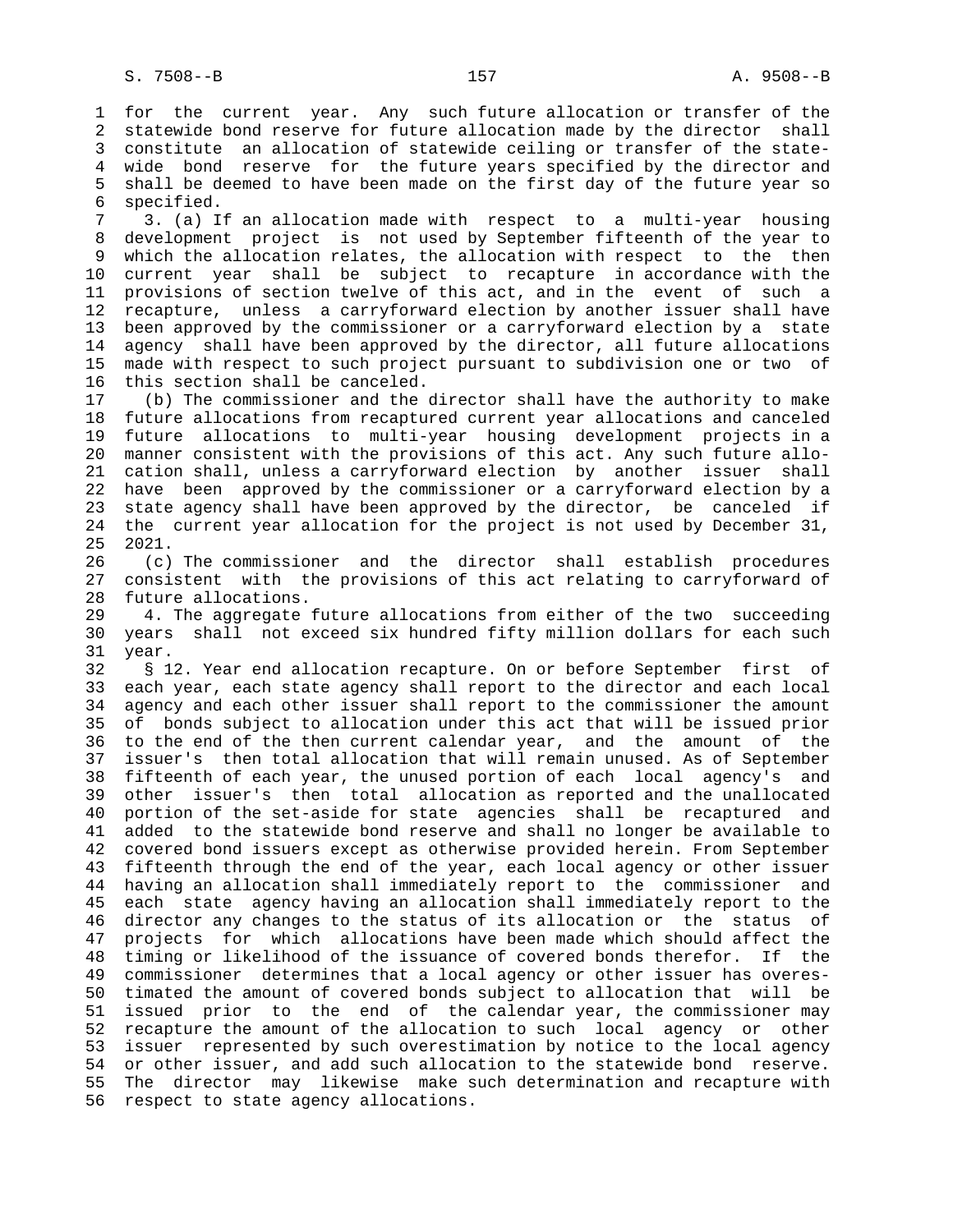for the current year. Any such future allocation or transfer of the statewide bond reserve for future allocation made by the director shall constitute an allocation of statewide ceiling or transfer of the statewide bond reserve for the future years specified by the director and shall be deemed to have been made on the first day of the future year so specified.

3. (a) If an allocation made with respect to a multi-year housing development project is not used by September fifteenth of the year to which the allocation relates, the allocation with respect to the then current year shall be subject to recapture in accordance with the provisions of section twelve of this act, and in the event of such a recapture, unless a carryforward election by another issuer shall have been approved by the commissioner or a carryforward election by a state agency shall have been approved by the director, all future allocations made with respect to such project pursuant to subdivision one or two of this section shall be canceled.

(b) The commissioner and the director shall have the authority to make future allocations from recaptured current year allocations and canceled future allocations to multi-year housing development projects in a manner consistent with the provisions of this act. Any such future allocation shall, unless a carryforward election by another issuer shall have been approved by the commissioner or a carryforward election by a state agency shall have been approved by the director, be canceled if the current year allocation for the project is not used by December 31, 2021.

(c) The commissioner and the director shall establish procedures consistent with the provisions of this act relating to carryforward of future allocations.

4. The aggregate future allocations from either of the two succeeding years shall not exceed six hundred fifty million dollars for each such year.

§ 12. Year end allocation recapture. On or before September first of each year, each state agency shall report to the director and each local agency and each other issuer shall report to the commissioner the amount of bonds subject to allocation under this act that will be issued prior to the end of the then current calendar year, and the amount of the issuer's then total allocation that will remain unused. As of September fifteenth of each year, the unused portion of each local agency's and other issuer's then total allocation as reported and the unallocated portion of the set-aside for state agencies shall be recaptured and added to the statewide bond reserve and shall no longer be available to covered bond issuers except as otherwise provided herein. From September fifteenth through the end of the year, each local agency or other issuer having an allocation shall immediately report to the commissioner and each state agency having an allocation shall immediately report to the director any changes to the status of its allocation or the status of projects for which allocations have been made which should affect the timing or likelihood of the issuance of covered bonds therefor. If the commissioner determines that a local agency or other issuer has overestimated the amount of covered bonds subject to allocation that will be issued prior to the end of the calendar year, the commissioner may recapture the amount of the allocation to such local agency or other issuer represented by such overestimation by notice to the local agency or other issuer, and add such allocation to the statewide bond reserve. The director may likewise make such determination and recapture with respect to state agency allocations.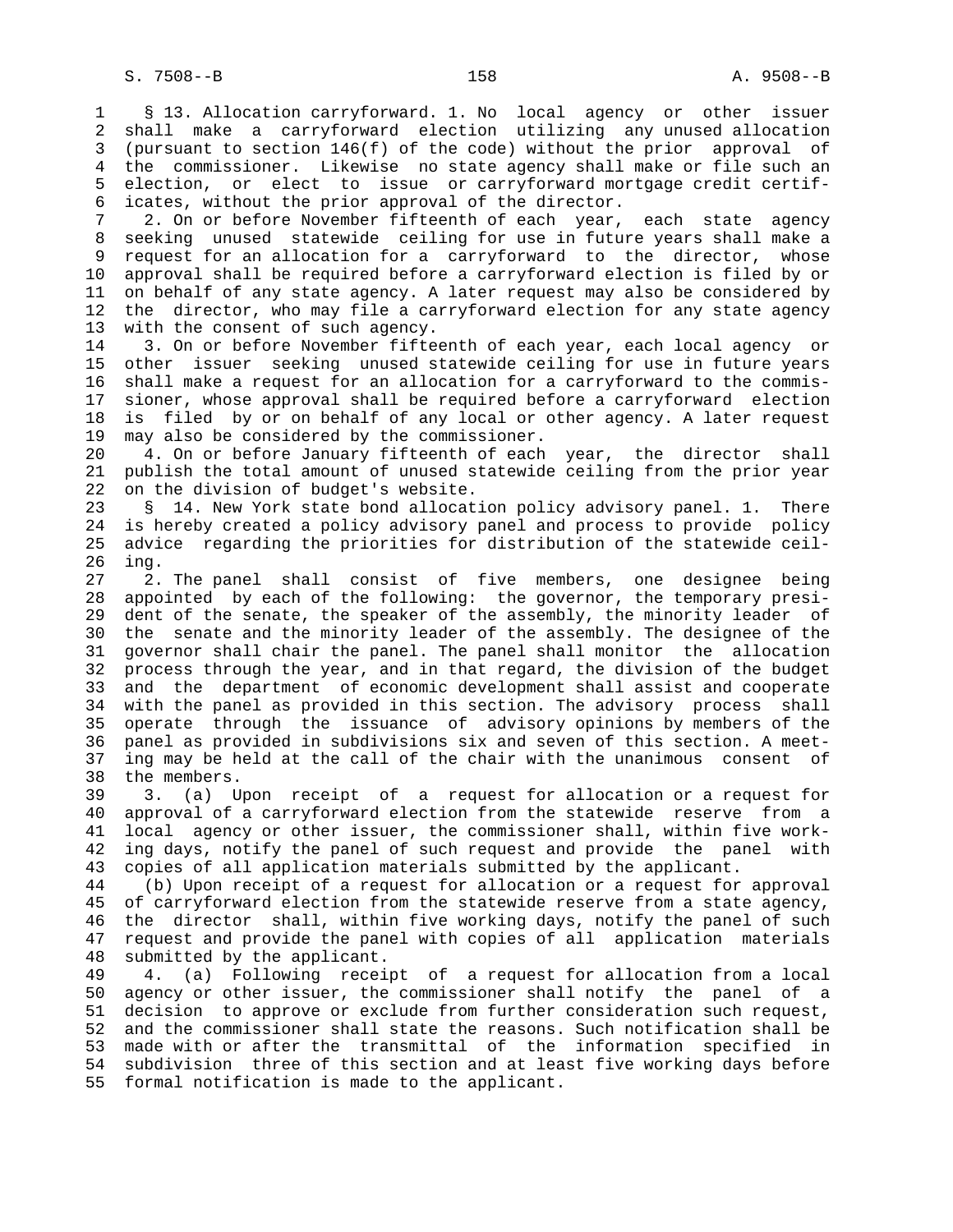§ 13. Allocation carryforward. 1. No local agency or other issuer shall make a carryforward election utilizing any unused allocation (pursuant to section 146(f) of the code) without the prior approval of the commissioner. Likewise no state agency shall make or file such an election, or elect to issue or carryforward mortgage credit certificates, without the prior approval of the director.

2. On or before November fifteenth of each year, each state agency seeking unused statewide ceiling for use in future years shall make a request for an allocation for a carryforward to the director, whose approval shall be required before a carryforward election is filed by or on behalf of any state agency. A later request may also be considered by the director, who may file a carryforward election for any state agency with the consent of such agency.

3. On or before November fifteenth of each year, each local agency or other issuer seeking unused statewide ceiling for use in future years shall make a request for an allocation for a carryforward to the commissioner, whose approval shall be required before a carryforward election is filed by or on behalf of any local or other agency. A later request may also be considered by the commissioner.

4. On or before January fifteenth of each year, the director shall publish the total amount of unused statewide ceiling from the prior year on the division of budget's website.

§ 14. New York state bond allocation policy advisory panel. 1. There is hereby created a policy advisory panel and process to provide policy advice regarding the priorities for distribution of the statewide ceiling.

2. The panel shall consist of five members, one designee being appointed by each of the following: the governor, the temporary president of the senate, the speaker of the assembly, the minority leader of the senate and the minority leader of the assembly. The designee of the governor shall chair the panel. The panel shall monitor the allocation process through the year, and in that regard, the division of the budget and the department of economic development shall assist and cooperate with the panel as provided in this section. The advisory process shall operate through the issuance of advisory opinions by members of the panel as provided in subdivisions six and seven of this section. A meeting may be held at the call of the chair with the unanimous consent of the members.

3. (a) Upon receipt of a request for allocation or a request for approval of a carryforward election from the statewide reserve from a local agency or other issuer, the commissioner shall, within five working days, notify the panel of such request and provide the panel with copies of all application materials submitted by the applicant.

(b) Upon receipt of a request for allocation or a request for approval of carryforward election from the statewide reserve from a state agency, the director shall, within five working days, notify the panel of such request and provide the panel with copies of all application materials submitted by the applicant.

4. (a) Following receipt of a request for allocation from a local agency or other issuer, the commissioner shall notify the panel of a decision to approve or exclude from further consideration such request, and the commissioner shall state the reasons. Such notification shall be made with or after the transmittal of the information specified in subdivision three of this section and at least five working days before formal notification is made to the applicant.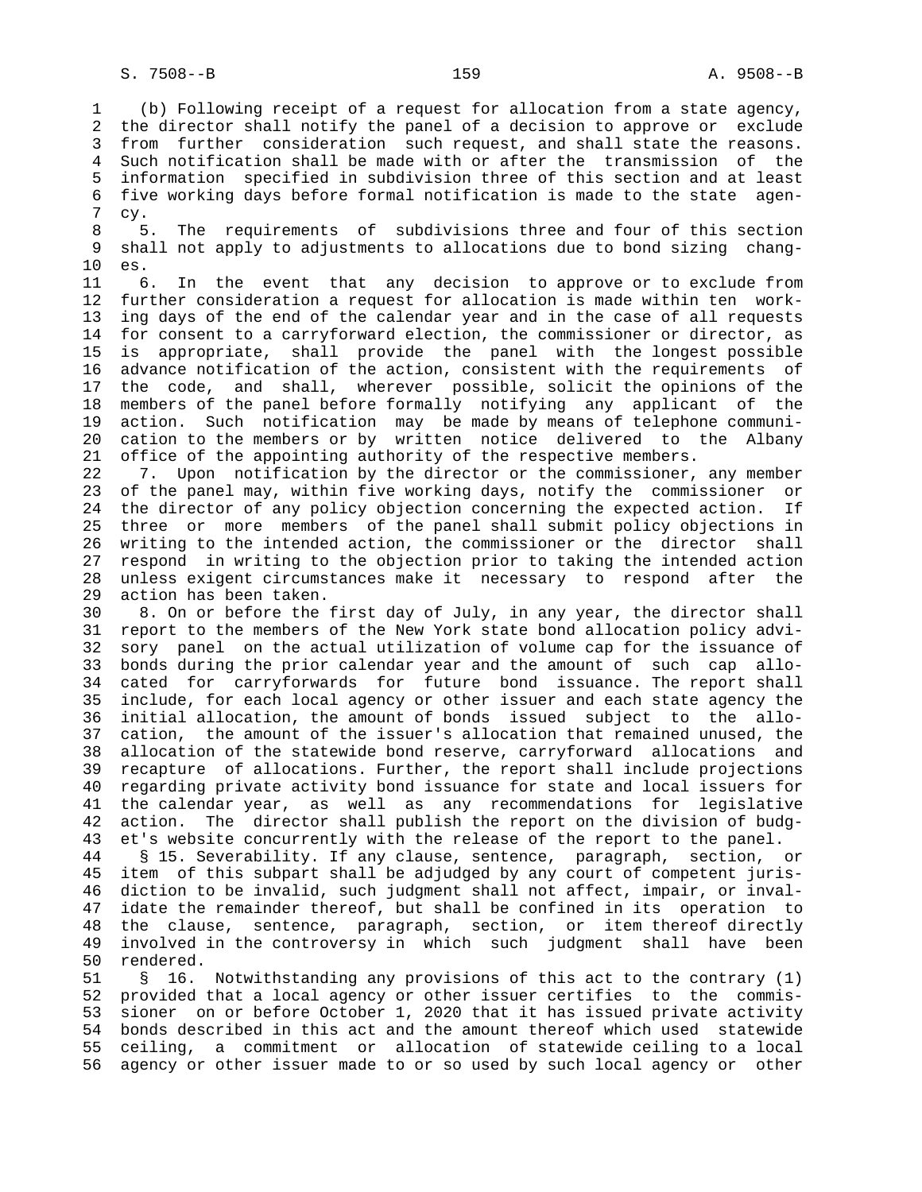(b) Following receipt of a request for allocation from a state agency, the director shall notify the panel of a decision to approve or exclude from further consideration such request, and shall state the reasons. Such notification shall be made with or after the transmission of the information specified in subdivision three of this section and at least five working days before formal notification is made to the state agency.

5. The requirements of subdivisions three and four of this section shall not apply to adjustments to allocations due to bond sizing changes.

6. In the event that any decision to approve or to exclude from further consideration a request for allocation is made within ten working days of the end of the calendar year and in the case of all requests for consent to a carryforward election, the commissioner or director, as is appropriate, shall provide the panel with the longest possible advance notification of the action, consistent with the requirements of the code, and shall, wherever possible, solicit the opinions of the members of the panel before formally notifying any applicant of the action. Such notification may be made by means of telephone communication to the members or by written notice delivered to the Albany office of the appointing authority of the respective members.

7. Upon notification by the director or the commissioner, any member of the panel may, within five working days, notify the commissioner or the director of any policy objection concerning the expected action. If three or more members of the panel shall submit policy objections in writing to the intended action, the commissioner or the director shall respond in writing to the objection prior to taking the intended action unless exigent circumstances make it necessary to respond after the action has been taken.

8. On or before the first day of July, in any year, the director shall report to the members of the New York state bond allocation policy advisory panel on the actual utilization of volume cap for the issuance of bonds during the prior calendar year and the amount of such cap allocated for carryforwards for future bond issuance. The report shall include, for each local agency or other issuer and each state agency the initial allocation, the amount of bonds issued subject to the allocation, the amount of the issuer's allocation that remained unused, the allocation of the statewide bond reserve, carryforward allocations and recapture of allocations. Further, the report shall include projections regarding private activity bond issuance for state and local issuers for the calendar year, as well as any recommendations for legislative action. The director shall publish the report on the division of budget's website concurrently with the release of the report to the panel.

§ 15. Severability. If any clause, sentence, paragraph, section, or item of this subpart shall be adjudged by any court of competent jurisdiction to be invalid, such judgment shall not affect, impair, or invalidate the remainder thereof, but shall be confined in its operation to the clause, sentence, paragraph, section, or item thereof directly involved in the controversy in which such judgment shall have been rendered.

§ 16. Notwithstanding any provisions of this act to the contrary (1) provided that a local agency or other issuer certifies to the commissioner on or before October 1, 2020 that it has issued private activity bonds described in this act and the amount thereof which used statewide ceiling, a commitment or allocation of statewide ceiling to a local agency or other issuer made to or so used by such local agency or other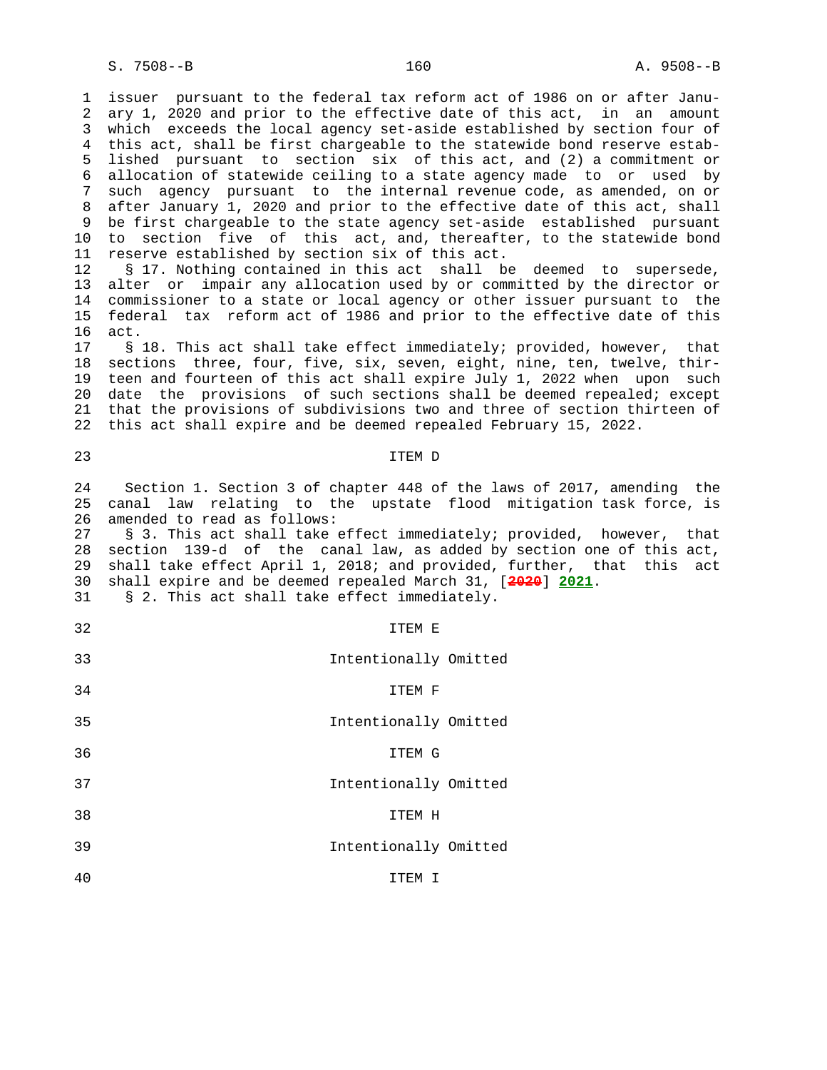issuer pursuant to the federal tax reform act of 1986 on or after January 1, 2020 and prior to the effective date of this act, in an amount which exceeds the local agency set-aside established by section four of this act, shall be first chargeable to the statewide bond reserve established pursuant to section six of this act, and (2) a commitment or allocation of statewide ceiling to a state agency made to or used by such agency pursuant to the internal revenue code, as amended, on or after January 1, 2020 and prior to the effective date of this act, shall be first chargeable to the state agency set-aside established pursuant to section five of this act, and, thereafter, to the statewide bond reserve established by section six of this act.

§ 17. Nothing contained in this act shall be deemed to supersede, alter or impair any allocation used by or committed by the director or commissioner to a state or local agency or other issuer pursuant to the federal tax reform act of 1986 and prior to the effective date of this act.

§ 18. This act shall take effect immediately; provided, however, that sections three, four, five, six, seven, eight, nine, ten, twelve, thirteen and fourteen of this act shall expire July 1, 2022 when upon such date the provisions of such sections shall be deemed repealed; except that the provisions of subdivisions two and three of section thirteen of this act shall expire and be deemed repealed February 15, 2022.

ITEM D

Section 1. Section 3 of chapter 448 of the laws of 2017, amending the canal law relating to the upstate flood mitigation task force, is amended to read as follows:

§ 3. This act shall take effect immediately; provided, however, that section 139-d of the canal law, as added by section one of this act, shall take effect April 1, 2018; and provided, further, that this act shall expire and be deemed repealed March 31, [~~2020~~] 2021.

§ 2. This act shall take effect immediately.

ITEM E

Intentionally Omitted

ITEM F

Intentionally Omitted

ITEM G

Intentionally Omitted

ITEM H

Intentionally Omitted

ITEM I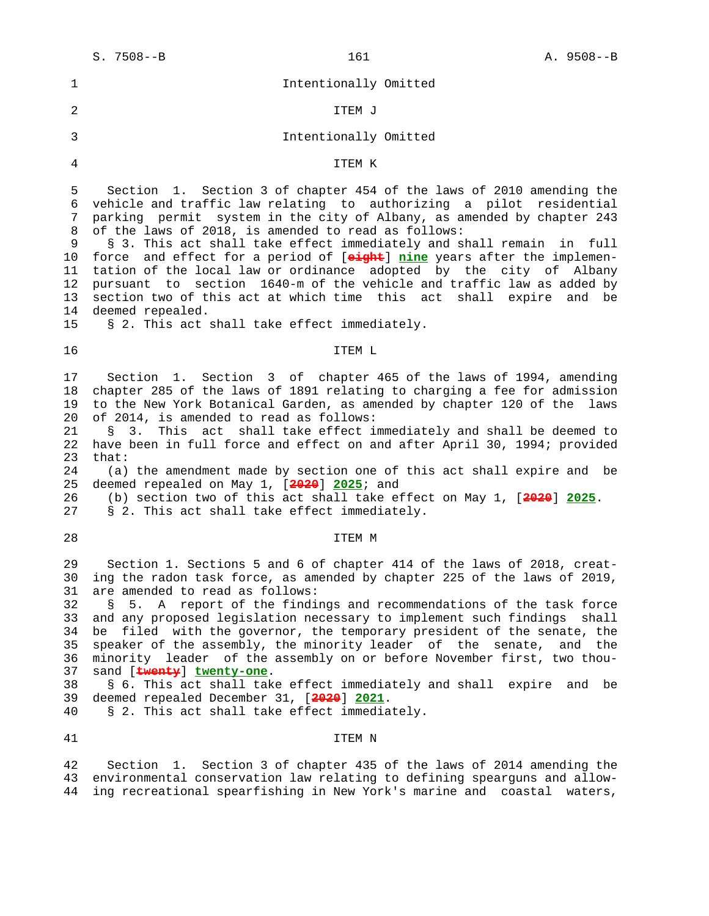Intentionally Omitted

ITEM J

Intentionally Omitted

ITEM K

Section 1. Section 3 of chapter 454 of the laws of 2010 amending the vehicle and traffic law relating to authorizing a pilot residential parking permit system in the city of Albany, as amended by chapter 243 of the laws of 2018, is amended to read as follows:

§ 3. This act shall take effect immediately and shall remain in full force and effect for a period of [~~eight~~] **nine** years after the implementation of the local law or ordinance adopted by the city of Albany pursuant to section 1640-m of the vehicle and traffic law as added by section two of this act at which time this act shall expire and be deemed repealed.

§ 2. This act shall take effect immediately.

ITEM L

Section 1. Section 3 of chapter 465 of the laws of 1994, amending chapter 285 of the laws of 1891 relating to charging a fee for admission to the New York Botanical Garden, as amended by chapter 120 of the laws of 2014, is amended to read as follows:

§ 3. This act shall take effect immediately and shall be deemed to have been in full force and effect on and after April 30, 1994; provided that:

(a) the amendment made by section one of this act shall expire and be deemed repealed on May 1, [~~2020~~] **2025**; and

(b) section two of this act shall take effect on May 1, [~~2020~~] **2025**.

§ 2. This act shall take effect immediately.

ITEM M

Section 1. Sections 5 and 6 of chapter 414 of the laws of 2018, creating the radon task force, as amended by chapter 225 of the laws of 2019, are amended to read as follows:

§ 5. A report of the findings and recommendations of the task force and any proposed legislation necessary to implement such findings shall be filed with the governor, the temporary president of the senate, the speaker of the assembly, the minority leader of the senate, and the minority leader of the assembly on or before November first, two thousand [~~twenty~~] **twenty-one**.

§ 6. This act shall take effect immediately and shall expire and be deemed repealed December 31, [~~2020~~] **2021**.

§ 2. This act shall take effect immediately.

ITEM N

Section 1. Section 3 of chapter 435 of the laws of 2014 amending the environmental conservation law relating to defining spearguns and allowing recreational spearfishing in New York's marine and coastal waters,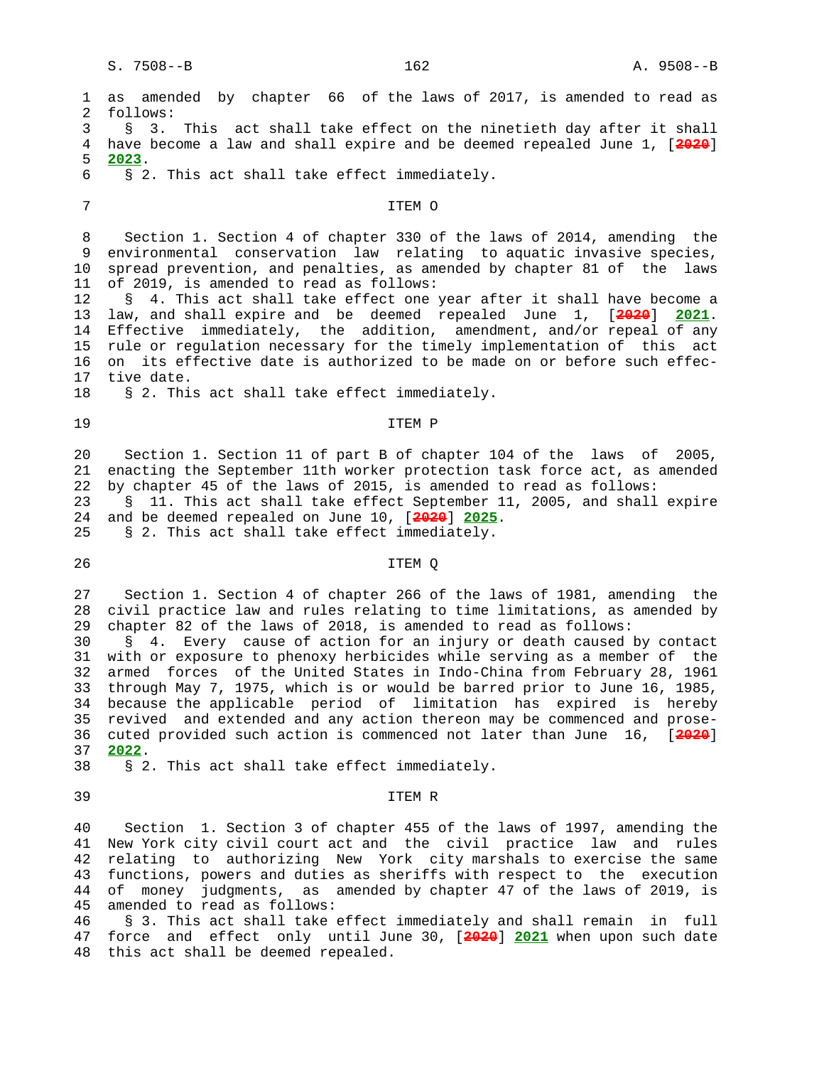as amended by chapter 66 of the laws of 2017, is amended to read as follows:

§ 3. This act shall take effect on the ninetieth day after it shall have become a law and shall expire and be deemed repealed June 1, [~~2020~~] **2023**.

§ 2. This act shall take effect immediately.

ITEM O

Section 1. Section 4 of chapter 330 of the laws of 2014, amending the environmental conservation law relating to aquatic invasive species, spread prevention, and penalties, as amended by chapter 81 of the laws of 2019, is amended to read as follows:

§ 4. This act shall take effect one year after it shall have become a law, and shall expire and be deemed repealed June 1, [~~2020~~] **2021**. Effective immediately, the addition, amendment, and/or repeal of any rule or regulation necessary for the timely implementation of this act on its effective date is authorized to be made on or before such effective date.

§ 2. This act shall take effect immediately.

ITEM P

Section 1. Section 11 of part B of chapter 104 of the laws of 2005, enacting the September 11th worker protection task force act, as amended by chapter 45 of the laws of 2015, is amended to read as follows:

§ 11. This act shall take effect September 11, 2005, and shall expire and be deemed repealed on June 10, [~~2020~~] **2025**.

§ 2. This act shall take effect immediately.

ITEM Q

Section 1. Section 4 of chapter 266 of the laws of 1981, amending the civil practice law and rules relating to time limitations, as amended by chapter 82 of the laws of 2018, is amended to read as follows:

§ 4. Every cause of action for an injury or death caused by contact with or exposure to phenoxy herbicides while serving as a member of the armed forces of the United States in Indo-China from February 28, 1961 through May 7, 1975, which is or would be barred prior to June 16, 1985, because the applicable period of limitation has expired is hereby revived and extended and any action thereon may be commenced and prosecuted provided such action is commenced not later than June 16, [~~2020~~] **2022**.

§ 2. This act shall take effect immediately.

ITEM R

Section 1. Section 3 of chapter 455 of the laws of 1997, amending the New York city civil court act and the civil practice law and rules relating to authorizing New York city marshals to exercise the same functions, powers and duties as sheriffs with respect to the execution of money judgments, as amended by chapter 47 of the laws of 2019, is amended to read as follows:

§ 3. This act shall take effect immediately and shall remain in full force and effect only until June 30, [~~2020~~] **2021** when upon such date this act shall be deemed repealed.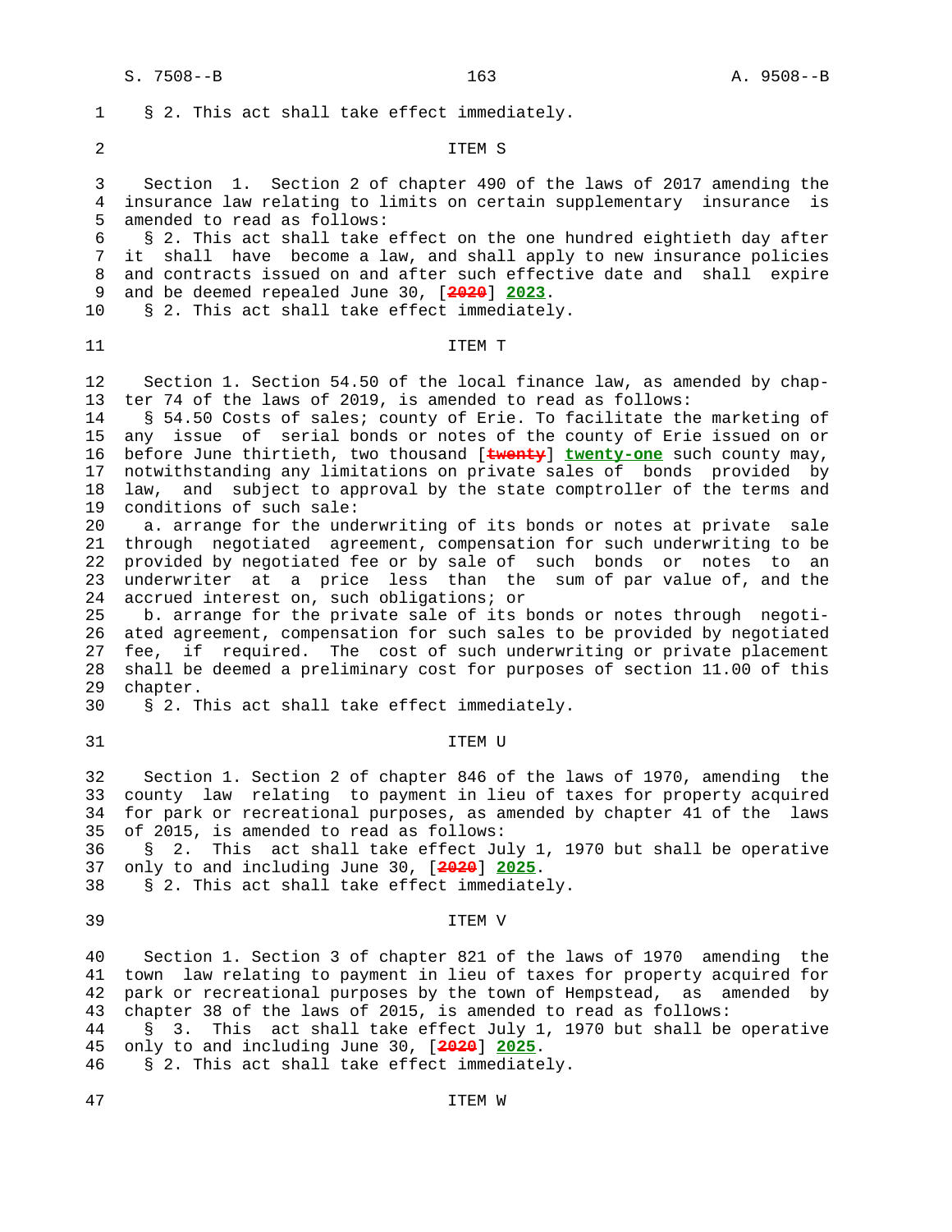§ 2. This act shall take effect immediately.

ITEM S

Section 1. Section 2 of chapter 490 of the laws of 2017 amending the insurance law relating to limits on certain supplementary insurance is amended to read as follows:

§ 2. This act shall take effect on the one hundred eightieth day after it shall have become a law, and shall apply to new insurance policies and contracts issued on and after such effective date and shall expire and be deemed repealed June 30, [~~2020~~] **2023**.

§ 2. This act shall take effect immediately.

ITEM T

Section 1. Section 54.50 of the local finance law, as amended by chapter 74 of the laws of 2019, is amended to read as follows:

§ 54.50 Costs of sales; county of Erie. To facilitate the marketing of any issue of serial bonds or notes of the county of Erie issued on or before June thirtieth, two thousand [~~twenty~~] **twenty-one** such county may, notwithstanding any limitations on private sales of bonds provided by law, and subject to approval by the state comptroller of the terms and conditions of such sale:

a. arrange for the underwriting of its bonds or notes at private sale through negotiated agreement, compensation for such underwriting to be provided by negotiated fee or by sale of such bonds or notes to an underwriter at a price less than the sum of par value of, and the accrued interest on, such obligations; or

b. arrange for the private sale of its bonds or notes through negotiated agreement, compensation for such sales to be provided by negotiated fee, if required. The cost of such underwriting or private placement shall be deemed a preliminary cost for purposes of section 11.00 of this chapter.

§ 2. This act shall take effect immediately.

ITEM U

Section 1. Section 2 of chapter 846 of the laws of 1970, amending the county law relating to payment in lieu of taxes for property acquired for park or recreational purposes, as amended by chapter 41 of the laws of 2015, is amended to read as follows:

§ 2. This act shall take effect July 1, 1970 but shall be operative only to and including June 30, [~~2020~~] **2025**.

§ 2. This act shall take effect immediately.

ITEM V

Section 1. Section 3 of chapter 821 of the laws of 1970 amending the town law relating to payment in lieu of taxes for property acquired for park or recreational purposes by the town of Hempstead, as amended by chapter 38 of the laws of 2015, is amended to read as follows:

§ 3. This act shall take effect July 1, 1970 but shall be operative only to and including June 30, [~~2020~~] **2025**.

§ 2. This act shall take effect immediately.

ITEM W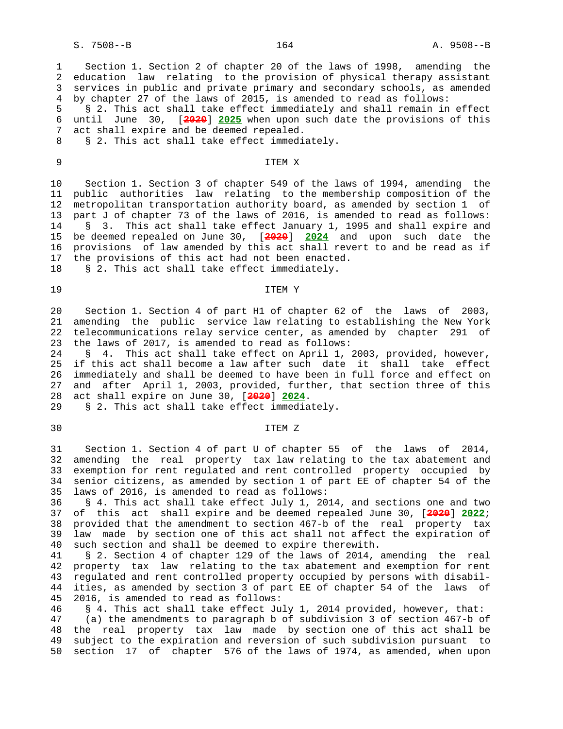Section 1. Section 2 of chapter 20 of the laws of 1998, amending the education law relating to the provision of physical therapy assistant services in public and private primary and secondary schools, as amended by chapter 27 of the laws of 2015, is amended to read as follows:

§ 2. This act shall take effect immediately and shall remain in effect until June 30, [~~2020~~] **2025** when upon such date the provisions of this act shall expire and be deemed repealed.

§ 2. This act shall take effect immediately.

ITEM X

Section 1. Section 3 of chapter 549 of the laws of 1994, amending the public authorities law relating to the membership composition of the metropolitan transportation authority board, as amended by section 1 of part J of chapter 73 of the laws of 2016, is amended to read as follows:

§ 3. This act shall take effect January 1, 1995 and shall expire and be deemed repealed on June 30, [~~2020~~] **2024** and upon such date the provisions of law amended by this act shall revert to and be read as if the provisions of this act had not been enacted.

§ 2. This act shall take effect immediately.

ITEM Y

Section 1. Section 4 of part H1 of chapter 62 of the laws of 2003, amending the public service law relating to establishing the New York telecommunications relay service center, as amended by chapter 291 of the laws of 2017, is amended to read as follows:

§ 4. This act shall take effect on April 1, 2003, provided, however, if this act shall become a law after such date it shall take effect immediately and shall be deemed to have been in full force and effect on and after April 1, 2003, provided, further, that section three of this act shall expire on June 30, [~~2020~~] **2024**.

§ 2. This act shall take effect immediately.

ITEM Z

Section 1. Section 4 of part U of chapter 55 of the laws of 2014, amending the real property tax law relating to the tax abatement and exemption for rent regulated and rent controlled property occupied by senior citizens, as amended by section 1 of part EE of chapter 54 of the laws of 2016, is amended to read as follows:

§ 4. This act shall take effect July 1, 2014, and sections one and two of this act shall expire and be deemed repealed June 30, [~~2020~~] **2022**; provided that the amendment to section 467-b of the real property tax law made by section one of this act shall not affect the expiration of such section and shall be deemed to expire therewith.

§ 2. Section 4 of chapter 129 of the laws of 2014, amending the real property tax law relating to the tax abatement and exemption for rent regulated and rent controlled property occupied by persons with disabilities, as amended by section 3 of part EE of chapter 54 of the laws of 2016, is amended to read as follows:

§ 4. This act shall take effect July 1, 2014 provided, however, that:

(a) the amendments to paragraph b of subdivision 3 of section 467-b of the real property tax law made by section one of this act shall be subject to the expiration and reversion of such subdivision pursuant to section 17 of chapter 576 of the laws of 1974, as amended, when upon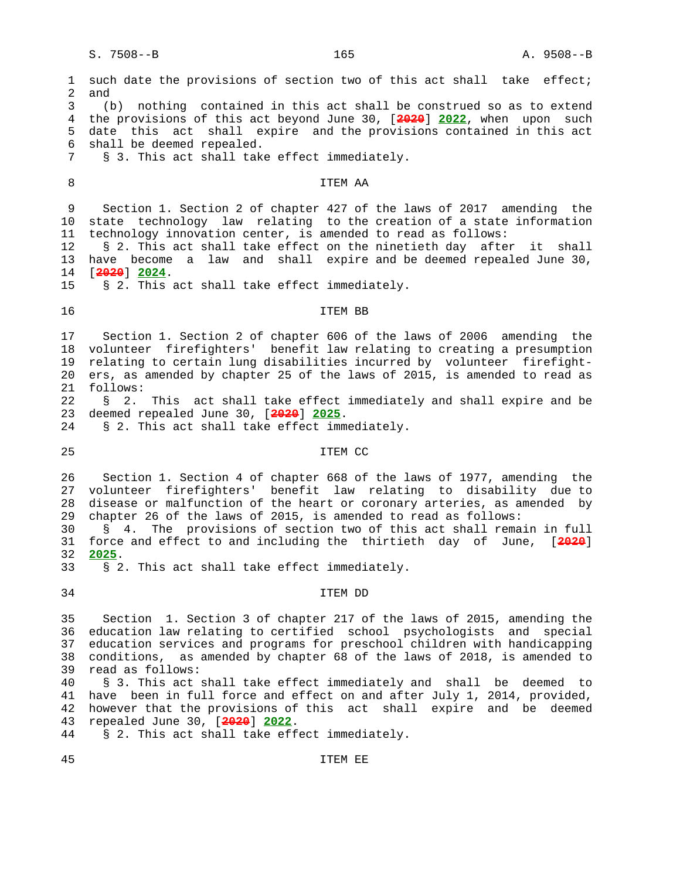such date the provisions of section two of this act shall take effect; and

(b) nothing contained in this act shall be construed so as to extend the provisions of this act beyond June 30, [~~2020~~] **2022**, when upon such date this act shall expire and the provisions contained in this act shall be deemed repealed.

§ 3. This act shall take effect immediately.

ITEM AA

Section 1. Section 2 of chapter 427 of the laws of 2017 amending the state technology law relating to the creation of a state information technology innovation center, is amended to read as follows:

§ 2. This act shall take effect on the ninetieth day after it shall have become a law and shall expire and be deemed repealed June 30, [~~2020~~] **2024**.

§ 2. This act shall take effect immediately.

ITEM BB

Section 1. Section 2 of chapter 606 of the laws of 2006 amending the volunteer firefighters' benefit law relating to creating a presumption relating to certain lung disabilities incurred by volunteer firefighters, as amended by chapter 25 of the laws of 2015, is amended to read as follows:

§ 2. This act shall take effect immediately and shall expire and be deemed repealed June 30, [~~2020~~] **2025**.

§ 2. This act shall take effect immediately.

ITEM CC

Section 1. Section 4 of chapter 668 of the laws of 1977, amending the volunteer firefighters' benefit law relating to disability due to disease or malfunction of the heart or coronary arteries, as amended by chapter 26 of the laws of 2015, is amended to read as follows:

§ 4. The provisions of section two of this act shall remain in full force and effect to and including the thirtieth day of June, [~~2020~~] **2025**.

§ 2. This act shall take effect immediately.

ITEM DD

Section 1. Section 3 of chapter 217 of the laws of 2015, amending the education law relating to certified school psychologists and special education services and programs for preschool children with handicapping conditions, as amended by chapter 68 of the laws of 2018, is amended to read as follows:

§ 3. This act shall take effect immediately and shall be deemed to have been in full force and effect on and after July 1, 2014, provided, however that the provisions of this act shall expire and be deemed repealed June 30, [~~2020~~] **2022**.

§ 2. This act shall take effect immediately.

ITEM EE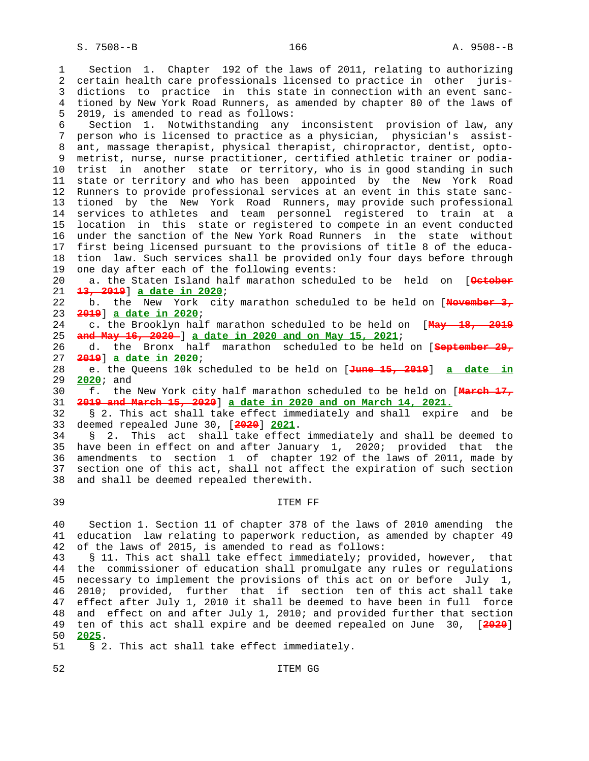Section 1. Chapter 192 of the laws of 2011, relating to authorizing certain health care professionals licensed to practice in other jurisdictions to practice in this state in connection with an event sanctioned by New York Road Runners, as amended by chapter 80 of the laws of 2019, is amended to read as follows:

Section 1. Notwithstanding any inconsistent provision of law, any person who is licensed to practice as a physician, physician's assistant, massage therapist, physical therapist, chiropractor, dentist, optometrist, nurse, nurse practitioner, certified athletic trainer or podiatrist in another state or territory, who is in good standing in such state or territory and who has been appointed by the New York Road Runners to provide professional services at an event in this state sanctioned by the New York Road Runners, may provide such professional services to athletes and team personnel registered to train at a location in this state or registered to compete in an event conducted under the sanction of the New York Road Runners in the state without first being licensed pursuant to the provisions of title 8 of the education law. Such services shall be provided only four days before through one day after each of the following events:

a. the Staten Island half marathon scheduled to be held on [~~October 13, 2019~~] **a date in 2020**;

b. the New York city marathon scheduled to be held on [~~November 3, 2019~~] **a date in 2020**;

c. the Brooklyn half marathon scheduled to be held on [~~May 18, 2019 and May 16, 2020~~] **a date in 2020 and on May 15, 2021**;

d. the Bronx half marathon scheduled to be held on [~~September 29, 2019~~] **a date in 2020**;

e. the Queens 10k scheduled to be held on [~~June 15, 2019~~] **a date in 2020**; and

f. the New York city half marathon scheduled to be held on [~~March 17, 2019 and March 15, 2020~~] **a date in 2020 and on March 14, 2021.**

§ 2. This act shall take effect immediately and shall expire and be deemed repealed June 30, [~~2020~~] **2021**.

§ 2. This act shall take effect immediately and shall be deemed to have been in effect on and after January 1, 2020; provided that the amendments to section 1 of chapter 192 of the laws of 2011, made by section one of this act, shall not affect the expiration of such section and shall be deemed repealed therewith.

## ITEM FF

Section 1. Section 11 of chapter 378 of the laws of 2010 amending the education law relating to paperwork reduction, as amended by chapter 49 of the laws of 2015, is amended to read as follows:

§ 11. This act shall take effect immediately; provided, however, that the commissioner of education shall promulgate any rules or regulations necessary to implement the provisions of this act on or before July 1, 2010; provided, further that if section ten of this act shall take effect after July 1, 2010 it shall be deemed to have been in full force and effect on and after July 1, 2010; and provided further that section ten of this act shall expire and be deemed repealed on June 30, [~~2020~~] **2025**.

§ 2. This act shall take effect immediately.

## ITEM GG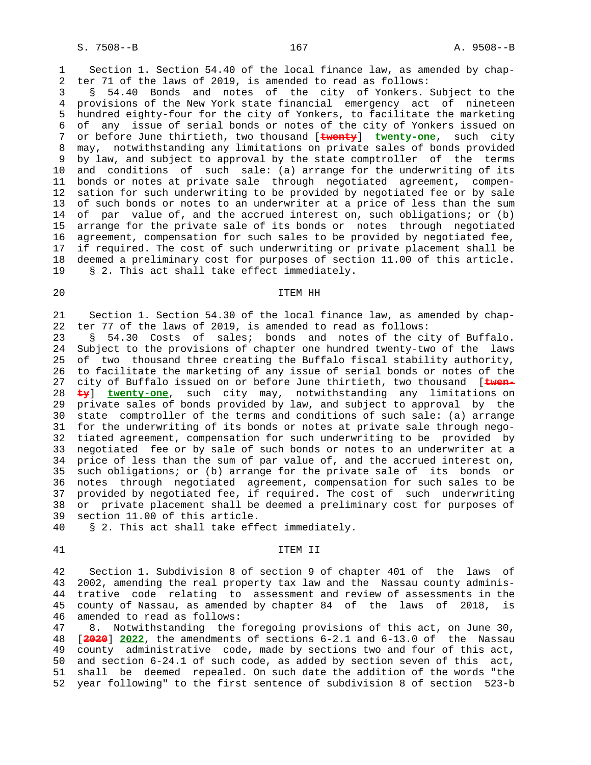Section 1. Section 54.40 of the local finance law, as amended by chapter 71 of the laws of 2019, is amended to read as follows:

§ 54.40 Bonds and notes of the city of Yonkers. Subject to the provisions of the New York state financial emergency act of nineteen hundred eighty-four for the city of Yonkers, to facilitate the marketing of any issue of serial bonds or notes of the city of Yonkers issued on or before June thirtieth, two thousand [~~twenty~~] **twenty-one**, such city may, notwithstanding any limitations on private sales of bonds provided by law, and subject to approval by the state comptroller of the terms and conditions of such sale: (a) arrange for the underwriting of its bonds or notes at private sale through negotiated agreement, compensation for such underwriting to be provided by negotiated fee or by sale of such bonds or notes to an underwriter at a price of less than the sum of par value of, and the accrued interest on, such obligations; or (b) arrange for the private sale of its bonds or notes through negotiated agreement, compensation for such sales to be provided by negotiated fee, if required. The cost of such underwriting or private placement shall be deemed a preliminary cost for purposes of section 11.00 of this article.

§ 2. This act shall take effect immediately.

## ITEM HH

Section 1. Section 54.30 of the local finance law, as amended by chapter 77 of the laws of 2019, is amended to read as follows:

§ 54.30 Costs of sales; bonds and notes of the city of Buffalo. Subject to the provisions of chapter one hundred twenty-two of the laws of two thousand three creating the Buffalo fiscal stability authority, to facilitate the marketing of any issue of serial bonds or notes of the city of Buffalo issued on or before June thirtieth, two thousand [~~twenty~~] **twenty-one**, such city may, notwithstanding any limitations on private sales of bonds provided by law, and subject to approval by the state comptroller of the terms and conditions of such sale: (a) arrange for the underwriting of its bonds or notes at private sale through negotiated agreement, compensation for such underwriting to be provided by negotiated fee or by sale of such bonds or notes to an underwriter at a price of less than the sum of par value of, and the accrued interest on, such obligations; or (b) arrange for the private sale of its bonds or notes through negotiated agreement, compensation for such sales to be provided by negotiated fee, if required. The cost of such underwriting or private placement shall be deemed a preliminary cost for purposes of section 11.00 of this article.

§ 2. This act shall take effect immediately.

## ITEM II

Section 1. Subdivision 8 of section 9 of chapter 401 of the laws of 2002, amending the real property tax law and the Nassau county administrative code relating to assessment and review of assessments in the county of Nassau, as amended by chapter 84 of the laws of 2018, is amended to read as follows:

8. Notwithstanding the foregoing provisions of this act, on June 30, [~~2020~~] **2022**, the amendments of sections 6-2.1 and 6-13.0 of the Nassau county administrative code, made by sections two and four of this act, and section 6-24.1 of such code, as added by section seven of this act, shall be deemed repealed. On such date the addition of the words "the year following" to the first sentence of subdivision 8 of section 523-b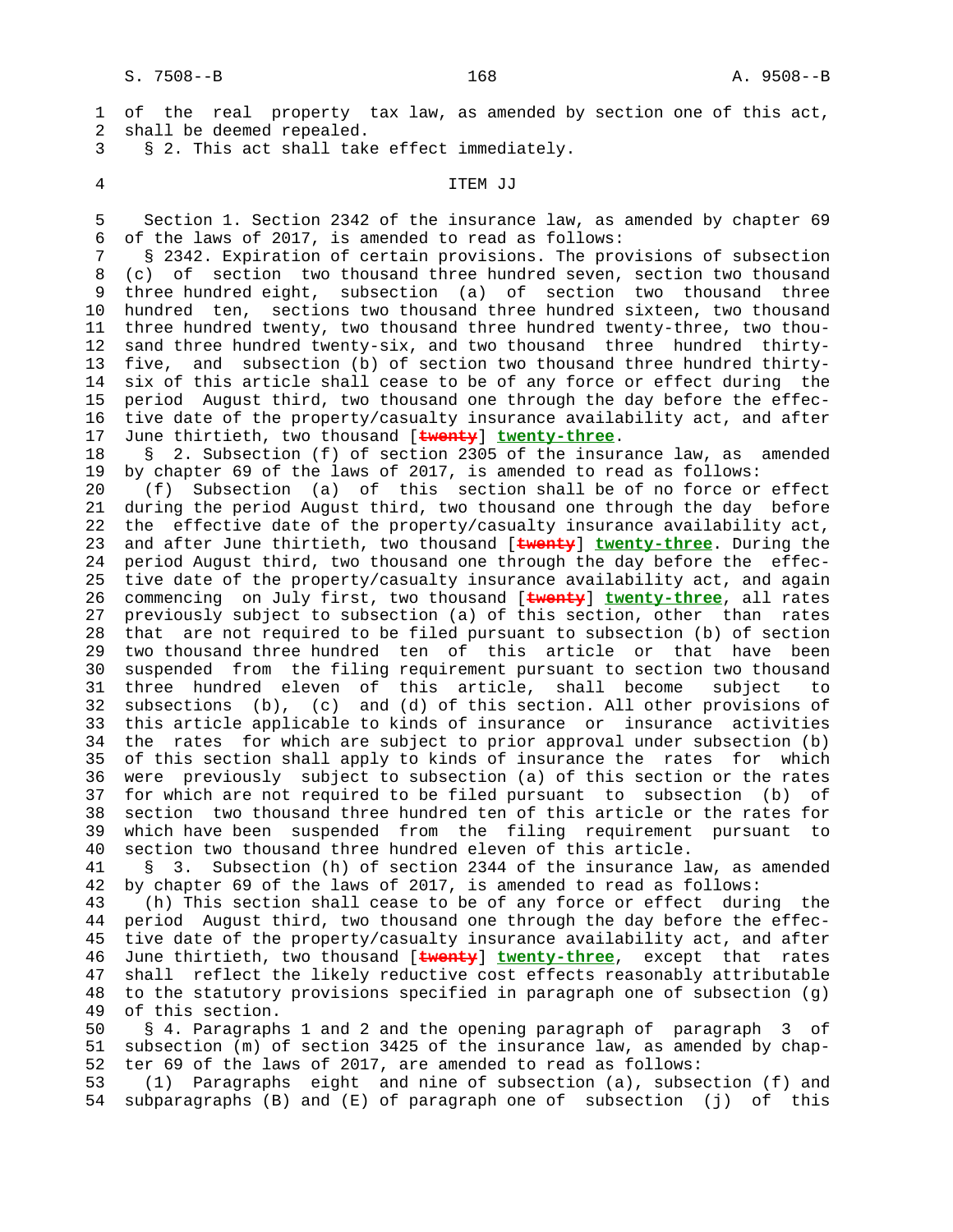of the real property tax law, as amended by section one of this act, shall be deemed repealed.

§ 2. This act shall take effect immediately.

ITEM JJ

Section 1. Section 2342 of the insurance law, as amended by chapter 69 of the laws of 2017, is amended to read as follows:

§ 2342. Expiration of certain provisions. The provisions of subsection (c) of section two thousand three hundred seven, section two thousand three hundred eight, subsection (a) of section two thousand three hundred ten, sections two thousand three hundred sixteen, two thousand three hundred twenty, two thousand three hundred twenty-three, two thousand three hundred twenty-six, and two thousand three hundred thirty-five, and subsection (b) of section two thousand three hundred thirty-six of this article shall cease to be of any force or effect during the period August third, two thousand one through the day before the effective date of the property/casualty insurance availability act, and after June thirtieth, two thousand [~~twenty~~] **twenty-three**.

§ 2. Subsection (f) of section 2305 of the insurance law, as amended by chapter 69 of the laws of 2017, is amended to read as follows:

(f) Subsection (a) of this section shall be of no force or effect during the period August third, two thousand one through the day before the effective date of the property/casualty insurance availability act, and after June thirtieth, two thousand [~~twenty~~] **twenty-three**. During the period August third, two thousand one through the day before the effective date of the property/casualty insurance availability act, and again commencing on July first, two thousand [~~twenty~~] **twenty-three**, all rates previously subject to subsection (a) of this section, other than rates that are not required to be filed pursuant to subsection (b) of section two thousand three hundred ten of this article or that have been suspended from the filing requirement pursuant to section two thousand three hundred eleven of this article, shall become subject to subsections (b), (c) and (d) of this section. All other provisions of this article applicable to kinds of insurance or insurance activities the rates for which are subject to prior approval under subsection (b) of this section shall apply to kinds of insurance the rates for which were previously subject to subsection (a) of this section or the rates for which are not required to be filed pursuant to subsection (b) of section two thousand three hundred ten of this article or the rates for which have been suspended from the filing requirement pursuant to section two thousand three hundred eleven of this article.

§ 3. Subsection (h) of section 2344 of the insurance law, as amended by chapter 69 of the laws of 2017, is amended to read as follows:

(h) This section shall cease to be of any force or effect during the period August third, two thousand one through the day before the effective date of the property/casualty insurance availability act, and after June thirtieth, two thousand [~~twenty~~] **twenty-three**, except that rates shall reflect the likely reductive cost effects reasonably attributable to the statutory provisions specified in paragraph one of subsection (g) of this section.

§ 4. Paragraphs 1 and 2 and the opening paragraph of paragraph 3 of subsection (m) of section 3425 of the insurance law, as amended by chapter 69 of the laws of 2017, are amended to read as follows:

(1) Paragraphs eight and nine of subsection (a), subsection (f) and subparagraphs (B) and (E) of paragraph one of subsection (j) of this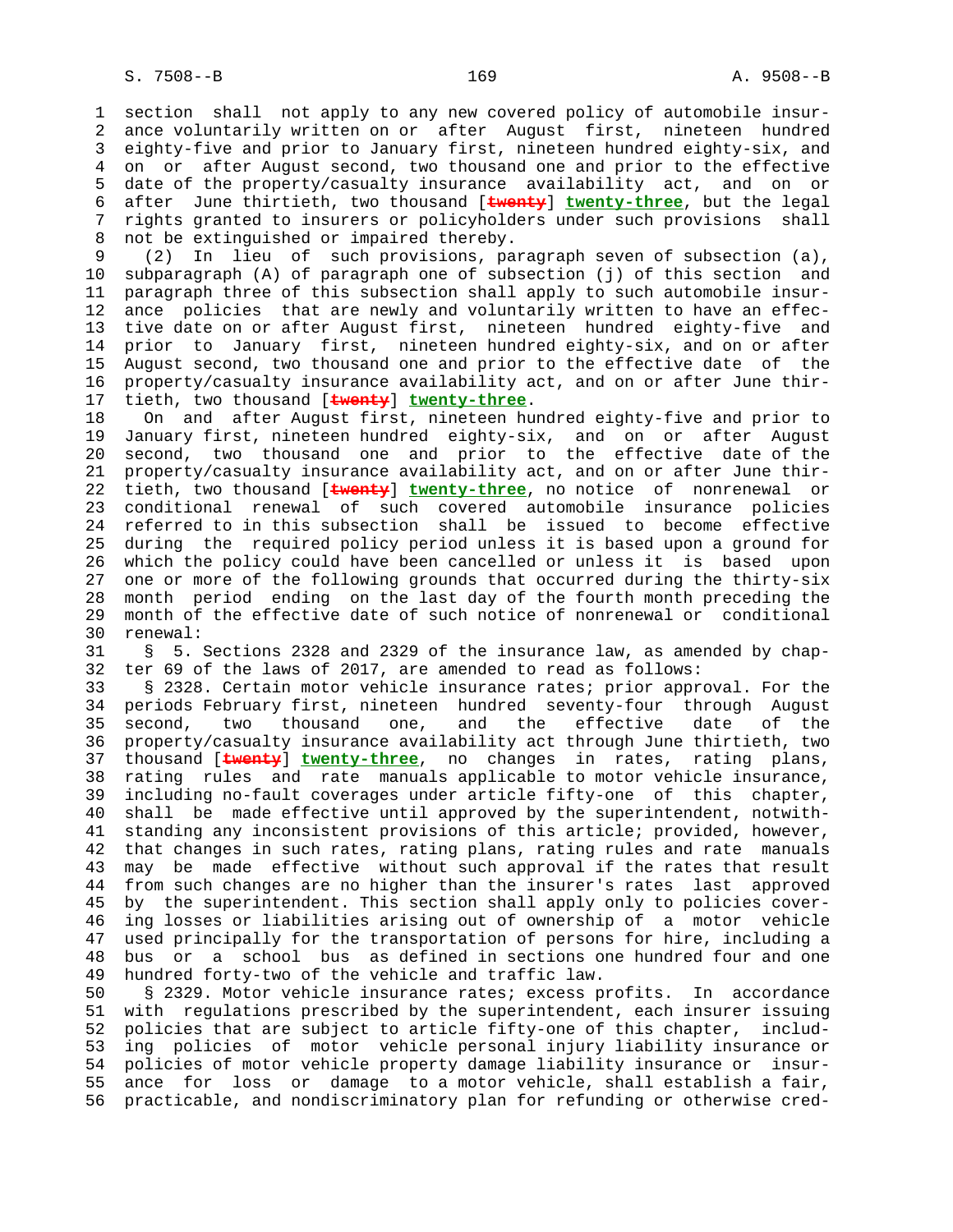section shall not apply to any new covered policy of automobile insurance voluntarily written on or after August first, nineteen hundred eighty-five and prior to January first, nineteen hundred eighty-six, and on or after August second, two thousand one and prior to the effective date of the property/casualty insurance availability act, and on or after June thirtieth, two thousand [~~twenty~~] **twenty-three**, but the legal rights granted to insurers or policyholders under such provisions shall not be extinguished or impaired thereby.

(2) In lieu of such provisions, paragraph seven of subsection (a), subparagraph (A) of paragraph one of subsection (j) of this section and paragraph three of this subsection shall apply to such automobile insurance policies that are newly and voluntarily written to have an effective date on or after August first, nineteen hundred eighty-five and prior to January first, nineteen hundred eighty-six, and on or after August second, two thousand one and prior to the effective date of the property/casualty insurance availability act, and on or after June thirtieth, two thousand [~~twenty~~] **twenty-three**.

On and after August first, nineteen hundred eighty-five and prior to January first, nineteen hundred eighty-six, and on or after August second, two thousand one and prior to the effective date of the property/casualty insurance availability act, and on or after June thirtieth, two thousand [~~twenty~~] **twenty-three**, no notice of nonrenewal or conditional renewal of such covered automobile insurance policies referred to in this subsection shall be issued to become effective during the required policy period unless it is based upon a ground for which the policy could have been cancelled or unless it is based upon one or more of the following grounds that occurred during the thirty-six month period ending on the last day of the fourth month preceding the month of the effective date of such notice of nonrenewal or conditional renewal:

§ 5. Sections 2328 and 2329 of the insurance law, as amended by chapter 69 of the laws of 2017, are amended to read as follows:

§ 2328. Certain motor vehicle insurance rates; prior approval. For the periods February first, nineteen hundred seventy-four through August second, two thousand one, and the effective date of the property/casualty insurance availability act through June thirtieth, two thousand [~~twenty~~] **twenty-three**, no changes in rates, rating plans, rating rules and rate manuals applicable to motor vehicle insurance, including no-fault coverages under article fifty-one of this chapter, shall be made effective until approved by the superintendent, notwithstanding any inconsistent provisions of this article; provided, however, that changes in such rates, rating plans, rating rules and rate manuals may be made effective without such approval if the rates that result from such changes are no higher than the insurer's rates last approved by the superintendent. This section shall apply only to policies covering losses or liabilities arising out of ownership of a motor vehicle used principally for the transportation of persons for hire, including a bus or a school bus as defined in sections one hundred four and one hundred forty-two of the vehicle and traffic law.

§ 2329. Motor vehicle insurance rates; excess profits. In accordance with regulations prescribed by the superintendent, each insurer issuing policies that are subject to article fifty-one of this chapter, including policies of motor vehicle personal injury liability insurance or policies of motor vehicle property damage liability insurance or insurance for loss or damage to a motor vehicle, shall establish a fair, practicable, and nondiscriminatory plan for refunding or otherwise cred-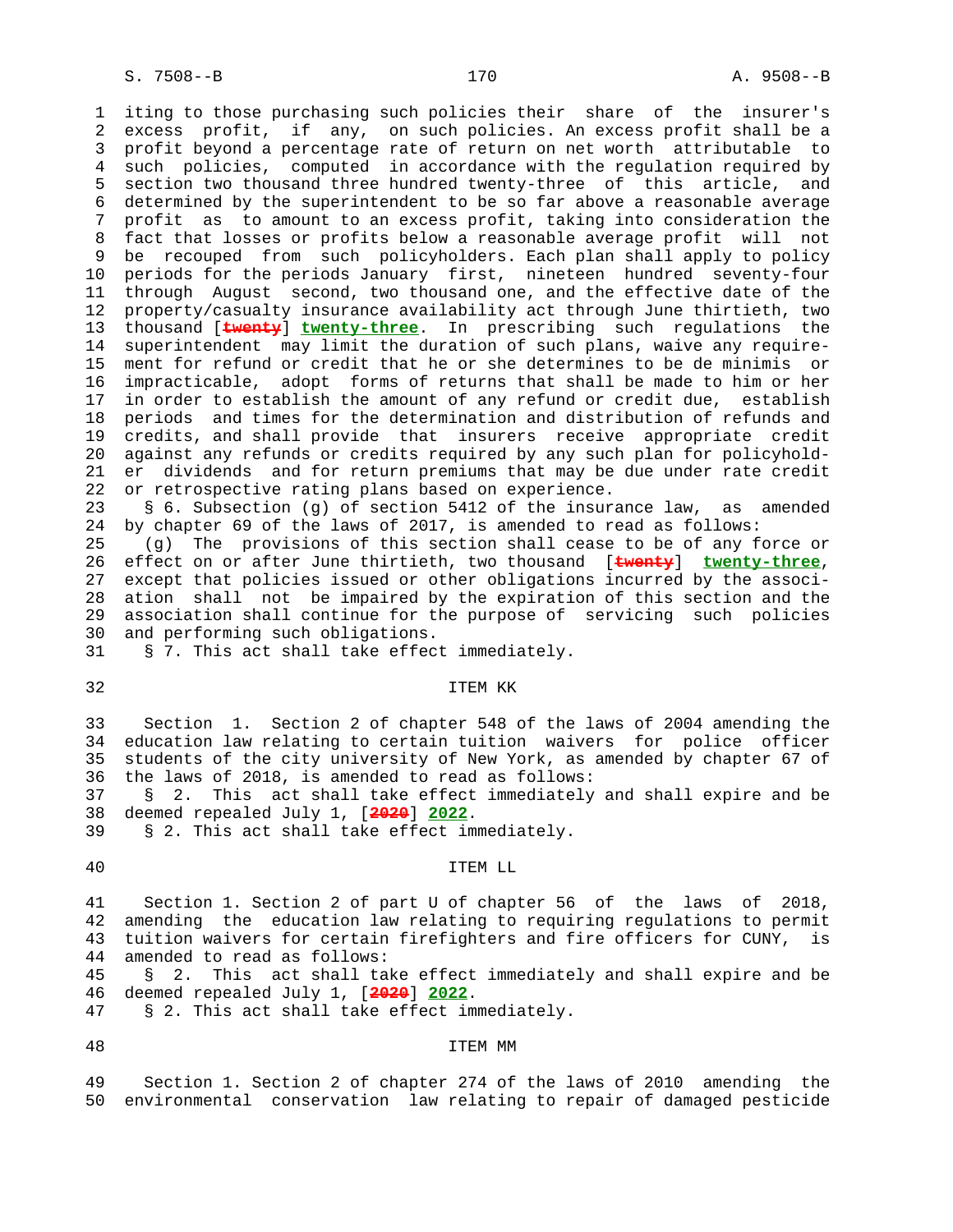iting to those purchasing such policies their share of the insurer's excess profit, if any, on such policies. An excess profit shall be a profit beyond a percentage rate of return on net worth attributable to such policies, computed in accordance with the regulation required by section two thousand three hundred twenty-three of this article, and determined by the superintendent to be so far above a reasonable average profit as to amount to an excess profit, taking into consideration the fact that losses or profits below a reasonable average profit will not be recouped from such policyholders. Each plan shall apply to policy periods for the periods January first, nineteen hundred seventy-four through August second, two thousand one, and the effective date of the property/casualty insurance availability act through June thirtieth, two thousand [~~twenty~~] **twenty-three**. In prescribing such regulations the superintendent may limit the duration of such plans, waive any requirement for refund or credit that he or she determines to be de minimis or impracticable, adopt forms of returns that shall be made to him or her in order to establish the amount of any refund or credit due, establish periods and times for the determination and distribution of refunds and credits, and shall provide that insurers receive appropriate credit against any refunds or credits required by any such plan for policyholder dividends and for return premiums that may be due under rate credit or retrospective rating plans based on experience.

§ 6. Subsection (g) of section 5412 of the insurance law, as amended by chapter 69 of the laws of 2017, is amended to read as follows:

(g) The provisions of this section shall cease to be of any force or effect on or after June thirtieth, two thousand [~~twenty~~] **twenty-three**, except that policies issued or other obligations incurred by the association shall not be impaired by the expiration of this section and the association shall continue for the purpose of servicing such policies and performing such obligations.

§ 7. This act shall take effect immediately.

ITEM KK

Section 1. Section 2 of chapter 548 of the laws of 2004 amending the education law relating to certain tuition waivers for police officer students of the city university of New York, as amended by chapter 67 of the laws of 2018, is amended to read as follows:

§ 2. This act shall take effect immediately and shall expire and be deemed repealed July 1, [~~2020~~] **2022**.

§ 2. This act shall take effect immediately.

ITEM LL

Section 1. Section 2 of part U of chapter 56 of the laws of 2018, amending the education law relating to requiring regulations to permit tuition waivers for certain firefighters and fire officers for CUNY, is amended to read as follows:

§ 2. This act shall take effect immediately and shall expire and be deemed repealed July 1, [~~2020~~] **2022**.

§ 2. This act shall take effect immediately.

ITEM MM

Section 1. Section 2 of chapter 274 of the laws of 2010 amending the environmental conservation law relating to repair of damaged pesticide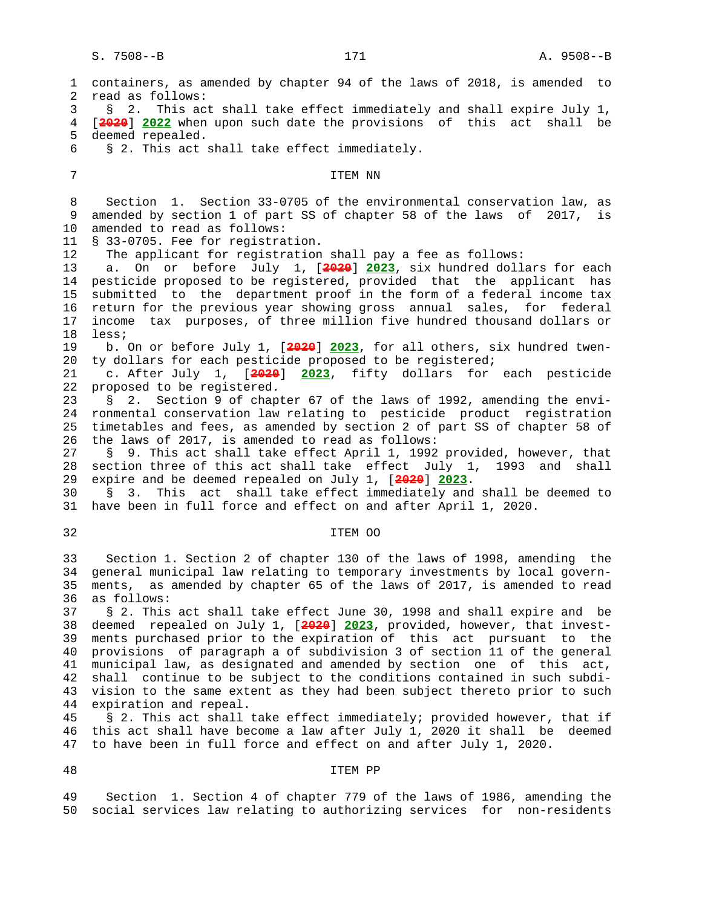containers, as amended by chapter 94 of the laws of 2018, is amended to read as follows:

§ 2. This act shall take effect immediately and shall expire July 1, [~~2020~~] **2022** when upon such date the provisions of this act shall be deemed repealed.

§ 2. This act shall take effect immediately.

ITEM NN

Section 1. Section 33-0705 of the environmental conservation law, as amended by section 1 of part SS of chapter 58 of the laws of 2017, is amended to read as follows:

§ 33-0705. Fee for registration.

The applicant for registration shall pay a fee as follows:

a. On or before July 1, [~~2020~~] **2023**, six hundred dollars for each pesticide proposed to be registered, provided that the applicant has submitted to the department proof in the form of a federal income tax return for the previous year showing gross annual sales, for federal income tax purposes, of three million five hundred thousand dollars or less;

b. On or before July 1, [~~2020~~] **2023**, for all others, six hundred twenty dollars for each pesticide proposed to be registered;

c. After July 1, [~~2020~~] **2023**, fifty dollars for each pesticide proposed to be registered.

§ 2. Section 9 of chapter 67 of the laws of 1992, amending the environmental conservation law relating to pesticide product registration timetables and fees, as amended by section 2 of part SS of chapter 58 of the laws of 2017, is amended to read as follows:

§ 9. This act shall take effect April 1, 1992 provided, however, that section three of this act shall take effect July 1, 1993 and shall expire and be deemed repealed on July 1, [~~2020~~] **2023**.

§ 3. This act shall take effect immediately and shall be deemed to have been in full force and effect on and after April 1, 2020.

ITEM OO

Section 1. Section 2 of chapter 130 of the laws of 1998, amending the general municipal law relating to temporary investments by local governments, as amended by chapter 65 of the laws of 2017, is amended to read as follows:

§ 2. This act shall take effect June 30, 1998 and shall expire and be deemed repealed on July 1, [~~2020~~] **2023**, provided, however, that investments purchased prior to the expiration of this act pursuant to the provisions of paragraph a of subdivision 3 of section 11 of the general municipal law, as designated and amended by section one of this act, shall continue to be subject to the conditions contained in such subdivision to the same extent as they had been subject thereto prior to such expiration and repeal.

§ 2. This act shall take effect immediately; provided however, that if this act shall have become a law after July 1, 2020 it shall be deemed to have been in full force and effect on and after July 1, 2020.

ITEM PP

Section 1. Section 4 of chapter 779 of the laws of 1986, amending the social services law relating to authorizing services for non-residents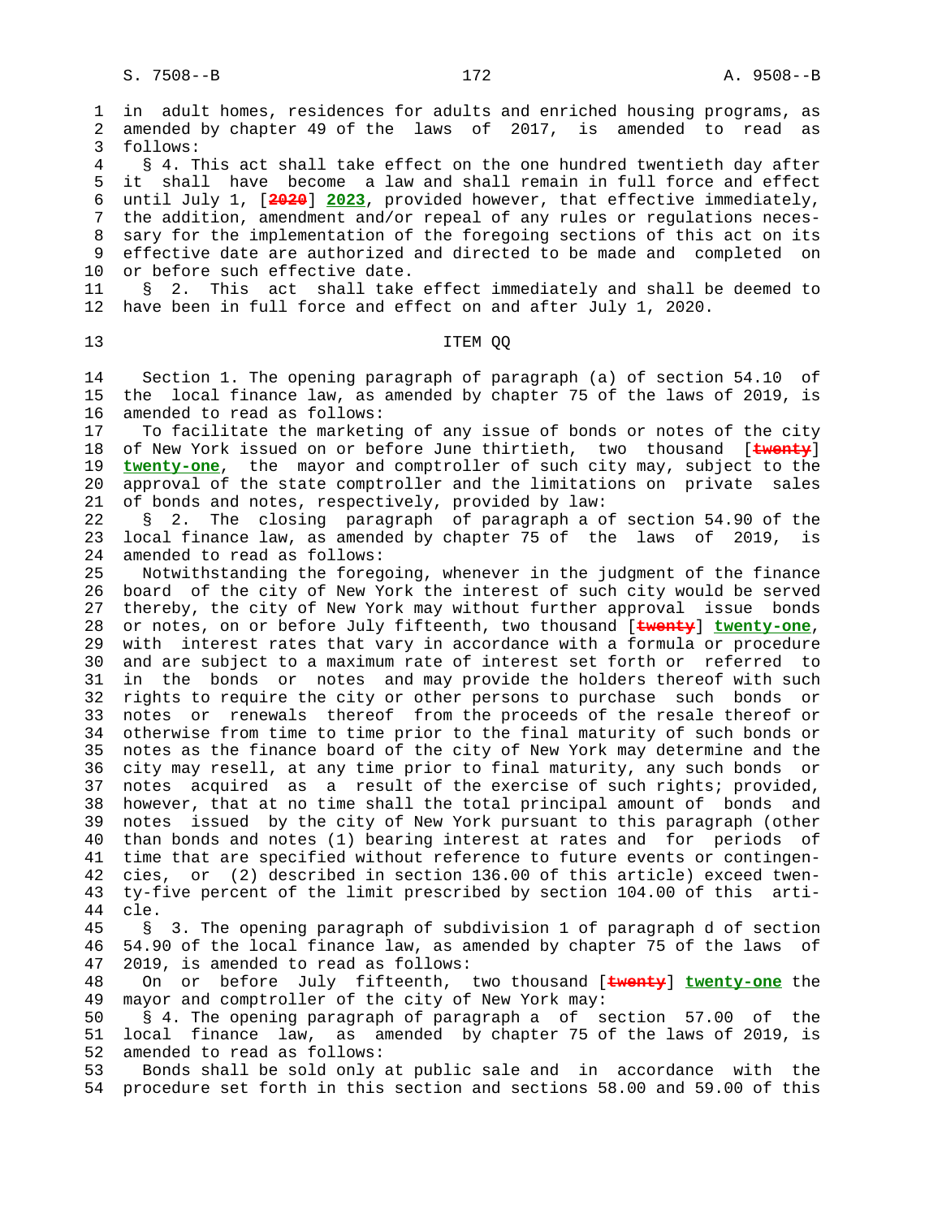in adult homes, residences for adults and enriched housing programs, as amended by chapter 49 of the laws of 2017, is amended to read as follows:

§ 4. This act shall take effect on the one hundred twentieth day after it shall have become a law and shall remain in full force and effect until July 1, [~~2020~~] **2023**, provided however, that effective immediately, the addition, amendment and/or repeal of any rules or regulations necessary for the implementation of the foregoing sections of this act on its effective date are authorized and directed to be made and completed on or before such effective date.

§ 2. This act shall take effect immediately and shall be deemed to have been in full force and effect on and after July 1, 2020.

ITEM QQ

Section 1. The opening paragraph of paragraph (a) of section 54.10 of the local finance law, as amended by chapter 75 of the laws of 2019, is amended to read as follows:

To facilitate the marketing of any issue of bonds or notes of the city of New York issued on or before June thirtieth, two thousand [~~twenty~~] **twenty-one**, the mayor and comptroller of such city may, subject to the approval of the state comptroller and the limitations on private sales of bonds and notes, respectively, provided by law:

§ 2. The closing paragraph of paragraph a of section 54.90 of the local finance law, as amended by chapter 75 of the laws of 2019, is amended to read as follows:

Notwithstanding the foregoing, whenever in the judgment of the finance board of the city of New York the interest of such city would be served thereby, the city of New York may without further approval issue bonds or notes, on or before July fifteenth, two thousand [~~twenty~~] **twenty-one**, with interest rates that vary in accordance with a formula or procedure and are subject to a maximum rate of interest set forth or referred to in the bonds or notes and may provide the holders thereof with such rights to require the city or other persons to purchase such bonds or notes or renewals thereof from the proceeds of the resale thereof or otherwise from time to time prior to the final maturity of such bonds or notes as the finance board of the city of New York may determine and the city may resell, at any time prior to final maturity, any such bonds or notes acquired as a result of the exercise of such rights; provided, however, that at no time shall the total principal amount of bonds and notes issued by the city of New York pursuant to this paragraph (other than bonds and notes (1) bearing interest at rates and for periods of time that are specified without reference to future events or contingencies, or (2) described in section 136.00 of this article) exceed twenty-five percent of the limit prescribed by section 104.00 of this article.

§ 3. The opening paragraph of subdivision 1 of paragraph d of section 54.90 of the local finance law, as amended by chapter 75 of the laws of 2019, is amended to read as follows:

On or before July fifteenth, two thousand [~~twenty~~] **twenty-one** the mayor and comptroller of the city of New York may:

§ 4. The opening paragraph of paragraph a of section 57.00 of the local finance law, as amended by chapter 75 of the laws of 2019, is amended to read as follows:

Bonds shall be sold only at public sale and in accordance with the procedure set forth in this section and sections 58.00 and 59.00 of this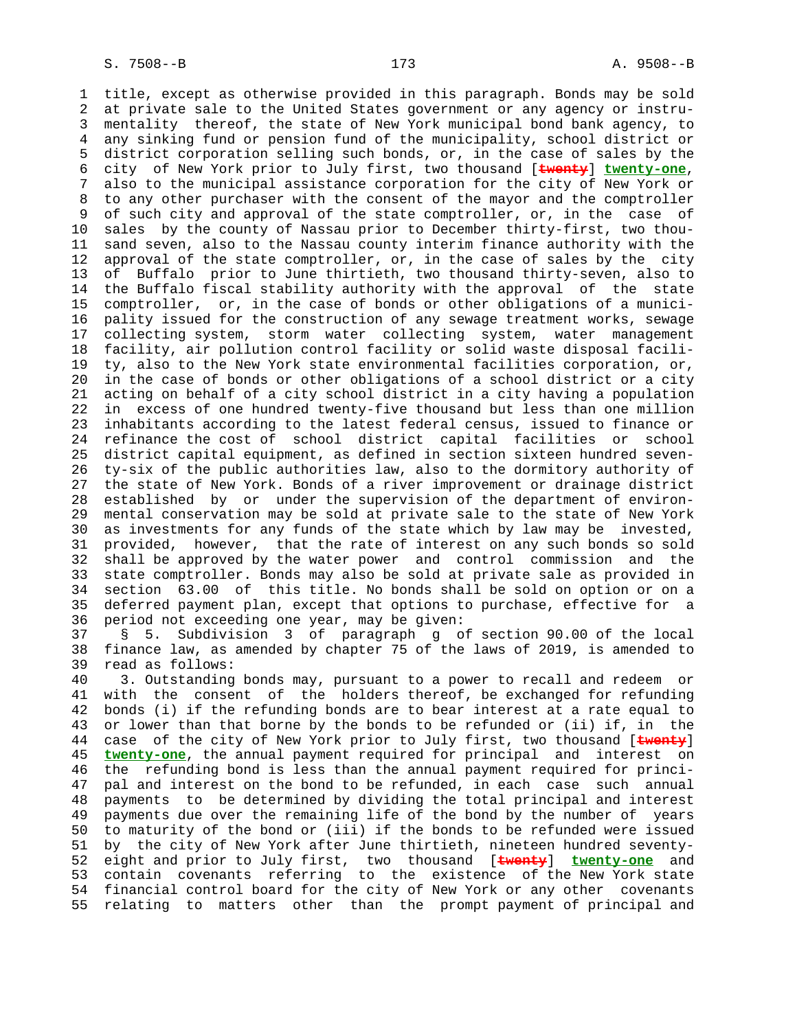title, except as otherwise provided in this paragraph. Bonds may be sold at private sale to the United States government or any agency or instrumentality thereof, the state of New York municipal bond bank agency, to any sinking fund or pension fund of the municipality, school district or district corporation selling such bonds, or, in the case of sales by the city of New York prior to July first, two thousand [~~twenty~~] **twenty-one**, also to the municipal assistance corporation for the city of New York or to any other purchaser with the consent of the mayor and the comptroller of such city and approval of the state comptroller, or, in the case of sales by the county of Nassau prior to December thirty-first, two thousand seven, also to the Nassau county interim finance authority with the approval of the state comptroller, or, in the case of sales by the city of Buffalo prior to June thirtieth, two thousand thirty-seven, also to the Buffalo fiscal stability authority with the approval of the state comptroller, or, in the case of bonds or other obligations of a municipality issued for the construction of any sewage treatment works, sewage collecting system, storm water collecting system, water management facility, air pollution control facility or solid waste disposal facility, also to the New York state environmental facilities corporation, or, in the case of bonds or other obligations of a school district or a city acting on behalf of a city school district in a city having a population in excess of one hundred twenty-five thousand but less than one million inhabitants according to the latest federal census, issued to finance or refinance the cost of school district capital facilities or school district capital equipment, as defined in section sixteen hundred seventy-six of the public authorities law, also to the dormitory authority of the state of New York. Bonds of a river improvement or drainage district established by or under the supervision of the department of environmental conservation may be sold at private sale to the state of New York as investments for any funds of the state which by law may be invested, provided, however, that the rate of interest on any such bonds so sold shall be approved by the water power and control commission and the state comptroller. Bonds may also be sold at private sale as provided in section 63.00 of this title. No bonds shall be sold on option or on a deferred payment plan, except that options to purchase, effective for a period not exceeding one year, may be given:

§ 5. Subdivision 3 of paragraph g of section 90.00 of the local finance law, as amended by chapter 75 of the laws of 2019, is amended to read as follows:

3. Outstanding bonds may, pursuant to a power to recall and redeem or with the consent of the holders thereof, be exchanged for refunding bonds (i) if the refunding bonds are to bear interest at a rate equal to or lower than that borne by the bonds to be refunded or (ii) if, in the case of the city of New York prior to July first, two thousand [~~twenty~~] **twenty-one**, the annual payment required for principal and interest on the refunding bond is less than the annual payment required for principal and interest on the bond to be refunded, in each case such annual payments to be determined by dividing the total principal and interest payments due over the remaining life of the bond by the number of years to maturity of the bond or (iii) if the bonds to be refunded were issued by the city of New York after June thirtieth, nineteen hundred seventy-eight and prior to July first, two thousand [~~twenty~~] **twenty-one** and contain covenants referring to the existence of the New York state financial control board for the city of New York or any other covenants relating to matters other than the prompt payment of principal and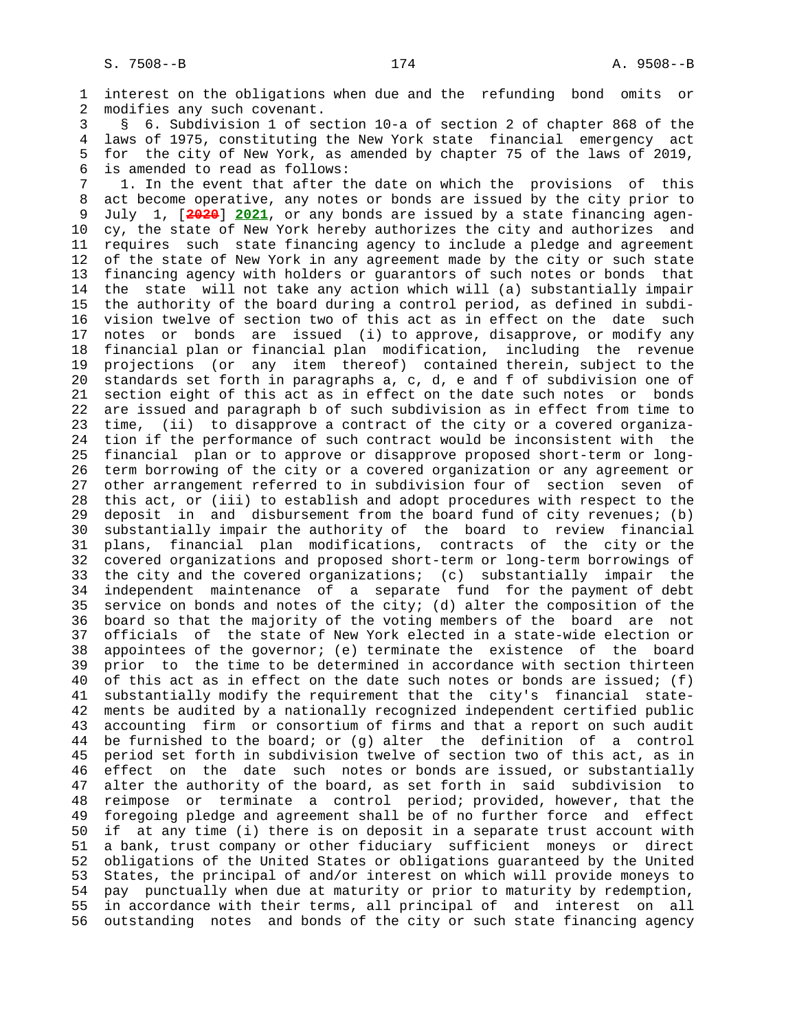interest on the obligations when due and the refunding bond omits or modifies any such covenant.

§ 6. Subdivision 1 of section 10-a of section 2 of chapter 868 of the laws of 1975, constituting the New York state financial emergency act for the city of New York, as amended by chapter 75 of the laws of 2019, is amended to read as follows:

1. In the event that after the date on which the provisions of this act become operative, any notes or bonds are issued by the city prior to July 1, [2020] 2021, or any bonds are issued by a state financing agency, the state of New York hereby authorizes the city and authorizes and requires such state financing agency to include a pledge and agreement of the state of New York in any agreement made by the city or such state financing agency with holders or guarantors of such notes or bonds that the state will not take any action which will (a) substantially impair the authority of the board during a control period, as defined in subdivision twelve of section two of this act as in effect on the date such notes or bonds are issued (i) to approve, disapprove, or modify any financial plan or financial plan modification, including the revenue projections (or any item thereof) contained therein, subject to the standards set forth in paragraphs a, c, d, e and f of subdivision one of section eight of this act as in effect on the date such notes or bonds are issued and paragraph b of such subdivision as in effect from time to time, (ii) to disapprove a contract of the city or a covered organization if the performance of such contract would be inconsistent with the financial plan or to approve or disapprove proposed short-term or long-term borrowing of the city or a covered organization or any agreement or other arrangement referred to in subdivision four of section seven of this act, or (iii) to establish and adopt procedures with respect to the deposit in and disbursement from the board fund of city revenues; (b) substantially impair the authority of the board to review financial plans, financial plan modifications, contracts of the city or the covered organizations and proposed short-term or long-term borrowings of the city and the covered organizations; (c) substantially impair the independent maintenance of a separate fund for the payment of debt service on bonds and notes of the city; (d) alter the composition of the board so that the majority of the voting members of the board are not officials of the state of New York elected in a state-wide election or appointees of the governor; (e) terminate the existence of the board prior to the time to be determined in accordance with section thirteen of this act as in effect on the date such notes or bonds are issued; (f) substantially modify the requirement that the city's financial statements be audited by a nationally recognized independent certified public accounting firm or consortium of firms and that a report on such audit be furnished to the board; or (g) alter the definition of a control period set forth in subdivision twelve of section two of this act, as in effect on the date such notes or bonds are issued, or substantially alter the authority of the board, as set forth in said subdivision to reimpose or terminate a control period; provided, however, that the foregoing pledge and agreement shall be of no further force and effect if at any time (i) there is on deposit in a separate trust account with a bank, trust company or other fiduciary sufficient moneys or direct obligations of the United States or obligations guaranteed by the United States, the principal of and/or interest on which will provide moneys to pay punctually when due at maturity or prior to maturity by redemption, in accordance with their terms, all principal of and interest on all outstanding notes and bonds of the city or such state financing agency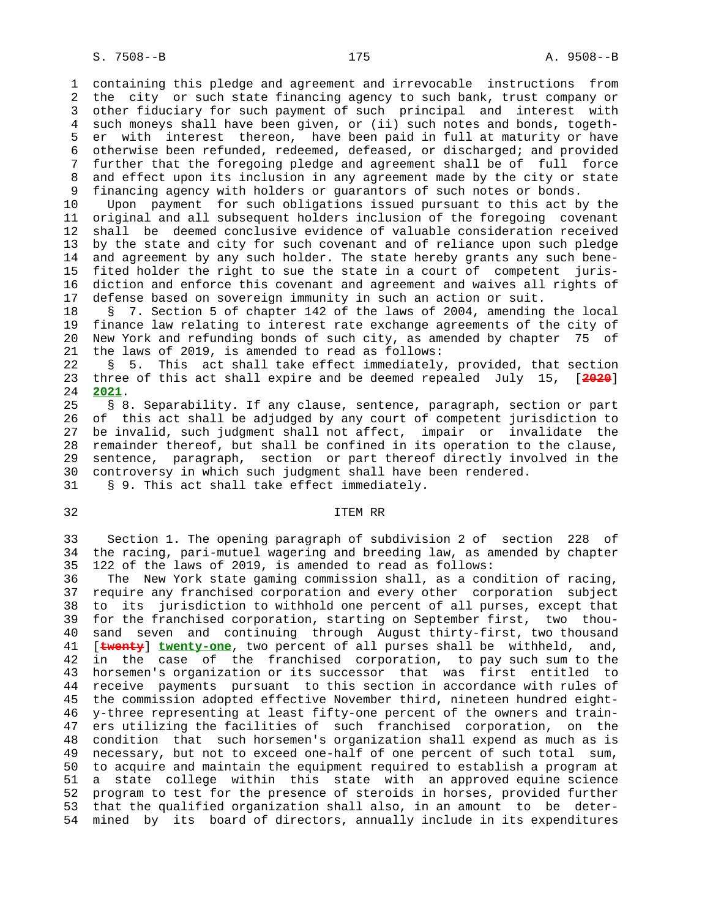containing this pledge and agreement and irrevocable instructions from the city or such state financing agency to such bank, trust company or other fiduciary for such payment of such principal and interest with such moneys shall have been given, or (ii) such notes and bonds, together with interest thereon, have been paid in full at maturity or have otherwise been refunded, redeemed, defeased, or discharged; and provided further that the foregoing pledge and agreement shall be of full force and effect upon its inclusion in any agreement made by the city or state financing agency with holders or guarantors of such notes or bonds.

Upon payment for such obligations issued pursuant to this act by the original and all subsequent holders inclusion of the foregoing covenant shall be deemed conclusive evidence of valuable consideration received by the state and city for such covenant and of reliance upon such pledge and agreement by any such holder. The state hereby grants any such benefited holder the right to sue the state in a court of competent jurisdiction and enforce this covenant and agreement and waives all rights of defense based on sovereign immunity in such an action or suit.

§ 7. Section 5 of chapter 142 of the laws of 2004, amending the local finance law relating to interest rate exchange agreements of the city of New York and refunding bonds of such city, as amended by chapter 75 of the laws of 2019, is amended to read as follows:

§ 5. This act shall take effect immediately, provided, that section three of this act shall expire and be deemed repealed July 15, [~~2020~~] **2021**.

§ 8. Separability. If any clause, sentence, paragraph, section or part of this act shall be adjudged by any court of competent jurisdiction to be invalid, such judgment shall not affect, impair or invalidate the remainder thereof, but shall be confined in its operation to the clause, sentence, paragraph, section or part thereof directly involved in the controversy in which such judgment shall have been rendered.

§ 9. This act shall take effect immediately.

ITEM RR

Section 1. The opening paragraph of subdivision 2 of section 228 of the racing, pari-mutuel wagering and breeding law, as amended by chapter 122 of the laws of 2019, is amended to read as follows:

The New York state gaming commission shall, as a condition of racing, require any franchised corporation and every other corporation subject to its jurisdiction to withhold one percent of all purses, except that for the franchised corporation, starting on September first, two thousand seven and continuing through August thirty-first, two thousand [~~twenty~~] **twenty-one**, two percent of all purses shall be withheld, and, in the case of the franchised corporation, to pay such sum to the horsemen's organization or its successor that was first entitled to receive payments pursuant to this section in accordance with rules of the commission adopted effective November third, nineteen hundred eighty-three representing at least fifty-one percent of the owners and trainers utilizing the facilities of such franchised corporation, on the condition that such horsemen's organization shall expend as much as is necessary, but not to exceed one-half of one percent of such total sum, to acquire and maintain the equipment required to establish a program at a state college within this state with an approved equine science program to test for the presence of steroids in horses, provided further that the qualified organization shall also, in an amount to be determined by its board of directors, annually include in its expenditures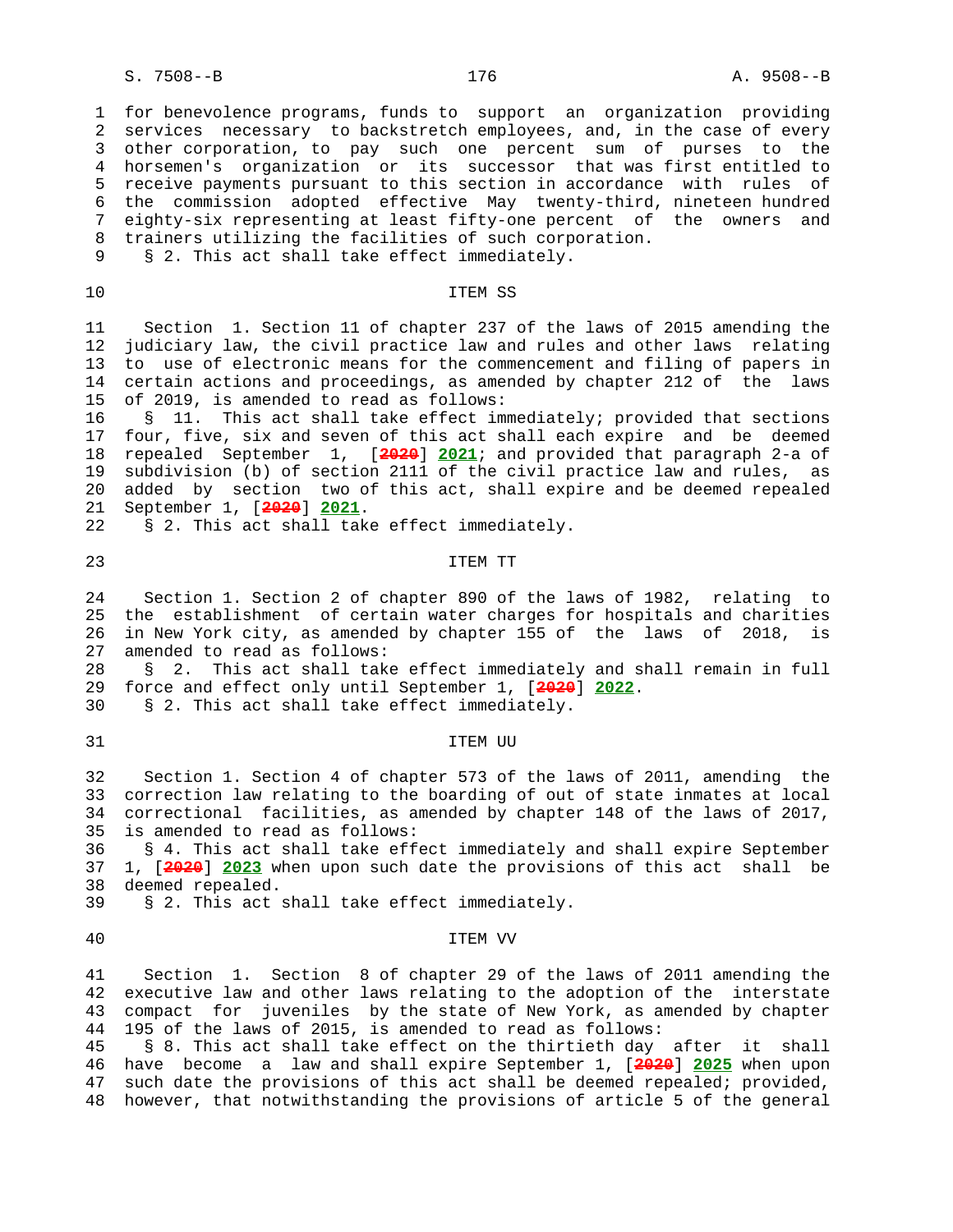for benevolence programs, funds to support an organization providing services necessary to backstretch employees, and, in the case of every other corporation, to pay such one percent sum of purses to the horsemen's organization or its successor that was first entitled to receive payments pursuant to this section in accordance with rules of the commission adopted effective May twenty-third, nineteen hundred eighty-six representing at least fifty-one percent of the owners and trainers utilizing the facilities of such corporation.

§ 2. This act shall take effect immediately.

## ITEM SS

Section 1. Section 11 of chapter 237 of the laws of 2015 amending the judiciary law, the civil practice law and rules and other laws relating to use of electronic means for the commencement and filing of papers in certain actions and proceedings, as amended by chapter 212 of the laws of 2019, is amended to read as follows:

§ 11. This act shall take effect immediately; provided that sections four, five, six and seven of this act shall each expire and be deemed repealed September 1, [~~2020~~] **2021**; and provided that paragraph 2-a of subdivision (b) of section 2111 of the civil practice law and rules, as added by section two of this act, shall expire and be deemed repealed September 1, [~~2020~~] **2021**.

§ 2. This act shall take effect immediately.

## ITEM TT

Section 1. Section 2 of chapter 890 of the laws of 1982, relating to the establishment of certain water charges for hospitals and charities in New York city, as amended by chapter 155 of the laws of 2018, is amended to read as follows:

§ 2. This act shall take effect immediately and shall remain in full force and effect only until September 1, [~~2020~~] **2022**.

§ 2. This act shall take effect immediately.

## ITEM UU

Section 1. Section 4 of chapter 573 of the laws of 2011, amending the correction law relating to the boarding of out of state inmates at local correctional facilities, as amended by chapter 148 of the laws of 2017, is amended to read as follows:

§ 4. This act shall take effect immediately and shall expire September 1, [~~2020~~] **2023** when upon such date the provisions of this act shall be deemed repealed.

§ 2. This act shall take effect immediately.

## ITEM VV

Section 1. Section 8 of chapter 29 of the laws of 2011 amending the executive law and other laws relating to the adoption of the interstate compact for juveniles by the state of New York, as amended by chapter 195 of the laws of 2015, is amended to read as follows:

§ 8. This act shall take effect on the thirtieth day after it shall have become a law and shall expire September 1, [~~2020~~] **2025** when upon such date the provisions of this act shall be deemed repealed; provided, however, that notwithstanding the provisions of article 5 of the general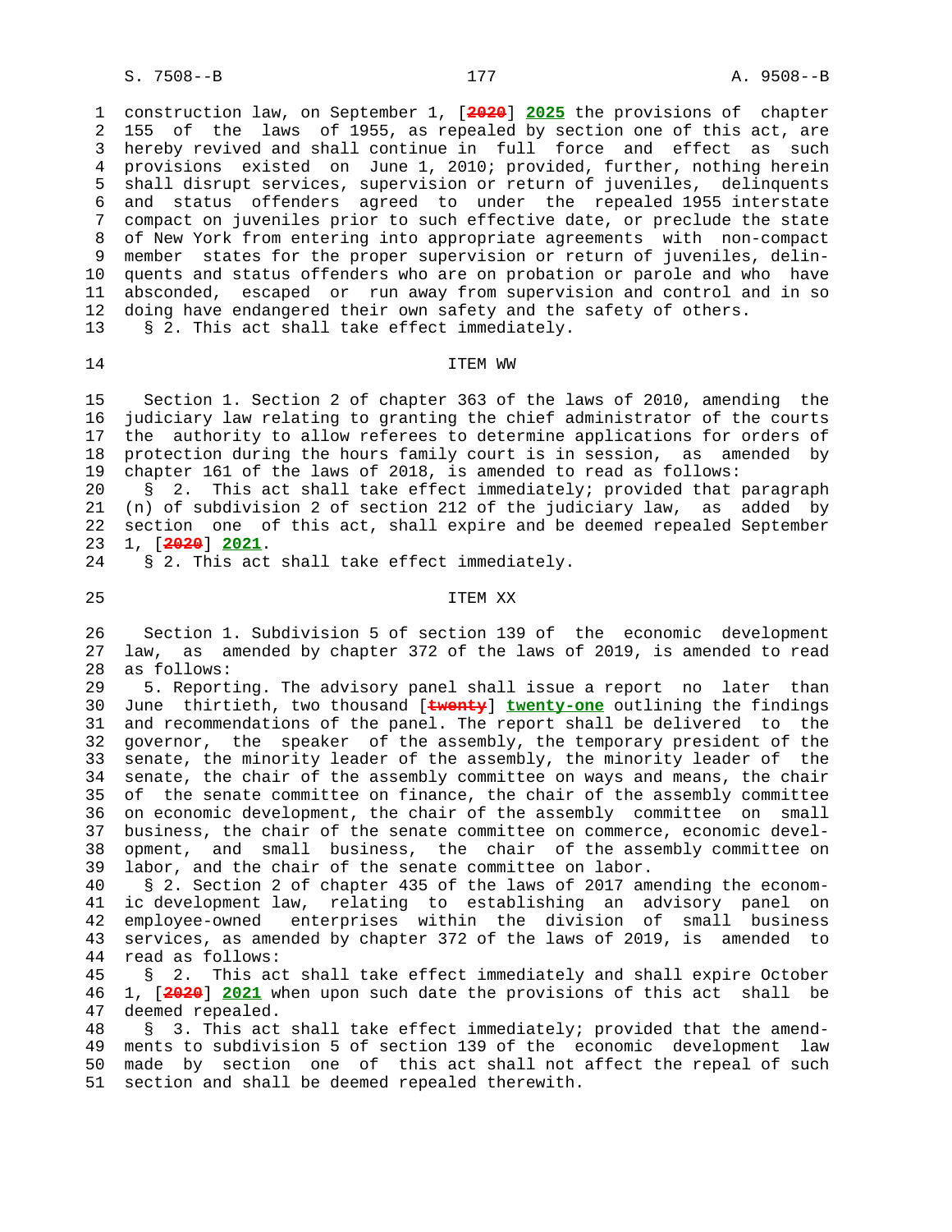construction law, on September 1, [2020] 2025 the provisions of chapter 155 of the laws of 1955, as repealed by section one of this act, are hereby revived and shall continue in full force and effect as such provisions existed on June 1, 2010; provided, further, nothing herein shall disrupt services, supervision or return of juveniles, delinquents and status offenders agreed to under the repealed 1955 interstate compact on juveniles prior to such effective date, or preclude the state of New York from entering into appropriate agreements with non-compact member states for the proper supervision or return of juveniles, delinquents and status offenders who are on probation or parole and who have absconded, escaped or run away from supervision and control and in so doing have endangered their own safety and the safety of others.

§ 2. This act shall take effect immediately.

ITEM WW

Section 1. Section 2 of chapter 363 of the laws of 2010, amending the judiciary law relating to granting the chief administrator of the courts the authority to allow referees to determine applications for orders of protection during the hours family court is in session, as amended by chapter 161 of the laws of 2018, is amended to read as follows:

§ 2. This act shall take effect immediately; provided that paragraph (n) of subdivision 2 of section 212 of the judiciary law, as added by section one of this act, shall expire and be deemed repealed September 1, [2020] 2021.

§ 2. This act shall take effect immediately.

ITEM XX

Section 1. Subdivision 5 of section 139 of the economic development law, as amended by chapter 372 of the laws of 2019, is amended to read as follows:

5. Reporting. The advisory panel shall issue a report no later than June thirtieth, two thousand [twenty] twenty-one outlining the findings and recommendations of the panel. The report shall be delivered to the governor, the speaker of the assembly, the temporary president of the senate, the minority leader of the assembly, the minority leader of the senate, the chair of the assembly committee on ways and means, the chair of the senate committee on finance, the chair of the assembly committee on economic development, the chair of the assembly committee on small business, the chair of the senate committee on commerce, economic development, and small business, the chair of the assembly committee on labor, and the chair of the senate committee on labor.

§ 2. Section 2 of chapter 435 of the laws of 2017 amending the economic development law, relating to establishing an advisory panel on employee-owned enterprises within the division of small business services, as amended by chapter 372 of the laws of 2019, is amended to read as follows:

§ 2. This act shall take effect immediately and shall expire October 1, [2020] 2021 when upon such date the provisions of this act shall be deemed repealed.

§ 3. This act shall take effect immediately; provided that the amendments to subdivision 5 of section 139 of the economic development law made by section one of this act shall not affect the repeal of such section and shall be deemed repealed therewith.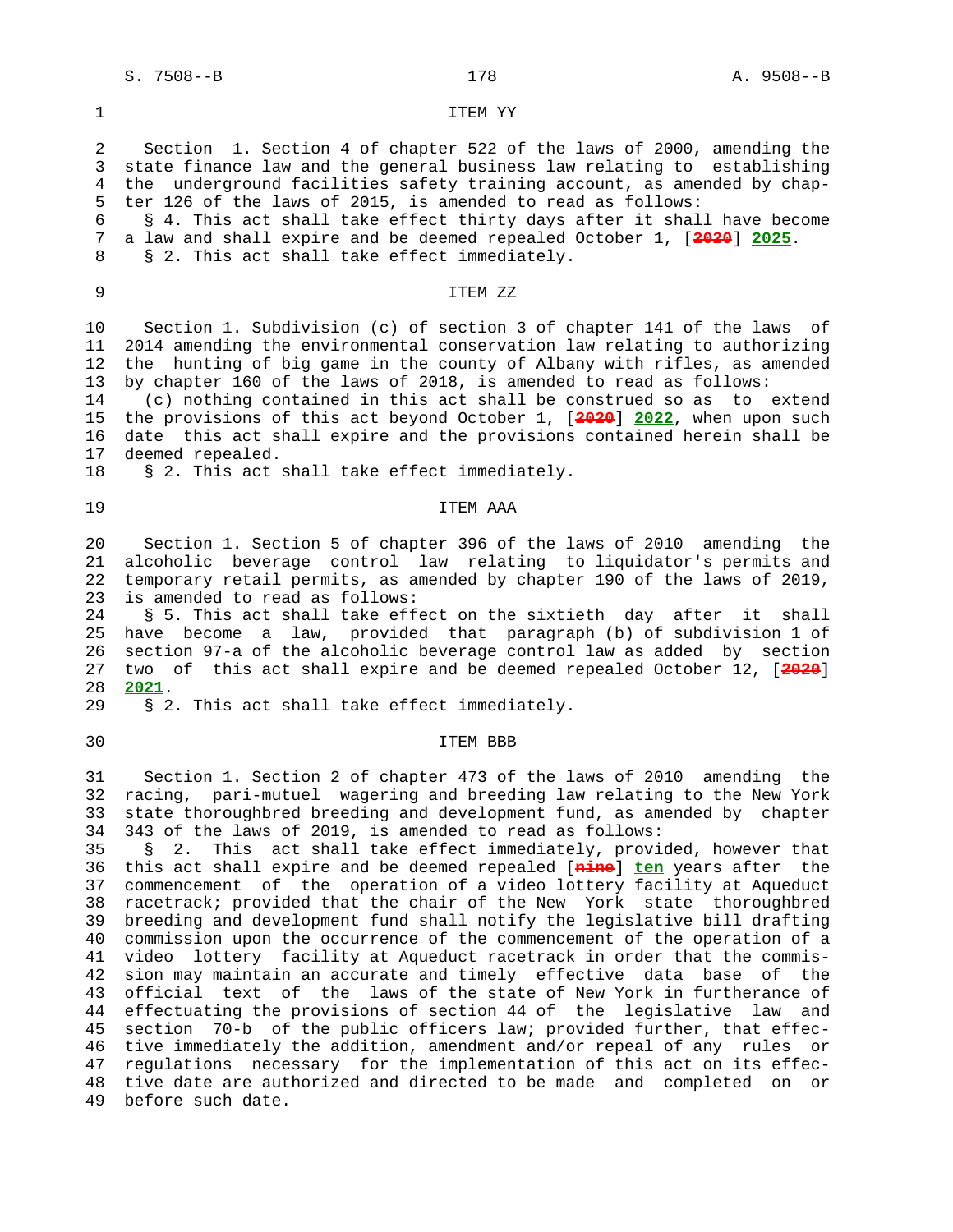ITEM YY

Section 1. Section 4 of chapter 522 of the laws of 2000, amending the state finance law and the general business law relating to establishing the underground facilities safety training account, as amended by chapter 126 of the laws of 2015, is amended to read as follows:

§ 4. This act shall take effect thirty days after it shall have become a law and shall expire and be deemed repealed October 1, [~~2020~~] **2025**.

§ 2. This act shall take effect immediately.

ITEM ZZ

Section 1. Subdivision (c) of section 3 of chapter 141 of the laws of 2014 amending the environmental conservation law relating to authorizing the hunting of big game in the county of Albany with rifles, as amended by chapter 160 of the laws of 2018, is amended to read as follows:

(c) nothing contained in this act shall be construed so as to extend the provisions of this act beyond October 1, [~~2020~~] **2022**, when upon such date this act shall expire and the provisions contained herein shall be deemed repealed.

§ 2. This act shall take effect immediately.

ITEM AAA

Section 1. Section 5 of chapter 396 of the laws of 2010 amending the alcoholic beverage control law relating to liquidator's permits and temporary retail permits, as amended by chapter 190 of the laws of 2019, is amended to read as follows:

§ 5. This act shall take effect on the sixtieth day after it shall have become a law, provided that paragraph (b) of subdivision 1 of section 97-a of the alcoholic beverage control law as added by section two of this act shall expire and be deemed repealed October 12, [~~2020~~] **2021**.

§ 2. This act shall take effect immediately.

ITEM BBB

Section 1. Section 2 of chapter 473 of the laws of 2010 amending the racing, pari-mutuel wagering and breeding law relating to the New York state thoroughbred breeding and development fund, as amended by chapter 343 of the laws of 2019, is amended to read as follows:

§ 2. This act shall take effect immediately, provided, however that this act shall expire and be deemed repealed [~~nine~~] **ten** years after the commencement of the operation of a video lottery facility at Aqueduct racetrack; provided that the chair of the New York state thoroughbred breeding and development fund shall notify the legislative bill drafting commission upon the occurrence of the commencement of the operation of a video lottery facility at Aqueduct racetrack in order that the commission may maintain an accurate and timely effective data base of the official text of the laws of the state of New York in furtherance of effectuating the provisions of section 44 of the legislative law and section 70-b of the public officers law; provided further, that effective immediately the addition, amendment and/or repeal of any rules or regulations necessary for the implementation of this act on its effective date are authorized and directed to be made and completed on or before such date.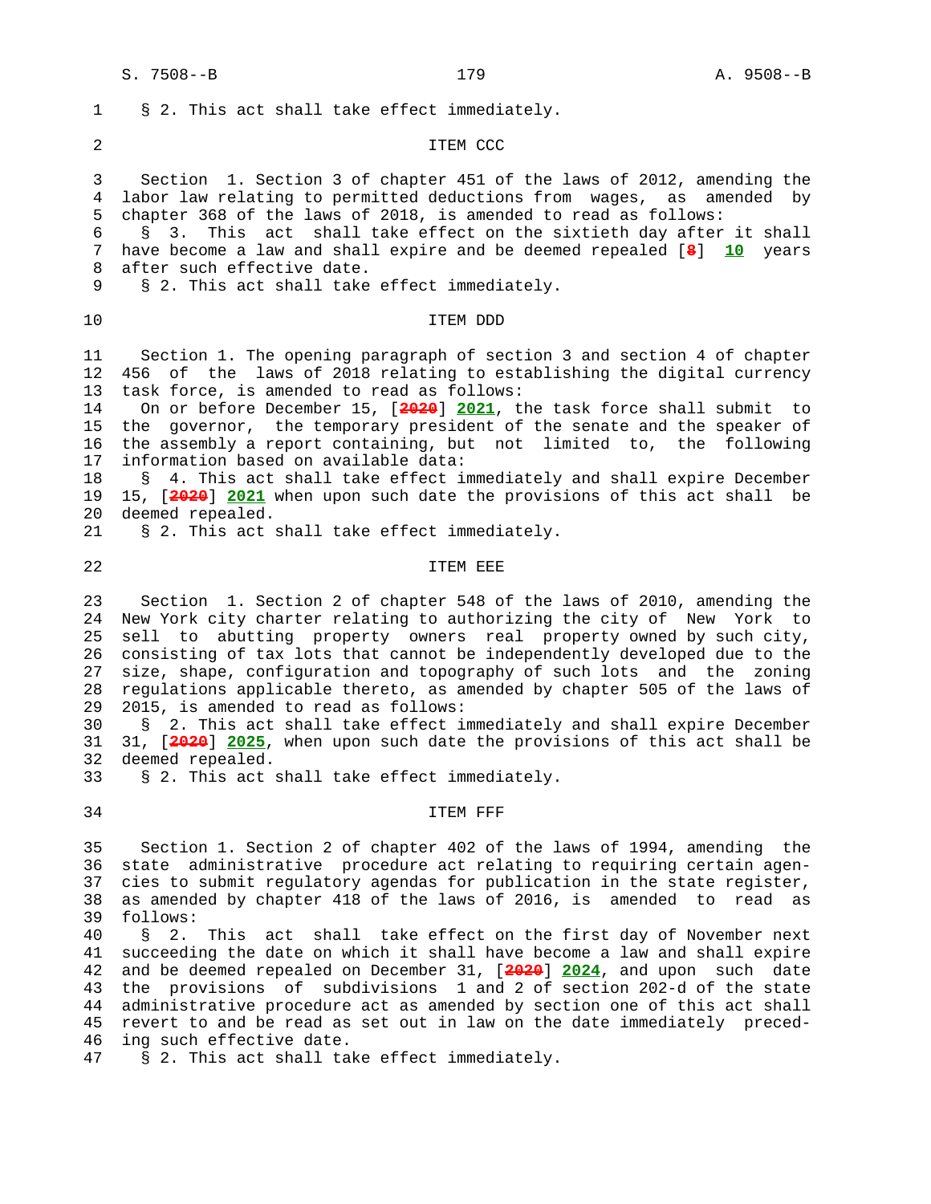§ 2. This act shall take effect immediately.

ITEM CCC

Section 1. Section 3 of chapter 451 of the laws of 2012, amending the labor law relating to permitted deductions from wages, as amended by chapter 368 of the laws of 2018, is amended to read as follows:

§ 3. This act shall take effect on the sixtieth day after it shall have become a law and shall expire and be deemed repealed [~~8~~] **10** years after such effective date.

§ 2. This act shall take effect immediately.

ITEM DDD

Section 1. The opening paragraph of section 3 and section 4 of chapter 456 of the laws of 2018 relating to establishing the digital currency task force, is amended to read as follows:

On or before December 15, [~~2020~~] **2021**, the task force shall submit to the governor, the temporary president of the senate and the speaker of the assembly a report containing, but not limited to, the following information based on available data:

§ 4. This act shall take effect immediately and shall expire December 15, [~~2020~~] **2021** when upon such date the provisions of this act shall be deemed repealed.

§ 2. This act shall take effect immediately.

ITEM EEE

Section 1. Section 2 of chapter 548 of the laws of 2010, amending the New York city charter relating to authorizing the city of New York to sell to abutting property owners real property owned by such city, consisting of tax lots that cannot be independently developed due to the size, shape, configuration and topography of such lots and the zoning regulations applicable thereto, as amended by chapter 505 of the laws of 2015, is amended to read as follows:

§ 2. This act shall take effect immediately and shall expire December 31, [~~2020~~] **2025**, when upon such date the provisions of this act shall be deemed repealed.

§ 2. This act shall take effect immediately.

ITEM FFF

Section 1. Section 2 of chapter 402 of the laws of 1994, amending the state administrative procedure act relating to requiring certain agencies to submit regulatory agendas for publication in the state register, as amended by chapter 418 of the laws of 2016, is amended to read as follows:

§ 2. This act shall take effect on the first day of November next succeeding the date on which it shall have become a law and shall expire and be deemed repealed on December 31, [~~2020~~] **2024**, and upon such date the provisions of subdivisions 1 and 2 of section 202-d of the state administrative procedure act as amended by section one of this act shall revert to and be read as set out in law on the date immediately preceding such effective date.

§ 2. This act shall take effect immediately.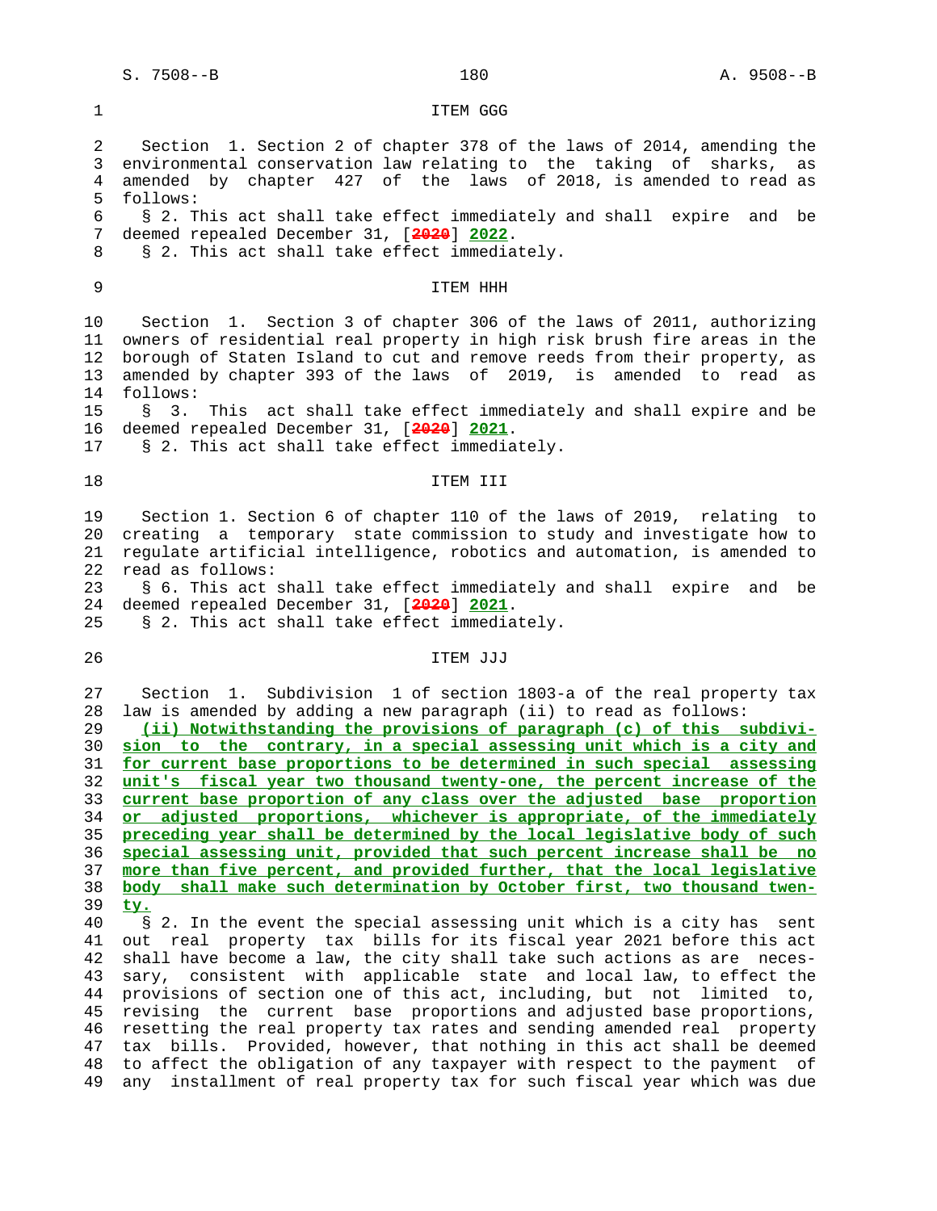ITEM GGG

Section 1. Section 2 of chapter 378 of the laws of 2014, amending the environmental conservation law relating to the taking of sharks, as amended by chapter 427 of the laws of 2018, is amended to read as follows:

§ 2. This act shall take effect immediately and shall expire and be deemed repealed December 31, [~~2020~~] **2022**.

§ 2. This act shall take effect immediately.

ITEM HHH

Section 1. Section 3 of chapter 306 of the laws of 2011, authorizing owners of residential real property in high risk brush fire areas in the borough of Staten Island to cut and remove reeds from their property, as amended by chapter 393 of the laws of 2019, is amended to read as follows:

§ 3. This act shall take effect immediately and shall expire and be deemed repealed December 31, [~~2020~~] **2021**.

§ 2. This act shall take effect immediately.

ITEM III

Section 1. Section 6 of chapter 110 of the laws of 2019, relating to creating a temporary state commission to study and investigate how to regulate artificial intelligence, robotics and automation, is amended to read as follows:

§ 6. This act shall take effect immediately and shall expire and be deemed repealed December 31, [~~2020~~] **2021**.

§ 2. This act shall take effect immediately.

ITEM JJJ

Section 1. Subdivision 1 of section 1803-a of the real property tax law is amended by adding a new paragraph (ii) to read as follows:

**(ii) Notwithstanding the provisions of paragraph (c) of this subdivision to the contrary, in a special assessing unit which is a city and for current base proportions to be determined in such special assessing unit's fiscal year two thousand twenty-one, the percent increase of the current base proportion of any class over the adjusted base proportion or adjusted proportions, whichever is appropriate, of the immediately preceding year shall be determined by the local legislative body of such special assessing unit, provided that such percent increase shall be no more than five percent, and provided further, that the local legislative body shall make such determination by October first, two thousand twenty.**

§ 2. In the event the special assessing unit which is a city has sent out real property tax bills for its fiscal year 2021 before this act shall have become a law, the city shall take such actions as are necessary, consistent with applicable state and local law, to effect the provisions of section one of this act, including, but not limited to, revising the current base proportions and adjusted base proportions, resetting the real property tax rates and sending amended real property tax bills. Provided, however, that nothing in this act shall be deemed to affect the obligation of any taxpayer with respect to the payment of any installment of real property tax for such fiscal year which was due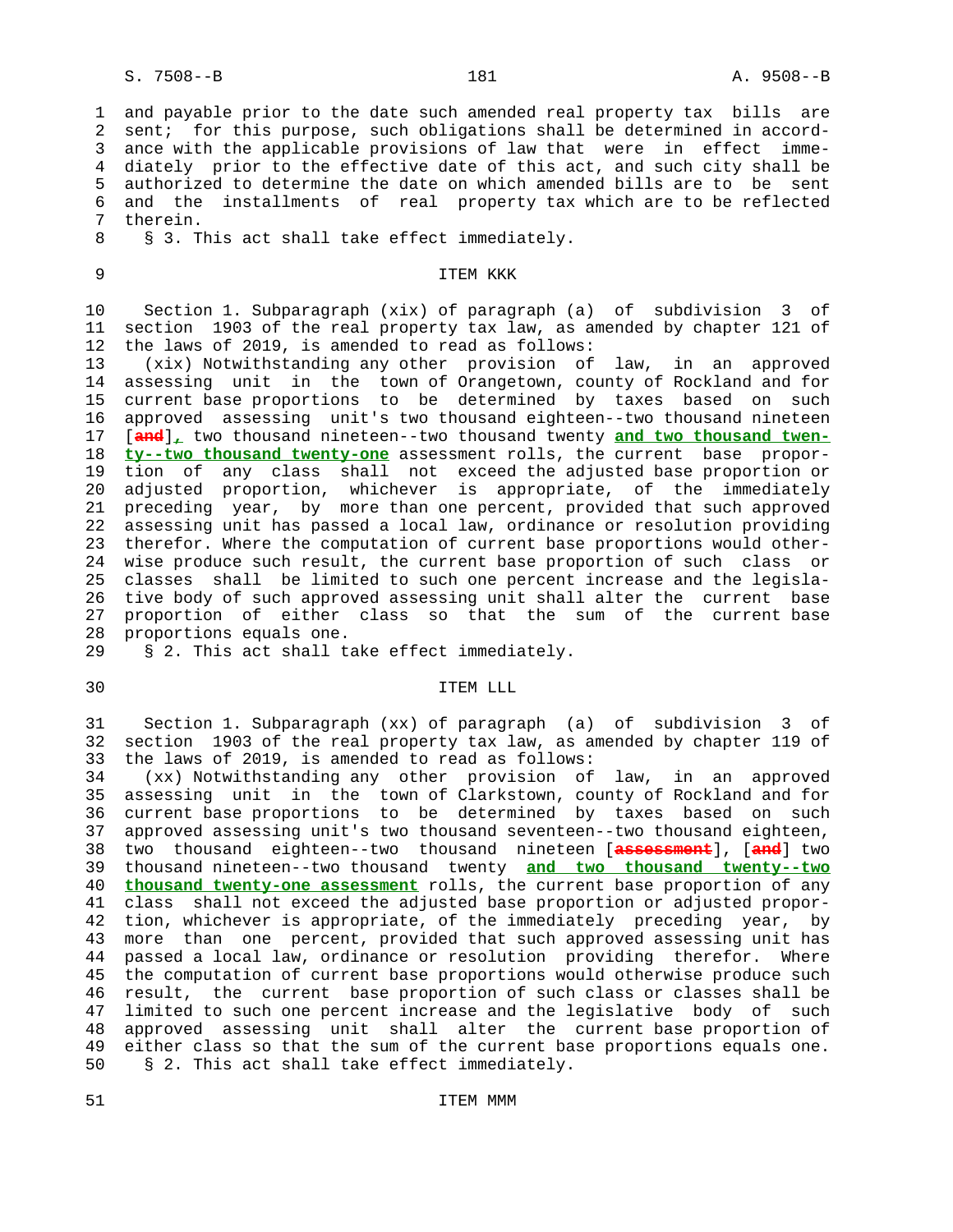and payable prior to the date such amended real property tax bills are sent; for this purpose, such obligations shall be determined in accordance with the applicable provisions of law that were in effect immediately prior to the effective date of this act, and such city shall be authorized to determine the date on which amended bills are to be sent and the installments of real property tax which are to be reflected therein.

§ 3. This act shall take effect immediately.

ITEM KKK

Section 1. Subparagraph (xix) of paragraph (a) of subdivision 3 of section 1903 of the real property tax law, as amended by chapter 121 of the laws of 2019, is amended to read as follows:

(xix) Notwithstanding any other provision of law, in an approved assessing unit in the town of Orangetown, county of Rockland and for current base proportions to be determined by taxes based on such approved assessing unit's two thousand eighteen--two thousand nineteen [and], two thousand nineteen--two thousand twenty **and two thousand twenty--two thousand twenty-one** assessment rolls, the current base proportion of any class shall not exceed the adjusted base proportion or adjusted proportion, whichever is appropriate, of the immediately preceding year, by more than one percent, provided that such approved assessing unit has passed a local law, ordinance or resolution providing therefor. Where the computation of current base proportions would otherwise produce such result, the current base proportion of such class or classes shall be limited to such one percent increase and the legislative body of such approved assessing unit shall alter the current base proportion of either class so that the sum of the current base proportions equals one.

§ 2. This act shall take effect immediately.

ITEM LLL

Section 1. Subparagraph (xx) of paragraph (a) of subdivision 3 of section 1903 of the real property tax law, as amended by chapter 119 of the laws of 2019, is amended to read as follows:

(xx) Notwithstanding any other provision of law, in an approved assessing unit in the town of Clarkstown, county of Rockland and for current base proportions to be determined by taxes based on such approved assessing unit's two thousand seventeen--two thousand eighteen, two thousand eighteen--two thousand nineteen [assessment], [and] two thousand nineteen--two thousand twenty **and two thousand twenty--two thousand twenty-one assessment** rolls, the current base proportion of any class shall not exceed the adjusted base proportion or adjusted proportion, whichever is appropriate, of the immediately preceding year, by more than one percent, provided that such approved assessing unit has passed a local law, ordinance or resolution providing therefor. Where the computation of current base proportions would otherwise produce such result, the current base proportion of such class or classes shall be limited to such one percent increase and the legislative body of such approved assessing unit shall alter the current base proportion of either class so that the sum of the current base proportions equals one.

§ 2. This act shall take effect immediately.

ITEM MMM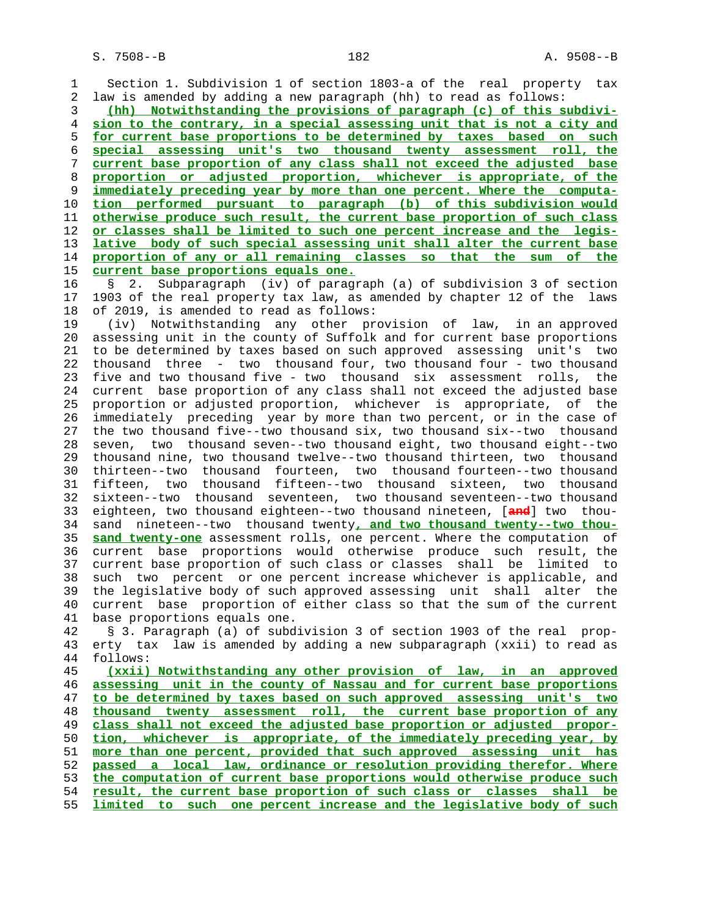Section 1. Subdivision 1 of section 1803-a of the real property tax law is amended by adding a new paragraph (hh) to read as follows:

(hh) Notwithstanding the provisions of paragraph (c) of this subdivision to the contrary, in a special assessing unit that is not a city and for current base proportions to be determined by taxes based on such special assessing unit's two thousand twenty assessment roll, the current base proportion of any class shall not exceed the adjusted base proportion or adjusted proportion, whichever is appropriate, of the immediately preceding year by more than one percent. Where the computation performed pursuant to paragraph (b) of this subdivision would otherwise produce such result, the current base proportion of such class or classes shall be limited to such one percent increase and the legislative body of such special assessing unit shall alter the current base proportion of any or all remaining classes so that the sum of the current base proportions equals one.

§ 2. Subparagraph (iv) of paragraph (a) of subdivision 3 of section 1903 of the real property tax law, as amended by chapter 12 of the laws of 2019, is amended to read as follows:

(iv) Notwithstanding any other provision of law, in an approved assessing unit in the county of Suffolk and for current base proportions to be determined by taxes based on such approved assessing unit's two thousand three - two thousand four, two thousand four - two thousand five and two thousand five - two thousand six assessment rolls, the current base proportion of any class shall not exceed the adjusted base proportion or adjusted proportion, whichever is appropriate, of the immediately preceding year by more than two percent, or in the case of the two thousand five--two thousand six, two thousand six--two thousand seven, two thousand seven--two thousand eight, two thousand eight--two thousand nine, two thousand twelve--two thousand thirteen, two thousand thirteen--two thousand fourteen, two thousand fourteen--two thousand fifteen, two thousand fifteen--two thousand sixteen, two thousand sixteen--two thousand seventeen, two thousand seventeen--two thousand eighteen, two thousand eighteen--two thousand nineteen, [and] two thousand nineteen--two thousand twenty, and two thousand twenty--two thousand twenty-one assessment rolls, one percent. Where the computation of current base proportions would otherwise produce such result, the current base proportion of such class or classes shall be limited to such two percent or one percent increase whichever is applicable, and the legislative body of such approved assessing unit shall alter the current base proportion of either class so that the sum of the current base proportions equals one.

§ 3. Paragraph (a) of subdivision 3 of section 1903 of the real property tax law is amended by adding a new subparagraph (xxii) to read as follows:

(xxii) Notwithstanding any other provision of law, in an approved assessing unit in the county of Nassau and for current base proportions to be determined by taxes based on such approved assessing unit's two thousand twenty assessment roll, the current base proportion of any class shall not exceed the adjusted base proportion or adjusted proportion, whichever is appropriate, of the immediately preceding year, by more than one percent, provided that such approved assessing unit has passed a local law, ordinance or resolution providing therefor. Where the computation of current base proportions would otherwise produce such result, the current base proportion of such class or classes shall be limited to such one percent increase and the legislative body of such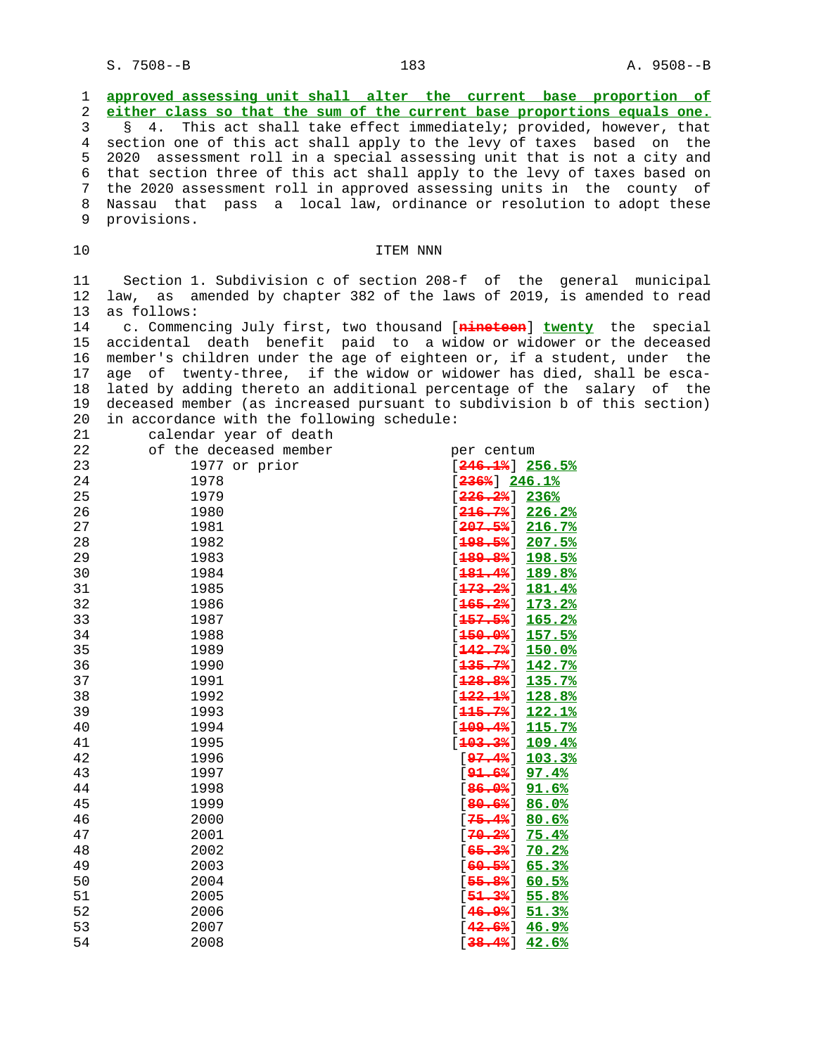**approved assessing unit shall alter the current base proportion of either class so that the sum of the current base proportions equals one.**

§ 4. This act shall take effect immediately; provided, however, that section one of this act shall apply to the levy of taxes based on the 2020 assessment roll in a special assessing unit that is not a city and that section three of this act shall apply to the levy of taxes based on the 2020 assessment roll in approved assessing units in the county of Nassau that pass a local law, ordinance or resolution to adopt these provisions.

ITEM NNN

Section 1. Subdivision c of section 208-f of the general municipal law, as amended by chapter 382 of the laws of 2019, is amended to read as follows:

c. Commencing July first, two thousand [~~nineteen~~] **twenty** the special accidental death benefit paid to a widow or widower or the deceased member's children under the age of eighteen or, if a student, under the age of twenty-three, if the widow or widower has died, shall be escalated by adding thereto an additional percentage of the salary of the deceased member (as increased pursuant to subdivision b of this section) in accordance with the following schedule:

| calendar year of death of the deceased member | per centum |
|---|---|
| 1977 or prior | [~~246.1%~~] **256.5%** |
| 1978 | [~~236%~~] **246.1%** |
| 1979 | [~~226.2%~~] **236%** |
| 1980 | [~~216.7%~~] **226.2%** |
| 1981 | [~~207.5%~~] **216.7%** |
| 1982 | [~~198.5%~~] **207.5%** |
| 1983 | [~~189.8%~~] **198.5%** |
| 1984 | [~~181.4%~~] **189.8%** |
| 1985 | [~~173.2%~~] **181.4%** |
| 1986 | [~~165.2%~~] **173.2%** |
| 1987 | [~~157.5%~~] **165.2%** |
| 1988 | [~~150.0%~~] **157.5%** |
| 1989 | [~~142.7%~~] **150.0%** |
| 1990 | [~~135.7%~~] **142.7%** |
| 1991 | [~~128.8%~~] **135.7%** |
| 1992 | [~~122.1%~~] **128.8%** |
| 1993 | [~~115.7%~~] **122.1%** |
| 1994 | [~~109.4%~~] **115.7%** |
| 1995 | [~~103.3%~~] **109.4%** |
| 1996 | [~~97.4%~~] **103.3%** |
| 1997 | [~~91.6%~~] **97.4%** |
| 1998 | [~~86.0%~~] **91.6%** |
| 1999 | [~~80.6%~~] **86.0%** |
| 2000 | [~~75.4%~~] **80.6%** |
| 2001 | [~~70.2%~~] **75.4%** |
| 2002 | [~~65.3%~~] **70.2%** |
| 2003 | [~~60.5%~~] **65.3%** |
| 2004 | [~~55.8%~~] **60.5%** |
| 2005 | [~~51.3%~~] **55.8%** |
| 2006 | [~~46.9%~~] **51.3%** |
| 2007 | [~~42.6%~~] **46.9%** |
| 2008 | [~~38.4%~~] **42.6%** |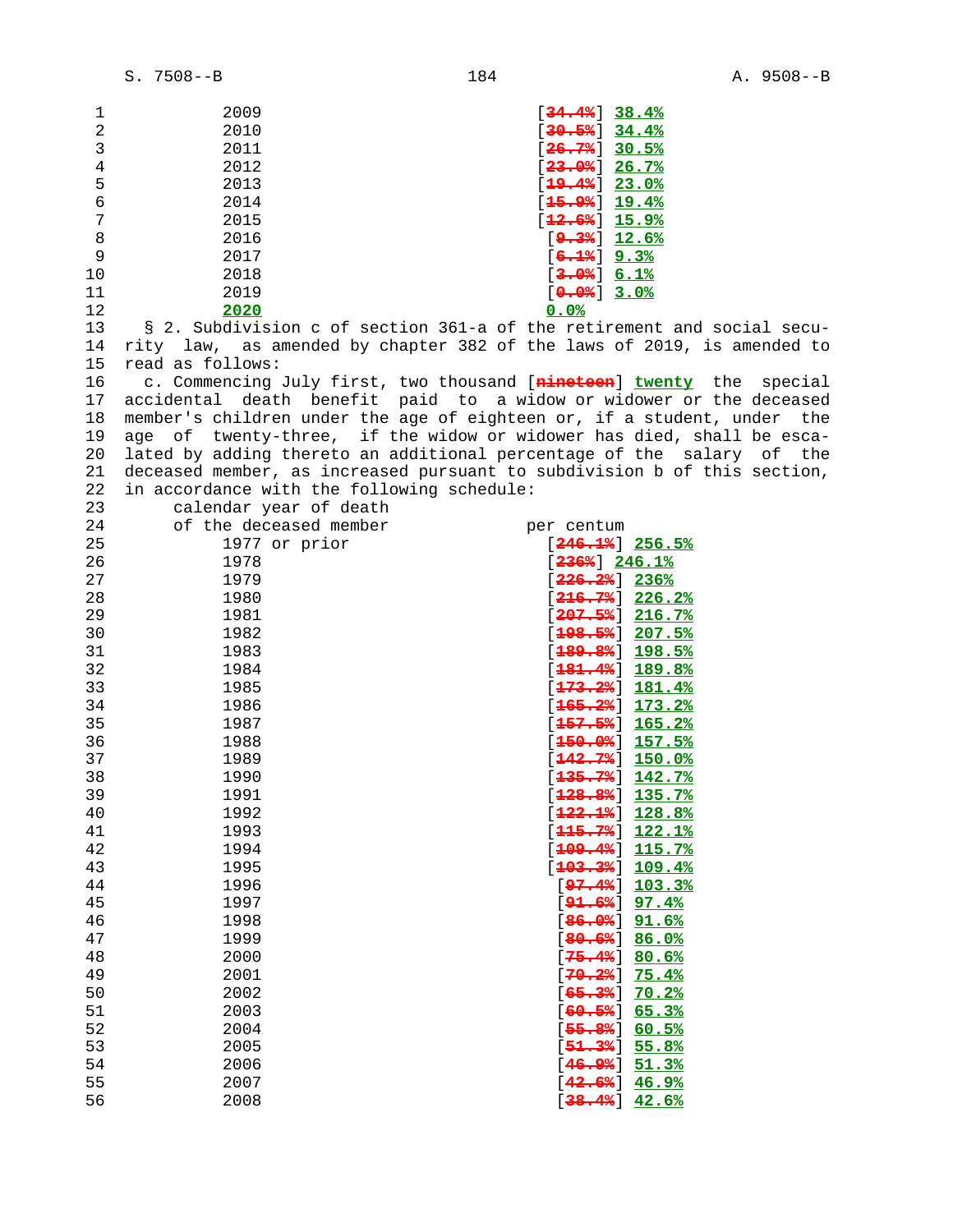| | |
|---|---|
| 2009 | [~~34.4%~~] <u>38.4%</u> |
| 2010 | [~~30.5%~~] <u>34.4%</u> |
| 2011 | [~~26.7%~~] <u>30.5%</u> |
| 2012 | [~~23.0%~~] <u>26.7%</u> |
| 2013 | [~~19.4%~~] <u>23.0%</u> |
| 2014 | [~~15.9%~~] <u>19.4%</u> |
| 2015 | [~~12.6%~~] <u>15.9%</u> |
| 2016 | [~~9.3%~~] <u>12.6%</u> |
| 2017 | [~~6.1%~~] <u>9.3%</u> |
| 2018 | [~~3.0%~~] <u>6.1%</u> |
| 2019 | [~~0.0%~~] <u>3.0%</u> |
| <u>2020</u> | <u>0.0%</u> |

§ 2. Subdivision c of section 361-a of the retirement and social security law, as amended by chapter 382 of the laws of 2019, is amended to read as follows:

c. Commencing July first, two thousand [~~nineteen~~] <u>twenty</u> the special accidental death benefit paid to a widow or widower or the deceased member's children under the age of eighteen or, if a student, under the age of twenty-three, if the widow or widower has died, shall be escalated by adding thereto an additional percentage of the salary of the deceased member, as increased pursuant to subdivision b of this section, in accordance with the following schedule:

| calendar year of death of the deceased member | per centum |
|---|---|
| 1977 or prior | [~~246.1%~~] <u>256.5%</u> |
| 1978 | [~~236%~~] <u>246.1%</u> |
| 1979 | [~~226.2%~~] <u>236%</u> |
| 1980 | [~~216.7%~~] <u>226.2%</u> |
| 1981 | [~~207.5%~~] <u>216.7%</u> |
| 1982 | [~~198.5%~~] <u>207.5%</u> |
| 1983 | [~~189.8%~~] <u>198.5%</u> |
| 1984 | [~~181.4%~~] <u>189.8%</u> |
| 1985 | [~~173.2%~~] <u>181.4%</u> |
| 1986 | [~~165.2%~~] <u>173.2%</u> |
| 1987 | [~~157.5%~~] <u>165.2%</u> |
| 1988 | [~~150.0%~~] <u>157.5%</u> |
| 1989 | [~~142.7%~~] <u>150.0%</u> |
| 1990 | [~~135.7%~~] <u>142.7%</u> |
| 1991 | [~~128.8%~~] <u>135.7%</u> |
| 1992 | [~~122.1%~~] <u>128.8%</u> |
| 1993 | [~~115.7%~~] <u>122.1%</u> |
| 1994 | [~~109.4%~~] <u>115.7%</u> |
| 1995 | [~~103.3%~~] <u>109.4%</u> |
| 1996 | [~~97.4%~~] <u>103.3%</u> |
| 1997 | [~~91.6%~~] <u>97.4%</u> |
| 1998 | [~~86.0%~~] <u>91.6%</u> |
| 1999 | [~~80.6%~~] <u>86.0%</u> |
| 2000 | [~~75.4%~~] <u>80.6%</u> |
| 2001 | [~~70.2%~~] <u>75.4%</u> |
| 2002 | [~~65.3%~~] <u>70.2%</u> |
| 2003 | [~~60.5%~~] <u>65.3%</u> |
| 2004 | [~~55.8%~~] <u>60.5%</u> |
| 2005 | [~~51.3%~~] <u>55.8%</u> |
| 2006 | [~~46.9%~~] <u>51.3%</u> |
| 2007 | [~~42.6%~~] <u>46.9%</u> |
| 2008 | [~~38.4%~~] <u>42.6%</u> |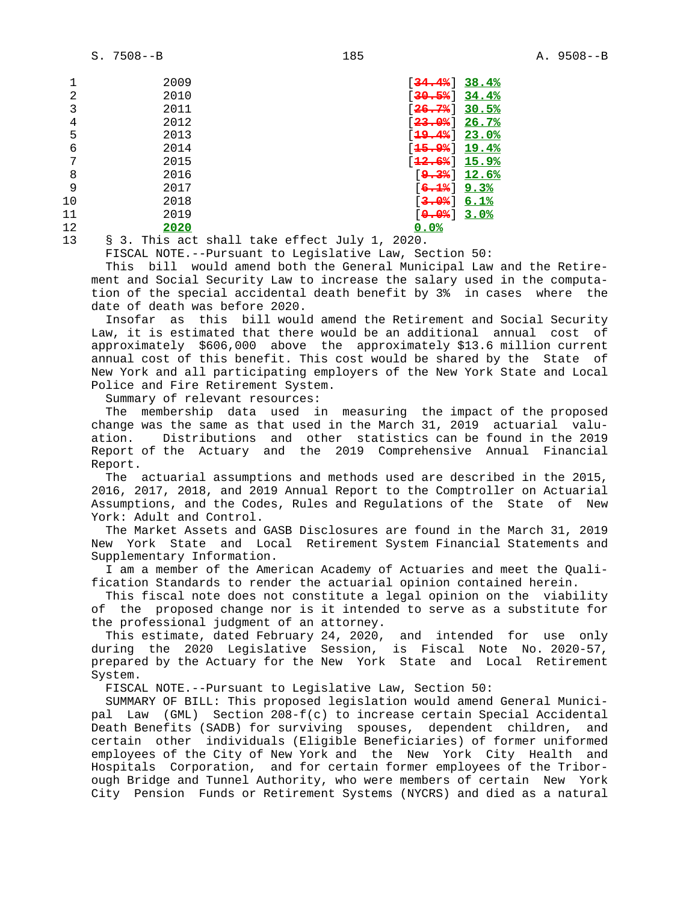| Year | Percentage |
|---|---|
| 2009 | [~~34.4%~~] <u>38.4%</u> |
| 2010 | [~~30.5%~~] <u>34.4%</u> |
| 2011 | [~~26.7%~~] <u>30.5%</u> |
| 2012 | [~~23.0%~~] <u>26.7%</u> |
| 2013 | [~~19.4%~~] <u>23.0%</u> |
| 2014 | [~~15.9%~~] <u>19.4%</u> |
| 2015 | [~~12.6%~~] <u>15.9%</u> |
| 2016 | [~~9.3%~~] <u>12.6%</u> |
| 2017 | [~~6.1%~~] <u>9.3%</u> |
| 2018 | [~~3.0%~~] <u>6.1%</u> |
| 2019 | [~~0.0%~~] <u>3.0%</u> |
| <u>2020</u> | <u>0.0%</u> |

§ 3. This act shall take effect July 1, 2020.

FISCAL NOTE.--Pursuant to Legislative Law, Section 50:

This bill would amend both the General Municipal Law and the Retirement and Social Security Law to increase the salary used in the computation of the special accidental death benefit by 3% in cases where the date of death was before 2020.

Insofar as this bill would amend the Retirement and Social Security Law, it is estimated that there would be an additional annual cost of approximately $606,000 above the approximately $13.6 million current annual cost of this benefit. This cost would be shared by the State of New York and all participating employers of the New York State and Local Police and Fire Retirement System.

Summary of relevant resources:

The membership data used in measuring the impact of the proposed change was the same as that used in the March 31, 2019 actuarial valuation. Distributions and other statistics can be found in the 2019 Report of the Actuary and the 2019 Comprehensive Annual Financial Report.

The actuarial assumptions and methods used are described in the 2015, 2016, 2017, 2018, and 2019 Annual Report to the Comptroller on Actuarial Assumptions, and the Codes, Rules and Regulations of the State of New York: Adult and Control.

The Market Assets and GASB Disclosures are found in the March 31, 2019 New York State and Local Retirement System Financial Statements and Supplementary Information.

I am a member of the American Academy of Actuaries and meet the Qualification Standards to render the actuarial opinion contained herein.

This fiscal note does not constitute a legal opinion on the viability of the proposed change nor is it intended to serve as a substitute for the professional judgment of an attorney.

This estimate, dated February 24, 2020, and intended for use only during the 2020 Legislative Session, is Fiscal Note No. 2020-57, prepared by the Actuary for the New York State and Local Retirement System.

FISCAL NOTE.--Pursuant to Legislative Law, Section 50:

SUMMARY OF BILL: This proposed legislation would amend General Municipal Law (GML) Section 208-f(c) to increase certain Special Accidental Death Benefits (SADB) for surviving spouses, dependent children, and certain other individuals (Eligible Beneficiaries) of former uniformed employees of the City of New York and the New York City Health and Hospitals Corporation, and for certain former employees of the Triborough Bridge and Tunnel Authority, who were members of certain New York City Pension Funds or Retirement Systems (NYCRS) and died as a natural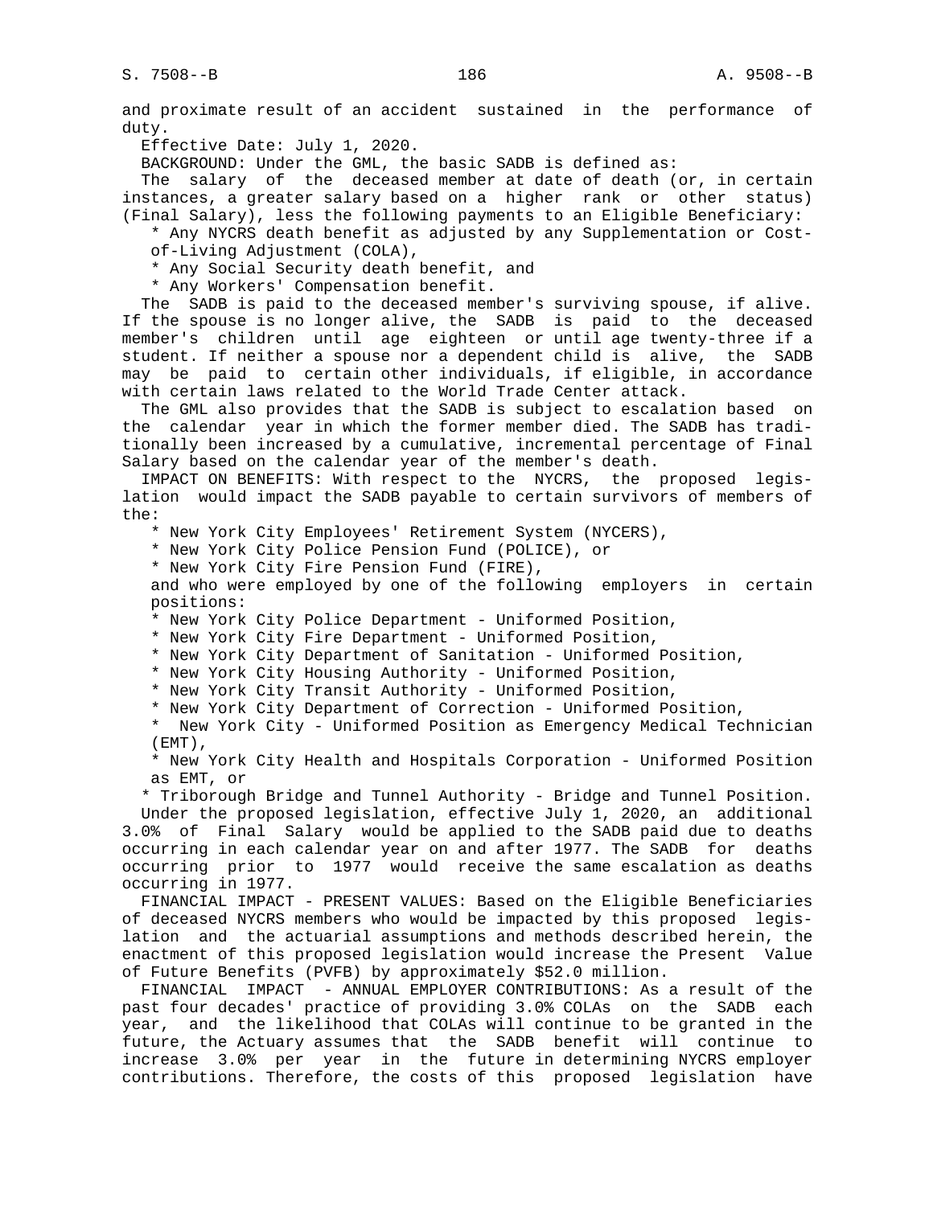and proximate result of an accident sustained in the performance of duty.

Effective Date: July 1, 2020.

BACKGROUND: Under the GML, the basic SADB is defined as:

The salary of the deceased member at date of death (or, in certain instances, a greater salary based on a higher rank or other status) (Final Salary), less the following payments to an Eligible Beneficiary:

* Any NYCRS death benefit as adjusted by any Supplementation or Cost-of-Living Adjustment (COLA),
* Any Social Security death benefit, and
* Any Workers' Compensation benefit.

The SADB is paid to the deceased member's surviving spouse, if alive. If the spouse is no longer alive, the SADB is paid to the deceased member's children until age eighteen or until age twenty-three if a student. If neither a spouse nor a dependent child is alive, the SADB may be paid to certain other individuals, if eligible, in accordance with certain laws related to the World Trade Center attack.

The GML also provides that the SADB is subject to escalation based on the calendar year in which the former member died. The SADB has traditionally been increased by a cumulative, incremental percentage of Final Salary based on the calendar year of the member's death.

IMPACT ON BENEFITS: With respect to the NYCRS, the proposed legislation would impact the SADB payable to certain survivors of members of the:

* New York City Employees' Retirement System (NYCERS),
* New York City Police Pension Fund (POLICE), or
* New York City Fire Pension Fund (FIRE),

and who were employed by one of the following employers in certain positions:

* New York City Police Department - Uniformed Position,
* New York City Fire Department - Uniformed Position,
* New York City Department of Sanitation - Uniformed Position,
* New York City Housing Authority - Uniformed Position,
* New York City Transit Authority - Uniformed Position,
* New York City Department of Correction - Uniformed Position,
* New York City - Uniformed Position as Emergency Medical Technician (EMT),
* New York City Health and Hospitals Corporation - Uniformed Position as EMT, or
* Triborough Bridge and Tunnel Authority - Bridge and Tunnel Position.

Under the proposed legislation, effective July 1, 2020, an additional 3.0% of Final Salary would be applied to the SADB paid due to deaths occurring in each calendar year on and after 1977. The SADB for deaths occurring prior to 1977 would receive the same escalation as deaths occurring in 1977.

FINANCIAL IMPACT - PRESENT VALUES: Based on the Eligible Beneficiaries of deceased NYCRS members who would be impacted by this proposed legislation and the actuarial assumptions and methods described herein, the enactment of this proposed legislation would increase the Present Value of Future Benefits (PVFB) by approximately $52.0 million.

FINANCIAL IMPACT - ANNUAL EMPLOYER CONTRIBUTIONS: As a result of the past four decades' practice of providing 3.0% COLAs on the SADB each year, and the likelihood that COLAs will continue to be granted in the future, the Actuary assumes that the SADB benefit will continue to increase 3.0% per year in the future in determining NYCRS employer contributions. Therefore, the costs of this proposed legislation have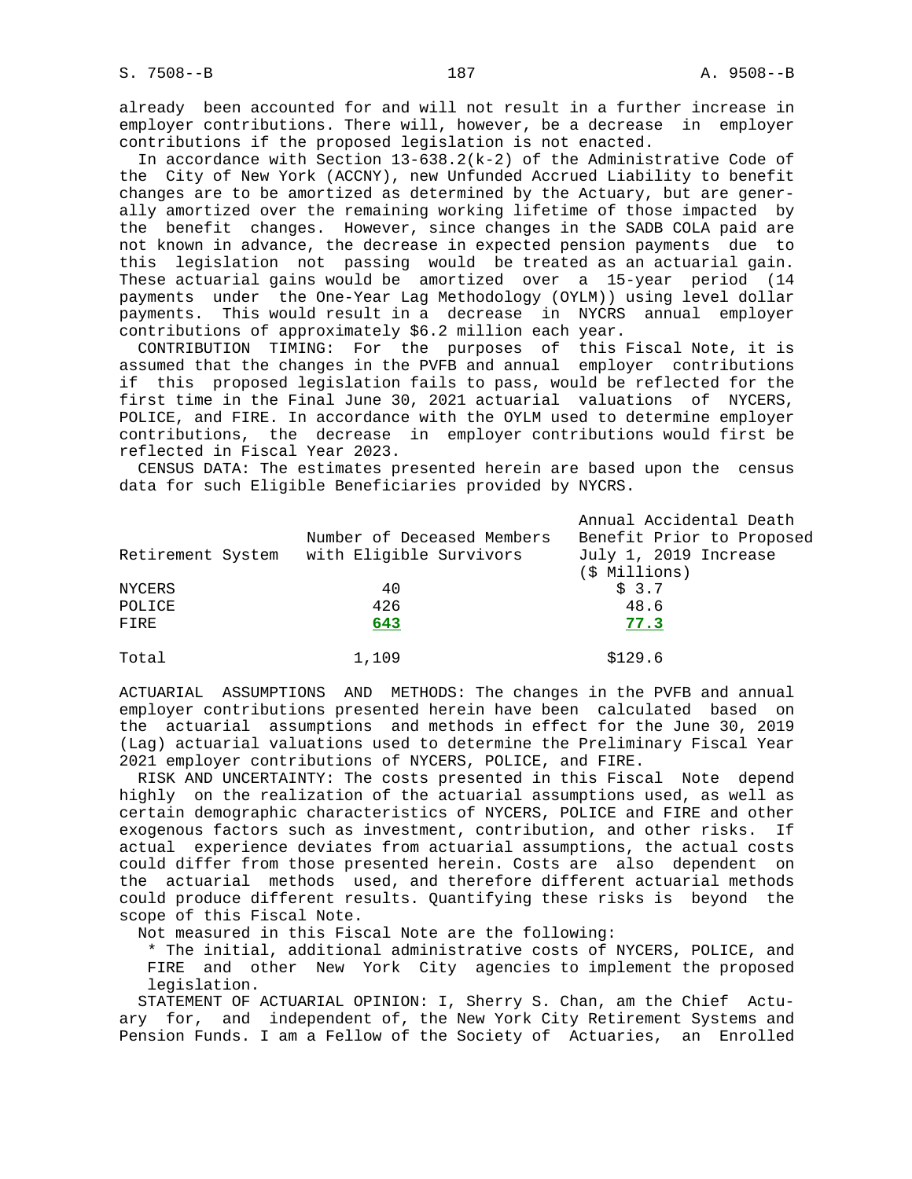already been accounted for and will not result in a further increase in employer contributions. There will, however, be a decrease in employer contributions if the proposed legislation is not enacted.

In accordance with Section 13-638.2(k-2) of the Administrative Code of the City of New York (ACCNY), new Unfunded Accrued Liability to benefit changes are to be amortized as determined by the Actuary, but are generally amortized over the remaining working lifetime of those impacted by the benefit changes. However, since changes in the SADB COLA paid are not known in advance, the decrease in expected pension payments due to this legislation not passing would be treated as an actuarial gain. These actuarial gains would be amortized over a 15-year period (14 payments under the One-Year Lag Methodology (OYLM)) using level dollar payments. This would result in a decrease in NYCRS annual employer contributions of approximately $6.2 million each year.

CONTRIBUTION TIMING: For the purposes of this Fiscal Note, it is assumed that the changes in the PVFB and annual employer contributions if this proposed legislation fails to pass, would be reflected for the first time in the Final June 30, 2021 actuarial valuations of NYCERS, POLICE, and FIRE. In accordance with the OYLM used to determine employer contributions, the decrease in employer contributions would first be reflected in Fiscal Year 2023.

CENSUS DATA: The estimates presented herein are based upon the census data for such Eligible Beneficiaries provided by NYCRS.

| Retirement System | Number of Deceased Members with Eligible Survivors | Annual Accidental Death Benefit Prior to Proposed July 1, 2019 Increase ($ Millions) |
|---|---|---|
| NYCERS | 40 | $ 3.7 |
| POLICE | 426 | 48.6 |
| FIRE | 643 | 77.3 |
| Total | 1,109 | $129.6 |

ACTUARIAL ASSUMPTIONS AND METHODS: The changes in the PVFB and annual employer contributions presented herein have been calculated based on the actuarial assumptions and methods in effect for the June 30, 2019 (Lag) actuarial valuations used to determine the Preliminary Fiscal Year 2021 employer contributions of NYCERS, POLICE, and FIRE.

RISK AND UNCERTAINTY: The costs presented in this Fiscal Note depend highly on the realization of the actuarial assumptions used, as well as certain demographic characteristics of NYCERS, POLICE and FIRE and other exogenous factors such as investment, contribution, and other risks. If actual experience deviates from actuarial assumptions, the actual costs could differ from those presented herein. Costs are also dependent on the actuarial methods used, and therefore different actuarial methods could produce different results. Quantifying these risks is beyond the scope of this Fiscal Note.

Not measured in this Fiscal Note are the following:

* The initial, additional administrative costs of NYCERS, POLICE, and FIRE and other New York City agencies to implement the proposed legislation.

STATEMENT OF ACTUARIAL OPINION: I, Sherry S. Chan, am the Chief Actuary for, and independent of, the New York City Retirement Systems and Pension Funds. I am a Fellow of the Society of Actuaries, an Enrolled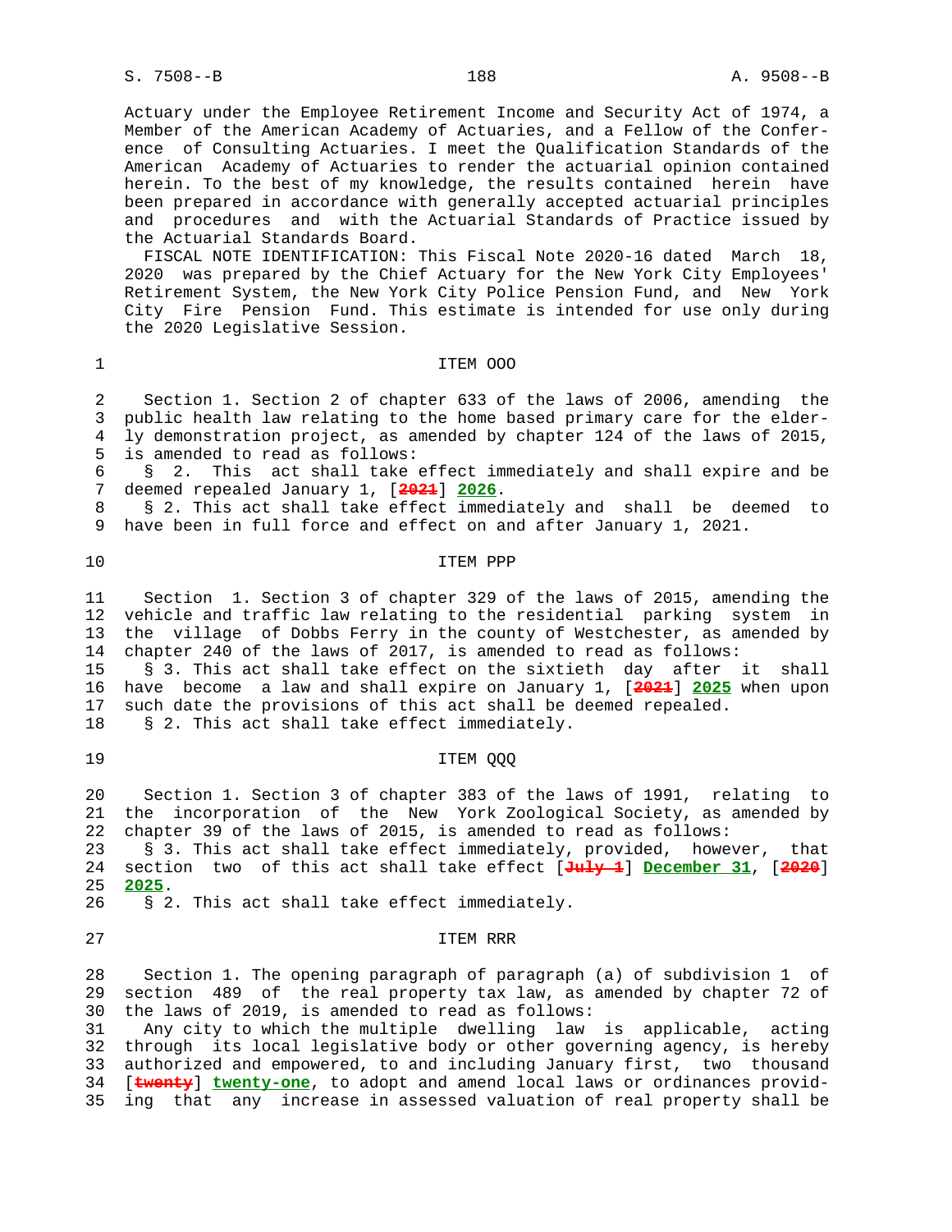Actuary under the Employee Retirement Income and Security Act of 1974, a Member of the American Academy of Actuaries, and a Fellow of the Conference of Consulting Actuaries. I meet the Qualification Standards of the American Academy of Actuaries to render the actuarial opinion contained herein. To the best of my knowledge, the results contained herein have been prepared in accordance with generally accepted actuarial principles and procedures and with the Actuarial Standards of Practice issued by the Actuarial Standards Board.

FISCAL NOTE IDENTIFICATION: This Fiscal Note 2020-16 dated March 18, 2020 was prepared by the Chief Actuary for the New York City Employees' Retirement System, the New York City Police Pension Fund, and New York City Fire Pension Fund. This estimate is intended for use only during the 2020 Legislative Session.

ITEM OOO

Section 1. Section 2 of chapter 633 of the laws of 2006, amending the public health law relating to the home based primary care for the elderly demonstration project, as amended by chapter 124 of the laws of 2015, is amended to read as follows:

§ 2. This act shall take effect immediately and shall expire and be deemed repealed January 1, [~~2021~~] **2026**.

§ 2. This act shall take effect immediately and shall be deemed to have been in full force and effect on and after January 1, 2021.

ITEM PPP

Section 1. Section 3 of chapter 329 of the laws of 2015, amending the vehicle and traffic law relating to the residential parking system in the village of Dobbs Ferry in the county of Westchester, as amended by chapter 240 of the laws of 2017, is amended to read as follows:

§ 3. This act shall take effect on the sixtieth day after it shall have become a law and shall expire on January 1, [~~2021~~] **2025** when upon such date the provisions of this act shall be deemed repealed.

§ 2. This act shall take effect immediately.

ITEM QQQ

Section 1. Section 3 of chapter 383 of the laws of 1991, relating to the incorporation of the New York Zoological Society, as amended by chapter 39 of the laws of 2015, is amended to read as follows:

§ 3. This act shall take effect immediately, provided, however, that section two of this act shall take effect [~~July 1~~] **December 31**, [~~2020~~] **2025**.

§ 2. This act shall take effect immediately.

ITEM RRR

Section 1. The opening paragraph of paragraph (a) of subdivision 1 of section 489 of the real property tax law, as amended by chapter 72 of the laws of 2019, is amended to read as follows:

Any city to which the multiple dwelling law is applicable, acting through its local legislative body or other governing agency, is hereby authorized and empowered, to and including January first, two thousand [~~twenty~~] **twenty-one**, to adopt and amend local laws or ordinances providing that any increase in assessed valuation of real property shall be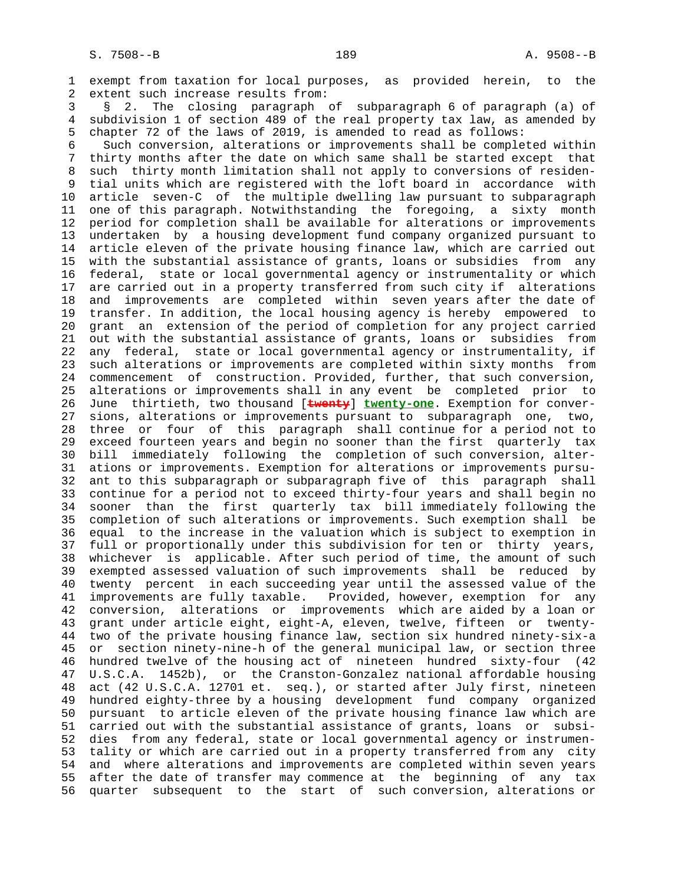exempt from taxation for local purposes, as provided herein, to the extent such increase results from:

§ 2. The closing paragraph of subparagraph 6 of paragraph (a) of subdivision 1 of section 489 of the real property tax law, as amended by chapter 72 of the laws of 2019, is amended to read as follows:

Such conversion, alterations or improvements shall be completed within thirty months after the date on which same shall be started except that such thirty month limitation shall not apply to conversions of residential units which are registered with the loft board in accordance with article seven-C of the multiple dwelling law pursuant to subparagraph one of this paragraph. Notwithstanding the foregoing, a sixty month period for completion shall be available for alterations or improvements undertaken by a housing development fund company organized pursuant to article eleven of the private housing finance law, which are carried out with the substantial assistance of grants, loans or subsidies from any federal, state or local governmental agency or instrumentality or which are carried out in a property transferred from such city if alterations and improvements are completed within seven years after the date of transfer. In addition, the local housing agency is hereby empowered to grant an extension of the period of completion for any project carried out with the substantial assistance of grants, loans or subsidies from any federal, state or local governmental agency or instrumentality, if such alterations or improvements are completed within sixty months from commencement of construction. Provided, further, that such conversion, alterations or improvements shall in any event be completed prior to June thirtieth, two thousand [~~twenty~~] **twenty-one**. Exemption for conversions, alterations or improvements pursuant to subparagraph one, two, three or four of this paragraph shall continue for a period not to exceed fourteen years and begin no sooner than the first quarterly tax bill immediately following the completion of such conversion, alterations or improvements. Exemption for alterations or improvements pursuant to this subparagraph or subparagraph five of this paragraph shall continue for a period not to exceed thirty-four years and shall begin no sooner than the first quarterly tax bill immediately following the completion of such alterations or improvements. Such exemption shall be equal to the increase in the valuation which is subject to exemption in full or proportionally under this subdivision for ten or thirty years, whichever is applicable. After such period of time, the amount of such exempted assessed valuation of such improvements shall be reduced by twenty percent in each succeeding year until the assessed value of the improvements are fully taxable. Provided, however, exemption for any conversion, alterations or improvements which are aided by a loan or grant under article eight, eight-A, eleven, twelve, fifteen or twenty-two of the private housing finance law, section six hundred ninety-six-a or section ninety-nine-h of the general municipal law, or section three hundred twelve of the housing act of nineteen hundred sixty-four (42 U.S.C.A. 1452b), or the Cranston-Gonzalez national affordable housing act (42 U.S.C.A. 12701 et. seq.), or started after July first, nineteen hundred eighty-three by a housing development fund company organized pursuant to article eleven of the private housing finance law which are carried out with the substantial assistance of grants, loans or subsidies from any federal, state or local governmental agency or instrumentality or which are carried out in a property transferred from any city and where alterations and improvements are completed within seven years after the date of transfer may commence at the beginning of any tax quarter subsequent to the start of such conversion, alterations or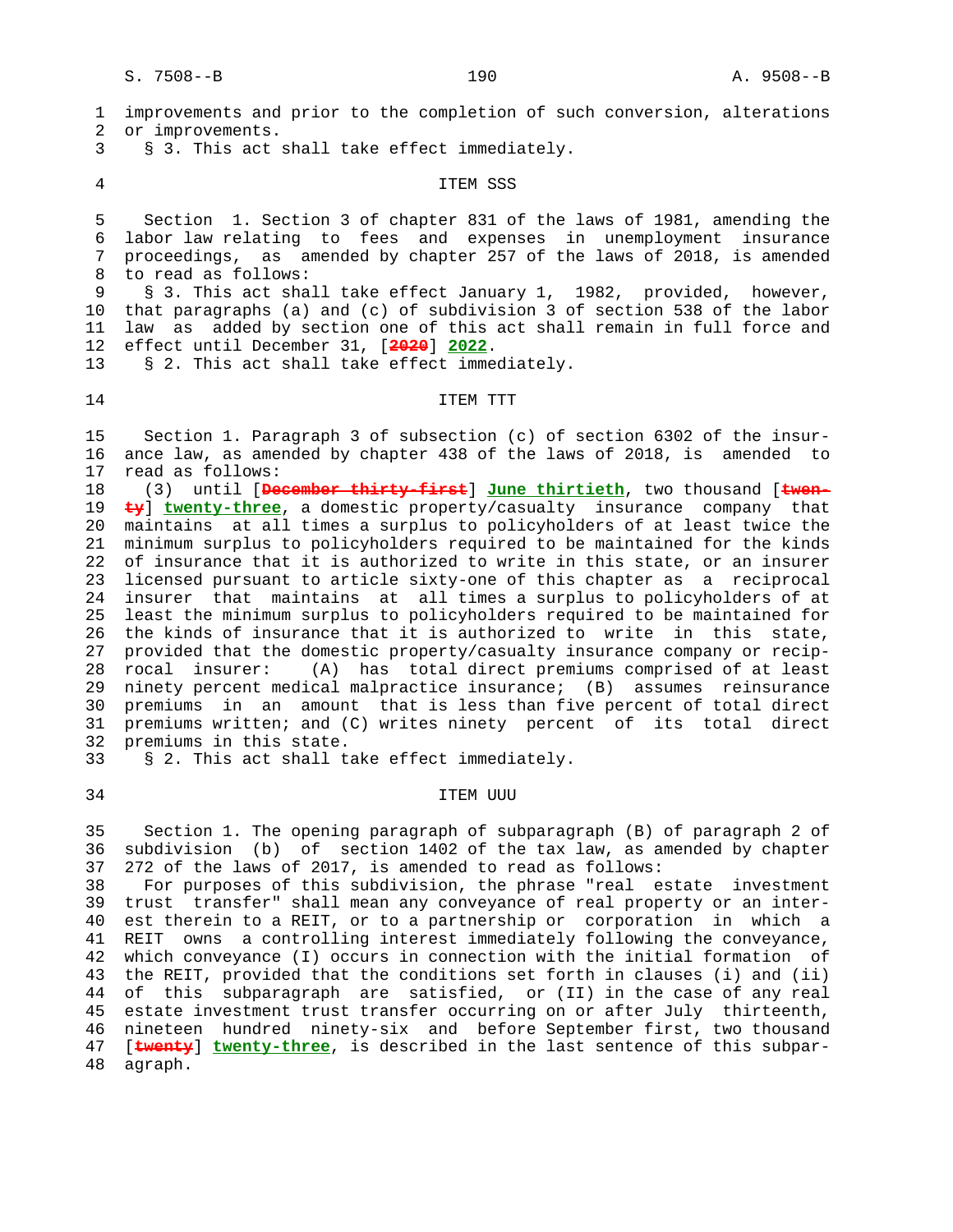improvements and prior to the completion of such conversion, alterations or improvements.

§ 3. This act shall take effect immediately.

ITEM SSS

Section 1. Section 3 of chapter 831 of the laws of 1981, amending the labor law relating to fees and expenses in unemployment insurance proceedings, as amended by chapter 257 of the laws of 2018, is amended to read as follows:

§ 3. This act shall take effect January 1, 1982, provided, however, that paragraphs (a) and (c) of subdivision 3 of section 538 of the labor law as added by section one of this act shall remain in full force and effect until December 31, [~~2020~~] **2022**.

§ 2. This act shall take effect immediately.

ITEM TTT

Section 1. Paragraph 3 of subsection (c) of section 6302 of the insurance law, as amended by chapter 438 of the laws of 2018, is amended to read as follows:

(3) until [~~December thirty-first~~] **June thirtieth**, two thousand [~~twenty~~] **twenty-three**, a domestic property/casualty insurance company that maintains at all times a surplus to policyholders of at least twice the minimum surplus to policyholders required to be maintained for the kinds of insurance that it is authorized to write in this state, or an insurer licensed pursuant to article sixty-one of this chapter as a reciprocal insurer that maintains at all times a surplus to policyholders of at least the minimum surplus to policyholders required to be maintained for the kinds of insurance that it is authorized to write in this state, provided that the domestic property/casualty insurance company or reciprocal insurer: (A) has total direct premiums comprised of at least ninety percent medical malpractice insurance; (B) assumes reinsurance premiums in an amount that is less than five percent of total direct premiums written; and (C) writes ninety percent of its total direct premiums in this state.

§ 2. This act shall take effect immediately.

ITEM UUU

Section 1. The opening paragraph of subparagraph (B) of paragraph 2 of subdivision (b) of section 1402 of the tax law, as amended by chapter 272 of the laws of 2017, is amended to read as follows:

For purposes of this subdivision, the phrase "real estate investment trust transfer" shall mean any conveyance of real property or an interest therein to a REIT, or to a partnership or corporation in which a REIT owns a controlling interest immediately following the conveyance, which conveyance (I) occurs in connection with the initial formation of the REIT, provided that the conditions set forth in clauses (i) and (ii) of this subparagraph are satisfied, or (II) in the case of any real estate investment trust transfer occurring on or after July thirteenth, nineteen hundred ninety-six and before September first, two thousand [~~twenty~~] **twenty-three**, is described in the last sentence of this subparagraph.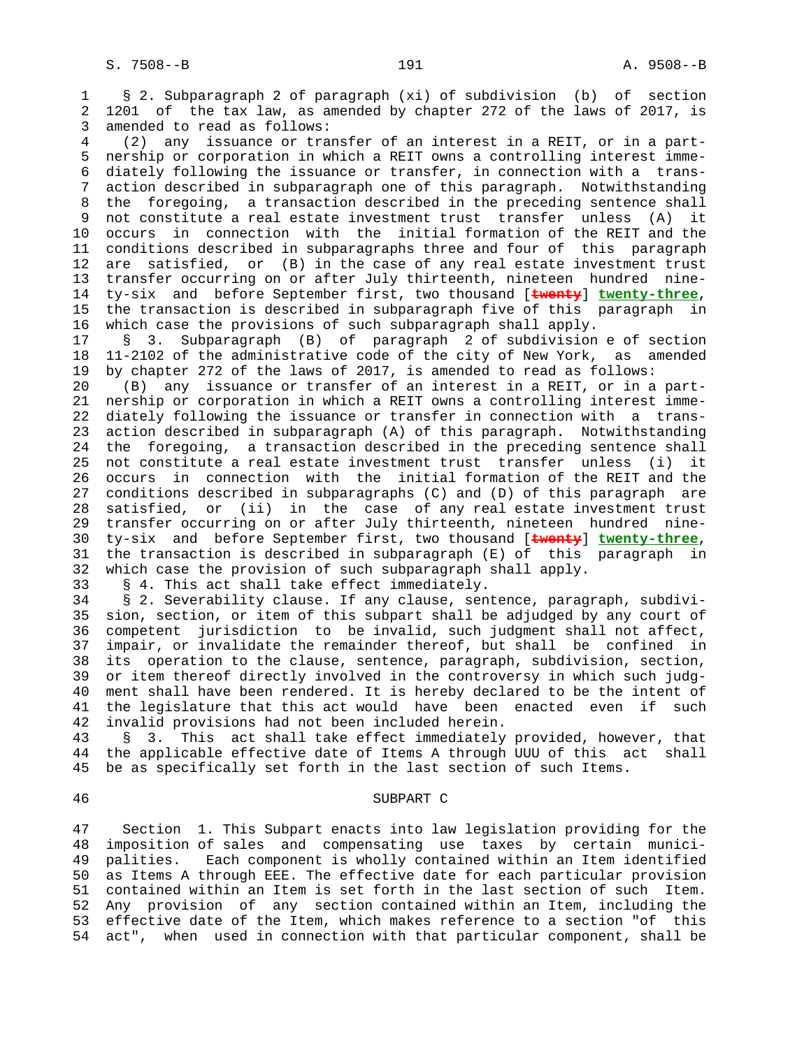§ 2. Subparagraph 2 of paragraph (xi) of subdivision (b) of section 1201 of the tax law, as amended by chapter 272 of the laws of 2017, is amended to read as follows:

(2) any issuance or transfer of an interest in a REIT, or in a partnership or corporation in which a REIT owns a controlling interest immediately following the issuance or transfer, in connection with a transaction described in subparagraph one of this paragraph. Notwithstanding the foregoing, a transaction described in the preceding sentence shall not constitute a real estate investment trust transfer unless (A) it occurs in connection with the initial formation of the REIT and the conditions described in subparagraphs three and four of this paragraph are satisfied, or (B) in the case of any real estate investment trust transfer occurring on or after July thirteenth, nineteen hundred ninety-six and before September first, two thousand [~~twenty~~] **twenty-three**, the transaction is described in subparagraph five of this paragraph in which case the provisions of such subparagraph shall apply.

§ 3. Subparagraph (B) of paragraph 2 of subdivision e of section 11-2102 of the administrative code of the city of New York, as amended by chapter 272 of the laws of 2017, is amended to read as follows:

(B) any issuance or transfer of an interest in a REIT, or in a partnership or corporation in which a REIT owns a controlling interest immediately following the issuance or transfer in connection with a transaction described in subparagraph (A) of this paragraph. Notwithstanding the foregoing, a transaction described in the preceding sentence shall not constitute a real estate investment trust transfer unless (i) it occurs in connection with the initial formation of the REIT and the conditions described in subparagraphs (C) and (D) of this paragraph are satisfied, or (ii) in the case of any real estate investment trust transfer occurring on or after July thirteenth, nineteen hundred ninety-six and before September first, two thousand [~~twenty~~] **twenty-three**, the transaction is described in subparagraph (E) of this paragraph in which case the provision of such subparagraph shall apply.

§ 4. This act shall take effect immediately.

§ 2. Severability clause. If any clause, sentence, paragraph, subdivision, section, or item of this subpart shall be adjudged by any court of competent jurisdiction to be invalid, such judgment shall not affect, impair, or invalidate the remainder thereof, but shall be confined in its operation to the clause, sentence, paragraph, subdivision, section, or item thereof directly involved in the controversy in which such judgment shall have been rendered. It is hereby declared to be the intent of the legislature that this act would have been enacted even if such invalid provisions had not been included herein.

§ 3. This act shall take effect immediately provided, however, that the applicable effective date of Items A through UUU of this act shall be as specifically set forth in the last section of such Items.

## SUBPART C

Section 1. This Subpart enacts into law legislation providing for the imposition of sales and compensating use taxes by certain municipalities. Each component is wholly contained within an Item identified as Items A through EEE. The effective date for each particular provision contained within an Item is set forth in the last section of such Item. Any provision of any section contained within an Item, including the effective date of the Item, which makes reference to a section "of this act", when used in connection with that particular component, shall be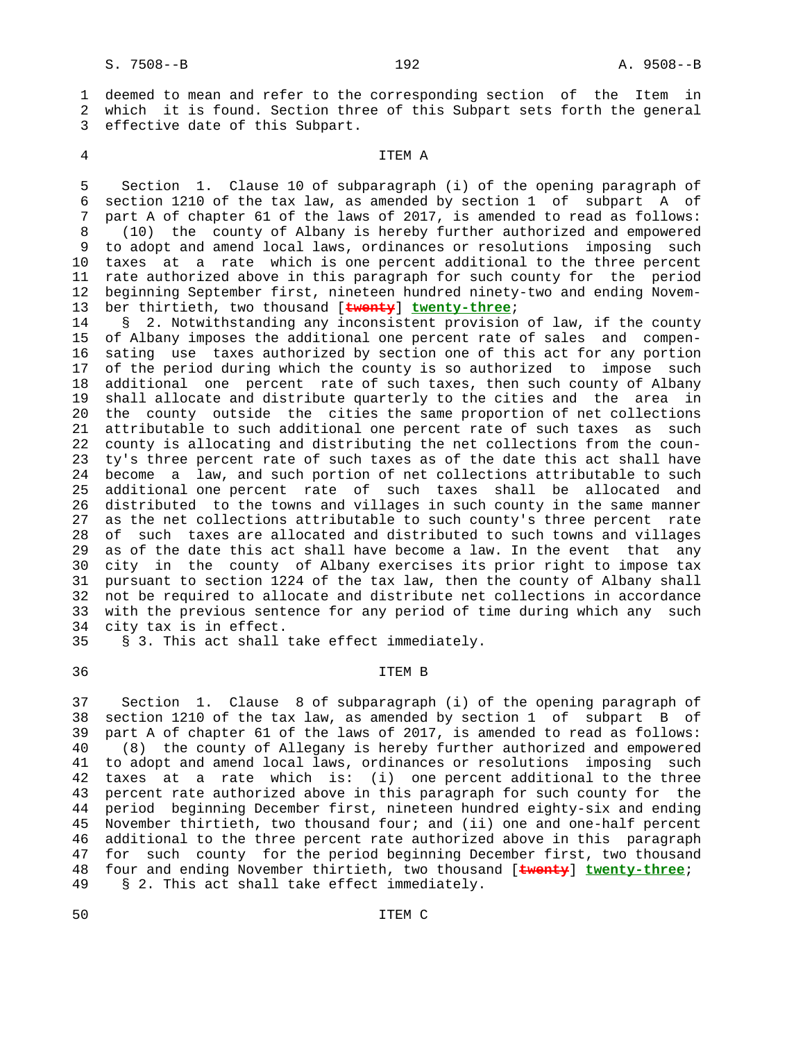deemed to mean and refer to the corresponding section of the Item in which it is found. Section three of this Subpart sets forth the general effective date of this Subpart.

## ITEM A

Section 1. Clause 10 of subparagraph (i) of the opening paragraph of section 1210 of the tax law, as amended by section 1 of subpart A of part A of chapter 61 of the laws of 2017, is amended to read as follows:

(10) the county of Albany is hereby further authorized and empowered to adopt and amend local laws, ordinances or resolutions imposing such taxes at a rate which is one percent additional to the three percent rate authorized above in this paragraph for such county for the period beginning September first, nineteen hundred ninety-two and ending November thirtieth, two thousand [~~twenty~~] **twenty-three**;

§ 2. Notwithstanding any inconsistent provision of law, if the county of Albany imposes the additional one percent rate of sales and compensating use taxes authorized by section one of this act for any portion of the period during which the county is so authorized to impose such additional one percent rate of such taxes, then such county of Albany shall allocate and distribute quarterly to the cities and the area in the county outside the cities the same proportion of net collections attributable to such additional one percent rate of such taxes as such county is allocating and distributing the net collections from the county's three percent rate of such taxes as of the date this act shall have become a law, and such portion of net collections attributable to such additional one percent rate of such taxes shall be allocated and distributed to the towns and villages in such county in the same manner as the net collections attributable to such county's three percent rate of such taxes are allocated and distributed to such towns and villages as of the date this act shall have become a law. In the event that any city in the county of Albany exercises its prior right to impose tax pursuant to section 1224 of the tax law, then the county of Albany shall not be required to allocate and distribute net collections in accordance with the previous sentence for any period of time during which any such city tax is in effect.

§ 3. This act shall take effect immediately.

## ITEM B

Section 1. Clause 8 of subparagraph (i) of the opening paragraph of section 1210 of the tax law, as amended by section 1 of subpart B of part A of chapter 61 of the laws of 2017, is amended to read as follows:

(8) the county of Allegany is hereby further authorized and empowered to adopt and amend local laws, ordinances or resolutions imposing such taxes at a rate which is: (i) one percent additional to the three percent rate authorized above in this paragraph for such county for the period beginning December first, nineteen hundred eighty-six and ending November thirtieth, two thousand four; and (ii) one and one-half percent additional to the three percent rate authorized above in this paragraph for such county for the period beginning December first, two thousand four and ending November thirtieth, two thousand [~~twenty~~] **twenty-three**;

§ 2. This act shall take effect immediately.

## ITEM C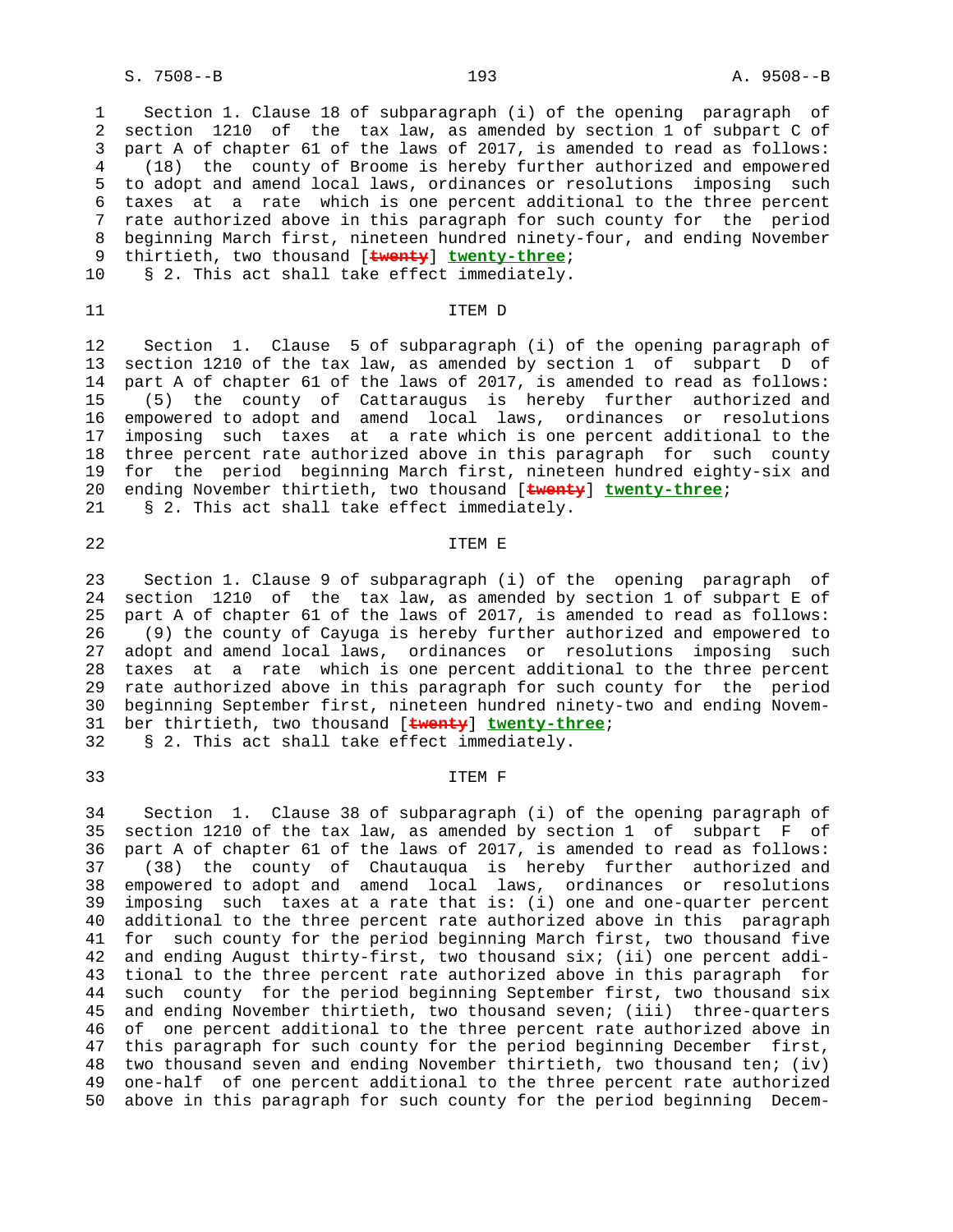Section 1. Clause 18 of subparagraph (i) of the opening paragraph of section 1210 of the tax law, as amended by section 1 of subpart C of part A of chapter 61 of the laws of 2017, is amended to read as follows:

(18) the county of Broome is hereby further authorized and empowered to adopt and amend local laws, ordinances or resolutions imposing such taxes at a rate which is one percent additional to the three percent rate authorized above in this paragraph for such county for the period beginning March first, nineteen hundred ninety-four, and ending November thirtieth, two thousand [~~twenty~~] **twenty-three**;

§ 2. This act shall take effect immediately.

ITEM D

Section 1. Clause 5 of subparagraph (i) of the opening paragraph of section 1210 of the tax law, as amended by section 1 of subpart D of part A of chapter 61 of the laws of 2017, is amended to read as follows:

(5) the county of Cattaraugus is hereby further authorized and empowered to adopt and amend local laws, ordinances or resolutions imposing such taxes at a rate which is one percent additional to the three percent rate authorized above in this paragraph for such county for the period beginning March first, nineteen hundred eighty-six and ending November thirtieth, two thousand [~~twenty~~] **twenty-three**;

§ 2. This act shall take effect immediately.

ITEM E

Section 1. Clause 9 of subparagraph (i) of the opening paragraph of section 1210 of the tax law, as amended by section 1 of subpart E of part A of chapter 61 of the laws of 2017, is amended to read as follows:

(9) the county of Cayuga is hereby further authorized and empowered to adopt and amend local laws, ordinances or resolutions imposing such taxes at a rate which is one percent additional to the three percent rate authorized above in this paragraph for such county for the period beginning September first, nineteen hundred ninety-two and ending November thirtieth, two thousand [~~twenty~~] **twenty-three**;

§ 2. This act shall take effect immediately.

ITEM F

Section 1. Clause 38 of subparagraph (i) of the opening paragraph of section 1210 of the tax law, as amended by section 1 of subpart F of part A of chapter 61 of the laws of 2017, is amended to read as follows:

(38) the county of Chautauqua is hereby further authorized and empowered to adopt and amend local laws, ordinances or resolutions imposing such taxes at a rate that is: (i) one and one-quarter percent additional to the three percent rate authorized above in this paragraph for such county for the period beginning March first, two thousand five and ending August thirty-first, two thousand six; (ii) one percent additional to the three percent rate authorized above in this paragraph for such county for the period beginning September first, two thousand six and ending November thirtieth, two thousand seven; (iii) three-quarters of one percent additional to the three percent rate authorized above in this paragraph for such county for the period beginning December first, two thousand seven and ending November thirtieth, two thousand ten; (iv) one-half of one percent additional to the three percent rate authorized above in this paragraph for such county for the period beginning Decem-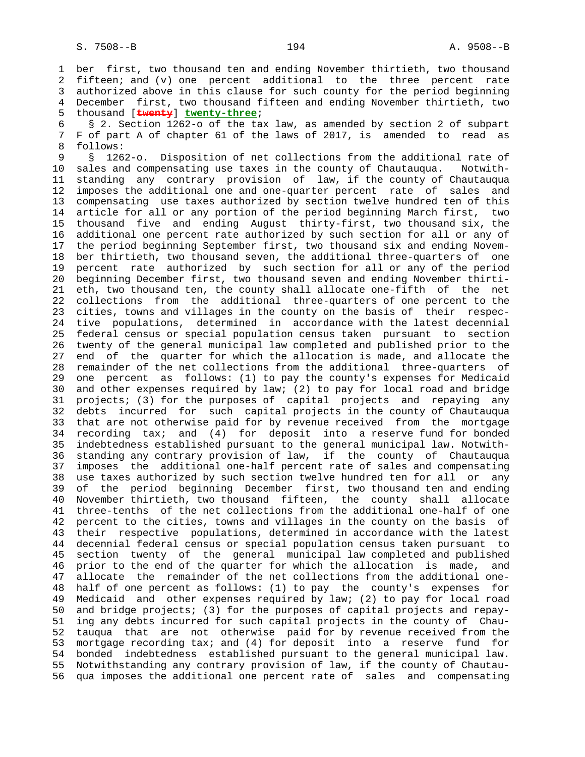ber first, two thousand ten and ending November thirtieth, two thousand fifteen; and (v) one percent additional to the three percent rate authorized above in this clause for such county for the period beginning December first, two thousand fifteen and ending November thirtieth, two thousand [~~twenty~~] **twenty-three**;

§ 2. Section 1262-o of the tax law, as amended by section 2 of subpart F of part A of chapter 61 of the laws of 2017, is amended to read as follows:

§ 1262-o. Disposition of net collections from the additional rate of sales and compensating use taxes in the county of Chautauqua. Notwithstanding any contrary provision of law, if the county of Chautauqua imposes the additional one and one-quarter percent rate of sales and compensating use taxes authorized by section twelve hundred ten of this article for all or any portion of the period beginning March first, two thousand five and ending August thirty-first, two thousand six, the additional one percent rate authorized by such section for all or any of the period beginning September first, two thousand six and ending November thirtieth, two thousand seven, the additional three-quarters of one percent rate authorized by such section for all or any of the period beginning December first, two thousand seven and ending November thirtieth, two thousand ten, the county shall allocate one-fifth of the net collections from the additional three-quarters of one percent to the cities, towns and villages in the county on the basis of their respective populations, determined in accordance with the latest decennial federal census or special population census taken pursuant to section twenty of the general municipal law completed and published prior to the end of the quarter for which the allocation is made, and allocate the remainder of the net collections from the additional three-quarters of one percent as follows: (1) to pay the county's expenses for Medicaid and other expenses required by law; (2) to pay for local road and bridge projects; (3) for the purposes of capital projects and repaying any debts incurred for such capital projects in the county of Chautauqua that are not otherwise paid for by revenue received from the mortgage recording tax; and (4) for deposit into a reserve fund for bonded indebtedness established pursuant to the general municipal law. Notwithstanding any contrary provision of law, if the county of Chautauqua imposes the additional one-half percent rate of sales and compensating use taxes authorized by such section twelve hundred ten for all or any of the period beginning December first, two thousand ten and ending November thirtieth, two thousand fifteen, the county shall allocate three-tenths of the net collections from the additional one-half of one percent to the cities, towns and villages in the county on the basis of their respective populations, determined in accordance with the latest decennial federal census or special population census taken pursuant to section twenty of the general municipal law completed and published prior to the end of the quarter for which the allocation is made, and allocate the remainder of the net collections from the additional one-half of one percent as follows: (1) to pay the county's expenses for Medicaid and other expenses required by law; (2) to pay for local road and bridge projects; (3) for the purposes of capital projects and repaying any debts incurred for such capital projects in the county of Chautauqua that are not otherwise paid for by revenue received from the mortgage recording tax; and (4) for deposit into a reserve fund for bonded indebtedness established pursuant to the general municipal law. Notwithstanding any contrary provision of law, if the county of Chautauqua imposes the additional one percent rate of sales and compensating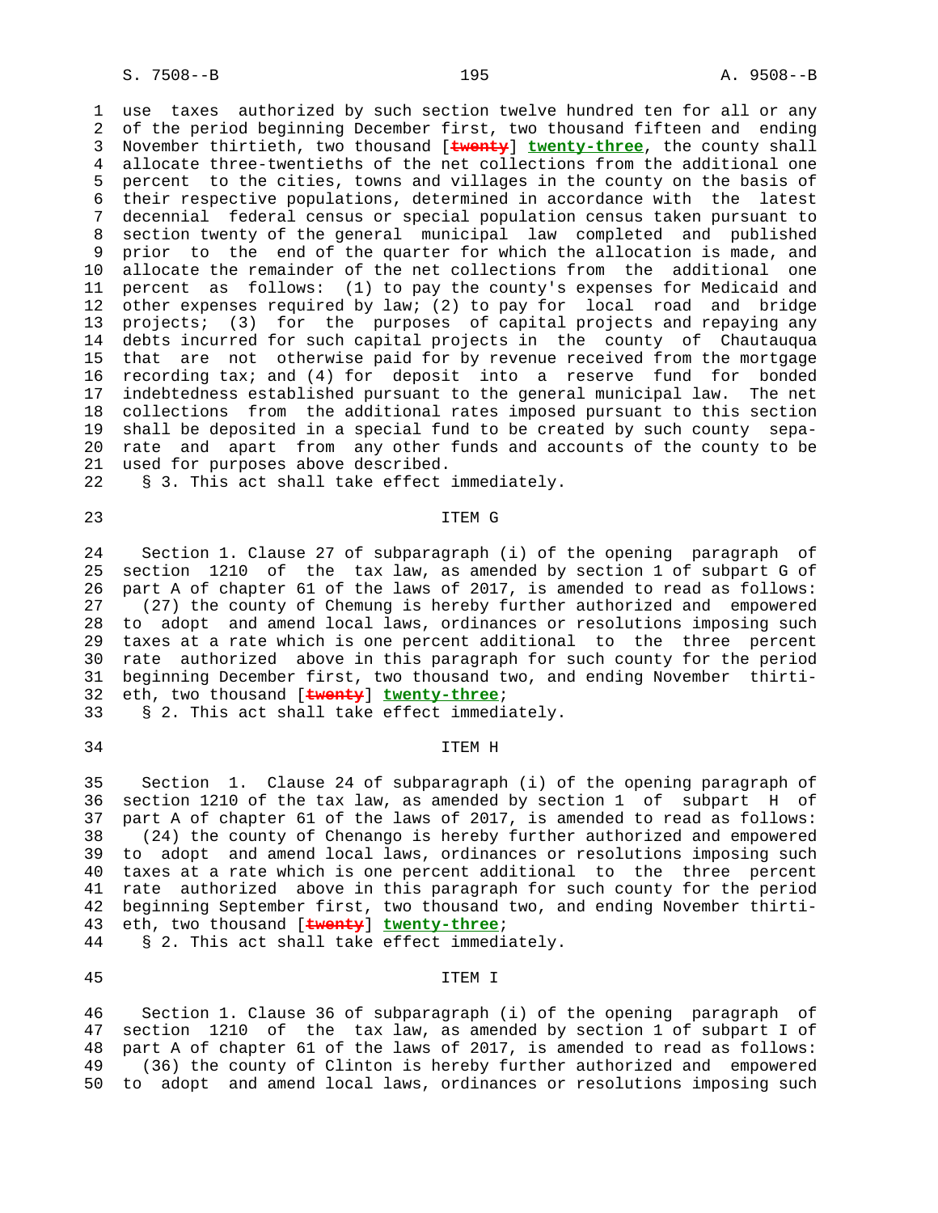use taxes authorized by such section twelve hundred ten for all or any of the period beginning December first, two thousand fifteen and ending November thirtieth, two thousand [~~twenty~~] **twenty-three**, the county shall allocate three-twentieths of the net collections from the additional one percent to the cities, towns and villages in the county on the basis of their respective populations, determined in accordance with the latest decennial federal census or special population census taken pursuant to section twenty of the general municipal law completed and published prior to the end of the quarter for which the allocation is made, and allocate the remainder of the net collections from the additional one percent as follows: (1) to pay the county's expenses for Medicaid and other expenses required by law; (2) to pay for local road and bridge projects; (3) for the purposes of capital projects and repaying any debts incurred for such capital projects in the county of Chautauqua that are not otherwise paid for by revenue received from the mortgage recording tax; and (4) for deposit into a reserve fund for bonded indebtedness established pursuant to the general municipal law. The net collections from the additional rates imposed pursuant to this section shall be deposited in a special fund to be created by such county separate and apart from any other funds and accounts of the county to be used for purposes above described.

§ 3. This act shall take effect immediately.

ITEM G

Section 1. Clause 27 of subparagraph (i) of the opening paragraph of section 1210 of the tax law, as amended by section 1 of subpart G of part A of chapter 61 of the laws of 2017, is amended to read as follows:

(27) the county of Chemung is hereby further authorized and empowered to adopt and amend local laws, ordinances or resolutions imposing such taxes at a rate which is one percent additional to the three percent rate authorized above in this paragraph for such county for the period beginning December first, two thousand two, and ending November thirtieth, two thousand [~~twenty~~] **twenty-three**;

§ 2. This act shall take effect immediately.

ITEM H

Section 1. Clause 24 of subparagraph (i) of the opening paragraph of section 1210 of the tax law, as amended by section 1 of subpart H of part A of chapter 61 of the laws of 2017, is amended to read as follows:

(24) the county of Chenango is hereby further authorized and empowered to adopt and amend local laws, ordinances or resolutions imposing such taxes at a rate which is one percent additional to the three percent rate authorized above in this paragraph for such county for the period beginning September first, two thousand two, and ending November thirtieth, two thousand [~~twenty~~] **twenty-three**;

§ 2. This act shall take effect immediately.

ITEM I

Section 1. Clause 36 of subparagraph (i) of the opening paragraph of section 1210 of the tax law, as amended by section 1 of subpart I of part A of chapter 61 of the laws of 2017, is amended to read as follows:

(36) the county of Clinton is hereby further authorized and empowered to adopt and amend local laws, ordinances or resolutions imposing such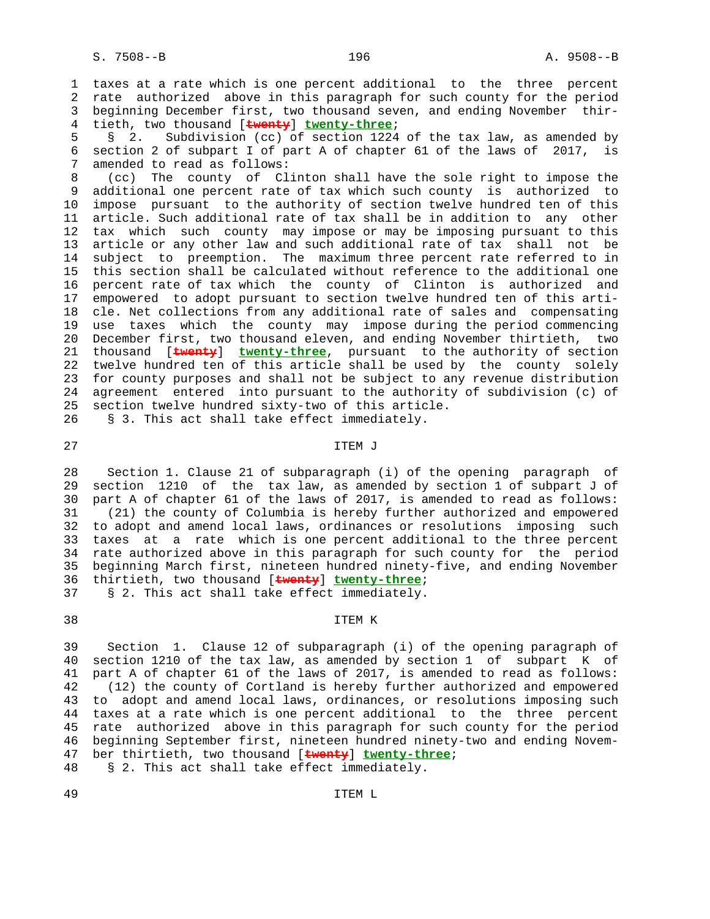taxes at a rate which is one percent additional to the three percent rate authorized above in this paragraph for such county for the period beginning December first, two thousand seven, and ending November thirtieth, two thousand [~~twenty~~] **twenty-three**;

§ 2. Subdivision (cc) of section 1224 of the tax law, as amended by section 2 of subpart I of part A of chapter 61 of the laws of 2017, is amended to read as follows:

(cc) The county of Clinton shall have the sole right to impose the additional one percent rate of tax which such county is authorized to impose pursuant to the authority of section twelve hundred ten of this article. Such additional rate of tax shall be in addition to any other tax which such county may impose or may be imposing pursuant to this article or any other law and such additional rate of tax shall not be subject to preemption. The maximum three percent rate referred to in this section shall be calculated without reference to the additional one percent rate of tax which the county of Clinton is authorized and empowered to adopt pursuant to section twelve hundred ten of this article. Net collections from any additional rate of sales and compensating use taxes which the county may impose during the period commencing December first, two thousand eleven, and ending November thirtieth, two thousand [~~twenty~~] **twenty-three**, pursuant to the authority of section twelve hundred ten of this article shall be used by the county solely for county purposes and shall not be subject to any revenue distribution agreement entered into pursuant to the authority of subdivision (c) of section twelve hundred sixty-two of this article.

§ 3. This act shall take effect immediately.

ITEM J

Section 1. Clause 21 of subparagraph (i) of the opening paragraph of section 1210 of the tax law, as amended by section 1 of subpart J of part A of chapter 61 of the laws of 2017, is amended to read as follows:

(21) the county of Columbia is hereby further authorized and empowered to adopt and amend local laws, ordinances or resolutions imposing such taxes at a rate which is one percent additional to the three percent rate authorized above in this paragraph for such county for the period beginning March first, nineteen hundred ninety-five, and ending November thirtieth, two thousand [~~twenty~~] **twenty-three**;

§ 2. This act shall take effect immediately.

ITEM K

Section 1. Clause 12 of subparagraph (i) of the opening paragraph of section 1210 of the tax law, as amended by section 1 of subpart K of part A of chapter 61 of the laws of 2017, is amended to read as follows:

(12) the county of Cortland is hereby further authorized and empowered to adopt and amend local laws, ordinances, or resolutions imposing such taxes at a rate which is one percent additional to the three percent rate authorized above in this paragraph for such county for the period beginning September first, nineteen hundred ninety-two and ending November thirtieth, two thousand [~~twenty~~] **twenty-three**;

§ 2. This act shall take effect immediately.

ITEM L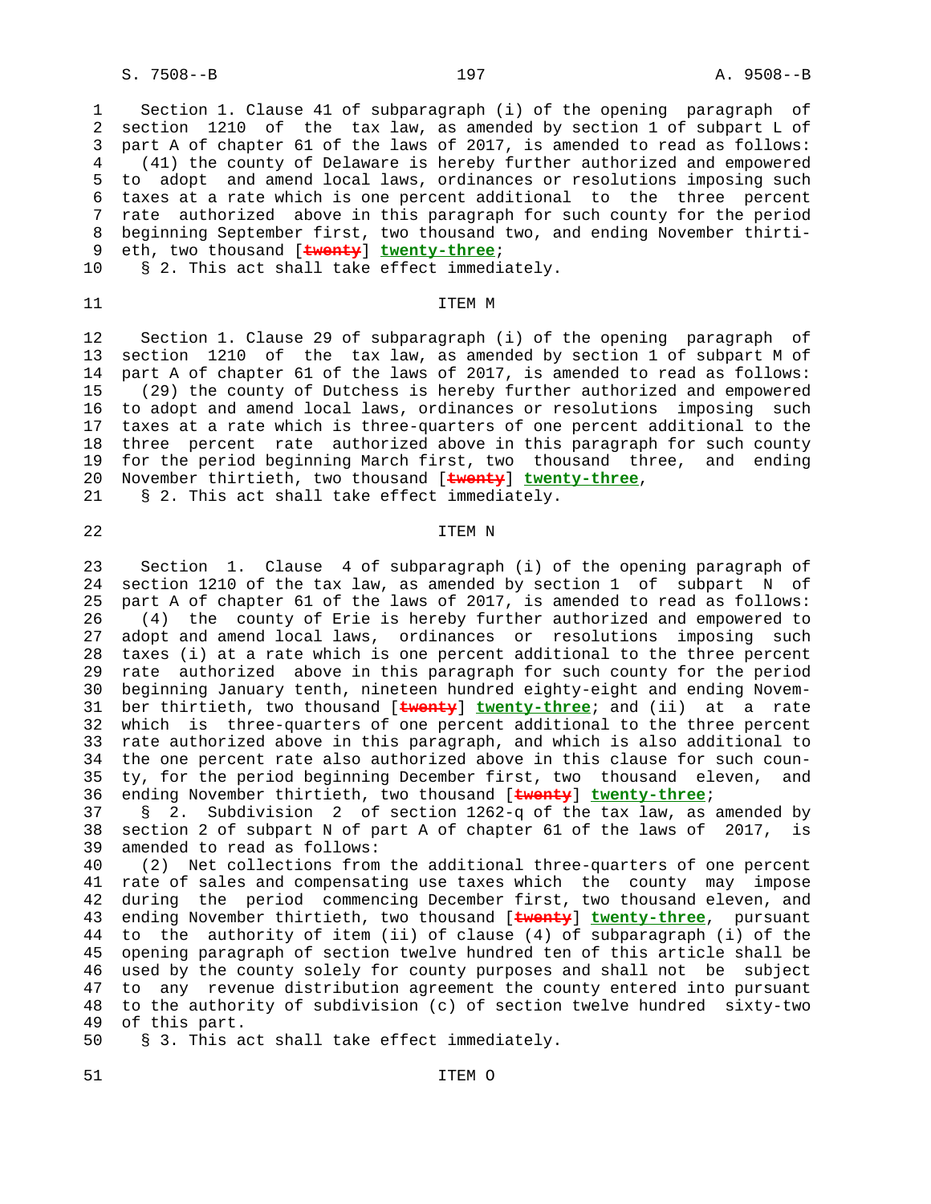Section 1. Clause 41 of subparagraph (i) of the opening paragraph of section 1210 of the tax law, as amended by section 1 of subpart L of part A of chapter 61 of the laws of 2017, is amended to read as follows:

(41) the county of Delaware is hereby further authorized and empowered to adopt and amend local laws, ordinances or resolutions imposing such taxes at a rate which is one percent additional to the three percent rate authorized above in this paragraph for such county for the period beginning September first, two thousand two, and ending November thirtieth, two thousand [~~twenty~~] **twenty-three**;

§ 2. This act shall take effect immediately.

ITEM M

Section 1. Clause 29 of subparagraph (i) of the opening paragraph of section 1210 of the tax law, as amended by section 1 of subpart M of part A of chapter 61 of the laws of 2017, is amended to read as follows:

(29) the county of Dutchess is hereby further authorized and empowered to adopt and amend local laws, ordinances or resolutions imposing such taxes at a rate which is three-quarters of one percent additional to the three percent rate authorized above in this paragraph for such county for the period beginning March first, two thousand three, and ending November thirtieth, two thousand [~~twenty~~] **twenty-three**,

§ 2. This act shall take effect immediately.

ITEM N

Section 1. Clause 4 of subparagraph (i) of the opening paragraph of section 1210 of the tax law, as amended by section 1 of subpart N of part A of chapter 61 of the laws of 2017, is amended to read as follows:

(4) the county of Erie is hereby further authorized and empowered to adopt and amend local laws, ordinances or resolutions imposing such taxes (i) at a rate which is one percent additional to the three percent rate authorized above in this paragraph for such county for the period beginning January tenth, nineteen hundred eighty-eight and ending November thirtieth, two thousand [~~twenty~~] **twenty-three**; and (ii) at a rate which is three-quarters of one percent additional to the three percent rate authorized above in this paragraph, and which is also additional to the one percent rate also authorized above in this clause for such county, for the period beginning December first, two thousand eleven, and ending November thirtieth, two thousand [~~twenty~~] **twenty-three**;

§ 2. Subdivision 2 of section 1262-q of the tax law, as amended by section 2 of subpart N of part A of chapter 61 of the laws of 2017, is amended to read as follows:

(2) Net collections from the additional three-quarters of one percent rate of sales and compensating use taxes which the county may impose during the period commencing December first, two thousand eleven, and ending November thirtieth, two thousand [~~twenty~~] **twenty-three**, pursuant to the authority of item (ii) of clause (4) of subparagraph (i) of the opening paragraph of section twelve hundred ten of this article shall be used by the county solely for county purposes and shall not be subject to any revenue distribution agreement the county entered into pursuant to the authority of subdivision (c) of section twelve hundred sixty-two of this part.

§ 3. This act shall take effect immediately.

ITEM O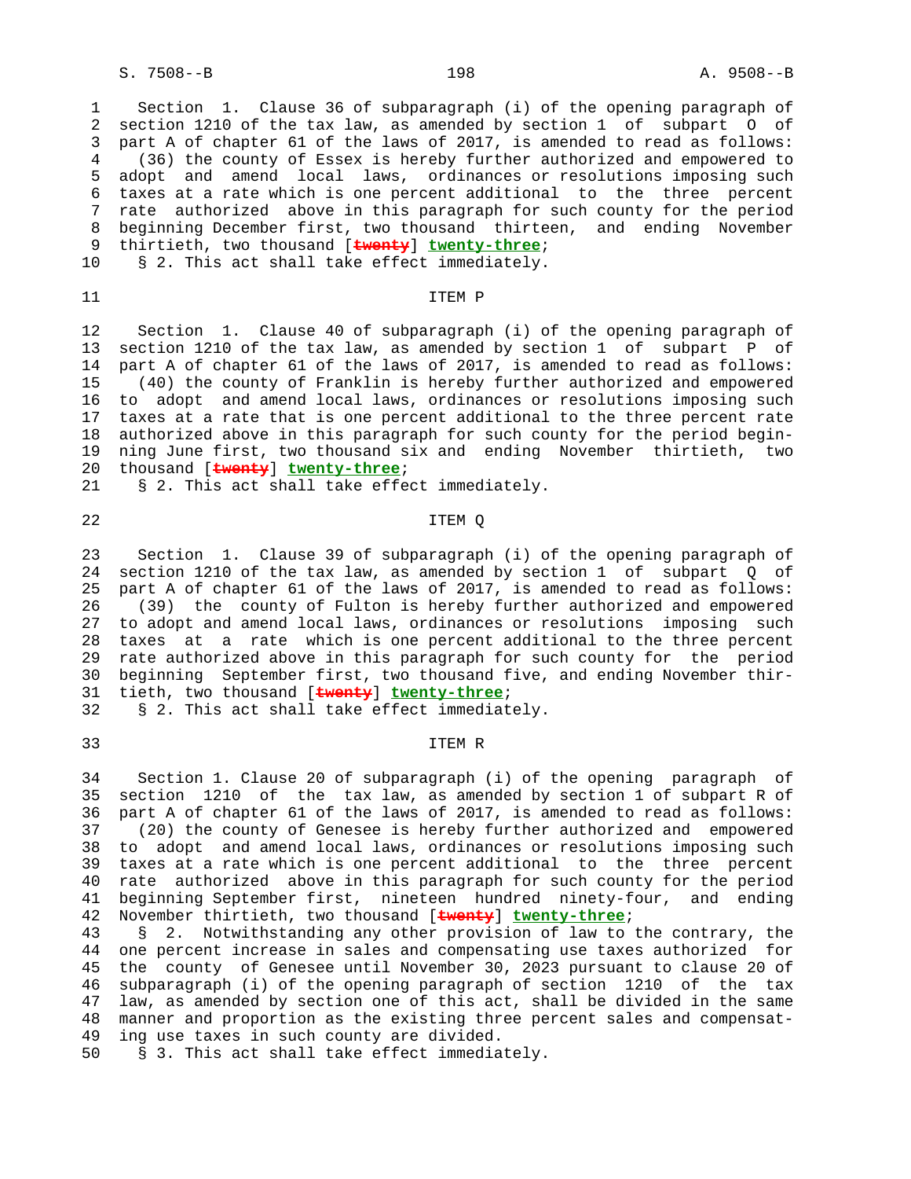Section 1. Clause 36 of subparagraph (i) of the opening paragraph of section 1210 of the tax law, as amended by section 1 of subpart O of part A of chapter 61 of the laws of 2017, is amended to read as follows:

(36) the county of Essex is hereby further authorized and empowered to adopt and amend local laws, ordinances or resolutions imposing such taxes at a rate which is one percent additional to the three percent rate authorized above in this paragraph for such county for the period beginning December first, two thousand thirteen, and ending November thirtieth, two thousand [~~twenty~~] **twenty-three**;

§ 2. This act shall take effect immediately.

## ITEM P

Section 1. Clause 40 of subparagraph (i) of the opening paragraph of section 1210 of the tax law, as amended by section 1 of subpart P of part A of chapter 61 of the laws of 2017, is amended to read as follows:

(40) the county of Franklin is hereby further authorized and empowered to adopt and amend local laws, ordinances or resolutions imposing such taxes at a rate that is one percent additional to the three percent rate authorized above in this paragraph for such county for the period beginning June first, two thousand six and ending November thirtieth, two thousand [~~twenty~~] **twenty-three**;

§ 2. This act shall take effect immediately.

## ITEM Q

Section 1. Clause 39 of subparagraph (i) of the opening paragraph of section 1210 of the tax law, as amended by section 1 of subpart Q of part A of chapter 61 of the laws of 2017, is amended to read as follows:

(39) the county of Fulton is hereby further authorized and empowered to adopt and amend local laws, ordinances or resolutions imposing such taxes at a rate which is one percent additional to the three percent rate authorized above in this paragraph for such county for the period beginning September first, two thousand five, and ending November thirtieth, two thousand [~~twenty~~] **twenty-three**;

§ 2. This act shall take effect immediately.

## ITEM R

Section 1. Clause 20 of subparagraph (i) of the opening paragraph of section 1210 of the tax law, as amended by section 1 of subpart R of part A of chapter 61 of the laws of 2017, is amended to read as follows:

(20) the county of Genesee is hereby further authorized and empowered to adopt and amend local laws, ordinances or resolutions imposing such taxes at a rate which is one percent additional to the three percent rate authorized above in this paragraph for such county for the period beginning September first, nineteen hundred ninety-four, and ending November thirtieth, two thousand [~~twenty~~] **twenty-three**;

§ 2. Notwithstanding any other provision of law to the contrary, the one percent increase in sales and compensating use taxes authorized for the county of Genesee until November 30, 2023 pursuant to clause 20 of subparagraph (i) of the opening paragraph of section 1210 of the tax law, as amended by section one of this act, shall be divided in the same manner and proportion as the existing three percent sales and compensating use taxes in such county are divided.

§ 3. This act shall take effect immediately.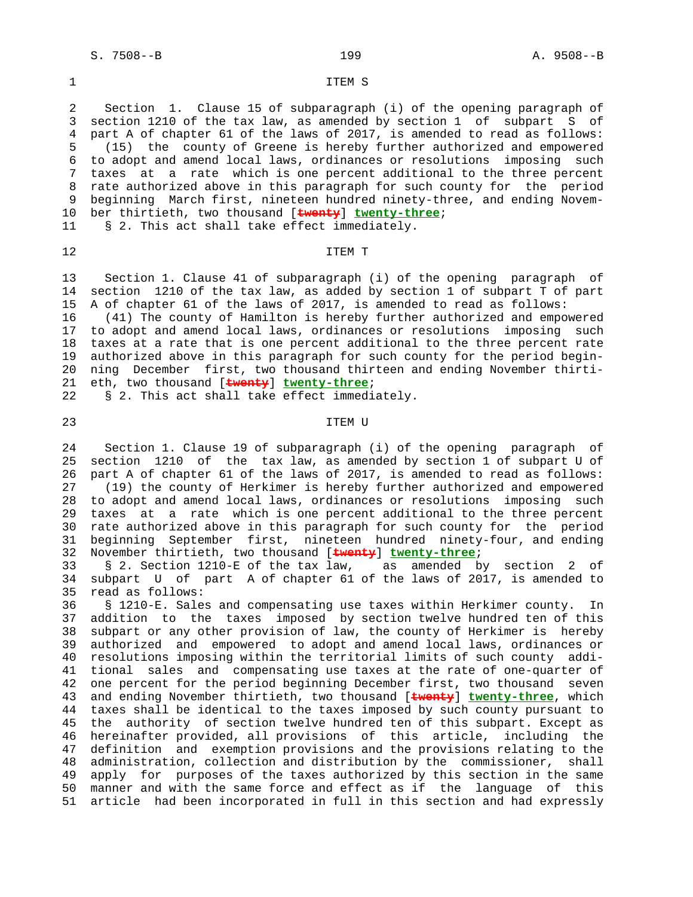ITEM S

Section 1. Clause 15 of subparagraph (i) of the opening paragraph of section 1210 of the tax law, as amended by section 1 of subpart S of part A of chapter 61 of the laws of 2017, is amended to read as follows:

(15) the county of Greene is hereby further authorized and empowered to adopt and amend local laws, ordinances or resolutions imposing such taxes at a rate which is one percent additional to the three percent rate authorized above in this paragraph for such county for the period beginning March first, nineteen hundred ninety-three, and ending November thirtieth, two thousand [~~twenty~~] **twenty-three**;

§ 2. This act shall take effect immediately.

ITEM T

Section 1. Clause 41 of subparagraph (i) of the opening paragraph of section 1210 of the tax law, as added by section 1 of subpart T of part A of chapter 61 of the laws of 2017, is amended to read as follows:

(41) The county of Hamilton is hereby further authorized and empowered to adopt and amend local laws, ordinances or resolutions imposing such taxes at a rate that is one percent additional to the three percent rate authorized above in this paragraph for such county for the period beginning December first, two thousand thirteen and ending November thirtieth, two thousand [~~twenty~~] **twenty-three**;

§ 2. This act shall take effect immediately.

ITEM U

Section 1. Clause 19 of subparagraph (i) of the opening paragraph of section 1210 of the tax law, as amended by section 1 of subpart U of part A of chapter 61 of the laws of 2017, is amended to read as follows:

(19) the county of Herkimer is hereby further authorized and empowered to adopt and amend local laws, ordinances or resolutions imposing such taxes at a rate which is one percent additional to the three percent rate authorized above in this paragraph for such county for the period beginning September first, nineteen hundred ninety-four, and ending November thirtieth, two thousand [~~twenty~~] **twenty-three**;

§ 2. Section 1210-E of the tax law, as amended by section 2 of subpart U of part A of chapter 61 of the laws of 2017, is amended to read as follows:

§ 1210-E. Sales and compensating use taxes within Herkimer county. In addition to the taxes imposed by section twelve hundred ten of this subpart or any other provision of law, the county of Herkimer is hereby authorized and empowered to adopt and amend local laws, ordinances or resolutions imposing within the territorial limits of such county additional sales and compensating use taxes at the rate of one-quarter of one percent for the period beginning December first, two thousand seven and ending November thirtieth, two thousand [~~twenty~~] **twenty-three**, which taxes shall be identical to the taxes imposed by such county pursuant to the authority of section twelve hundred ten of this subpart. Except as hereinafter provided, all provisions of this article, including the definition and exemption provisions and the provisions relating to the administration, collection and distribution by the commissioner, shall apply for purposes of the taxes authorized by this section in the same manner and with the same force and effect as if the language of this article had been incorporated in full in this section and had expressly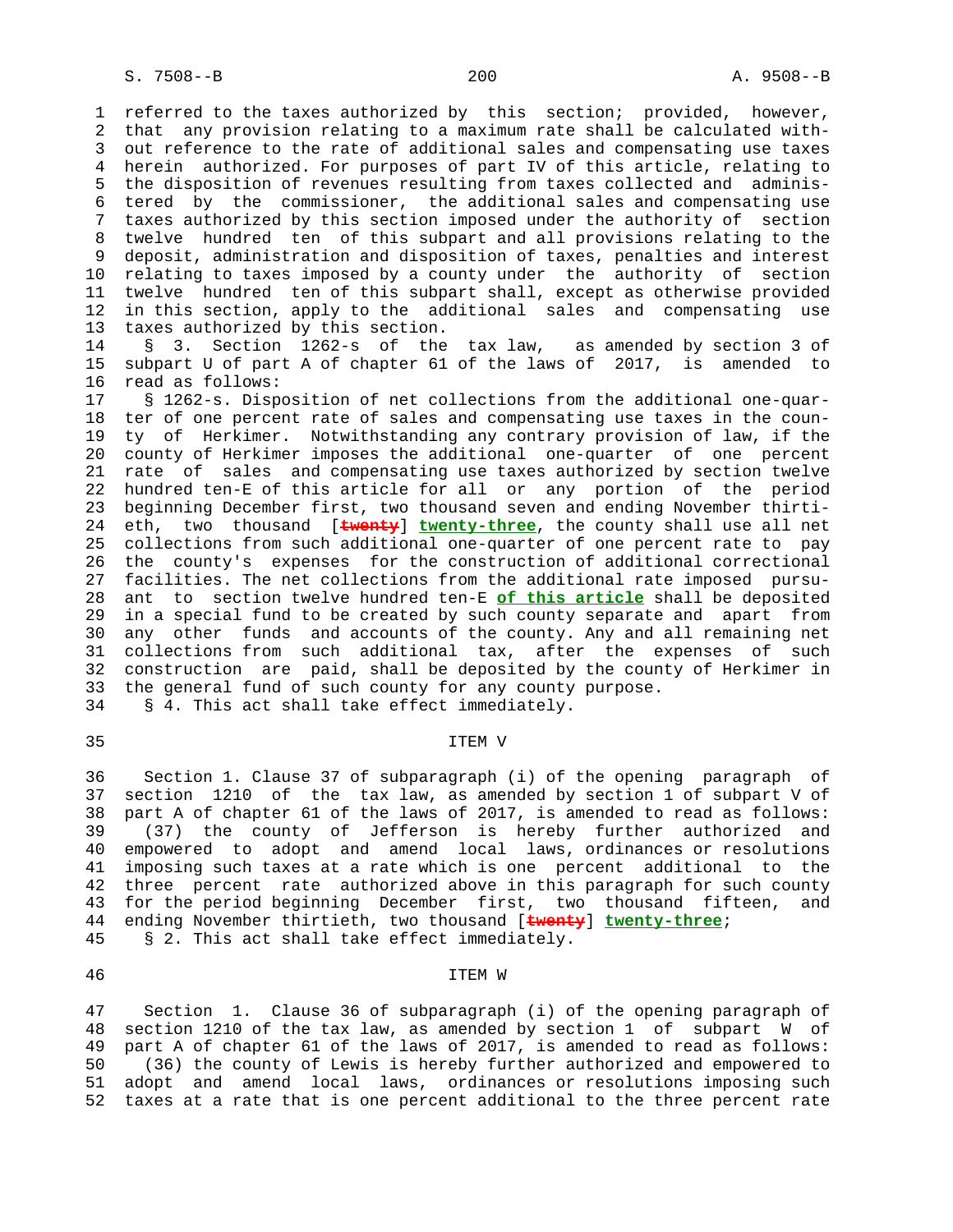referred to the taxes authorized by this section; provided, however, that any provision relating to a maximum rate shall be calculated without reference to the rate of additional sales and compensating use taxes herein authorized. For purposes of part IV of this article, relating to the disposition of revenues resulting from taxes collected and administered by the commissioner, the additional sales and compensating use taxes authorized by this section imposed under the authority of section twelve hundred ten of this subpart and all provisions relating to the deposit, administration and disposition of taxes, penalties and interest relating to taxes imposed by a county under the authority of section twelve hundred ten of this subpart shall, except as otherwise provided in this section, apply to the additional sales and compensating use taxes authorized by this section.

§ 3. Section 1262-s of the tax law, as amended by section 3 of subpart U of part A of chapter 61 of the laws of 2017, is amended to read as follows:

§ 1262-s. Disposition of net collections from the additional one-quarter of one percent rate of sales and compensating use taxes in the county of Herkimer. Notwithstanding any contrary provision of law, if the county of Herkimer imposes the additional one-quarter of one percent rate of sales and compensating use taxes authorized by section twelve hundred ten-E of this article for all or any portion of the period beginning December first, two thousand seven and ending November thirtieth, two thousand [~~twenty~~] **twenty-three**, the county shall use all net collections from such additional one-quarter of one percent rate to pay the county's expenses for the construction of additional correctional facilities. The net collections from the additional rate imposed pursuant to section twelve hundred ten-E **of this article** shall be deposited in a special fund to be created by such county separate and apart from any other funds and accounts of the county. Any and all remaining net collections from such additional tax, after the expenses of such construction are paid, shall be deposited by the county of Herkimer in the general fund of such county for any county purpose.

§ 4. This act shall take effect immediately.

## ITEM V

Section 1. Clause 37 of subparagraph (i) of the opening paragraph of section 1210 of the tax law, as amended by section 1 of subpart V of part A of chapter 61 of the laws of 2017, is amended to read as follows:

(37) the county of Jefferson is hereby further authorized and empowered to adopt and amend local laws, ordinances or resolutions imposing such taxes at a rate which is one percent additional to the three percent rate authorized above in this paragraph for such county for the period beginning December first, two thousand fifteen, and ending November thirtieth, two thousand [~~twenty~~] **twenty-three**;

§ 2. This act shall take effect immediately.

## ITEM W

Section 1. Clause 36 of subparagraph (i) of the opening paragraph of section 1210 of the tax law, as amended by section 1 of subpart W of part A of chapter 61 of the laws of 2017, is amended to read as follows:

(36) the county of Lewis is hereby further authorized and empowered to adopt and amend local laws, ordinances or resolutions imposing such taxes at a rate that is one percent additional to the three percent rate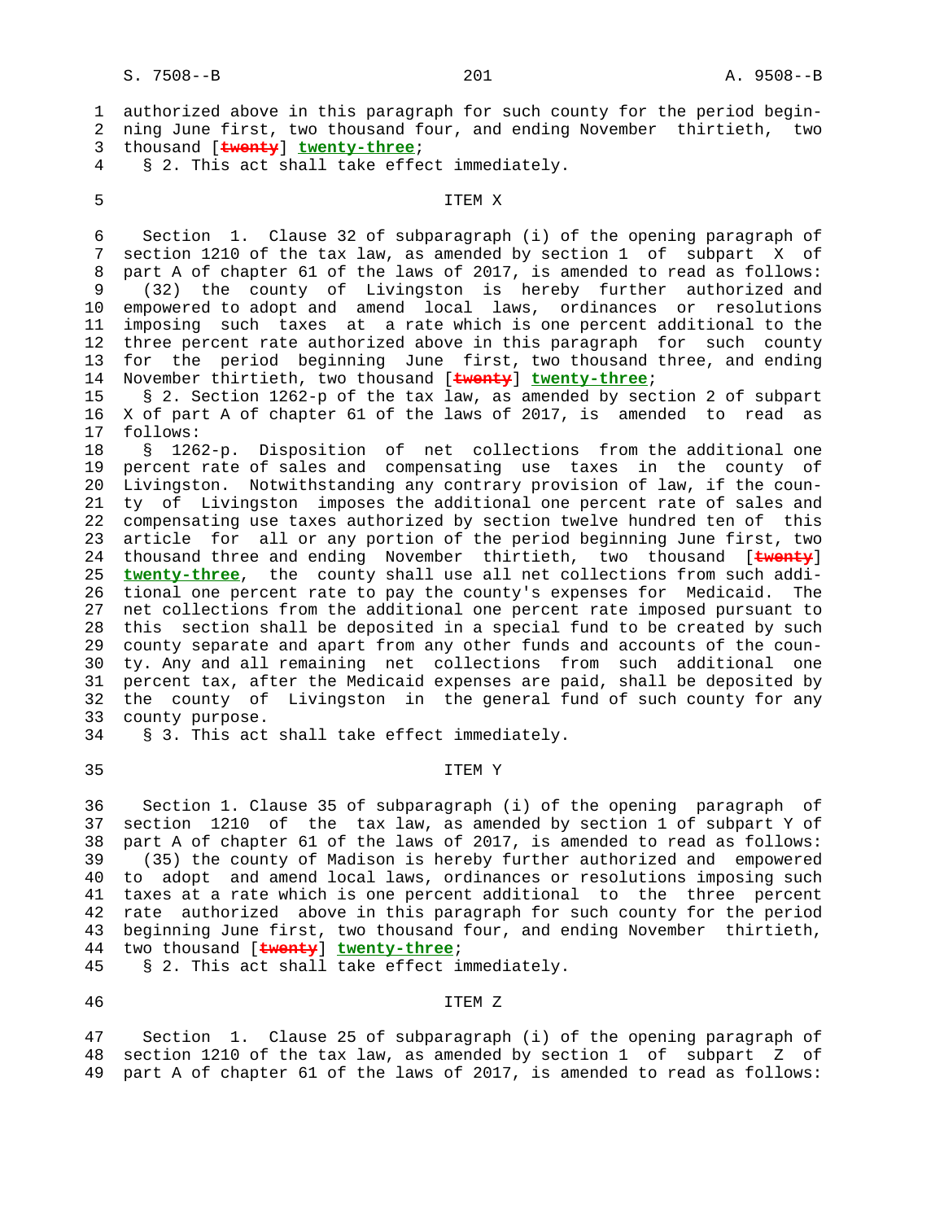authorized above in this paragraph for such county for the period beginning June first, two thousand four, and ending November thirtieth, two thousand [~~twenty~~] **twenty-three**;

§ 2. This act shall take effect immediately.

ITEM X

Section 1. Clause 32 of subparagraph (i) of the opening paragraph of section 1210 of the tax law, as amended by section 1 of subpart X of part A of chapter 61 of the laws of 2017, is amended to read as follows:

(32) the county of Livingston is hereby further authorized and empowered to adopt and amend local laws, ordinances or resolutions imposing such taxes at a rate which is one percent additional to the three percent rate authorized above in this paragraph for such county for the period beginning June first, two thousand three, and ending November thirtieth, two thousand [~~twenty~~] **twenty-three**;

§ 2. Section 1262-p of the tax law, as amended by section 2 of subpart X of part A of chapter 61 of the laws of 2017, is amended to read as follows:

§ 1262-p. Disposition of net collections from the additional one percent rate of sales and compensating use taxes in the county of Livingston. Notwithstanding any contrary provision of law, if the county of Livingston imposes the additional one percent rate of sales and compensating use taxes authorized by section twelve hundred ten of this article for all or any portion of the period beginning June first, two thousand three and ending November thirtieth, two thousand [~~twenty~~] **twenty-three**, the county shall use all net collections from such additional one percent rate to pay the county's expenses for Medicaid. The net collections from the additional one percent rate imposed pursuant to this section shall be deposited in a special fund to be created by such county separate and apart from any other funds and accounts of the county. Any and all remaining net collections from such additional one percent tax, after the Medicaid expenses are paid, shall be deposited by the county of Livingston in the general fund of such county for any county purpose.

§ 3. This act shall take effect immediately.

ITEM Y

Section 1. Clause 35 of subparagraph (i) of the opening paragraph of section 1210 of the tax law, as amended by section 1 of subpart Y of part A of chapter 61 of the laws of 2017, is amended to read as follows:

(35) the county of Madison is hereby further authorized and empowered to adopt and amend local laws, ordinances or resolutions imposing such taxes at a rate which is one percent additional to the three percent rate authorized above in this paragraph for such county for the period beginning June first, two thousand four, and ending November thirtieth, two thousand [~~twenty~~] **twenty-three**;

§ 2. This act shall take effect immediately.

ITEM Z

Section 1. Clause 25 of subparagraph (i) of the opening paragraph of section 1210 of the tax law, as amended by section 1 of subpart Z of part A of chapter 61 of the laws of 2017, is amended to read as follows: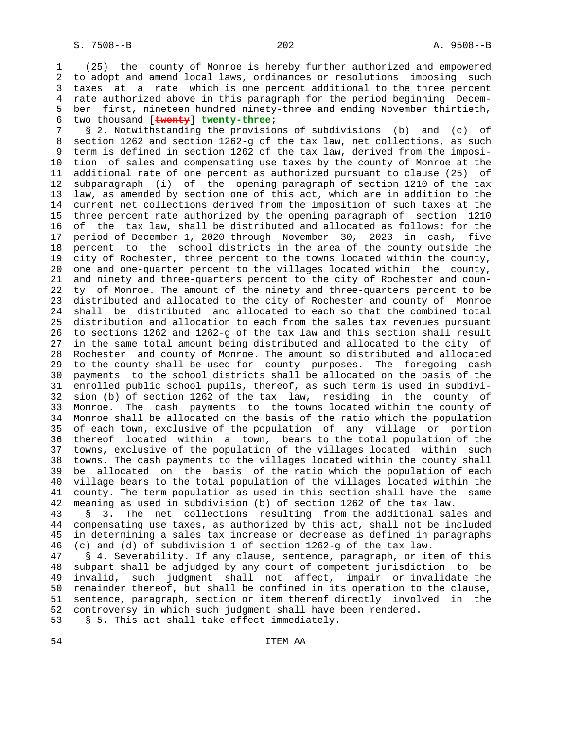(25) the county of Monroe is hereby further authorized and empowered to adopt and amend local laws, ordinances or resolutions imposing such taxes at a rate which is one percent additional to the three percent rate authorized above in this paragraph for the period beginning December first, nineteen hundred ninety-three and ending November thirtieth, two thousand [~~twenty~~] **twenty-three**;

§ 2. Notwithstanding the provisions of subdivisions (b) and (c) of section 1262 and section 1262-g of the tax law, net collections, as such term is defined in section 1262 of the tax law, derived from the imposition of sales and compensating use taxes by the county of Monroe at the additional rate of one percent as authorized pursuant to clause (25) of subparagraph (i) of the opening paragraph of section 1210 of the tax law, as amended by section one of this act, which are in addition to the current net collections derived from the imposition of such taxes at the three percent rate authorized by the opening paragraph of section 1210 of the tax law, shall be distributed and allocated as follows: for the period of December 1, 2020 through November 30, 2023 in cash, five percent to the school districts in the area of the county outside the city of Rochester, three percent to the towns located within the county, one and one-quarter percent to the villages located within the county, and ninety and three-quarters percent to the city of Rochester and county of Monroe. The amount of the ninety and three-quarters percent to be distributed and allocated to the city of Rochester and county of Monroe shall be distributed and allocated to each so that the combined total distribution and allocation to each from the sales tax revenues pursuant to sections 1262 and 1262-g of the tax law and this section shall result in the same total amount being distributed and allocated to the city of Rochester and county of Monroe. The amount so distributed and allocated to the county shall be used for county purposes. The foregoing cash payments to the school districts shall be allocated on the basis of the enrolled public school pupils, thereof, as such term is used in subdivision (b) of section 1262 of the tax law, residing in the county of Monroe. The cash payments to the towns located within the county of Monroe shall be allocated on the basis of the ratio which the population of each town, exclusive of the population of any village or portion thereof located within a town, bears to the total population of the towns, exclusive of the population of the villages located within such towns. The cash payments to the villages located within the county shall be allocated on the basis of the ratio which the population of each village bears to the total population of the villages located within the county. The term population as used in this section shall have the same meaning as used in subdivision (b) of section 1262 of the tax law.

§ 3. The net collections resulting from the additional sales and compensating use taxes, as authorized by this act, shall not be included in determining a sales tax increase or decrease as defined in paragraphs (c) and (d) of subdivision 1 of section 1262-g of the tax law.

§ 4. Severability. If any clause, sentence, paragraph, or item of this subpart shall be adjudged by any court of competent jurisdiction to be invalid, such judgment shall not affect, impair or invalidate the remainder thereof, but shall be confined in its operation to the clause, sentence, paragraph, section or item thereof directly involved in the controversy in which such judgment shall have been rendered.

§ 5. This act shall take effect immediately.

ITEM AA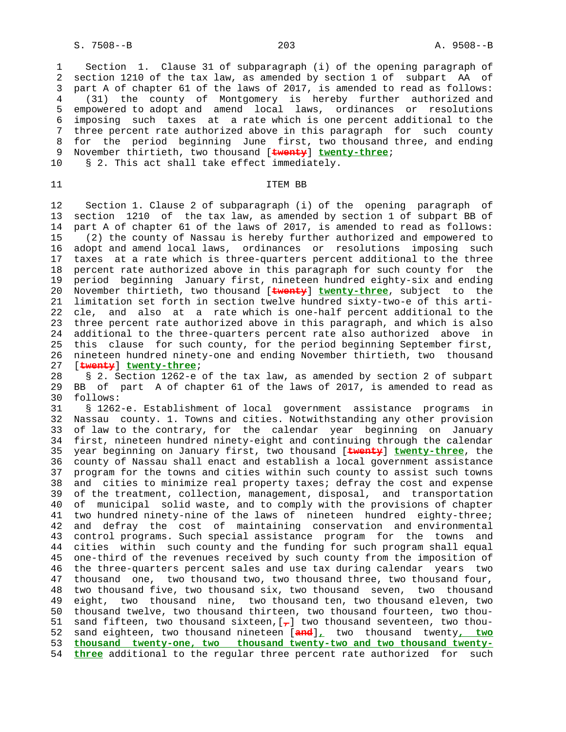Section 1. Clause 31 of subparagraph (i) of the opening paragraph of section 1210 of the tax law, as amended by section 1 of subpart AA of part A of chapter 61 of the laws of 2017, is amended to read as follows:

(31) the county of Montgomery is hereby further authorized and empowered to adopt and amend local laws, ordinances or resolutions imposing such taxes at a rate which is one percent additional to the three percent rate authorized above in this paragraph for such county for the period beginning June first, two thousand three, and ending November thirtieth, two thousand [~~twenty~~] **twenty-three**;

§ 2. This act shall take effect immediately.

ITEM BB

Section 1. Clause 2 of subparagraph (i) of the opening paragraph of section 1210 of the tax law, as amended by section 1 of subpart BB of part A of chapter 61 of the laws of 2017, is amended to read as follows:

(2) the county of Nassau is hereby further authorized and empowered to adopt and amend local laws, ordinances or resolutions imposing such taxes at a rate which is three-quarters percent additional to the three percent rate authorized above in this paragraph for such county for the period beginning January first, nineteen hundred eighty-six and ending November thirtieth, two thousand [~~twenty~~] **twenty-three**, subject to the limitation set forth in section twelve hundred sixty-two-e of this article, and also at a rate which is one-half percent additional to the three percent rate authorized above in this paragraph, and which is also additional to the three-quarters percent rate also authorized above in this clause for such county, for the period beginning September first, nineteen hundred ninety-one and ending November thirtieth, two thousand [~~twenty~~] **twenty-three**;

§ 2. Section 1262-e of the tax law, as amended by section 2 of subpart BB of part A of chapter 61 of the laws of 2017, is amended to read as follows:

§ 1262-e. Establishment of local government assistance programs in Nassau county. 1. Towns and cities. Notwithstanding any other provision of law to the contrary, for the calendar year beginning on January first, nineteen hundred ninety-eight and continuing through the calendar year beginning on January first, two thousand [~~twenty~~] **twenty-three**, the county of Nassau shall enact and establish a local government assistance program for the towns and cities within such county to assist such towns and cities to minimize real property taxes; defray the cost and expense of the treatment, collection, management, disposal, and transportation of municipal solid waste, and to comply with the provisions of chapter two hundred ninety-nine of the laws of nineteen hundred eighty-three; and defray the cost of maintaining conservation and environmental control programs. Such special assistance program for the towns and cities within such county and the funding for such program shall equal one-third of the revenues received by such county from the imposition of the three-quarters percent sales and use tax during calendar years two thousand one, two thousand two, two thousand three, two thousand four, two thousand five, two thousand six, two thousand seven, two thousand eight, two thousand nine, two thousand ten, two thousand eleven, two thousand twelve, two thousand thirteen, two thousand fourteen, two thousand fifteen, two thousand sixteen,[~~,~~] two thousand seventeen, two thousand eighteen, two thousand nineteen [~~and~~]**,** two thousand twenty**, two thousand twenty-one, two thousand twenty-two and two thousand twenty-three** additional to the regular three percent rate authorized for such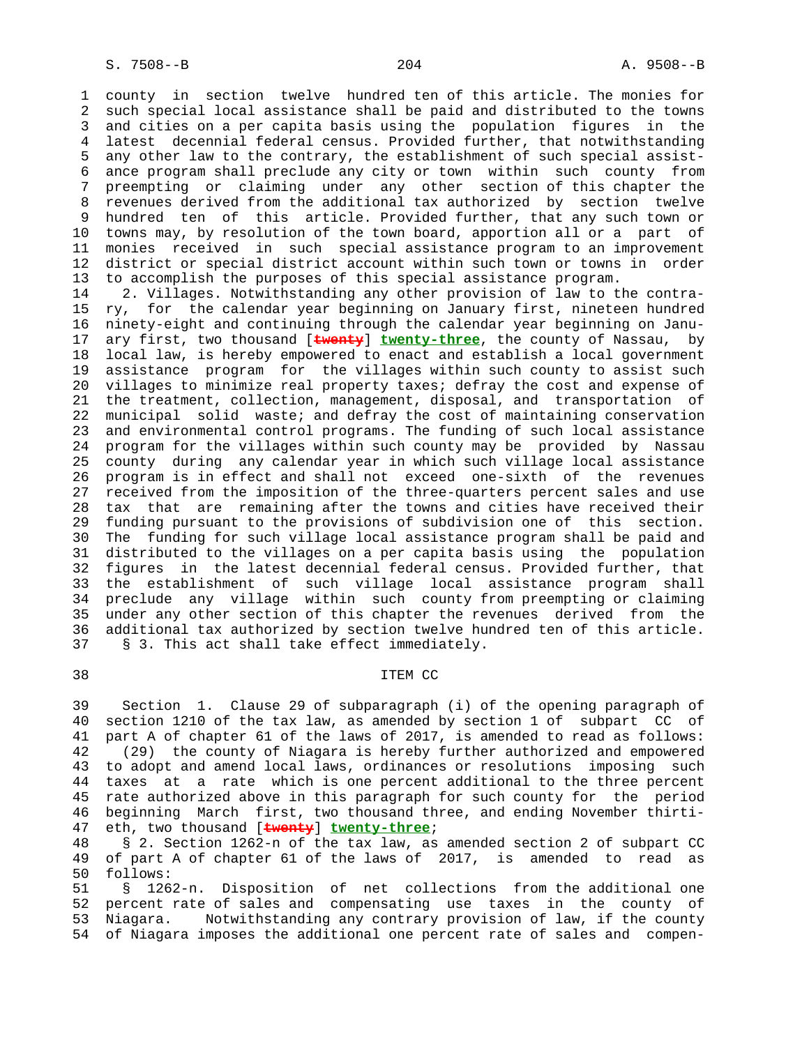county in section twelve hundred ten of this article. The monies for such special local assistance shall be paid and distributed to the towns and cities on a per capita basis using the population figures in the latest decennial federal census. Provided further, that notwithstanding any other law to the contrary, the establishment of such special assistance program shall preclude any city or town within such county from preempting or claiming under any other section of this chapter the revenues derived from the additional tax authorized by section twelve hundred ten of this article. Provided further, that any such town or towns may, by resolution of the town board, apportion all or a part of monies received in such special assistance program to an improvement district or special district account within such town or towns in order to accomplish the purposes of this special assistance program.

2. Villages. Notwithstanding any other provision of law to the contrary, for the calendar year beginning on January first, nineteen hundred ninety-eight and continuing through the calendar year beginning on January first, two thousand [~~twenty~~] **twenty-three**, the county of Nassau, by local law, is hereby empowered to enact and establish a local government assistance program for the villages within such county to assist such villages to minimize real property taxes; defray the cost and expense of the treatment, collection, management, disposal, and transportation of municipal solid waste; and defray the cost of maintaining conservation and environmental control programs. The funding of such local assistance program for the villages within such county may be provided by Nassau county during any calendar year in which such village local assistance program is in effect and shall not exceed one-sixth of the revenues received from the imposition of the three-quarters percent sales and use tax that are remaining after the towns and cities have received their funding pursuant to the provisions of subdivision one of this section. The funding for such village local assistance program shall be paid and distributed to the villages on a per capita basis using the population figures in the latest decennial federal census. Provided further, that the establishment of such village local assistance program shall preclude any village within such county from preempting or claiming under any other section of this chapter the revenues derived from the additional tax authorized by section twelve hundred ten of this article.

§ 3. This act shall take effect immediately.

## ITEM CC

Section 1. Clause 29 of subparagraph (i) of the opening paragraph of section 1210 of the tax law, as amended by section 1 of subpart CC of part A of chapter 61 of the laws of 2017, is amended to read as follows:

(29) the county of Niagara is hereby further authorized and empowered to adopt and amend local laws, ordinances or resolutions imposing such taxes at a rate which is one percent additional to the three percent rate authorized above in this paragraph for such county for the period beginning March first, two thousand three, and ending November thirtieth, two thousand [~~twenty~~] **twenty-three**;

§ 2. Section 1262-n of the tax law, as amended section 2 of subpart CC of part A of chapter 61 of the laws of 2017, is amended to read as follows:

§ 1262-n. Disposition of net collections from the additional one percent rate of sales and compensating use taxes in the county of Niagara. Notwithstanding any contrary provision of law, if the county of Niagara imposes the additional one percent rate of sales and compen-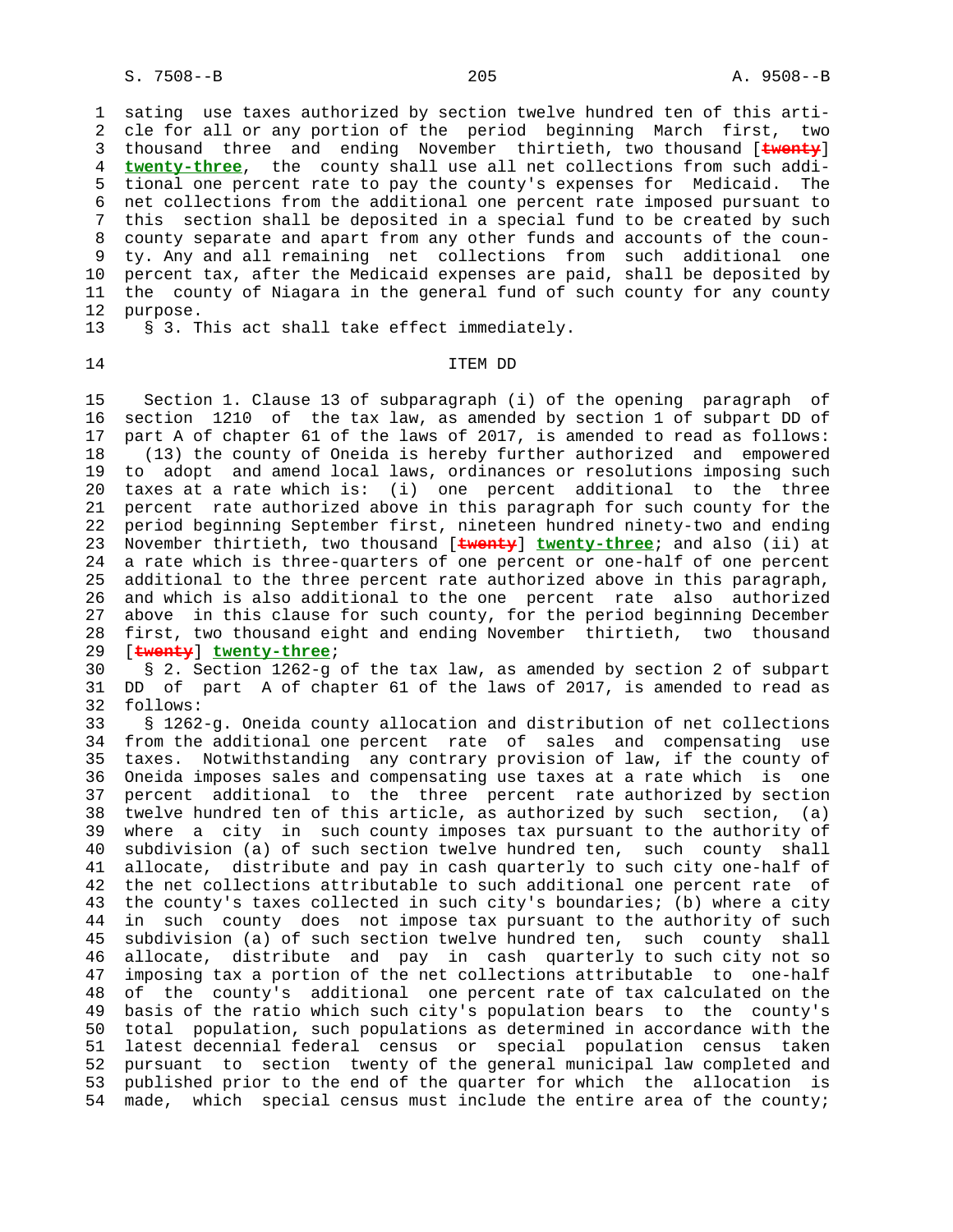sating use taxes authorized by section twelve hundred ten of this article for all or any portion of the period beginning March first, two thousand three and ending November thirtieth, two thousand [~~twenty~~] **twenty-three**, the county shall use all net collections from such additional one percent rate to pay the county's expenses for Medicaid. The net collections from the additional one percent rate imposed pursuant to this section shall be deposited in a special fund to be created by such county separate and apart from any other funds and accounts of the county. Any and all remaining net collections from such additional one percent tax, after the Medicaid expenses are paid, shall be deposited by the county of Niagara in the general fund of such county for any county purpose.

§ 3. This act shall take effect immediately.

ITEM DD

Section 1. Clause 13 of subparagraph (i) of the opening paragraph of section 1210 of the tax law, as amended by section 1 of subpart DD of part A of chapter 61 of the laws of 2017, is amended to read as follows:

(13) the county of Oneida is hereby further authorized and empowered to adopt and amend local laws, ordinances or resolutions imposing such taxes at a rate which is: (i) one percent additional to the three percent rate authorized above in this paragraph for such county for the period beginning September first, nineteen hundred ninety-two and ending November thirtieth, two thousand [~~twenty~~] **twenty-three**; and also (ii) at a rate which is three-quarters of one percent or one-half of one percent additional to the three percent rate authorized above in this paragraph, and which is also additional to the one percent rate also authorized above in this clause for such county, for the period beginning December first, two thousand eight and ending November thirtieth, two thousand [~~twenty~~] **twenty-three**;

§ 2. Section 1262-g of the tax law, as amended by section 2 of subpart DD of part A of chapter 61 of the laws of 2017, is amended to read as follows:

§ 1262-g. Oneida county allocation and distribution of net collections from the additional one percent rate of sales and compensating use taxes. Notwithstanding any contrary provision of law, if the county of Oneida imposes sales and compensating use taxes at a rate which is one percent additional to the three percent rate authorized by section twelve hundred ten of this article, as authorized by such section, (a) where a city in such county imposes tax pursuant to the authority of subdivision (a) of such section twelve hundred ten, such county shall allocate, distribute and pay in cash quarterly to such city one-half of the net collections attributable to such additional one percent rate of the county's taxes collected in such city's boundaries; (b) where a city in such county does not impose tax pursuant to the authority of such subdivision (a) of such section twelve hundred ten, such county shall allocate, distribute and pay in cash quarterly to such city not so imposing tax a portion of the net collections attributable to one-half of the county's additional one percent rate of tax calculated on the basis of the ratio which such city's population bears to the county's total population, such populations as determined in accordance with the latest decennial federal census or special population census taken pursuant to section twenty of the general municipal law completed and published prior to the end of the quarter for which the allocation is made, which special census must include the entire area of the county;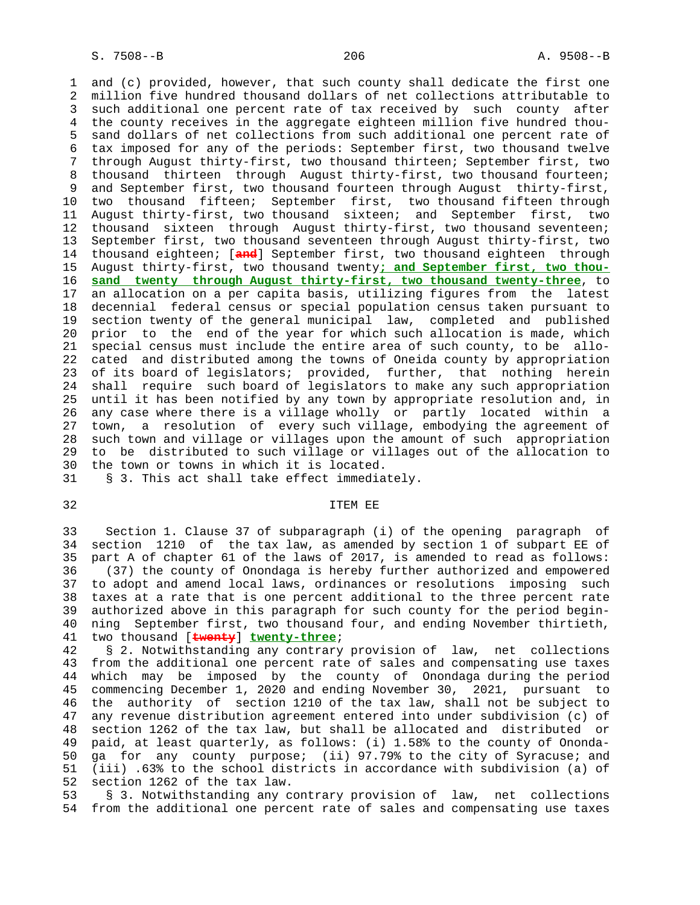and (c) provided, however, that such county shall dedicate the first one million five hundred thousand dollars of net collections attributable to such additional one percent rate of tax received by such county after the county receives in the aggregate eighteen million five hundred thousand dollars of net collections from such additional one percent rate of tax imposed for any of the periods: September first, two thousand twelve through August thirty-first, two thousand thirteen; September first, two thousand thirteen through August thirty-first, two thousand fourteen; and September first, two thousand fourteen through August thirty-first, two thousand fifteen; September first, two thousand fifteen through August thirty-first, two thousand sixteen; and September first, two thousand sixteen through August thirty-first, two thousand seventeen; September first, two thousand seventeen through August thirty-first, two thousand eighteen; [~~and~~] September first, two thousand eighteen through August thirty-first, two thousand twenty**; and September first, two thousand twenty through August thirty-first, two thousand twenty-three**, to an allocation on a per capita basis, utilizing figures from the latest decennial federal census or special population census taken pursuant to section twenty of the general municipal law, completed and published prior to the end of the year for which such allocation is made, which special census must include the entire area of such county, to be allocated and distributed among the towns of Oneida county by appropriation of its board of legislators; provided, further, that nothing herein shall require such board of legislators to make any such appropriation until it has been notified by any town by appropriate resolution and, in any case where there is a village wholly or partly located within a town, a resolution of every such village, embodying the agreement of such town and village or villages upon the amount of such appropriation to be distributed to such village or villages out of the allocation to the town or towns in which it is located.

§ 3. This act shall take effect immediately.

ITEM EE

Section 1. Clause 37 of subparagraph (i) of the opening paragraph of section 1210 of the tax law, as amended by section 1 of subpart EE of part A of chapter 61 of the laws of 2017, is amended to read as follows:

(37) the county of Onondaga is hereby further authorized and empowered to adopt and amend local laws, ordinances or resolutions imposing such taxes at a rate that is one percent additional to the three percent rate authorized above in this paragraph for such county for the period beginning September first, two thousand four, and ending November thirtieth, two thousand [~~twenty~~] **twenty-three**;

§ 2. Notwithstanding any contrary provision of law, net collections from the additional one percent rate of sales and compensating use taxes which may be imposed by the county of Onondaga during the period commencing December 1, 2020 and ending November 30, 2021, pursuant to the authority of section 1210 of the tax law, shall not be subject to any revenue distribution agreement entered into under subdivision (c) of section 1262 of the tax law, but shall be allocated and distributed or paid, at least quarterly, as follows: (i) 1.58% to the county of Onondaga for any county purpose; (ii) 97.79% to the city of Syracuse; and (iii) .63% to the school districts in accordance with subdivision (a) of section 1262 of the tax law.

§ 3. Notwithstanding any contrary provision of law, net collections from the additional one percent rate of sales and compensating use taxes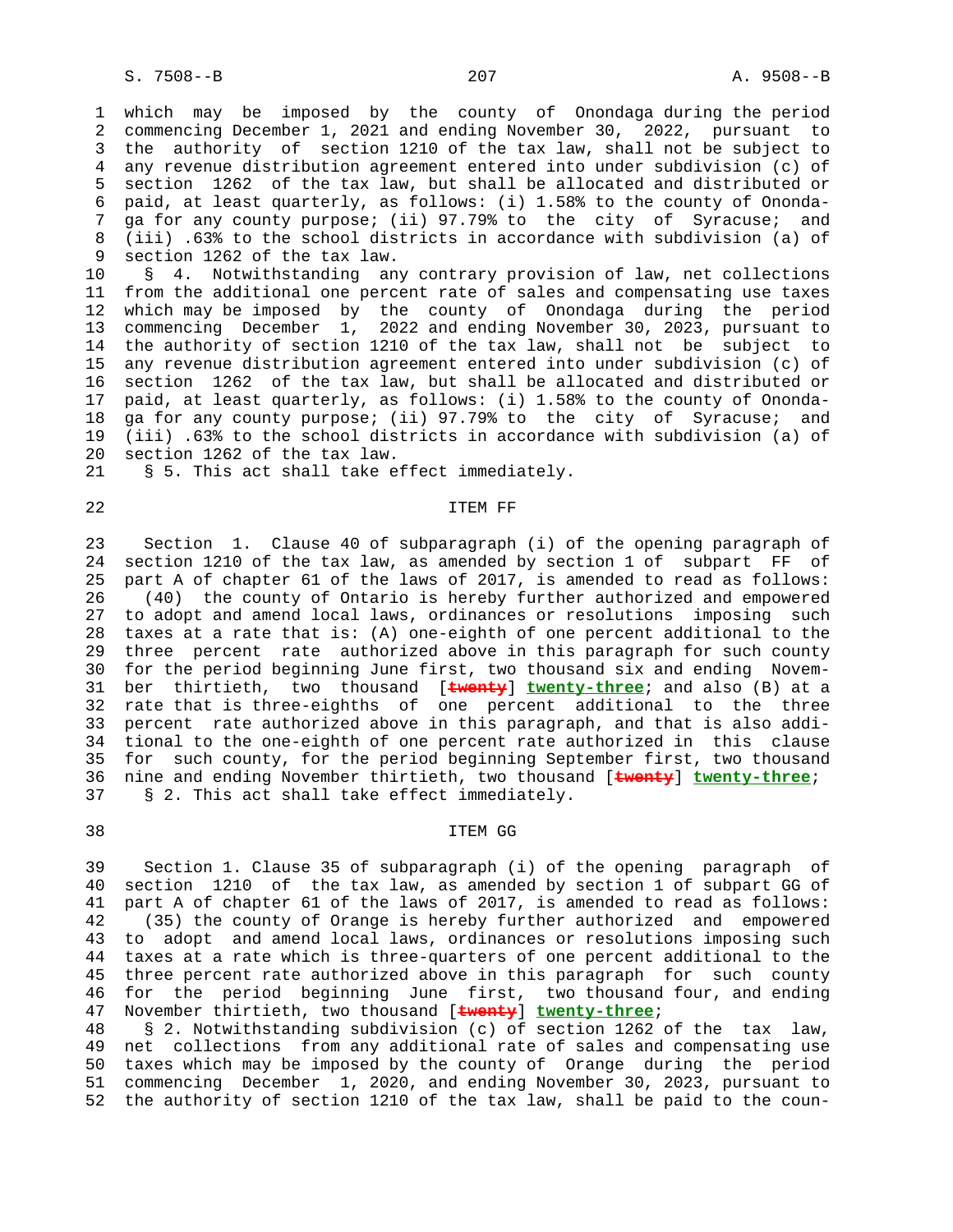which may be imposed by the county of Onondaga during the period commencing December 1, 2021 and ending November 30, 2022, pursuant to the authority of section 1210 of the tax law, shall not be subject to any revenue distribution agreement entered into under subdivision (c) of section 1262 of the tax law, but shall be allocated and distributed or paid, at least quarterly, as follows: (i) 1.58% to the county of Onondaga for any county purpose; (ii) 97.79% to the city of Syracuse; and (iii) .63% to the school districts in accordance with subdivision (a) of section 1262 of the tax law.

§ 4. Notwithstanding any contrary provision of law, net collections from the additional one percent rate of sales and compensating use taxes which may be imposed by the county of Onondaga during the period commencing December 1, 2022 and ending November 30, 2023, pursuant to the authority of section 1210 of the tax law, shall not be subject to any revenue distribution agreement entered into under subdivision (c) of section 1262 of the tax law, but shall be allocated and distributed or paid, at least quarterly, as follows: (i) 1.58% to the county of Onondaga for any county purpose; (ii) 97.79% to the city of Syracuse; and (iii) .63% to the school districts in accordance with subdivision (a) of section 1262 of the tax law.

§ 5. This act shall take effect immediately.

ITEM FF

Section 1. Clause 40 of subparagraph (i) of the opening paragraph of section 1210 of the tax law, as amended by section 1 of subpart FF of part A of chapter 61 of the laws of 2017, is amended to read as follows:

(40) the county of Ontario is hereby further authorized and empowered to adopt and amend local laws, ordinances or resolutions imposing such taxes at a rate that is: (A) one-eighth of one percent additional to the three percent rate authorized above in this paragraph for such county for the period beginning June first, two thousand six and ending November thirtieth, two thousand [twenty] **twenty-three**; and also (B) at a rate that is three-eighths of one percent additional to the three percent rate authorized above in this paragraph, and that is also additional to the one-eighth of one percent rate authorized in this clause for such county, for the period beginning September first, two thousand nine and ending November thirtieth, two thousand [twenty] **twenty-three**;

§ 2. This act shall take effect immediately.

ITEM GG

Section 1. Clause 35 of subparagraph (i) of the opening paragraph of section 1210 of the tax law, as amended by section 1 of subpart GG of part A of chapter 61 of the laws of 2017, is amended to read as follows:

(35) the county of Orange is hereby further authorized and empowered to adopt and amend local laws, ordinances or resolutions imposing such taxes at a rate which is three-quarters of one percent additional to the three percent rate authorized above in this paragraph for such county for the period beginning June first, two thousand four, and ending November thirtieth, two thousand [twenty] **twenty-three**;

§ 2. Notwithstanding subdivision (c) of section 1262 of the tax law, net collections from any additional rate of sales and compensating use taxes which may be imposed by the county of Orange during the period commencing December 1, 2020, and ending November 30, 2023, pursuant to the authority of section 1210 of the tax law, shall be paid to the coun-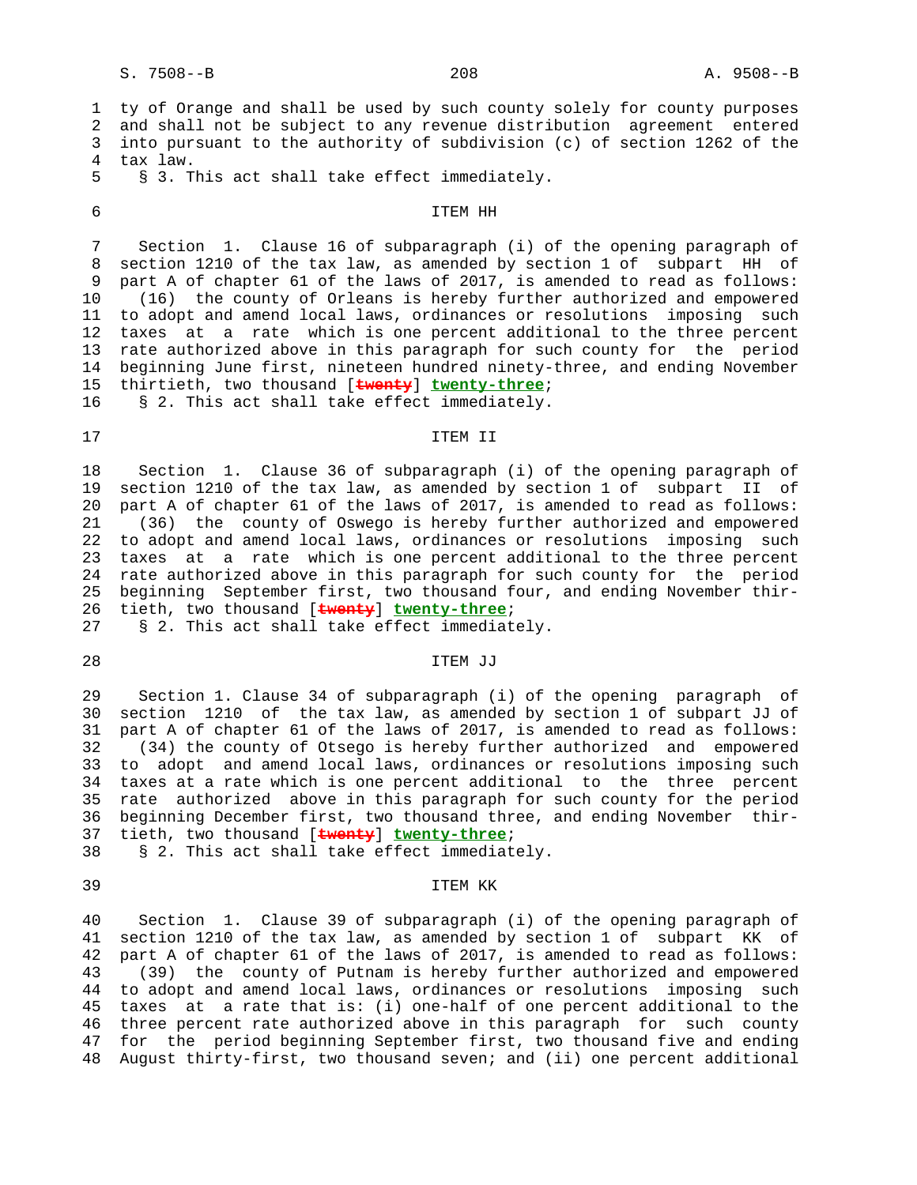ty of Orange and shall be used by such county solely for county purposes and shall not be subject to any revenue distribution agreement entered into pursuant to the authority of subdivision (c) of section 1262 of the tax law.

§ 3. This act shall take effect immediately.

ITEM HH

Section 1. Clause 16 of subparagraph (i) of the opening paragraph of section 1210 of the tax law, as amended by section 1 of subpart HH of part A of chapter 61 of the laws of 2017, is amended to read as follows:

(16) the county of Orleans is hereby further authorized and empowered to adopt and amend local laws, ordinances or resolutions imposing such taxes at a rate which is one percent additional to the three percent rate authorized above in this paragraph for such county for the period beginning June first, nineteen hundred ninety-three, and ending November thirtieth, two thousand [~~twenty~~] **twenty-three**;

§ 2. This act shall take effect immediately.

ITEM II

Section 1. Clause 36 of subparagraph (i) of the opening paragraph of section 1210 of the tax law, as amended by section 1 of subpart II of part A of chapter 61 of the laws of 2017, is amended to read as follows:

(36) the county of Oswego is hereby further authorized and empowered to adopt and amend local laws, ordinances or resolutions imposing such taxes at a rate which is one percent additional to the three percent rate authorized above in this paragraph for such county for the period beginning September first, two thousand four, and ending November thirtieth, two thousand [~~twenty~~] **twenty-three**;

§ 2. This act shall take effect immediately.

ITEM JJ

Section 1. Clause 34 of subparagraph (i) of the opening paragraph of section 1210 of the tax law, as amended by section 1 of subpart JJ of part A of chapter 61 of the laws of 2017, is amended to read as follows:

(34) the county of Otsego is hereby further authorized and empowered to adopt and amend local laws, ordinances or resolutions imposing such taxes at a rate which is one percent additional to the three percent rate authorized above in this paragraph for such county for the period beginning December first, two thousand three, and ending November thirtieth, two thousand [~~twenty~~] **twenty-three**;

§ 2. This act shall take effect immediately.

ITEM KK

Section 1. Clause 39 of subparagraph (i) of the opening paragraph of section 1210 of the tax law, as amended by section 1 of subpart KK of part A of chapter 61 of the laws of 2017, is amended to read as follows:

(39) the county of Putnam is hereby further authorized and empowered to adopt and amend local laws, ordinances or resolutions imposing such taxes at a rate that is: (i) one-half of one percent additional to the three percent rate authorized above in this paragraph for such county for the period beginning September first, two thousand five and ending August thirty-first, two thousand seven; and (ii) one percent additional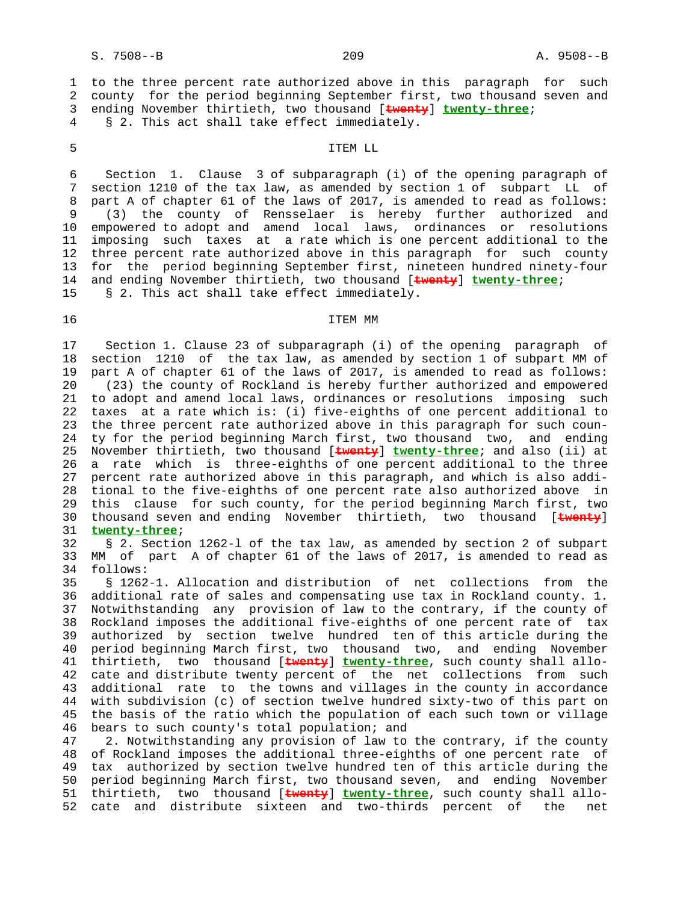to the three percent rate authorized above in this paragraph for such county for the period beginning September first, two thousand seven and ending November thirtieth, two thousand [~~twenty~~] **twenty-three**;

§ 2. This act shall take effect immediately.

ITEM LL

Section 1. Clause 3 of subparagraph (i) of the opening paragraph of section 1210 of the tax law, as amended by section 1 of subpart LL of part A of chapter 61 of the laws of 2017, is amended to read as follows:

(3) the county of Rensselaer is hereby further authorized and empowered to adopt and amend local laws, ordinances or resolutions imposing such taxes at a rate which is one percent additional to the three percent rate authorized above in this paragraph for such county for the period beginning September first, nineteen hundred ninety-four and ending November thirtieth, two thousand [~~twenty~~] **twenty-three**;

§ 2. This act shall take effect immediately.

ITEM MM

Section 1. Clause 23 of subparagraph (i) of the opening paragraph of section 1210 of the tax law, as amended by section 1 of subpart MM of part A of chapter 61 of the laws of 2017, is amended to read as follows:

(23) the county of Rockland is hereby further authorized and empowered to adopt and amend local laws, ordinances or resolutions imposing such taxes at a rate which is: (i) five-eighths of one percent additional to the three percent rate authorized above in this paragraph for such county for the period beginning March first, two thousand two, and ending November thirtieth, two thousand [~~twenty~~] **twenty-three**; and also (ii) at a rate which is three-eighths of one percent additional to the three percent rate authorized above in this paragraph, and which is also additional to the five-eighths of one percent rate also authorized above in this clause for such county, for the period beginning March first, two thousand seven and ending November thirtieth, two thousand [~~twenty~~] **twenty-three**;

§ 2. Section 1262-l of the tax law, as amended by section 2 of subpart MM of part A of chapter 61 of the laws of 2017, is amended to read as follows:

§ 1262-1. Allocation and distribution of net collections from the additional rate of sales and compensating use tax in Rockland county. 1. Notwithstanding any provision of law to the contrary, if the county of Rockland imposes the additional five-eighths of one percent rate of tax authorized by section twelve hundred ten of this article during the period beginning March first, two thousand two, and ending November thirtieth, two thousand [~~twenty~~] **twenty-three**, such county shall allocate and distribute twenty percent of the net collections from such additional rate to the towns and villages in the county in accordance with subdivision (c) of section twelve hundred sixty-two of this part on the basis of the ratio which the population of each such town or village bears to such county's total population; and

2. Notwithstanding any provision of law to the contrary, if the county of Rockland imposes the additional three-eighths of one percent rate of tax authorized by section twelve hundred ten of this article during the period beginning March first, two thousand seven, and ending November thirtieth, two thousand [~~twenty~~] **twenty-three**, such county shall allocate and distribute sixteen and two-thirds percent of the net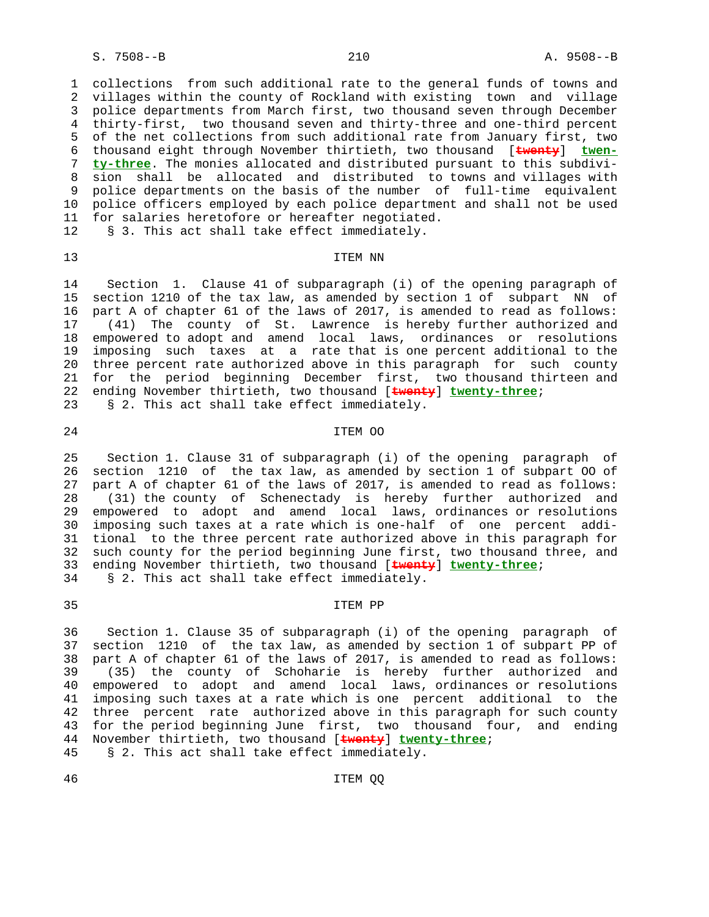collections from such additional rate to the general funds of towns and villages within the county of Rockland with existing town and village police departments from March first, two thousand seven through December thirty-first, two thousand seven and thirty-three and one-third percent of the net collections from such additional rate from January first, two thousand eight through November thirtieth, two thousand [~~twenty~~] **twenty-three**. The monies allocated and distributed pursuant to this subdivision shall be allocated and distributed to towns and villages with police departments on the basis of the number of full-time equivalent police officers employed by each police department and shall not be used for salaries heretofore or hereafter negotiated.

§ 3. This act shall take effect immediately.

ITEM NN

Section 1. Clause 41 of subparagraph (i) of the opening paragraph of section 1210 of the tax law, as amended by section 1 of subpart NN of part A of chapter 61 of the laws of 2017, is amended to read as follows:

(41) The county of St. Lawrence is hereby further authorized and empowered to adopt and amend local laws, ordinances or resolutions imposing such taxes at a rate that is one percent additional to the three percent rate authorized above in this paragraph for such county for the period beginning December first, two thousand thirteen and ending November thirtieth, two thousand [~~twenty~~] **twenty-three**;

§ 2. This act shall take effect immediately.

ITEM OO

Section 1. Clause 31 of subparagraph (i) of the opening paragraph of section 1210 of the tax law, as amended by section 1 of subpart OO of part A of chapter 61 of the laws of 2017, is amended to read as follows:

(31) the county of Schenectady is hereby further authorized and empowered to adopt and amend local laws, ordinances or resolutions imposing such taxes at a rate which is one-half of one percent additional to the three percent rate authorized above in this paragraph for such county for the period beginning June first, two thousand three, and ending November thirtieth, two thousand [~~twenty~~] **twenty-three**;

§ 2. This act shall take effect immediately.

ITEM PP

Section 1. Clause 35 of subparagraph (i) of the opening paragraph of section 1210 of the tax law, as amended by section 1 of subpart PP of part A of chapter 61 of the laws of 2017, is amended to read as follows:

(35) the county of Schoharie is hereby further authorized and empowered to adopt and amend local laws, ordinances or resolutions imposing such taxes at a rate which is one percent additional to the three percent rate authorized above in this paragraph for such county for the period beginning June first, two thousand four, and ending November thirtieth, two thousand [~~twenty~~] **twenty-three**;

§ 2. This act shall take effect immediately.

ITEM QQ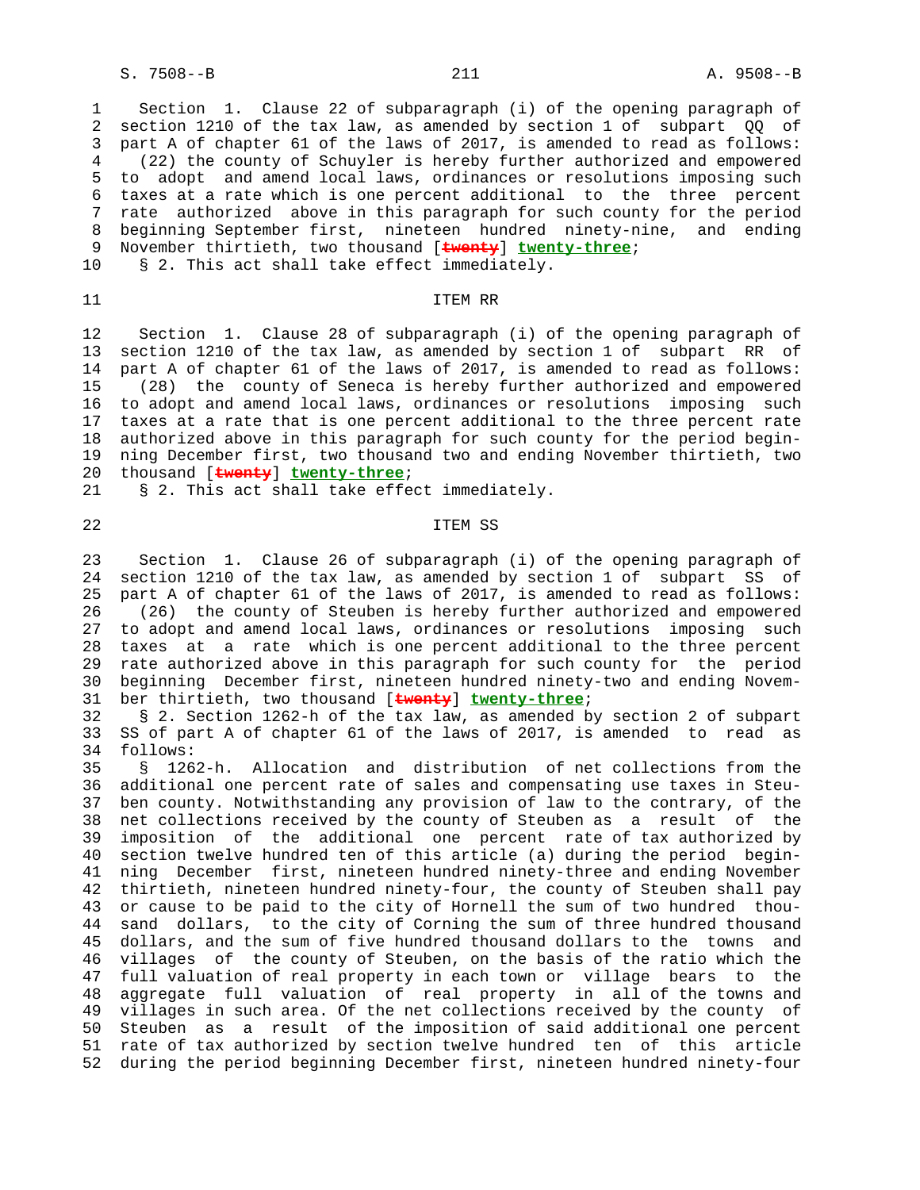Section 1. Clause 22 of subparagraph (i) of the opening paragraph of section 1210 of the tax law, as amended by section 1 of subpart QQ of part A of chapter 61 of the laws of 2017, is amended to read as follows:

(22) the county of Schuyler is hereby further authorized and empowered to adopt and amend local laws, ordinances or resolutions imposing such taxes at a rate which is one percent additional to the three percent rate authorized above in this paragraph for such county for the period beginning September first, nineteen hundred ninety-nine, and ending November thirtieth, two thousand [~~twenty~~] **twenty-three**;

§ 2. This act shall take effect immediately.

ITEM RR

Section 1. Clause 28 of subparagraph (i) of the opening paragraph of section 1210 of the tax law, as amended by section 1 of subpart RR of part A of chapter 61 of the laws of 2017, is amended to read as follows:

(28) the county of Seneca is hereby further authorized and empowered to adopt and amend local laws, ordinances or resolutions imposing such taxes at a rate that is one percent additional to the three percent rate authorized above in this paragraph for such county for the period beginning December first, two thousand two and ending November thirtieth, two thousand [~~twenty~~] **twenty-three**;

§ 2. This act shall take effect immediately.

ITEM SS

Section 1. Clause 26 of subparagraph (i) of the opening paragraph of section 1210 of the tax law, as amended by section 1 of subpart SS of part A of chapter 61 of the laws of 2017, is amended to read as follows:

(26) the county of Steuben is hereby further authorized and empowered to adopt and amend local laws, ordinances or resolutions imposing such taxes at a rate which is one percent additional to the three percent rate authorized above in this paragraph for such county for the period beginning December first, nineteen hundred ninety-two and ending November thirtieth, two thousand [~~twenty~~] **twenty-three**;

§ 2. Section 1262-h of the tax law, as amended by section 2 of subpart SS of part A of chapter 61 of the laws of 2017, is amended to read as follows:

§ 1262-h. Allocation and distribution of net collections from the additional one percent rate of sales and compensating use taxes in Steuben county. Notwithstanding any provision of law to the contrary, of the net collections received by the county of Steuben as a result of the imposition of the additional one percent rate of tax authorized by section twelve hundred ten of this article (a) during the period beginning December first, nineteen hundred ninety-three and ending November thirtieth, nineteen hundred ninety-four, the county of Steuben shall pay or cause to be paid to the city of Hornell the sum of two hundred thousand dollars, to the city of Corning the sum of three hundred thousand dollars, and the sum of five hundred thousand dollars to the towns and villages of the county of Steuben, on the basis of the ratio which the full valuation of real property in each town or village bears to the aggregate full valuation of real property in all of the towns and villages in such area. Of the net collections received by the county of Steuben as a result of the imposition of said additional one percent rate of tax authorized by section twelve hundred ten of this article during the period beginning December first, nineteen hundred ninety-four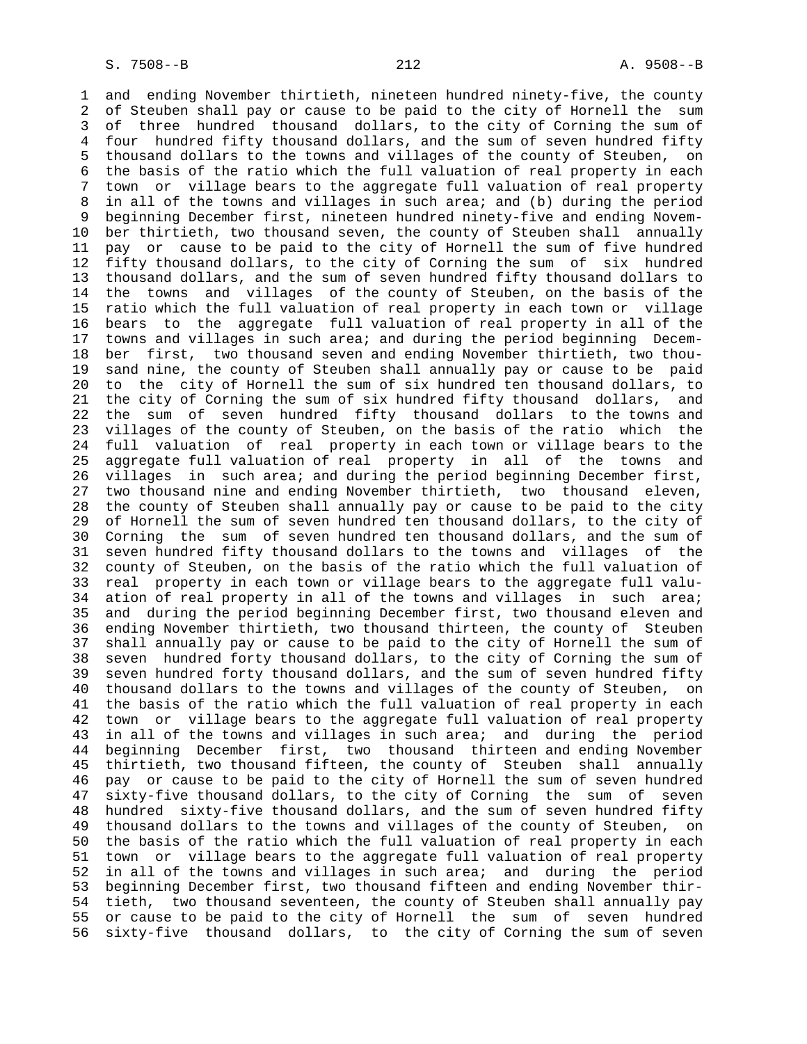and ending November thirtieth, nineteen hundred ninety-five, the county of Steuben shall pay or cause to be paid to the city of Hornell the sum of three hundred thousand dollars, to the city of Corning the sum of four hundred fifty thousand dollars, and the sum of seven hundred fifty thousand dollars to the towns and villages of the county of Steuben, on the basis of the ratio which the full valuation of real property in each town or village bears to the aggregate full valuation of real property in all of the towns and villages in such area; and (b) during the period beginning December first, nineteen hundred ninety-five and ending November thirtieth, two thousand seven, the county of Steuben shall annually pay or cause to be paid to the city of Hornell the sum of five hundred fifty thousand dollars, to the city of Corning the sum of six hundred thousand dollars, and the sum of seven hundred fifty thousand dollars to the towns and villages of the county of Steuben, on the basis of the ratio which the full valuation of real property in each town or village bears to the aggregate full valuation of real property in all of the towns and villages in such area; and during the period beginning December first, two thousand seven and ending November thirtieth, two thousand nine, the county of Steuben shall annually pay or cause to be paid to the city of Hornell the sum of six hundred ten thousand dollars, to the city of Corning the sum of six hundred fifty thousand dollars, and the sum of seven hundred fifty thousand dollars to the towns and villages of the county of Steuben, on the basis of the ratio which the full valuation of real property in each town or village bears to the aggregate full valuation of real property in all of the towns and villages in such area; and during the period beginning December first, two thousand nine and ending November thirtieth, two thousand eleven, the county of Steuben shall annually pay or cause to be paid to the city of Hornell the sum of seven hundred ten thousand dollars, to the city of Corning the sum of seven hundred ten thousand dollars, and the sum of seven hundred fifty thousand dollars to the towns and villages of the county of Steuben, on the basis of the ratio which the full valuation of real property in each town or village bears to the aggregate full valuation of real property in all of the towns and villages in such area; and during the period beginning December first, two thousand eleven and ending November thirtieth, two thousand thirteen, the county of Steuben shall annually pay or cause to be paid to the city of Hornell the sum of seven hundred forty thousand dollars, to the city of Corning the sum of seven hundred forty thousand dollars, and the sum of seven hundred fifty thousand dollars to the towns and villages of the county of Steuben, on the basis of the ratio which the full valuation of real property in each town or village bears to the aggregate full valuation of real property in all of the towns and villages in such area; and during the period beginning December first, two thousand thirteen and ending November thirtieth, two thousand fifteen, the county of Steuben shall annually pay or cause to be paid to the city of Hornell the sum of seven hundred sixty-five thousand dollars, to the city of Corning the sum of seven hundred sixty-five thousand dollars, and the sum of seven hundred fifty thousand dollars to the towns and villages of the county of Steuben, on the basis of the ratio which the full valuation of real property in each town or village bears to the aggregate full valuation of real property in all of the towns and villages in such area; and during the period beginning December first, two thousand fifteen and ending November thirtieth, two thousand seventeen, the county of Steuben shall annually pay or cause to be paid to the city of Hornell the sum of seven hundred sixty-five thousand dollars, to the city of Corning the sum of seven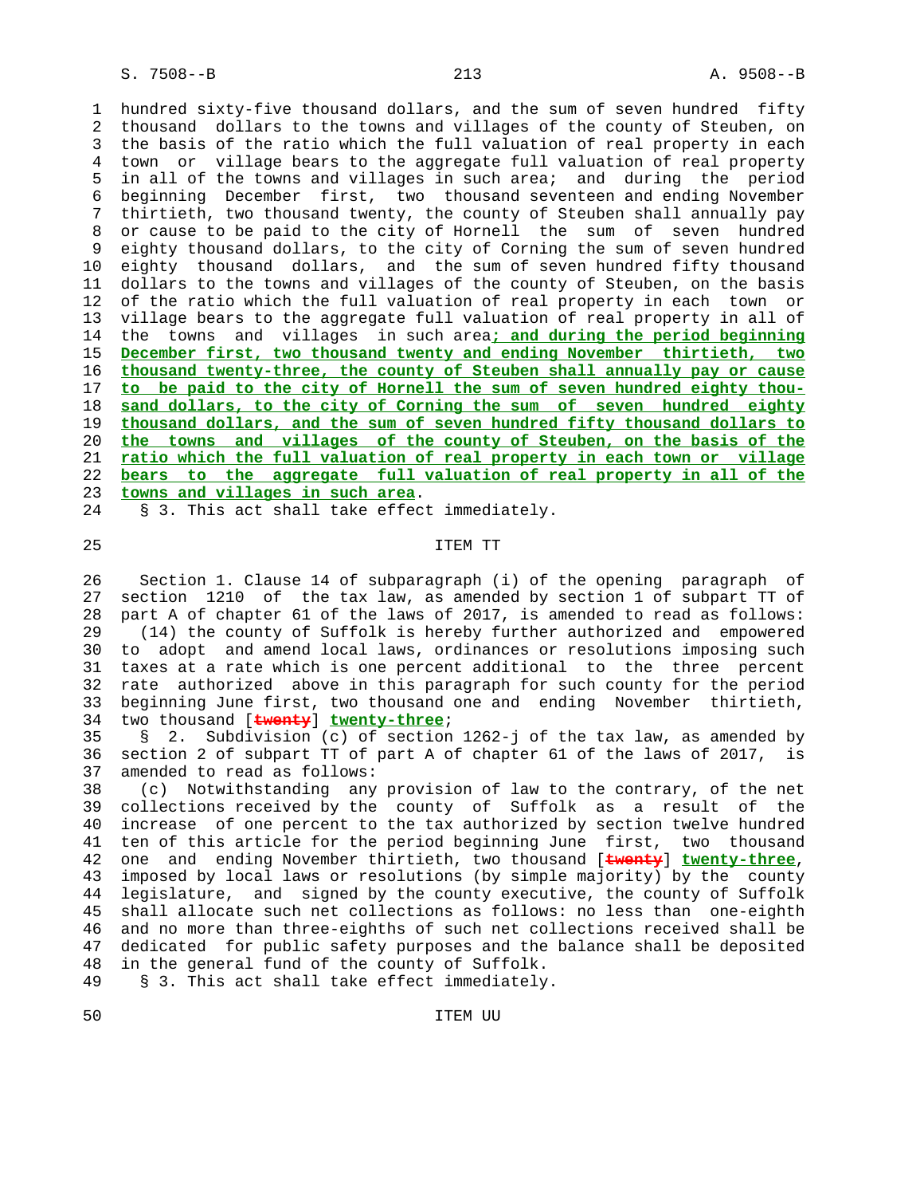hundred sixty-five thousand dollars, and the sum of seven hundred fifty thousand dollars to the towns and villages of the county of Steuben, on the basis of the ratio which the full valuation of real property in each town or village bears to the aggregate full valuation of real property in all of the towns and villages in such area; and during the period beginning December first, two thousand seventeen and ending November thirtieth, two thousand twenty, the county of Steuben shall annually pay or cause to be paid to the city of Hornell the sum of seven hundred eighty thousand dollars, to the city of Corning the sum of seven hundred eighty thousand dollars, and the sum of seven hundred fifty thousand dollars to the towns and villages of the county of Steuben, on the basis of the ratio which the full valuation of real property in each town or village bears to the aggregate full valuation of real property in all of the towns and villages in such area**; and during the period beginning December first, two thousand twenty and ending November thirtieth, two thousand twenty-three, the county of Steuben shall annually pay or cause to be paid to the city of Hornell the sum of seven hundred eighty thousand dollars, to the city of Corning the sum of seven hundred eighty thousand dollars, and the sum of seven hundred fifty thousand dollars to the towns and villages of the county of Steuben, on the basis of the ratio which the full valuation of real property in each town or village bears to the aggregate full valuation of real property in all of the towns and villages in such area**.

§ 3. This act shall take effect immediately.

ITEM TT

Section 1. Clause 14 of subparagraph (i) of the opening paragraph of section 1210 of the tax law, as amended by section 1 of subpart TT of part A of chapter 61 of the laws of 2017, is amended to read as follows:

(14) the county of Suffolk is hereby further authorized and empowered to adopt and amend local laws, ordinances or resolutions imposing such taxes at a rate which is one percent additional to the three percent rate authorized above in this paragraph for such county for the period beginning June first, two thousand one and ending November thirtieth, two thousand [~~twenty~~] **twenty-three**;

§ 2. Subdivision (c) of section 1262-j of the tax law, as amended by section 2 of subpart TT of part A of chapter 61 of the laws of 2017, is amended to read as follows:

(c) Notwithstanding any provision of law to the contrary, of the net collections received by the county of Suffolk as a result of the increase of one percent to the tax authorized by section twelve hundred ten of this article for the period beginning June first, two thousand one and ending November thirtieth, two thousand [~~twenty~~] **twenty-three**, imposed by local laws or resolutions (by simple majority) by the county legislature, and signed by the county executive, the county of Suffolk shall allocate such net collections as follows: no less than one-eighth and no more than three-eighths of such net collections received shall be dedicated for public safety purposes and the balance shall be deposited in the general fund of the county of Suffolk.

§ 3. This act shall take effect immediately.

ITEM UU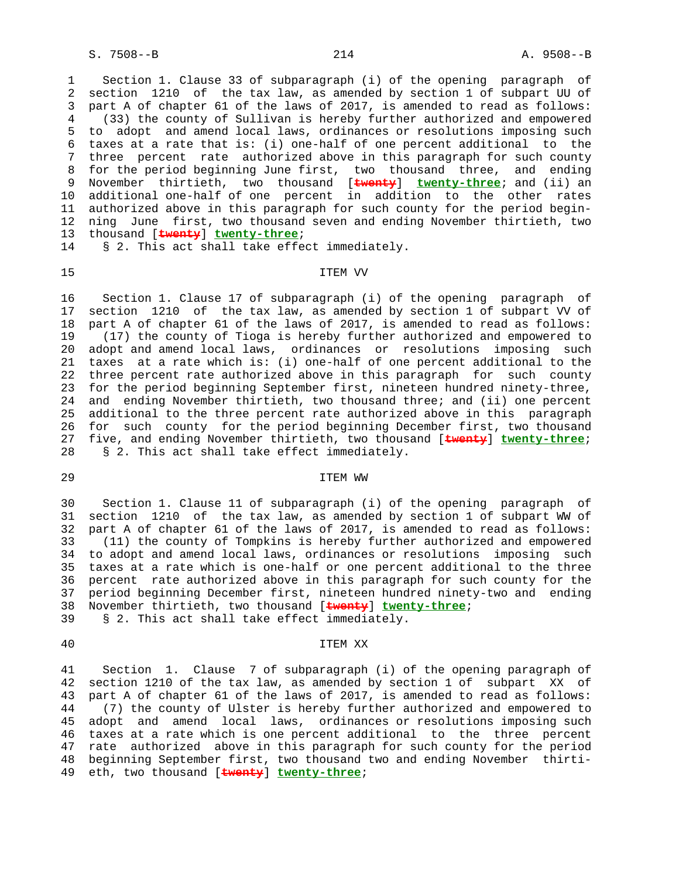Section 1. Clause 33 of subparagraph (i) of the opening paragraph of section 1210 of the tax law, as amended by section 1 of subpart UU of part A of chapter 61 of the laws of 2017, is amended to read as follows:

(33) the county of Sullivan is hereby further authorized and empowered to adopt and amend local laws, ordinances or resolutions imposing such taxes at a rate that is: (i) one-half of one percent additional to the three percent rate authorized above in this paragraph for such county for the period beginning June first, two thousand three, and ending November thirtieth, two thousand [~~twenty~~] **twenty-three**; and (ii) an additional one-half of one percent in addition to the other rates authorized above in this paragraph for such county for the period beginning June first, two thousand seven and ending November thirtieth, two thousand [~~twenty~~] **twenty-three**;

§ 2. This act shall take effect immediately.

ITEM VV

Section 1. Clause 17 of subparagraph (i) of the opening paragraph of section 1210 of the tax law, as amended by section 1 of subpart VV of part A of chapter 61 of the laws of 2017, is amended to read as follows:

(17) the county of Tioga is hereby further authorized and empowered to adopt and amend local laws, ordinances or resolutions imposing such taxes at a rate which is: (i) one-half of one percent additional to the three percent rate authorized above in this paragraph for such county for the period beginning September first, nineteen hundred ninety-three, and ending November thirtieth, two thousand three; and (ii) one percent additional to the three percent rate authorized above in this paragraph for such county for the period beginning December first, two thousand five, and ending November thirtieth, two thousand [~~twenty~~] **twenty-three**;

§ 2. This act shall take effect immediately.

ITEM WW

Section 1. Clause 11 of subparagraph (i) of the opening paragraph of section 1210 of the tax law, as amended by section 1 of subpart WW of part A of chapter 61 of the laws of 2017, is amended to read as follows:

(11) the county of Tompkins is hereby further authorized and empowered to adopt and amend local laws, ordinances or resolutions imposing such taxes at a rate which is one-half or one percent additional to the three percent rate authorized above in this paragraph for such county for the period beginning December first, nineteen hundred ninety-two and ending November thirtieth, two thousand [~~twenty~~] **twenty-three**;

§ 2. This act shall take effect immediately.

ITEM XX

Section 1. Clause 7 of subparagraph (i) of the opening paragraph of section 1210 of the tax law, as amended by section 1 of subpart XX of part A of chapter 61 of the laws of 2017, is amended to read as follows:

(7) the county of Ulster is hereby further authorized and empowered to adopt and amend local laws, ordinances or resolutions imposing such taxes at a rate which is one percent additional to the three percent rate authorized above in this paragraph for such county for the period beginning September first, two thousand two and ending November thirtieth, two thousand [~~twenty~~] **twenty-three**;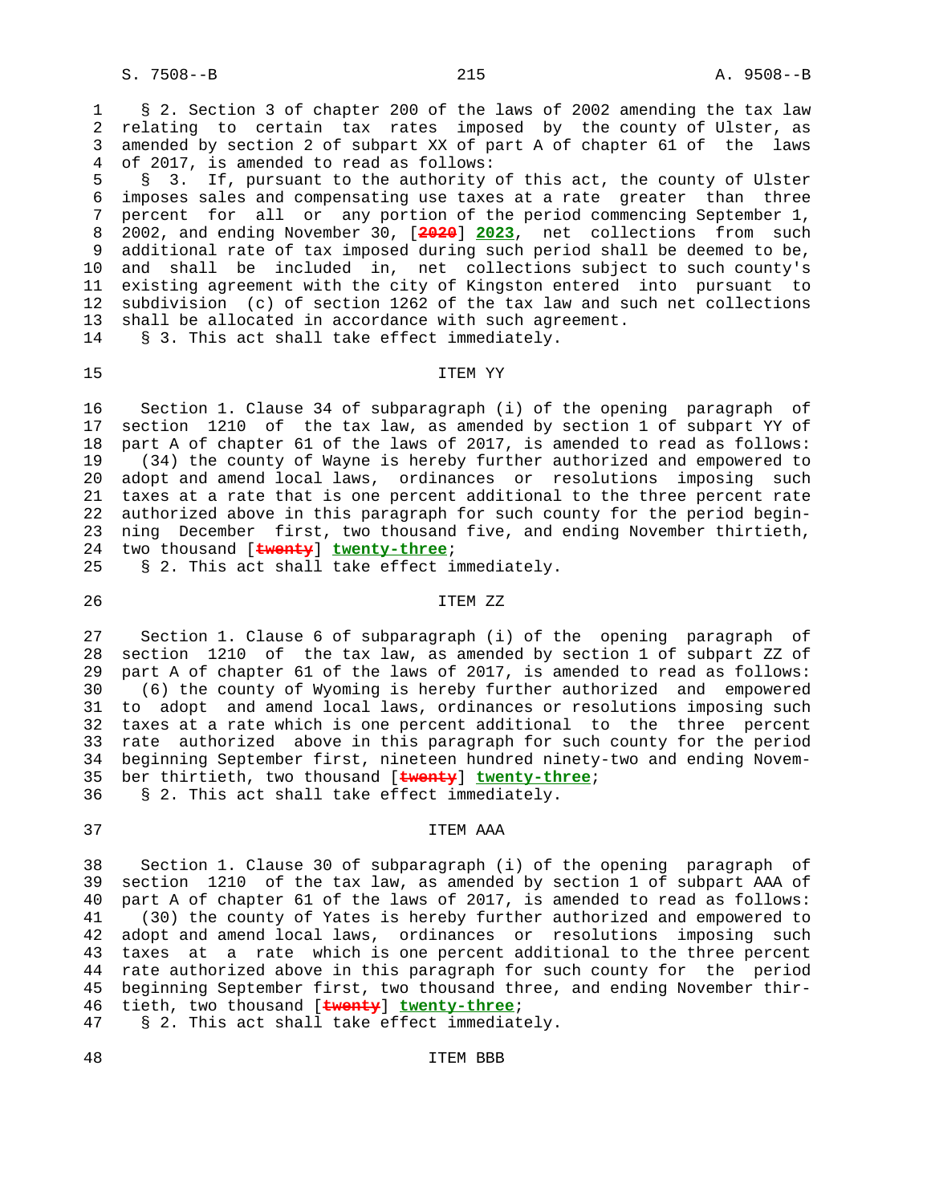§ 2. Section 3 of chapter 200 of the laws of 2002 amending the tax law relating to certain tax rates imposed by the county of Ulster, as amended by section 2 of subpart XX of part A of chapter 61 of the laws of 2017, is amended to read as follows:

§ 3. If, pursuant to the authority of this act, the county of Ulster imposes sales and compensating use taxes at a rate greater than three percent for all or any portion of the period commencing September 1, 2002, and ending November 30, [~~2020~~] **2023**, net collections from such additional rate of tax imposed during such period shall be deemed to be, and shall be included in, net collections subject to such county's existing agreement with the city of Kingston entered into pursuant to subdivision (c) of section 1262 of the tax law and such net collections shall be allocated in accordance with such agreement.

§ 3. This act shall take effect immediately.

## ITEM YY

Section 1. Clause 34 of subparagraph (i) of the opening paragraph of section 1210 of the tax law, as amended by section 1 of subpart YY of part A of chapter 61 of the laws of 2017, is amended to read as follows:

(34) the county of Wayne is hereby further authorized and empowered to adopt and amend local laws, ordinances or resolutions imposing such taxes at a rate that is one percent additional to the three percent rate authorized above in this paragraph for such county for the period beginning December first, two thousand five, and ending November thirtieth, two thousand [~~twenty~~] **twenty-three**;

§ 2. This act shall take effect immediately.

## ITEM ZZ

Section 1. Clause 6 of subparagraph (i) of the opening paragraph of section 1210 of the tax law, as amended by section 1 of subpart ZZ of part A of chapter 61 of the laws of 2017, is amended to read as follows:

(6) the county of Wyoming is hereby further authorized and empowered to adopt and amend local laws, ordinances or resolutions imposing such taxes at a rate which is one percent additional to the three percent rate authorized above in this paragraph for such county for the period beginning September first, nineteen hundred ninety-two and ending November thirtieth, two thousand [~~twenty~~] **twenty-three**;

§ 2. This act shall take effect immediately.

## ITEM AAA

Section 1. Clause 30 of subparagraph (i) of the opening paragraph of section 1210 of the tax law, as amended by section 1 of subpart AAA of part A of chapter 61 of the laws of 2017, is amended to read as follows:

(30) the county of Yates is hereby further authorized and empowered to adopt and amend local laws, ordinances or resolutions imposing such taxes at a rate which is one percent additional to the three percent rate authorized above in this paragraph for such county for the period beginning September first, two thousand three, and ending November thirtieth, two thousand [~~twenty~~] **twenty-three**;

§ 2. This act shall take effect immediately.

## ITEM BBB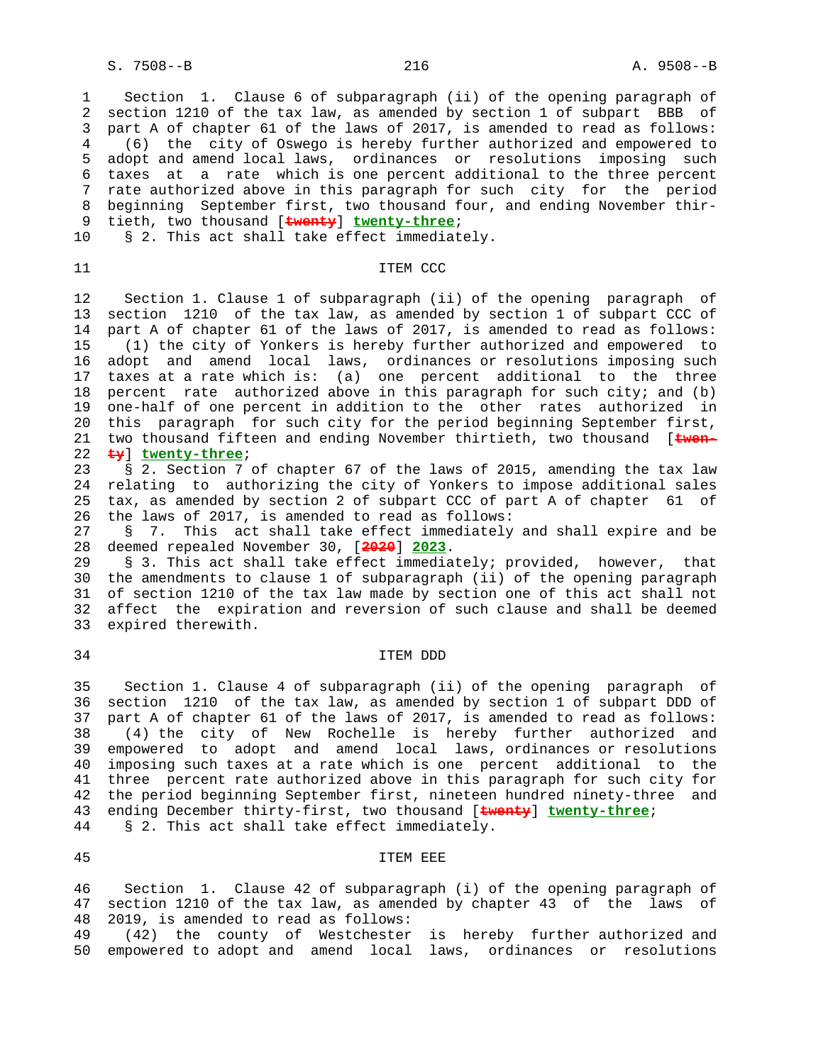Section 1. Clause 6 of subparagraph (ii) of the opening paragraph of section 1210 of the tax law, as amended by section 1 of subpart BBB of part A of chapter 61 of the laws of 2017, is amended to read as follows:

(6) the city of Oswego is hereby further authorized and empowered to adopt and amend local laws, ordinances or resolutions imposing such taxes at a rate which is one percent additional to the three percent rate authorized above in this paragraph for such city for the period beginning September first, two thousand four, and ending November thirtieth, two thousand [~~twenty~~] **twenty-three**;

§ 2. This act shall take effect immediately.

ITEM CCC

Section 1. Clause 1 of subparagraph (ii) of the opening paragraph of section 1210 of the tax law, as amended by section 1 of subpart CCC of part A of chapter 61 of the laws of 2017, is amended to read as follows:

(1) the city of Yonkers is hereby further authorized and empowered to adopt and amend local laws, ordinances or resolutions imposing such taxes at a rate which is: (a) one percent additional to the three percent rate authorized above in this paragraph for such city; and (b) one-half of one percent in addition to the other rates authorized in this paragraph for such city for the period beginning September first, two thousand fifteen and ending November thirtieth, two thousand [~~twenty~~] **twenty-three**;

§ 2. Section 7 of chapter 67 of the laws of 2015, amending the tax law relating to authorizing the city of Yonkers to impose additional sales tax, as amended by section 2 of subpart CCC of part A of chapter 61 of the laws of 2017, is amended to read as follows:

§ 7. This act shall take effect immediately and shall expire and be deemed repealed November 30, [~~2020~~] **2023**.

§ 3. This act shall take effect immediately; provided, however, that the amendments to clause 1 of subparagraph (ii) of the opening paragraph of section 1210 of the tax law made by section one of this act shall not affect the expiration and reversion of such clause and shall be deemed expired therewith.

ITEM DDD

Section 1. Clause 4 of subparagraph (ii) of the opening paragraph of section 1210 of the tax law, as amended by section 1 of subpart DDD of part A of chapter 61 of the laws of 2017, is amended to read as follows:

(4) the city of New Rochelle is hereby further authorized and empowered to adopt and amend local laws, ordinances or resolutions imposing such taxes at a rate which is one percent additional to the three percent rate authorized above in this paragraph for such city for the period beginning September first, nineteen hundred ninety-three and ending December thirty-first, two thousand [~~twenty~~] **twenty-three**;

§ 2. This act shall take effect immediately.

ITEM EEE

Section 1. Clause 42 of subparagraph (i) of the opening paragraph of section 1210 of the tax law, as amended by chapter 43 of the laws of 2019, is amended to read as follows:

(42) the county of Westchester is hereby further authorized and empowered to adopt and amend local laws, ordinances or resolutions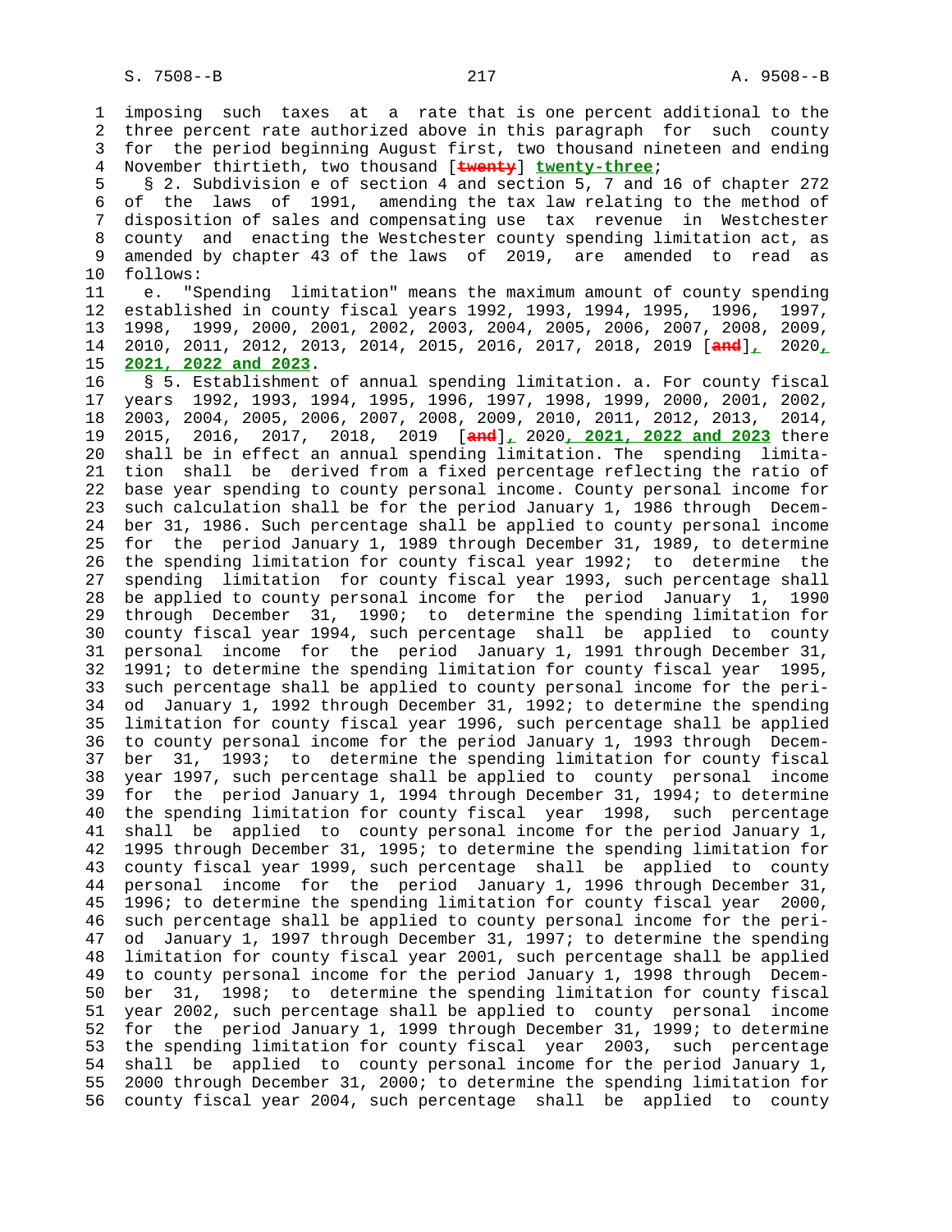imposing such taxes at a rate that is one percent additional to the three percent rate authorized above in this paragraph for such county for the period beginning August first, two thousand nineteen and ending November thirtieth, two thousand [twenty] twenty-three;

§ 2. Subdivision e of section 4 and section 5, 7 and 16 of chapter 272 of the laws of 1991, amending the tax law relating to the method of disposition of sales and compensating use tax revenue in Westchester county and enacting the Westchester county spending limitation act, as amended by chapter 43 of the laws of 2019, are amended to read as follows:

e. "Spending limitation" means the maximum amount of county spending established in county fiscal years 1992, 1993, 1994, 1995, 1996, 1997, 1998, 1999, 2000, 2001, 2002, 2003, 2004, 2005, 2006, 2007, 2008, 2009, 2010, 2011, 2012, 2013, 2014, 2015, 2016, 2017, 2018, 2019 [and], 2020, 2021, 2022 and 2023.

§ 5. Establishment of annual spending limitation. a. For county fiscal years 1992, 1993, 1994, 1995, 1996, 1997, 1998, 1999, 2000, 2001, 2002, 2003, 2004, 2005, 2006, 2007, 2008, 2009, 2010, 2011, 2012, 2013, 2014, 2015, 2016, 2017, 2018, 2019 [and], 2020, 2021, 2022 and 2023 there shall be in effect an annual spending limitation. The spending limitation shall be derived from a fixed percentage reflecting the ratio of base year spending to county personal income. County personal income for such calculation shall be for the period January 1, 1986 through December 31, 1986. Such percentage shall be applied to county personal income for the period January 1, 1989 through December 31, 1989, to determine the spending limitation for county fiscal year 1992; to determine the spending limitation for county fiscal year 1993, such percentage shall be applied to county personal income for the period January 1, 1990 through December 31, 1990; to determine the spending limitation for county fiscal year 1994, such percentage shall be applied to county personal income for the period January 1, 1991 through December 31, 1991; to determine the spending limitation for county fiscal year 1995, such percentage shall be applied to county personal income for the period January 1, 1992 through December 31, 1992; to determine the spending limitation for county fiscal year 1996, such percentage shall be applied to county personal income for the period January 1, 1993 through December 31, 1993; to determine the spending limitation for county fiscal year 1997, such percentage shall be applied to county personal income for the period January 1, 1994 through December 31, 1994; to determine the spending limitation for county fiscal year 1998, such percentage shall be applied to county personal income for the period January 1, 1995 through December 31, 1995; to determine the spending limitation for county fiscal year 1999, such percentage shall be applied to county personal income for the period January 1, 1996 through December 31, 1996; to determine the spending limitation for county fiscal year 2000, such percentage shall be applied to county personal income for the period January 1, 1997 through December 31, 1997; to determine the spending limitation for county fiscal year 2001, such percentage shall be applied to county personal income for the period January 1, 1998 through December 31, 1998; to determine the spending limitation for county fiscal year 2002, such percentage shall be applied to county personal income for the period January 1, 1999 through December 31, 1999; to determine the spending limitation for county fiscal year 2003, such percentage shall be applied to county personal income for the period January 1, 2000 through December 31, 2000; to determine the spending limitation for county fiscal year 2004, such percentage shall be applied to county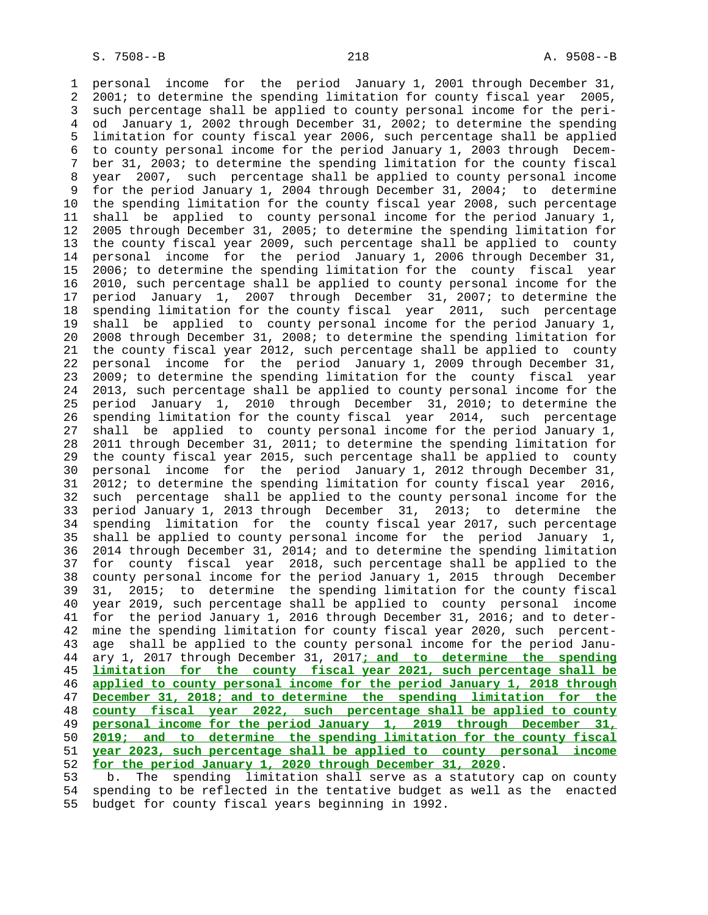personal income for the period January 1, 2001 through December 31, 2001; to determine the spending limitation for county fiscal year 2005, such percentage shall be applied to county personal income for the period January 1, 2002 through December 31, 2002; to determine the spending limitation for county fiscal year 2006, such percentage shall be applied to county personal income for the period January 1, 2003 through December 31, 2003; to determine the spending limitation for the county fiscal year 2007, such percentage shall be applied to county personal income for the period January 1, 2004 through December 31, 2004; to determine the spending limitation for the county fiscal year 2008, such percentage shall be applied to county personal income for the period January 1, 2005 through December 31, 2005; to determine the spending limitation for the county fiscal year 2009, such percentage shall be applied to county personal income for the period January 1, 2006 through December 31, 2006; to determine the spending limitation for the county fiscal year 2010, such percentage shall be applied to county personal income for the period January 1, 2007 through December 31, 2007; to determine the spending limitation for the county fiscal year 2011, such percentage shall be applied to county personal income for the period January 1, 2008 through December 31, 2008; to determine the spending limitation for the county fiscal year 2012, such percentage shall be applied to county personal income for the period January 1, 2009 through December 31, 2009; to determine the spending limitation for the county fiscal year 2013, such percentage shall be applied to county personal income for the period January 1, 2010 through December 31, 2010; to determine the spending limitation for the county fiscal year 2014, such percentage shall be applied to county personal income for the period January 1, 2011 through December 31, 2011; to determine the spending limitation for the county fiscal year 2015, such percentage shall be applied to county personal income for the period January 1, 2012 through December 31, 2012; to determine the spending limitation for county fiscal year 2016, such percentage shall be applied to the county personal income for the period January 1, 2013 through December 31, 2013; to determine the spending limitation for the county fiscal year 2017, such percentage shall be applied to county personal income for the period January 1, 2014 through December 31, 2014; and to determine the spending limitation for county fiscal year 2018, such percentage shall be applied to the county personal income for the period January 1, 2015 through December 31, 2015; to determine the spending limitation for the county fiscal year 2019, such percentage shall be applied to county personal income for the period January 1, 2016 through December 31, 2016; and to determine the spending limitation for county fiscal year 2020, such percentage shall be applied to the county personal income for the period January 1, 2017 through December 31, 2017**; and to determine the spending limitation for the county fiscal year 2021, such percentage shall be applied to county personal income for the period January 1, 2018 through December 31, 2018; and to determine the spending limitation for the county fiscal year 2022, such percentage shall be applied to county personal income for the period January 1, 2019 through December 31, 2019; and to determine the spending limitation for the county fiscal year 2023, such percentage shall be applied to county personal income for the period January 1, 2020 through December 31, 2020**.

b. The spending limitation shall serve as a statutory cap on county spending to be reflected in the tentative budget as well as the enacted budget for county fiscal years beginning in 1992.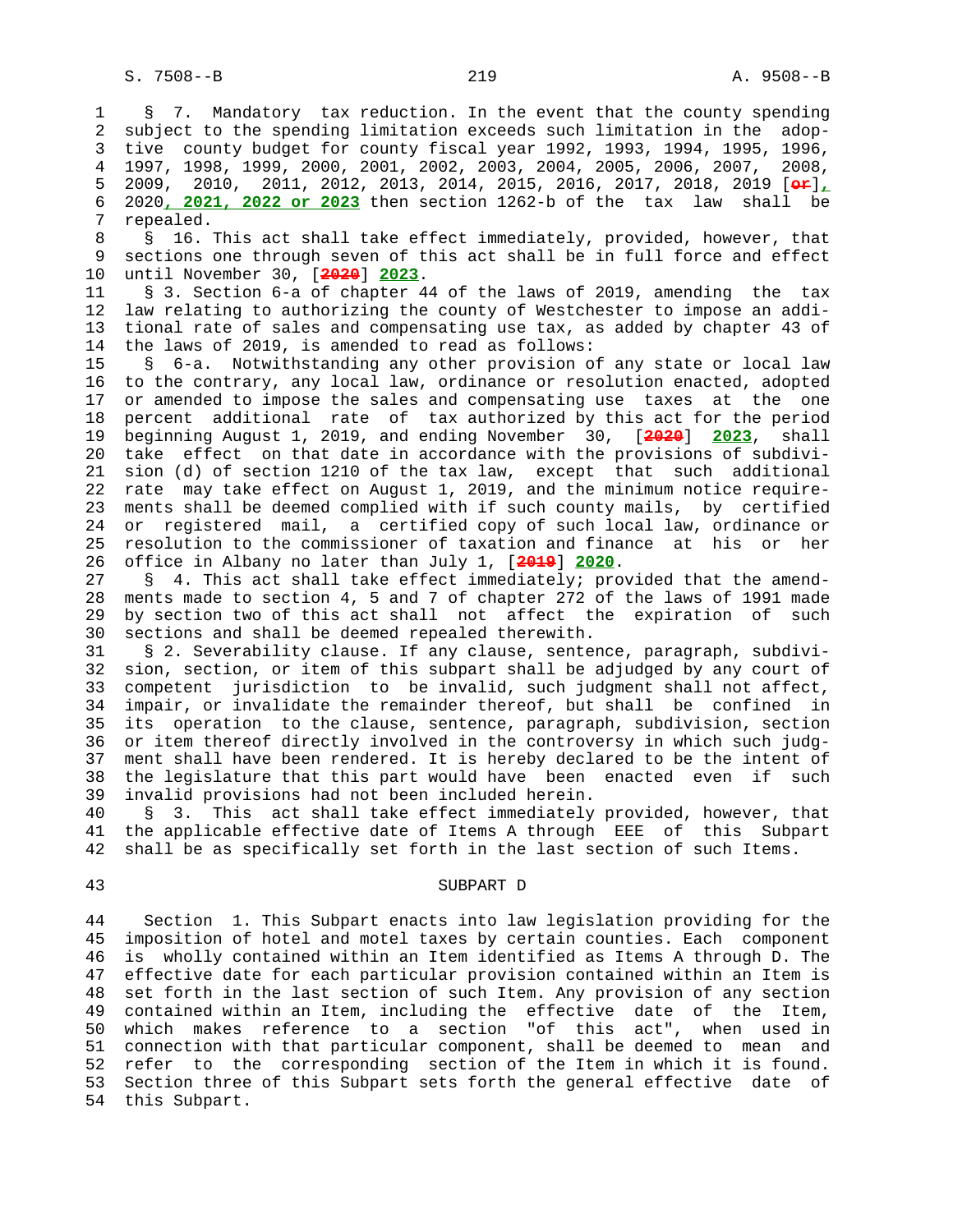§ 7. Mandatory tax reduction. In the event that the county spending subject to the spending limitation exceeds such limitation in the adoptive county budget for county fiscal year 1992, 1993, 1994, 1995, 1996, 1997, 1998, 1999, 2000, 2001, 2002, 2003, 2004, 2005, 2006, 2007, 2008, 2009, 2010, 2011, 2012, 2013, 2014, 2015, 2016, 2017, 2018, 2019 [or], 2020, 2021, 2022 or 2023 then section 1262-b of the tax law shall be repealed.

§ 16. This act shall take effect immediately, provided, however, that sections one through seven of this act shall be in full force and effect until November 30, [2020] 2023.

§ 3. Section 6-a of chapter 44 of the laws of 2019, amending the tax law relating to authorizing the county of Westchester to impose an additional rate of sales and compensating use tax, as added by chapter 43 of the laws of 2019, is amended to read as follows:

§ 6-a. Notwithstanding any other provision of any state or local law to the contrary, any local law, ordinance or resolution enacted, adopted or amended to impose the sales and compensating use taxes at the one percent additional rate of tax authorized by this act for the period beginning August 1, 2019, and ending November 30, [2020] 2023, shall take effect on that date in accordance with the provisions of subdivision (d) of section 1210 of the tax law, except that such additional rate may take effect on August 1, 2019, and the minimum notice requirements shall be deemed complied with if such county mails, by certified or registered mail, a certified copy of such local law, ordinance or resolution to the commissioner of taxation and finance at his or her office in Albany no later than July 1, [2019] 2020.

§ 4. This act shall take effect immediately; provided that the amendments made to section 4, 5 and 7 of chapter 272 of the laws of 1991 made by section two of this act shall not affect the expiration of such sections and shall be deemed repealed therewith.

§ 2. Severability clause. If any clause, sentence, paragraph, subdivision, section, or item of this subpart shall be adjudged by any court of competent jurisdiction to be invalid, such judgment shall not affect, impair, or invalidate the remainder thereof, but shall be confined in its operation to the clause, sentence, paragraph, subdivision, section or item thereof directly involved in the controversy in which such judgment shall have been rendered. It is hereby declared to be the intent of the legislature that this part would have been enacted even if such invalid provisions had not been included herein.

§ 3. This act shall take effect immediately provided, however, that the applicable effective date of Items A through EEE of this Subpart shall be as specifically set forth in the last section of such Items.

## SUBPART D

Section 1. This Subpart enacts into law legislation providing for the imposition of hotel and motel taxes by certain counties. Each component is wholly contained within an Item identified as Items A through D. The effective date for each particular provision contained within an Item is set forth in the last section of such Item. Any provision of any section contained within an Item, including the effective date of the Item, which makes reference to a section "of this act", when used in connection with that particular component, shall be deemed to mean and refer to the corresponding section of the Item in which it is found. Section three of this Subpart sets forth the general effective date of this Subpart.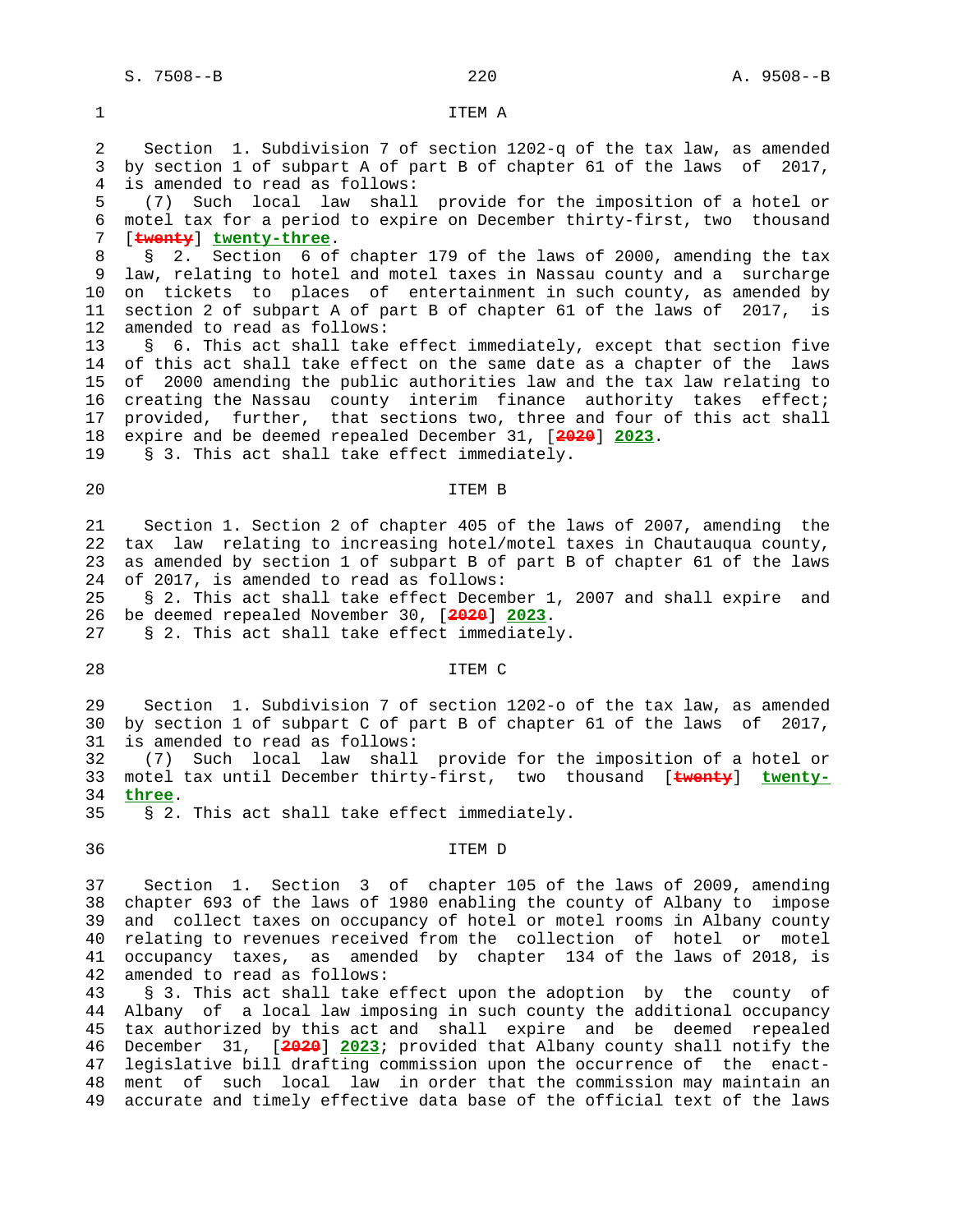ITEM A

Section 1. Subdivision 7 of section 1202-q of the tax law, as amended by section 1 of subpart A of part B of chapter 61 of the laws of 2017, is amended to read as follows:

(7) Such local law shall provide for the imposition of a hotel or motel tax for a period to expire on December thirty-first, two thousand [~~twenty~~] **twenty-three**.

§ 2. Section 6 of chapter 179 of the laws of 2000, amending the tax law, relating to hotel and motel taxes in Nassau county and a surcharge on tickets to places of entertainment in such county, as amended by section 2 of subpart A of part B of chapter 61 of the laws of 2017, is amended to read as follows:

§ 6. This act shall take effect immediately, except that section five of this act shall take effect on the same date as a chapter of the laws of 2000 amending the public authorities law and the tax law relating to creating the Nassau county interim finance authority takes effect; provided, further, that sections two, three and four of this act shall expire and be deemed repealed December 31, [~~2020~~] **2023**.

§ 3. This act shall take effect immediately.

ITEM B

Section 1. Section 2 of chapter 405 of the laws of 2007, amending the tax law relating to increasing hotel/motel taxes in Chautauqua county, as amended by section 1 of subpart B of part B of chapter 61 of the laws of 2017, is amended to read as follows:

§ 2. This act shall take effect December 1, 2007 and shall expire and be deemed repealed November 30, [~~2020~~] **2023**.

§ 2. This act shall take effect immediately.

ITEM C

Section 1. Subdivision 7 of section 1202-o of the tax law, as amended by section 1 of subpart C of part B of chapter 61 of the laws of 2017, is amended to read as follows:

(7) Such local law shall provide for the imposition of a hotel or motel tax until December thirty-first, two thousand [~~twenty~~] **twenty-three**.

§ 2. This act shall take effect immediately.

ITEM D

Section 1. Section 3 of chapter 105 of the laws of 2009, amending chapter 693 of the laws of 1980 enabling the county of Albany to impose and collect taxes on occupancy of hotel or motel rooms in Albany county relating to revenues received from the collection of hotel or motel occupancy taxes, as amended by chapter 134 of the laws of 2018, is amended to read as follows:

§ 3. This act shall take effect upon the adoption by the county of Albany of a local law imposing in such county the additional occupancy tax authorized by this act and shall expire and be deemed repealed December 31, [~~2020~~] **2023**; provided that Albany county shall notify the legislative bill drafting commission upon the occurrence of the enactment of such local law in order that the commission may maintain an accurate and timely effective data base of the official text of the laws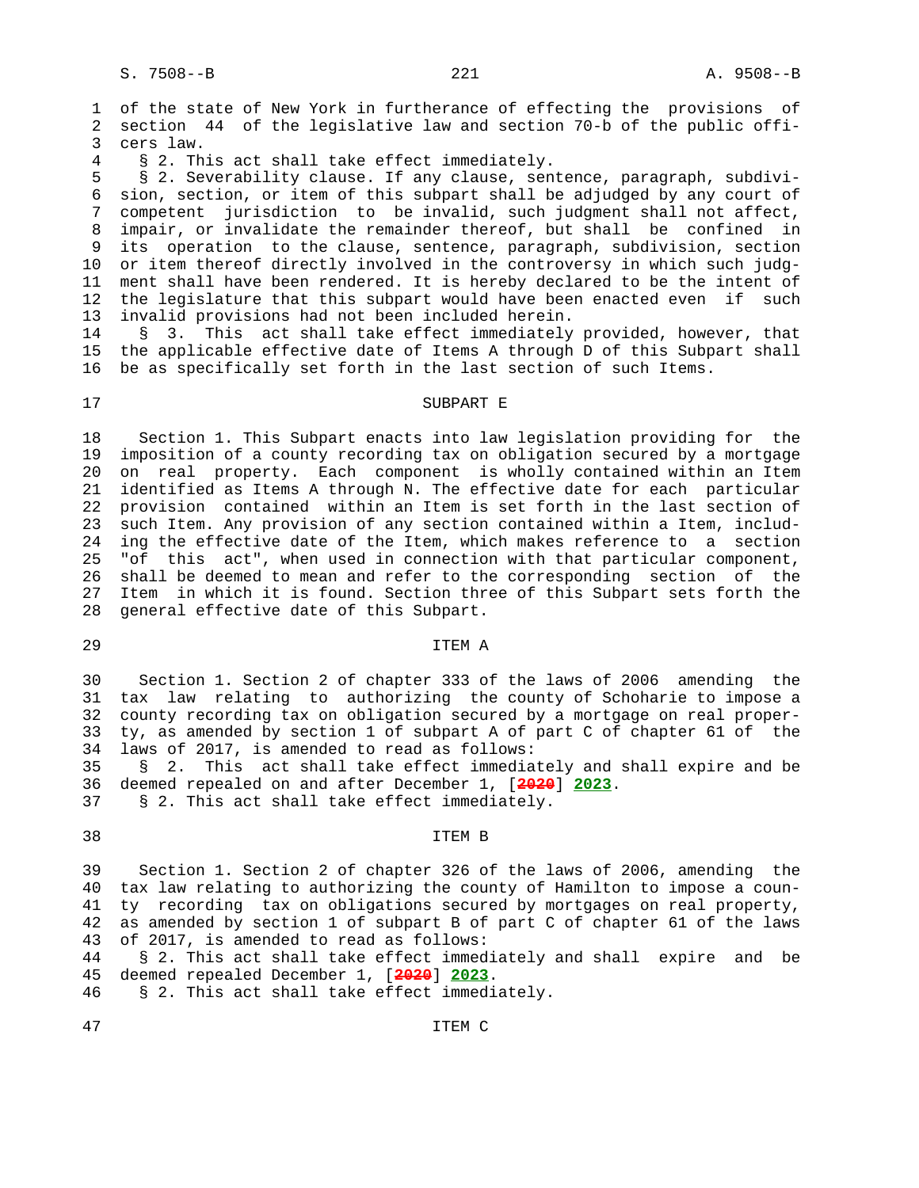of the state of New York in furtherance of effecting the provisions of section 44 of the legislative law and section 70-b of the public officers law.

§ 2. This act shall take effect immediately.

§ 2. Severability clause. If any clause, sentence, paragraph, subdivision, section, or item of this subpart shall be adjudged by any court of competent jurisdiction to be invalid, such judgment shall not affect, impair, or invalidate the remainder thereof, but shall be confined in its operation to the clause, sentence, paragraph, subdivision, section or item thereof directly involved in the controversy in which such judgment shall have been rendered. It is hereby declared to be the intent of the legislature that this subpart would have been enacted even if such invalid provisions had not been included herein.

§ 3. This act shall take effect immediately provided, however, that the applicable effective date of Items A through D of this Subpart shall be as specifically set forth in the last section of such Items.

## SUBPART E

Section 1. This Subpart enacts into law legislation providing for the imposition of a county recording tax on obligation secured by a mortgage on real property. Each component is wholly contained within an Item identified as Items A through N. The effective date for each particular provision contained within an Item is set forth in the last section of such Item. Any provision of any section contained within a Item, including the effective date of the Item, which makes reference to a section "of this act", when used in connection with that particular component, shall be deemed to mean and refer to the corresponding section of the Item in which it is found. Section three of this Subpart sets forth the general effective date of this Subpart.

### ITEM A

Section 1. Section 2 of chapter 333 of the laws of 2006 amending the tax law relating to authorizing the county of Schoharie to impose a county recording tax on obligation secured by a mortgage on real property, as amended by section 1 of subpart A of part C of chapter 61 of the laws of 2017, is amended to read as follows:

§ 2. This act shall take effect immediately and shall expire and be deemed repealed on and after December 1, [2020] **2023**.

§ 2. This act shall take effect immediately.

### ITEM B

Section 1. Section 2 of chapter 326 of the laws of 2006, amending the tax law relating to authorizing the county of Hamilton to impose a county recording tax on obligations secured by mortgages on real property, as amended by section 1 of subpart B of part C of chapter 61 of the laws of 2017, is amended to read as follows:

§ 2. This act shall take effect immediately and shall expire and be deemed repealed December 1, [2020] **2023**.

§ 2. This act shall take effect immediately.

### ITEM C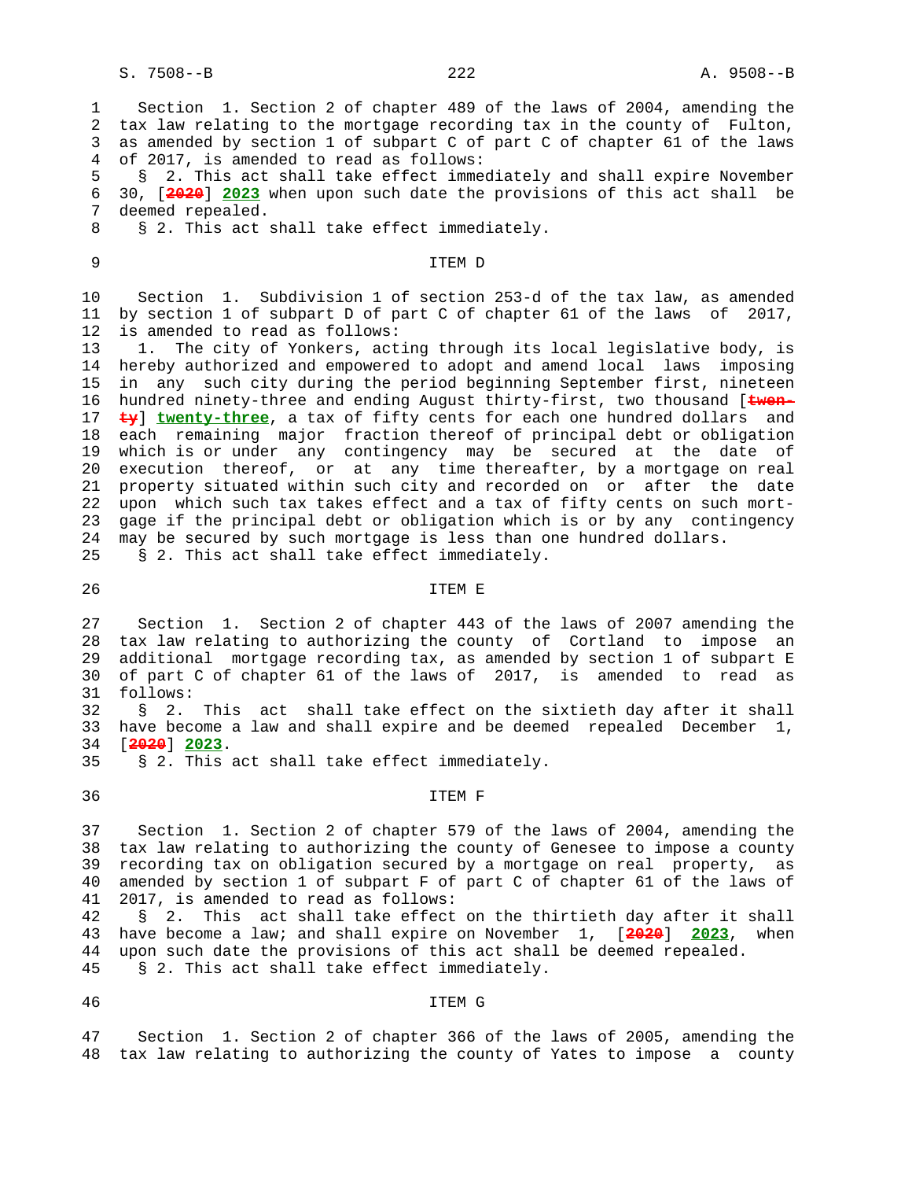Section 1. Section 2 of chapter 489 of the laws of 2004, amending the tax law relating to the mortgage recording tax in the county of Fulton, as amended by section 1 of subpart C of part C of chapter 61 of the laws of 2017, is amended to read as follows:

§ 2. This act shall take effect immediately and shall expire November 30, [~~2020~~] **2023** when upon such date the provisions of this act shall be deemed repealed.

§ 2. This act shall take effect immediately.

ITEM D

Section 1. Subdivision 1 of section 253-d of the tax law, as amended by section 1 of subpart D of part C of chapter 61 of the laws of 2017, is amended to read as follows:

1. The city of Yonkers, acting through its local legislative body, is hereby authorized and empowered to adopt and amend local laws imposing in any such city during the period beginning September first, nineteen hundred ninety-three and ending August thirty-first, two thousand [~~twenty~~] **twenty-three**, a tax of fifty cents for each one hundred dollars and each remaining major fraction thereof of principal debt or obligation which is or under any contingency may be secured at the date of execution thereof, or at any time thereafter, by a mortgage on real property situated within such city and recorded on or after the date upon which such tax takes effect and a tax of fifty cents on such mortgage if the principal debt or obligation which is or by any contingency may be secured by such mortgage is less than one hundred dollars.

§ 2. This act shall take effect immediately.

ITEM E

Section 1. Section 2 of chapter 443 of the laws of 2007 amending the tax law relating to authorizing the county of Cortland to impose an additional mortgage recording tax, as amended by section 1 of subpart E of part C of chapter 61 of the laws of 2017, is amended to read as follows:

§ 2. This act shall take effect on the sixtieth day after it shall have become a law and shall expire and be deemed repealed December 1, [~~2020~~] **2023**.

§ 2. This act shall take effect immediately.

ITEM F

Section 1. Section 2 of chapter 579 of the laws of 2004, amending the tax law relating to authorizing the county of Genesee to impose a county recording tax on obligation secured by a mortgage on real property, as amended by section 1 of subpart F of part C of chapter 61 of the laws of 2017, is amended to read as follows:

§ 2. This act shall take effect on the thirtieth day after it shall have become a law; and shall expire on November 1, [~~2020~~] **2023**, when upon such date the provisions of this act shall be deemed repealed.

§ 2. This act shall take effect immediately.

ITEM G

Section 1. Section 2 of chapter 366 of the laws of 2005, amending the tax law relating to authorizing the county of Yates to impose a county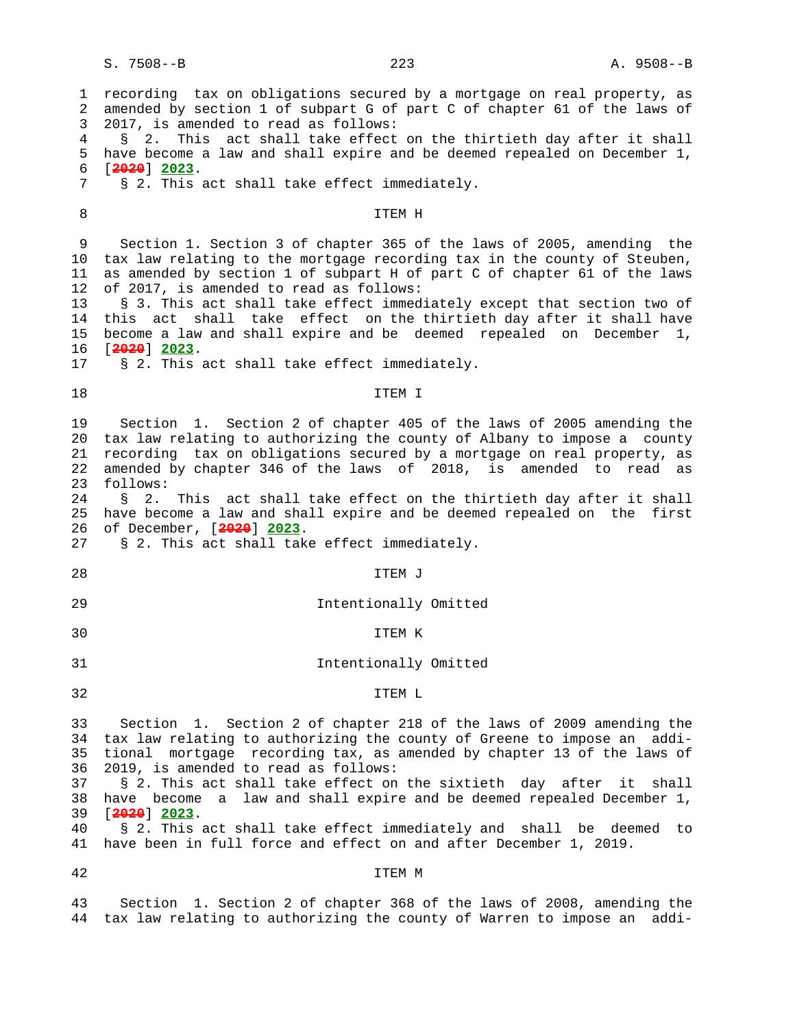recording tax on obligations secured by a mortgage on real property, as amended by section 1 of subpart G of part C of chapter 61 of the laws of 2017, is amended to read as follows:

§ 2. This act shall take effect on the thirtieth day after it shall have become a law and shall expire and be deemed repealed on December 1, [2020] 2023.

§ 2. This act shall take effect immediately.

ITEM H

Section 1. Section 3 of chapter 365 of the laws of 2005, amending the tax law relating to the mortgage recording tax in the county of Steuben, as amended by section 1 of subpart H of part C of chapter 61 of the laws of 2017, is amended to read as follows:

§ 3. This act shall take effect immediately except that section two of this act shall take effect on the thirtieth day after it shall have become a law and shall expire and be deemed repealed on December 1, [2020] 2023.

§ 2. This act shall take effect immediately.

ITEM I

Section 1. Section 2 of chapter 405 of the laws of 2005 amending the tax law relating to authorizing the county of Albany to impose a county recording tax on obligations secured by a mortgage on real property, as amended by chapter 346 of the laws of 2018, is amended to read as follows:

§ 2. This act shall take effect on the thirtieth day after it shall have become a law and shall expire and be deemed repealed on the first of December, [2020] 2023.

§ 2. This act shall take effect immediately.

ITEM J

Intentionally Omitted

ITEM K

Intentionally Omitted

ITEM L

Section 1. Section 2 of chapter 218 of the laws of 2009 amending the tax law relating to authorizing the county of Greene to impose an additional mortgage recording tax, as amended by chapter 13 of the laws of 2019, is amended to read as follows:

§ 2. This act shall take effect on the sixtieth day after it shall have become a law and shall expire and be deemed repealed December 1, [2020] 2023.

§ 2. This act shall take effect immediately and shall be deemed to have been in full force and effect on and after December 1, 2019.

ITEM M

Section 1. Section 2 of chapter 368 of the laws of 2008, amending the tax law relating to authorizing the county of Warren to impose an addi-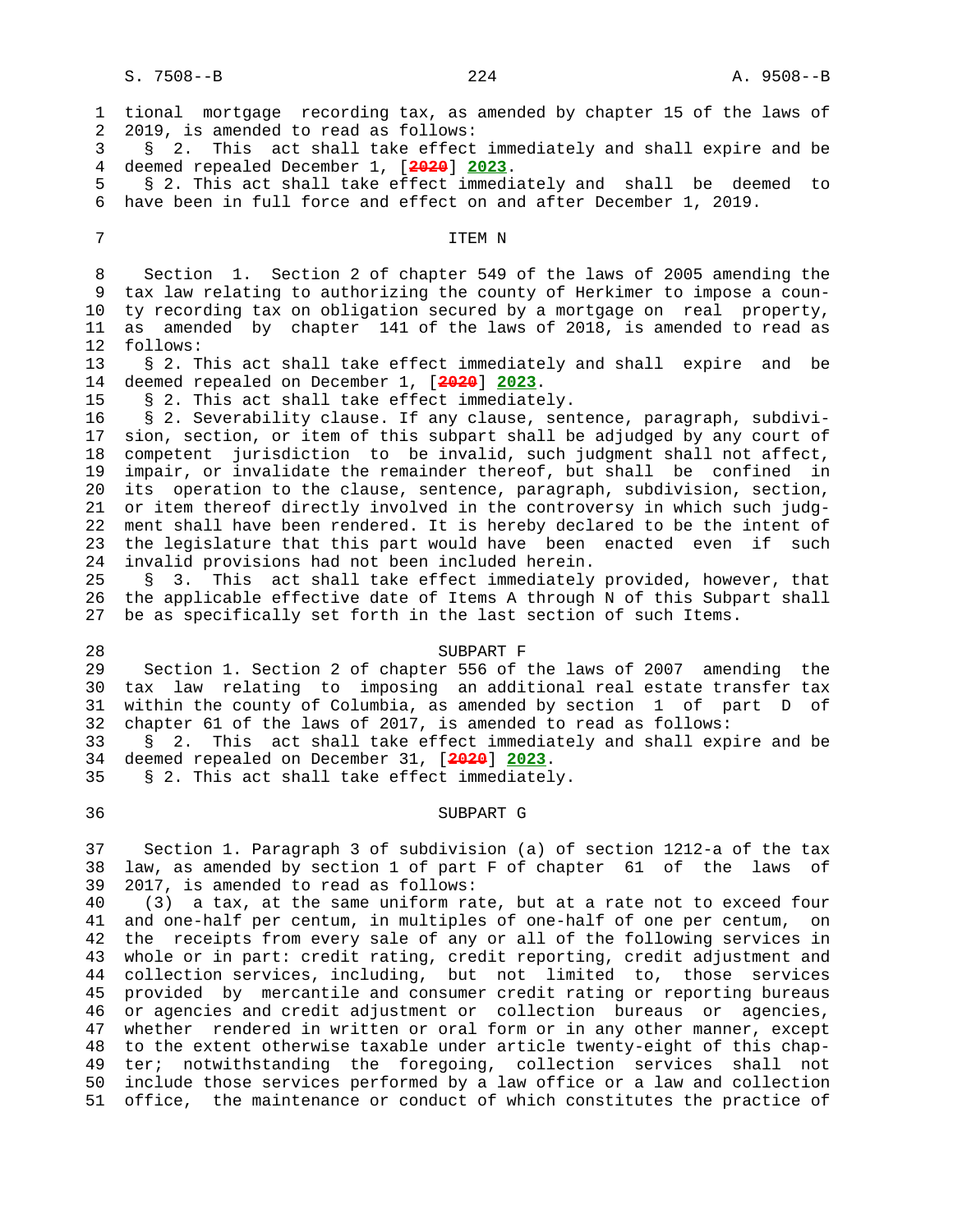tional mortgage recording tax, as amended by chapter 15 of the laws of 2019, is amended to read as follows:

§ 2. This act shall take effect immediately and shall expire and be deemed repealed December 1, [~~2020~~] **2023**.

§ 2. This act shall take effect immediately and shall be deemed to have been in full force and effect on and after December 1, 2019.

ITEM N

Section 1. Section 2 of chapter 549 of the laws of 2005 amending the tax law relating to authorizing the county of Herkimer to impose a county recording tax on obligation secured by a mortgage on real property, as amended by chapter 141 of the laws of 2018, is amended to read as follows:

§ 2. This act shall take effect immediately and shall expire and be deemed repealed on December 1, [~~2020~~] **2023**.

§ 2. This act shall take effect immediately.

§ 2. Severability clause. If any clause, sentence, paragraph, subdivision, section, or item of this subpart shall be adjudged by any court of competent jurisdiction to be invalid, such judgment shall not affect, impair, or invalidate the remainder thereof, but shall be confined in its operation to the clause, sentence, paragraph, subdivision, section, or item thereof directly involved in the controversy in which such judgment shall have been rendered. It is hereby declared to be the intent of the legislature that this part would have been enacted even if such invalid provisions had not been included herein.

§ 3. This act shall take effect immediately provided, however, that the applicable effective date of Items A through N of this Subpart shall be as specifically set forth in the last section of such Items.

SUBPART F

Section 1. Section 2 of chapter 556 of the laws of 2007 amending the tax law relating to imposing an additional real estate transfer tax within the county of Columbia, as amended by section 1 of part D of chapter 61 of the laws of 2017, is amended to read as follows:

§ 2. This act shall take effect immediately and shall expire and be deemed repealed on December 31, [~~2020~~] **2023**.

§ 2. This act shall take effect immediately.

SUBPART G

Section 1. Paragraph 3 of subdivision (a) of section 1212-a of the tax law, as amended by section 1 of part F of chapter 61 of the laws of 2017, is amended to read as follows:

(3) a tax, at the same uniform rate, but at a rate not to exceed four and one-half per centum, in multiples of one-half of one per centum, on the receipts from every sale of any or all of the following services in whole or in part: credit rating, credit reporting, credit adjustment and collection services, including, but not limited to, those services provided by mercantile and consumer credit rating or reporting bureaus or agencies and credit adjustment or collection bureaus or agencies, whether rendered in written or oral form or in any other manner, except to the extent otherwise taxable under article twenty-eight of this chapter; notwithstanding the foregoing, collection services shall not include those services performed by a law office or a law and collection office, the maintenance or conduct of which constitutes the practice of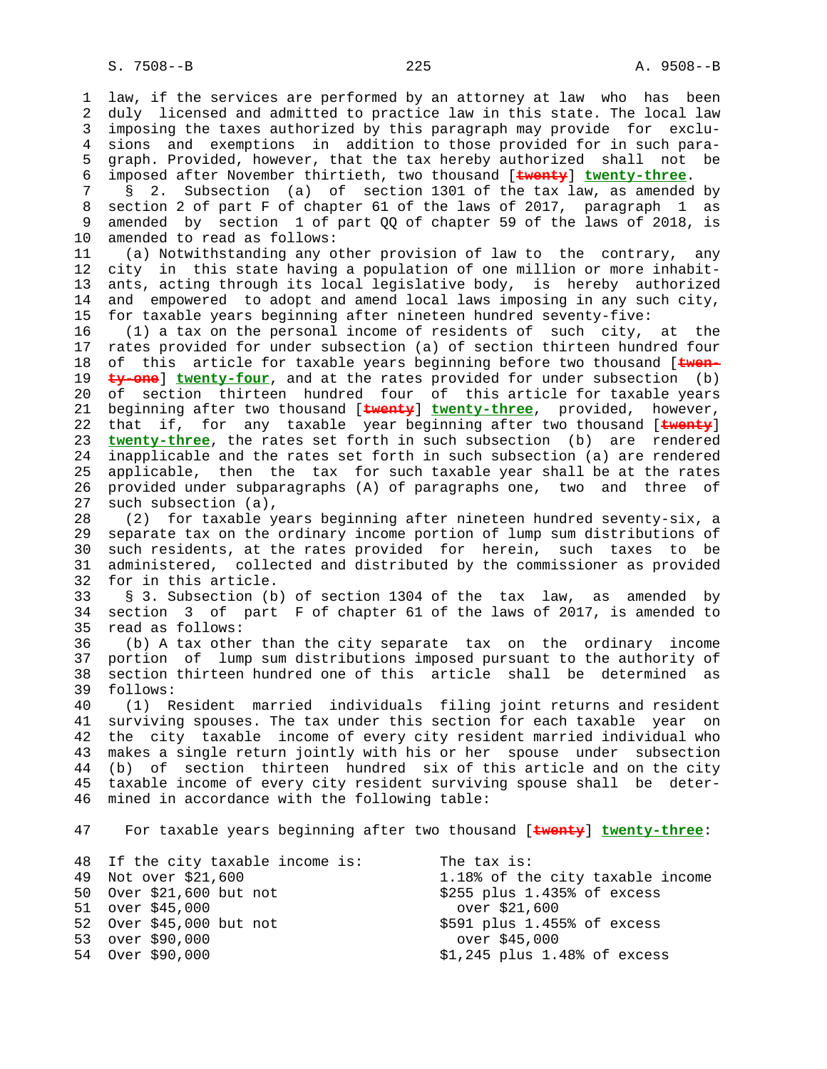law, if the services are performed by an attorney at law who has been duly licensed and admitted to practice law in this state. The local law imposing the taxes authorized by this paragraph may provide for exclusions and exemptions in addition to those provided for in such paragraph. Provided, however, that the tax hereby authorized shall not be imposed after November thirtieth, two thousand [~~twenty~~] **twenty-three**.

§ 2. Subsection (a) of section 1301 of the tax law, as amended by section 2 of part F of chapter 61 of the laws of 2017, paragraph 1 as amended by section 1 of part QQ of chapter 59 of the laws of 2018, is amended to read as follows:

(a) Notwithstanding any other provision of law to the contrary, any city in this state having a population of one million or more inhabitants, acting through its local legislative body, is hereby authorized and empowered to adopt and amend local laws imposing in any such city, for taxable years beginning after nineteen hundred seventy-five:

(1) a tax on the personal income of residents of such city, at the rates provided for under subsection (a) of section thirteen hundred four of this article for taxable years beginning before two thousand [~~twenty-one~~] **twenty-four**, and at the rates provided for under subsection (b) of section thirteen hundred four of this article for taxable years beginning after two thousand [~~twenty~~] **twenty-three**, provided, however, that if, for any taxable year beginning after two thousand [~~twenty~~] **twenty-three**, the rates set forth in such subsection (b) are rendered inapplicable and the rates set forth in such subsection (a) are rendered applicable, then the tax for such taxable year shall be at the rates provided under subparagraphs (A) of paragraphs one, two and three of such subsection (a),

(2) for taxable years beginning after nineteen hundred seventy-six, a separate tax on the ordinary income portion of lump sum distributions of such residents, at the rates provided for herein, such taxes to be administered, collected and distributed by the commissioner as provided for in this article.

§ 3. Subsection (b) of section 1304 of the tax law, as amended by section 3 of part F of chapter 61 of the laws of 2017, is amended to read as follows:

(b) A tax other than the city separate tax on the ordinary income portion of lump sum distributions imposed pursuant to the authority of section thirteen hundred one of this article shall be determined as follows:

(1) Resident married individuals filing joint returns and resident surviving spouses. The tax under this section for each taxable year on the city taxable income of every city resident married individual who makes a single return jointly with his or her spouse under subsection (b) of section thirteen hundred six of this article and on the city taxable income of every city resident surviving spouse shall be determined in accordance with the following table:

For taxable years beginning after two thousand [~~twenty~~] **twenty-three**:

| If the city taxable income is: | The tax is: |
|---|---|
| Not over $21,600 | 1.18% of the city taxable income |
| Over $21,600 but not over $45,000 | $255 plus 1.435% of excess over $21,600 |
| Over $45,000 but not over $90,000 | $591 plus 1.455% of excess over $45,000 |
| Over $90,000 | $1,245 plus 1.48% of excess |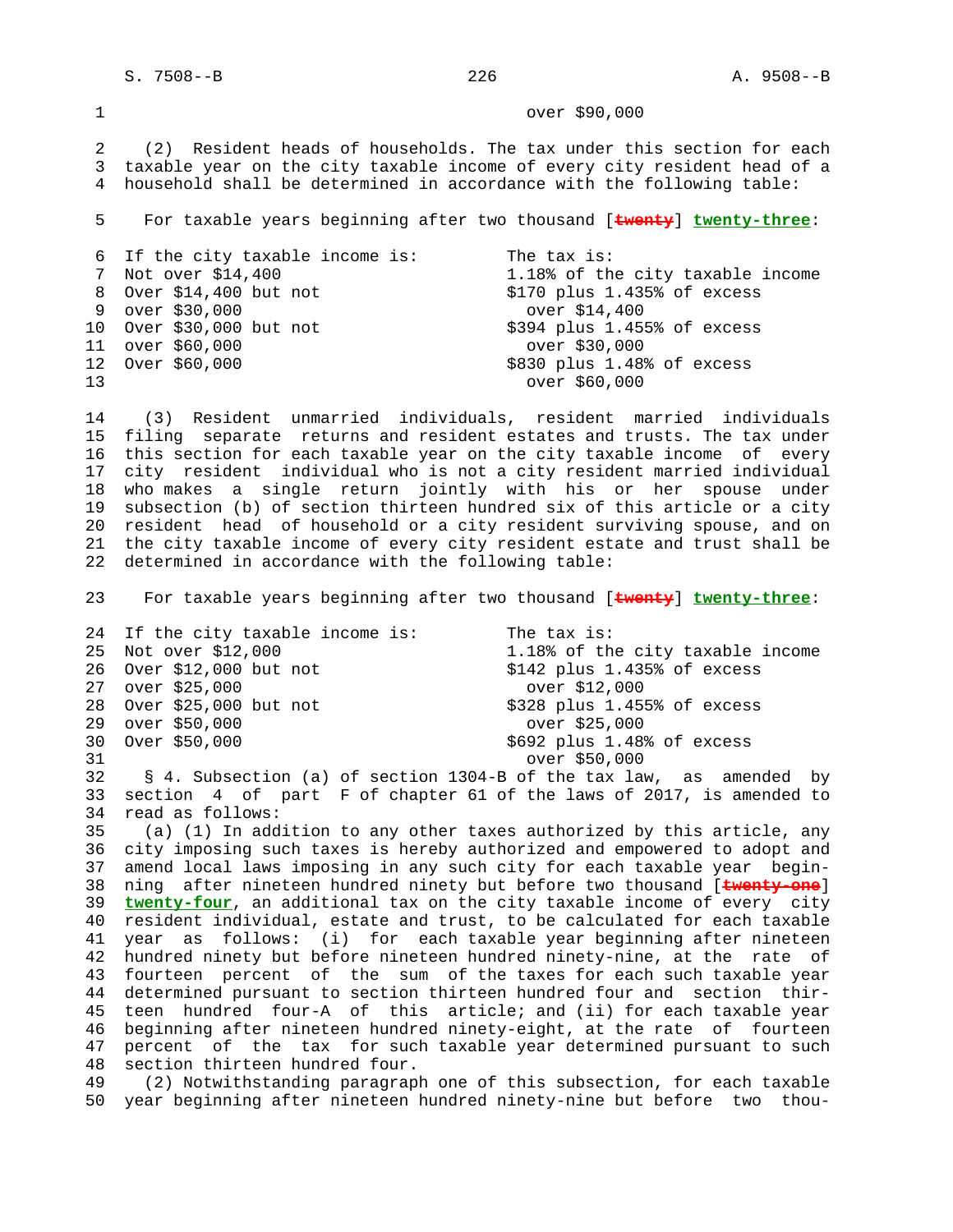over $90,000

(2) Resident heads of households. The tax under this section for each taxable year on the city taxable income of every city resident head of a household shall be determined in accordance with the following table:

For taxable years beginning after two thousand [~~twenty~~] **twenty-three**:

| If the city taxable income is: | The tax is: |
|---|---|
| Not over $14,400 | 1.18% of the city taxable income |
| Over $14,400 but not over $30,000 | $170 plus 1.435% of excess over $14,400 |
| Over $30,000 but not over $60,000 | $394 plus 1.455% of excess over $30,000 |
| Over $60,000 | $830 plus 1.48% of excess over $60,000 |

(3) Resident unmarried individuals, resident married individuals filing separate returns and resident estates and trusts. The tax under this section for each taxable year on the city taxable income of every city resident individual who is not a city resident married individual who makes a single return jointly with his or her spouse under subsection (b) of section thirteen hundred six of this article or a city resident head of household or a city resident surviving spouse, and on the city taxable income of every city resident estate and trust shall be determined in accordance with the following table:

For taxable years beginning after two thousand [~~twenty~~] **twenty-three**:

| If the city taxable income is: | The tax is: |
|---|---|
| Not over $12,000 | 1.18% of the city taxable income |
| Over $12,000 but not over $25,000 | $142 plus 1.435% of excess over $12,000 |
| Over $25,000 but not over $50,000 | $328 plus 1.455% of excess over $25,000 |
| Over $50,000 | $692 plus 1.48% of excess over $50,000 |

§ 4. Subsection (a) of section 1304-B of the tax law, as amended by section 4 of part F of chapter 61 of the laws of 2017, is amended to read as follows:

(a) (1) In addition to any other taxes authorized by this article, any city imposing such taxes is hereby authorized and empowered to adopt and amend local laws imposing in any such city for each taxable year beginning after nineteen hundred ninety but before two thousand [~~twenty-one~~] **twenty-four**, an additional tax on the city taxable income of every city resident individual, estate and trust, to be calculated for each taxable year as follows: (i) for each taxable year beginning after nineteen hundred ninety but before nineteen hundred ninety-nine, at the rate of fourteen percent of the sum of the taxes for each such taxable year determined pursuant to section thirteen hundred four and section thirteen hundred four-A of this article; and (ii) for each taxable year beginning after nineteen hundred ninety-eight, at the rate of fourteen percent of the tax for such taxable year determined pursuant to such section thirteen hundred four.

(2) Notwithstanding paragraph one of this subsection, for each taxable year beginning after nineteen hundred ninety-nine but before two thou-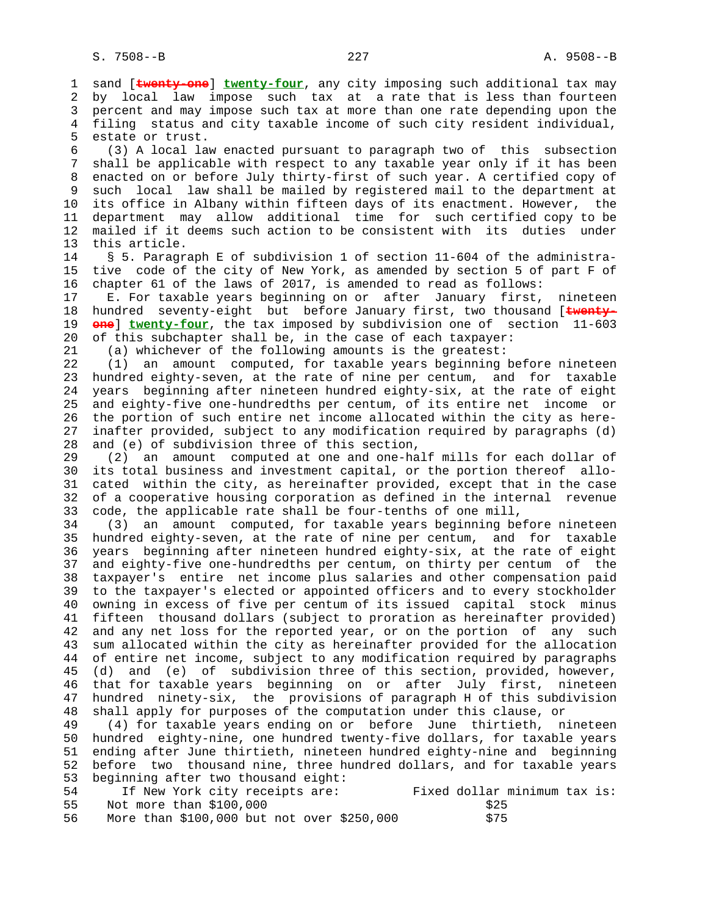sand [~~twenty-one~~] **twenty-four**, any city imposing such additional tax may by local law impose such tax at a rate that is less than fourteen percent and may impose such tax at more than one rate depending upon the filing status and city taxable income of such city resident individual, estate or trust.

(3) A local law enacted pursuant to paragraph two of this subsection shall be applicable with respect to any taxable year only if it has been enacted on or before July thirty-first of such year. A certified copy of such local law shall be mailed by registered mail to the department at its office in Albany within fifteen days of its enactment. However, the department may allow additional time for such certified copy to be mailed if it deems such action to be consistent with its duties under this article.

§ 5. Paragraph E of subdivision 1 of section 11-604 of the administrative code of the city of New York, as amended by section 5 of part F of chapter 61 of the laws of 2017, is amended to read as follows:

E. For taxable years beginning on or after January first, nineteen hundred seventy-eight but before January first, two thousand [~~twenty-one~~] **twenty-four**, the tax imposed by subdivision one of section 11-603 of this subchapter shall be, in the case of each taxpayer:

(a) whichever of the following amounts is the greatest:

(1) an amount computed, for taxable years beginning before nineteen hundred eighty-seven, at the rate of nine per centum, and for taxable years beginning after nineteen hundred eighty-six, at the rate of eight and eighty-five one-hundredths per centum, of its entire net income or the portion of such entire net income allocated within the city as hereinafter provided, subject to any modification required by paragraphs (d) and (e) of subdivision three of this section,

(2) an amount computed at one and one-half mills for each dollar of its total business and investment capital, or the portion thereof allocated within the city, as hereinafter provided, except that in the case of a cooperative housing corporation as defined in the internal revenue code, the applicable rate shall be four-tenths of one mill,

(3) an amount computed, for taxable years beginning before nineteen hundred eighty-seven, at the rate of nine per centum, and for taxable years beginning after nineteen hundred eighty-six, at the rate of eight and eighty-five one-hundredths per centum, on thirty per centum of the taxpayer's entire net income plus salaries and other compensation paid to the taxpayer's elected or appointed officers and to every stockholder owning in excess of five per centum of its issued capital stock minus fifteen thousand dollars (subject to proration as hereinafter provided) and any net loss for the reported year, or on the portion of any such sum allocated within the city as hereinafter provided for the allocation of entire net income, subject to any modification required by paragraphs (d) and (e) of subdivision three of this section, provided, however, that for taxable years beginning on or after July first, nineteen hundred ninety-six, the provisions of paragraph H of this subdivision shall apply for purposes of the computation under this clause, or

(4) for taxable years ending on or before June thirtieth, nineteen hundred eighty-nine, one hundred twenty-five dollars, for taxable years ending after June thirtieth, nineteen hundred eighty-nine and beginning before two thousand nine, three hundred dollars, and for taxable years beginning after two thousand eight:

| If New York city receipts are: | Fixed dollar minimum tax is: |
|---|---|
| Not more than $100,000 | $25 |
| More than $100,000 but not over $250,000 | $75 |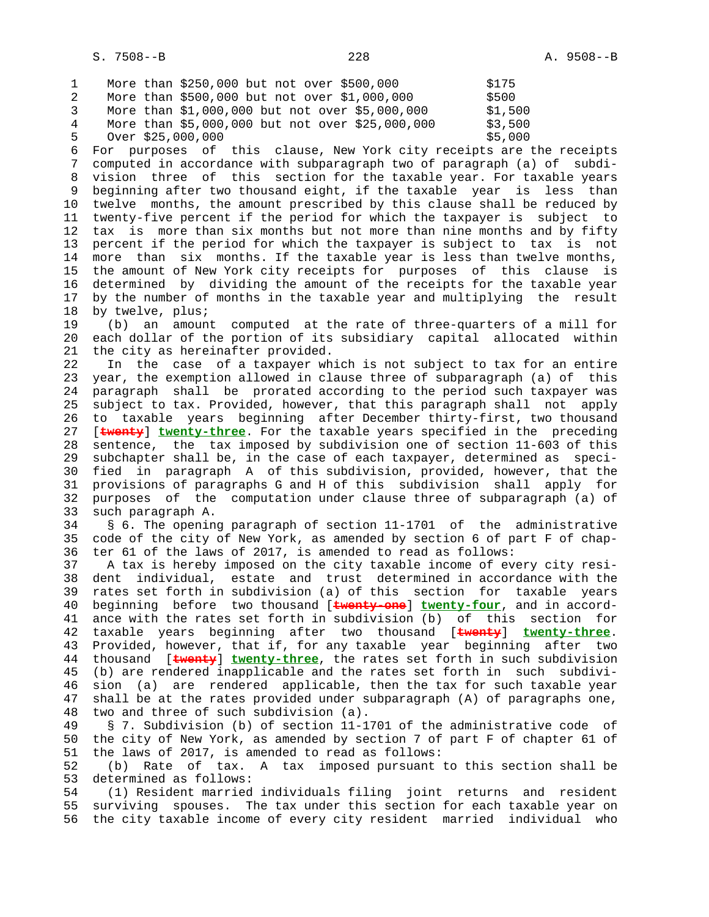| | |
|---|---|
| More than $250,000 but not over $500,000 | $175 |
| More than $500,000 but not over $1,000,000 | $500 |
| More than $1,000,000 but not over $5,000,000 | $1,500 |
| More than $5,000,000 but not over $25,000,000 | $3,500 |
| Over $25,000,000 | $5,000 |

For purposes of this clause, New York city receipts are the receipts computed in accordance with subparagraph two of paragraph (a) of subdivision three of this section for the taxable year. For taxable years beginning after two thousand eight, if the taxable year is less than twelve months, the amount prescribed by this clause shall be reduced by twenty-five percent if the period for which the taxpayer is subject to tax is more than six months but not more than nine months and by fifty percent if the period for which the taxpayer is subject to tax is not more than six months. If the taxable year is less than twelve months, the amount of New York city receipts for purposes of this clause is determined by dividing the amount of the receipts for the taxable year by the number of months in the taxable year and multiplying the result by twelve, plus;

(b) an amount computed at the rate of three-quarters of a mill for each dollar of the portion of its subsidiary capital allocated within the city as hereinafter provided.

In the case of a taxpayer which is not subject to tax for an entire year, the exemption allowed in clause three of subparagraph (a) of this paragraph shall be prorated according to the period such taxpayer was subject to tax. Provided, however, that this paragraph shall not apply to taxable years beginning after December thirty-first, two thousand [~~twenty~~] **twenty-three**. For the taxable years specified in the preceding sentence, the tax imposed by subdivision one of section 11-603 of this subchapter shall be, in the case of each taxpayer, determined as specified in paragraph A of this subdivision, provided, however, that the provisions of paragraphs G and H of this subdivision shall apply for purposes of the computation under clause three of subparagraph (a) of such paragraph A.

§ 6. The opening paragraph of section 11-1701 of the administrative code of the city of New York, as amended by section 6 of part F of chapter 61 of the laws of 2017, is amended to read as follows:

A tax is hereby imposed on the city taxable income of every city resident individual, estate and trust determined in accordance with the rates set forth in subdivision (a) of this section for taxable years beginning before two thousand [~~twenty-one~~] **twenty-four**, and in accordance with the rates set forth in subdivision (b) of this section for taxable years beginning after two thousand [~~twenty~~] **twenty-three**. Provided, however, that if, for any taxable year beginning after two thousand [~~twenty~~] **twenty-three**, the rates set forth in such subdivision (b) are rendered inapplicable and the rates set forth in such subdivision (a) are rendered applicable, then the tax for such taxable year shall be at the rates provided under subparagraph (A) of paragraphs one, two and three of such subdivision (a).

§ 7. Subdivision (b) of section 11-1701 of the administrative code of the city of New York, as amended by section 7 of part F of chapter 61 of the laws of 2017, is amended to read as follows:

(b) Rate of tax. A tax imposed pursuant to this section shall be determined as follows:

(1) Resident married individuals filing joint returns and resident surviving spouses. The tax under this section for each taxable year on the city taxable income of every city resident married individual who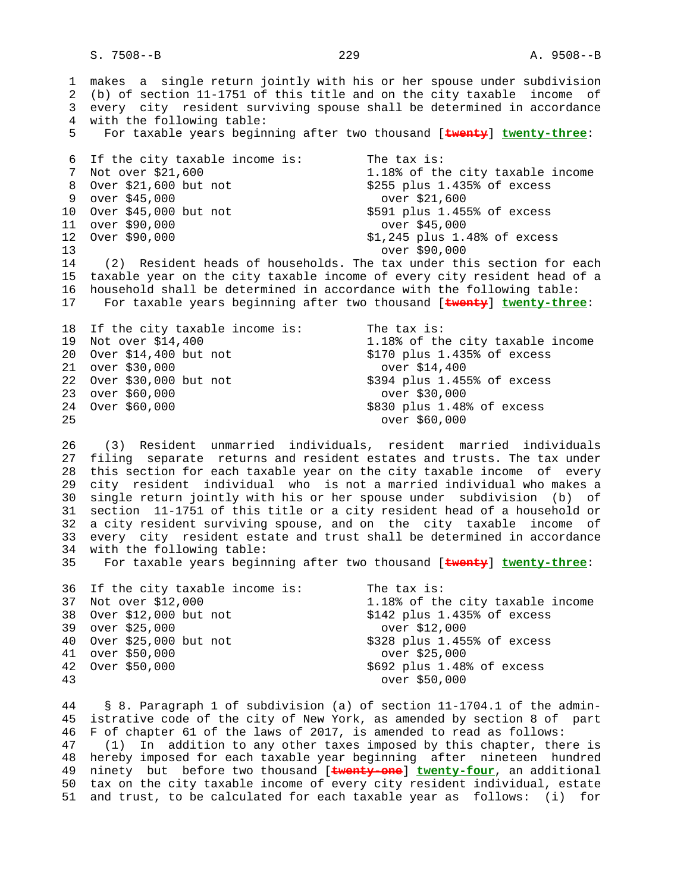makes a single return jointly with his or her spouse under subdivision (b) of section 11-1751 of this title and on the city taxable income of every city resident surviving spouse shall be determined in accordance with the following table:

For taxable years beginning after two thousand [~~twenty~~] **twenty-three**:

| If the city taxable income is: | The tax is: |
|---|---|
| Not over $21,600 | 1.18% of the city taxable income |
| Over $21,600 but not over $45,000 | $255 plus 1.435% of excess over $21,600 |
| Over $45,000 but not over $90,000 | $591 plus 1.455% of excess over $45,000 |
| Over $90,000 | $1,245 plus 1.48% of excess over $90,000 |

(2) Resident heads of households. The tax under this section for each taxable year on the city taxable income of every city resident head of a household shall be determined in accordance with the following table:

For taxable years beginning after two thousand [~~twenty~~] **twenty-three**:

| If the city taxable income is: | The tax is: |
|---|---|
| Not over $14,400 | 1.18% of the city taxable income |
| Over $14,400 but not over $30,000 | $170 plus 1.435% of excess over $14,400 |
| Over $30,000 but not over $60,000 | $394 plus 1.455% of excess over $30,000 |
| Over $60,000 | $830 plus 1.48% of excess over $60,000 |

(3) Resident unmarried individuals, resident married individuals filing separate returns and resident estates and trusts. The tax under this section for each taxable year on the city taxable income of every city resident individual who is not a married individual who makes a single return jointly with his or her spouse under subdivision (b) of section 11-1751 of this title or a city resident head of a household or a city resident surviving spouse, and on the city taxable income of every city resident estate and trust shall be determined in accordance with the following table:

For taxable years beginning after two thousand [~~twenty~~] **twenty-three**:

| If the city taxable income is: | The tax is: |
|---|---|
| Not over $12,000 | 1.18% of the city taxable income |
| Over $12,000 but not over $25,000 | $142 plus 1.435% of excess over $12,000 |
| Over $25,000 but not over $50,000 | $328 plus 1.455% of excess over $25,000 |
| Over $50,000 | $692 plus 1.48% of excess over $50,000 |

§ 8. Paragraph 1 of subdivision (a) of section 11-1704.1 of the administrative code of the city of New York, as amended by section 8 of part F of chapter 61 of the laws of 2017, is amended to read as follows:

(1) In addition to any other taxes imposed by this chapter, there is hereby imposed for each taxable year beginning after nineteen hundred ninety but before two thousand [~~twenty-one~~] **twenty-four**, an additional tax on the city taxable income of every city resident individual, estate and trust, to be calculated for each taxable year as follows: (i) for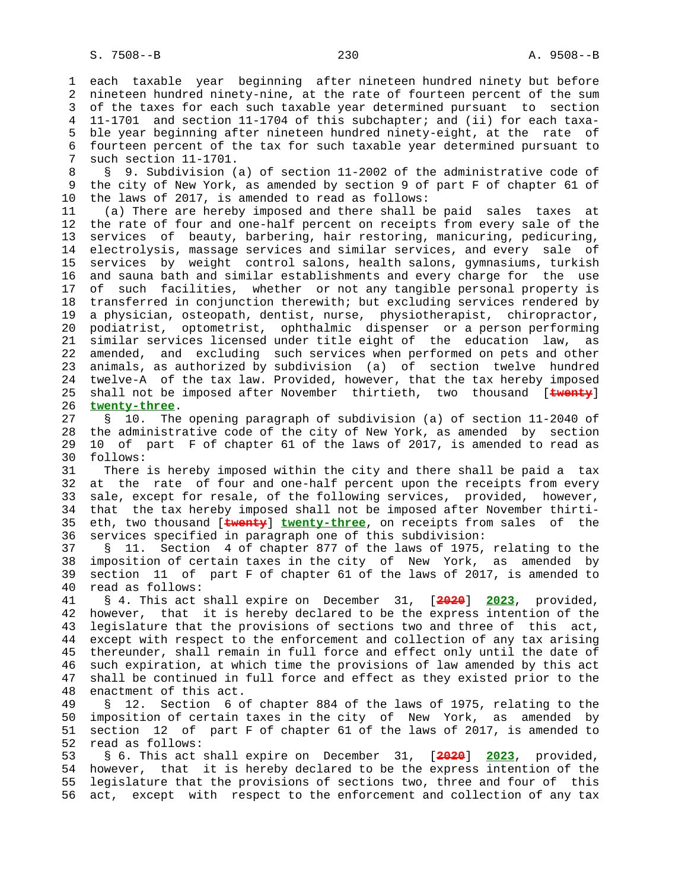each taxable year beginning after nineteen hundred ninety but before nineteen hundred ninety-nine, at the rate of fourteen percent of the sum of the taxes for each such taxable year determined pursuant to section 11-1701 and section 11-1704 of this subchapter; and (ii) for each taxable year beginning after nineteen hundred ninety-eight, at the rate of fourteen percent of the tax for such taxable year determined pursuant to such section 11-1701.

§ 9. Subdivision (a) of section 11-2002 of the administrative code of the city of New York, as amended by section 9 of part F of chapter 61 of the laws of 2017, is amended to read as follows:

(a) There are hereby imposed and there shall be paid sales taxes at the rate of four and one-half percent on receipts from every sale of the services of beauty, barbering, hair restoring, manicuring, pedicuring, electrolysis, massage services and similar services, and every sale of services by weight control salons, health salons, gymnasiums, turkish and sauna bath and similar establishments and every charge for the use of such facilities, whether or not any tangible personal property is transferred in conjunction therewith; but excluding services rendered by a physician, osteopath, dentist, nurse, physiotherapist, chiropractor, podiatrist, optometrist, ophthalmic dispenser or a person performing similar services licensed under title eight of the education law, as amended, and excluding such services when performed on pets and other animals, as authorized by subdivision (a) of section twelve hundred twelve-A of the tax law. Provided, however, that the tax hereby imposed shall not be imposed after November thirtieth, two thousand [~~twenty~~] **twenty-three**.

§ 10. The opening paragraph of subdivision (a) of section 11-2040 of the administrative code of the city of New York, as amended by section 10 of part F of chapter 61 of the laws of 2017, is amended to read as follows:

There is hereby imposed within the city and there shall be paid a tax at the rate of four and one-half percent upon the receipts from every sale, except for resale, of the following services, provided, however, that the tax hereby imposed shall not be imposed after November thirtieth, two thousand [~~twenty~~] **twenty-three**, on receipts from sales of the services specified in paragraph one of this subdivision:

§ 11. Section 4 of chapter 877 of the laws of 1975, relating to the imposition of certain taxes in the city of New York, as amended by section 11 of part F of chapter 61 of the laws of 2017, is amended to read as follows:

§ 4. This act shall expire on December 31, [~~2020~~] **2023**, provided, however, that it is hereby declared to be the express intention of the legislature that the provisions of sections two and three of this act, except with respect to the enforcement and collection of any tax arising thereunder, shall remain in full force and effect only until the date of such expiration, at which time the provisions of law amended by this act shall be continued in full force and effect as they existed prior to the enactment of this act.

§ 12. Section 6 of chapter 884 of the laws of 1975, relating to the imposition of certain taxes in the city of New York, as amended by section 12 of part F of chapter 61 of the laws of 2017, is amended to read as follows:

§ 6. This act shall expire on December 31, [~~2020~~] **2023**, provided, however, that it is hereby declared to be the express intention of the legislature that the provisions of sections two, three and four of this act, except with respect to the enforcement and collection of any tax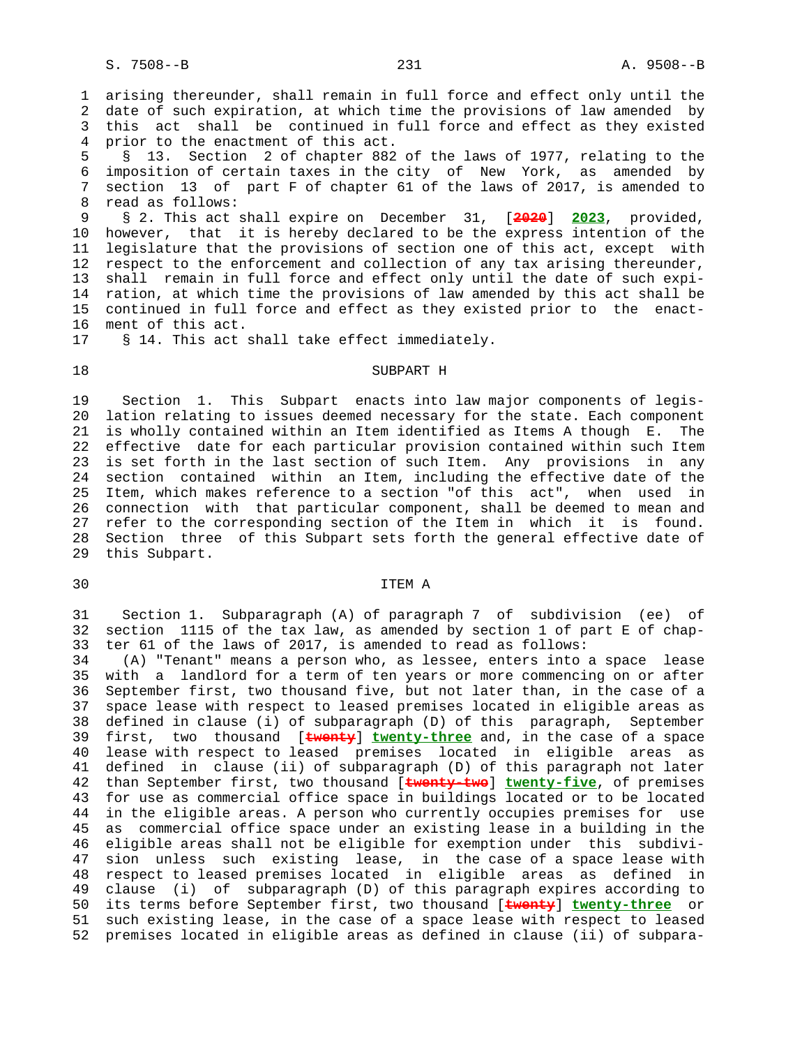arising thereunder, shall remain in full force and effect only until the date of such expiration, at which time the provisions of law amended by this act shall be continued in full force and effect as they existed prior to the enactment of this act.

§ 13. Section 2 of chapter 882 of the laws of 1977, relating to the imposition of certain taxes in the city of New York, as amended by section 13 of part F of chapter 61 of the laws of 2017, is amended to read as follows:

§ 2. This act shall expire on December 31, [~~2020~~] **2023**, provided, however, that it is hereby declared to be the express intention of the legislature that the provisions of section one of this act, except with respect to the enforcement and collection of any tax arising thereunder, shall remain in full force and effect only until the date of such expiration, at which time the provisions of law amended by this act shall be continued in full force and effect as they existed prior to the enactment of this act.

§ 14. This act shall take effect immediately.

SUBPART H

Section 1. This Subpart enacts into law major components of legislation relating to issues deemed necessary for the state. Each component is wholly contained within an Item identified as Items A though E. The effective date for each particular provision contained within such Item is set forth in the last section of such Item. Any provisions in any section contained within an Item, including the effective date of the Item, which makes reference to a section "of this act", when used in connection with that particular component, shall be deemed to mean and refer to the corresponding section of the Item in which it is found. Section three of this Subpart sets forth the general effective date of this Subpart.

ITEM A

Section 1. Subparagraph (A) of paragraph 7 of subdivision (ee) of section 1115 of the tax law, as amended by section 1 of part E of chapter 61 of the laws of 2017, is amended to read as follows:

(A) "Tenant" means a person who, as lessee, enters into a space lease with a landlord for a term of ten years or more commencing on or after September first, two thousand five, but not later than, in the case of a space lease with respect to leased premises located in eligible areas as defined in clause (i) of subparagraph (D) of this paragraph, September first, two thousand [~~twenty~~] **twenty-three** and, in the case of a space lease with respect to leased premises located in eligible areas as defined in clause (ii) of subparagraph (D) of this paragraph not later than September first, two thousand [~~twenty-two~~] **twenty-five**, of premises for use as commercial office space in buildings located or to be located in the eligible areas. A person who currently occupies premises for use as commercial office space under an existing lease in a building in the eligible areas shall not be eligible for exemption under this subdivision unless such existing lease, in the case of a space lease with respect to leased premises located in eligible areas as defined in clause (i) of subparagraph (D) of this paragraph expires according to its terms before September first, two thousand [~~twenty~~] **twenty-three** or such existing lease, in the case of a space lease with respect to leased premises located in eligible areas as defined in clause (ii) of subpara-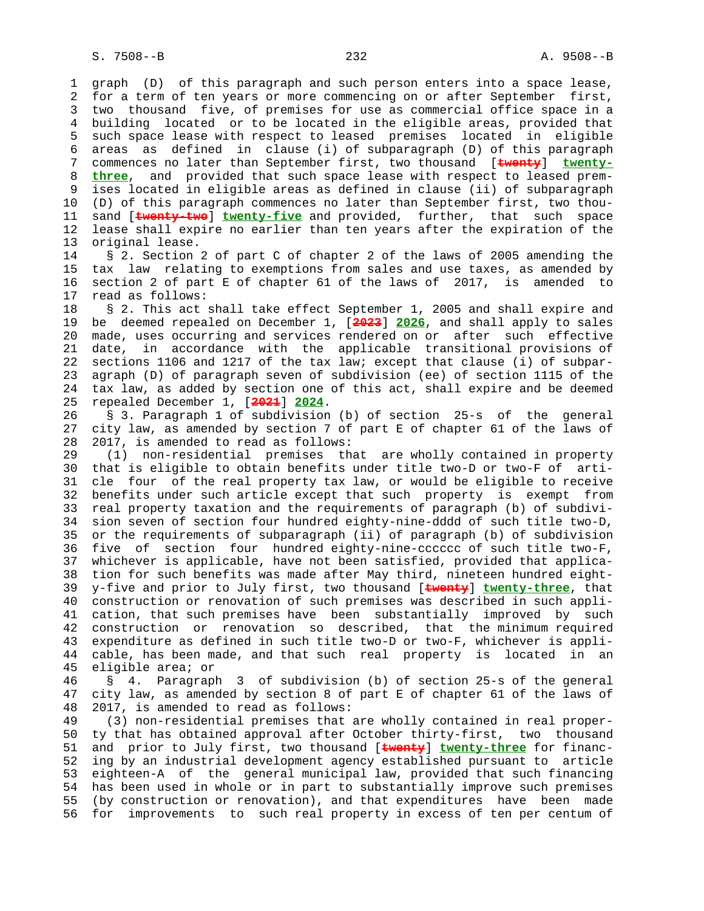graph (D) of this paragraph and such person enters into a space lease, for a term of ten years or more commencing on or after September first, two thousand five, of premises for use as commercial office space in a building located or to be located in the eligible areas, provided that such space lease with respect to leased premises located in eligible areas as defined in clause (i) of subparagraph (D) of this paragraph commences no later than September first, two thousand [~~twenty~~] **twenty-three**, and provided that such space lease with respect to leased premises located in eligible areas as defined in clause (ii) of subparagraph (D) of this paragraph commences no later than September first, two thousand [~~twenty-two~~] **twenty-five** and provided, further, that such space lease shall expire no earlier than ten years after the expiration of the original lease.

§ 2. Section 2 of part C of chapter 2 of the laws of 2005 amending the tax law relating to exemptions from sales and use taxes, as amended by section 2 of part E of chapter 61 of the laws of 2017, is amended to read as follows:

§ 2. This act shall take effect September 1, 2005 and shall expire and be deemed repealed on December 1, [~~2023~~] **2026**, and shall apply to sales made, uses occurring and services rendered on or after such effective date, in accordance with the applicable transitional provisions of sections 1106 and 1217 of the tax law; except that clause (i) of subparagraph (D) of paragraph seven of subdivision (ee) of section 1115 of the tax law, as added by section one of this act, shall expire and be deemed repealed December 1, [~~2021~~] **2024**.

§ 3. Paragraph 1 of subdivision (b) of section 25-s of the general city law, as amended by section 7 of part E of chapter 61 of the laws of 2017, is amended to read as follows:

(1) non-residential premises that are wholly contained in property that is eligible to obtain benefits under title two-D or two-F of article four of the real property tax law, or would be eligible to receive benefits under such article except that such property is exempt from real property taxation and the requirements of paragraph (b) of subdivision seven of section four hundred eighty-nine-dddd of such title two-D, or the requirements of subparagraph (ii) of paragraph (b) of subdivision five of section four hundred eighty-nine-cccccc of such title two-F, whichever is applicable, have not been satisfied, provided that application for such benefits was made after May third, nineteen hundred eighty-five and prior to July first, two thousand [~~twenty~~] **twenty-three**, that construction or renovation of such premises was described in such application, that such premises have been substantially improved by such construction or renovation so described, that the minimum required expenditure as defined in such title two-D or two-F, whichever is applicable, has been made, and that such real property is located in an eligible area; or

§ 4. Paragraph 3 of subdivision (b) of section 25-s of the general city law, as amended by section 8 of part E of chapter 61 of the laws of 2017, is amended to read as follows:

(3) non-residential premises that are wholly contained in real property that has obtained approval after October thirty-first, two thousand and prior to July first, two thousand [~~twenty~~] **twenty-three** for financing by an industrial development agency established pursuant to article eighteen-A of the general municipal law, provided that such financing has been used in whole or in part to substantially improve such premises (by construction or renovation), and that expenditures have been made for improvements to such real property in excess of ten per centum of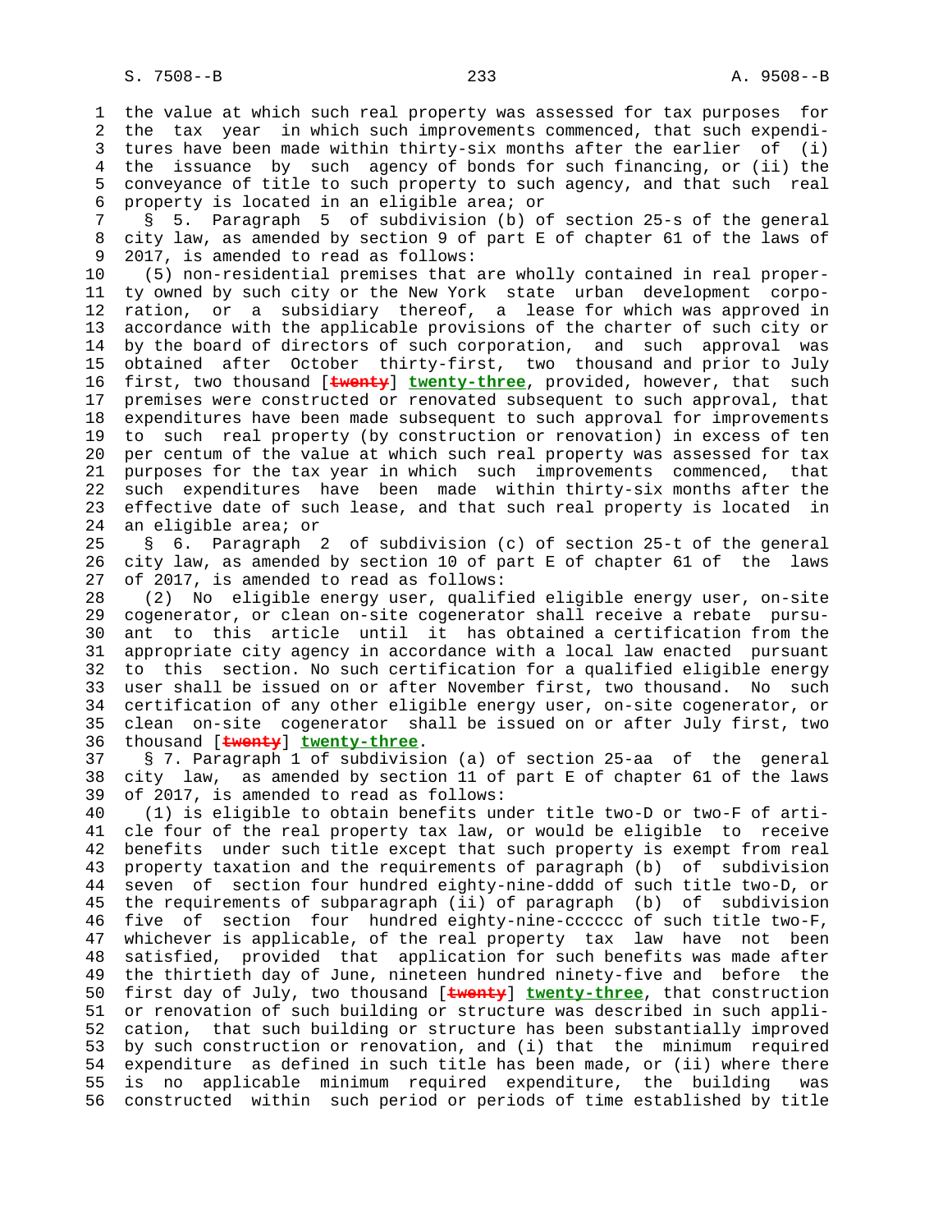the value at which such real property was assessed for tax purposes for the tax year in which such improvements commenced, that such expenditures have been made within thirty-six months after the earlier of (i) the issuance by such agency of bonds for such financing, or (ii) the conveyance of title to such property to such agency, and that such real property is located in an eligible area; or

§ 5. Paragraph 5 of subdivision (b) of section 25-s of the general city law, as amended by section 9 of part E of chapter 61 of the laws of 2017, is amended to read as follows:

(5) non-residential premises that are wholly contained in real property owned by such city or the New York state urban development corporation, or a subsidiary thereof, a lease for which was approved in accordance with the applicable provisions of the charter of such city or by the board of directors of such corporation, and such approval was obtained after October thirty-first, two thousand and prior to July first, two thousand [~~twenty~~] **twenty-three**, provided, however, that such premises were constructed or renovated subsequent to such approval, that expenditures have been made subsequent to such approval for improvements to such real property (by construction or renovation) in excess of ten per centum of the value at which such real property was assessed for tax purposes for the tax year in which such improvements commenced, that such expenditures have been made within thirty-six months after the effective date of such lease, and that such real property is located in an eligible area; or

§ 6. Paragraph 2 of subdivision (c) of section 25-t of the general city law, as amended by section 10 of part E of chapter 61 of the laws of 2017, is amended to read as follows:

(2) No eligible energy user, qualified eligible energy user, on-site cogenerator, or clean on-site cogenerator shall receive a rebate pursuant to this article until it has obtained a certification from the appropriate city agency in accordance with a local law enacted pursuant to this section. No such certification for a qualified eligible energy user shall be issued on or after November first, two thousand. No such certification of any other eligible energy user, on-site cogenerator, or clean on-site cogenerator shall be issued on or after July first, two thousand [~~twenty~~] **twenty-three**.

§ 7. Paragraph 1 of subdivision (a) of section 25-aa of the general city law, as amended by section 11 of part E of chapter 61 of the laws of 2017, is amended to read as follows:

(1) is eligible to obtain benefits under title two-D or two-F of article four of the real property tax law, or would be eligible to receive benefits under such title except that such property is exempt from real property taxation and the requirements of paragraph (b) of subdivision seven of section four hundred eighty-nine-dddd of such title two-D, or the requirements of subparagraph (ii) of paragraph (b) of subdivision five of section four hundred eighty-nine-cccccc of such title two-F, whichever is applicable, of the real property tax law have not been satisfied, provided that application for such benefits was made after the thirtieth day of June, nineteen hundred ninety-five and before the first day of July, two thousand [~~twenty~~] **twenty-three**, that construction or renovation of such building or structure was described in such application, that such building or structure has been substantially improved by such construction or renovation, and (i) that the minimum required expenditure as defined in such title has been made, or (ii) where there is no applicable minimum required expenditure, the building was constructed within such period or periods of time established by title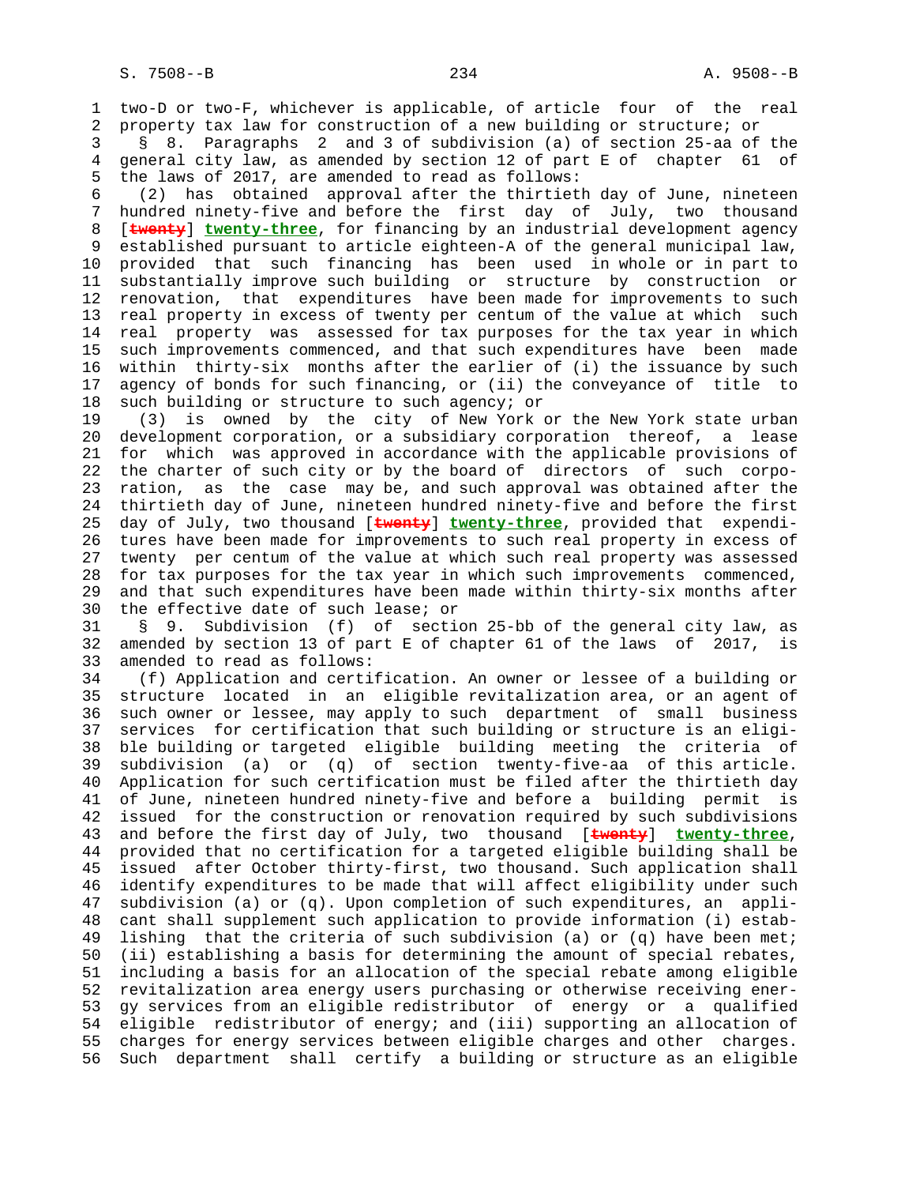two-D or two-F, whichever is applicable, of article four of the real property tax law for construction of a new building or structure; or

§ 8. Paragraphs 2 and 3 of subdivision (a) of section 25-aa of the general city law, as amended by section 12 of part E of chapter 61 of the laws of 2017, are amended to read as follows:

(2) has obtained approval after the thirtieth day of June, nineteen hundred ninety-five and before the first day of July, two thousand [~~twenty~~] **twenty-three**, for financing by an industrial development agency established pursuant to article eighteen-A of the general municipal law, provided that such financing has been used in whole or in part to substantially improve such building or structure by construction or renovation, that expenditures have been made for improvements to such real property in excess of twenty per centum of the value at which such real property was assessed for tax purposes for the tax year in which such improvements commenced, and that such expenditures have been made within thirty-six months after the earlier of (i) the issuance by such agency of bonds for such financing, or (ii) the conveyance of title to such building or structure to such agency; or

(3) is owned by the city of New York or the New York state urban development corporation, or a subsidiary corporation thereof, a lease for which was approved in accordance with the applicable provisions of the charter of such city or by the board of directors of such corporation, as the case may be, and such approval was obtained after the thirtieth day of June, nineteen hundred ninety-five and before the first day of July, two thousand [~~twenty~~] **twenty-three**, provided that expenditures have been made for improvements to such real property in excess of twenty per centum of the value at which such real property was assessed for tax purposes for the tax year in which such improvements commenced, and that such expenditures have been made within thirty-six months after the effective date of such lease; or

§ 9. Subdivision (f) of section 25-bb of the general city law, as amended by section 13 of part E of chapter 61 of the laws of 2017, is amended to read as follows:

(f) Application and certification. An owner or lessee of a building or structure located in an eligible revitalization area, or an agent of such owner or lessee, may apply to such department of small business services for certification that such building or structure is an eligible building or targeted eligible building meeting the criteria of subdivision (a) or (q) of section twenty-five-aa of this article. Application for such certification must be filed after the thirtieth day of June, nineteen hundred ninety-five and before a building permit is issued for the construction or renovation required by such subdivisions and before the first day of July, two thousand [~~twenty~~] **twenty-three**, provided that no certification for a targeted eligible building shall be issued after October thirty-first, two thousand. Such application shall identify expenditures to be made that will affect eligibility under such subdivision (a) or (q). Upon completion of such expenditures, an applicant shall supplement such application to provide information (i) establishing that the criteria of such subdivision (a) or (q) have been met; (ii) establishing a basis for determining the amount of special rebates, including a basis for an allocation of the special rebate among eligible revitalization area energy users purchasing or otherwise receiving energy services from an eligible redistributor of energy or a qualified eligible redistributor of energy; and (iii) supporting an allocation of charges for energy services between eligible charges and other charges. Such department shall certify a building or structure as an eligible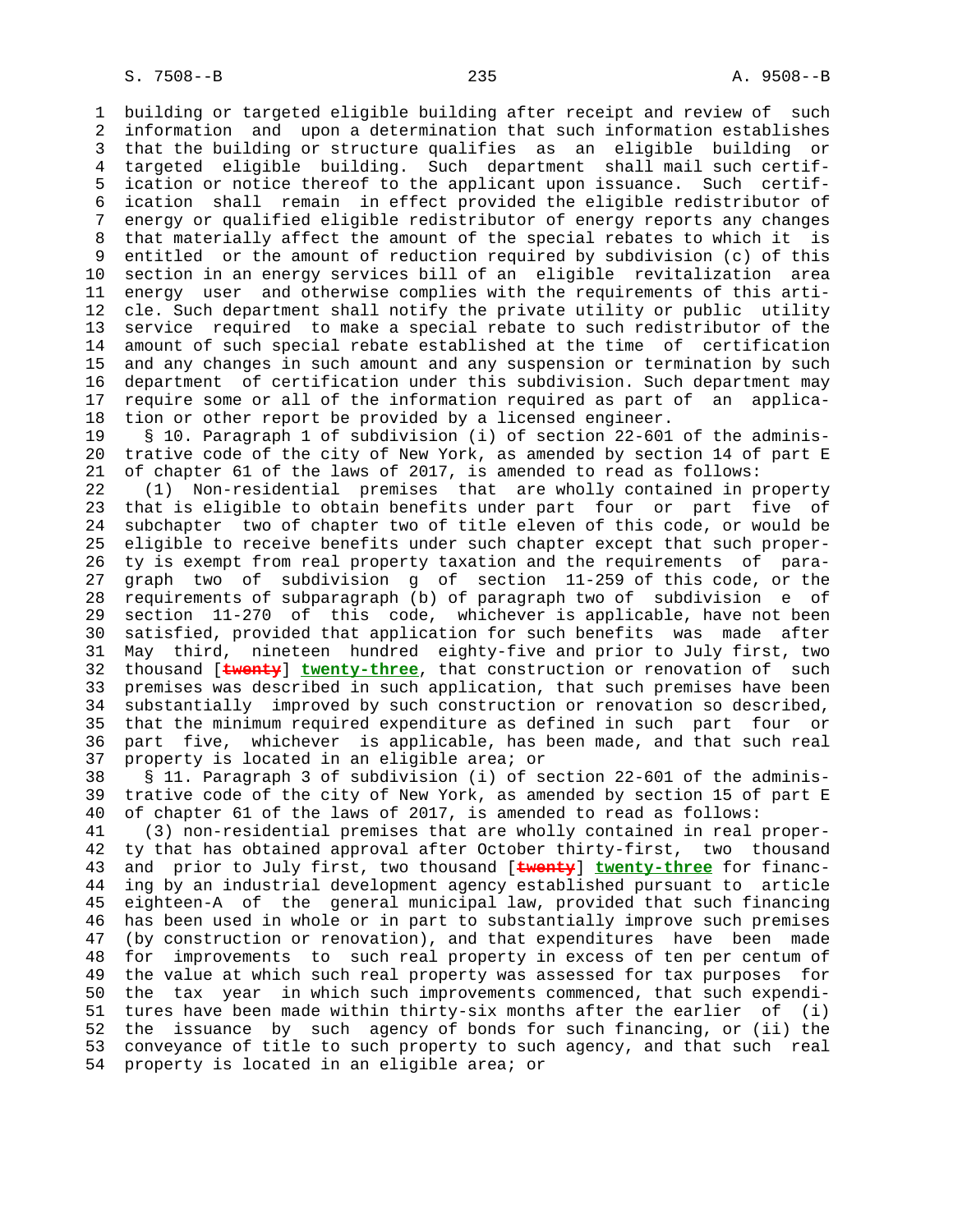building or targeted eligible building after receipt and review of such information and upon a determination that such information establishes that the building or structure qualifies as an eligible building or targeted eligible building. Such department shall mail such certification or notice thereof to the applicant upon issuance. Such certification shall remain in effect provided the eligible redistributor of energy or qualified eligible redistributor of energy reports any changes that materially affect the amount of the special rebates to which it is entitled or the amount of reduction required by subdivision (c) of this section in an energy services bill of an eligible revitalization area energy user and otherwise complies with the requirements of this article. Such department shall notify the private utility or public utility service required to make a special rebate to such redistributor of the amount of such special rebate established at the time of certification and any changes in such amount and any suspension or termination by such department of certification under this subdivision. Such department may require some or all of the information required as part of an application or other report be provided by a licensed engineer.

§ 10. Paragraph 1 of subdivision (i) of section 22-601 of the administrative code of the city of New York, as amended by section 14 of part E of chapter 61 of the laws of 2017, is amended to read as follows:

(1) Non-residential premises that are wholly contained in property that is eligible to obtain benefits under part four or part five of subchapter two of chapter two of title eleven of this code, or would be eligible to receive benefits under such chapter except that such property is exempt from real property taxation and the requirements of paragraph two of subdivision g of section 11-259 of this code, or the requirements of subparagraph (b) of paragraph two of subdivision e of section 11-270 of this code, whichever is applicable, have not been satisfied, provided that application for such benefits was made after May third, nineteen hundred eighty-five and prior to July first, two thousand [~~twenty~~] **twenty-three**, that construction or renovation of such premises was described in such application, that such premises have been substantially improved by such construction or renovation so described, that the minimum required expenditure as defined in such part four or part five, whichever is applicable, has been made, and that such real property is located in an eligible area; or

§ 11. Paragraph 3 of subdivision (i) of section 22-601 of the administrative code of the city of New York, as amended by section 15 of part E of chapter 61 of the laws of 2017, is amended to read as follows:

(3) non-residential premises that are wholly contained in real property that has obtained approval after October thirty-first, two thousand and prior to July first, two thousand [~~twenty~~] **twenty-three** for financing by an industrial development agency established pursuant to article eighteen-A of the general municipal law, provided that such financing has been used in whole or in part to substantially improve such premises (by construction or renovation), and that expenditures have been made for improvements to such real property in excess of ten per centum of the value at which such real property was assessed for tax purposes for the tax year in which such improvements commenced, that such expenditures have been made within thirty-six months after the earlier of (i) the issuance by such agency of bonds for such financing, or (ii) the conveyance of title to such property to such agency, and that such real property is located in an eligible area; or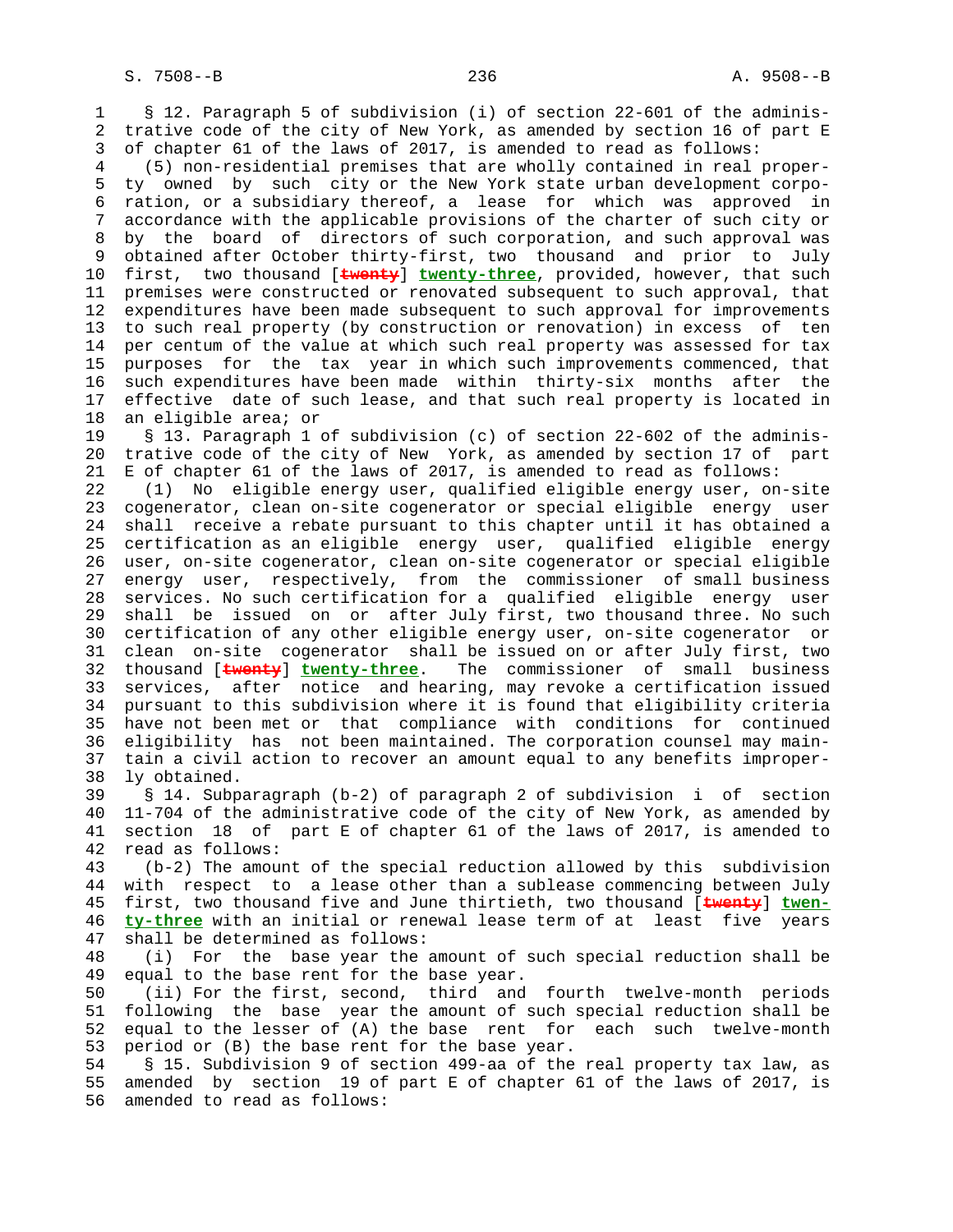§ 12. Paragraph 5 of subdivision (i) of section 22-601 of the administrative code of the city of New York, as amended by section 16 of part E of chapter 61 of the laws of 2017, is amended to read as follows:

(5) non-residential premises that are wholly contained in real property owned by such city or the New York state urban development corporation, or a subsidiary thereof, a lease for which was approved in accordance with the applicable provisions of the charter of such city or by the board of directors of such corporation, and such approval was obtained after October thirty-first, two thousand and prior to July first, two thousand [~~twenty~~] **twenty-three**, provided, however, that such premises were constructed or renovated subsequent to such approval, that expenditures have been made subsequent to such approval for improvements to such real property (by construction or renovation) in excess of ten per centum of the value at which such real property was assessed for tax purposes for the tax year in which such improvements commenced, that such expenditures have been made within thirty-six months after the effective date of such lease, and that such real property is located in an eligible area; or

§ 13. Paragraph 1 of subdivision (c) of section 22-602 of the administrative code of the city of New York, as amended by section 17 of part E of chapter 61 of the laws of 2017, is amended to read as follows:

(1) No eligible energy user, qualified eligible energy user, on-site cogenerator, clean on-site cogenerator or special eligible energy user shall receive a rebate pursuant to this chapter until it has obtained a certification as an eligible energy user, qualified eligible energy user, on-site cogenerator, clean on-site cogenerator or special eligible energy user, respectively, from the commissioner of small business services. No such certification for a qualified eligible energy user shall be issued on or after July first, two thousand three. No such certification of any other eligible energy user, on-site cogenerator or clean on-site cogenerator shall be issued on or after July first, two thousand [~~twenty~~] **twenty-three**. The commissioner of small business services, after notice and hearing, may revoke a certification issued pursuant to this subdivision where it is found that eligibility criteria have not been met or that compliance with conditions for continued eligibility has not been maintained. The corporation counsel may maintain a civil action to recover an amount equal to any benefits improperly obtained.

§ 14. Subparagraph (b-2) of paragraph 2 of subdivision i of section 11-704 of the administrative code of the city of New York, as amended by section 18 of part E of chapter 61 of the laws of 2017, is amended to read as follows:

(b-2) The amount of the special reduction allowed by this subdivision with respect to a lease other than a sublease commencing between July first, two thousand five and June thirtieth, two thousand [~~twenty~~] **twenty-three** with an initial or renewal lease term of at least five years shall be determined as follows:

(i) For the base year the amount of such special reduction shall be equal to the base rent for the base year.

(ii) For the first, second, third and fourth twelve-month periods following the base year the amount of such special reduction shall be equal to the lesser of (A) the base rent for each such twelve-month period or (B) the base rent for the base year.

§ 15. Subdivision 9 of section 499-aa of the real property tax law, as amended by section 19 of part E of chapter 61 of the laws of 2017, is amended to read as follows: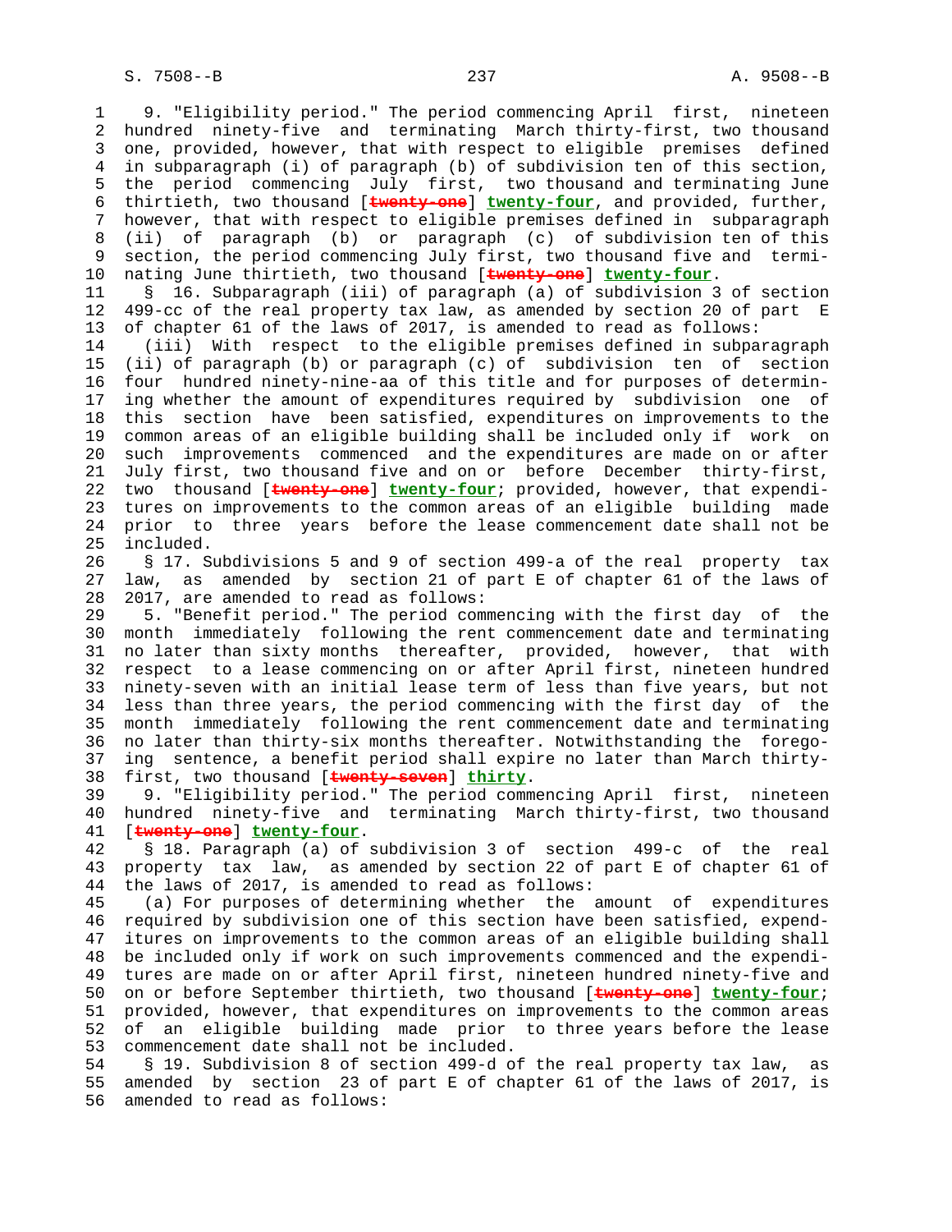9. "Eligibility period." The period commencing April first, nineteen hundred ninety-five and terminating March thirty-first, two thousand one, provided, however, that with respect to eligible premises defined in subparagraph (i) of paragraph (b) of subdivision ten of this section, the period commencing July first, two thousand and terminating June thirtieth, two thousand [~~twenty-one~~] **twenty-four**, and provided, further, however, that with respect to eligible premises defined in subparagraph (ii) of paragraph (b) or paragraph (c) of subdivision ten of this section, the period commencing July first, two thousand five and terminating June thirtieth, two thousand [~~twenty-one~~] **twenty-four**.

§ 16. Subparagraph (iii) of paragraph (a) of subdivision 3 of section 499-cc of the real property tax law, as amended by section 20 of part E of chapter 61 of the laws of 2017, is amended to read as follows:

(iii) With respect to the eligible premises defined in subparagraph (ii) of paragraph (b) or paragraph (c) of subdivision ten of section four hundred ninety-nine-aa of this title and for purposes of determining whether the amount of expenditures required by subdivision one of this section have been satisfied, expenditures on improvements to the common areas of an eligible building shall be included only if work on such improvements commenced and the expenditures are made on or after July first, two thousand five and on or before December thirty-first, two thousand [~~twenty-one~~] **twenty-four**; provided, however, that expenditures on improvements to the common areas of an eligible building made prior to three years before the lease commencement date shall not be included.

§ 17. Subdivisions 5 and 9 of section 499-a of the real property tax law, as amended by section 21 of part E of chapter 61 of the laws of 2017, are amended to read as follows:

5. "Benefit period." The period commencing with the first day of the month immediately following the rent commencement date and terminating no later than sixty months thereafter, provided, however, that with respect to a lease commencing on or after April first, nineteen hundred ninety-seven with an initial lease term of less than five years, but not less than three years, the period commencing with the first day of the month immediately following the rent commencement date and terminating no later than thirty-six months thereafter. Notwithstanding the foregoing sentence, a benefit period shall expire no later than March thirty-first, two thousand [~~twenty-seven~~] **thirty**.

9. "Eligibility period." The period commencing April first, nineteen hundred ninety-five and terminating March thirty-first, two thousand [~~twenty-one~~] **twenty-four**.

§ 18. Paragraph (a) of subdivision 3 of section 499-c of the real property tax law, as amended by section 22 of part E of chapter 61 of the laws of 2017, is amended to read as follows:

(a) For purposes of determining whether the amount of expenditures required by subdivision one of this section have been satisfied, expenditures on improvements to the common areas of an eligible building shall be included only if work on such improvements commenced and the expenditures are made on or after April first, nineteen hundred ninety-five and on or before September thirtieth, two thousand [~~twenty-one~~] **twenty-four**; provided, however, that expenditures on improvements to the common areas of an eligible building made prior to three years before the lease commencement date shall not be included.

§ 19. Subdivision 8 of section 499-d of the real property tax law, as amended by section 23 of part E of chapter 61 of the laws of 2017, is amended to read as follows: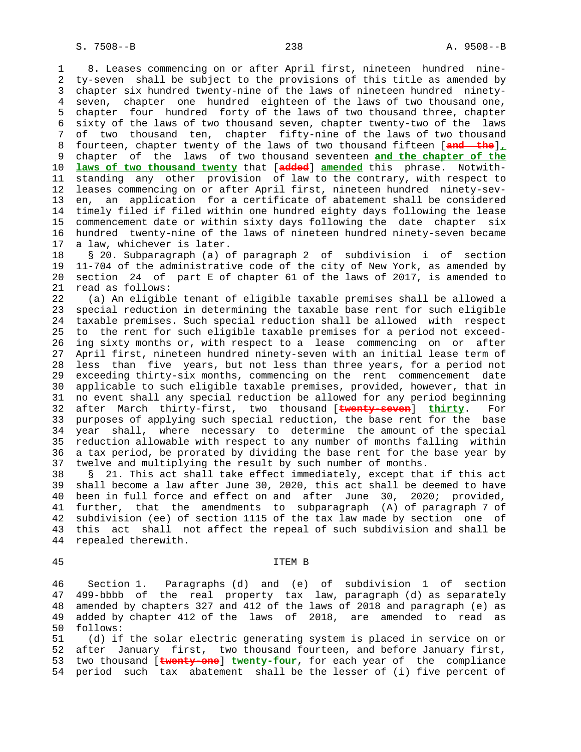8. Leases commencing on or after April first, nineteen hundred ninety-seven shall be subject to the provisions of this title as amended by chapter six hundred twenty-nine of the laws of nineteen hundred ninety-seven, chapter one hundred eighteen of the laws of two thousand one, chapter four hundred forty of the laws of two thousand three, chapter sixty of the laws of two thousand seven, chapter twenty-two of the laws of two thousand ten, chapter fifty-nine of the laws of two thousand fourteen, chapter twenty of the laws of two thousand fifteen [~~and the~~]**,** chapter of the laws of two thousand seventeen **and the chapter of the laws of two thousand twenty** that [~~added~~] **amended** this phrase. Notwithstanding any other provision of law to the contrary, with respect to leases commencing on or after April first, nineteen hundred ninety-seven, an application for a certificate of abatement shall be considered timely filed if filed within one hundred eighty days following the lease commencement date or within sixty days following the date chapter six hundred twenty-nine of the laws of nineteen hundred ninety-seven became a law, whichever is later.

§ 20. Subparagraph (a) of paragraph 2 of subdivision i of section 11-704 of the administrative code of the city of New York, as amended by section 24 of part E of chapter 61 of the laws of 2017, is amended to read as follows:

(a) An eligible tenant of eligible taxable premises shall be allowed a special reduction in determining the taxable base rent for such eligible taxable premises. Such special reduction shall be allowed with respect to the rent for such eligible taxable premises for a period not exceeding sixty months or, with respect to a lease commencing on or after April first, nineteen hundred ninety-seven with an initial lease term of less than five years, but not less than three years, for a period not exceeding thirty-six months, commencing on the rent commencement date applicable to such eligible taxable premises, provided, however, that in no event shall any special reduction be allowed for any period beginning after March thirty-first, two thousand [~~twenty-seven~~] **thirty**. For purposes of applying such special reduction, the base rent for the base year shall, where necessary to determine the amount of the special reduction allowable with respect to any number of months falling within a tax period, be prorated by dividing the base rent for the base year by twelve and multiplying the result by such number of months.

§ 21. This act shall take effect immediately, except that if this act shall become a law after June 30, 2020, this act shall be deemed to have been in full force and effect on and after June 30, 2020; provided, further, that the amendments to subparagraph (A) of paragraph 7 of subdivision (ee) of section 1115 of the tax law made by section one of this act shall not affect the repeal of such subdivision and shall be repealed therewith.

ITEM B

Section 1. Paragraphs (d) and (e) of subdivision 1 of section 499-bbbb of the real property tax law, paragraph (d) as separately amended by chapters 327 and 412 of the laws of 2018 and paragraph (e) as added by chapter 412 of the laws of 2018, are amended to read as follows:

(d) if the solar electric generating system is placed in service on or after January first, two thousand fourteen, and before January first, two thousand [~~twenty-one~~] **twenty-four**, for each year of the compliance period such tax abatement shall be the lesser of (i) five percent of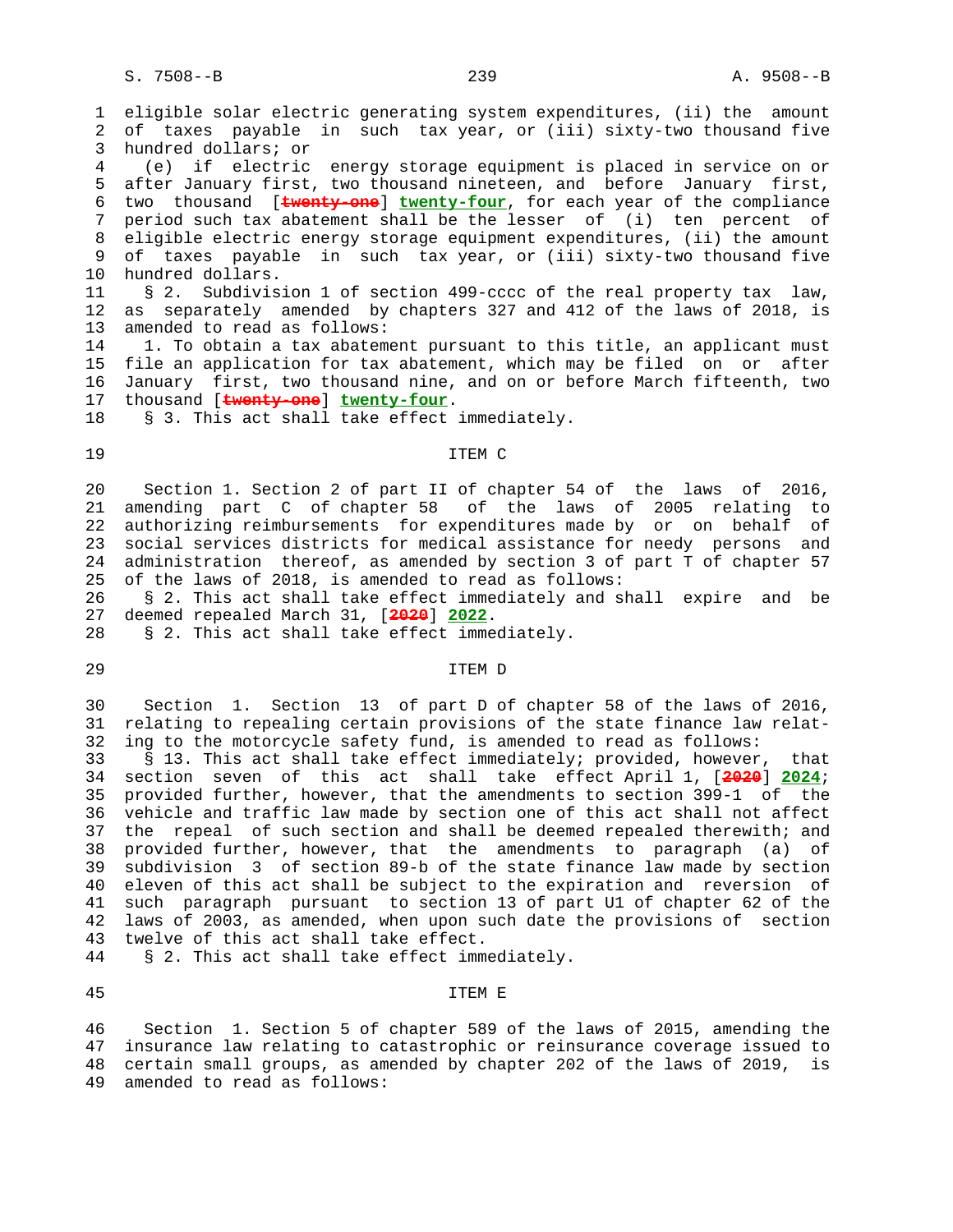eligible solar electric generating system expenditures, (ii) the amount of taxes payable in such tax year, or (iii) sixty-two thousand five hundred dollars; or

(e) if electric energy storage equipment is placed in service on or after January first, two thousand nineteen, and before January first, two thousand [~~twenty-one~~] **twenty-four**, for each year of the compliance period such tax abatement shall be the lesser of (i) ten percent of eligible electric energy storage equipment expenditures, (ii) the amount of taxes payable in such tax year, or (iii) sixty-two thousand five hundred dollars.

§ 2. Subdivision 1 of section 499-cccc of the real property tax law, as separately amended by chapters 327 and 412 of the laws of 2018, is amended to read as follows:

1. To obtain a tax abatement pursuant to this title, an applicant must file an application for tax abatement, which may be filed on or after January first, two thousand nine, and on or before March fifteenth, two thousand [~~twenty-one~~] **twenty-four**.

§ 3. This act shall take effect immediately.

ITEM C

Section 1. Section 2 of part II of chapter 54 of the laws of 2016, amending part C of chapter 58 of the laws of 2005 relating to authorizing reimbursements for expenditures made by or on behalf of social services districts for medical assistance for needy persons and administration thereof, as amended by section 3 of part T of chapter 57 of the laws of 2018, is amended to read as follows:

§ 2. This act shall take effect immediately and shall expire and be deemed repealed March 31, [~~2020~~] **2022**.

§ 2. This act shall take effect immediately.

ITEM D

Section 1. Section 13 of part D of chapter 58 of the laws of 2016, relating to repealing certain provisions of the state finance law relating to the motorcycle safety fund, is amended to read as follows:

§ 13. This act shall take effect immediately; provided, however, that section seven of this act shall take effect April 1, [~~2020~~] **2024**; provided further, however, that the amendments to section 399-l of the vehicle and traffic law made by section one of this act shall not affect the repeal of such section and shall be deemed repealed therewith; and provided further, however, that the amendments to paragraph (a) of subdivision 3 of section 89-b of the state finance law made by section eleven of this act shall be subject to the expiration and reversion of such paragraph pursuant to section 13 of part U1 of chapter 62 of the laws of 2003, as amended, when upon such date the provisions of section twelve of this act shall take effect.

§ 2. This act shall take effect immediately.

ITEM E

Section 1. Section 5 of chapter 589 of the laws of 2015, amending the insurance law relating to catastrophic or reinsurance coverage issued to certain small groups, as amended by chapter 202 of the laws of 2019, is amended to read as follows: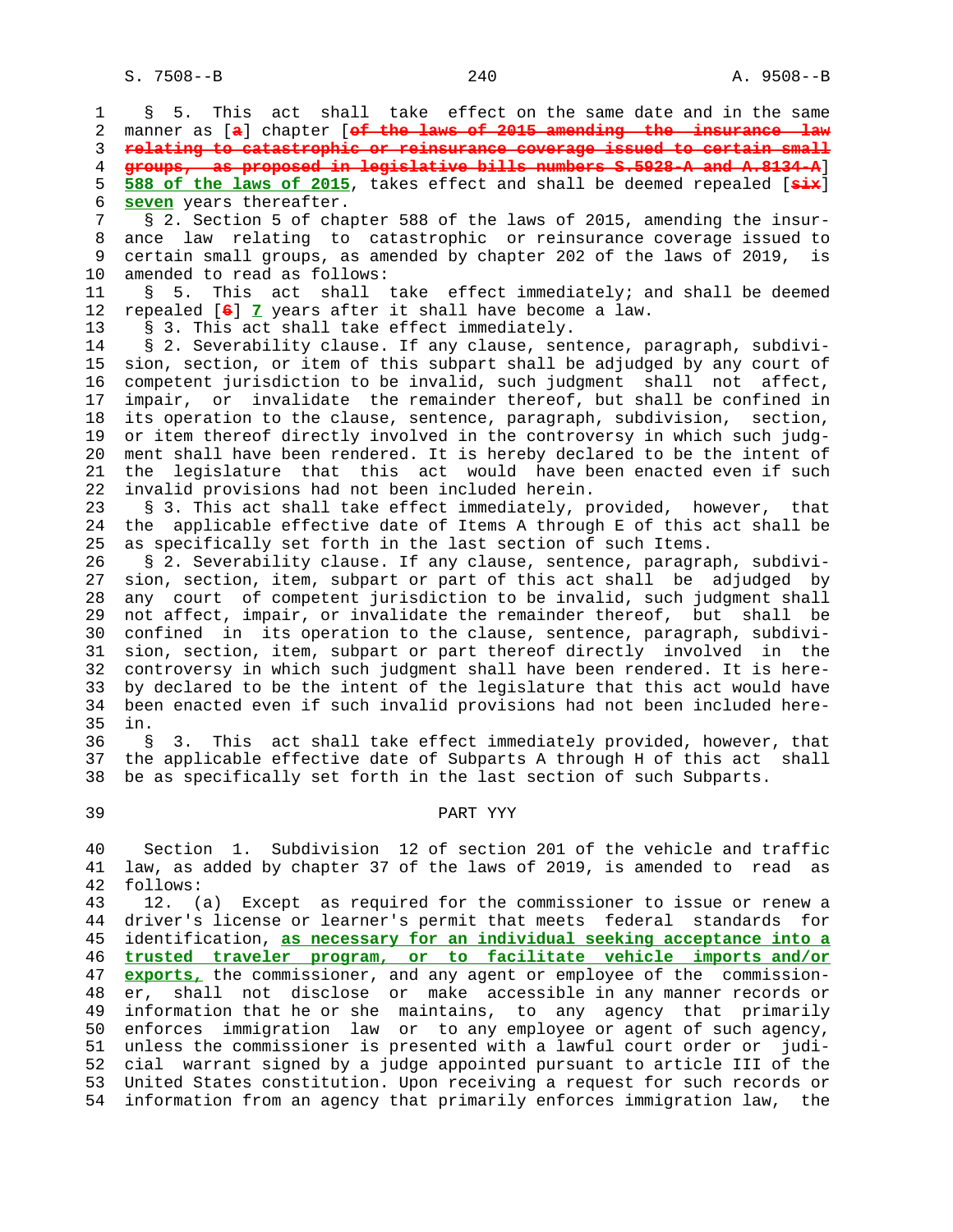§ 5. This act shall take effect on the same date and in the same manner as [a] chapter [of the laws of 2015 amending the insurance law relating to catastrophic or reinsurance coverage issued to certain small groups, as proposed in legislative bills numbers S.5928-A and A.8134-A] **588 of the laws of 2015**, takes effect and shall be deemed repealed [six] **seven** years thereafter.

§ 2. Section 5 of chapter 588 of the laws of 2015, amending the insurance law relating to catastrophic or reinsurance coverage issued to certain small groups, as amended by chapter 202 of the laws of 2019, is amended to read as follows:

§ 5. This act shall take effect immediately; and shall be deemed repealed [6] **7** years after it shall have become a law.

§ 3. This act shall take effect immediately.

§ 2. Severability clause. If any clause, sentence, paragraph, subdivision, section, or item of this subpart shall be adjudged by any court of competent jurisdiction to be invalid, such judgment shall not affect, impair, or invalidate the remainder thereof, but shall be confined in its operation to the clause, sentence, paragraph, subdivision, section, or item thereof directly involved in the controversy in which such judgment shall have been rendered. It is hereby declared to be the intent of the legislature that this act would have been enacted even if such invalid provisions had not been included herein.

§ 3. This act shall take effect immediately, provided, however, that the applicable effective date of Items A through E of this act shall be as specifically set forth in the last section of such Items.

§ 2. Severability clause. If any clause, sentence, paragraph, subdivision, section, item, subpart or part of this act shall be adjudged by any court of competent jurisdiction to be invalid, such judgment shall not affect, impair, or invalidate the remainder thereof, but shall be confined in its operation to the clause, sentence, paragraph, subdivision, section, item, subpart or part thereof directly involved in the controversy in which such judgment shall have been rendered. It is hereby declared to be the intent of the legislature that this act would have been enacted even if such invalid provisions had not been included herein.

§ 3. This act shall take effect immediately provided, however, that the applicable effective date of Subparts A through H of this act shall be as specifically set forth in the last section of such Subparts.

PART YYY

Section 1. Subdivision 12 of section 201 of the vehicle and traffic law, as added by chapter 37 of the laws of 2019, is amended to read as follows:

12. (a) Except as required for the commissioner to issue or renew a driver's license or learner's permit that meets federal standards for identification, **as necessary for an individual seeking acceptance into a trusted traveler program, or to facilitate vehicle imports and/or exports,** the commissioner, and any agent or employee of the commissioner, shall not disclose or make accessible in any manner records or information that he or she maintains, to any agency that primarily enforces immigration law or to any employee or agent of such agency, unless the commissioner is presented with a lawful court order or judicial warrant signed by a judge appointed pursuant to article III of the United States constitution. Upon receiving a request for such records or information from an agency that primarily enforces immigration law, the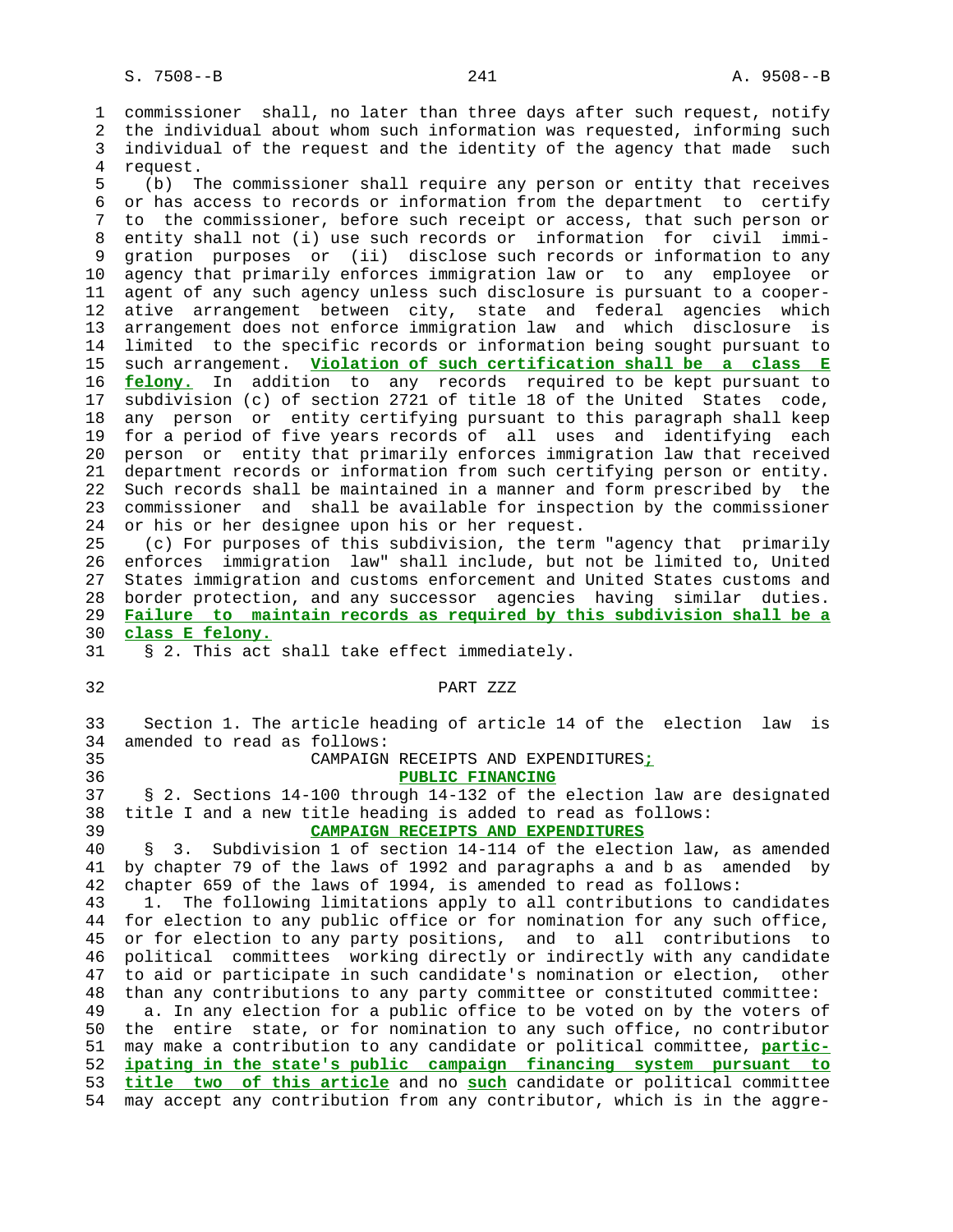commissioner shall, no later than three days after such request, notify the individual about whom such information was requested, informing such individual of the request and the identity of the agency that made such request.

(b) The commissioner shall require any person or entity that receives or has access to records or information from the department to certify to the commissioner, before such receipt or access, that such person or entity shall not (i) use such records or information for civil immigration purposes or (ii) disclose such records or information to any agency that primarily enforces immigration law or to any employee or agent of any such agency unless such disclosure is pursuant to a cooperative arrangement between city, state and federal agencies which arrangement does not enforce immigration law and which disclosure is limited to the specific records or information being sought pursuant to such arrangement. **Violation of such certification shall be a class E felony.** In addition to any records required to be kept pursuant to subdivision (c) of section 2721 of title 18 of the United States code, any person or entity certifying pursuant to this paragraph shall keep for a period of five years records of all uses and identifying each person or entity that primarily enforces immigration law that received department records or information from such certifying person or entity. Such records shall be maintained in a manner and form prescribed by the commissioner and shall be available for inspection by the commissioner or his or her designee upon his or her request.

(c) For purposes of this subdivision, the term "agency that primarily enforces immigration law" shall include, but not be limited to, United States immigration and customs enforcement and United States customs and border protection, and any successor agencies having similar duties. **Failure to maintain records as required by this subdivision shall be a class E felony.**

§ 2. This act shall take effect immediately.

PART ZZZ

Section 1. The article heading of article 14 of the election law is amended to read as follows:

CAMPAIGN RECEIPTS AND EXPENDITURES**;**
**PUBLIC FINANCING**

§ 2. Sections 14-100 through 14-132 of the election law are designated title I and a new title heading is added to read as follows:

**CAMPAIGN RECEIPTS AND EXPENDITURES**

§ 3. Subdivision 1 of section 14-114 of the election law, as amended by chapter 79 of the laws of 1992 and paragraphs a and b as amended by chapter 659 of the laws of 1994, is amended to read as follows:

1. The following limitations apply to all contributions to candidates for election to any public office or for nomination for any such office, or for election to any party positions, and to all contributions to political committees working directly or indirectly with any candidate to aid or participate in such candidate's nomination or election, other than any contributions to any party committee or constituted committee:

a. In any election for a public office to be voted on by the voters of the entire state, or for nomination to any such office, no contributor may make a contribution to any candidate or political committee, **participating in the state's public campaign financing system pursuant to title two of this article** and no **such** candidate or political committee may accept any contribution from any contributor, which is in the aggre-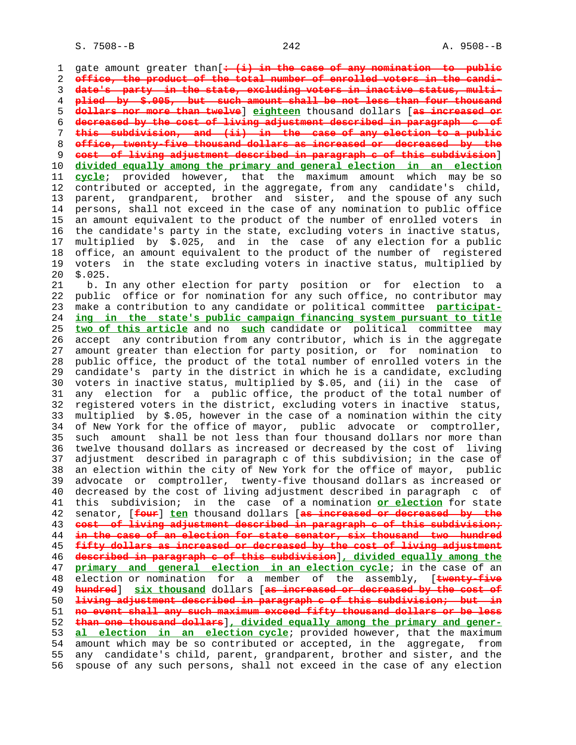gate amount greater than[~~: (i) in the case of any nomination to public office, the product of the total number of enrolled voters in the candidate's party in the state, excluding voters in inactive status, multiplied by $.005, but such amount shall be not less than four thousand dollars nor more than twelve~~] **eighteen** thousand dollars [~~as increased or decreased by the cost of living adjustment described in paragraph c of this subdivision, and (ii) in the case of any election to a public office, twenty-five thousand dollars as increased or decreased by the cost of living adjustment described in paragraph c of this subdivision~~] **divided equally among the primary and general election in an election cycle**; provided however, that the maximum amount which may be so contributed or accepted, in the aggregate, from any candidate's child, parent, grandparent, brother and sister, and the spouse of any such persons, shall not exceed in the case of any nomination to public office an amount equivalent to the product of the number of enrolled voters in the candidate's party in the state, excluding voters in inactive status, multiplied by $.025, and in the case of any election for a public office, an amount equivalent to the product of the number of registered voters in the state excluding voters in inactive status, multiplied by $.025.

b. In any other election for party position or for election to a public office or for nomination for any such office, no contributor may make a contribution to any candidate or political committee **participating in the state's public campaign financing system pursuant to title two of this article** and no **such** candidate or political committee may accept any contribution from any contributor, which is in the aggregate amount greater than election for party position, or for nomination to public office, the product of the total number of enrolled voters in the candidate's party in the district in which he is a candidate, excluding voters in inactive status, multiplied by $.05, and (ii) in the case of any election for a public office, the product of the total number of registered voters in the district, excluding voters in inactive status, multiplied by $.05, however in the case of a nomination within the city of New York for the office of mayor, public advocate or comptroller, such amount shall be not less than four thousand dollars nor more than twelve thousand dollars as increased or decreased by the cost of living adjustment described in paragraph c of this subdivision; in the case of an election within the city of New York for the office of mayor, public advocate or comptroller, twenty-five thousand dollars as increased or decreased by the cost of living adjustment described in paragraph c of this subdivision; in the case of a nomination **or election** for state senator, [~~four~~] **ten** thousand dollars [~~as increased or decreased by the cost of living adjustment described in paragraph c of this subdivision; in the case of an election for state senator, six thousand two hundred fifty dollars as increased or decreased by the cost of living adjustment described in paragraph c of this subdivision~~]**, divided equally among the primary and general election in an election cycle**; in the case of an election or nomination for a member of the assembly, [~~twenty-five hundred~~] **six thousand** dollars [~~as increased or decreased by the cost of living adjustment described in paragraph c of this subdivision; but in no event shall any such maximum exceed fifty thousand dollars or be less than one thousand dollars~~]**, divided equally among the primary and general election in an election cycle**; provided however, that the maximum amount which may be so contributed or accepted, in the aggregate, from any candidate's child, parent, grandparent, brother and sister, and the spouse of any such persons, shall not exceed in the case of any election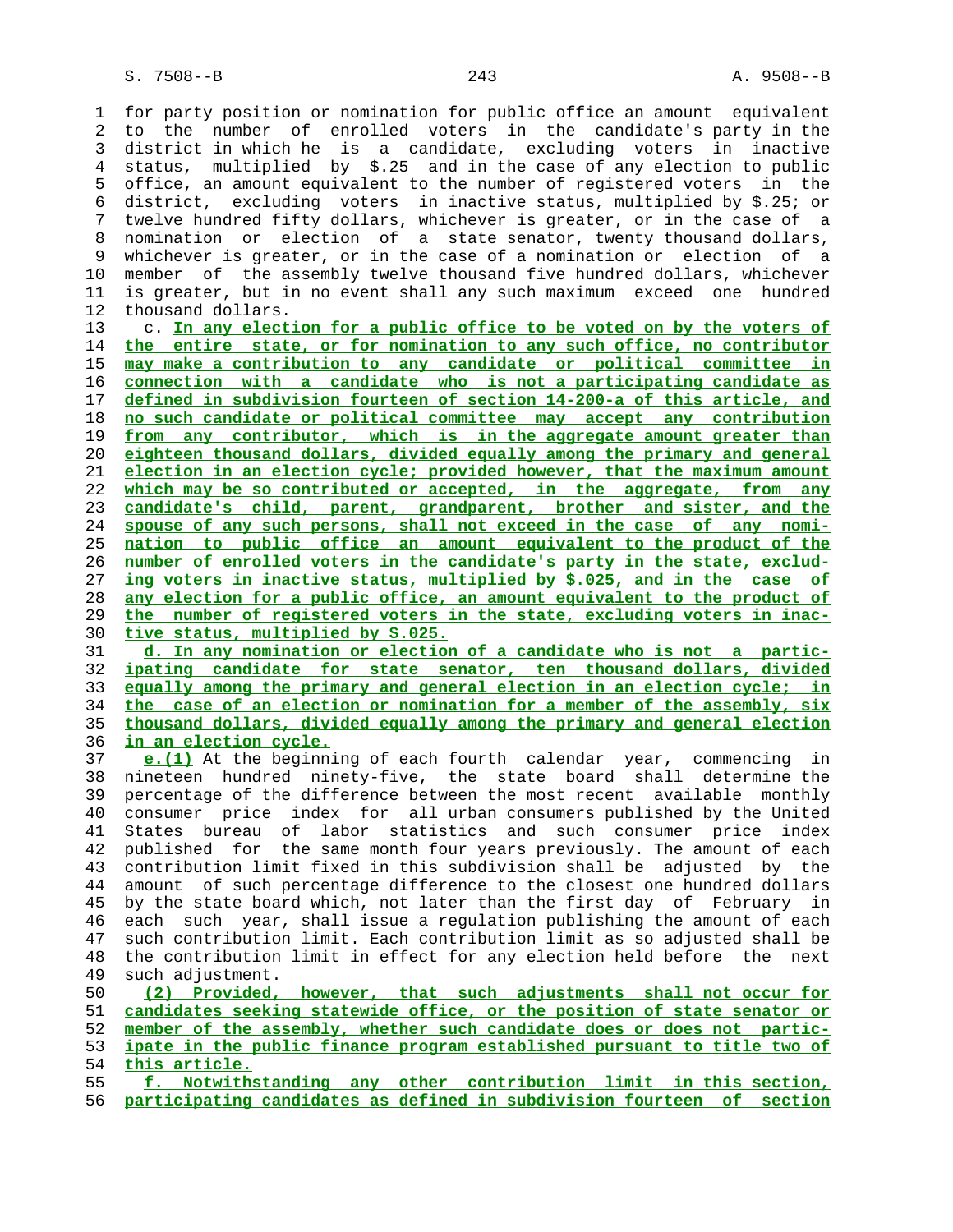for party position or nomination for public office an amount equivalent to the number of enrolled voters in the candidate's party in the district in which he is a candidate, excluding voters in inactive status, multiplied by $.25 and in the case of any election to public office, an amount equivalent to the number of registered voters in the district, excluding voters in inactive status, multiplied by $.25; or twelve hundred fifty dollars, whichever is greater, or in the case of a nomination or election of a state senator, twenty thousand dollars, whichever is greater, or in the case of a nomination or election of a member of the assembly twelve thousand five hundred dollars, whichever is greater, but in no event shall any such maximum exceed one hundred thousand dollars.

c. <u>In any election for a public office to be voted on by the voters of the entire state, or for nomination to any such office, no contributor may make a contribution to any candidate or political committee in connection with a candidate who is not a participating candidate as defined in subdivision fourteen of section 14-200-a of this article, and no such candidate or political committee may accept any contribution from any contributor, which is in the aggregate amount greater than eighteen thousand dollars, divided equally among the primary and general election in an election cycle; provided however, that the maximum amount which may be so contributed or accepted, in the aggregate, from any candidate's child, parent, grandparent, brother and sister, and the spouse of any such persons, shall not exceed in the case of any nomination to public office an amount equivalent to the product of the number of enrolled voters in the candidate's party in the state, excluding voters in inactive status, multiplied by $.025, and in the case of any election for a public office, an amount equivalent to the product of the number of registered voters in the state, excluding voters in inactive status, multiplied by $.025.</u>

<u>d. In any nomination or election of a candidate who is not a participating candidate for state senator, ten thousand dollars, divided equally among the primary and general election in an election cycle; in the case of an election or nomination for a member of the assembly, six thousand dollars, divided equally among the primary and general election in an election cycle.</u>

<u>e.</u><u>(1)</u> At the beginning of each fourth calendar year, commencing in nineteen hundred ninety-five, the state board shall determine the percentage of the difference between the most recent available monthly consumer price index for all urban consumers published by the United States bureau of labor statistics and such consumer price index published for the same month four years previously. The amount of each contribution limit fixed in this subdivision shall be adjusted by the amount of such percentage difference to the closest one hundred dollars by the state board which, not later than the first day of February in each such year, shall issue a regulation publishing the amount of each such contribution limit. Each contribution limit as so adjusted shall be the contribution limit in effect for any election held before the next such adjustment.

<u>(2) Provided, however, that such adjustments shall not occur for candidates seeking statewide office, or the position of state senator or member of the assembly, whether such candidate does or does not participate in the public finance program established pursuant to title two of this article.</u>

<u>f. Notwithstanding any other contribution limit in this section, participating candidates as defined in subdivision fourteen of section</u>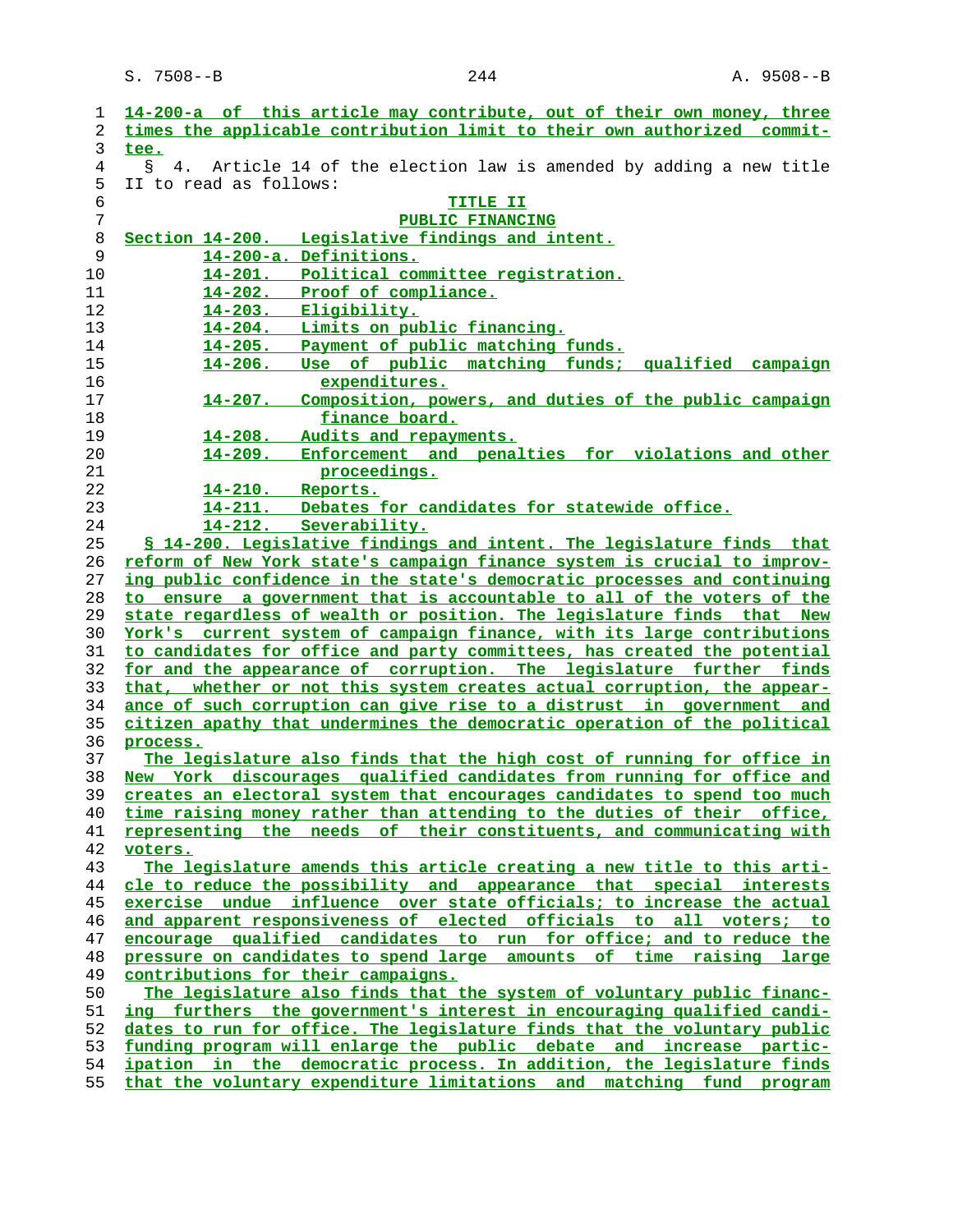14-200-a of this article may contribute, out of their own money, three times the applicable contribution limit to their own authorized committee.

§ 4. Article 14 of the election law is amended by adding a new title II to read as follows:

TITLE II

PUBLIC FINANCING

Section 14-200. Legislative findings and intent.

14-200-a. Definitions.

14-201. Political committee registration.

14-202. Proof of compliance.

14-203. Eligibility.

14-204. Limits on public financing.

14-205. Payment of public matching funds.

14-206. Use of public matching funds; qualified campaign expenditures.

14-207. Composition, powers, and duties of the public campaign finance board.

14-208. Audits and repayments.

14-209. Enforcement and penalties for violations and other proceedings.

14-210. Reports.

14-211. Debates for candidates for statewide office.

14-212. Severability.

§ 14-200. Legislative findings and intent. The legislature finds that reform of New York state's campaign finance system is crucial to improving public confidence in the state's democratic processes and continuing to ensure a government that is accountable to all of the voters of the state regardless of wealth or position. The legislature finds that New York's current system of campaign finance, with its large contributions to candidates for office and party committees, has created the potential for and the appearance of corruption. The legislature further finds that, whether or not this system creates actual corruption, the appearance of such corruption can give rise to a distrust in government and citizen apathy that undermines the democratic operation of the political process.

The legislature also finds that the high cost of running for office in New York discourages qualified candidates from running for office and creates an electoral system that encourages candidates to spend too much time raising money rather than attending to the duties of their office, representing the needs of their constituents, and communicating with voters.

The legislature amends this article creating a new title to this article to reduce the possibility and appearance that special interests exercise undue influence over state officials; to increase the actual and apparent responsiveness of elected officials to all voters; to encourage qualified candidates to run for office; and to reduce the pressure on candidates to spend large amounts of time raising large contributions for their campaigns.

The legislature also finds that the system of voluntary public financing furthers the government's interest in encouraging qualified candidates to run for office. The legislature finds that the voluntary public funding program will enlarge the public debate and increase participation in the democratic process. In addition, the legislature finds that the voluntary expenditure limitations and matching fund program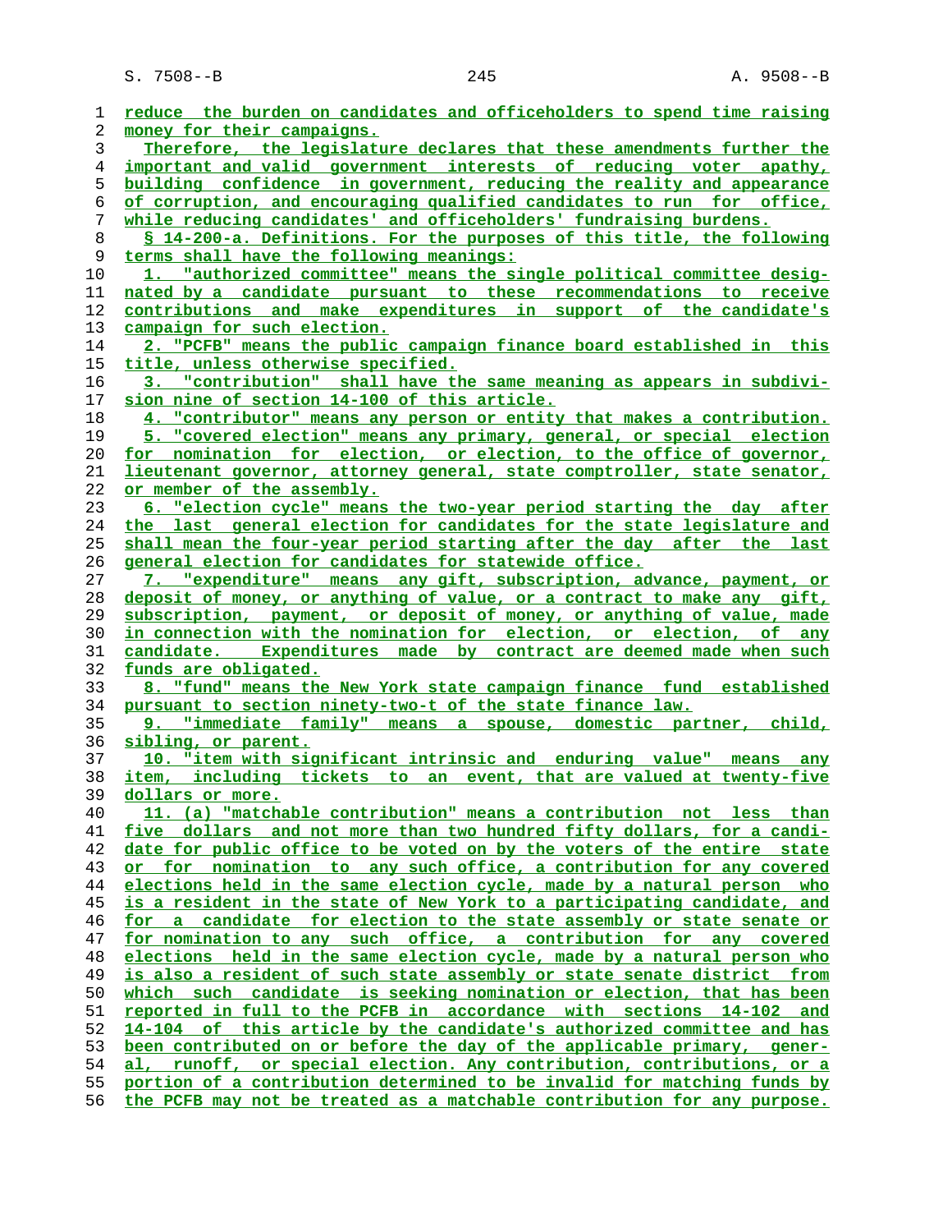reduce the burden on candidates and officeholders to spend time raising money for their campaigns.

Therefore, the legislature declares that these amendments further the important and valid government interests of reducing voter apathy, building confidence in government, reducing the reality and appearance of corruption, and encouraging qualified candidates to run for office, while reducing candidates' and officeholders' fundraising burdens.

§ 14-200-a. Definitions. For the purposes of this title, the following terms shall have the following meanings:

1. "authorized committee" means the single political committee designated by a candidate pursuant to these recommendations to receive contributions and make expenditures in support of the candidate's campaign for such election.

2. "PCFB" means the public campaign finance board established in this title, unless otherwise specified.

3. "contribution" shall have the same meaning as appears in subdivision nine of section 14-100 of this article.

4. "contributor" means any person or entity that makes a contribution.

5. "covered election" means any primary, general, or special election for nomination for election, or election, to the office of governor, lieutenant governor, attorney general, state comptroller, state senator, or member of the assembly.

6. "election cycle" means the two-year period starting the day after the last general election for candidates for the state legislature and shall mean the four-year period starting after the day after the last general election for candidates for statewide office.

7. "expenditure" means any gift, subscription, advance, payment, or deposit of money, or anything of value, or a contract to make any gift, subscription, payment, or deposit of money, or anything of value, made in connection with the nomination for election, or election, of any candidate. Expenditures made by contract are deemed made when such funds are obligated.

8. "fund" means the New York state campaign finance fund established pursuant to section ninety-two-t of the state finance law.

9. "immediate family" means a spouse, domestic partner, child, sibling, or parent.

10. "item with significant intrinsic and enduring value" means any item, including tickets to an event, that are valued at twenty-five dollars or more.

11. (a) "matchable contribution" means a contribution not less than five dollars and not more than two hundred fifty dollars, for a candidate for public office to be voted on by the voters of the entire state or for nomination to any such office, a contribution for any covered elections held in the same election cycle, made by a natural person who is a resident in the state of New York to a participating candidate, and for a candidate for election to the state assembly or state senate or for nomination to any such office, a contribution for any covered elections held in the same election cycle, made by a natural person who is also a resident of such state assembly or state senate district from which such candidate is seeking nomination or election, that has been reported in full to the PCFB in accordance with sections 14-102 and 14-104 of this article by the candidate's authorized committee and has been contributed on or before the day of the applicable primary, general, runoff, or special election. Any contribution, contributions, or a portion of a contribution determined to be invalid for matching funds by the PCFB may not be treated as a matchable contribution for any purpose.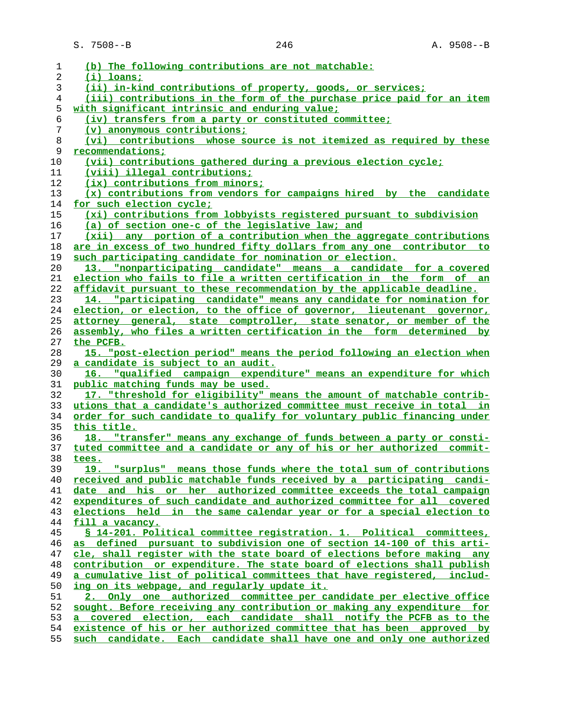(b) The following contributions are not matchable:

(i) loans;

(ii) in-kind contributions of property, goods, or services;

(iii) contributions in the form of the purchase price paid for an item with significant intrinsic and enduring value;

(iv) transfers from a party or constituted committee;

(v) anonymous contributions;

(vi) contributions whose source is not itemized as required by these recommendations;

(vii) contributions gathered during a previous election cycle;

(viii) illegal contributions;

(ix) contributions from minors;

(x) contributions from vendors for campaigns hired by the candidate for such election cycle;

(xi) contributions from lobbyists registered pursuant to subdivision (a) of section one-c of the legislative law; and

(xii) any portion of a contribution when the aggregate contributions are in excess of two hundred fifty dollars from any one contributor to such participating candidate for nomination or election.

13. "nonparticipating candidate" means a candidate for a covered election who fails to file a written certification in the form of an affidavit pursuant to these recommendation by the applicable deadline.

14. "participating candidate" means any candidate for nomination for election, or election, to the office of governor, lieutenant governor, attorney general, state comptroller, state senator, or member of the assembly, who files a written certification in the form determined by the PCFB.

15. "post-election period" means the period following an election when a candidate is subject to an audit.

16. "qualified campaign expenditure" means an expenditure for which public matching funds may be used.

17. "threshold for eligibility" means the amount of matchable contributions that a candidate's authorized committee must receive in total in order for such candidate to qualify for voluntary public financing under this title.

18. "transfer" means any exchange of funds between a party or constituted committee and a candidate or any of his or her authorized committees.

19. "surplus" means those funds where the total sum of contributions received and public matchable funds received by a participating candidate and his or her authorized committee exceeds the total campaign expenditures of such candidate and authorized committee for all covered elections held in the same calendar year or for a special election to fill a vacancy.

§ 14-201. Political committee registration. 1. Political committees, as defined pursuant to subdivision one of section 14-100 of this article, shall register with the state board of elections before making any contribution or expenditure. The state board of elections shall publish a cumulative list of political committees that have registered, including on its webpage, and regularly update it.

2. Only one authorized committee per candidate per elective office sought. Before receiving any contribution or making any expenditure for a covered election, each candidate shall notify the PCFB as to the existence of his or her authorized committee that has been approved by such candidate. Each candidate shall have one and only one authorized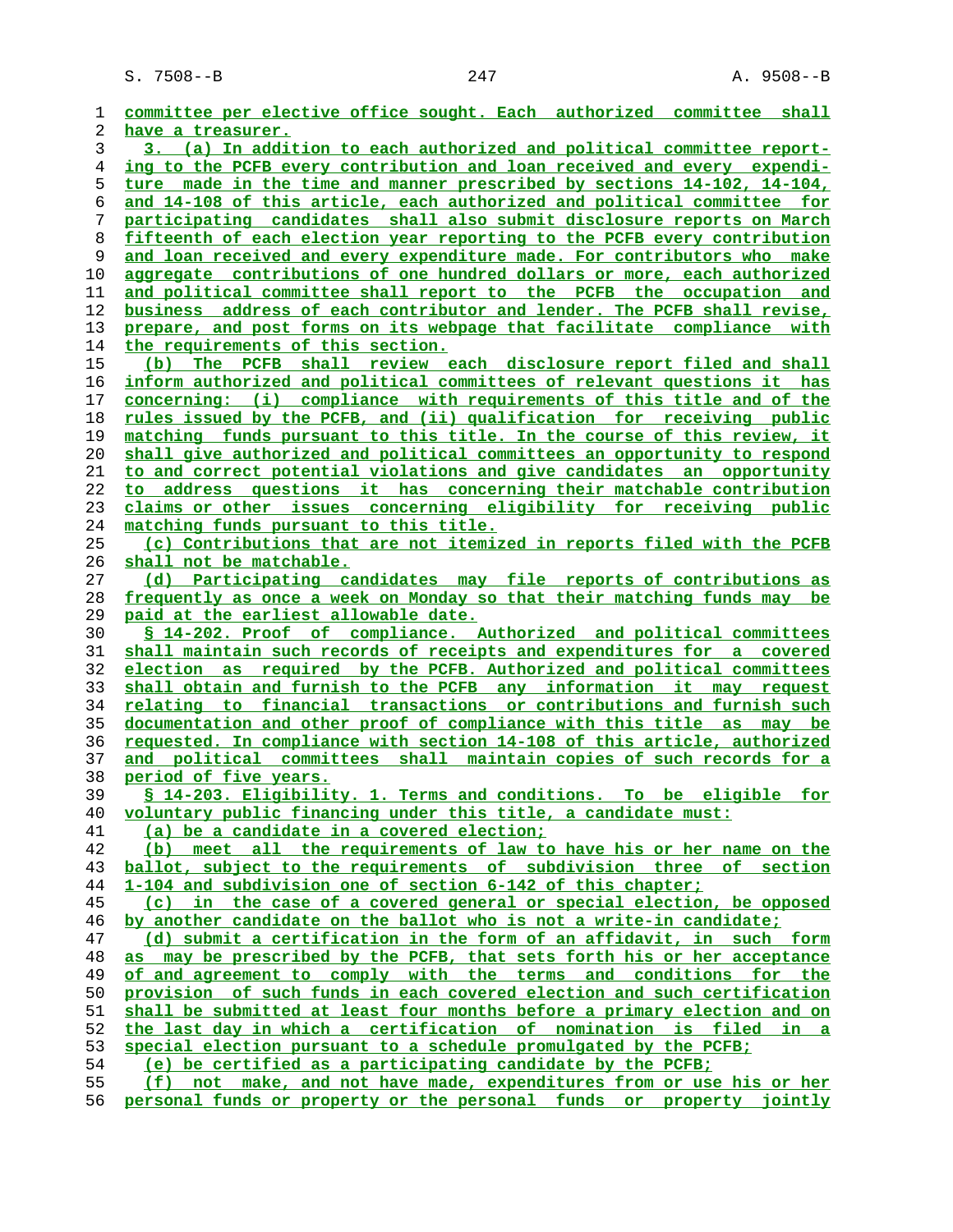committee per elective office sought. Each authorized committee shall have a treasurer.

3. (a) In addition to each authorized and political committee reporting to the PCFB every contribution and loan received and every expenditure made in the time and manner prescribed by sections 14-102, 14-104, and 14-108 of this article, each authorized and political committee for participating candidates shall also submit disclosure reports on March fifteenth of each election year reporting to the PCFB every contribution and loan received and every expenditure made. For contributors who make aggregate contributions of one hundred dollars or more, each authorized and political committee shall report to the PCFB the occupation and business address of each contributor and lender. The PCFB shall revise, prepare, and post forms on its webpage that facilitate compliance with the requirements of this section.

(b) The PCFB shall review each disclosure report filed and shall inform authorized and political committees of relevant questions it has concerning: (i) compliance with requirements of this title and of the rules issued by the PCFB, and (ii) qualification for receiving public matching funds pursuant to this title. In the course of this review, it shall give authorized and political committees an opportunity to respond to and correct potential violations and give candidates an opportunity to address questions it has concerning their matchable contribution claims or other issues concerning eligibility for receiving public matching funds pursuant to this title.

(c) Contributions that are not itemized in reports filed with the PCFB shall not be matchable.

(d) Participating candidates may file reports of contributions as frequently as once a week on Monday so that their matching funds may be paid at the earliest allowable date.

§ 14-202. Proof of compliance. Authorized and political committees shall maintain such records of receipts and expenditures for a covered election as required by the PCFB. Authorized and political committees shall obtain and furnish to the PCFB any information it may request relating to financial transactions or contributions and furnish such documentation and other proof of compliance with this title as may be requested. In compliance with section 14-108 of this article, authorized and political committees shall maintain copies of such records for a period of five years.

§ 14-203. Eligibility. 1. Terms and conditions. To be eligible for voluntary public financing under this title, a candidate must:

(a) be a candidate in a covered election;

(b) meet all the requirements of law to have his or her name on the ballot, subject to the requirements of subdivision three of section 1-104 and subdivision one of section 6-142 of this chapter;

(c) in the case of a covered general or special election, be opposed by another candidate on the ballot who is not a write-in candidate;

(d) submit a certification in the form of an affidavit, in such form as may be prescribed by the PCFB, that sets forth his or her acceptance of and agreement to comply with the terms and conditions for the provision of such funds in each covered election and such certification shall be submitted at least four months before a primary election and on the last day in which a certification of nomination is filed in a special election pursuant to a schedule promulgated by the PCFB;

(e) be certified as a participating candidate by the PCFB;

(f) not make, and not have made, expenditures from or use his or her personal funds or property or the personal funds or property jointly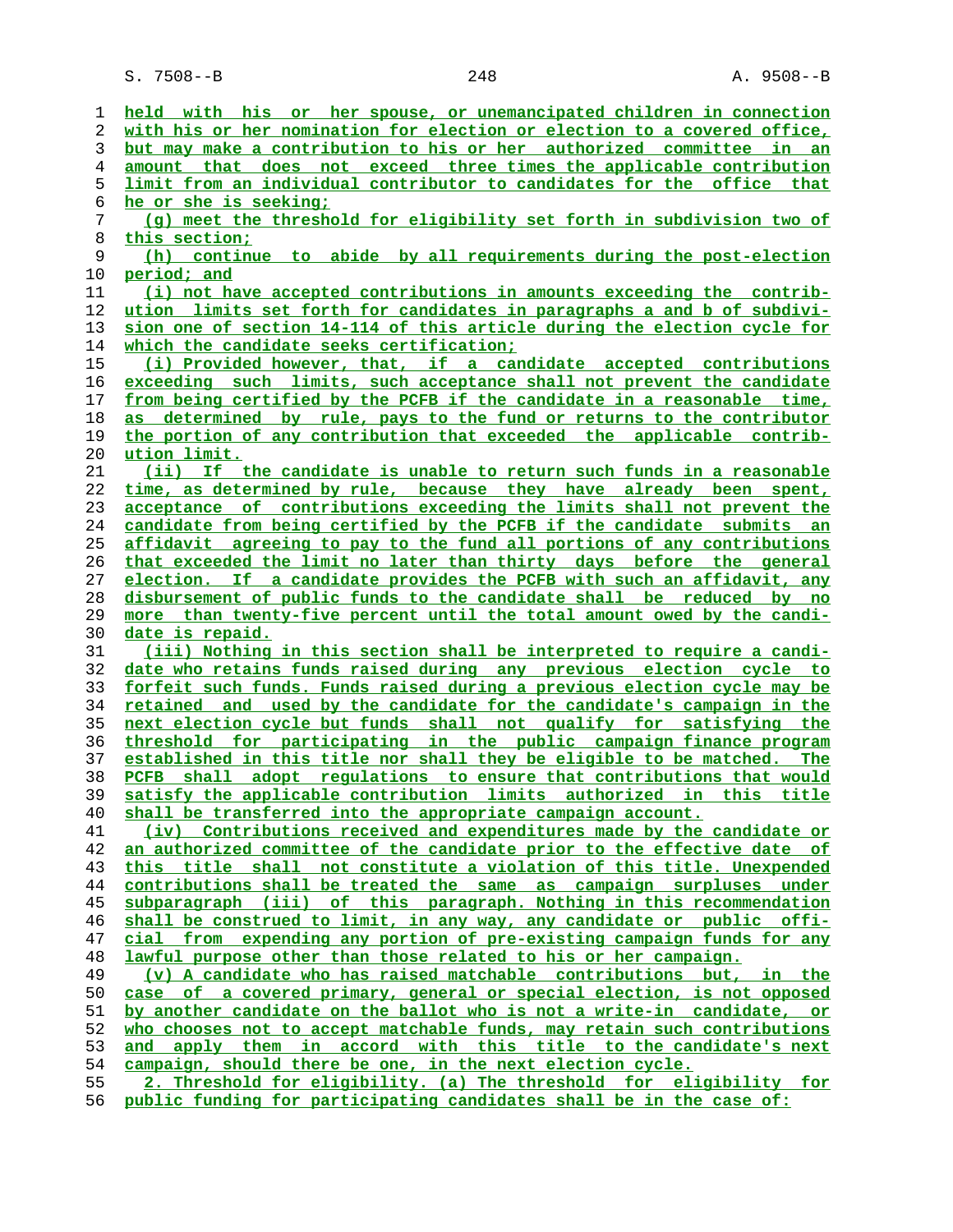held with his or her spouse, or unemancipated children in connection with his or her nomination for election or election to a covered office, but may make a contribution to his or her authorized committee in an amount that does not exceed three times the applicable contribution limit from an individual contributor to candidates for the office that he or she is seeking;

(g) meet the threshold for eligibility set forth in subdivision two of this section;

(h) continue to abide by all requirements during the post-election period; and

(i) not have accepted contributions in amounts exceeding the contribution limits set forth for candidates in paragraphs a and b of subdivision one of section 14-114 of this article during the election cycle for which the candidate seeks certification;

(i) Provided however, that, if a candidate accepted contributions exceeding such limits, such acceptance shall not prevent the candidate from being certified by the PCFB if the candidate in a reasonable time, as determined by rule, pays to the fund or returns to the contributor the portion of any contribution that exceeded the applicable contribution limit.

(ii) If the candidate is unable to return such funds in a reasonable time, as determined by rule, because they have already been spent, acceptance of contributions exceeding the limits shall not prevent the candidate from being certified by the PCFB if the candidate submits an affidavit agreeing to pay to the fund all portions of any contributions that exceeded the limit no later than thirty days before the general election. If a candidate provides the PCFB with such an affidavit, any disbursement of public funds to the candidate shall be reduced by no more than twenty-five percent until the total amount owed by the candidate is repaid.

(iii) Nothing in this section shall be interpreted to require a candidate who retains funds raised during any previous election cycle to forfeit such funds. Funds raised during a previous election cycle may be retained and used by the candidate for the candidate's campaign in the next election cycle but funds shall not qualify for satisfying the threshold for participating in the public campaign finance program established in this title nor shall they be eligible to be matched. The PCFB shall adopt regulations to ensure that contributions that would satisfy the applicable contribution limits authorized in this title shall be transferred into the appropriate campaign account.

(iv) Contributions received and expenditures made by the candidate or an authorized committee of the candidate prior to the effective date of this title shall not constitute a violation of this title. Unexpended contributions shall be treated the same as campaign surpluses under subparagraph (iii) of this paragraph. Nothing in this recommendation shall be construed to limit, in any way, any candidate or public official from expending any portion of pre-existing campaign funds for any lawful purpose other than those related to his or her campaign.

(v) A candidate who has raised matchable contributions but, in the case of a covered primary, general or special election, is not opposed by another candidate on the ballot who is not a write-in candidate, or who chooses not to accept matchable funds, may retain such contributions and apply them in accord with this title to the candidate's next campaign, should there be one, in the next election cycle.

2. Threshold for eligibility. (a) The threshold for eligibility for public funding for participating candidates shall be in the case of: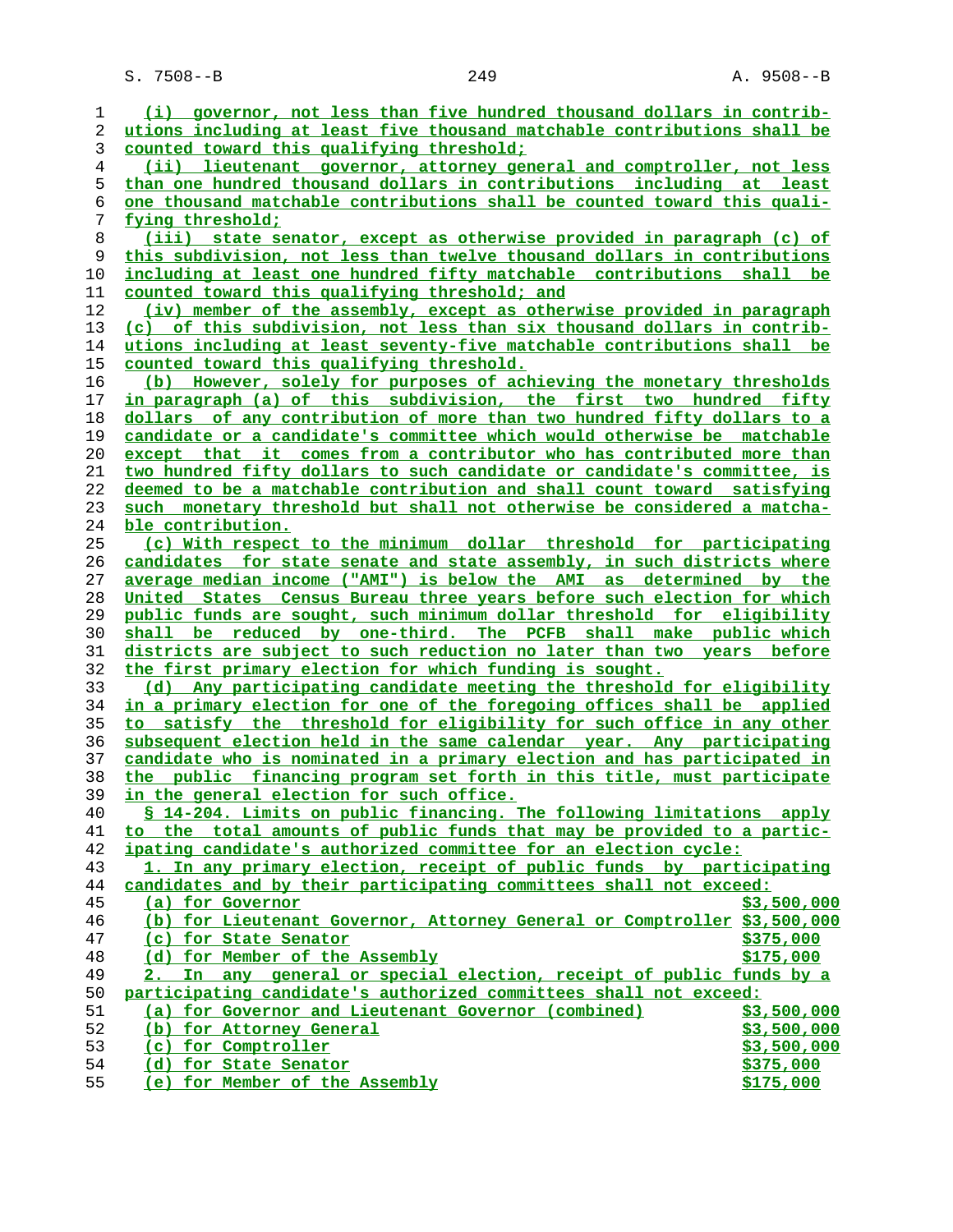(i) governor, not less than five hundred thousand dollars in contributions including at least five thousand matchable contributions shall be counted toward this qualifying threshold;

(ii) lieutenant governor, attorney general and comptroller, not less than one hundred thousand dollars in contributions including at least one thousand matchable contributions shall be counted toward this qualifying threshold;

(iii) state senator, except as otherwise provided in paragraph (c) of this subdivision, not less than twelve thousand dollars in contributions including at least one hundred fifty matchable contributions shall be counted toward this qualifying threshold; and

(iv) member of the assembly, except as otherwise provided in paragraph (c) of this subdivision, not less than six thousand dollars in contributions including at least seventy-five matchable contributions shall be counted toward this qualifying threshold.

(b) However, solely for purposes of achieving the monetary thresholds in paragraph (a) of this subdivision, the first two hundred fifty dollars of any contribution of more than two hundred fifty dollars to a candidate or a candidate's committee which would otherwise be matchable except that it comes from a contributor who has contributed more than two hundred fifty dollars to such candidate or candidate's committee, is deemed to be a matchable contribution and shall count toward satisfying such monetary threshold but shall not otherwise be considered a matchable contribution.

(c) With respect to the minimum dollar threshold for participating candidates for state senate and state assembly, in such districts where average median income ("AMI") is below the AMI as determined by the United States Census Bureau three years before such election for which public funds are sought, such minimum dollar threshold for eligibility shall be reduced by one-third. The PCFB shall make public which districts are subject to such reduction no later than two years before the first primary election for which funding is sought.

(d) Any participating candidate meeting the threshold for eligibility in a primary election for one of the foregoing offices shall be applied to satisfy the threshold for eligibility for such office in any other subsequent election held in the same calendar year. Any participating candidate who is nominated in a primary election and has participated in the public financing program set forth in this title, must participate in the general election for such office.

§ 14-204. Limits on public financing. The following limitations apply to the total amounts of public funds that may be provided to a participating candidate's authorized committee for an election cycle:

1. In any primary election, receipt of public funds by participating candidates and by their participating committees shall not exceed:

| | |
|---|---|
| (a) for Governor | $3,500,000 |
| (b) for Lieutenant Governor, Attorney General or Comptroller | $3,500,000 |
| (c) for State Senator | $375,000 |
| (d) for Member of the Assembly | $175,000 |

2. In any general or special election, receipt of public funds by a participating candidate's authorized committees shall not exceed:

| | |
|---|---|
| (a) for Governor and Lieutenant Governor (combined) | $3,500,000 |
| (b) for Attorney General | $3,500,000 |
| (c) for Comptroller | $3,500,000 |
| (d) for State Senator | $375,000 |
| (e) for Member of the Assembly | $175,000 |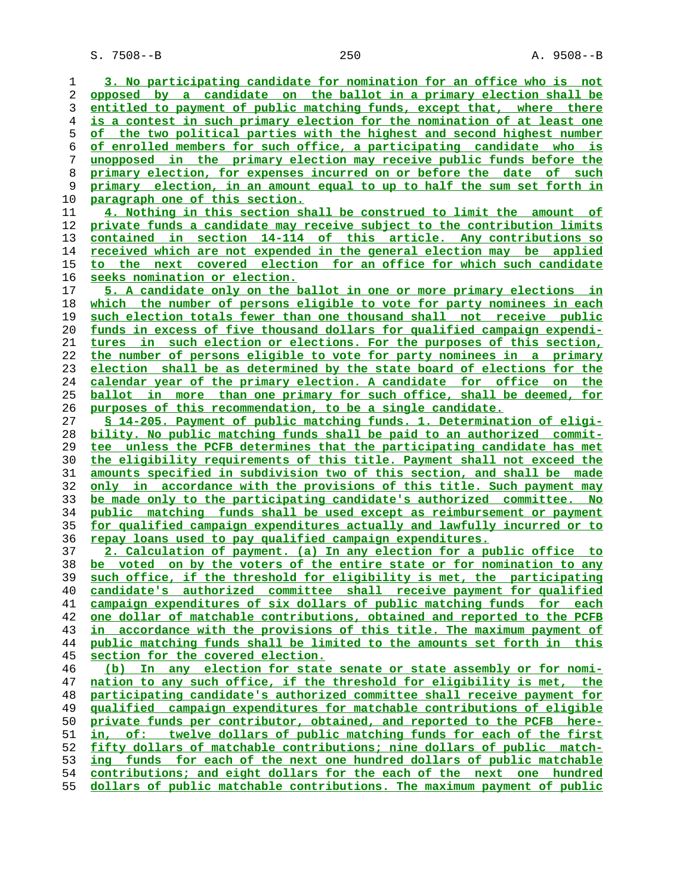3. No participating candidate for nomination for an office who is not opposed by a candidate on the ballot in a primary election shall be entitled to payment of public matching funds, except that, where there is a contest in such primary election for the nomination of at least one of the two political parties with the highest and second highest number of enrolled members for such office, a participating candidate who is unopposed in the primary election may receive public funds before the primary election, for expenses incurred on or before the date of such primary election, in an amount equal to up to half the sum set forth in paragraph one of this section.

4. Nothing in this section shall be construed to limit the amount of private funds a candidate may receive subject to the contribution limits contained in section 14-114 of this article. Any contributions so received which are not expended in the general election may be applied to the next covered election for an office for which such candidate seeks nomination or election.

5. A candidate only on the ballot in one or more primary elections in which the number of persons eligible to vote for party nominees in each such election totals fewer than one thousand shall not receive public funds in excess of five thousand dollars for qualified campaign expenditures in such election or elections. For the purposes of this section, the number of persons eligible to vote for party nominees in a primary election shall be as determined by the state board of elections for the calendar year of the primary election. A candidate for office on the ballot in more than one primary for such office, shall be deemed, for purposes of this recommendation, to be a single candidate.

§ 14-205. Payment of public matching funds. 1. Determination of eligibility. No public matching funds shall be paid to an authorized committee unless the PCFB determines that the participating candidate has met the eligibility requirements of this title. Payment shall not exceed the amounts specified in subdivision two of this section, and shall be made only in accordance with the provisions of this title. Such payment may be made only to the participating candidate's authorized committee. No public matching funds shall be used except as reimbursement or payment for qualified campaign expenditures actually and lawfully incurred or to repay loans used to pay qualified campaign expenditures.

2. Calculation of payment. (a) In any election for a public office to be voted on by the voters of the entire state or for nomination to any such office, if the threshold for eligibility is met, the participating candidate's authorized committee shall receive payment for qualified campaign expenditures of six dollars of public matching funds for each one dollar of matchable contributions, obtained and reported to the PCFB in accordance with the provisions of this title. The maximum payment of public matching funds shall be limited to the amounts set forth in this section for the covered election.

(b) In any election for state senate or state assembly or for nomination to any such office, if the threshold for eligibility is met, the participating candidate's authorized committee shall receive payment for qualified campaign expenditures for matchable contributions of eligible private funds per contributor, obtained, and reported to the PCFB herein, of: twelve dollars of public matching funds for each of the first fifty dollars of matchable contributions; nine dollars of public matching funds for each of the next one hundred dollars of public matchable contributions; and eight dollars for the each of the next one hundred dollars of public matchable contributions. The maximum payment of public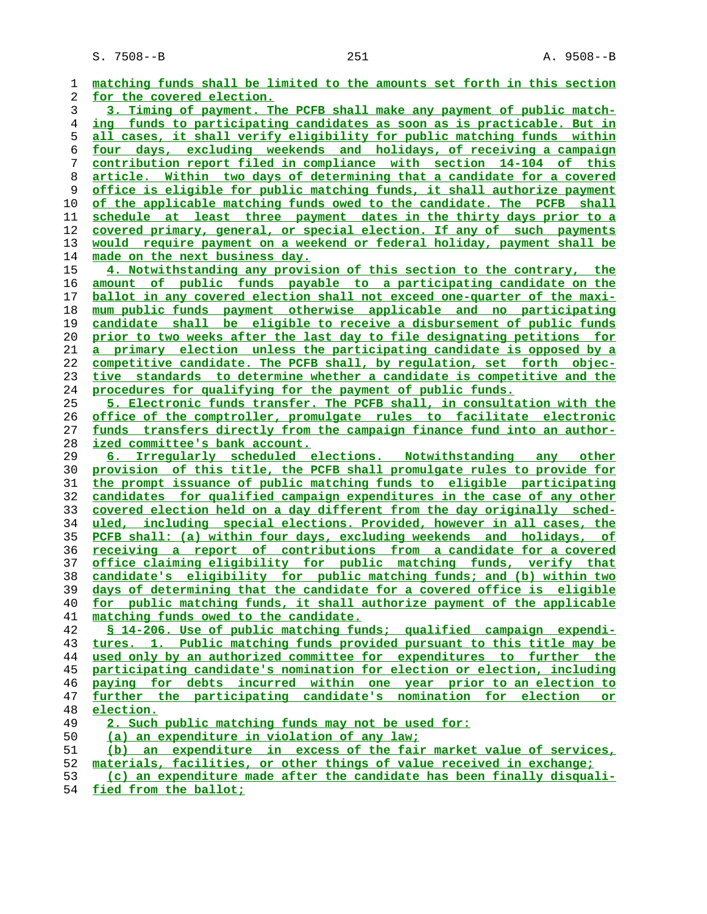matching funds shall be limited to the amounts set forth in this section for the covered election.

3. Timing of payment. The PCFB shall make any payment of public matching funds to participating candidates as soon as is practicable. But in all cases, it shall verify eligibility for public matching funds within four days, excluding weekends and holidays, of receiving a campaign contribution report filed in compliance with section 14-104 of this article. Within two days of determining that a candidate for a covered office is eligible for public matching funds, it shall authorize payment of the applicable matching funds owed to the candidate. The PCFB shall schedule at least three payment dates in the thirty days prior to a covered primary, general, or special election. If any of such payments would require payment on a weekend or federal holiday, payment shall be made on the next business day.

4. Notwithstanding any provision of this section to the contrary, the amount of public funds payable to a participating candidate on the ballot in any covered election shall not exceed one-quarter of the maximum public funds payment otherwise applicable and no participating candidate shall be eligible to receive a disbursement of public funds prior to two weeks after the last day to file designating petitions for a primary election unless the participating candidate is opposed by a competitive candidate. The PCFB shall, by regulation, set forth objective standards to determine whether a candidate is competitive and the procedures for qualifying for the payment of public funds.

5. Electronic funds transfer. The PCFB shall, in consultation with the office of the comptroller, promulgate rules to facilitate electronic funds transfers directly from the campaign finance fund into an authorized committee's bank account.

6. Irregularly scheduled elections. Notwithstanding any other provision of this title, the PCFB shall promulgate rules to provide for the prompt issuance of public matching funds to eligible participating candidates for qualified campaign expenditures in the case of any other covered election held on a day different from the day originally scheduled, including special elections. Provided, however in all cases, the PCFB shall: (a) within four days, excluding weekends and holidays, of receiving a report of contributions from a candidate for a covered office claiming eligibility for public matching funds, verify that candidate's eligibility for public matching funds; and (b) within two days of determining that the candidate for a covered office is eligible for public matching funds, it shall authorize payment of the applicable matching funds owed to the candidate.

§ 14-206. Use of public matching funds; qualified campaign expenditures. 1. Public matching funds provided pursuant to this title may be used only by an authorized committee for expenditures to further the participating candidate's nomination for election or election, including paying for debts incurred within one year prior to an election to further the participating candidate's nomination for election or election.

2. Such public matching funds may not be used for:

(a) an expenditure in violation of any law;

(b) an expenditure in excess of the fair market value of services, materials, facilities, or other things of value received in exchange;

(c) an expenditure made after the candidate has been finally disqualified from the ballot;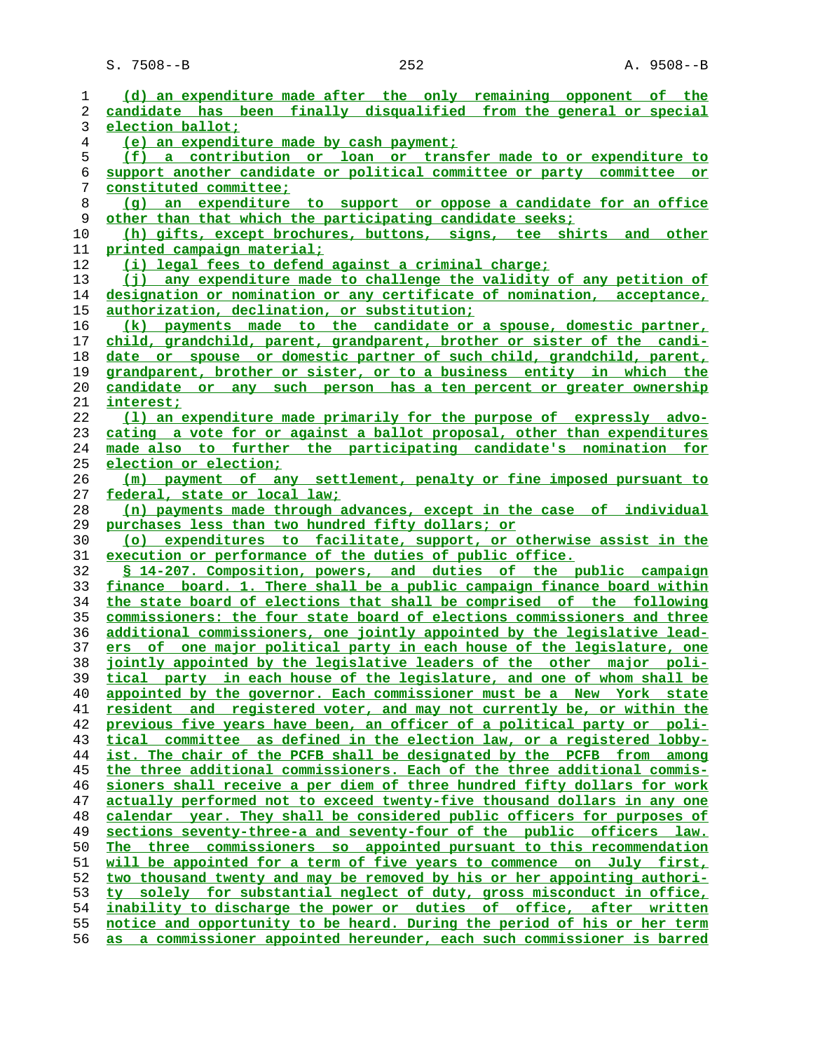(d) an expenditure made after the only remaining opponent of the candidate has been finally disqualified from the general or special election ballot;

(e) an expenditure made by cash payment;

(f) a contribution or loan or transfer made to or expenditure to support another candidate or political committee or party committee or constituted committee;

(g) an expenditure to support or oppose a candidate for an office other than that which the participating candidate seeks;

(h) gifts, except brochures, buttons, signs, tee shirts and other printed campaign material;

(i) legal fees to defend against a criminal charge;

(j) any expenditure made to challenge the validity of any petition of designation or nomination or any certificate of nomination, acceptance, authorization, declination, or substitution;

(k) payments made to the candidate or a spouse, domestic partner, child, grandchild, parent, grandparent, brother or sister of the candidate or spouse or domestic partner of such child, grandchild, parent, grandparent, brother or sister, or to a business entity in which the candidate or any such person has a ten percent or greater ownership interest;

(l) an expenditure made primarily for the purpose of expressly advocating a vote for or against a ballot proposal, other than expenditures made also to further the participating candidate's nomination for election or election;

(m) payment of any settlement, penalty or fine imposed pursuant to federal, state or local law;

(n) payments made through advances, except in the case of individual purchases less than two hundred fifty dollars; or

(o) expenditures to facilitate, support, or otherwise assist in the execution or performance of the duties of public office.

§ 14-207. Composition, powers, and duties of the public campaign finance board. 1. There shall be a public campaign finance board within the state board of elections that shall be comprised of the following commissioners: the four state board of elections commissioners and three additional commissioners, one jointly appointed by the legislative leaders of one major political party in each house of the legislature, one jointly appointed by the legislative leaders of the other major political party in each house of the legislature, and one of whom shall be appointed by the governor. Each commissioner must be a New York state resident and registered voter, and may not currently be, or within the previous five years have been, an officer of a political party or political committee as defined in the election law, or a registered lobbyist. The chair of the PCFB shall be designated by the PCFB from among the three additional commissioners. Each of the three additional commissioners shall receive a per diem of three hundred fifty dollars for work actually performed not to exceed twenty-five thousand dollars in any one calendar year. They shall be considered public officers for purposes of sections seventy-three-a and seventy-four of the public officers law. The three commissioners so appointed pursuant to this recommendation will be appointed for a term of five years to commence on July first, two thousand twenty and may be removed by his or her appointing authority solely for substantial neglect of duty, gross misconduct in office, inability to discharge the power or duties of office, after written notice and opportunity to be heard. During the period of his or her term as a commissioner appointed hereunder, each such commissioner is barred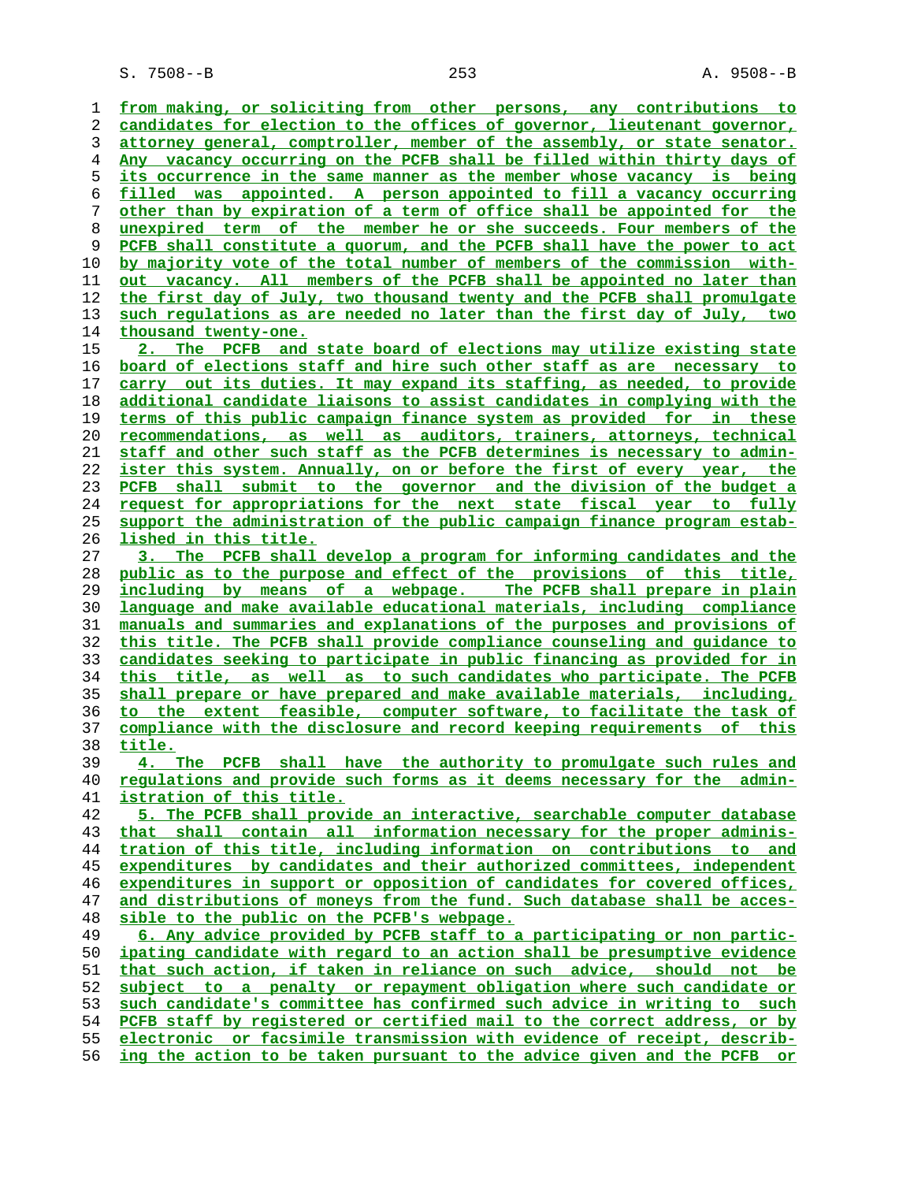from making, or soliciting from other persons, any contributions to candidates for election to the offices of governor, lieutenant governor, attorney general, comptroller, member of the assembly, or state senator. Any vacancy occurring on the PCFB shall be filled within thirty days of its occurrence in the same manner as the member whose vacancy is being filled was appointed. A person appointed to fill a vacancy occurring other than by expiration of a term of office shall be appointed for the unexpired term of the member he or she succeeds. Four members of the PCFB shall constitute a quorum, and the PCFB shall have the power to act by majority vote of the total number of members of the commission without vacancy. All members of the PCFB shall be appointed no later than the first day of July, two thousand twenty and the PCFB shall promulgate such regulations as are needed no later than the first day of July, two thousand twenty-one.

2. The PCFB and state board of elections may utilize existing state board of elections staff and hire such other staff as are necessary to carry out its duties. It may expand its staffing, as needed, to provide additional candidate liaisons to assist candidates in complying with the terms of this public campaign finance system as provided for in these recommendations, as well as auditors, trainers, attorneys, technical staff and other such staff as the PCFB determines is necessary to administer this system. Annually, on or before the first of every year, the PCFB shall submit to the governor and the division of the budget a request for appropriations for the next state fiscal year to fully support the administration of the public campaign finance program established in this title.

3. The PCFB shall develop a program for informing candidates and the public as to the purpose and effect of the provisions of this title, including by means of a webpage. The PCFB shall prepare in plain language and make available educational materials, including compliance manuals and summaries and explanations of the purposes and provisions of this title. The PCFB shall provide compliance counseling and guidance to candidates seeking to participate in public financing as provided for in this title, as well as to such candidates who participate. The PCFB shall prepare or have prepared and make available materials, including, to the extent feasible, computer software, to facilitate the task of compliance with the disclosure and record keeping requirements of this title.

4. The PCFB shall have the authority to promulgate such rules and regulations and provide such forms as it deems necessary for the administration of this title.

5. The PCFB shall provide an interactive, searchable computer database that shall contain all information necessary for the proper administration of this title, including information on contributions to and expenditures by candidates and their authorized committees, independent expenditures in support or opposition of candidates for covered offices, and distributions of moneys from the fund. Such database shall be accessible to the public on the PCFB's webpage.

6. Any advice provided by PCFB staff to a participating or non participating candidate with regard to an action shall be presumptive evidence that such action, if taken in reliance on such advice, should not be subject to a penalty or repayment obligation where such candidate or such candidate's committee has confirmed such advice in writing to such PCFB staff by registered or certified mail to the correct address, or by electronic or facsimile transmission with evidence of receipt, describing the action to be taken pursuant to the advice given and the PCFB or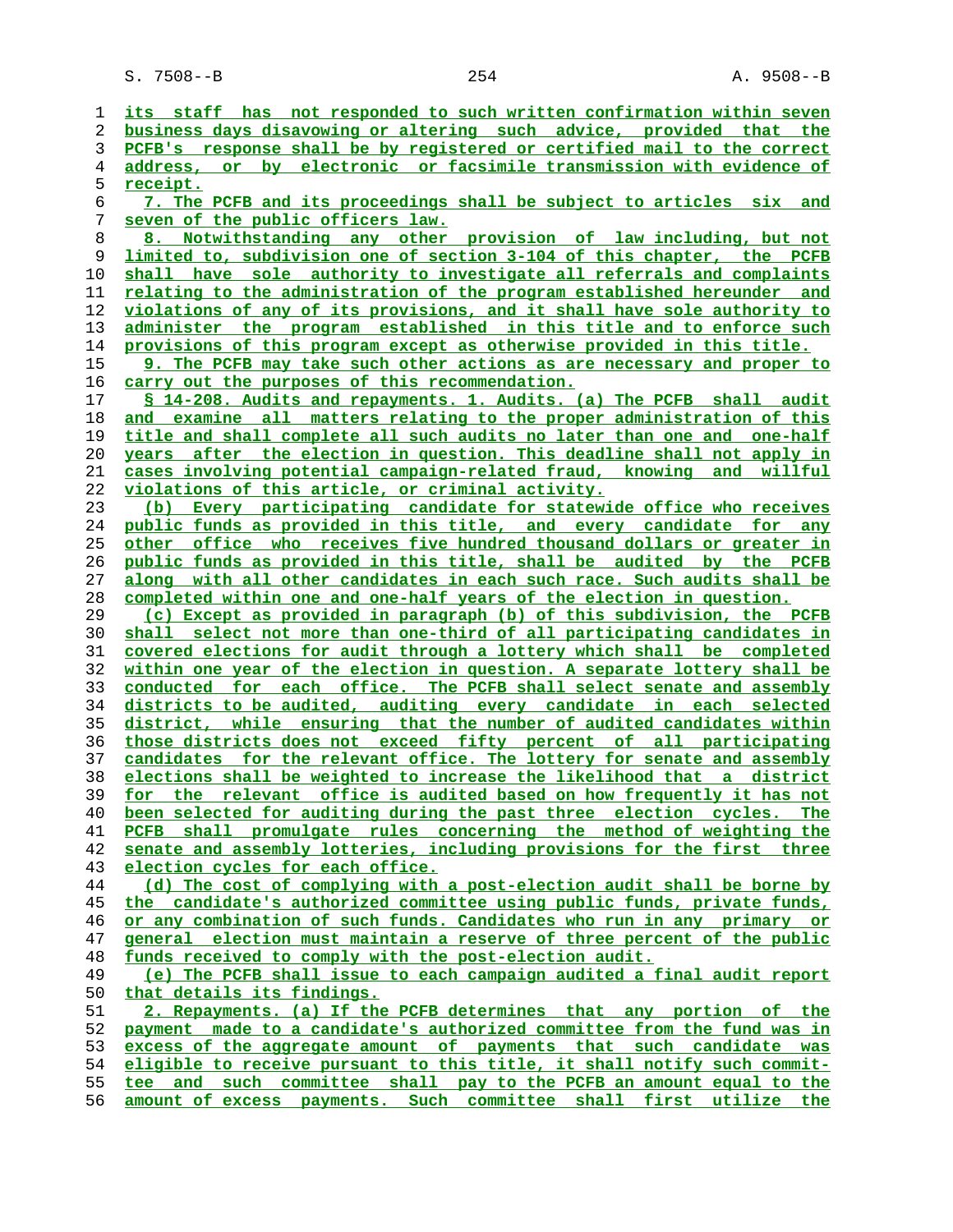its staff has not responded to such written confirmation within seven business days disavowing or altering such advice, provided that the PCFB's response shall be by registered or certified mail to the correct address, or by electronic or facsimile transmission with evidence of receipt.

7. The PCFB and its proceedings shall be subject to articles six and seven of the public officers law.

8. Notwithstanding any other provision of law including, but not limited to, subdivision one of section 3-104 of this chapter, the PCFB shall have sole authority to investigate all referrals and complaints relating to the administration of the program established hereunder and violations of any of its provisions, and it shall have sole authority to administer the program established in this title and to enforce such provisions of this program except as otherwise provided in this title.

9. The PCFB may take such other actions as are necessary and proper to carry out the purposes of this recommendation.

§ 14-208. Audits and repayments. 1. Audits. (a) The PCFB shall audit and examine all matters relating to the proper administration of this title and shall complete all such audits no later than one and one-half years after the election in question. This deadline shall not apply in cases involving potential campaign-related fraud, knowing and willful violations of this article, or criminal activity.

(b) Every participating candidate for statewide office who receives public funds as provided in this title, and every candidate for any other office who receives five hundred thousand dollars or greater in public funds as provided in this title, shall be audited by the PCFB along with all other candidates in each such race. Such audits shall be completed within one and one-half years of the election in question.

(c) Except as provided in paragraph (b) of this subdivision, the PCFB shall select not more than one-third of all participating candidates in covered elections for audit through a lottery which shall be completed within one year of the election in question. A separate lottery shall be conducted for each office. The PCFB shall select senate and assembly districts to be audited, auditing every candidate in each selected district, while ensuring that the number of audited candidates within those districts does not exceed fifty percent of all participating candidates for the relevant office. The lottery for senate and assembly elections shall be weighted to increase the likelihood that a district for the relevant office is audited based on how frequently it has not been selected for auditing during the past three election cycles. The PCFB shall promulgate rules concerning the method of weighting the senate and assembly lotteries, including provisions for the first three election cycles for each office.

(d) The cost of complying with a post-election audit shall be borne by the candidate's authorized committee using public funds, private funds, or any combination of such funds. Candidates who run in any primary or general election must maintain a reserve of three percent of the public funds received to comply with the post-election audit.

(e) The PCFB shall issue to each campaign audited a final audit report that details its findings.

2. Repayments. (a) If the PCFB determines that any portion of the payment made to a candidate's authorized committee from the fund was in excess of the aggregate amount of payments that such candidate was eligible to receive pursuant to this title, it shall notify such committee and such committee shall pay to the PCFB an amount equal to the amount of excess payments. Such committee shall first utilize the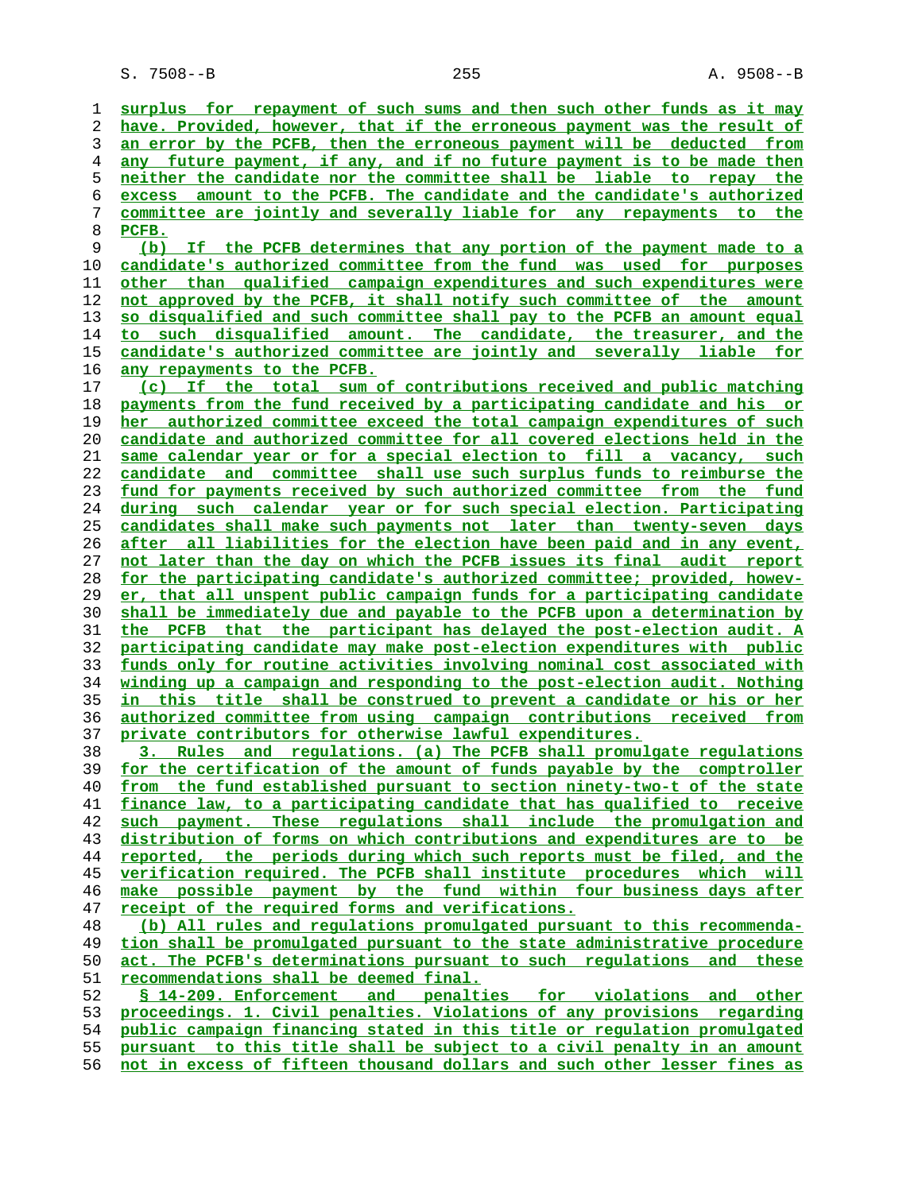surplus for repayment of such sums and then such other funds as it may have. Provided, however, that if the erroneous payment was the result of an error by the PCFB, then the erroneous payment will be deducted from any future payment, if any, and if no future payment is to be made then neither the candidate nor the committee shall be liable to repay the excess amount to the PCFB. The candidate and the candidate's authorized committee are jointly and severally liable for any repayments to the PCFB.

(b) If the PCFB determines that any portion of the payment made to a candidate's authorized committee from the fund was used for purposes other than qualified campaign expenditures and such expenditures were not approved by the PCFB, it shall notify such committee of the amount so disqualified and such committee shall pay to the PCFB an amount equal to such disqualified amount. The candidate, the treasurer, and the candidate's authorized committee are jointly and severally liable for any repayments to the PCFB.

(c) If the total sum of contributions received and public matching payments from the fund received by a participating candidate and his or her authorized committee exceed the total campaign expenditures of such candidate and authorized committee for all covered elections held in the same calendar year or for a special election to fill a vacancy, such candidate and committee shall use such surplus funds to reimburse the fund for payments received by such authorized committee from the fund during such calendar year or for such special election. Participating candidates shall make such payments not later than twenty-seven days after all liabilities for the election have been paid and in any event, not later than the day on which the PCFB issues its final audit report for the participating candidate's authorized committee; provided, however, that all unspent public campaign funds for a participating candidate shall be immediately due and payable to the PCFB upon a determination by the PCFB that the participant has delayed the post-election audit. A participating candidate may make post-election expenditures with public funds only for routine activities involving nominal cost associated with winding up a campaign and responding to the post-election audit. Nothing in this title shall be construed to prevent a candidate or his or her authorized committee from using campaign contributions received from private contributors for otherwise lawful expenditures.

3. Rules and regulations. (a) The PCFB shall promulgate regulations for the certification of the amount of funds payable by the comptroller from the fund established pursuant to section ninety-two-t of the state finance law, to a participating candidate that has qualified to receive such payment. These regulations shall include the promulgation and distribution of forms on which contributions and expenditures are to be reported, the periods during which such reports must be filed, and the verification required. The PCFB shall institute procedures which will make possible payment by the fund within four business days after receipt of the required forms and verifications.

(b) All rules and regulations promulgated pursuant to this recommendation shall be promulgated pursuant to the state administrative procedure act. The PCFB's determinations pursuant to such regulations and these recommendations shall be deemed final.

§ 14-209. Enforcement and penalties for violations and other proceedings. 1. Civil penalties. Violations of any provisions regarding public campaign financing stated in this title or regulation promulgated pursuant to this title shall be subject to a civil penalty in an amount not in excess of fifteen thousand dollars and such other lesser fines as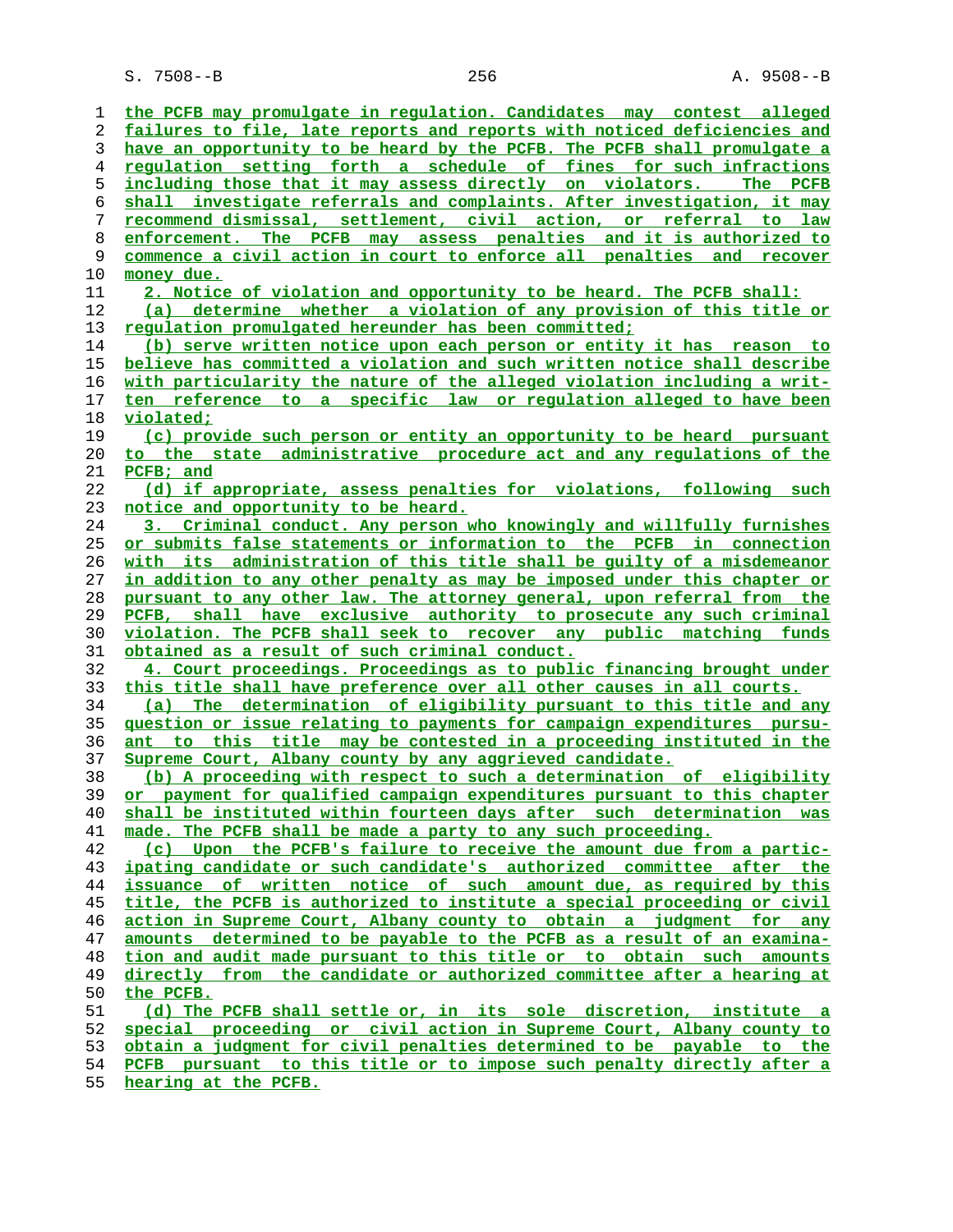the PCFB may promulgate in regulation. Candidates may contest alleged failures to file, late reports and reports with noticed deficiencies and have an opportunity to be heard by the PCFB. The PCFB shall promulgate a regulation setting forth a schedule of fines for such infractions including those that it may assess directly on violators. The PCFB shall investigate referrals and complaints. After investigation, it may recommend dismissal, settlement, civil action, or referral to law enforcement. The PCFB may assess penalties and it is authorized to commence a civil action in court to enforce all penalties and recover money due.

2. Notice of violation and opportunity to be heard. The PCFB shall:

(a) determine whether a violation of any provision of this title or regulation promulgated hereunder has been committed;

(b) serve written notice upon each person or entity it has reason to believe has committed a violation and such written notice shall describe with particularity the nature of the alleged violation including a written reference to a specific law or regulation alleged to have been violated;

(c) provide such person or entity an opportunity to be heard pursuant to the state administrative procedure act and any regulations of the PCFB; and

(d) if appropriate, assess penalties for violations, following such notice and opportunity to be heard.

3. Criminal conduct. Any person who knowingly and willfully furnishes or submits false statements or information to the PCFB in connection with its administration of this title shall be guilty of a misdemeanor in addition to any other penalty as may be imposed under this chapter or pursuant to any other law. The attorney general, upon referral from the PCFB, shall have exclusive authority to prosecute any such criminal violation. The PCFB shall seek to recover any public matching funds obtained as a result of such criminal conduct.

4. Court proceedings. Proceedings as to public financing brought under this title shall have preference over all other causes in all courts.

(a) The determination of eligibility pursuant to this title and any question or issue relating to payments for campaign expenditures pursuant to this title may be contested in a proceeding instituted in the Supreme Court, Albany county by any aggrieved candidate.

(b) A proceeding with respect to such a determination of eligibility or payment for qualified campaign expenditures pursuant to this chapter shall be instituted within fourteen days after such determination was made. The PCFB shall be made a party to any such proceeding.

(c) Upon the PCFB's failure to receive the amount due from a participating candidate or such candidate's authorized committee after the issuance of written notice of such amount due, as required by this title, the PCFB is authorized to institute a special proceeding or civil action in Supreme Court, Albany county to obtain a judgment for any amounts determined to be payable to the PCFB as a result of an examination and audit made pursuant to this title or to obtain such amounts directly from the candidate or authorized committee after a hearing at the PCFB.

(d) The PCFB shall settle or, in its sole discretion, institute a special proceeding or civil action in Supreme Court, Albany county to obtain a judgment for civil penalties determined to be payable to the PCFB pursuant to this title or to impose such penalty directly after a hearing at the PCFB.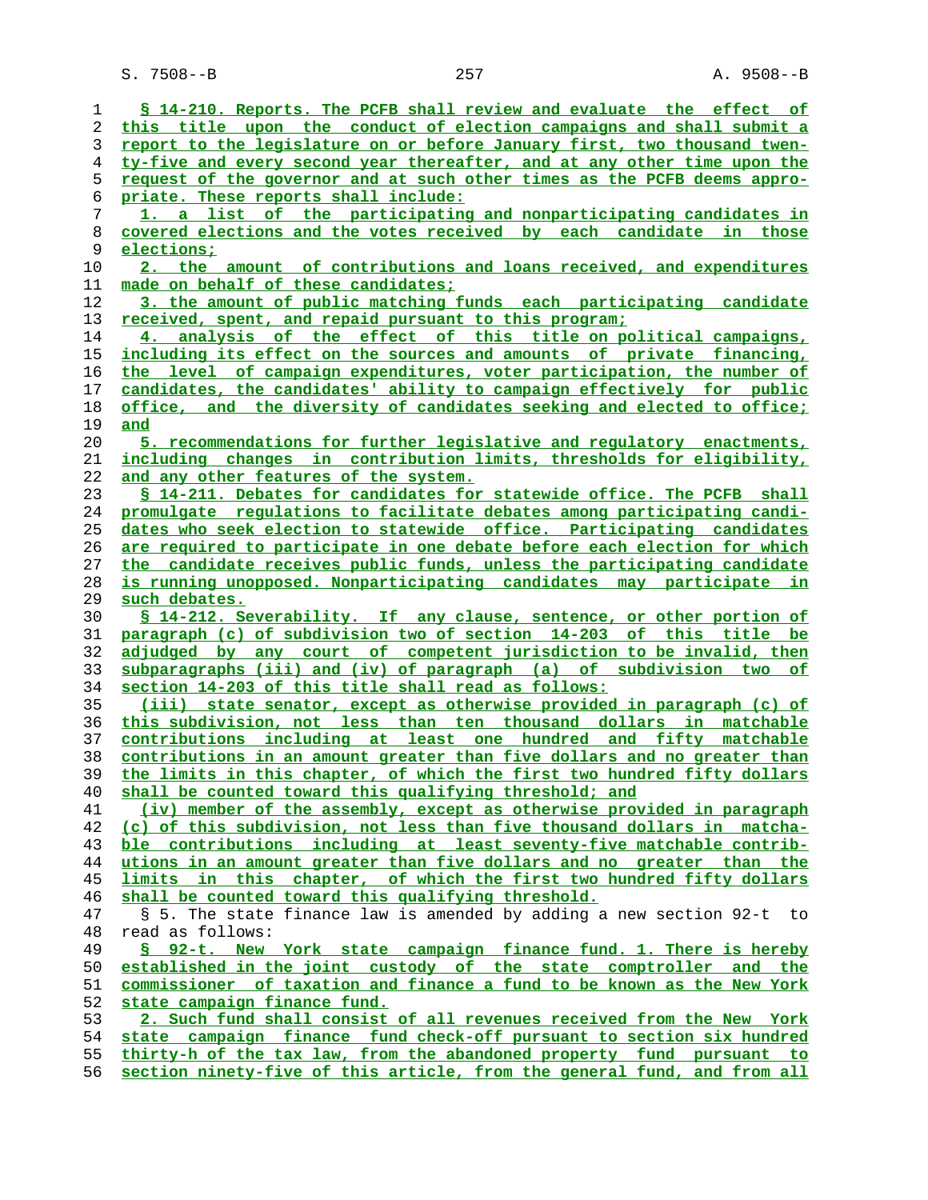§ 14-210. Reports. The PCFB shall review and evaluate the effect of this title upon the conduct of election campaigns and shall submit a report to the legislature on or before January first, two thousand twenty-five and every second year thereafter, and at any other time upon the request of the governor and at such other times as the PCFB deems appropriate. These reports shall include:

1. a list of the participating and nonparticipating candidates in covered elections and the votes received by each candidate in those elections;

2. the amount of contributions and loans received, and expenditures made on behalf of these candidates;

3. the amount of public matching funds each participating candidate received, spent, and repaid pursuant to this program;

4. analysis of the effect of this title on political campaigns, including its effect on the sources and amounts of private financing, the level of campaign expenditures, voter participation, the number of candidates, the candidates' ability to campaign effectively for public office, and the diversity of candidates seeking and elected to office; and

5. recommendations for further legislative and regulatory enactments, including changes in contribution limits, thresholds for eligibility, and any other features of the system.

§ 14-211. Debates for candidates for statewide office. The PCFB shall promulgate regulations to facilitate debates among participating candidates who seek election to statewide office. Participating candidates are required to participate in one debate before each election for which the candidate receives public funds, unless the participating candidate is running unopposed. Nonparticipating candidates may participate in such debates.

§ 14-212. Severability. If any clause, sentence, or other portion of paragraph (c) of subdivision two of section 14-203 of this title be adjudged by any court of competent jurisdiction to be invalid, then subparagraphs (iii) and (iv) of paragraph (a) of subdivision two of section 14-203 of this title shall read as follows:

(iii) state senator, except as otherwise provided in paragraph (c) of this subdivision, not less than ten thousand dollars in matchable contributions including at least one hundred and fifty matchable contributions in an amount greater than five dollars and no greater than the limits in this chapter, of which the first two hundred fifty dollars shall be counted toward this qualifying threshold; and

(iv) member of the assembly, except as otherwise provided in paragraph (c) of this subdivision, not less than five thousand dollars in matchable contributions including at least seventy-five matchable contributions in an amount greater than five dollars and no greater than the limits in this chapter, of which the first two hundred fifty dollars shall be counted toward this qualifying threshold.

§ 5. The state finance law is amended by adding a new section 92-t to read as follows:

§ 92-t. New York state campaign finance fund. 1. There is hereby established in the joint custody of the state comptroller and the commissioner of taxation and finance a fund to be known as the New York state campaign finance fund.

2. Such fund shall consist of all revenues received from the New York state campaign finance fund check-off pursuant to section six hundred thirty-h of the tax law, from the abandoned property fund pursuant to section ninety-five of this article, from the general fund, and from all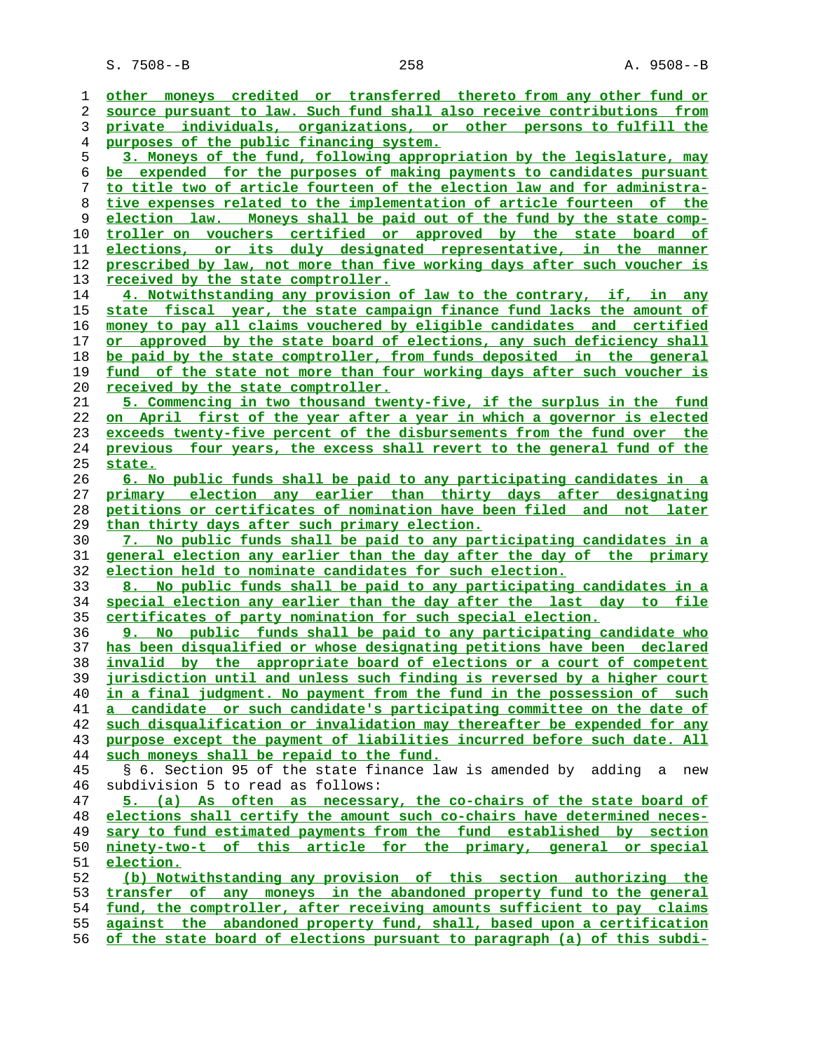other moneys credited or transferred thereto from any other fund or source pursuant to law. Such fund shall also receive contributions from private individuals, organizations, or other persons to fulfill the purposes of the public financing system.

3. Moneys of the fund, following appropriation by the legislature, may be expended for the purposes of making payments to candidates pursuant to title two of article fourteen of the election law and for administrative expenses related to the implementation of article fourteen of the election law. Moneys shall be paid out of the fund by the state comptroller on vouchers certified or approved by the state board of elections, or its duly designated representative, in the manner prescribed by law, not more than five working days after such voucher is received by the state comptroller.

4. Notwithstanding any provision of law to the contrary, if, in any state fiscal year, the state campaign finance fund lacks the amount of money to pay all claims vouchered by eligible candidates and certified or approved by the state board of elections, any such deficiency shall be paid by the state comptroller, from funds deposited in the general fund of the state not more than four working days after such voucher is received by the state comptroller.

5. Commencing in two thousand twenty-five, if the surplus in the fund on April first of the year after a year in which a governor is elected exceeds twenty-five percent of the disbursements from the fund over the previous four years, the excess shall revert to the general fund of the state.

6. No public funds shall be paid to any participating candidates in a primary election any earlier than thirty days after designating petitions or certificates of nomination have been filed and not later than thirty days after such primary election.

7. No public funds shall be paid to any participating candidates in a general election any earlier than the day after the day of the primary election held to nominate candidates for such election.

8. No public funds shall be paid to any participating candidates in a special election any earlier than the day after the last day to file certificates of party nomination for such special election.

9. No public funds shall be paid to any participating candidate who has been disqualified or whose designating petitions have been declared invalid by the appropriate board of elections or a court of competent jurisdiction until and unless such finding is reversed by a higher court in a final judgment. No payment from the fund in the possession of such a candidate or such candidate's participating committee on the date of such disqualification or invalidation may thereafter be expended for any purpose except the payment of liabilities incurred before such date. All such moneys shall be repaid to the fund.

§ 6. Section 95 of the state finance law is amended by adding a new subdivision 5 to read as follows:

5. (a) As often as necessary, the co-chairs of the state board of elections shall certify the amount such co-chairs have determined necessary to fund estimated payments from the fund established by section ninety-two-t of this article for the primary, general or special election.

(b) Notwithstanding any provision of this section authorizing the transfer of any moneys in the abandoned property fund to the general fund, the comptroller, after receiving amounts sufficient to pay claims against the abandoned property fund, shall, based upon a certification of the state board of elections pursuant to paragraph (a) of this subdi-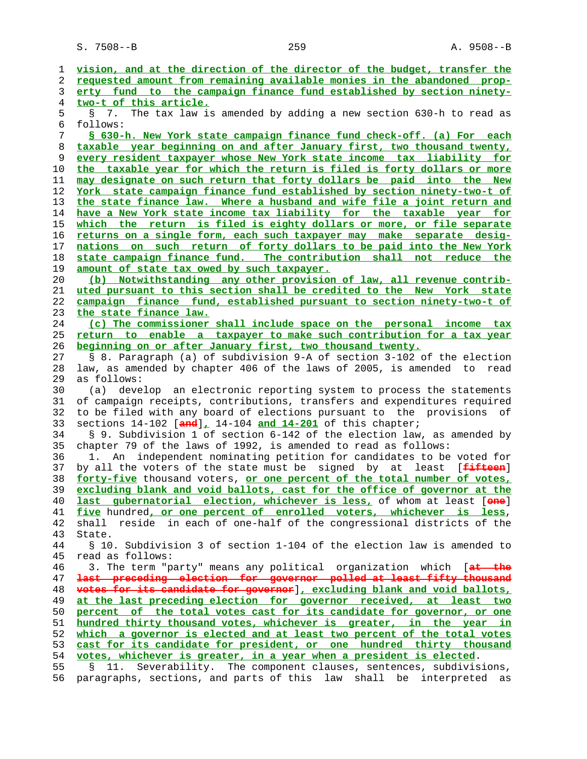vision, and at the direction of the director of the budget, transfer the requested amount from remaining available monies in the abandoned property fund to the campaign finance fund established by section ninety-two-t of this article.

§ 7. The tax law is amended by adding a new section 630-h to read as follows:

§ 630-h. New York state campaign finance fund check-off. (a) For each taxable year beginning on and after January first, two thousand twenty, every resident taxpayer whose New York state income tax liability for the taxable year for which the return is filed is forty dollars or more may designate on such return that forty dollars be paid into the New York state campaign finance fund established by section ninety-two-t of the state finance law. Where a husband and wife file a joint return and have a New York state income tax liability for the taxable year for which the return is filed is eighty dollars or more, or file separate returns on a single form, each such taxpayer may make separate designations on such return of forty dollars to be paid into the New York state campaign finance fund. The contribution shall not reduce the amount of state tax owed by such taxpayer.

(b) Notwithstanding any other provision of law, all revenue contributed pursuant to this section shall be credited to the New York state campaign finance fund, established pursuant to section ninety-two-t of the state finance law.

(c) The commissioner shall include space on the personal income tax return to enable a taxpayer to make such contribution for a tax year beginning on or after January first, two thousand twenty.

§ 8. Paragraph (a) of subdivision 9-A of section 3-102 of the election law, as amended by chapter 406 of the laws of 2005, is amended to read as follows:

(a) develop an electronic reporting system to process the statements of campaign receipts, contributions, transfers and expenditures required to be filed with any board of elections pursuant to the provisions of sections 14-102 [and], 14-104 and 14-201 of this chapter;

§ 9. Subdivision 1 of section 6-142 of the election law, as amended by chapter 79 of the laws of 1992, is amended to read as follows:

1. An independent nominating petition for candidates to be voted for by all the voters of the state must be signed by at least [fifteen] forty-five thousand voters, or one percent of the total number of votes, excluding blank and void ballots, cast for the office of governor at the last gubernatorial election, whichever is less, of whom at least [one] five hundred, or one percent of enrolled voters, whichever is less, shall reside in each of one-half of the congressional districts of the State.

§ 10. Subdivision 3 of section 1-104 of the election law is amended to read as follows:

3. The term "party" means any political organization which [at the last preceding election for governor polled at least fifty thousand votes for its candidate for governor], excluding blank and void ballots, at the last preceding election for governor received, at least two percent of the total votes cast for its candidate for governor, or one hundred thirty thousand votes, whichever is greater, in the year in which a governor is elected and at least two percent of the total votes cast for its candidate for president, or one hundred thirty thousand votes, whichever is greater, in a year when a president is elected.

§ 11. Severability. The component clauses, sentences, subdivisions, paragraphs, sections, and parts of this law shall be interpreted as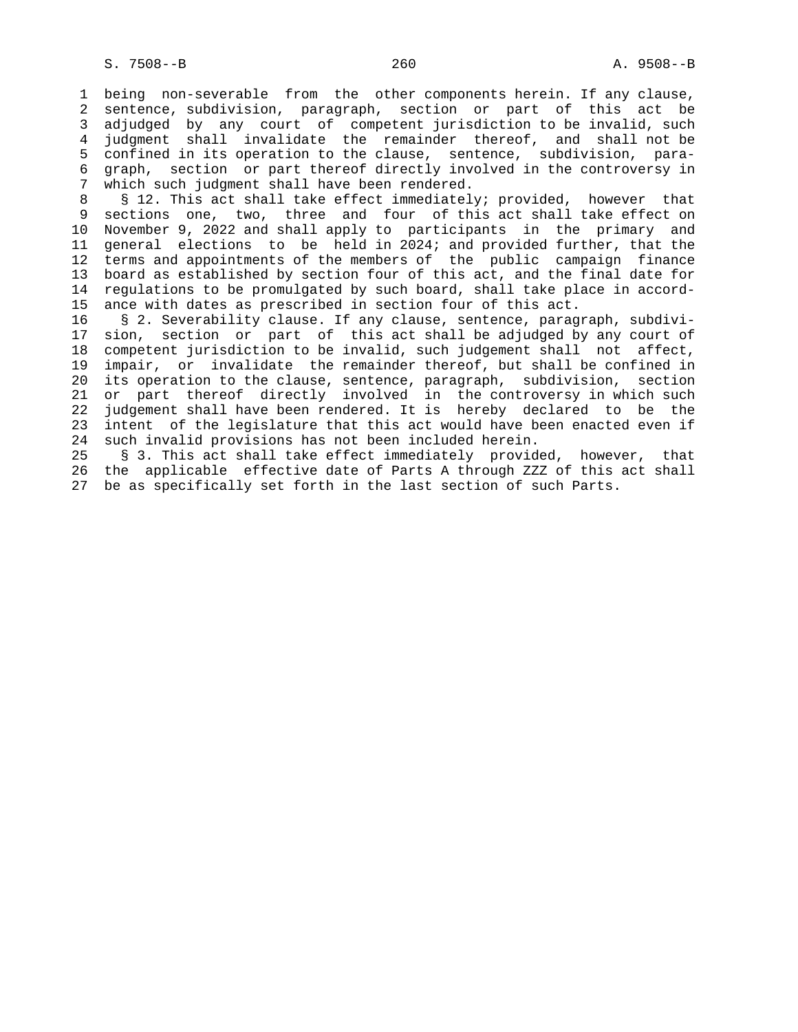being non-severable from the other components herein. If any clause, sentence, subdivision, paragraph, section or part of this act be adjudged by any court of competent jurisdiction to be invalid, such judgment shall invalidate the remainder thereof, and shall not be confined in its operation to the clause, sentence, subdivision, paragraph, section or part thereof directly involved in the controversy in which such judgment shall have been rendered.

§ 12. This act shall take effect immediately; provided, however that sections one, two, three and four of this act shall take effect on November 9, 2022 and shall apply to participants in the primary and general elections to be held in 2024; and provided further, that the terms and appointments of the members of the public campaign finance board as established by section four of this act, and the final date for regulations to be promulgated by such board, shall take place in accordance with dates as prescribed in section four of this act.

§ 2. Severability clause. If any clause, sentence, paragraph, subdivision, section or part of this act shall be adjudged by any court of competent jurisdiction to be invalid, such judgement shall not affect, impair, or invalidate the remainder thereof, but shall be confined in its operation to the clause, sentence, paragraph, subdivision, section or part thereof directly involved in the controversy in which such judgement shall have been rendered. It is hereby declared to be the intent of the legislature that this act would have been enacted even if such invalid provisions has not been included herein.

§ 3. This act shall take effect immediately provided, however, that the applicable effective date of Parts A through ZZZ of this act shall be as specifically set forth in the last section of such Parts.